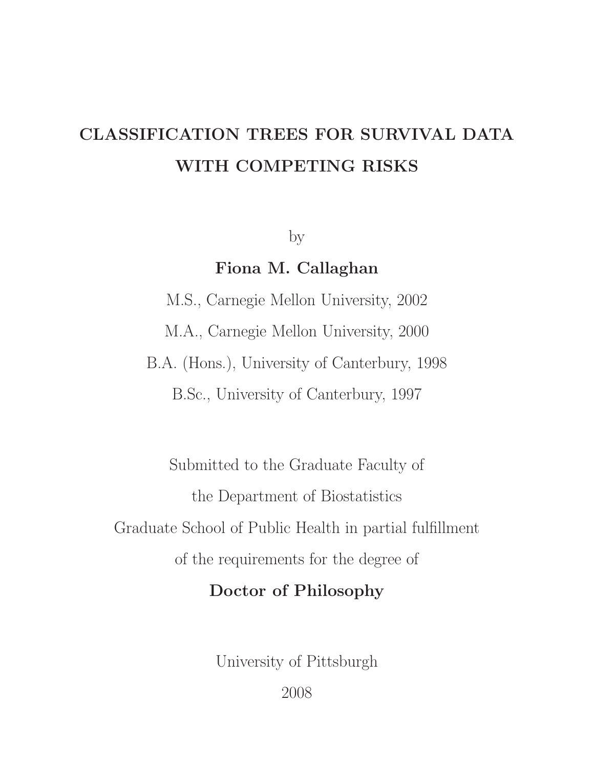# CLASSIFICATION TREES FOR SURVIVAL DATA WITH COMPETING RISKS

by

**Fiona M. Callaghan**

M.S., Carnegie Mellon University, 2002

M.A., Carnegie Mellon University, 2000

B.A. (Hons.), University of Canterbury, 1998

B.Sc., University of Canterbury, 1997

Submitted to the Graduate Faculty of

the Department of Biostatistics

Graduate School of Public Health in partial fulfillment

of the requirements for the degree of

**Doctor of Philosophy**

University of Pittsburgh

2008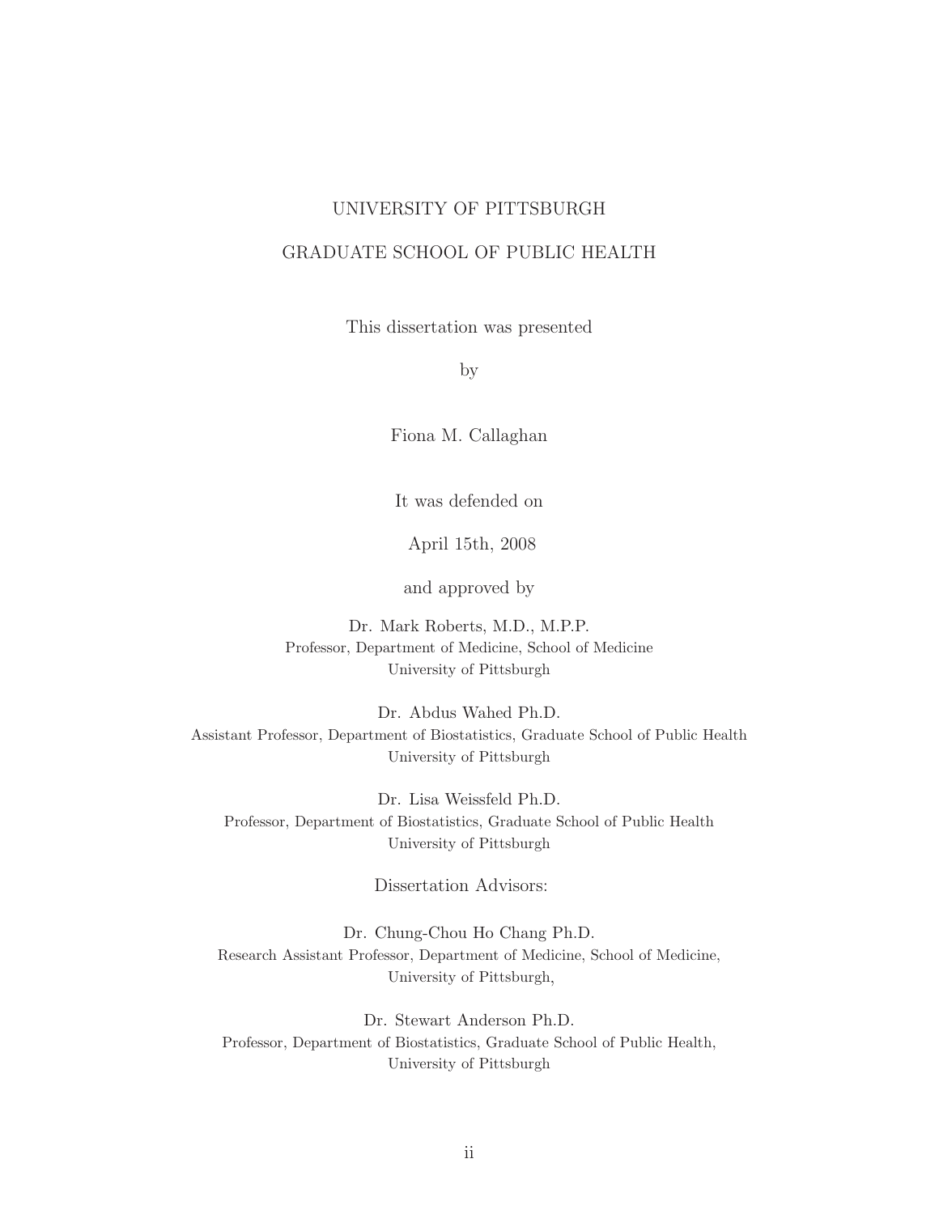UNIVERSITY OF PITTSBURGH

GRADUATE SCHOOL OF PUBLIC HEALTH

This dissertation was presented

by

Fiona M. Callaghan

It was defended on

April 15th, 2008

and approved by

Dr. Mark Roberts, M.D., M.P.P.
Professor, Department of Medicine, School of Medicine
University of Pittsburgh

Dr. Abdus Wahed Ph.D.
Assistant Professor, Department of Biostatistics, Graduate School of Public Health
University of Pittsburgh

Dr. Lisa Weissfeld Ph.D.
Professor, Department of Biostatistics, Graduate School of Public Health
University of Pittsburgh

Dissertation Advisors:

Dr. Chung-Chou Ho Chang Ph.D.
Research Assistant Professor, Department of Medicine, School of Medicine,
University of Pittsburgh,

Dr. Stewart Anderson Ph.D.
Professor, Department of Biostatistics, Graduate School of Public Health,
University of Pittsburgh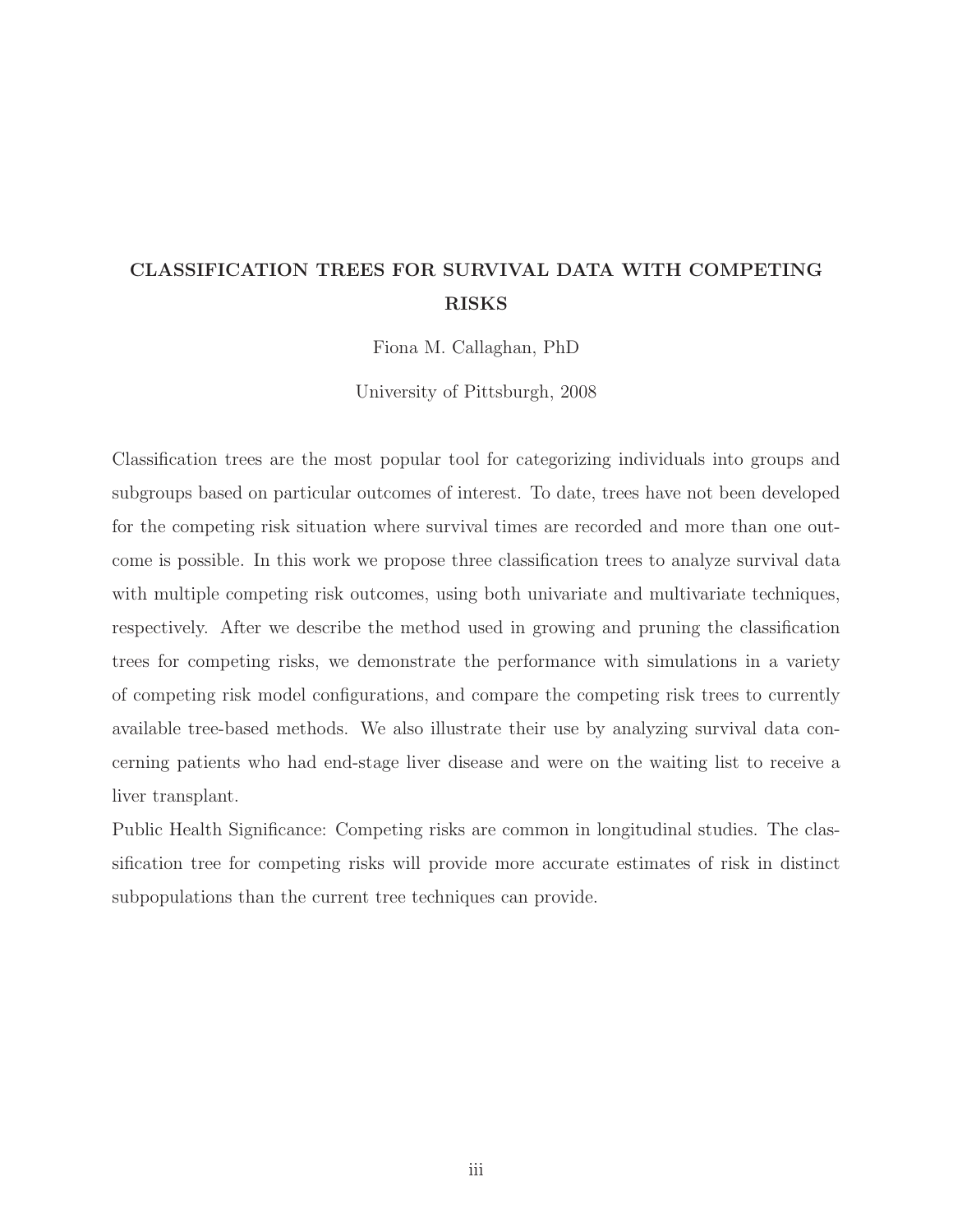**CLASSIFICATION TREES FOR SURVIVAL DATA WITH COMPETING RISKS**

Fiona M. Callaghan, PhD

University of Pittsburgh, 2008

Classification trees are the most popular tool for categorizing individuals into groups and subgroups based on particular outcomes of interest. To date, trees have not been developed for the competing risk situation where survival times are recorded and more than one outcome is possible. In this work we propose three classification trees to analyze survival data with multiple competing risk outcomes, using both univariate and multivariate techniques, respectively. After we describe the method used in growing and pruning the classification trees for competing risks, we demonstrate the performance with simulations in a variety of competing risk model configurations, and compare the competing risk trees to currently available tree-based methods. We also illustrate their use by analyzing survival data concerning patients who had end-stage liver disease and were on the waiting list to receive a liver transplant.

Public Health Significance: Competing risks are common in longitudinal studies. The classification tree for competing risks will provide more accurate estimates of risk in distinct subpopulations than the current tree techniques can provide.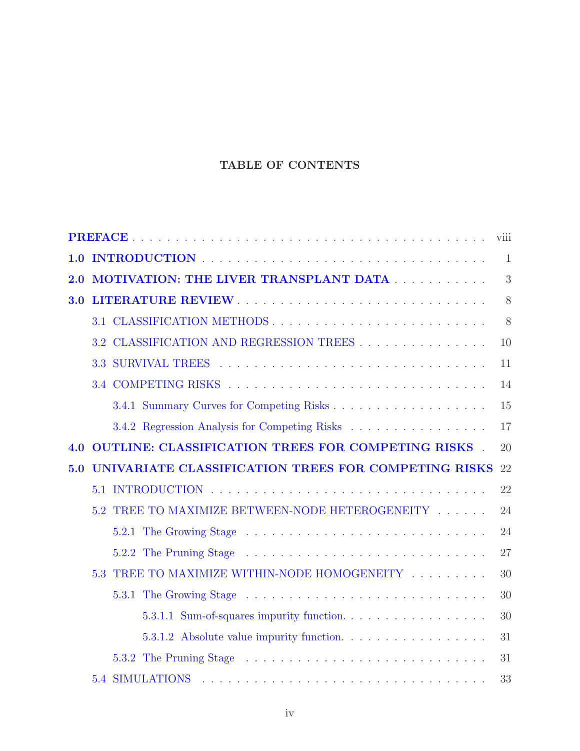# TABLE OF CONTENTS

**PREFACE** . . . . . . . . . . . . . . . . . . . . . . . . . . . . . . . . . . . . . . viii

**1.0 INTRODUCTION** . . . . . . . . . . . . . . . . . . . . . . . . . . . . . . . . 1

**2.0 MOTIVATION: THE LIVER TRANSPLANT DATA** . . . . . . . . . . . 3

**3.0 LITERATURE REVIEW** . . . . . . . . . . . . . . . . . . . . . . . . . . . . 8

- 3.1 CLASSIFICATION METHODS . . . . . . . . . . . . . . . . . . . . . . . . 8
- 3.2 CLASSIFICATION AND REGRESSION TREES . . . . . . . . . . . . . . . 10
- 3.3 SURVIVAL TREES . . . . . . . . . . . . . . . . . . . . . . . . . . . . . 11
- 3.4 COMPETING RISKS . . . . . . . . . . . . . . . . . . . . . . . . . . . . 14
  - 3.4.1 Summary Curves for Competing Risks . . . . . . . . . . . . . . . . . 15
  - 3.4.2 Regression Analysis for Competing Risks . . . . . . . . . . . . . . . 17

**4.0 OUTLINE: CLASSIFICATION TREES FOR COMPETING RISKS** . 20

**5.0 UNIVARIATE CLASSIFICATION TREES FOR COMPETING RISKS** 22

- 5.1 INTRODUCTION . . . . . . . . . . . . . . . . . . . . . . . . . . . . . . 22
- 5.2 TREE TO MAXIMIZE BETWEEN-NODE HETEROGENEITY . . . . . . . 24
  - 5.2.1 The Growing Stage . . . . . . . . . . . . . . . . . . . . . . . . . . 24
  - 5.2.2 The Pruning Stage . . . . . . . . . . . . . . . . . . . . . . . . . . 27
- 5.3 TREE TO MAXIMIZE WITHIN-NODE HOMOGENEITY . . . . . . . . . . 30
  - 5.3.1 The Growing Stage . . . . . . . . . . . . . . . . . . . . . . . . . . 30
    - 5.3.1.1 Sum-of-squares impurity function. . . . . . . . . . . . . . . . . 30
    - 5.3.1.2 Absolute value impurity function. . . . . . . . . . . . . . . . . 31
  - 5.3.2 The Pruning Stage . . . . . . . . . . . . . . . . . . . . . . . . . . 31
- 5.4 SIMULATIONS . . . . . . . . . . . . . . . . . . . . . . . . . . . . . . . 33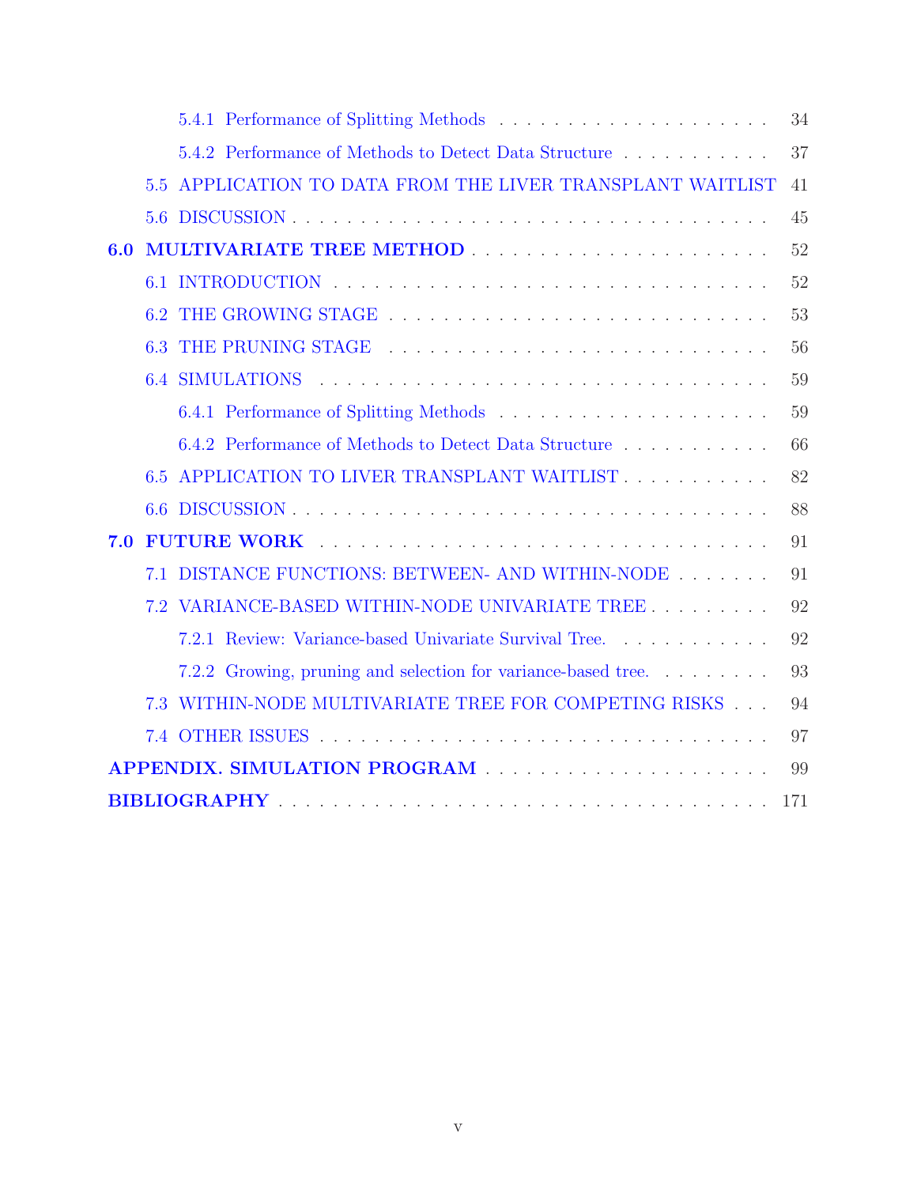- 5.4.1 Performance of Splitting Methods . . . . . . . . . . . . . . . . . . . . 34
- 5.4.2 Performance of Methods to Detect Data Structure . . . . . . . . . . . 37
- 5.5 APPLICATION TO DATA FROM THE LIVER TRANSPLANT WAITLIST 41
- 5.6 DISCUSSION . . . . . . . . . . . . . . . . . . . . . . . . . . . . . . . . . 45

**6.0 MULTIVARIATE TREE METHOD** . . . . . . . . . . . . . . . . . . . . 52

- 6.1 INTRODUCTION . . . . . . . . . . . . . . . . . . . . . . . . . . . . . . . 52
- 6.2 THE GROWING STAGE . . . . . . . . . . . . . . . . . . . . . . . . . . . 53
- 6.3 THE PRUNING STAGE . . . . . . . . . . . . . . . . . . . . . . . . . . . 56
- 6.4 SIMULATIONS . . . . . . . . . . . . . . . . . . . . . . . . . . . . . . . . 59
  - 6.4.1 Performance of Splitting Methods . . . . . . . . . . . . . . . . . . . . 59
  - 6.4.2 Performance of Methods to Detect Data Structure . . . . . . . . . . . 66
- 6.5 APPLICATION TO LIVER TRANSPLANT WAITLIST . . . . . . . . . . . 82
- 6.6 DISCUSSION . . . . . . . . . . . . . . . . . . . . . . . . . . . . . . . . . 88

**7.0 FUTURE WORK** . . . . . . . . . . . . . . . . . . . . . . . . . . . . . . 91

- 7.1 DISTANCE FUNCTIONS: BETWEEN- AND WITHIN-NODE . . . . . . . 91
- 7.2 VARIANCE-BASED WITHIN-NODE UNIVARIATE TREE . . . . . . . . . 92
  - 7.2.1 Review: Variance-based Univariate Survival Tree. . . . . . . . . . . . 92
  - 7.2.2 Growing, pruning and selection for variance-based tree. . . . . . . . . 93
- 7.3 WITHIN-NODE MULTIVARIATE TREE FOR COMPETING RISKS . . . 94
- 7.4 OTHER ISSUES . . . . . . . . . . . . . . . . . . . . . . . . . . . . . . . . 97

**APPENDIX. SIMULATION PROGRAM** . . . . . . . . . . . . . . . . . . . . 99

**BIBLIOGRAPHY** . . . . . . . . . . . . . . . . . . . . . . . . . . . . . . . . . 171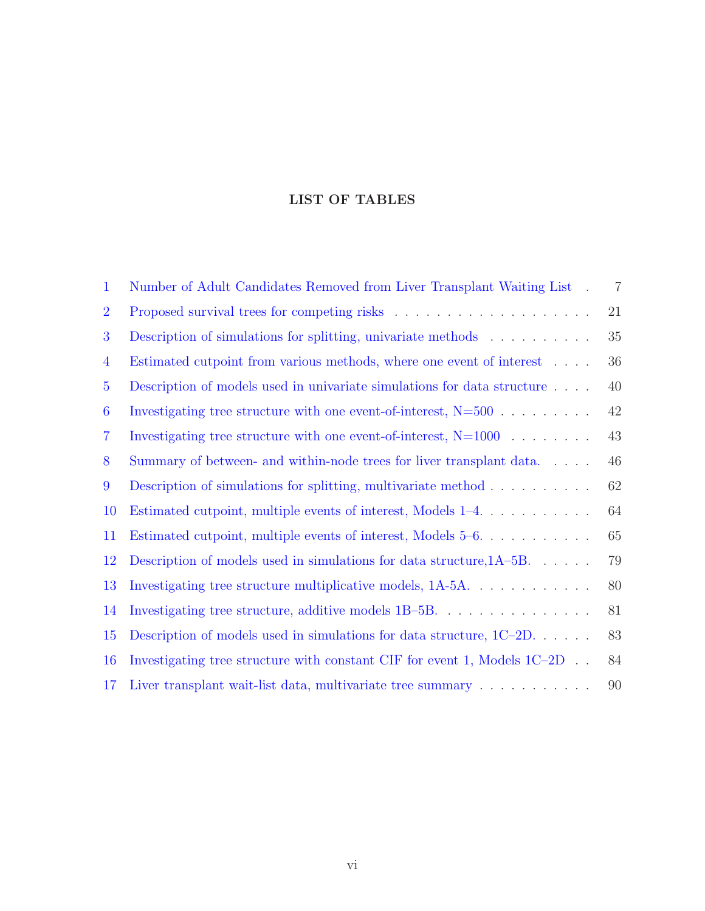# LIST OF TABLES

| | | |
|---|---|---|
| 1 | Number of Adult Candidates Removed from Liver Transplant Waiting List | 7 |
| 2 | Proposed survival trees for competing risks | 21 |
| 3 | Description of simulations for splitting, univariate methods | 35 |
| 4 | Estimated cutpoint from various methods, where one event of interest | 36 |
| 5 | Description of models used in univariate simulations for data structure | 40 |
| 6 | Investigating tree structure with one event-of-interest, N=500 | 42 |
| 7 | Investigating tree structure with one event-of-interest, N=1000 | 43 |
| 8 | Summary of between- and within-node trees for liver transplant data. | 46 |
| 9 | Description of simulations for splitting, multivariate method | 62 |
| 10 | Estimated cutpoint, multiple events of interest, Models 1–4. | 64 |
| 11 | Estimated cutpoint, multiple events of interest, Models 5–6. | 65 |
| 12 | Description of models used in simulations for data structure,1A–5B. | 79 |
| 13 | Investigating tree structure multiplicative models, 1A-5A. | 80 |
| 14 | Investigating tree structure, additive models 1B–5B. | 81 |
| 15 | Description of models used in simulations for data structure, 1C–2D. | 83 |
| 16 | Investigating tree structure with constant CIF for event 1, Models 1C–2D | 84 |
| 17 | Liver transplant wait-list data, multivariate tree summary | 90 |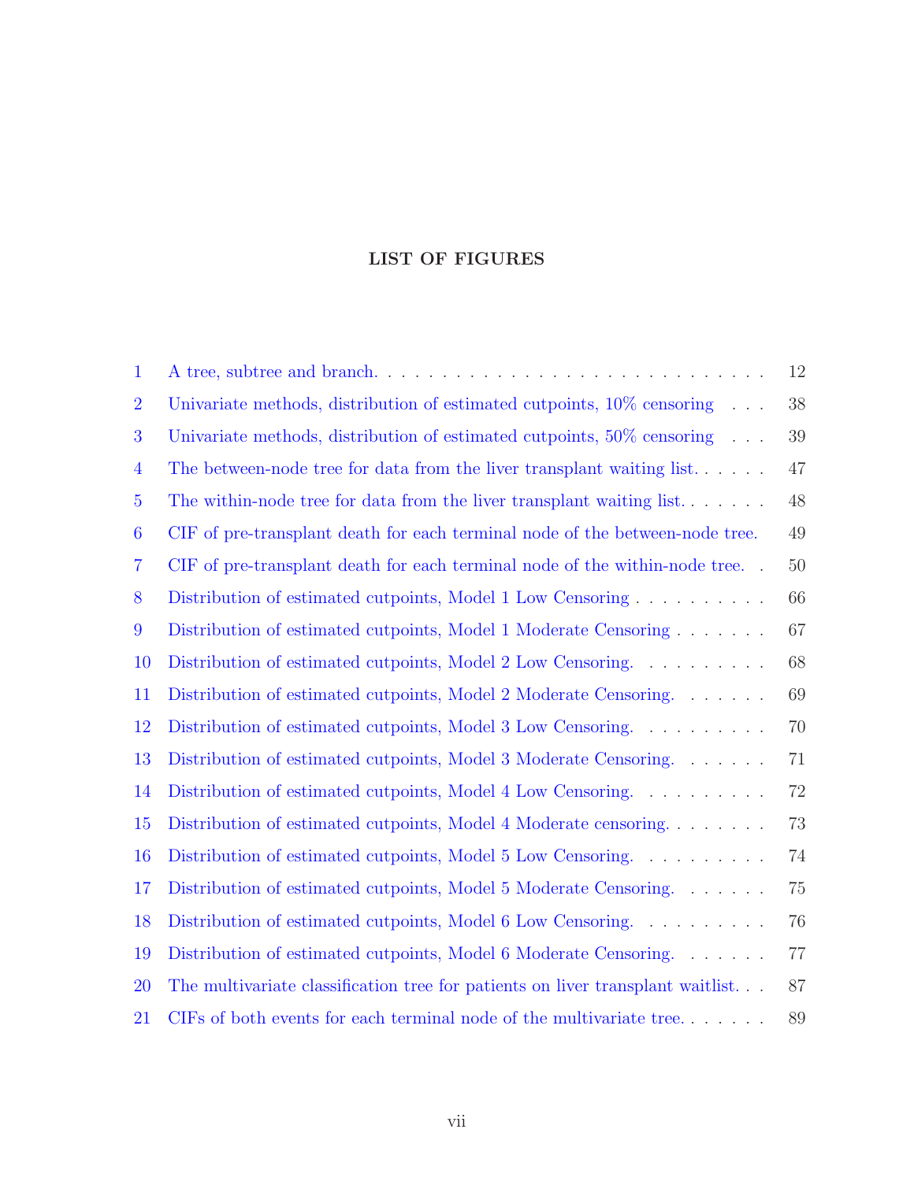# LIST OF FIGURES

| | | |
|---|---|---|
| 1 | A tree, subtree and branch. | 12 |
| 2 | Univariate methods, distribution of estimated cutpoints, 10% censoring | 38 |
| 3 | Univariate methods, distribution of estimated cutpoints, 50% censoring | 39 |
| 4 | The between-node tree for data from the liver transplant waiting list. | 47 |
| 5 | The within-node tree for data from the liver transplant waiting list. | 48 |
| 6 | CIF of pre-transplant death for each terminal node of the between-node tree. | 49 |
| 7 | CIF of pre-transplant death for each terminal node of the within-node tree. | 50 |
| 8 | Distribution of estimated cutpoints, Model 1 Low Censoring | 66 |
| 9 | Distribution of estimated cutpoints, Model 1 Moderate Censoring | 67 |
| 10 | Distribution of estimated cutpoints, Model 2 Low Censoring. | 68 |
| 11 | Distribution of estimated cutpoints, Model 2 Moderate Censoring. | 69 |
| 12 | Distribution of estimated cutpoints, Model 3 Low Censoring. | 70 |
| 13 | Distribution of estimated cutpoints, Model 3 Moderate Censoring. | 71 |
| 14 | Distribution of estimated cutpoints, Model 4 Low Censoring. | 72 |
| 15 | Distribution of estimated cutpoints, Model 4 Moderate censoring. | 73 |
| 16 | Distribution of estimated cutpoints, Model 5 Low Censoring. | 74 |
| 17 | Distribution of estimated cutpoints, Model 5 Moderate Censoring. | 75 |
| 18 | Distribution of estimated cutpoints, Model 6 Low Censoring. | 76 |
| 19 | Distribution of estimated cutpoints, Model 6 Moderate Censoring. | 77 |
| 20 | The multivariate classification tree for patients on liver transplant waitlist. | 87 |
| 21 | CIFs of both events for each terminal node of the multivariate tree. | 89 |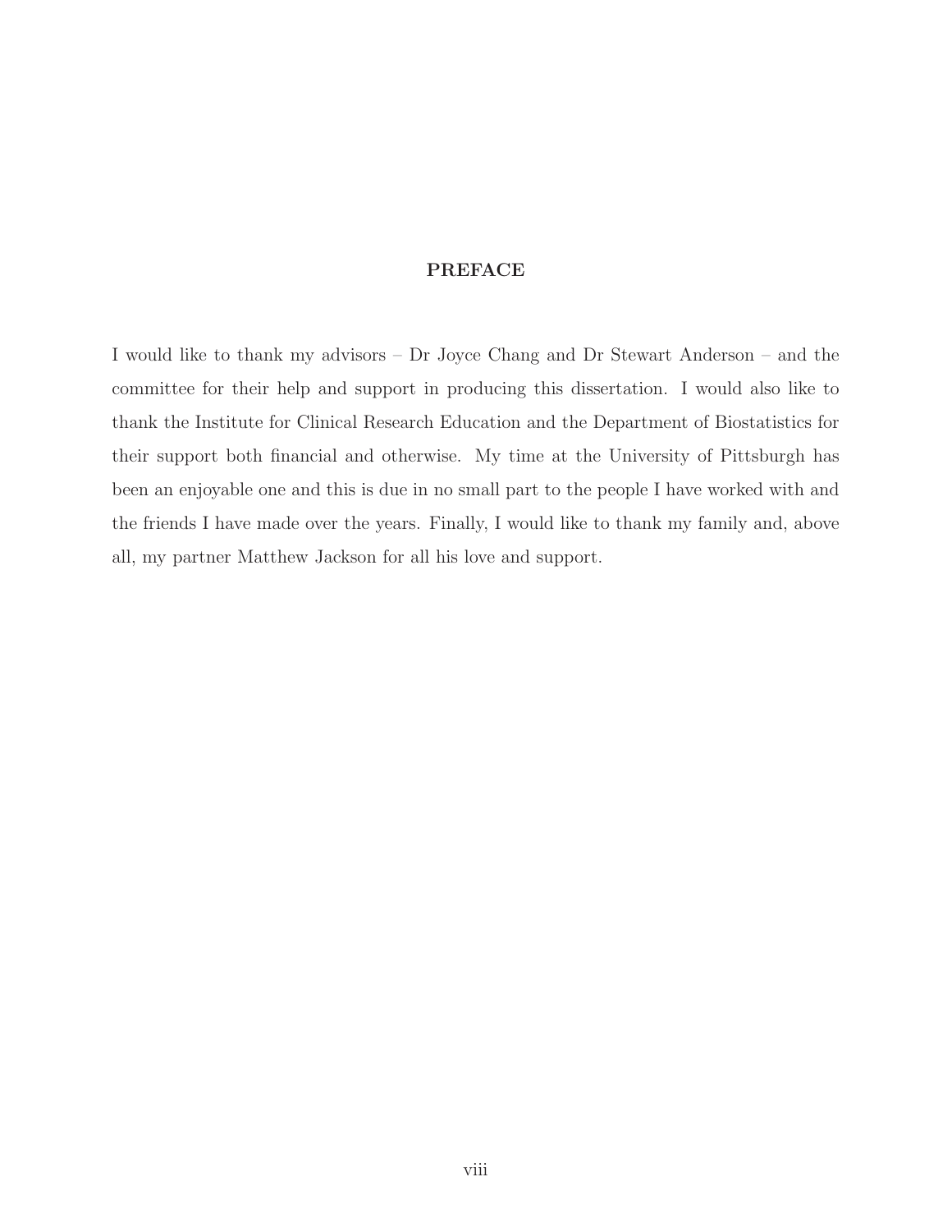## PREFACE

I would like to thank my advisors – Dr Joyce Chang and Dr Stewart Anderson – and the committee for their help and support in producing this dissertation. I would also like to thank the Institute for Clinical Research Education and the Department of Biostatistics for their support both financial and otherwise. My time at the University of Pittsburgh has been an enjoyable one and this is due in no small part to the people I have worked with and the friends I have made over the years. Finally, I would like to thank my family and, above all, my partner Matthew Jackson for all his love and support.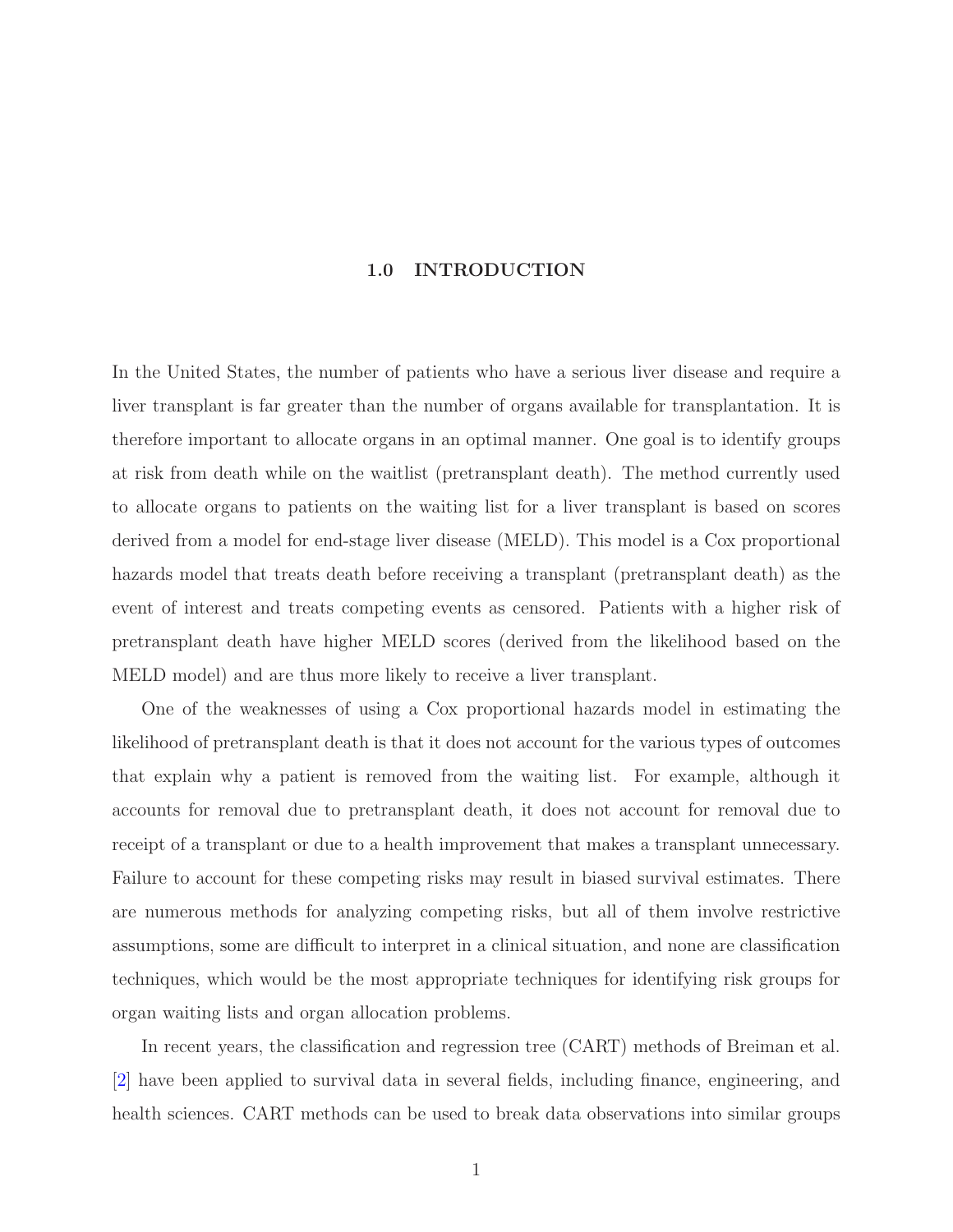# 1.0 INTRODUCTION

In the United States, the number of patients who have a serious liver disease and require a liver transplant is far greater than the number of organs available for transplantation. It is therefore important to allocate organs in an optimal manner. One goal is to identify groups at risk from death while on the waitlist (pretransplant death). The method currently used to allocate organs to patients on the waiting list for a liver transplant is based on scores derived from a model for end-stage liver disease (MELD). This model is a Cox proportional hazards model that treats death before receiving a transplant (pretransplant death) as the event of interest and treats competing events as censored. Patients with a higher risk of pretransplant death have higher MELD scores (derived from the likelihood based on the MELD model) and are thus more likely to receive a liver transplant.

One of the weaknesses of using a Cox proportional hazards model in estimating the likelihood of pretransplant death is that it does not account for the various types of outcomes that explain why a patient is removed from the waiting list. For example, although it accounts for removal due to pretransplant death, it does not account for removal due to receipt of a transplant or due to a health improvement that makes a transplant unnecessary. Failure to account for these competing risks may result in biased survival estimates. There are numerous methods for analyzing competing risks, but all of them involve restrictive assumptions, some are difficult to interpret in a clinical situation, and none are classification techniques, which would be the most appropriate techniques for identifying risk groups for organ waiting lists and organ allocation problems.

In recent years, the classification and regression tree (CART) methods of Breiman et al. [2] have been applied to survival data in several fields, including finance, engineering, and health sciences. CART methods can be used to break data observations into similar groups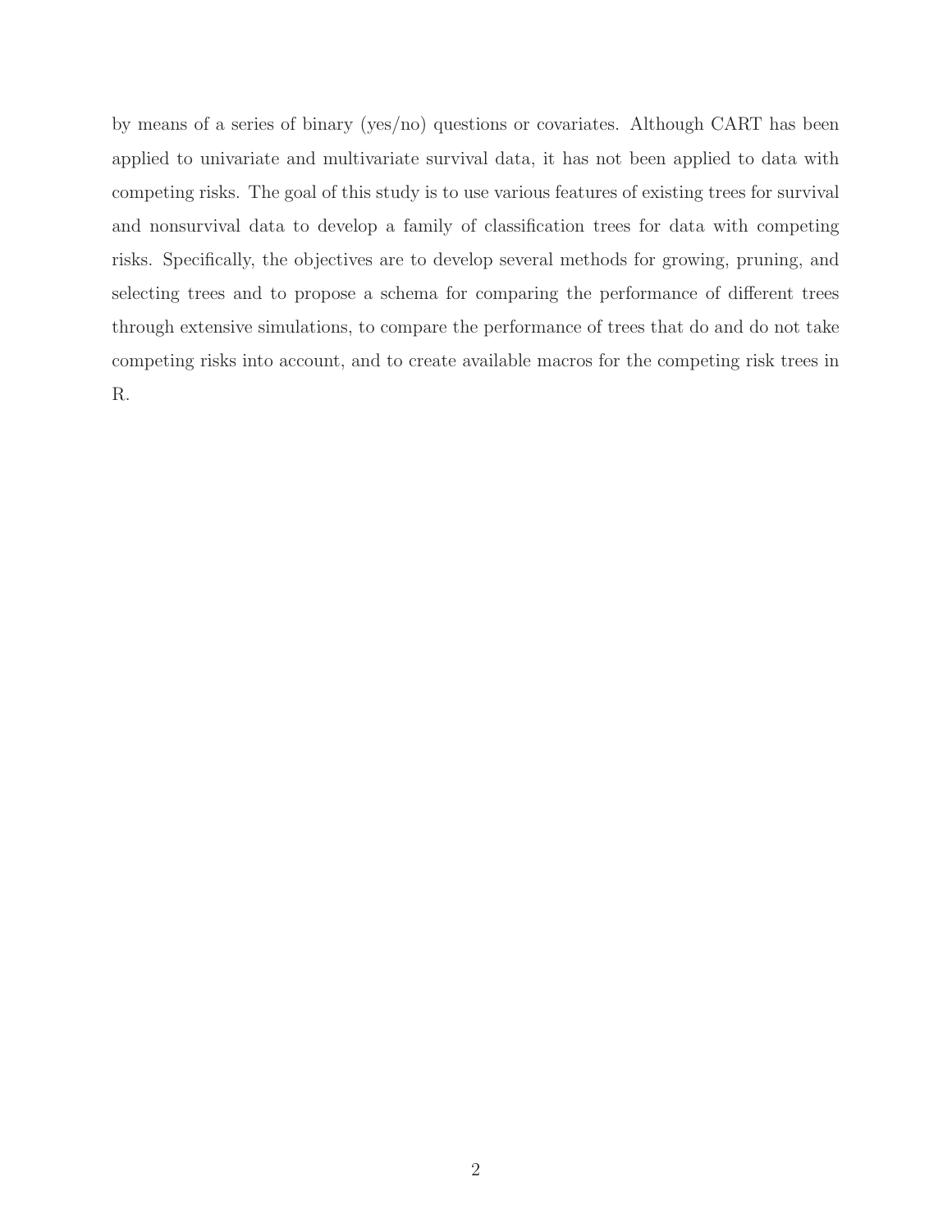by means of a series of binary (yes/no) questions or covariates. Although CART has been applied to univariate and multivariate survival data, it has not been applied to data with competing risks. The goal of this study is to use various features of existing trees for survival and nonsurvival data to develop a family of classification trees for data with competing risks. Specifically, the objectives are to develop several methods for growing, pruning, and selecting trees and to propose a schema for comparing the performance of different trees through extensive simulations, to compare the performance of trees that do and do not take competing risks into account, and to create available macros for the competing risk trees in R.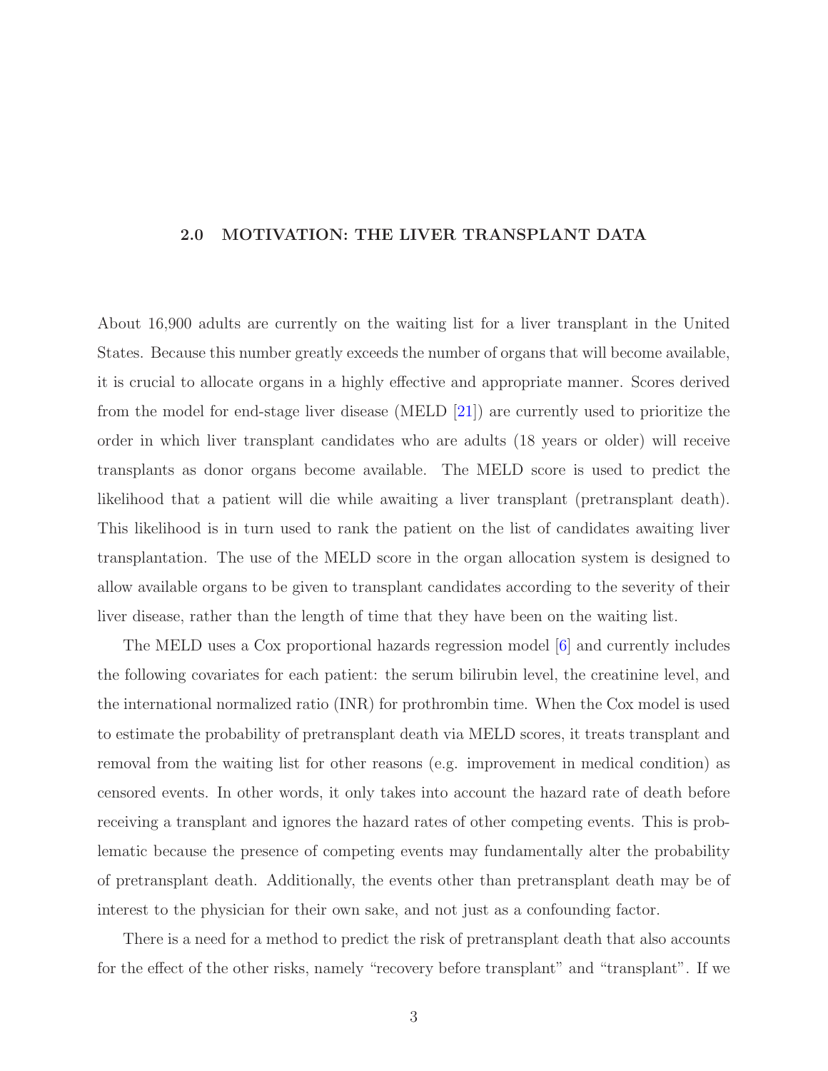# 2.0 MOTIVATION: THE LIVER TRANSPLANT DATA

About 16,900 adults are currently on the waiting list for a liver transplant in the United States. Because this number greatly exceeds the number of organs that will become available, it is crucial to allocate organs in a highly effective and appropriate manner. Scores derived from the model for end-stage liver disease (MELD [21]) are currently used to prioritize the order in which liver transplant candidates who are adults (18 years or older) will receive transplants as donor organs become available. The MELD score is used to predict the likelihood that a patient will die while awaiting a liver transplant (pretransplant death). This likelihood is in turn used to rank the patient on the list of candidates awaiting liver transplantation. The use of the MELD score in the organ allocation system is designed to allow available organs to be given to transplant candidates according to the severity of their liver disease, rather than the length of time that they have been on the waiting list.

The MELD uses a Cox proportional hazards regression model [6] and currently includes the following covariates for each patient: the serum bilirubin level, the creatinine level, and the international normalized ratio (INR) for prothrombin time. When the Cox model is used to estimate the probability of pretransplant death via MELD scores, it treats transplant and removal from the waiting list for other reasons (e.g. improvement in medical condition) as censored events. In other words, it only takes into account the hazard rate of death before receiving a transplant and ignores the hazard rates of other competing events. This is problematic because the presence of competing events may fundamentally alter the probability of pretransplant death. Additionally, the events other than pretransplant death may be of interest to the physician for their own sake, and not just as a confounding factor.

There is a need for a method to predict the risk of pretransplant death that also accounts for the effect of the other risks, namely "recovery before transplant" and "transplant". If we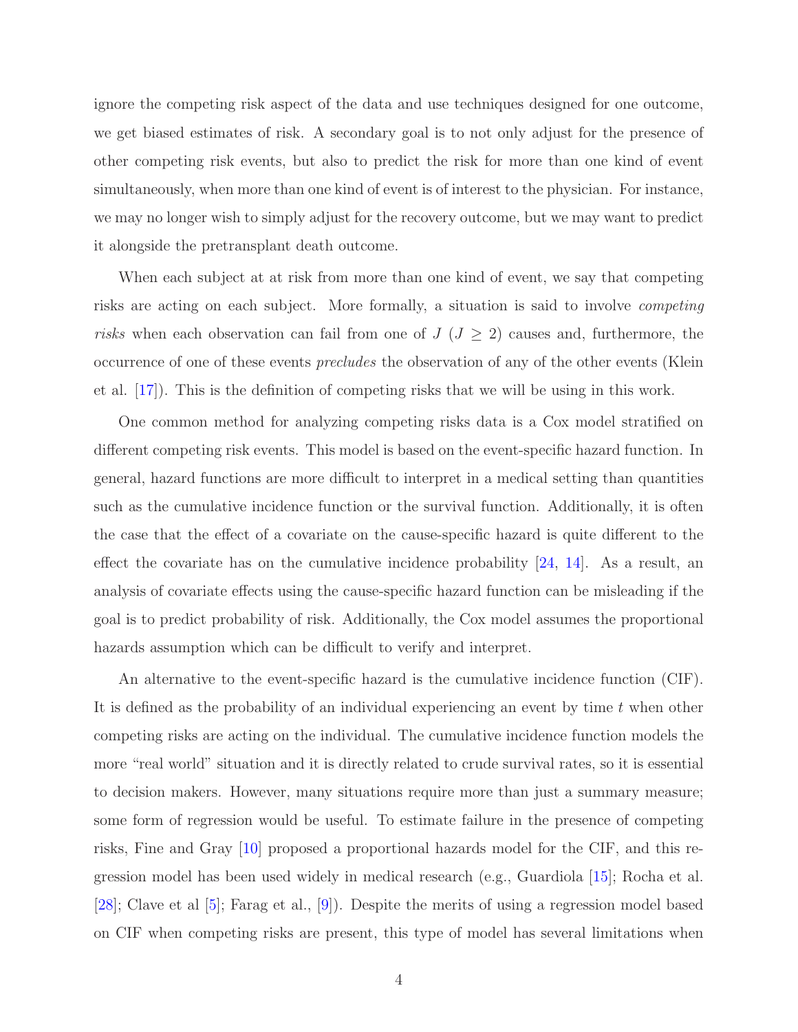ignore the competing risk aspect of the data and use techniques designed for one outcome, we get biased estimates of risk. A secondary goal is to not only adjust for the presence of other competing risk events, but also to predict the risk for more than one kind of event simultaneously, when more than one kind of event is of interest to the physician. For instance, we may no longer wish to simply adjust for the recovery outcome, but we may want to predict it alongside the pretransplant death outcome.

When each subject at at risk from more than one kind of event, we say that competing risks are acting on each subject. More formally, a situation is said to involve *competing risks* when each observation can fail from one of $J$ ($J \geq 2$) causes and, furthermore, the occurrence of one of these events *precludes* the observation of any of the other events (Klein et al. [17]). This is the definition of competing risks that we will be using in this work.

One common method for analyzing competing risks data is a Cox model stratified on different competing risk events. This model is based on the event-specific hazard function. In general, hazard functions are more difficult to interpret in a medical setting than quantities such as the cumulative incidence function or the survival function. Additionally, it is often the case that the effect of a covariate on the cause-specific hazard is quite different to the effect the covariate has on the cumulative incidence probability [24, 14]. As a result, an analysis of covariate effects using the cause-specific hazard function can be misleading if the goal is to predict probability of risk. Additionally, the Cox model assumes the proportional hazards assumption which can be difficult to verify and interpret.

An alternative to the event-specific hazard is the cumulative incidence function (CIF). It is defined as the probability of an individual experiencing an event by time $t$ when other competing risks are acting on the individual. The cumulative incidence function models the more "real world" situation and it is directly related to crude survival rates, so it is essential to decision makers. However, many situations require more than just a summary measure; some form of regression would be useful. To estimate failure in the presence of competing risks, Fine and Gray [10] proposed a proportional hazards model for the CIF, and this regression model has been used widely in medical research (e.g., Guardiola [15]; Rocha et al. [28]; Clave et al [5]; Farag et al., [9]). Despite the merits of using a regression model based on CIF when competing risks are present, this type of model has several limitations when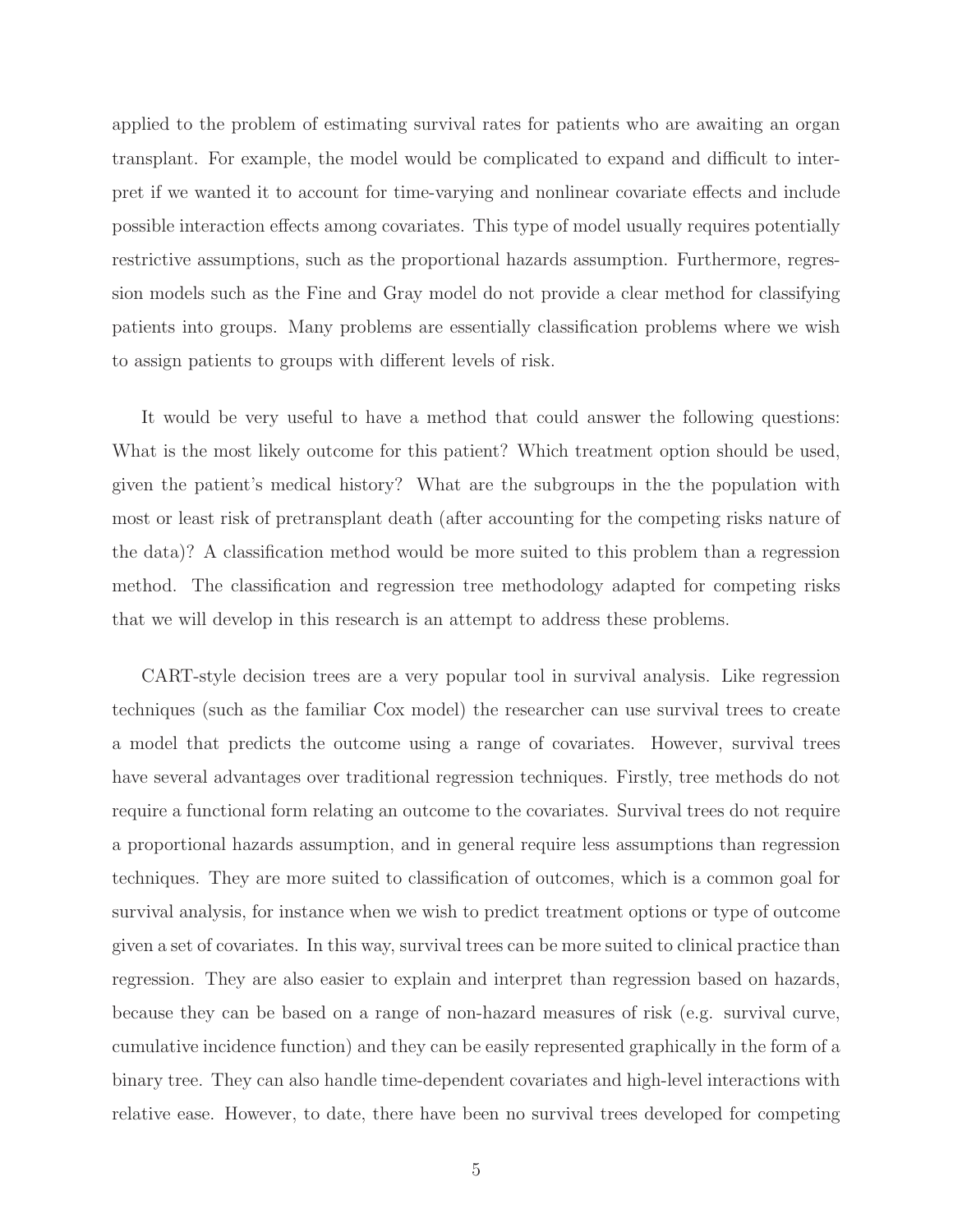applied to the problem of estimating survival rates for patients who are awaiting an organ transplant. For example, the model would be complicated to expand and difficult to interpret if we wanted it to account for time-varying and nonlinear covariate effects and include possible interaction effects among covariates. This type of model usually requires potentially restrictive assumptions, such as the proportional hazards assumption. Furthermore, regression models such as the Fine and Gray model do not provide a clear method for classifying patients into groups. Many problems are essentially classification problems where we wish to assign patients to groups with different levels of risk.

It would be very useful to have a method that could answer the following questions: What is the most likely outcome for this patient? Which treatment option should be used, given the patient's medical history? What are the subgroups in the the population with most or least risk of pretransplant death (after accounting for the competing risks nature of the data)? A classification method would be more suited to this problem than a regression method. The classification and regression tree methodology adapted for competing risks that we will develop in this research is an attempt to address these problems.

CART-style decision trees are a very popular tool in survival analysis. Like regression techniques (such as the familiar Cox model) the researcher can use survival trees to create a model that predicts the outcome using a range of covariates. However, survival trees have several advantages over traditional regression techniques. Firstly, tree methods do not require a functional form relating an outcome to the covariates. Survival trees do not require a proportional hazards assumption, and in general require less assumptions than regression techniques. They are more suited to classification of outcomes, which is a common goal for survival analysis, for instance when we wish to predict treatment options or type of outcome given a set of covariates. In this way, survival trees can be more suited to clinical practice than regression. They are also easier to explain and interpret than regression based on hazards, because they can be based on a range of non-hazard measures of risk (e.g. survival curve, cumulative incidence function) and they can be easily represented graphically in the form of a binary tree. They can also handle time-dependent covariates and high-level interactions with relative ease. However, to date, there have been no survival trees developed for competing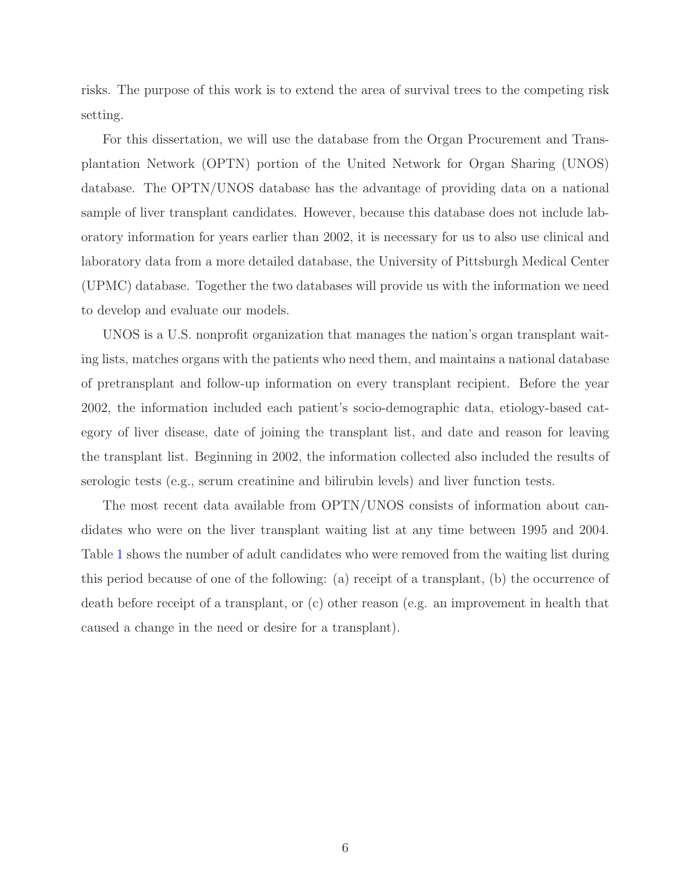risks. The purpose of this work is to extend the area of survival trees to the competing risk setting.

For this dissertation, we will use the database from the Organ Procurement and Transplantation Network (OPTN) portion of the United Network for Organ Sharing (UNOS) database. The OPTN/UNOS database has the advantage of providing data on a national sample of liver transplant candidates. However, because this database does not include laboratory information for years earlier than 2002, it is necessary for us to also use clinical and laboratory data from a more detailed database, the University of Pittsburgh Medical Center (UPMC) database. Together the two databases will provide us with the information we need to develop and evaluate our models.

UNOS is a U.S. nonprofit organization that manages the nation's organ transplant waiting lists, matches organs with the patients who need them, and maintains a national database of pretransplant and follow-up information on every transplant recipient. Before the year 2002, the information included each patient's socio-demographic data, etiology-based category of liver disease, date of joining the transplant list, and date and reason for leaving the transplant list. Beginning in 2002, the information collected also included the results of serologic tests (e.g., serum creatinine and bilirubin levels) and liver function tests.

The most recent data available from OPTN/UNOS consists of information about candidates who were on the liver transplant waiting list at any time between 1995 and 2004. Table 1 shows the number of adult candidates who were removed from the waiting list during this period because of one of the following: (a) receipt of a transplant, (b) the occurrence of death before receipt of a transplant, or (c) other reason (e.g. an improvement in health that caused a change in the need or desire for a transplant).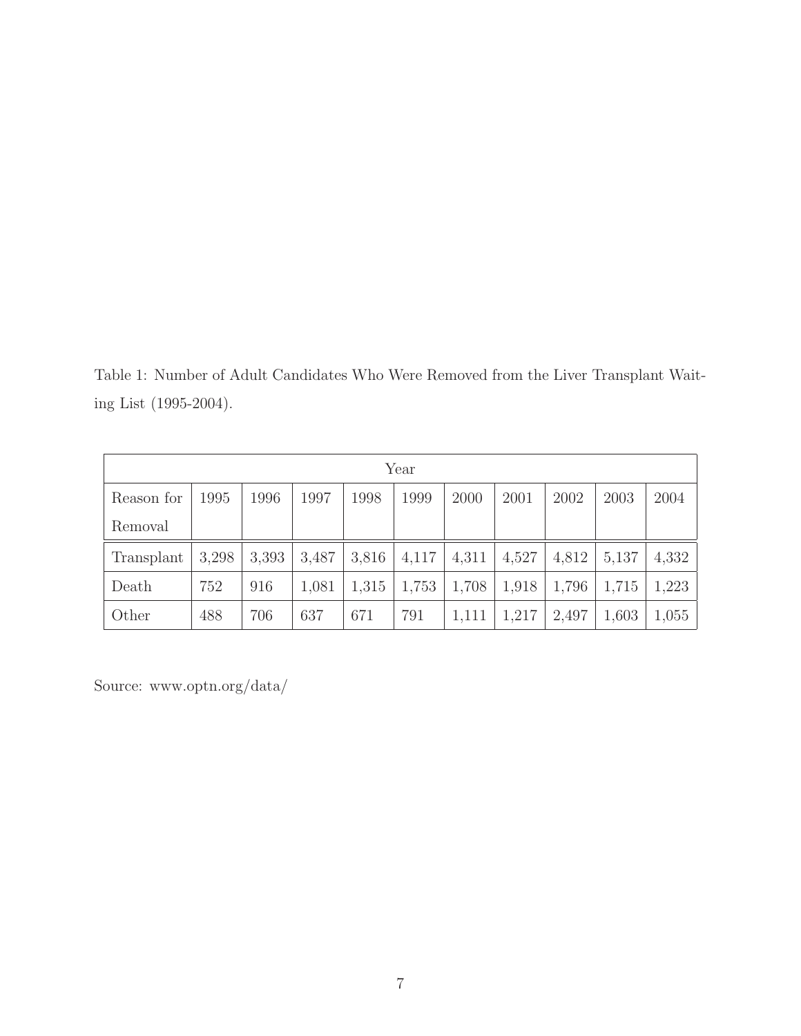Table 1: Number of Adult Candidates Who Were Removed from the Liver Transplant Waiting List (1995-2004).

| | Year | | | | | | | | | |
|---|---|---|---|---|---|---|---|---|---|---|
| Reason for Removal | 1995 | 1996 | 1997 | 1998 | 1999 | 2000 | 2001 | 2002 | 2003 | 2004 |
| Transplant | 3,298 | 3,393 | 3,487 | 3,816 | 4,117 | 4,311 | 4,527 | 4,812 | 5,137 | 4,332 |
| Death | 752 | 916 | 1,081 | 1,315 | 1,753 | 1,708 | 1,918 | 1,796 | 1,715 | 1,223 |
| Other | 488 | 706 | 637 | 671 | 791 | 1,111 | 1,217 | 2,497 | 1,603 | 1,055 |

Source: www.optn.org/data/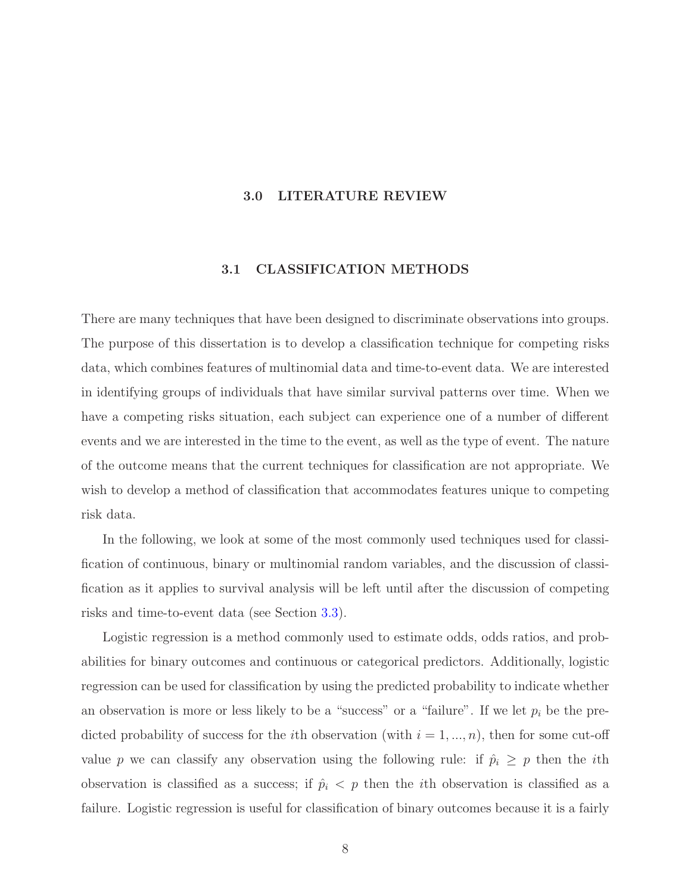# 3.0 LITERATURE REVIEW

## 3.1 CLASSIFICATION METHODS

There are many techniques that have been designed to discriminate observations into groups. The purpose of this dissertation is to develop a classification technique for competing risks data, which combines features of multinomial data and time-to-event data. We are interested in identifying groups of individuals that have similar survival patterns over time. When we have a competing risks situation, each subject can experience one of a number of different events and we are interested in the time to the event, as well as the type of event. The nature of the outcome means that the current techniques for classification are not appropriate. We wish to develop a method of classification that accommodates features unique to competing risk data.

In the following, we look at some of the most commonly used techniques used for classification of continuous, binary or multinomial random variables, and the discussion of classification as it applies to survival analysis will be left until after the discussion of competing risks and time-to-event data (see Section 3.3).

Logistic regression is a method commonly used to estimate odds, odds ratios, and probabilities for binary outcomes and continuous or categorical predictors. Additionally, logistic regression can be used for classification by using the predicted probability to indicate whether an observation is more or less likely to be a "success" or a "failure". If we let $p_i$ be the predicted probability of success for the $i$th observation (with $i = 1, ..., n$), then for some cut-off value $p$ we can classify any observation using the following rule: if $\hat{p}_i \geq p$ then the $i$th observation is classified as a success; if $\hat{p}_i < p$ then the $i$th observation is classified as a failure. Logistic regression is useful for classification of binary outcomes because it is a fairly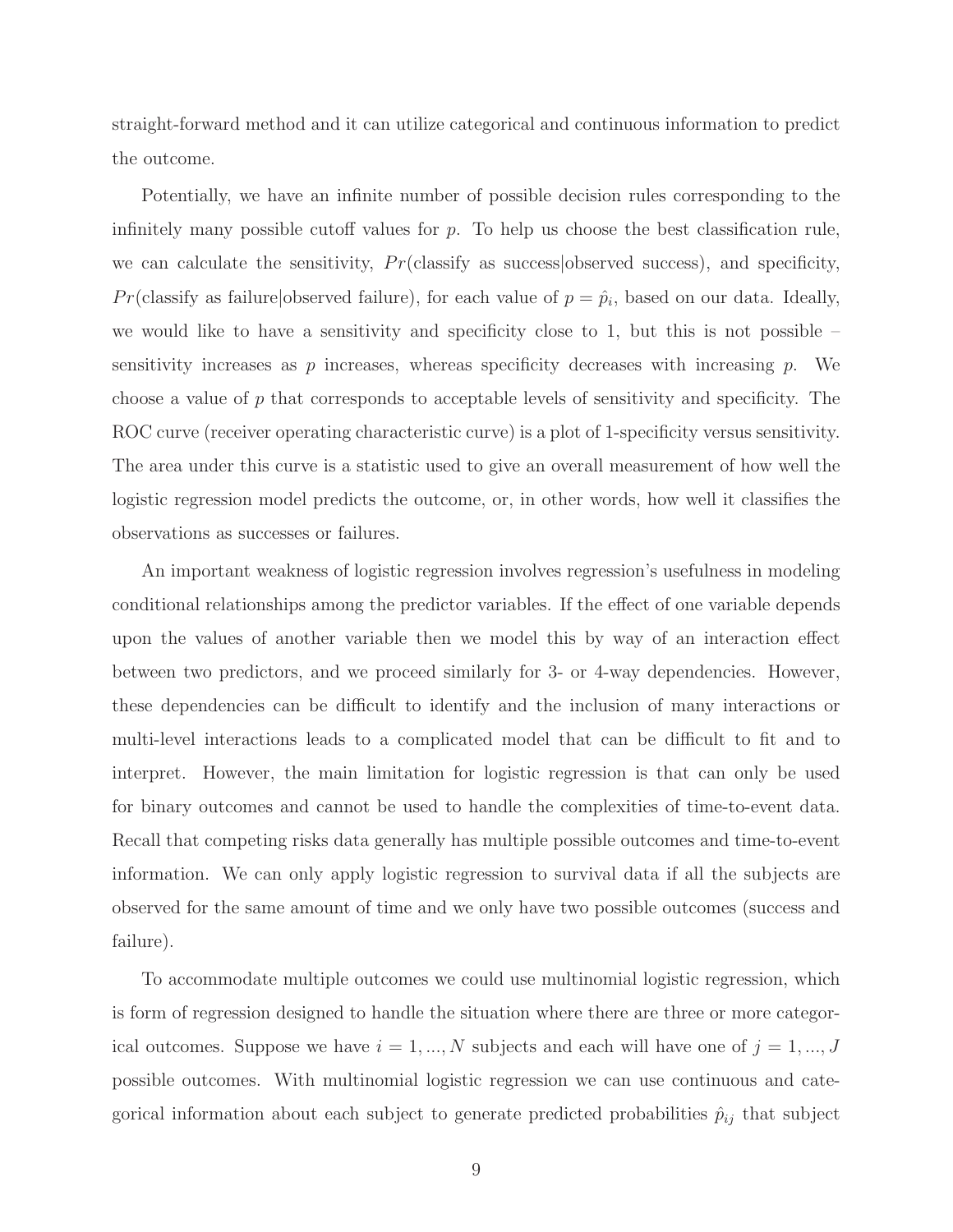straight-forward method and it can utilize categorical and continuous information to predict the outcome.

Potentially, we have an infinite number of possible decision rules corresponding to the infinitely many possible cutoff values for $p$. To help us choose the best classification rule, we can calculate the sensitivity, $Pr(\text{classify as success}|\text{observed success})$, and specificity, $Pr(\text{classify as failure}|\text{observed failure})$, for each value of $p = \hat{p}_i$, based on our data. Ideally, we would like to have a sensitivity and specificity close to 1, but this is not possible – sensitivity increases as $p$ increases, whereas specificity decreases with increasing $p$. We choose a value of $p$ that corresponds to acceptable levels of sensitivity and specificity. The ROC curve (receiver operating characteristic curve) is a plot of 1-specificity versus sensitivity. The area under this curve is a statistic used to give an overall measurement of how well the logistic regression model predicts the outcome, or, in other words, how well it classifies the observations as successes or failures.

An important weakness of logistic regression involves regression's usefulness in modeling conditional relationships among the predictor variables. If the effect of one variable depends upon the values of another variable then we model this by way of an interaction effect between two predictors, and we proceed similarly for 3- or 4-way dependencies. However, these dependencies can be difficult to identify and the inclusion of many interactions or multi-level interactions leads to a complicated model that can be difficult to fit and to interpret. However, the main limitation for logistic regression is that can only be used for binary outcomes and cannot be used to handle the complexities of time-to-event data. Recall that competing risks data generally has multiple possible outcomes and time-to-event information. We can only apply logistic regression to survival data if all the subjects are observed for the same amount of time and we only have two possible outcomes (success and failure).

To accommodate multiple outcomes we could use multinomial logistic regression, which is form of regression designed to handle the situation where there are three or more categorical outcomes. Suppose we have $i = 1, ..., N$ subjects and each will have one of $j = 1, ..., J$ possible outcomes. With multinomial logistic regression we can use continuous and categorical information about each subject to generate predicted probabilities $\hat{p}_{ij}$ that subject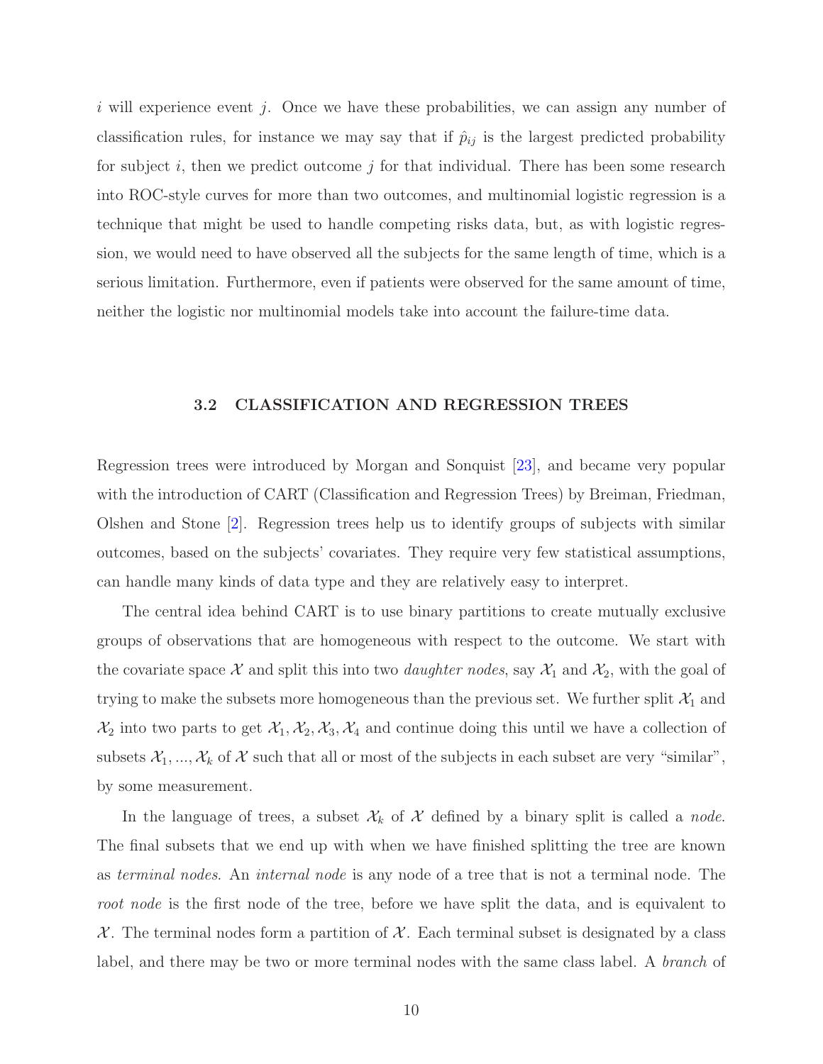$i$ will experience event $j$. Once we have these probabilities, we can assign any number of classification rules, for instance we may say that if $\hat{p}_{ij}$ is the largest predicted probability for subject $i$, then we predict outcome $j$ for that individual. There has been some research into ROC-style curves for more than two outcomes, and multinomial logistic regression is a technique that might be used to handle competing risks data, but, as with logistic regression, we would need to have observed all the subjects for the same length of time, which is a serious limitation. Furthermore, even if patients were observed for the same amount of time, neither the logistic nor multinomial models take into account the failure-time data.

### 3.2 CLASSIFICATION AND REGRESSION TREES

Regression trees were introduced by Morgan and Sonquist [23], and became very popular with the introduction of CART (Classification and Regression Trees) by Breiman, Friedman, Olshen and Stone [2]. Regression trees help us to identify groups of subjects with similar outcomes, based on the subjects' covariates. They require very few statistical assumptions, can handle many kinds of data type and they are relatively easy to interpret.

The central idea behind CART is to use binary partitions to create mutually exclusive groups of observations that are homogeneous with respect to the outcome. We start with the covariate space $\mathcal{X}$ and split this into two *daughter nodes*, say $\mathcal{X}_1$ and $\mathcal{X}_2$, with the goal of trying to make the subsets more homogeneous than the previous set. We further split $\mathcal{X}_1$ and $\mathcal{X}_2$ into two parts to get $\mathcal{X}_1, \mathcal{X}_2, \mathcal{X}_3, \mathcal{X}_4$ and continue doing this until we have a collection of subsets $\mathcal{X}_1, ..., \mathcal{X}_k$ of $\mathcal{X}$ such that all or most of the subjects in each subset are very "similar", by some measurement.

In the language of trees, a subset $\mathcal{X}_k$ of $\mathcal{X}$ defined by a binary split is called a *node*. The final subsets that we end up with when we have finished splitting the tree are known as *terminal nodes*. An *internal node* is any node of a tree that is not a terminal node. The *root node* is the first node of the tree, before we have split the data, and is equivalent to $\mathcal{X}$. The terminal nodes form a partition of $\mathcal{X}$. Each terminal subset is designated by a class label, and there may be two or more terminal nodes with the same class label. A *branch* of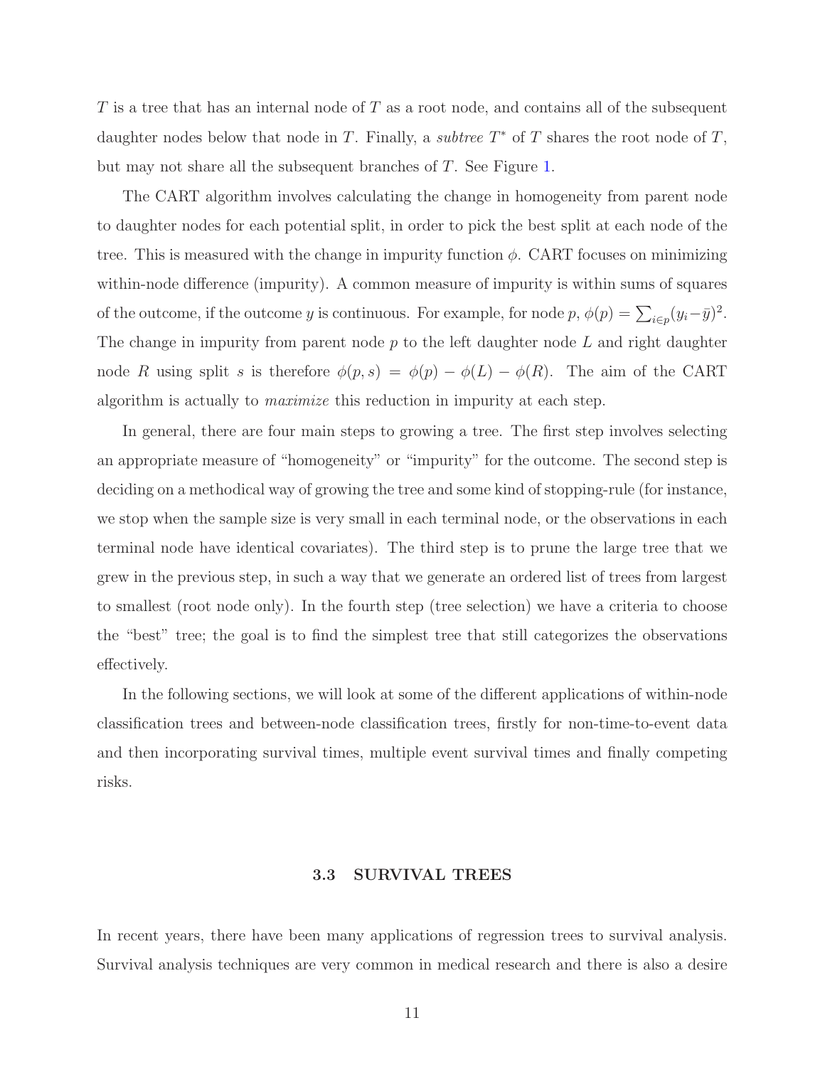$T$ is a tree that has an internal node of $T$ as a root node, and contains all of the subsequent daughter nodes below that node in $T$. Finally, a *subtree* $T^*$ of $T$ shares the root node of $T$, but may not share all the subsequent branches of $T$. See Figure 1.

The CART algorithm involves calculating the change in homogeneity from parent node to daughter nodes for each potential split, in order to pick the best split at each node of the tree. This is measured with the change in impurity function $\phi$. CART focuses on minimizing within-node difference (impurity). A common measure of impurity is within sums of squares of the outcome, if the outcome $y$ is continuous. For example, for node $p$, $\phi(p) = \sum_{i \in p}(y_i - \bar{y})^2$. The change in impurity from parent node $p$ to the left daughter node $L$ and right daughter node $R$ using split $s$ is therefore $\phi(p, s) = \phi(p) - \phi(L) - \phi(R)$. The aim of the CART algorithm is actually to *maximize* this reduction in impurity at each step.

In general, there are four main steps to growing a tree. The first step involves selecting an appropriate measure of "homogeneity" or "impurity" for the outcome. The second step is deciding on a methodical way of growing the tree and some kind of stopping-rule (for instance, we stop when the sample size is very small in each terminal node, or the observations in each terminal node have identical covariates). The third step is to prune the large tree that we grew in the previous step, in such a way that we generate an ordered list of trees from largest to smallest (root node only). In the fourth step (tree selection) we have a criteria to choose the "best" tree; the goal is to find the simplest tree that still categorizes the observations effectively.

In the following sections, we will look at some of the different applications of within-node classification trees and between-node classification trees, firstly for non-time-to-event data and then incorporating survival times, multiple event survival times and finally competing risks.

### 3.3 SURVIVAL TREES

In recent years, there have been many applications of regression trees to survival analysis. Survival analysis techniques are very common in medical research and there is also a desire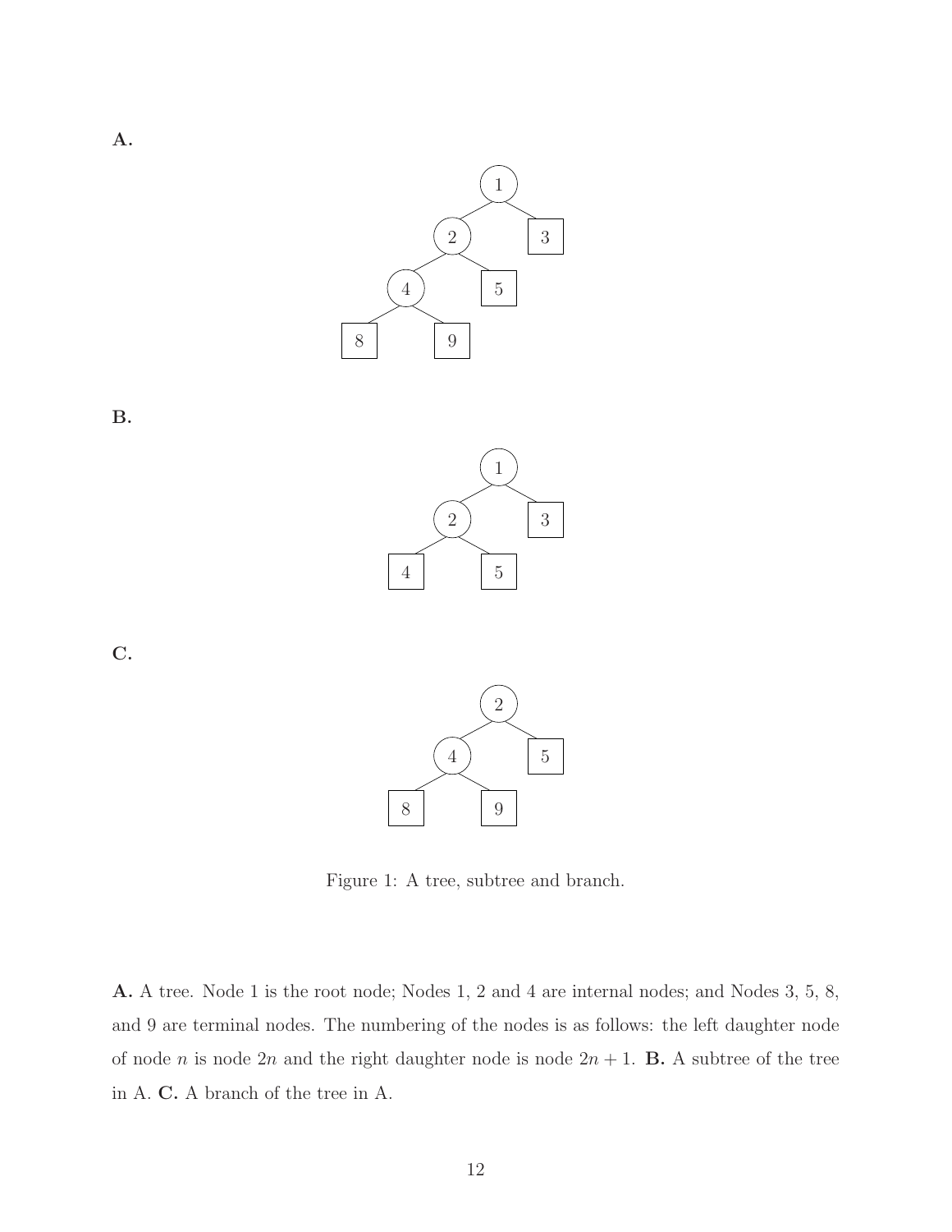**A.**

1
2 3
4 5
8 9

**B.**

1
2 3
4 5

**C.**

2
4 5
8 9

Figure 1: A tree, subtree and branch.

**A.** A tree. Node 1 is the root node; Nodes 1, 2 and 4 are internal nodes; and Nodes 3, 5, 8, and 9 are terminal nodes. The numbering of the nodes is as follows: the left daughter node of node $n$ is node $2n$ and the right daughter node is node $2n + 1$. **B.** A subtree of the tree in A. **C.** A branch of the tree in A.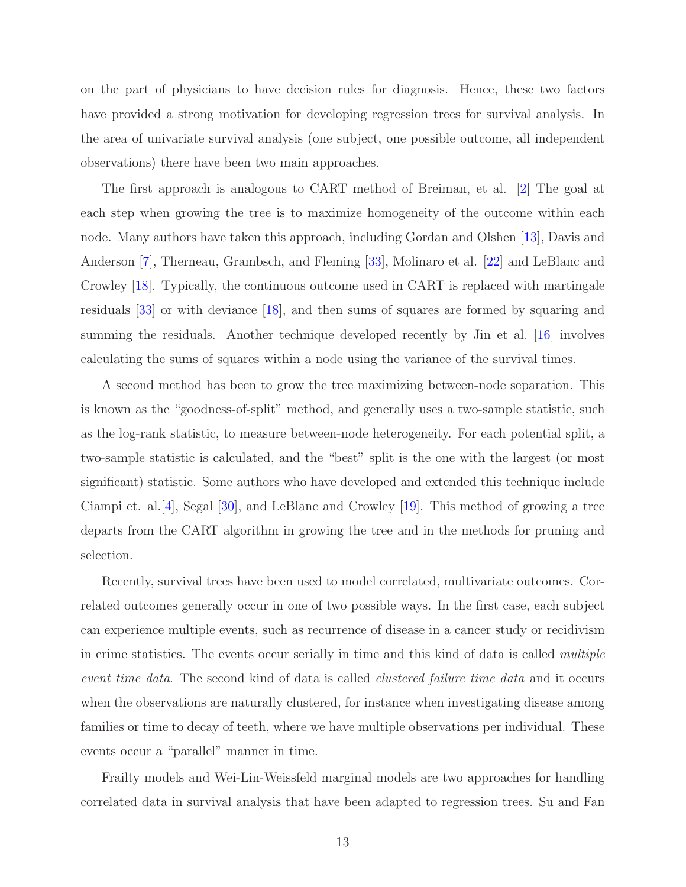on the part of physicians to have decision rules for diagnosis. Hence, these two factors have provided a strong motivation for developing regression trees for survival analysis. In the area of univariate survival analysis (one subject, one possible outcome, all independent observations) there have been two main approaches.

The first approach is analogous to CART method of Breiman, et al. [2] The goal at each step when growing the tree is to maximize homogeneity of the outcome within each node. Many authors have taken this approach, including Gordan and Olshen [13], Davis and Anderson [7], Therneau, Grambsch, and Fleming [33], Molinaro et al. [22] and LeBlanc and Crowley [18]. Typically, the continuous outcome used in CART is replaced with martingale residuals [33] or with deviance [18], and then sums of squares are formed by squaring and summing the residuals. Another technique developed recently by Jin et al. [16] involves calculating the sums of squares within a node using the variance of the survival times.

A second method has been to grow the tree maximizing between-node separation. This is known as the "goodness-of-split" method, and generally uses a two-sample statistic, such as the log-rank statistic, to measure between-node heterogeneity. For each potential split, a two-sample statistic is calculated, and the "best" split is the one with the largest (or most significant) statistic. Some authors who have developed and extended this technique include Ciampi et. al.[4], Segal [30], and LeBlanc and Crowley [19]. This method of growing a tree departs from the CART algorithm in growing the tree and in the methods for pruning and selection.

Recently, survival trees have been used to model correlated, multivariate outcomes. Correlated outcomes generally occur in one of two possible ways. In the first case, each subject can experience multiple events, such as recurrence of disease in a cancer study or recidivism in crime statistics. The events occur serially in time and this kind of data is called *multiple event time data*. The second kind of data is called *clustered failure time data* and it occurs when the observations are naturally clustered, for instance when investigating disease among families or time to decay of teeth, where we have multiple observations per individual. These events occur a "parallel" manner in time.

Frailty models and Wei-Lin-Weissfeld marginal models are two approaches for handling correlated data in survival analysis that have been adapted to regression trees. Su and Fan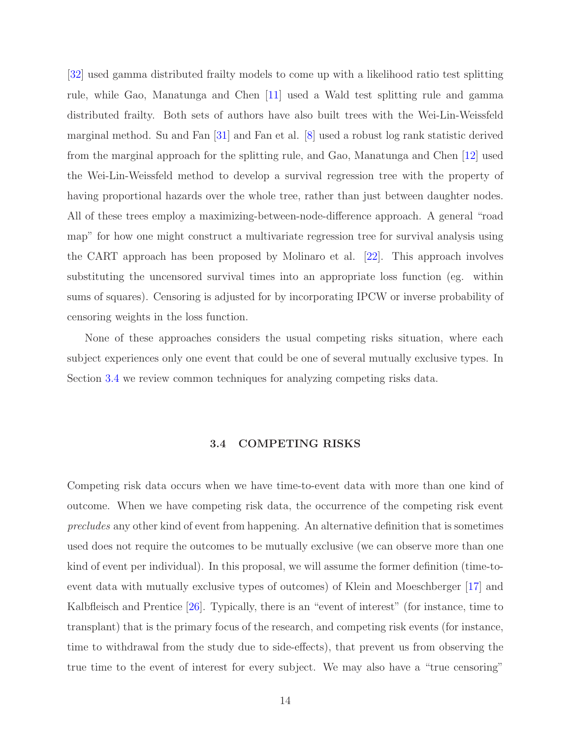[32] used gamma distributed frailty models to come up with a likelihood ratio test splitting rule, while Gao, Manatunga and Chen [11] used a Wald test splitting rule and gamma distributed frailty. Both sets of authors have also built trees with the Wei-Lin-Weissfeld marginal method. Su and Fan [31] and Fan et al. [8] used a robust log rank statistic derived from the marginal approach for the splitting rule, and Gao, Manatunga and Chen [12] used the Wei-Lin-Weissfeld method to develop a survival regression tree with the property of having proportional hazards over the whole tree, rather than just between daughter nodes. All of these trees employ a maximizing-between-node-difference approach. A general "road map" for how one might construct a multivariate regression tree for survival analysis using the CART approach has been proposed by Molinaro et al. [22]. This approach involves substituting the uncensored survival times into an appropriate loss function (eg. within sums of squares). Censoring is adjusted for by incorporating IPCW or inverse probability of censoring weights in the loss function.

None of these approaches considers the usual competing risks situation, where each subject experiences only one event that could be one of several mutually exclusive types. In Section 3.4 we review common techniques for analyzing competing risks data.

### 3.4 COMPETING RISKS

Competing risk data occurs when we have time-to-event data with more than one kind of outcome. When we have competing risk data, the occurrence of the competing risk event *precludes* any other kind of event from happening. An alternative definition that is sometimes used does not require the outcomes to be mutually exclusive (we can observe more than one kind of event per individual). In this proposal, we will assume the former definition (time-to-event data with mutually exclusive types of outcomes) of Klein and Moeschberger [17] and Kalbfleisch and Prentice [26]. Typically, there is an "event of interest" (for instance, time to transplant) that is the primary focus of the research, and competing risk events (for instance, time to withdrawal from the study due to side-effects), that prevent us from observing the true time to the event of interest for every subject. We may also have a "true censoring"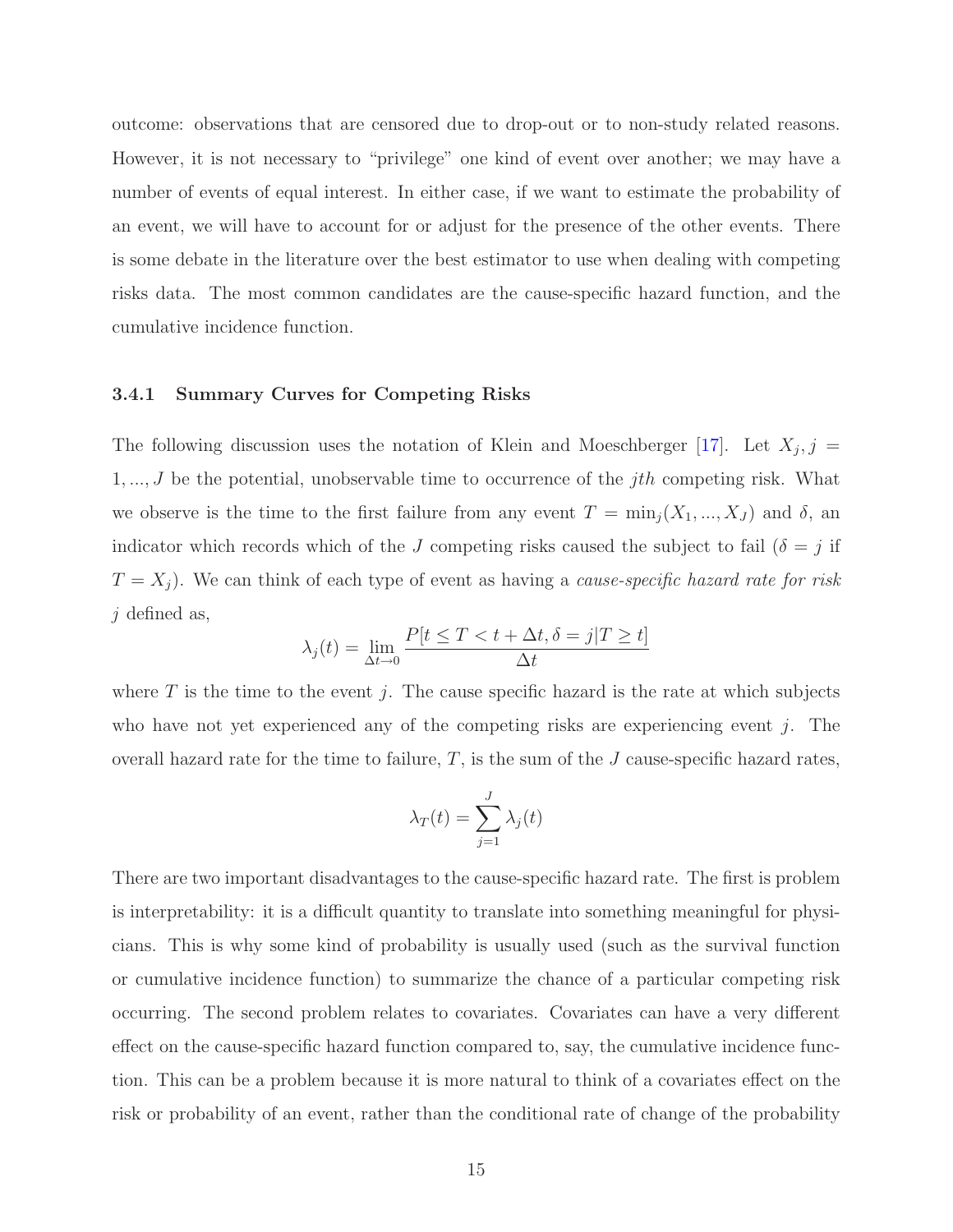outcome: observations that are censored due to drop-out or to non-study related reasons. However, it is not necessary to "privilege" one kind of event over another; we may have a number of events of equal interest. In either case, if we want to estimate the probability of an event, we will have to account for or adjust for the presence of the other events. There is some debate in the literature over the best estimator to use when dealing with competing risks data. The most common candidates are the cause-specific hazard function, and the cumulative incidence function.

### 3.4.1 Summary Curves for Competing Risks

The following discussion uses the notation of Klein and Moeschberger [17]. Let $X_j, j = 1, ..., J$ be the potential, unobservable time to occurrence of the $jth$ competing risk. What we observe is the time to the first failure from any event $T = \min_j(X_1, ..., X_J)$ and $\delta$, an indicator which records which of the $J$ competing risks caused the subject to fail ($\delta = j$ if $T = X_j$). We can think of each type of event as having a *cause-specific hazard rate for risk* $j$ defined as,

$$\lambda_j(t) = \lim_{\Delta t \to 0} \frac{P[t \leq T < t + \Delta t, \delta = j | T \geq t]}{\Delta t}$$

where $T$ is the time to the event $j$. The cause specific hazard is the rate at which subjects who have not yet experienced any of the competing risks are experiencing event $j$. The overall hazard rate for the time to failure, $T$, is the sum of the $J$ cause-specific hazard rates,

$$\lambda_T(t) = \sum_{j=1}^{J} \lambda_j(t)$$

There are two important disadvantages to the cause-specific hazard rate. The first is problem is interpretability: it is a difficult quantity to translate into something meaningful for physicians. This is why some kind of probability is usually used (such as the survival function or cumulative incidence function) to summarize the chance of a particular competing risk occurring. The second problem relates to covariates. Covariates can have a very different effect on the cause-specific hazard function compared to, say, the cumulative incidence function. This can be a problem because it is more natural to think of a covariates effect on the risk or probability of an event, rather than the conditional rate of change of the probability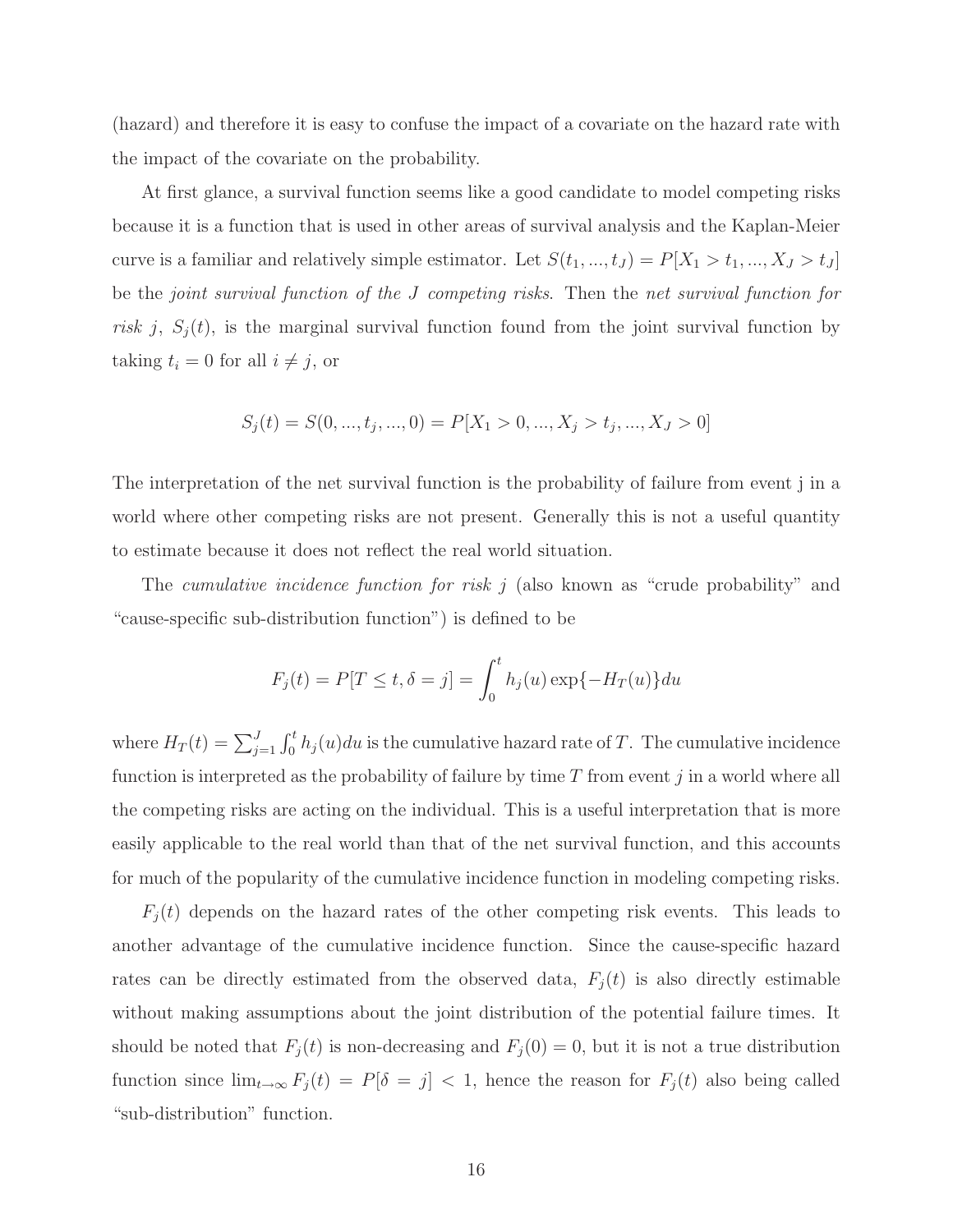(hazard) and therefore it is easy to confuse the impact of a covariate on the hazard rate with the impact of the covariate on the probability.

At first glance, a survival function seems like a good candidate to model competing risks because it is a function that is used in other areas of survival analysis and the Kaplan-Meier curve is a familiar and relatively simple estimator. Let $S(t_1, ..., t_J) = P[X_1 > t_1, ..., X_J > t_J]$ be the *joint survival function of the J competing risks*. Then the *net survival function for risk j*, $S_j(t)$, is the marginal survival function found from the joint survival function by taking $t_i = 0$ for all $i \neq j$, or

$$S_j(t) = S(0, ..., t_j, ..., 0) = P[X_1 > 0, ..., X_j > t_j, ..., X_J > 0]$$

The interpretation of the net survival function is the probability of failure from event j in a world where other competing risks are not present. Generally this is not a useful quantity to estimate because it does not reflect the real world situation.

The *cumulative incidence function for risk j* (also known as "crude probability" and "cause-specific sub-distribution function") is defined to be

$$F_j(t) = P[T \leq t, \delta = j] = \int_0^t h_j(u) \exp\{-H_T(u)\} du$$

where $H_T(t) = \sum_{j=1}^{J} \int_0^t h_j(u) du$ is the cumulative hazard rate of $T$. The cumulative incidence function is interpreted as the probability of failure by time $T$ from event $j$ in a world where all the competing risks are acting on the individual. This is a useful interpretation that is more easily applicable to the real world than that of the net survival function, and this accounts for much of the popularity of the cumulative incidence function in modeling competing risks.

$F_j(t)$ depends on the hazard rates of the other competing risk events. This leads to another advantage of the cumulative incidence function. Since the cause-specific hazard rates can be directly estimated from the observed data, $F_j(t)$ is also directly estimable without making assumptions about the joint distribution of the potential failure times. It should be noted that $F_j(t)$ is non-decreasing and $F_j(0) = 0$, but it is not a true distribution function since $\lim_{t \to \infty} F_j(t) = P[\delta = j] < 1$, hence the reason for $F_j(t)$ also being called "sub-distribution" function.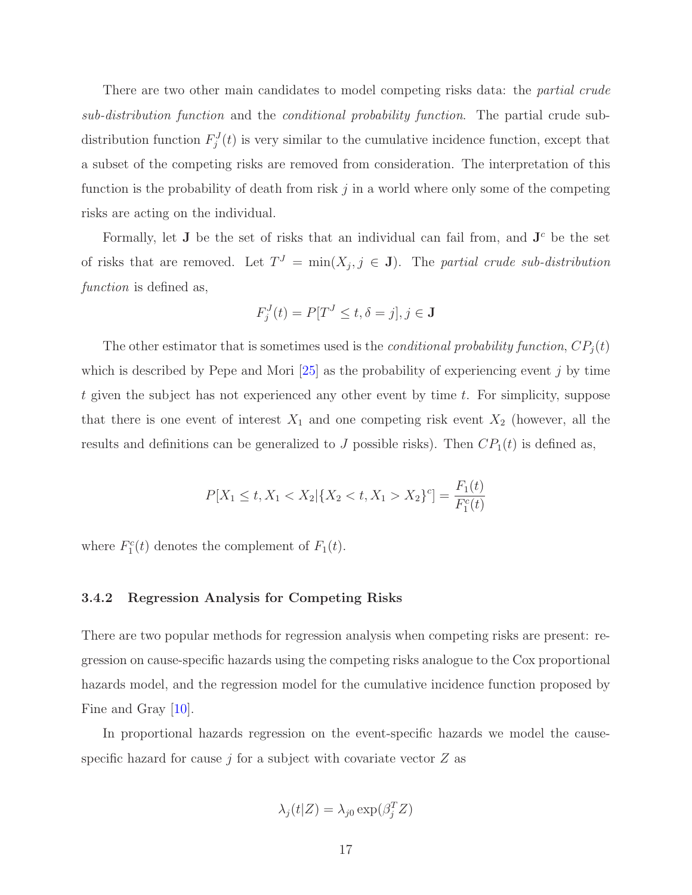There are two other main candidates to model competing risks data: the *partial crude sub-distribution function* and the *conditional probability function*. The partial crude sub-distribution function $F_j^J(t)$ is very similar to the cumulative incidence function, except that a subset of the competing risks are removed from consideration. The interpretation of this function is the probability of death from risk $j$ in a world where only some of the competing risks are acting on the individual.

Formally, let $\mathbf{J}$ be the set of risks that an individual can fail from, and $\mathbf{J}^c$ be the set of risks that are removed. Let $T^J = \min(X_j, j \in \mathbf{J})$. The *partial crude sub-distribution function* is defined as,

$$F_j^J(t) = P[T^J \leq t, \delta = j], j \in \mathbf{J}$$

The other estimator that is sometimes used is the *conditional probability function*, $CP_j(t)$ which is described by Pepe and Mori [25] as the probability of experiencing event $j$ by time $t$ given the subject has not experienced any other event by time $t$. For simplicity, suppose that there is one event of interest $X_1$ and one competing risk event $X_2$ (however, all the results and definitions can be generalized to $J$ possible risks). Then $CP_1(t)$ is defined as,

$$P[X_1 \leq t, X_1 < X_2 | \{X_2 < t, X_1 > X_2\}^c] = \frac{F_1(t)}{F_1^c(t)}$$

where $F_1^c(t)$ denotes the complement of $F_1(t)$.

### 3.4.2 Regression Analysis for Competing Risks

There are two popular methods for regression analysis when competing risks are present: regression on cause-specific hazards using the competing risks analogue to the Cox proportional hazards model, and the regression model for the cumulative incidence function proposed by Fine and Gray [10].

In proportional hazards regression on the event-specific hazards we model the cause-specific hazard for cause $j$ for a subject with covariate vector $Z$ as

$$\lambda_j(t|Z) = \lambda_{j0} \exp(\beta_j^T Z)$$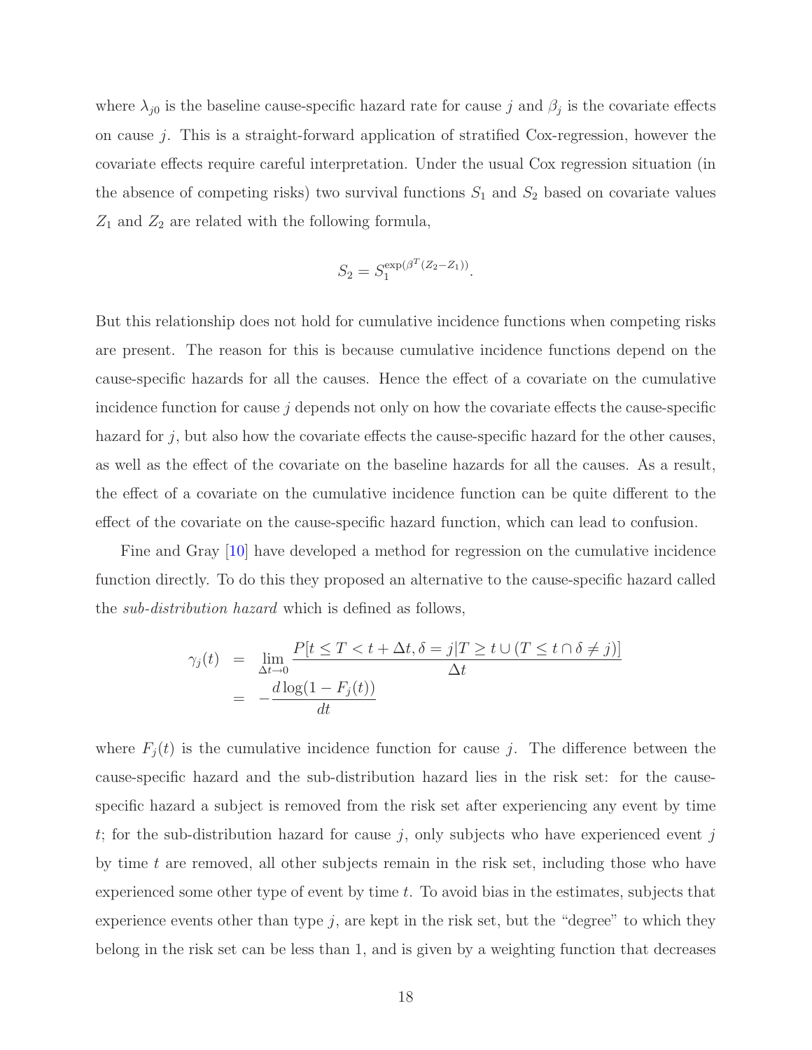where $\lambda_{j0}$ is the baseline cause-specific hazard rate for cause $j$ and $\beta_j$ is the covariate effects on cause $j$. This is a straight-forward application of stratified Cox-regression, however the covariate effects require careful interpretation. Under the usual Cox regression situation (in the absence of competing risks) two survival functions $S_1$ and $S_2$ based on covariate values $Z_1$ and $Z_2$ are related with the following formula,

$$S_2 = S_1^{\exp(\beta^T(Z_2 - Z_1))}.$$

But this relationship does not hold for cumulative incidence functions when competing risks are present. The reason for this is because cumulative incidence functions depend on the cause-specific hazards for all the causes. Hence the effect of a covariate on the cumulative incidence function for cause $j$ depends not only on how the covariate effects the cause-specific hazard for $j$, but also how the covariate effects the cause-specific hazard for the other causes, as well as the effect of the covariate on the baseline hazards for all the causes. As a result, the effect of a covariate on the cumulative incidence function can be quite different to the effect of the covariate on the cause-specific hazard function, which can lead to confusion.

Fine and Gray [10] have developed a method for regression on the cumulative incidence function directly. To do this they proposed an alternative to the cause-specific hazard called the *sub-distribution hazard* which is defined as follows,

$$\begin{aligned}
\gamma_j(t) &= \lim_{\Delta t \to 0} \frac{P[t \leq T < t + \Delta t, \delta = j | T \geq t \cup (T \leq t \cap \delta \neq j)]}{\Delta t} \\
&= -\frac{d \log(1 - F_j(t))}{dt}
\end{aligned}$$

where $F_j(t)$ is the cumulative incidence function for cause $j$. The difference between the cause-specific hazard and the sub-distribution hazard lies in the risk set: for the cause-specific hazard a subject is removed from the risk set after experiencing any event by time $t$; for the sub-distribution hazard for cause $j$, only subjects who have experienced event $j$ by time $t$ are removed, all other subjects remain in the risk set, including those who have experienced some other type of event by time $t$. To avoid bias in the estimates, subjects that experience events other than type $j$, are kept in the risk set, but the "degree" to which they belong in the risk set can be less than 1, and is given by a weighting function that decreases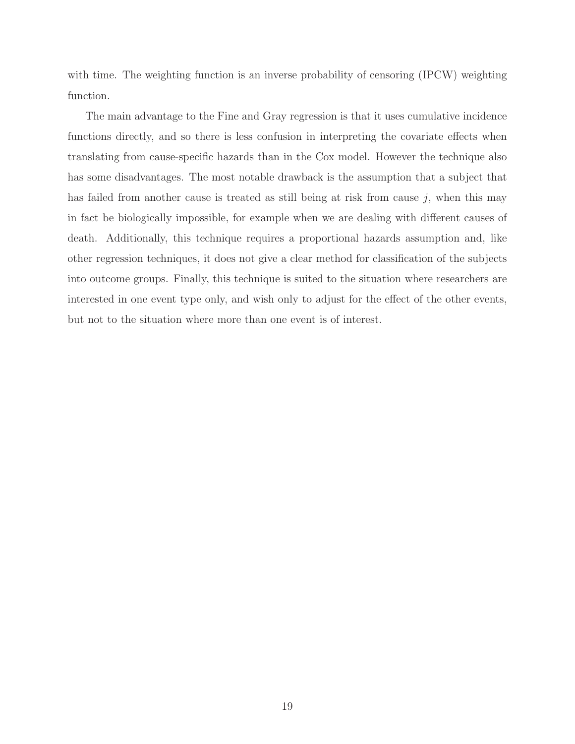with time. The weighting function is an inverse probability of censoring (IPCW) weighting function.

The main advantage to the Fine and Gray regression is that it uses cumulative incidence functions directly, and so there is less confusion in interpreting the covariate effects when translating from cause-specific hazards than in the Cox model. However the technique also has some disadvantages. The most notable drawback is the assumption that a subject that has failed from another cause is treated as still being at risk from cause $j$, when this may in fact be biologically impossible, for example when we are dealing with different causes of death. Additionally, this technique requires a proportional hazards assumption and, like other regression techniques, it does not give a clear method for classification of the subjects into outcome groups. Finally, this technique is suited to the situation where researchers are interested in one event type only, and wish only to adjust for the effect of the other events, but not to the situation where more than one event is of interest.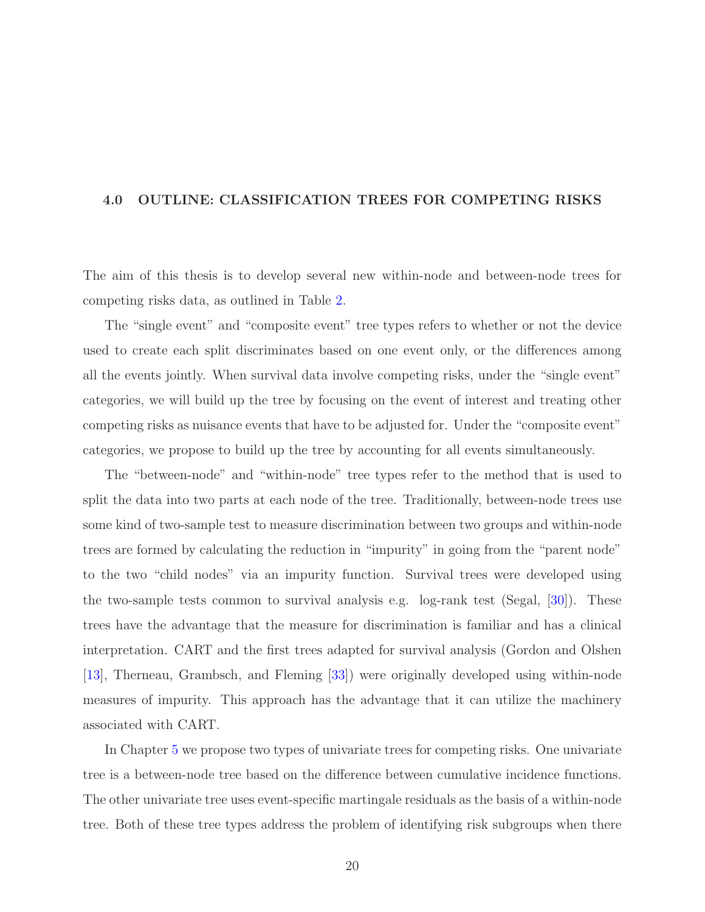# 4.0 OUTLINE: CLASSIFICATION TREES FOR COMPETING RISKS

The aim of this thesis is to develop several new within-node and between-node trees for competing risks data, as outlined in Table 2.

The "single event" and "composite event" tree types refers to whether or not the device used to create each split discriminates based on one event only, or the differences among all the events jointly. When survival data involve competing risks, under the "single event" categories, we will build up the tree by focusing on the event of interest and treating other competing risks as nuisance events that have to be adjusted for. Under the "composite event" categories, we propose to build up the tree by accounting for all events simultaneously.

The "between-node" and "within-node" tree types refer to the method that is used to split the data into two parts at each node of the tree. Traditionally, between-node trees use some kind of two-sample test to measure discrimination between two groups and within-node trees are formed by calculating the reduction in "impurity" in going from the "parent node" to the two "child nodes" via an impurity function. Survival trees were developed using the two-sample tests common to survival analysis e.g. log-rank test (Segal, [30]). These trees have the advantage that the measure for discrimination is familiar and has a clinical interpretation. CART and the first trees adapted for survival analysis (Gordon and Olshen [13], Therneau, Grambsch, and Fleming [33]) were originally developed using within-node measures of impurity. This approach has the advantage that it can utilize the machinery associated with CART.

In Chapter 5 we propose two types of univariate trees for competing risks. One univariate tree is a between-node tree based on the difference between cumulative incidence functions. The other univariate tree uses event-specific martingale residuals as the basis of a within-node tree. Both of these tree types address the problem of identifying risk subgroups when there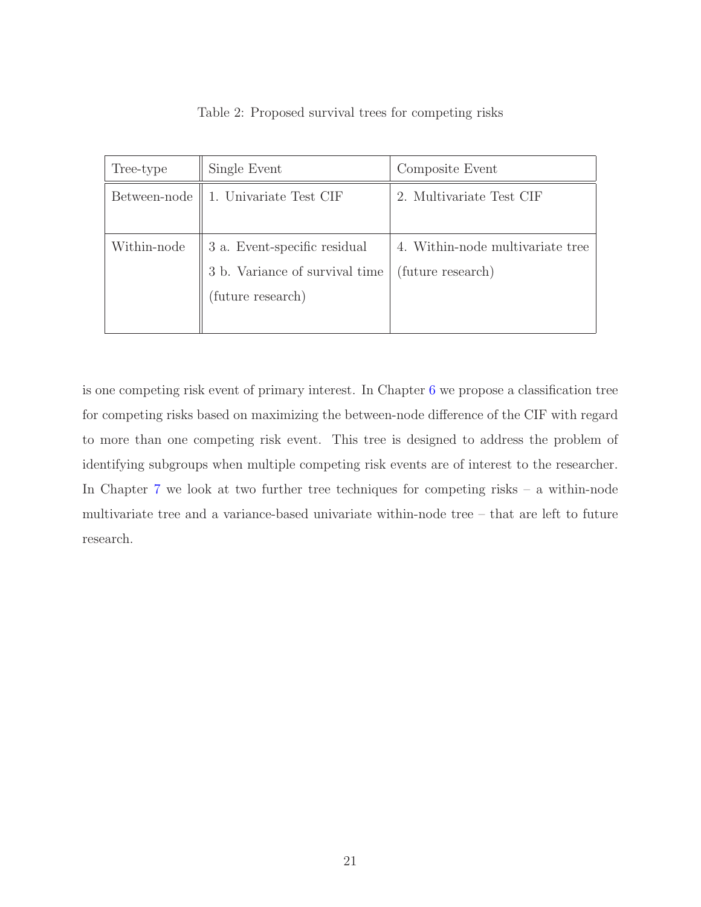Table 2: Proposed survival trees for competing risks

| Tree-type | Single Event | Composite Event |
|---|---|---|
| Between-node | 1. Univariate Test CIF | 2. Multivariate Test CIF |
| Within-node | 3 a. Event-specific residual<br>3 b. Variance of survival time<br>(future research) | 4. Within-node multivariate tree<br>(future research) |

is one competing risk event of primary interest. In Chapter 6 we propose a classification tree for competing risks based on maximizing the between-node difference of the CIF with regard to more than one competing risk event. This tree is designed to address the problem of identifying subgroups when multiple competing risk events are of interest to the researcher. In Chapter 7 we look at two further tree techniques for competing risks – a within-node multivariate tree and a variance-based univariate within-node tree – that are left to future research.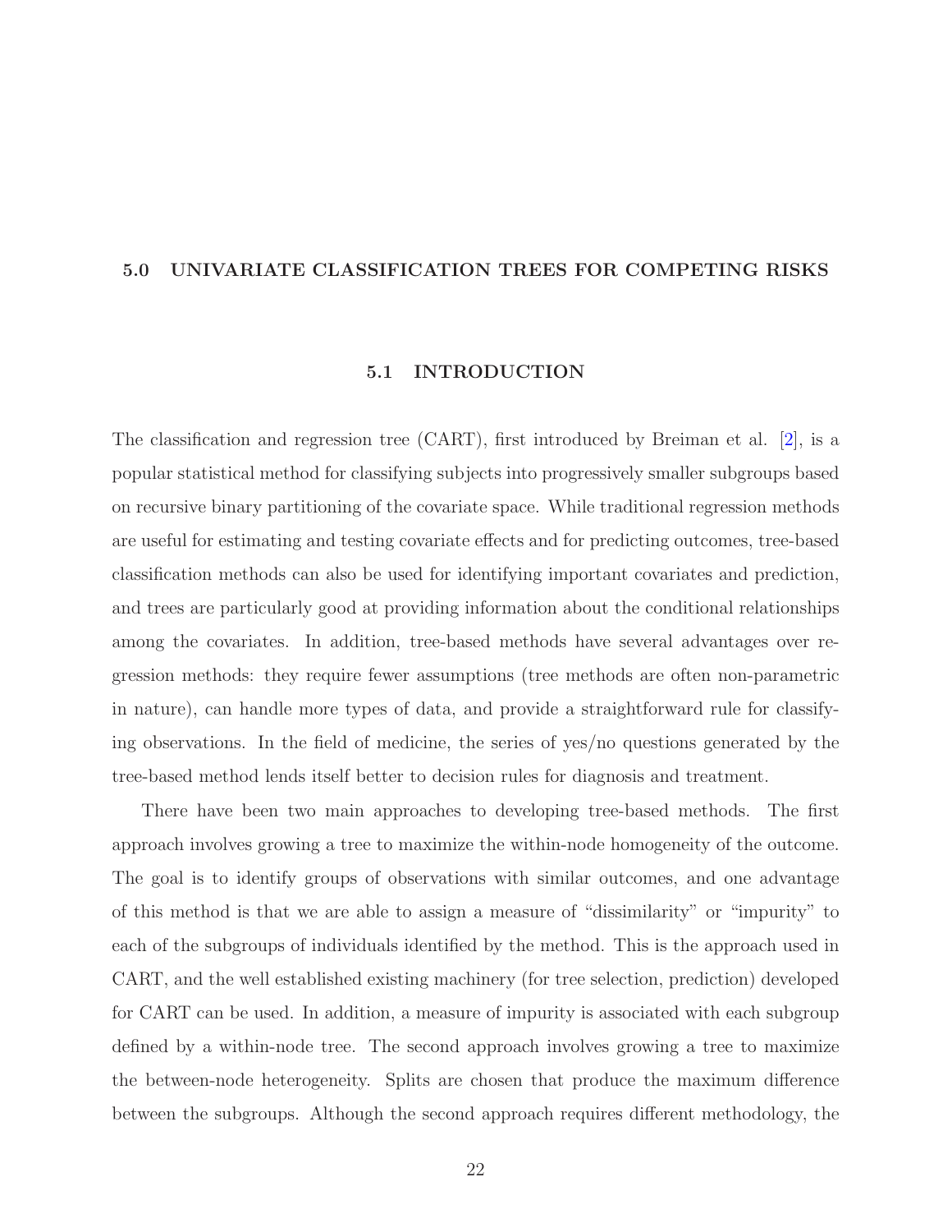# 5.0 UNIVARIATE CLASSIFICATION TREES FOR COMPETING RISKS

## 5.1 INTRODUCTION

The classification and regression tree (CART), first introduced by Breiman et al. [2], is a popular statistical method for classifying subjects into progressively smaller subgroups based on recursive binary partitioning of the covariate space. While traditional regression methods are useful for estimating and testing covariate effects and for predicting outcomes, tree-based classification methods can also be used for identifying important covariates and prediction, and trees are particularly good at providing information about the conditional relationships among the covariates. In addition, tree-based methods have several advantages over regression methods: they require fewer assumptions (tree methods are often non-parametric in nature), can handle more types of data, and provide a straightforward rule for classifying observations. In the field of medicine, the series of yes/no questions generated by the tree-based method lends itself better to decision rules for diagnosis and treatment.

There have been two main approaches to developing tree-based methods. The first approach involves growing a tree to maximize the within-node homogeneity of the outcome. The goal is to identify groups of observations with similar outcomes, and one advantage of this method is that we are able to assign a measure of "dissimilarity" or "impurity" to each of the subgroups of individuals identified by the method. This is the approach used in CART, and the well established existing machinery (for tree selection, prediction) developed for CART can be used. In addition, a measure of impurity is associated with each subgroup defined by a within-node tree. The second approach involves growing a tree to maximize the between-node heterogeneity. Splits are chosen that produce the maximum difference between the subgroups. Although the second approach requires different methodology, the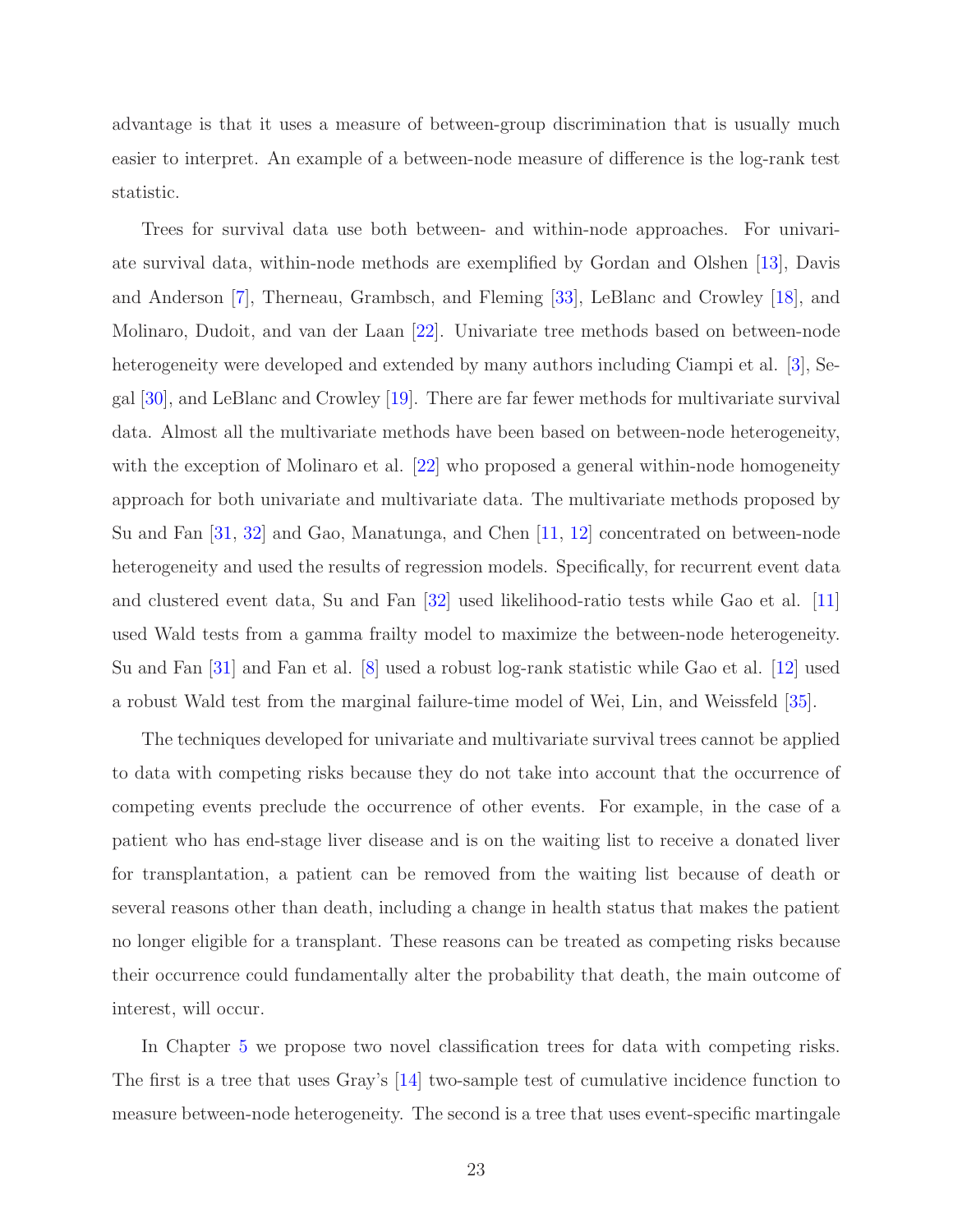advantage is that it uses a measure of between-group discrimination that is usually much easier to interpret. An example of a between-node measure of difference is the log-rank test statistic.

Trees for survival data use both between- and within-node approaches. For univariate survival data, within-node methods are exemplified by Gordan and Olshen [13], Davis and Anderson [7], Therneau, Grambsch, and Fleming [33], LeBlanc and Crowley [18], and Molinaro, Dudoit, and van der Laan [22]. Univariate tree methods based on between-node heterogeneity were developed and extended by many authors including Ciampi et al. [3], Segal [30], and LeBlanc and Crowley [19]. There are far fewer methods for multivariate survival data. Almost all the multivariate methods have been based on between-node heterogeneity, with the exception of Molinaro et al. [22] who proposed a general within-node homogeneity approach for both univariate and multivariate data. The multivariate methods proposed by Su and Fan [31, 32] and Gao, Manatunga, and Chen [11, 12] concentrated on between-node heterogeneity and used the results of regression models. Specifically, for recurrent event data and clustered event data, Su and Fan [32] used likelihood-ratio tests while Gao et al. [11] used Wald tests from a gamma frailty model to maximize the between-node heterogeneity. Su and Fan [31] and Fan et al. [8] used a robust log-rank statistic while Gao et al. [12] used a robust Wald test from the marginal failure-time model of Wei, Lin, and Weissfeld [35].

The techniques developed for univariate and multivariate survival trees cannot be applied to data with competing risks because they do not take into account that the occurrence of competing events preclude the occurrence of other events. For example, in the case of a patient who has end-stage liver disease and is on the waiting list to receive a donated liver for transplantation, a patient can be removed from the waiting list because of death or several reasons other than death, including a change in health status that makes the patient no longer eligible for a transplant. These reasons can be treated as competing risks because their occurrence could fundamentally alter the probability that death, the main outcome of interest, will occur.

In Chapter 5 we propose two novel classification trees for data with competing risks. The first is a tree that uses Gray's [14] two-sample test of cumulative incidence function to measure between-node heterogeneity. The second is a tree that uses event-specific martingale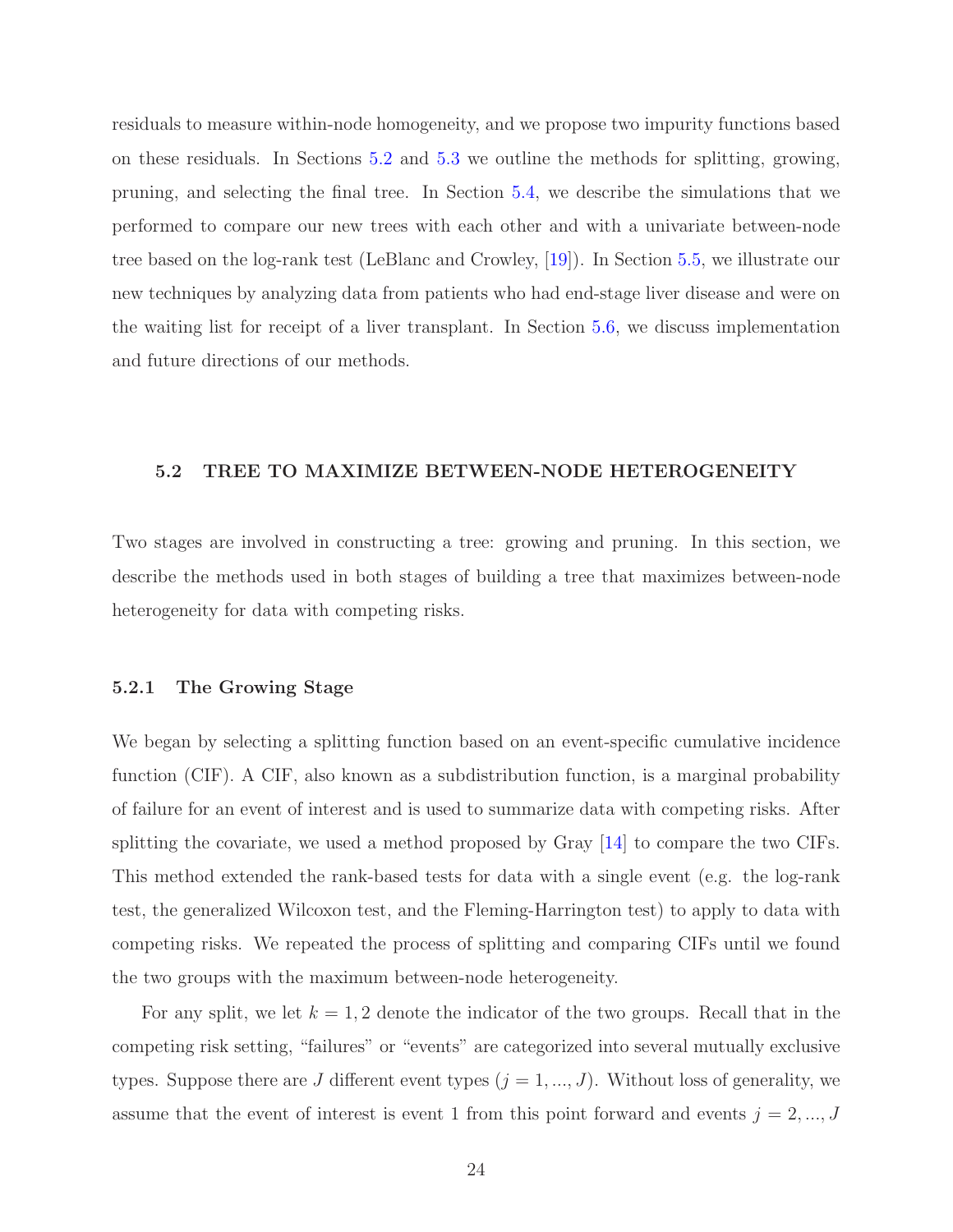residuals to measure within-node homogeneity, and we propose two impurity functions based on these residuals. In Sections 5.2 and 5.3 we outline the methods for splitting, growing, pruning, and selecting the final tree. In Section 5.4, we describe the simulations that we performed to compare our new trees with each other and with a univariate between-node tree based on the log-rank test (LeBlanc and Crowley, [19]). In Section 5.5, we illustrate our new techniques by analyzing data from patients who had end-stage liver disease and were on the waiting list for receipt of a liver transplant. In Section 5.6, we discuss implementation and future directions of our methods.

## 5.2 TREE TO MAXIMIZE BETWEEN-NODE HETEROGENEITY

Two stages are involved in constructing a tree: growing and pruning. In this section, we describe the methods used in both stages of building a tree that maximizes between-node heterogeneity for data with competing risks.

### 5.2.1 The Growing Stage

We began by selecting a splitting function based on an event-specific cumulative incidence function (CIF). A CIF, also known as a subdistribution function, is a marginal probability of failure for an event of interest and is used to summarize data with competing risks. After splitting the covariate, we used a method proposed by Gray [14] to compare the two CIFs. This method extended the rank-based tests for data with a single event (e.g. the log-rank test, the generalized Wilcoxon test, and the Fleming-Harrington test) to apply to data with competing risks. We repeated the process of splitting and comparing CIFs until we found the two groups with the maximum between-node heterogeneity.

For any split, we let $k = 1, 2$ denote the indicator of the two groups. Recall that in the competing risk setting, "failures" or "events" are categorized into several mutually exclusive types. Suppose there are $J$ different event types ($j = 1, ..., J$). Without loss of generality, we assume that the event of interest is event 1 from this point forward and events $j = 2, ..., J$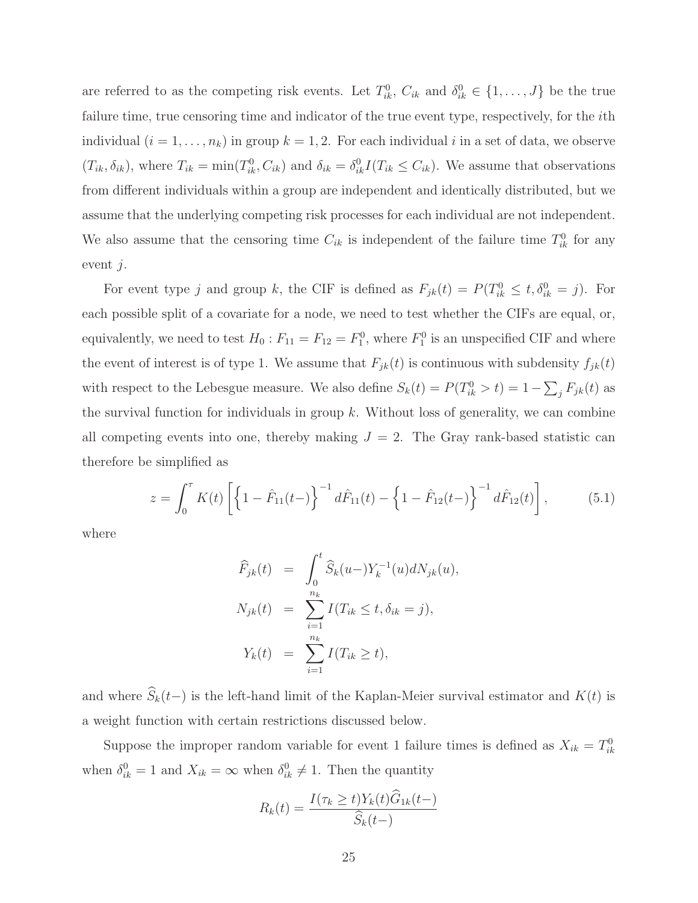are referred to as the competing risk events. Let $T^0_{ik}$, $C_{ik}$ and $\delta^0_{ik} \in \{1, \ldots, J\}$ be the true failure time, true censoring time and indicator of the true event type, respectively, for the $i$th individual ($i = 1, \ldots, n_k$) in group $k = 1, 2$. For each individual $i$ in a set of data, we observe $(T_{ik}, \delta_{ik})$, where $T_{ik} = \min(T^0_{ik}, C_{ik})$ and $\delta_{ik} = \delta^0_{ik} I(T_{ik} \leq C_{ik})$. We assume that observations from different individuals within a group are independent and identically distributed, but we assume that the underlying competing risk processes for each individual are not independent. We also assume that the censoring time $C_{ik}$ is independent of the failure time $T^0_{ik}$ for any event $j$.

For event type $j$ and group $k$, the CIF is defined as $F_{jk}(t) = P(T^0_{ik} \leq t, \delta^0_{ik} = j)$. For each possible split of a covariate for a node, we need to test whether the CIFs are equal, or, equivalently, we need to test $H_0 : F_{11} = F_{12} = F^0_1$, where $F^0_1$ is an unspecified CIF and where the event of interest is of type 1. We assume that $F_{jk}(t)$ is continuous with subdensity $f_{jk}(t)$ with respect to the Lebesgue measure. We also define $S_k(t) = P(T^0_{ik} > t) = 1 - \sum_j F_{jk}(t)$ as the survival function for individuals in group $k$. Without loss of generality, we can combine all competing events into one, thereby making $J = 2$. The Gray rank-based statistic can therefore be simplified as

$$z = \int_0^\tau K(t) \left[ \left\{ 1 - \hat{F}_{11}(t-) \right\}^{-1} d\hat{F}_{11}(t) - \left\{ 1 - \hat{F}_{12}(t-) \right\}^{-1} d\hat{F}_{12}(t) \right], \tag{5.1}$$

where

$$\begin{aligned}
\widehat{F}_{jk}(t) &= \int_0^t \widehat{S}_k(u-) Y_k^{-1}(u) dN_{jk}(u), \\
N_{jk}(t) &= \sum_{i=1}^{n_k} I(T_{ik} \leq t, \delta_{ik} = j), \\
Y_k(t) &= \sum_{i=1}^{n_k} I(T_{ik} \geq t),
\end{aligned}$$

and where $\widehat{S}_k(t-)$ is the left-hand limit of the Kaplan-Meier survival estimator and $K(t)$ is a weight function with certain restrictions discussed below.

Suppose the improper random variable for event 1 failure times is defined as $X_{ik} = T^0_{ik}$ when $\delta^0_{ik} = 1$ and $X_{ik} = \infty$ when $\delta^0_{ik} \neq 1$. Then the quantity

$$R_k(t) = \frac{I(\tau_k \geq t) Y_k(t) \widehat{G}_{1k}(t-)}{\widehat{S}_k(t-)}$$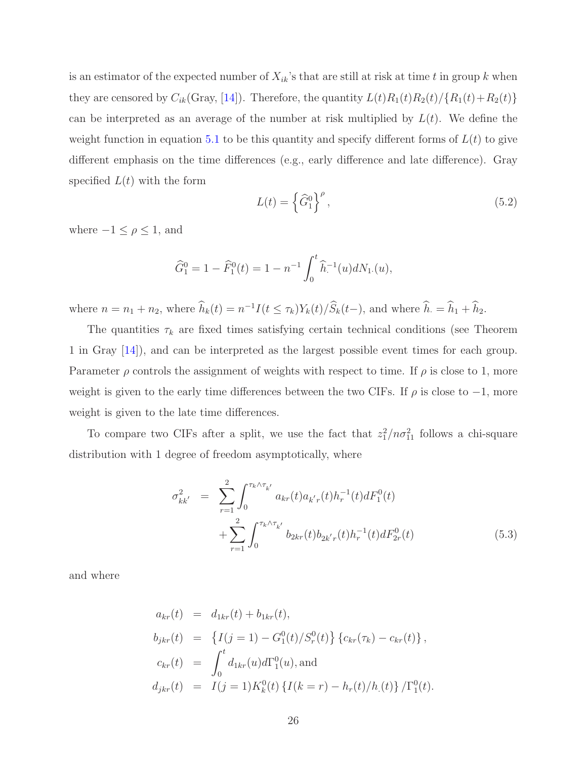is an estimator of the expected number of $X_{ik}$'s that are still at risk at time $t$ in group $k$ when they are censored by $C_{ik}$(Gray, [14]). Therefore, the quantity $L(t)R_1(t)R_2(t)/\{R_1(t)+R_2(t)\}$ can be interpreted as an average of the number at risk multiplied by $L(t)$. We define the weight function in equation 5.1 to be this quantity and specify different forms of $L(t)$ to give different emphasis on the time differences (e.g., early difference and late difference). Gray specified $L(t)$ with the form

$$L(t) = \left\{ \widehat{G}_1^0 \right\}^{\rho}, \tag{5.2}$$

where $-1 \leq \rho \leq 1$, and

$$\widehat{G}_1^0 = 1 - \widehat{F}_1^0(t) = 1 - n^{-1} \int_0^t \widehat{h}_{\cdot}^{-1}(u) dN_{1\cdot}(u),$$

where $n = n_1 + n_2$, where $\widehat{h}_k(t) = n^{-1} I(t \leq \tau_k) Y_k(t)/\widehat{S}_k(t-)$, and where $\widehat{h}_{\cdot} = \widehat{h}_1 + \widehat{h}_2$.

The quantities $\tau_k$ are fixed times satisfying certain technical conditions (see Theorem 1 in Gray [14]), and can be interpreted as the largest possible event times for each group. Parameter $\rho$ controls the assignment of weights with respect to time. If $\rho$ is close to 1, more weight is given to the early time differences between the two CIFs. If $\rho$ is close to $-1$, more weight is given to the late time differences.

To compare two CIFs after a split, we use the fact that $z_1^2/n\sigma_{11}^2$ follows a chi-square distribution with 1 degree of freedom asymptotically, where

$$\begin{aligned} \sigma_{kk'}^2 &= \sum_{r=1}^{2} \int_0^{\tau_k \wedge \tau_{k'}} a_{kr}(t) a_{k'r}(t) h_r^{-1}(t) dF_1^0(t) \\ &\quad + \sum_{r=1}^{2} \int_0^{\tau_k \wedge \tau_{k'}} b_{2kr}(t) b_{2k'r}(t) h_r^{-1}(t) dF_{2r}^0(t) \end{aligned} \tag{5.3}$$

and where

$$\begin{aligned} a_{kr}(t) &= d_{1kr}(t) + b_{1kr}(t), \\ b_{jkr}(t) &= \left\{ I(j=1) - G_1^0(t)/S_r^0(t) \right\} \left\{ c_{kr}(\tau_k) - c_{kr}(t) \right\}, \\ c_{kr}(t) &= \int_0^t d_{1kr}(u) d\Gamma_1^0(u), \text{and} \\ d_{jkr}(t) &= I(j=1) K_k^0(t) \left\{ I(k=r) - h_r(t)/h_{\cdot}(t) \right\} / \Gamma_1^0(t). \end{aligned}$$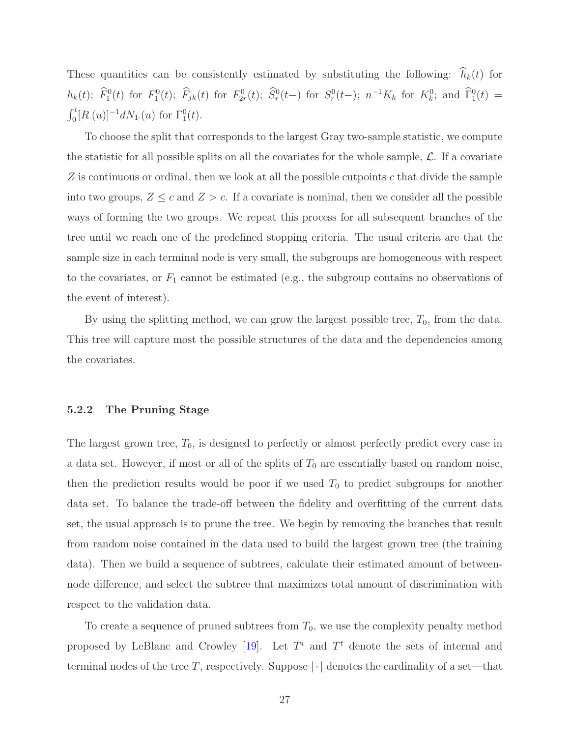These quantities can be consistently estimated by substituting the following: $\widehat{h}_k(t)$ for $h_k(t)$; $\widehat{F}_1^0(t)$ for $F_1^0(t)$; $\widehat{F}_{jk}(t)$ for $F_{2r}^0(t)$; $\widehat{S}_r^0(t-)$ for $S_r^0(t-)$; $n^{-1}K_k$ for $K_k^0$; and $\widehat{\Gamma}_1^0(t) = \int_0^t [R_{\cdot}(u)]^{-1} dN_{1\cdot}(u)$ for $\Gamma_1^0(t)$.

To choose the split that corresponds to the largest Gray two-sample statistic, we compute the statistic for all possible splits on all the covariates for the whole sample, $\mathcal{L}$. If a covariate $Z$ is continuous or ordinal, then we look at all the possible cutpoints $c$ that divide the sample into two groups, $Z \leq c$ and $Z > c$. If a covariate is nominal, then we consider all the possible ways of forming the two groups. We repeat this process for all subsequent branches of the tree until we reach one of the predefined stopping criteria. The usual criteria are that the sample size in each terminal node is very small, the subgroups are homogeneous with respect to the covariates, or $F_1$ cannot be estimated (e.g., the subgroup contains no observations of the event of interest).

By using the splitting method, we can grow the largest possible tree, $T_0$, from the data. This tree will capture most the possible structures of the data and the dependencies among the covariates.

### 5.2.2 The Pruning Stage

The largest grown tree, $T_0$, is designed to perfectly or almost perfectly predict every case in a data set. However, if most or all of the splits of $T_0$ are essentially based on random noise, then the prediction results would be poor if we used $T_0$ to predict subgroups for another data set. To balance the trade-off between the fidelity and overfitting of the current data set, the usual approach is to prune the tree. We begin by removing the branches that result from random noise contained in the data used to build the largest grown tree (the training data). Then we build a sequence of subtrees, calculate their estimated amount of between-node difference, and select the subtree that maximizes total amount of discrimination with respect to the validation data.

To create a sequence of pruned subtrees from $T_0$, we use the complexity penalty method proposed by LeBlanc and Crowley [19]. Let $T^i$ and $T^t$ denote the sets of internal and terminal nodes of the tree $T$, respectively. Suppose $|\cdot|$ denotes the cardinality of a set—that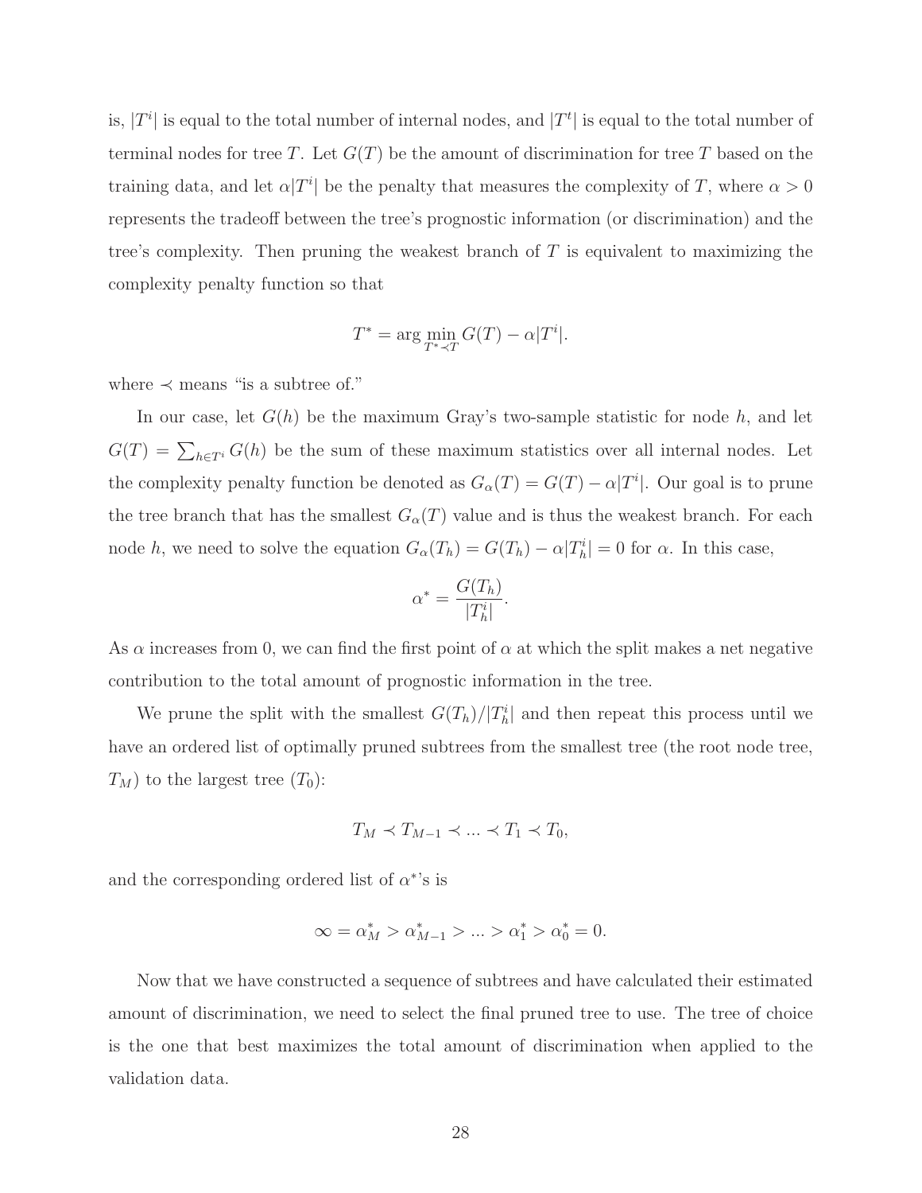is, $|T^i|$ is equal to the total number of internal nodes, and $|T^t|$ is equal to the total number of terminal nodes for tree $T$. Let $G(T)$ be the amount of discrimination for tree $T$ based on the training data, and let $\alpha|T^i|$ be the penalty that measures the complexity of $T$, where $\alpha > 0$ represents the tradeoff between the tree's prognostic information (or discrimination) and the tree's complexity. Then pruning the weakest branch of $T$ is equivalent to maximizing the complexity penalty function so that

$$T^* = \arg \min_{T^* \prec T} G(T) - \alpha|T^i|.$$

where $\prec$ means "is a subtree of."

In our case, let $G(h)$ be the maximum Gray's two-sample statistic for node $h$, and let $G(T) = \sum_{h \in T^i} G(h)$ be the sum of these maximum statistics over all internal nodes. Let the complexity penalty function be denoted as $G_\alpha(T) = G(T) - \alpha|T^i|$. Our goal is to prune the tree branch that has the smallest $G_\alpha(T)$ value and is thus the weakest branch. For each node $h$, we need to solve the equation $G_\alpha(T_h) = G(T_h) - \alpha|T_h^i| = 0$ for $\alpha$. In this case,

$$\alpha^* = \frac{G(T_h)}{|T_h^i|}.$$

As $\alpha$ increases from 0, we can find the first point of $\alpha$ at which the split makes a net negative contribution to the total amount of prognostic information in the tree.

We prune the split with the smallest $G(T_h)/|T_h^i|$ and then repeat this process until we have an ordered list of optimally pruned subtrees from the smallest tree (the root node tree, $T_M$) to the largest tree ($T_0$):

$$T_M \prec T_{M-1} \prec ... \prec T_1 \prec T_0,$$

and the corresponding ordered list of $\alpha^*$'s is

$$\infty = \alpha_M^* > \alpha_{M-1}^* > ... > \alpha_1^* > \alpha_0^* = 0.$$

Now that we have constructed a sequence of subtrees and have calculated their estimated amount of discrimination, we need to select the final pruned tree to use. The tree of choice is the one that best maximizes the total amount of discrimination when applied to the validation data.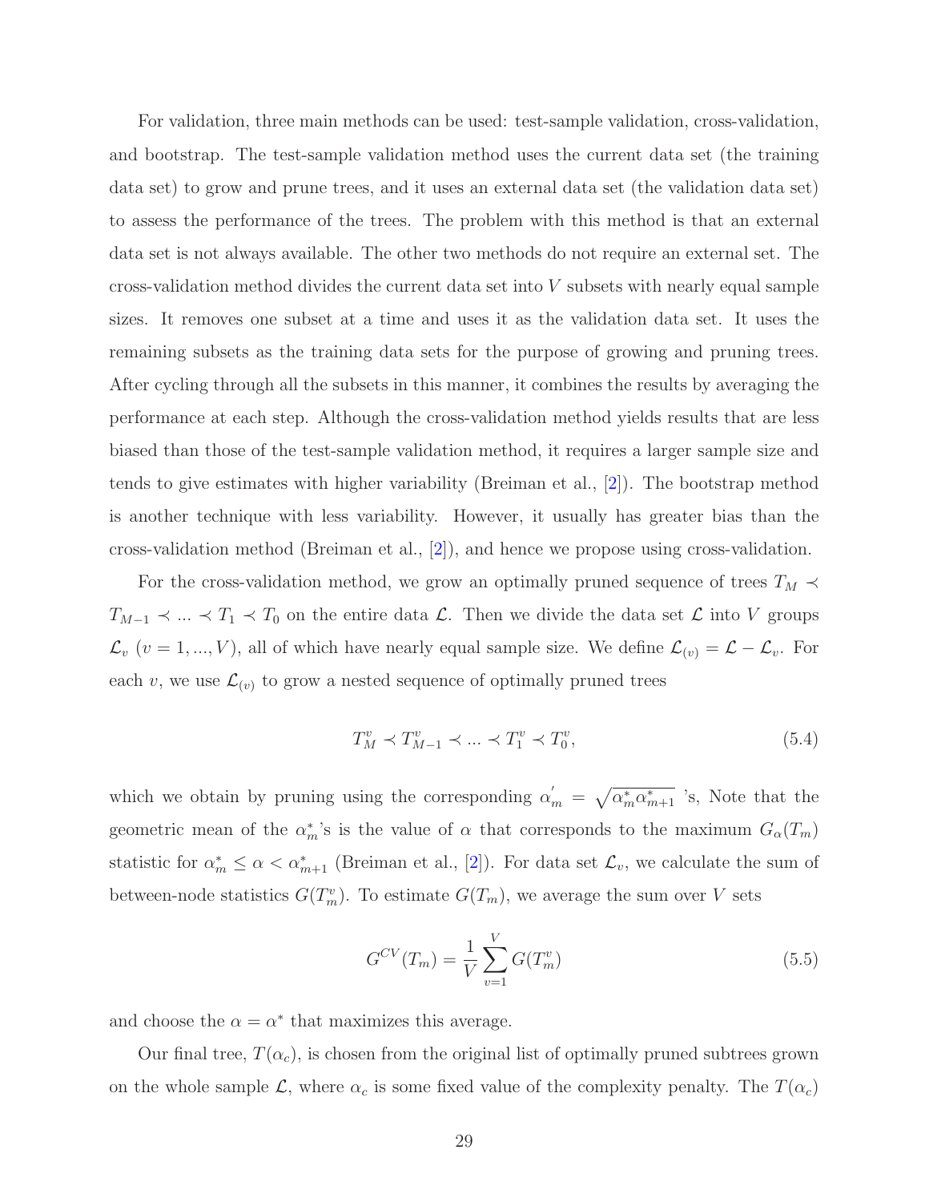For validation, three main methods can be used: test-sample validation, cross-validation, and bootstrap. The test-sample validation method uses the current data set (the training data set) to grow and prune trees, and it uses an external data set (the validation data set) to assess the performance of the trees. The problem with this method is that an external data set is not always available. The other two methods do not require an external set. The cross-validation method divides the current data set into $V$ subsets with nearly equal sample sizes. It removes one subset at a time and uses it as the validation data set. It uses the remaining subsets as the training data sets for the purpose of growing and pruning trees. After cycling through all the subsets in this manner, it combines the results by averaging the performance at each step. Although the cross-validation method yields results that are less biased than those of the test-sample validation method, it requires a larger sample size and tends to give estimates with higher variability (Breiman et al., [2]). The bootstrap method is another technique with less variability. However, it usually has greater bias than the cross-validation method (Breiman et al., [2]), and hence we propose using cross-validation.

For the cross-validation method, we grow an optimally pruned sequence of trees $T_M \prec T_{M-1} \prec ... \prec T_1 \prec T_0$ on the entire data $\mathcal{L}$. Then we divide the data set $\mathcal{L}$ into $V$ groups $\mathcal{L}_v$ $(v = 1, ..., V)$, all of which have nearly equal sample size. We define $\mathcal{L}_{(v)} = \mathcal{L} - \mathcal{L}_v$. For each $v$, we use $\mathcal{L}_{(v)}$ to grow a nested sequence of optimally pruned trees

$$T_M^v \prec T_{M-1}^v \prec ... \prec T_1^v \prec T_0^v, \tag{5.4}$$

which we obtain by pruning using the corresponding $\alpha_m^{'} = \sqrt{\alpha_m^* \alpha_{m+1}^*}$ 's, Note that the geometric mean of the $\alpha_m^*$'s is the value of $\alpha$ that corresponds to the maximum $G_\alpha(T_m)$ statistic for $\alpha_m^* \leq \alpha < \alpha_{m+1}^*$ (Breiman et al., [2]). For data set $\mathcal{L}_v$, we calculate the sum of between-node statistics $G(T_m^v)$. To estimate $G(T_m)$, we average the sum over $V$ sets

$$G^{CV}(T_m) = \frac{1}{V} \sum_{v=1}^{V} G(T_m^v) \tag{5.5}$$

and choose the $\alpha = \alpha^*$ that maximizes this average.

Our final tree, $T(\alpha_c)$, is chosen from the original list of optimally pruned subtrees grown on the whole sample $\mathcal{L}$, where $\alpha_c$ is some fixed value of the complexity penalty. The $T(\alpha_c)$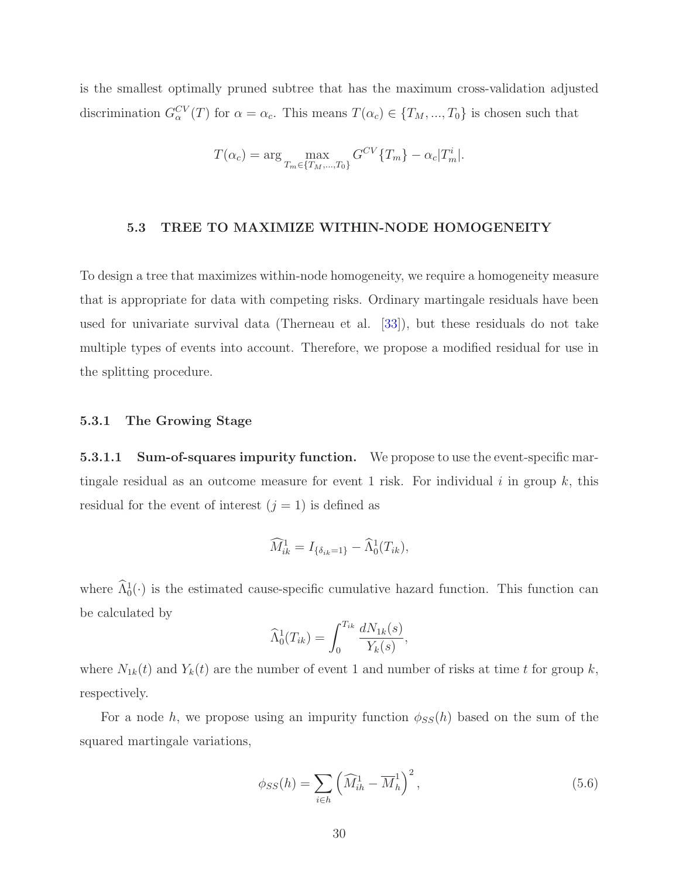is the smallest optimally pruned subtree that has the maximum cross-validation adjusted discrimination $G_{\alpha}^{CV}(T)$ for $\alpha = \alpha_c$. This means $T(\alpha_c) \in \{T_M, ..., T_0\}$ is chosen such that

$$T(\alpha_c) = \arg \max_{T_m \in \{T_M,...,T_0\}} G^{CV}\{T_m\} - \alpha_c |T_m^i|.$$

## 5.3 TREE TO MAXIMIZE WITHIN-NODE HOMOGENEITY

To design a tree that maximizes within-node homogeneity, we require a homogeneity measure that is appropriate for data with competing risks. Ordinary martingale residuals have been used for univariate survival data (Therneau et al. [33]), but these residuals do not take multiple types of events into account. Therefore, we propose a modified residual for use in the splitting procedure.

### 5.3.1 The Growing Stage

**5.3.1.1 Sum-of-squares impurity function.** We propose to use the event-specific martingale residual as an outcome measure for event 1 risk. For individual $i$ in group $k$, this residual for the event of interest ($j = 1$) is defined as

$$\widehat{M}_{ik}^1 = I_{\{\delta_{ik}=1\}} - \widehat{\Lambda}_0^1(T_{ik}),$$

where $\widehat{\Lambda}_0^1(\cdot)$ is the estimated cause-specific cumulative hazard function. This function can be calculated by

$$\widehat{\Lambda}_0^1(T_{ik}) = \int_0^{T_{ik}} \frac{dN_{1k}(s)}{Y_k(s)},$$

where $N_{1k}(t)$ and $Y_k(t)$ are the number of event 1 and number of risks at time $t$ for group $k$, respectively.

For a node $h$, we propose using an impurity function $\phi_{SS}(h)$ based on the sum of the squared martingale variations,

$$\phi_{SS}(h) = \sum_{i \in h} \left( \widehat{M}_{ih}^1 - \overline{M}_h^1 \right)^2, \tag{5.6}$$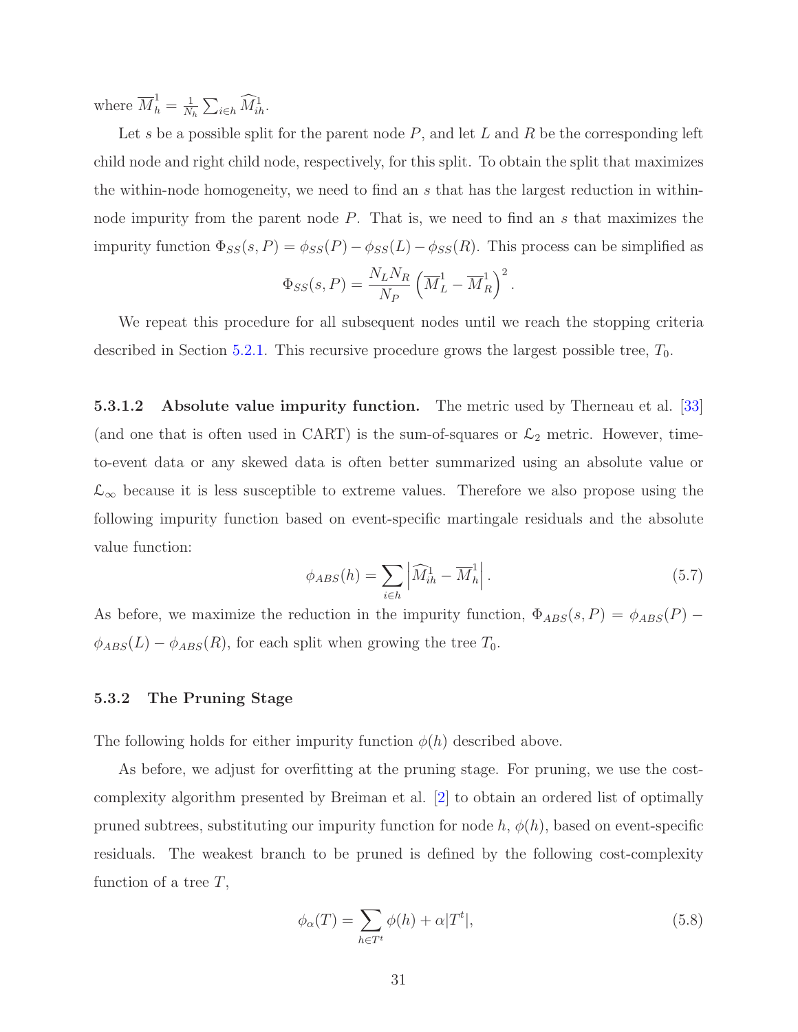where $\overline{M}^1_h = \frac{1}{N_h} \sum_{i \in h} \widehat{M}^1_{ih}$.

Let $s$ be a possible split for the parent node $P$, and let $L$ and $R$ be the corresponding left child node and right child node, respectively, for this split. To obtain the split that maximizes the within-node homogeneity, we need to find an $s$ that has the largest reduction in within-node impurity from the parent node $P$. That is, we need to find an $s$ that maximizes the impurity function $\Phi_{SS}(s, P) = \phi_{SS}(P) - \phi_{SS}(L) - \phi_{SS}(R)$. This process can be simplified as

$$\Phi_{SS}(s, P) = \frac{N_L N_R}{N_P} \left( \overline{M}^1_L - \overline{M}^1_R \right)^2.$$

We repeat this procedure for all subsequent nodes until we reach the stopping criteria described in Section 5.2.1. This recursive procedure grows the largest possible tree, $T_0$.

#### 5.3.1.2 Absolute value impurity function.

The metric used by Therneau et al. [33] (and one that is often used in CART) is the sum-of-squares or $\mathcal{L}_2$ metric. However, time-to-event data or any skewed data is often better summarized using an absolute value or $\mathcal{L}_\infty$ because it is less susceptible to extreme values. Therefore we also propose using the following impurity function based on event-specific martingale residuals and the absolute value function:

$$\phi_{ABS}(h) = \sum_{i \in h} \left| \widehat{M}^1_{ih} - \overline{M}^1_h \right|. \tag{5.7}$$

As before, we maximize the reduction in the impurity function, $\Phi_{ABS}(s, P) = \phi_{ABS}(P) - \phi_{ABS}(L) - \phi_{ABS}(R)$, for each split when growing the tree $T_0$.

### 5.3.2 The Pruning Stage

The following holds for either impurity function $\phi(h)$ described above.

As before, we adjust for overfitting at the pruning stage. For pruning, we use the cost-complexity algorithm presented by Breiman et al. [2] to obtain an ordered list of optimally pruned subtrees, substituting our impurity function for node $h$, $\phi(h)$, based on event-specific residuals. The weakest branch to be pruned is defined by the following cost-complexity function of a tree $T$,

$$\phi_\alpha(T) = \sum_{h \in T^t} \phi(h) + \alpha |T^t|, \tag{5.8}$$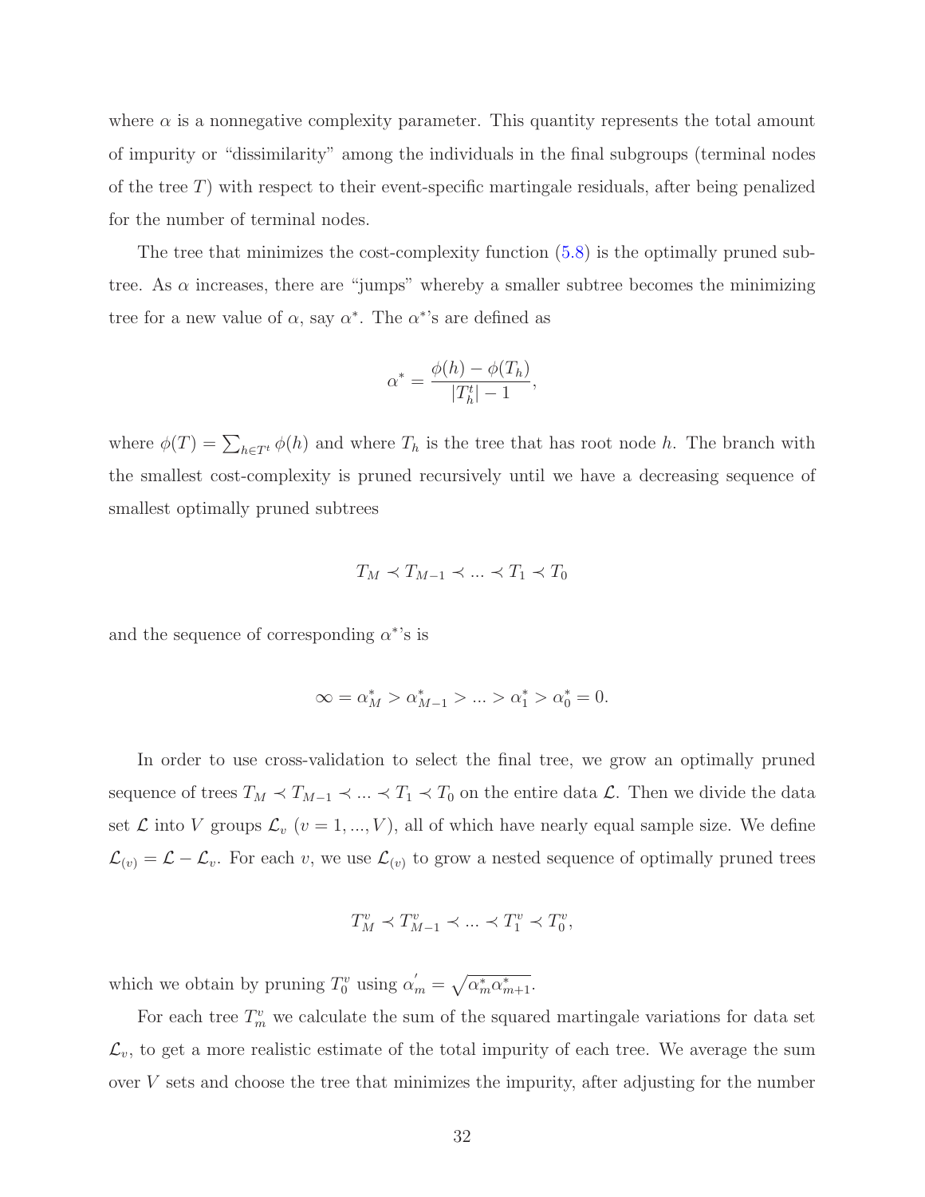where $\alpha$ is a nonnegative complexity parameter. This quantity represents the total amount of impurity or "dissimilarity" among the individuals in the final subgroups (terminal nodes of the tree $T$) with respect to their event-specific martingale residuals, after being penalized for the number of terminal nodes.

The tree that minimizes the cost-complexity function (5.8) is the optimally pruned subtree. As $\alpha$ increases, there are "jumps" whereby a smaller subtree becomes the minimizing tree for a new value of $\alpha$, say $\alpha^*$. The $\alpha^*$'s are defined as

$$\alpha^* = \frac{\phi(h) - \phi(T_h)}{|T_h^t| - 1},$$

where $\phi(T) = \sum_{h \in T^t} \phi(h)$ and where $T_h$ is the tree that has root node $h$. The branch with the smallest cost-complexity is pruned recursively until we have a decreasing sequence of smallest optimally pruned subtrees

$$T_M \prec T_{M-1} \prec ... \prec T_1 \prec T_0$$

and the sequence of corresponding $\alpha^*$'s is

$$\infty = \alpha^*_M > \alpha^*_{M-1} > ... > \alpha^*_1 > \alpha^*_0 = 0.$$

In order to use cross-validation to select the final tree, we grow an optimally pruned sequence of trees $T_M \prec T_{M-1} \prec ... \prec T_1 \prec T_0$ on the entire data $\mathcal{L}$. Then we divide the data set $\mathcal{L}$ into $V$ groups $\mathcal{L}_v$ $(v = 1, ..., V)$, all of which have nearly equal sample size. We define $\mathcal{L}_{(v)} = \mathcal{L} - \mathcal{L}_v$. For each $v$, we use $\mathcal{L}_{(v)}$ to grow a nested sequence of optimally pruned trees

$$T^v_M \prec T^v_{M-1} \prec ... \prec T^v_1 \prec T^v_0,$$

which we obtain by pruning $T^v_0$ using $\alpha'_m = \sqrt{\alpha^*_m \alpha^*_{m+1}}$.

For each tree $T^v_m$ we calculate the sum of the squared martingale variations for data set $\mathcal{L}_v$, to get a more realistic estimate of the total impurity of each tree. We average the sum over $V$ sets and choose the tree that minimizes the impurity, after adjusting for the number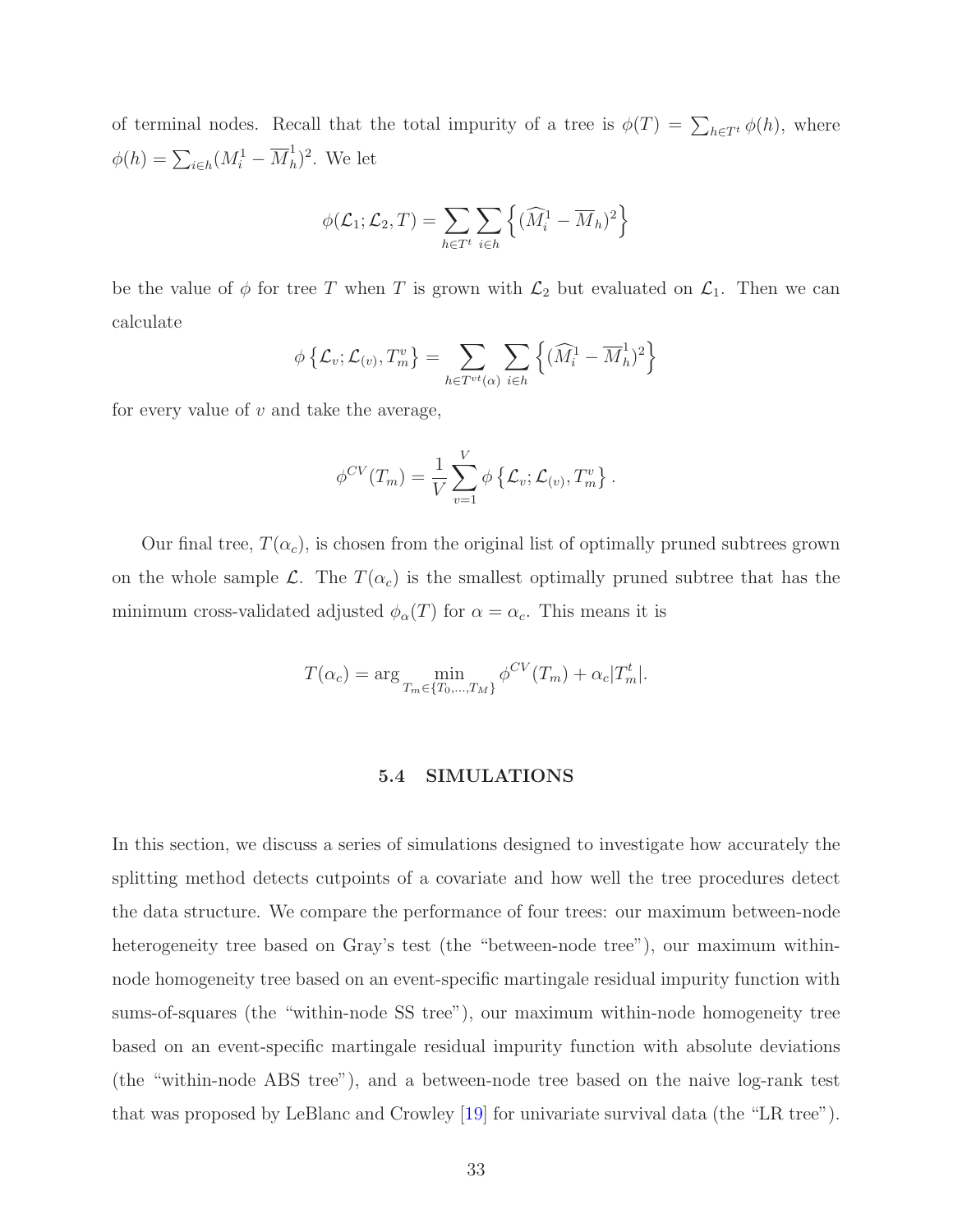of terminal nodes. Recall that the total impurity of a tree is $\phi(T) = \sum_{h \in T^t} \phi(h)$, where $\phi(h) = \sum_{i \in h} (M_i^1 - \overline{M}_h^1)^2$. We let

$$\phi(\mathcal{L}_1; \mathcal{L}_2, T) = \sum_{h \in T^t} \sum_{i \in h} \left\{ (\widehat{M}_i^1 - \overline{M}_h)^2 \right\}$$

be the value of $\phi$ for tree $T$ when $T$ is grown with $\mathcal{L}_2$ but evaluated on $\mathcal{L}_1$. Then we can calculate

$$\phi \left\{ \mathcal{L}_v; \mathcal{L}_{(v)}, T_m^v \right\} = \sum_{h \in T^{vt}(\alpha)} \sum_{i \in h} \left\{ (\widehat{M}_i^1 - \overline{M}_h^1)^2 \right\}$$

for every value of $v$ and take the average,

$$\phi^{CV}(T_m) = \frac{1}{V} \sum_{v=1}^{V} \phi \left\{ \mathcal{L}_v; \mathcal{L}_{(v)}, T_m^v \right\}.$$

Our final tree, $T(\alpha_c)$, is chosen from the original list of optimally pruned subtrees grown on the whole sample $\mathcal{L}$. The $T(\alpha_c)$ is the smallest optimally pruned subtree that has the minimum cross-validated adjusted $\phi_\alpha(T)$ for $\alpha = \alpha_c$. This means it is

$$T(\alpha_c) = \arg \min_{T_m \in \{T_0, \ldots, T_M\}} \phi^{CV}(T_m) + \alpha_c |T_m^t|.$$

## 5.4 SIMULATIONS

In this section, we discuss a series of simulations designed to investigate how accurately the splitting method detects cutpoints of a covariate and how well the tree procedures detect the data structure. We compare the performance of four trees: our maximum between-node heterogeneity tree based on Gray's test (the "between-node tree"), our maximum within-node homogeneity tree based on an event-specific martingale residual impurity function with sums-of-squares (the "within-node SS tree"), our maximum within-node homogeneity tree based on an event-specific martingale residual impurity function with absolute deviations (the "within-node ABS tree"), and a between-node tree based on the naive log-rank test that was proposed by LeBlanc and Crowley [19] for univariate survival data (the "LR tree").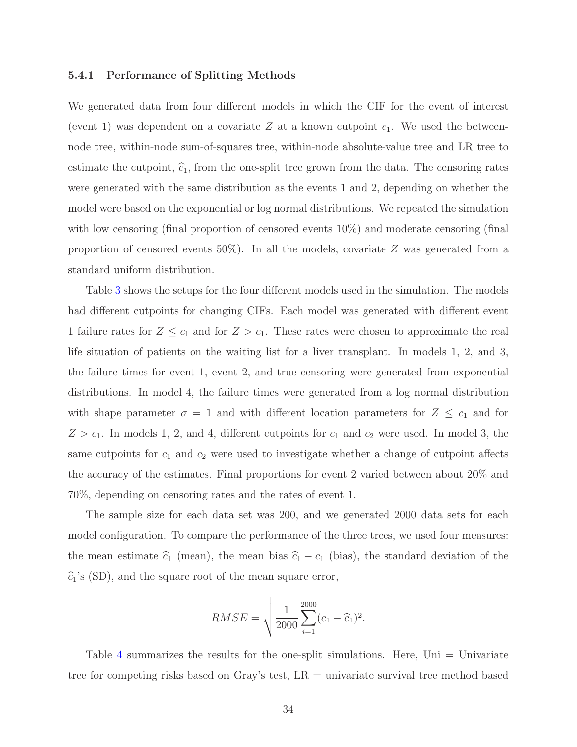### 5.4.1 Performance of Splitting Methods

We generated data from four different models in which the CIF for the event of interest (event 1) was dependent on a covariate $Z$ at a known cutpoint $c_1$. We used the between-node tree, within-node sum-of-squares tree, within-node absolute-value tree and LR tree to estimate the cutpoint, $\widehat{c}_1$, from the one-split tree grown from the data. The censoring rates were generated with the same distribution as the events 1 and 2, depending on whether the model were based on the exponential or log normal distributions. We repeated the simulation with low censoring (final proportion of censored events 10%) and moderate censoring (final proportion of censored events 50%). In all the models, covariate $Z$ was generated from a standard uniform distribution.

Table 3 shows the setups for the four different models used in the simulation. The models had different cutpoints for changing CIFs. Each model was generated with different event 1 failure rates for $Z \leq c_1$ and for $Z > c_1$. These rates were chosen to approximate the real life situation of patients on the waiting list for a liver transplant. In models 1, 2, and 3, the failure times for event 1, event 2, and true censoring were generated from exponential distributions. In model 4, the failure times were generated from a log normal distribution with shape parameter $\sigma = 1$ and with different location parameters for $Z \leq c_1$ and for $Z > c_1$. In models 1, 2, and 4, different cutpoints for $c_1$ and $c_2$ were used. In model 3, the same cutpoints for $c_1$ and $c_2$ were used to investigate whether a change of cutpoint affects the accuracy of the estimates. Final proportions for event 2 varied between about 20% and 70%, depending on censoring rates and the rates of event 1.

The sample size for each data set was 200, and we generated 2000 data sets for each model configuration. To compare the performance of the three trees, we used four measures: the mean estimate $\overline{\widehat{c}_1}$ (mean), the mean bias $\overline{\widehat{c}_1 - c_1}$ (bias), the standard deviation of the $\widehat{c}_1$'s (SD), and the square root of the mean square error,

$$RMSE = \sqrt{\frac{1}{2000}\sum_{i=1}^{2000}(c_1 - \widehat{c}_1)^2}.$$

Table 4 summarizes the results for the one-split simulations. Here, Uni = Univariate tree for competing risks based on Gray's test, LR = univariate survival tree method based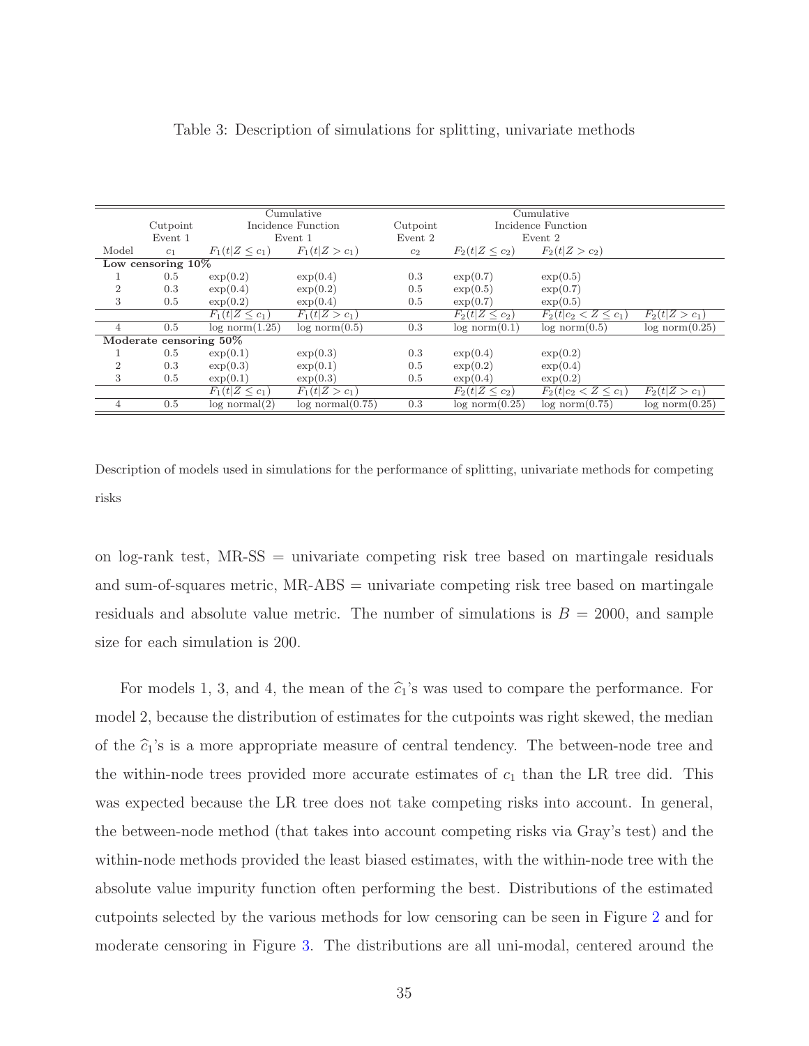Table 3: Description of simulations for splitting, univariate methods

| | Cutpoint Event 1 | Cumulative Incidence Function Event 1 | | Cutpoint Event 2 | Cumulative Incidence Function Event 2 | | |
|---|---|---|---|---|---|---|---|
| Model | $c_1$ | $F_1(t\|Z \leq c_1)$ | $F_1(t\|Z > c_1)$ | $c_2$ | $F_2(t\|Z \leq c_2)$ | $F_2(t\|Z > c_2)$ | |
| **Low censoring 10%** | | | | | | | |
| 1 | 0.5 | exp(0.2) | exp(0.4) | 0.3 | exp(0.7) | exp(0.5) | |
| 2 | 0.3 | exp(0.4) | exp(0.2) | 0.5 | exp(0.5) | exp(0.7) | |
| 3 | 0.5 | exp(0.2) | exp(0.4) | 0.5 | exp(0.7) | exp(0.5) | |
| | | $F_1(t\|Z \leq c_1)$ | $F_1(t\|Z > c_1)$ | | $F_2(t\|Z \leq c_2)$ | $F_2(t\|c_2 < Z \leq c_1)$ | $F_2(t\|Z > c_1)$ |
| 4 | 0.5 | log norm(1.25) | log norm(0.5) | 0.3 | log norm(0.1) | log norm(0.5) | log norm(0.25) |
| **Moderate censoring 50%** | | | | | | | |
| 1 | 0.5 | exp(0.1) | exp(0.3) | 0.3 | exp(0.4) | exp(0.2) | |
| 2 | 0.3 | exp(0.3) | exp(0.1) | 0.5 | exp(0.2) | exp(0.4) | |
| 3 | 0.5 | exp(0.1) | exp(0.3) | 0.5 | exp(0.4) | exp(0.2) | |
| | | $F_1(t\|Z \leq c_1)$ | $F_1(t\|Z > c_1)$ | | $F_2(t\|Z \leq c_2)$ | $F_2(t\|c_2 < Z \leq c_1)$ | $F_2(t\|Z > c_1)$ |
| 4 | 0.5 | log normal(2) | log normal(0.75) | 0.3 | log norm(0.25) | log norm(0.75) | log norm(0.25) |

Description of models used in simulations for the performance of splitting, univariate methods for competing risks

on log-rank test, MR-SS = univariate competing risk tree based on martingale residuals and sum-of-squares metric, MR-ABS = univariate competing risk tree based on martingale residuals and absolute value metric. The number of simulations is $B = 2000$, and sample size for each simulation is 200.

For models 1, 3, and 4, the mean of the $\widehat{c}_1$'s was used to compare the performance. For model 2, because the distribution of estimates for the cutpoints was right skewed, the median of the $\widehat{c}_1$'s is a more appropriate measure of central tendency. The between-node tree and the within-node trees provided more accurate estimates of $c_1$ than the LR tree did. This was expected because the LR tree does not take competing risks into account. In general, the between-node method (that takes into account competing risks via Gray's test) and the within-node methods provided the least biased estimates, with the within-node tree with the absolute value impurity function often performing the best. Distributions of the estimated cutpoints selected by the various methods for low censoring can be seen in Figure 2 and for moderate censoring in Figure 3. The distributions are all uni-modal, centered around the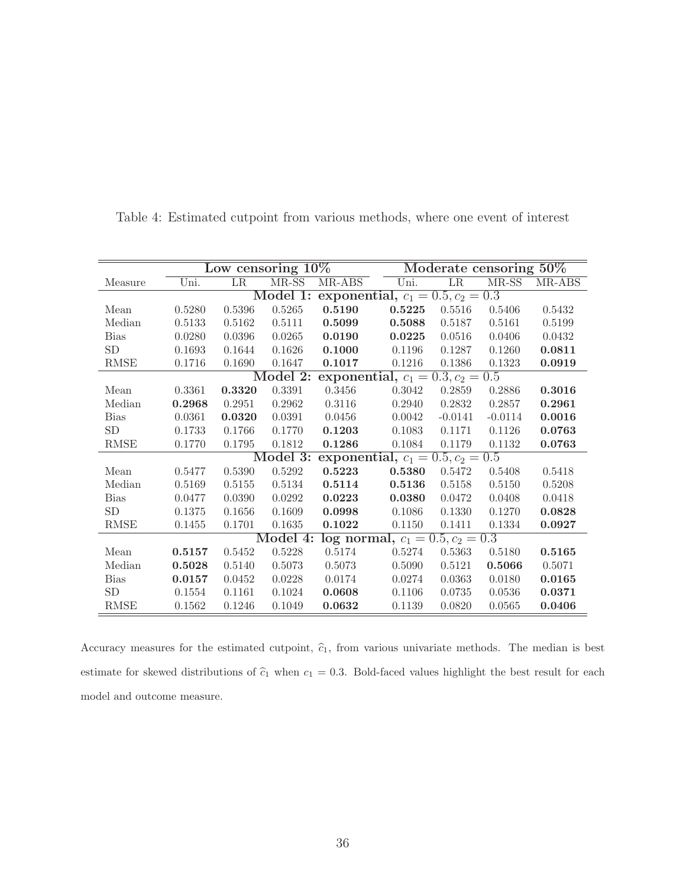Table 4: Estimated cutpoint from various methods, where one event of interest

| | Low censoring 10% | | | | Moderate censoring 50% | | | |
|---|---|---|---|---|---|---|---|---|
| Measure | Uni. | LR | MR-SS | MR-ABS | Uni. | LR | MR-SS | MR-ABS |
| **Model 1: exponential, $c_1 = 0.5, c_2 = 0.3$** | | | | | | | | |
| Mean | 0.5280 | 0.5396 | 0.5265 | **0.5190** | **0.5225** | 0.5516 | 0.5406 | 0.5432 |
| Median | 0.5133 | 0.5162 | 0.5111 | **0.5099** | **0.5088** | 0.5187 | 0.5161 | 0.5199 |
| Bias | 0.0280 | 0.0396 | 0.0265 | **0.0190** | **0.0225** | 0.0516 | 0.0406 | 0.0432 |
| SD | 0.1693 | 0.1644 | 0.1626 | **0.1000** | 0.1196 | 0.1287 | 0.1260 | **0.0811** |
| RMSE | 0.1716 | 0.1690 | 0.1647 | **0.1017** | 0.1216 | 0.1386 | 0.1323 | **0.0919** |
| **Model 2: exponential, $c_1 = 0.3, c_2 = 0.5$** | | | | | | | | |
| Mean | 0.3361 | **0.3320** | 0.3391 | 0.3456 | 0.3042 | 0.2859 | 0.2886 | **0.3016** |
| Median | **0.2968** | 0.2951 | 0.2962 | 0.3116 | 0.2940 | 0.2832 | 0.2857 | **0.2961** |
| Bias | 0.0361 | **0.0320** | 0.0391 | 0.0456 | 0.0042 | -0.0141 | -0.0114 | **0.0016** |
| SD | 0.1733 | 0.1766 | 0.1770 | **0.1203** | 0.1083 | 0.1171 | 0.1126 | **0.0763** |
| RMSE | 0.1770 | 0.1795 | 0.1812 | **0.1286** | 0.1084 | 0.1179 | 0.1132 | **0.0763** |
| **Model 3: exponential, $c_1 = 0.5, c_2 = 0.5$** | | | | | | | | |
| Mean | 0.5477 | 0.5390 | 0.5292 | **0.5223** | **0.5380** | 0.5472 | 0.5408 | 0.5418 |
| Median | 0.5169 | 0.5155 | 0.5134 | **0.5114** | **0.5136** | 0.5158 | 0.5150 | 0.5208 |
| Bias | 0.0477 | 0.0390 | 0.0292 | **0.0223** | **0.0380** | 0.0472 | 0.0408 | 0.0418 |
| SD | 0.1375 | 0.1656 | 0.1609 | **0.0998** | 0.1086 | 0.1330 | 0.1270 | **0.0828** |
| RMSE | 0.1455 | 0.1701 | 0.1635 | **0.1022** | 0.1150 | 0.1411 | 0.1334 | **0.0927** |
| **Model 4: log normal, $c_1 = 0.5, c_2 = 0.3$** | | | | | | | | |
| Mean | **0.5157** | 0.5452 | 0.5228 | 0.5174 | 0.5274 | 0.5363 | 0.5180 | **0.5165** |
| Median | **0.5028** | 0.5140 | 0.5073 | 0.5073 | 0.5090 | 0.5121 | **0.5066** | 0.5071 |
| Bias | **0.0157** | 0.0452 | 0.0228 | 0.0174 | 0.0274 | 0.0363 | 0.0180 | **0.0165** |
| SD | 0.1554 | 0.1161 | 0.1024 | **0.0608** | 0.1106 | 0.0735 | 0.0536 | **0.0371** |
| RMSE | 0.1562 | 0.1246 | 0.1049 | **0.0632** | 0.1139 | 0.0820 | 0.0565 | **0.0406** |

Accuracy measures for the estimated cutpoint, $\widehat{c}_1$, from various univariate methods. The median is best estimate for skewed distributions of $\widehat{c}_1$ when $c_1 = 0.3$. Bold-faced values highlight the best result for each model and outcome measure.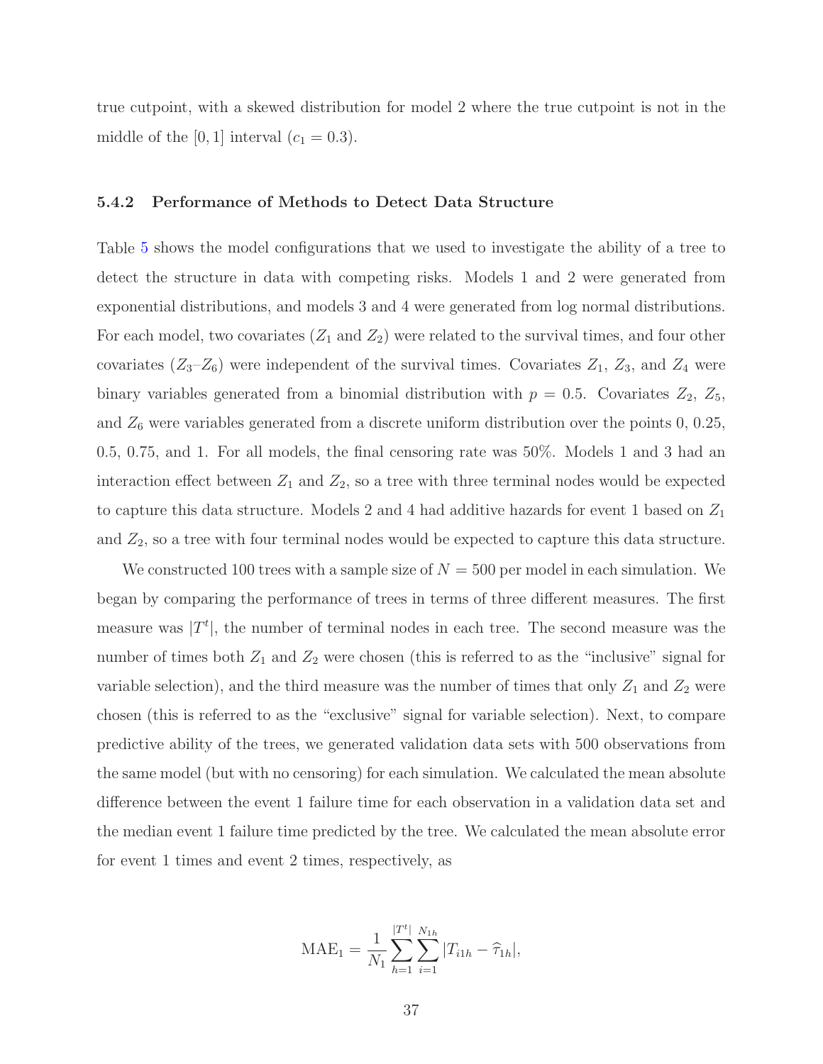true cutpoint, with a skewed distribution for model 2 where the true cutpoint is not in the middle of the $[0, 1]$ interval ($c_1 = 0.3$).

### 5.4.2 Performance of Methods to Detect Data Structure

Table 5 shows the model configurations that we used to investigate the ability of a tree to detect the structure in data with competing risks. Models 1 and 2 were generated from exponential distributions, and models 3 and 4 were generated from log normal distributions. For each model, two covariates ($Z_1$ and $Z_2$) were related to the survival times, and four other covariates ($Z_3$–$Z_6$) were independent of the survival times. Covariates $Z_1$, $Z_3$, and $Z_4$ were binary variables generated from a binomial distribution with $p = 0.5$. Covariates $Z_2$, $Z_5$, and $Z_6$ were variables generated from a discrete uniform distribution over the points 0, 0.25, 0.5, 0.75, and 1. For all models, the final censoring rate was 50%. Models 1 and 3 had an interaction effect between $Z_1$ and $Z_2$, so a tree with three terminal nodes would be expected to capture this data structure. Models 2 and 4 had additive hazards for event 1 based on $Z_1$ and $Z_2$, so a tree with four terminal nodes would be expected to capture this data structure.

We constructed 100 trees with a sample size of $N = 500$ per model in each simulation. We began by comparing the performance of trees in terms of three different measures. The first measure was $|T^t|$, the number of terminal nodes in each tree. The second measure was the number of times both $Z_1$ and $Z_2$ were chosen (this is referred to as the "inclusive" signal for variable selection), and the third measure was the number of times that only $Z_1$ and $Z_2$ were chosen (this is referred to as the "exclusive" signal for variable selection). Next, to compare predictive ability of the trees, we generated validation data sets with 500 observations from the same model (but with no censoring) for each simulation. We calculated the mean absolute difference between the event 1 failure time for each observation in a validation data set and the median event 1 failure time predicted by the tree. We calculated the mean absolute error for event 1 times and event 2 times, respectively, as

$$\text{MAE}_1 = \frac{1}{N_1} \sum_{h=1}^{|T^t|} \sum_{i=1}^{N_{1h}} |T_{i1h} - \widehat{\tau}_{1h}|,$$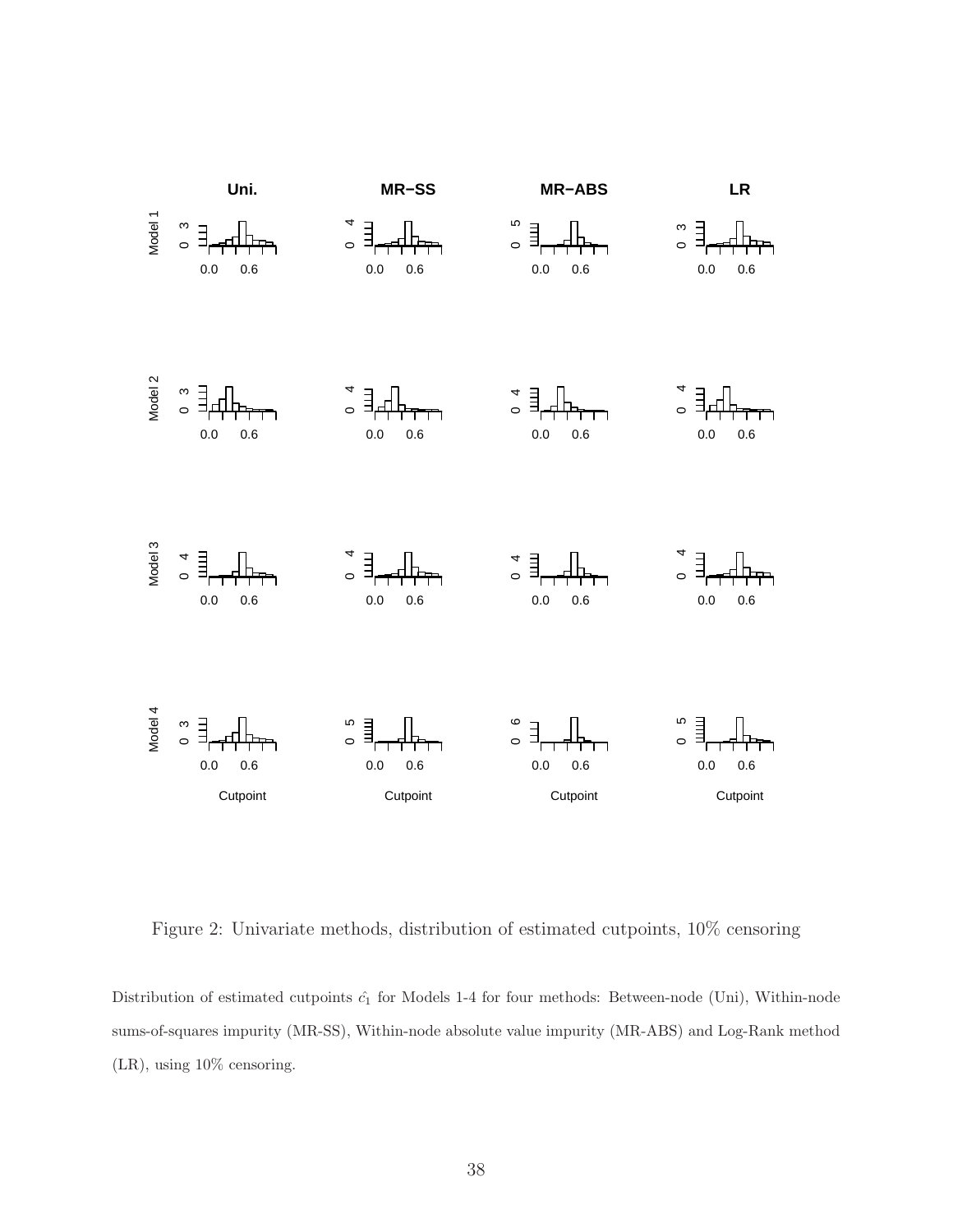Uni.

MR−SS

MR−ABS

LR

Model 1

Model 2

Model 3

Model 4

0.0 0.6

Cutpoint

Figure 2: Univariate methods, distribution of estimated cutpoints, 10% censoring

Distribution of estimated cutpoints $\hat{c}_1$ for Models 1-4 for four methods: Between-node (Uni), Within-node sums-of-squares impurity (MR-SS), Within-node absolute value impurity (MR-ABS) and Log-Rank method (LR), using 10% censoring.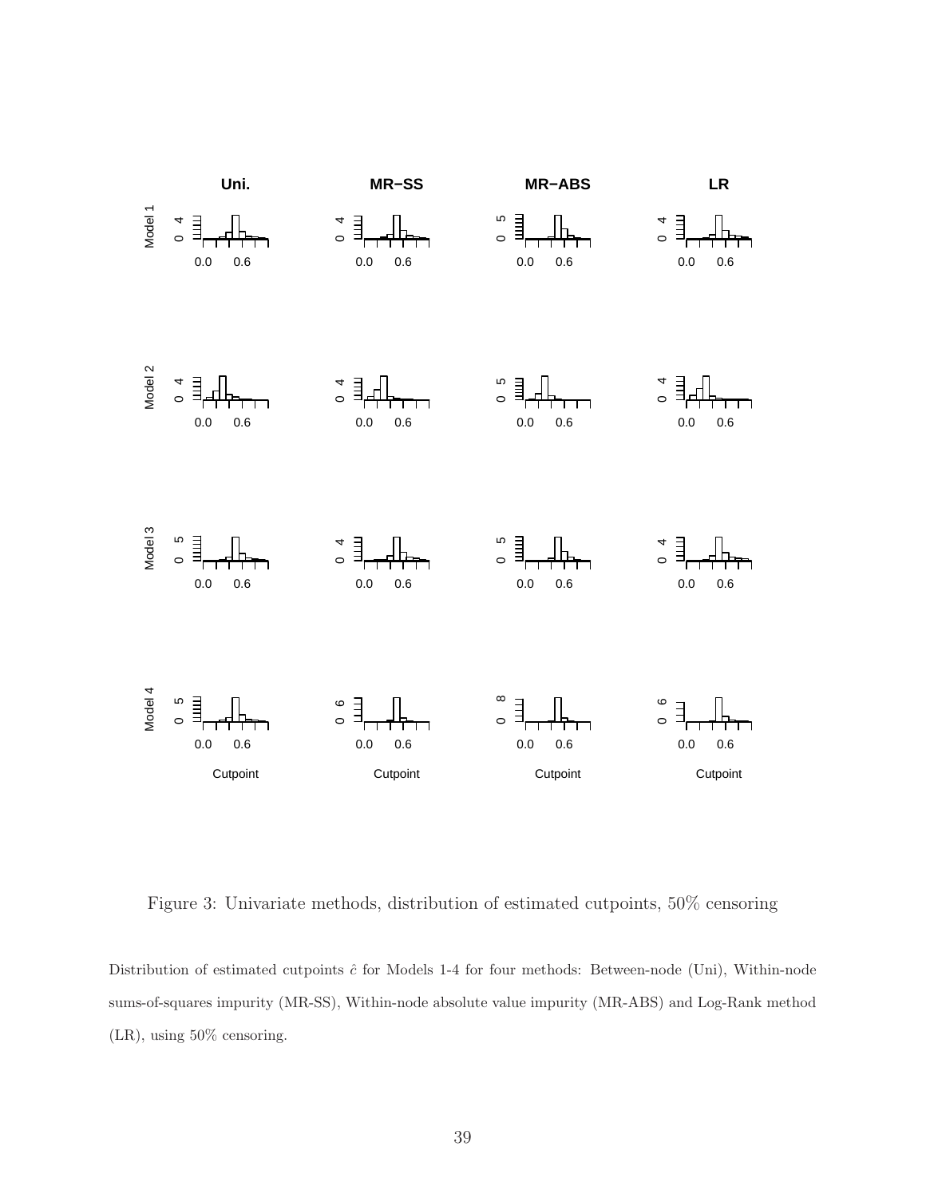Uni.

MR−SS

MR−ABS

LR

Model 1

Model 2

Model 3

Model 4

0 4

0 5

0 6

0 8

0.0 0.6

Cutpoint

Figure 3: Univariate methods, distribution of estimated cutpoints, 50% censoring

Distribution of estimated cutpoints $\hat{c}$ for Models 1-4 for four methods: Between-node (Uni), Within-node sums-of-squares impurity (MR-SS), Within-node absolute value impurity (MR-ABS) and Log-Rank method (LR), using 50% censoring.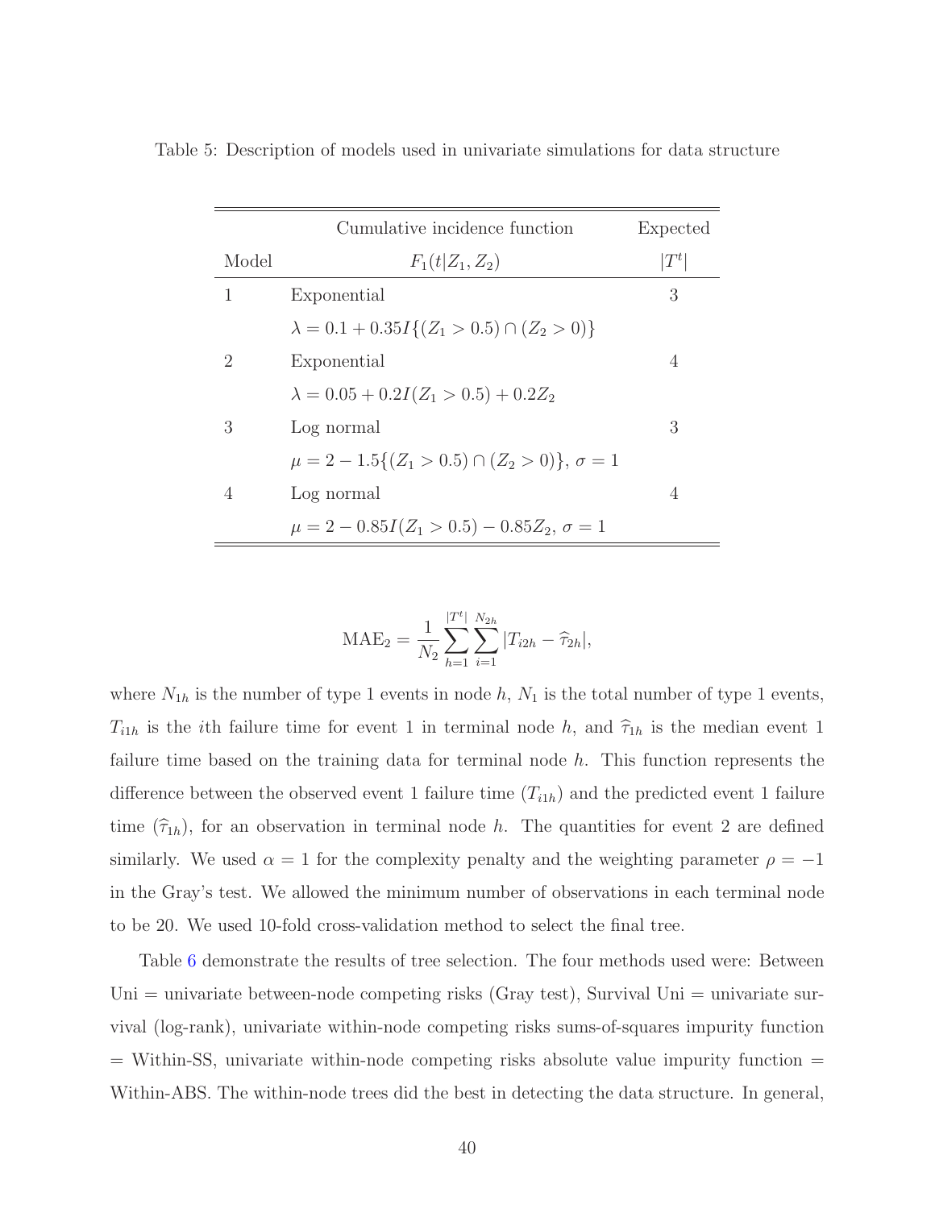Table 5: Description of models used in univariate simulations for data structure

| Model | Cumulative incidence function $F_1(t\|Z_1, Z_2)$ | Expected $\|T^t\|$ |
|---|---|---|
| 1 | Exponential | 3 |
| | $\lambda = 0.1 + 0.35I\{(Z_1 > 0.5) \cap (Z_2 > 0)\}$ | |
| 2 | Exponential | 4 |
| | $\lambda = 0.05 + 0.2I(Z_1 > 0.5) + 0.2Z_2$ | |
| 3 | Log normal | 3 |
| | $\mu = 2 - 1.5\{(Z_1 > 0.5) \cap (Z_2 > 0)\}$, $\sigma = 1$ | |
| 4 | Log normal | 4 |
| | $\mu = 2 - 0.85I(Z_1 > 0.5) - 0.85Z_2$, $\sigma = 1$ | |

$$\text{MAE}_2 = \frac{1}{N_2} \sum_{h=1}^{|T^t|} \sum_{i=1}^{N_{2h}} |T_{i2h} - \widehat{\tau}_{2h}|,$$

where $N_{1h}$ is the number of type 1 events in node $h$, $N_1$ is the total number of type 1 events, $T_{i1h}$ is the $i$th failure time for event 1 in terminal node $h$, and $\widehat{\tau}_{1h}$ is the median event 1 failure time based on the training data for terminal node $h$. This function represents the difference between the observed event 1 failure time ($T_{i1h}$) and the predicted event 1 failure time ($\widehat{\tau}_{1h}$), for an observation in terminal node $h$. The quantities for event 2 are defined similarly. We used $\alpha = 1$ for the complexity penalty and the weighting parameter $\rho = -1$ in the Gray's test. We allowed the minimum number of observations in each terminal node to be 20. We used 10-fold cross-validation method to select the final tree.

Table 6 demonstrate the results of tree selection. The four methods used were: Between Uni = univariate between-node competing risks (Gray test), Survival Uni = univariate survival (log-rank), univariate within-node competing risks sums-of-squares impurity function = Within-SS, univariate within-node competing risks absolute value impurity function = Within-ABS. The within-node trees did the best in detecting the data structure. In general,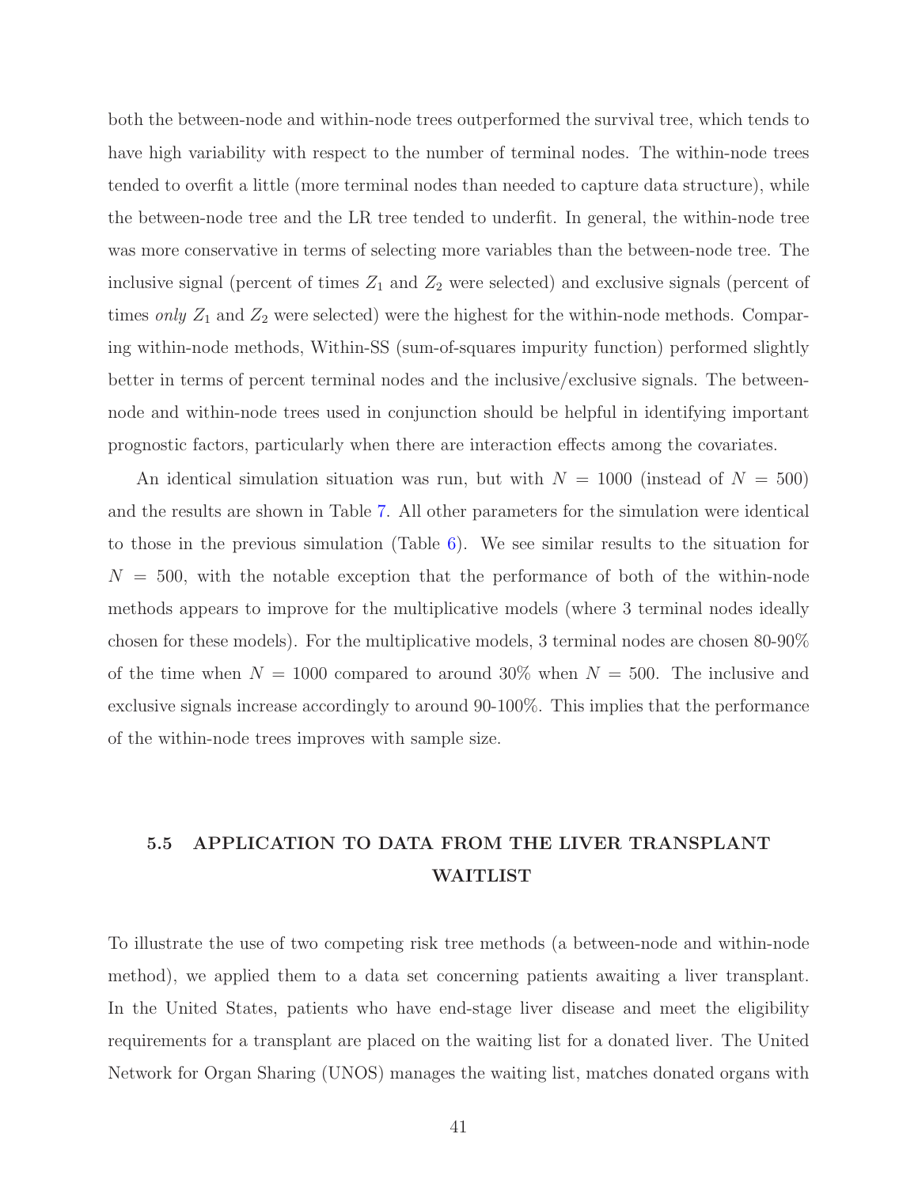both the between-node and within-node trees outperformed the survival tree, which tends to have high variability with respect to the number of terminal nodes. The within-node trees tended to overfit a little (more terminal nodes than needed to capture data structure), while the between-node tree and the LR tree tended to underfit. In general, the within-node tree was more conservative in terms of selecting more variables than the between-node tree. The inclusive signal (percent of times $Z_1$ and $Z_2$ were selected) and exclusive signals (percent of times *only* $Z_1$ and $Z_2$ were selected) were the highest for the within-node methods. Comparing within-node methods, Within-SS (sum-of-squares impurity function) performed slightly better in terms of percent terminal nodes and the inclusive/exclusive signals. The between-node and within-node trees used in conjunction should be helpful in identifying important prognostic factors, particularly when there are interaction effects among the covariates.

An identical simulation situation was run, but with $N = 1000$ (instead of $N = 500$) and the results are shown in Table 7. All other parameters for the simulation were identical to those in the previous simulation (Table 6). We see similar results to the situation for $N = 500$, with the notable exception that the performance of both of the within-node methods appears to improve for the multiplicative models (where 3 terminal nodes ideally chosen for these models). For the multiplicative models, 3 terminal nodes are chosen 80-90% of the time when $N = 1000$ compared to around 30% when $N = 500$. The inclusive and exclusive signals increase accordingly to around 90-100%. This implies that the performance of the within-node trees improves with sample size.

### 5.5 APPLICATION TO DATA FROM THE LIVER TRANSPLANT WAITLIST

To illustrate the use of two competing risk tree methods (a between-node and within-node method), we applied them to a data set concerning patients awaiting a liver transplant. In the United States, patients who have end-stage liver disease and meet the eligibility requirements for a transplant are placed on the waiting list for a donated liver. The United Network for Organ Sharing (UNOS) manages the waiting list, matches donated organs with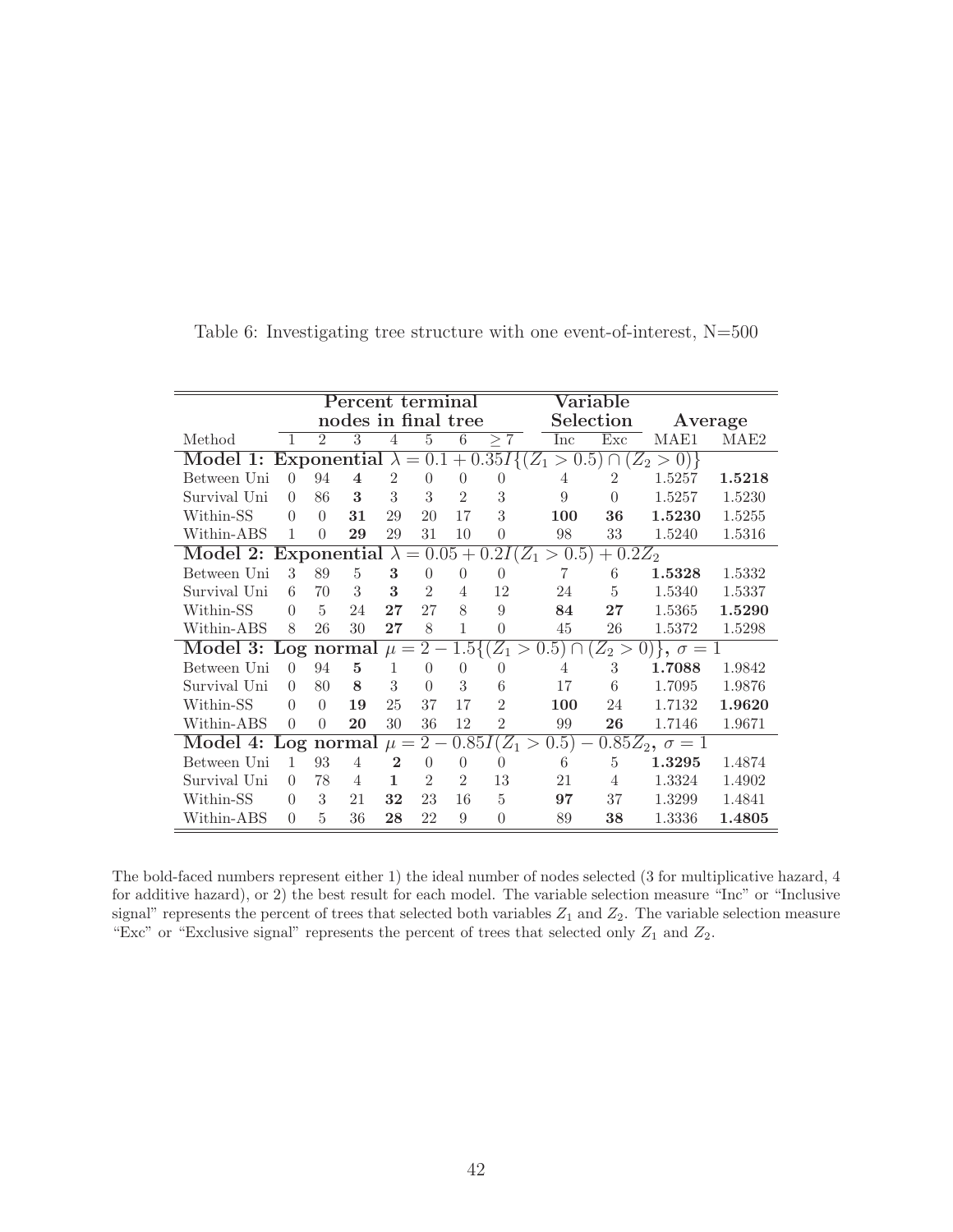Table 6: Investigating tree structure with one event-of-interest, N=500

| | Percent terminal nodes in final tree | | | | | | | Variable Selection | | Average | |
|---|---|---|---|---|---|---|---|---|---|---|---|
| Method | 1 | 2 | 3 | 4 | 5 | 6 | $\geq 7$ | Inc | Exc | MAE1 | MAE2 |
| **Model 1: Exponential** $\lambda = 0.1 + 0.35I\{(Z_1 > 0.5) \cap (Z_2 > 0)\}$ | | | | | | | | | | | |
| Between Uni | 0 | 94 | **4** | 2 | 0 | 0 | 0 | 4 | 2 | 1.5257 | **1.5218** |
| Survival Uni | 0 | 86 | **3** | 3 | 3 | 2 | 3 | 9 | 0 | 1.5257 | 1.5230 |
| Within-SS | 0 | 0 | **31** | 29 | 20 | 17 | 3 | **100** | **36** | **1.5230** | 1.5255 |
| Within-ABS | 1 | 0 | **29** | 29 | 31 | 10 | 0 | 98 | 33 | 1.5240 | 1.5316 |
| **Model 2: Exponential** $\lambda = 0.05 + 0.2I(Z_1 > 0.5) + 0.2Z_2$ | | | | | | | | | | | |
| Between Uni | 3 | 89 | 5 | **3** | 0 | 0 | 0 | 7 | 6 | **1.5328** | 1.5332 |
| Survival Uni | 6 | 70 | 3 | **3** | 2 | 4 | 12 | 24 | 5 | 1.5340 | 1.5337 |
| Within-SS | 0 | 5 | 24 | **27** | 27 | 8 | 9 | **84** | **27** | 1.5365 | **1.5290** |
| Within-ABS | 8 | 26 | 30 | **27** | 8 | 1 | 0 | 45 | 26 | 1.5372 | 1.5298 |
| **Model 3: Log normal** $\mu = 2 - 1.5\{(Z_1 > 0.5) \cap (Z_2 > 0)\}$, $\sigma = 1$ | | | | | | | | | | | |
| Between Uni | 0 | 94 | **5** | 1 | 0 | 0 | 0 | 4 | 3 | **1.7088** | 1.9842 |
| Survival Uni | 0 | 80 | **8** | 3 | 0 | 3 | 6 | 17 | 6 | 1.7095 | 1.9876 |
| Within-SS | 0 | 0 | **19** | 25 | 37 | 17 | 2 | **100** | 24 | 1.7132 | **1.9620** |
| Within-ABS | 0 | 0 | **20** | 30 | 36 | 12 | 2 | 99 | **26** | 1.7146 | 1.9671 |
| **Model 4: Log normal** $\mu = 2 - 0.85I(Z_1 > 0.5) - 0.85Z_2$, $\sigma = 1$ | | | | | | | | | | | |
| Between Uni | 1 | 93 | 4 | **2** | 0 | 0 | 0 | 6 | 5 | **1.3295** | 1.4874 |
| Survival Uni | 0 | 78 | 4 | **1** | 2 | 2 | 13 | 21 | 4 | 1.3324 | 1.4902 |
| Within-SS | 0 | 3 | 21 | **32** | 23 | 16 | 5 | **97** | 37 | 1.3299 | 1.4841 |
| Within-ABS | 0 | 5 | 36 | **28** | 22 | 9 | 0 | 89 | **38** | 1.3336 | **1.4805** |

The bold-faced numbers represent either 1) the ideal number of nodes selected (3 for multiplicative hazard, 4 for additive hazard), or 2) the best result for each model. The variable selection measure "Inc" or "Inclusive signal" represents the percent of trees that selected both variables $Z_1$ and $Z_2$. The variable selection measure "Exc" or "Exclusive signal" represents the percent of trees that selected only $Z_1$ and $Z_2$.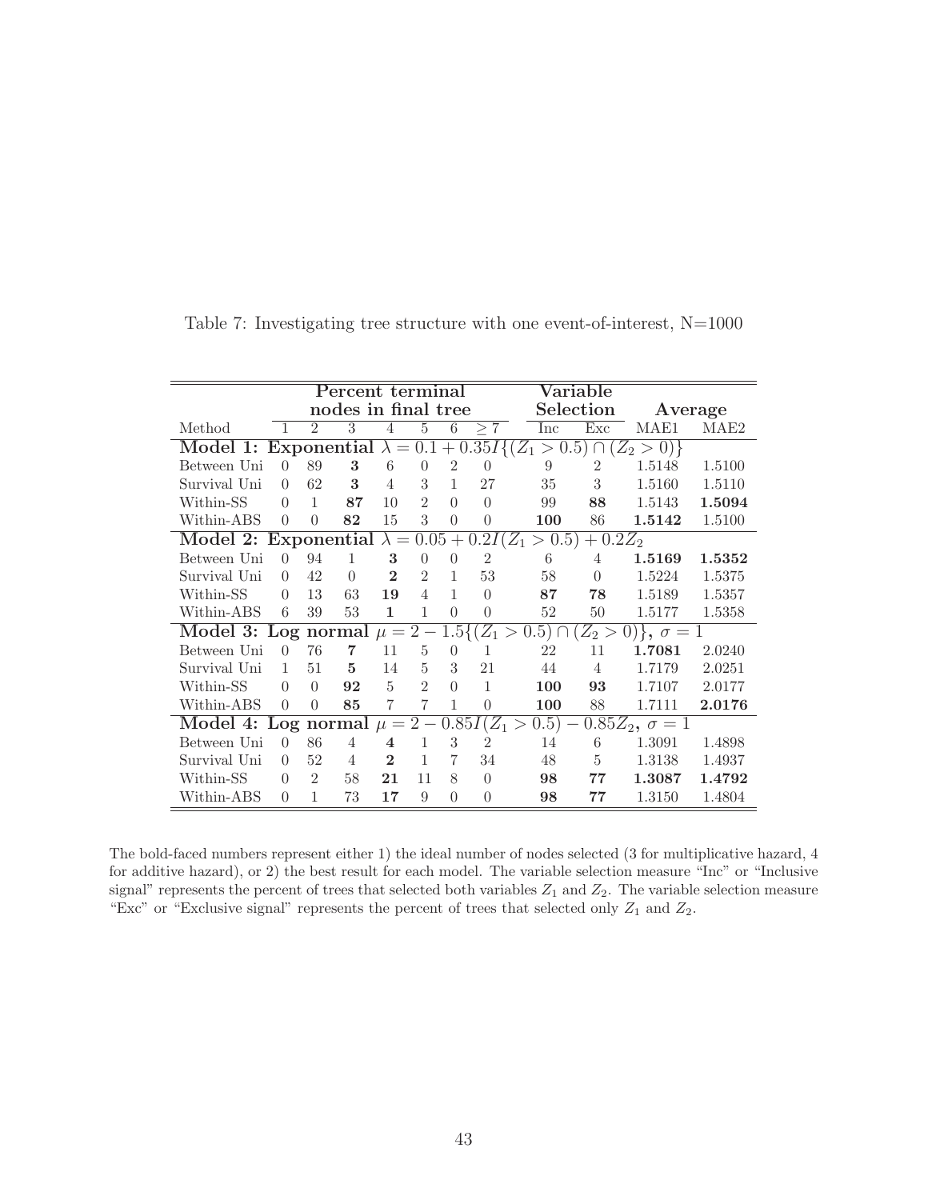Table 7: Investigating tree structure with one event-of-interest, N=1000

| | Percent terminal nodes in final tree | | | | | | | Variable Selection | | Average | |
|---|---|---|---|---|---|---|---|---|---|---|---|
| Method | 1 | 2 | 3 | 4 | 5 | 6 | $\geq 7$ | Inc | Exc | MAE1 | MAE2 |
| **Model 1: Exponential** $\lambda = 0.1 + 0.35I\{(Z_1 > 0.5) \cap (Z_2 > 0)\}$ | | | | | | | | | | | |
| Between Uni | 0 | 89 | **3** | 6 | 0 | 2 | 0 | 9 | 2 | 1.5148 | 1.5100 |
| Survival Uni | 0 | 62 | **3** | 4 | 3 | 1 | 27 | 35 | 3 | 1.5160 | 1.5110 |
| Within-SS | 0 | 1 | **87** | 10 | 2 | 0 | 0 | **99** | **88** | 1.5143 | **1.5094** |
| Within-ABS | 0 | 0 | **82** | 15 | 3 | 0 | 0 | **100** | 86 | **1.5142** | 1.5100 |
| **Model 2: Exponential** $\lambda = 0.05 + 0.2I(Z_1 > 0.5) + 0.2Z_2$ | | | | | | | | | | | |
| Between Uni | 0 | 94 | 1 | **3** | 0 | 0 | 2 | 6 | 4 | **1.5169** | **1.5352** |
| Survival Uni | 0 | 42 | 0 | **2** | 2 | 1 | 53 | 58 | 0 | 1.5224 | 1.5375 |
| Within-SS | 0 | 13 | 63 | **19** | 4 | 1 | 0 | **87** | **78** | 1.5189 | 1.5357 |
| Within-ABS | 6 | 39 | 53 | **1** | 1 | 0 | 0 | 52 | 50 | 1.5177 | 1.5358 |
| **Model 3: Log normal** $\mu = 2 - 1.5\{(Z_1 > 0.5) \cap (Z_2 > 0)\}$, $\sigma = 1$ | | | | | | | | | | | |
| Between Uni | 0 | 76 | **7** | 11 | 5 | 0 | 1 | 22 | 11 | **1.7081** | 2.0240 |
| Survival Uni | 1 | 51 | **5** | 14 | 5 | 3 | 21 | 44 | 4 | 1.7179 | 2.0251 |
| Within-SS | 0 | 0 | **92** | 5 | 2 | 0 | 1 | **100** | **93** | 1.7107 | 2.0177 |
| Within-ABS | 0 | 0 | **85** | 7 | 7 | 1 | 0 | **100** | 88 | 1.7111 | **2.0176** |
| **Model 4: Log normal** $\mu = 2 - 0.85I(Z_1 > 0.5) - 0.85Z_2$, $\sigma = 1$ | | | | | | | | | | | |
| Between Uni | 0 | 86 | 4 | **4** | 1 | 3 | 2 | 14 | 6 | 1.3091 | 1.4898 |
| Survival Uni | 0 | 52 | 4 | **2** | 1 | 7 | 34 | 48 | 5 | 1.3138 | 1.4937 |
| Within-SS | 0 | 2 | 58 | **21** | 11 | 8 | 0 | **98** | **77** | **1.3087** | **1.4792** |
| Within-ABS | 0 | 1 | 73 | **17** | 9 | 0 | 0 | **98** | **77** | 1.3150 | 1.4804 |

The bold-faced numbers represent either 1) the ideal number of nodes selected (3 for multiplicative hazard, 4 for additive hazard), or 2) the best result for each model. The variable selection measure "Inc" or "Inclusive signal" represents the percent of trees that selected both variables $Z_1$ and $Z_2$. The variable selection measure "Exc" or "Exclusive signal" represents the percent of trees that selected only $Z_1$ and $Z_2$.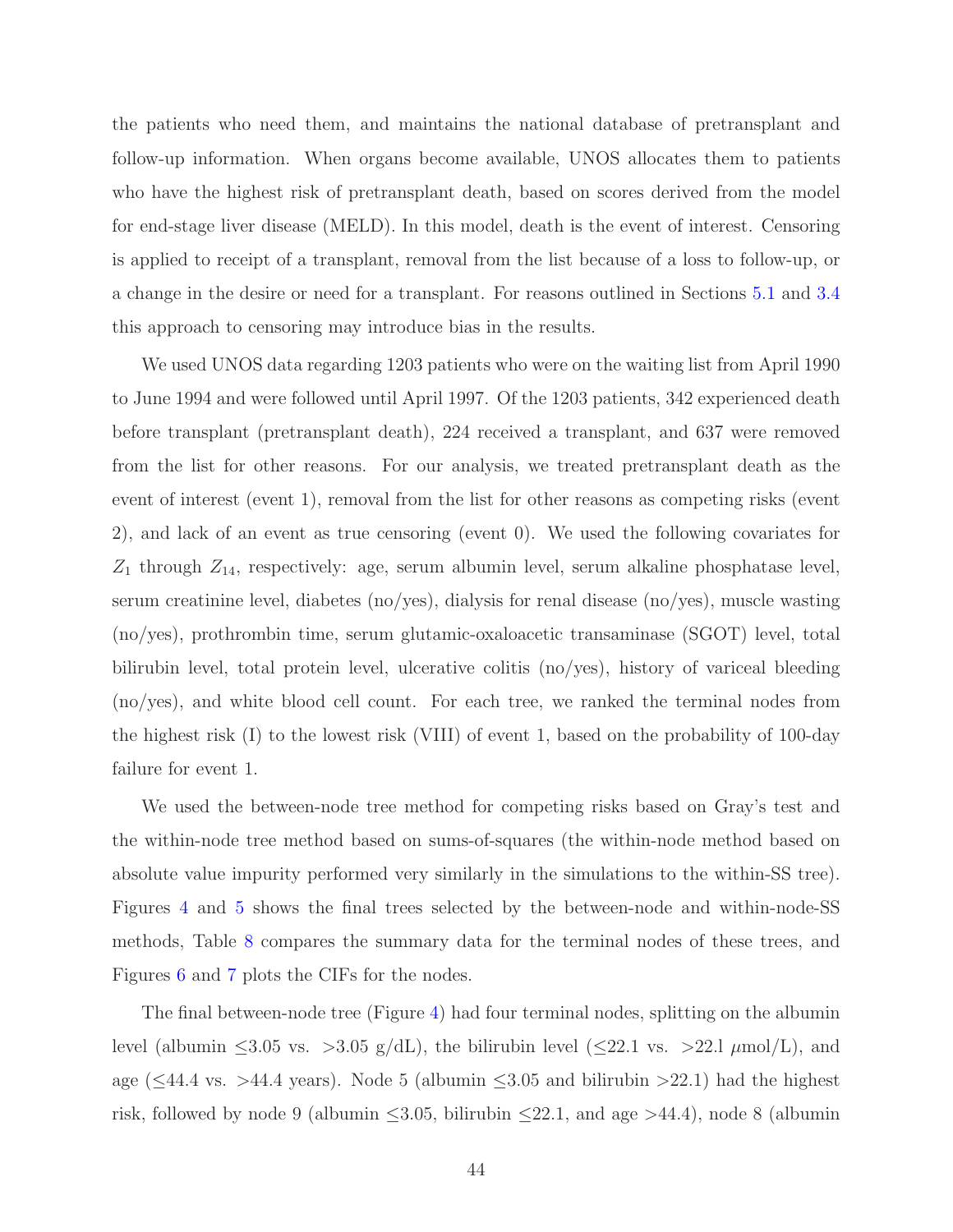the patients who need them, and maintains the national database of pretransplant and follow-up information. When organs become available, UNOS allocates them to patients who have the highest risk of pretransplant death, based on scores derived from the model for end-stage liver disease (MELD). In this model, death is the event of interest. Censoring is applied to receipt of a transplant, removal from the list because of a loss to follow-up, or a change in the desire or need for a transplant. For reasons outlined in Sections 5.1 and 3.4 this approach to censoring may introduce bias in the results.

We used UNOS data regarding 1203 patients who were on the waiting list from April 1990 to June 1994 and were followed until April 1997. Of the 1203 patients, 342 experienced death before transplant (pretransplant death), 224 received a transplant, and 637 were removed from the list for other reasons. For our analysis, we treated pretransplant death as the event of interest (event 1), removal from the list for other reasons as competing risks (event 2), and lack of an event as true censoring (event 0). We used the following covariates for $Z_1$ through $Z_{14}$, respectively: age, serum albumin level, serum alkaline phosphatase level, serum creatinine level, diabetes (no/yes), dialysis for renal disease (no/yes), muscle wasting (no/yes), prothrombin time, serum glutamic-oxaloacetic transaminase (SGOT) level, total bilirubin level, total protein level, ulcerative colitis (no/yes), history of variceal bleeding (no/yes), and white blood cell count. For each tree, we ranked the terminal nodes from the highest risk (I) to the lowest risk (VIII) of event 1, based on the probability of 100-day failure for event 1.

We used the between-node tree method for competing risks based on Gray's test and the within-node tree method based on sums-of-squares (the within-node method based on absolute value impurity performed very similarly in the simulations to the within-SS tree). Figures 4 and 5 shows the final trees selected by the between-node and within-node-SS methods, Table 8 compares the summary data for the terminal nodes of these trees, and Figures 6 and 7 plots the CIFs for the nodes.

The final between-node tree (Figure 4) had four terminal nodes, splitting on the albumin level (albumin $\leq$3.05 vs. $>$3.05 g/dL), the bilirubin level ($\leq$22.1 vs. $>$22.1 $\mu$mol/L), and age ($\leq$44.4 vs. $>$44.4 years). Node 5 (albumin $\leq$3.05 and bilirubin $>$22.1) had the highest risk, followed by node 9 (albumin $\leq$3.05, bilirubin $\leq$22.1, and age $>$44.4), node 8 (albumin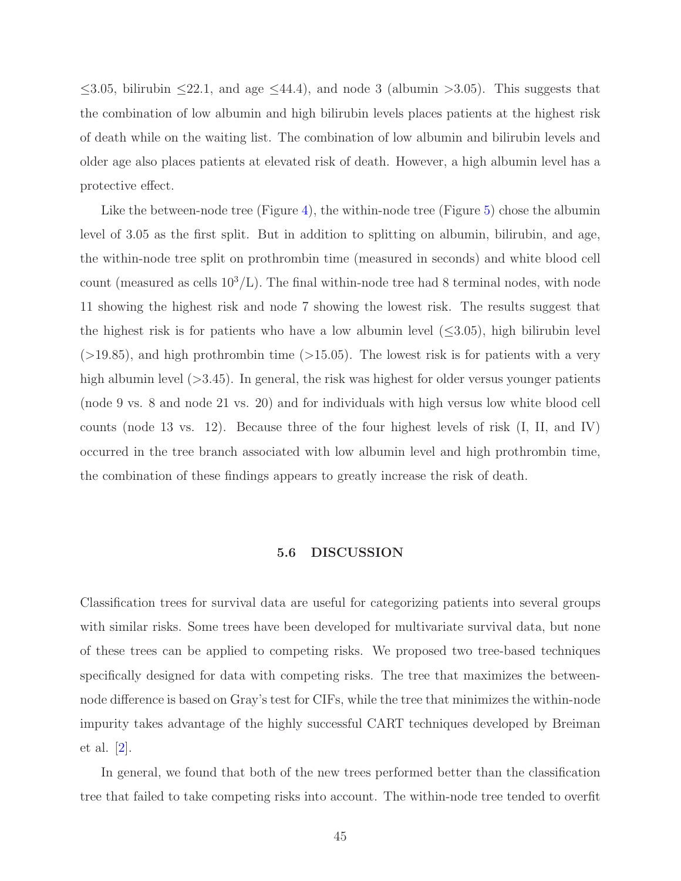$\leq$3.05, bilirubin $\leq$22.1, and age $\leq$44.4), and node 3 (albumin >3.05). This suggests that the combination of low albumin and high bilirubin levels places patients at the highest risk of death while on the waiting list. The combination of low albumin and bilirubin levels and older age also places patients at elevated risk of death. However, a high albumin level has a protective effect.

Like the between-node tree (Figure 4), the within-node tree (Figure 5) chose the albumin level of 3.05 as the first split. But in addition to splitting on albumin, bilirubin, and age, the within-node tree split on prothrombin time (measured in seconds) and white blood cell count (measured as cells $10^3$/L). The final within-node tree had 8 terminal nodes, with node 11 showing the highest risk and node 7 showing the lowest risk. The results suggest that the highest risk is for patients who have a low albumin level ($\leq$3.05), high bilirubin level (>19.85), and high prothrombin time (>15.05). The lowest risk is for patients with a very high albumin level (>3.45). In general, the risk was highest for older versus younger patients (node 9 vs. 8 and node 21 vs. 20) and for individuals with high versus low white blood cell counts (node 13 vs. 12). Because three of the four highest levels of risk (I, II, and IV) occurred in the tree branch associated with low albumin level and high prothrombin time, the combination of these findings appears to greatly increase the risk of death.

## 5.6 DISCUSSION

Classification trees for survival data are useful for categorizing patients into several groups with similar risks. Some trees have been developed for multivariate survival data, but none of these trees can be applied to competing risks. We proposed two tree-based techniques specifically designed for data with competing risks. The tree that maximizes the between-node difference is based on Gray's test for CIFs, while the tree that minimizes the within-node impurity takes advantage of the highly successful CART techniques developed by Breiman et al. [2].

In general, we found that both of the new trees performed better than the classification tree that failed to take competing risks into account. The within-node tree tended to overfit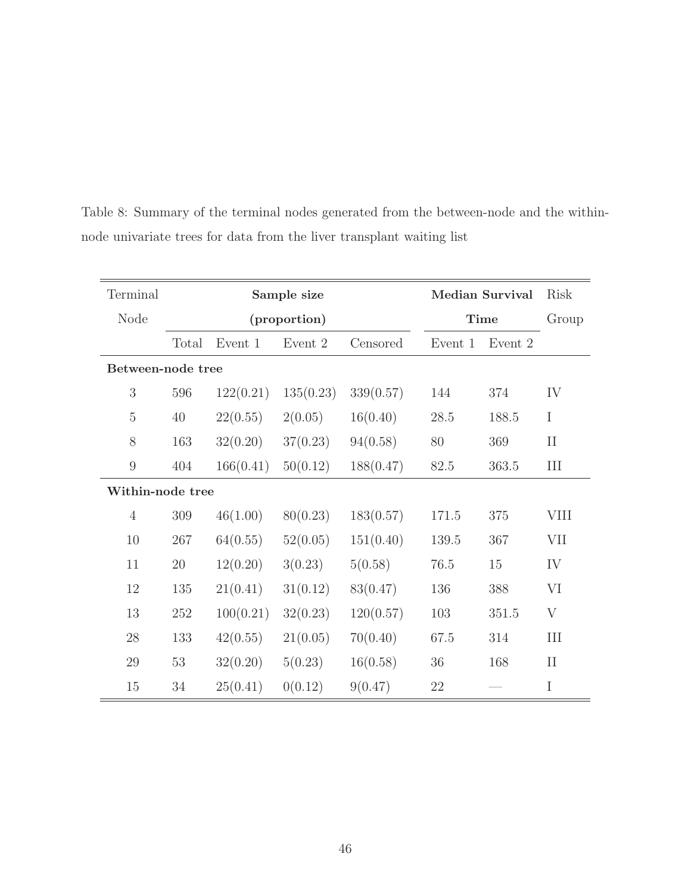Table 8: Summary of the terminal nodes generated from the between-node and the within-node univariate trees for data from the liver transplant waiting list

| Terminal Node | **Sample size (proportion)** | | | | **Median Survival Time** | | Risk Group |
|---|---|---|---|---|---|---|---|
| | Total | Event 1 | Event 2 | Censored | Event 1 | Event 2 | |
| **Between-node tree** | | | | | | | |
| 3 | 596 | 122(0.21) | 135(0.23) | 339(0.57) | 144 | 374 | IV |
| 5 | 40 | 22(0.55) | 2(0.05) | 16(0.40) | 28.5 | 188.5 | I |
| 8 | 163 | 32(0.20) | 37(0.23) | 94(0.58) | 80 | 369 | II |
| 9 | 404 | 166(0.41) | 50(0.12) | 188(0.47) | 82.5 | 363.5 | III |
| **Within-node tree** | | | | | | | |
| 4 | 309 | 46(1.00) | 80(0.23) | 183(0.57) | 171.5 | 375 | VIII |
| 10 | 267 | 64(0.55) | 52(0.05) | 151(0.40) | 139.5 | 367 | VII |
| 11 | 20 | 12(0.20) | 3(0.23) | 5(0.58) | 76.5 | 15 | IV |
| 12 | 135 | 21(0.41) | 31(0.12) | 83(0.47) | 136 | 388 | VI |
| 13 | 252 | 100(0.21) | 32(0.23) | 120(0.57) | 103 | 351.5 | V |
| 28 | 133 | 42(0.55) | 21(0.05) | 70(0.40) | 67.5 | 314 | III |
| 29 | 53 | 32(0.20) | 5(0.23) | 16(0.58) | 36 | 168 | II |
| 15 | 34 | 25(0.41) | 0(0.12) | 9(0.47) | 22 | — | I |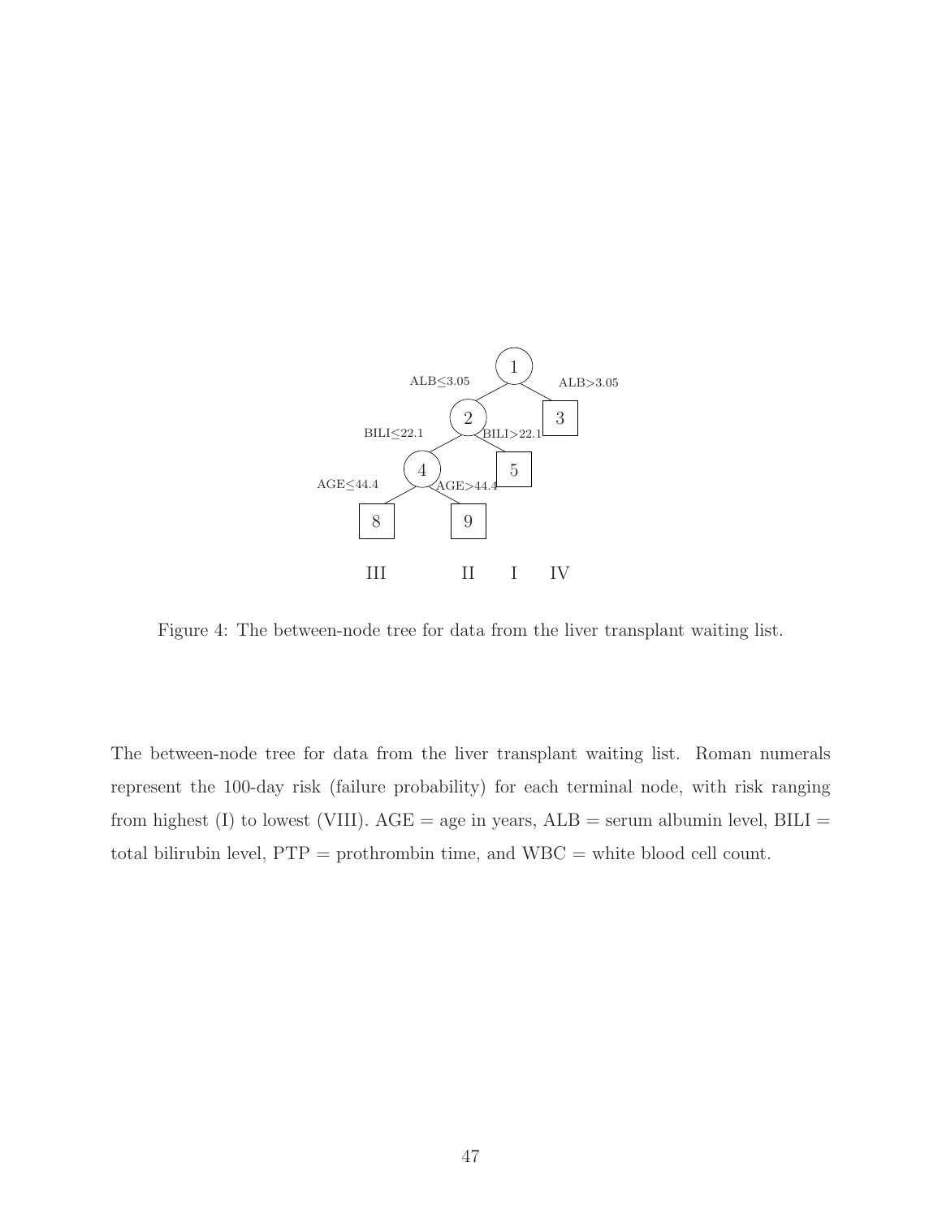1

ALB≤3.05

ALB>3.05

2

3

BILI≤22.1

BILI>22.1

4

5

AGE≤44.4

AGE>44.4

8

9

III

II

I

IV

Figure 4: The between-node tree for data from the liver transplant waiting list.

The between-node tree for data from the liver transplant waiting list. Roman numerals represent the 100-day risk (failure probability) for each terminal node, with risk ranging from highest (I) to lowest (VIII). AGE = age in years, ALB = serum albumin level, BILI = total bilirubin level, PTP = prothrombin time, and WBC = white blood cell count.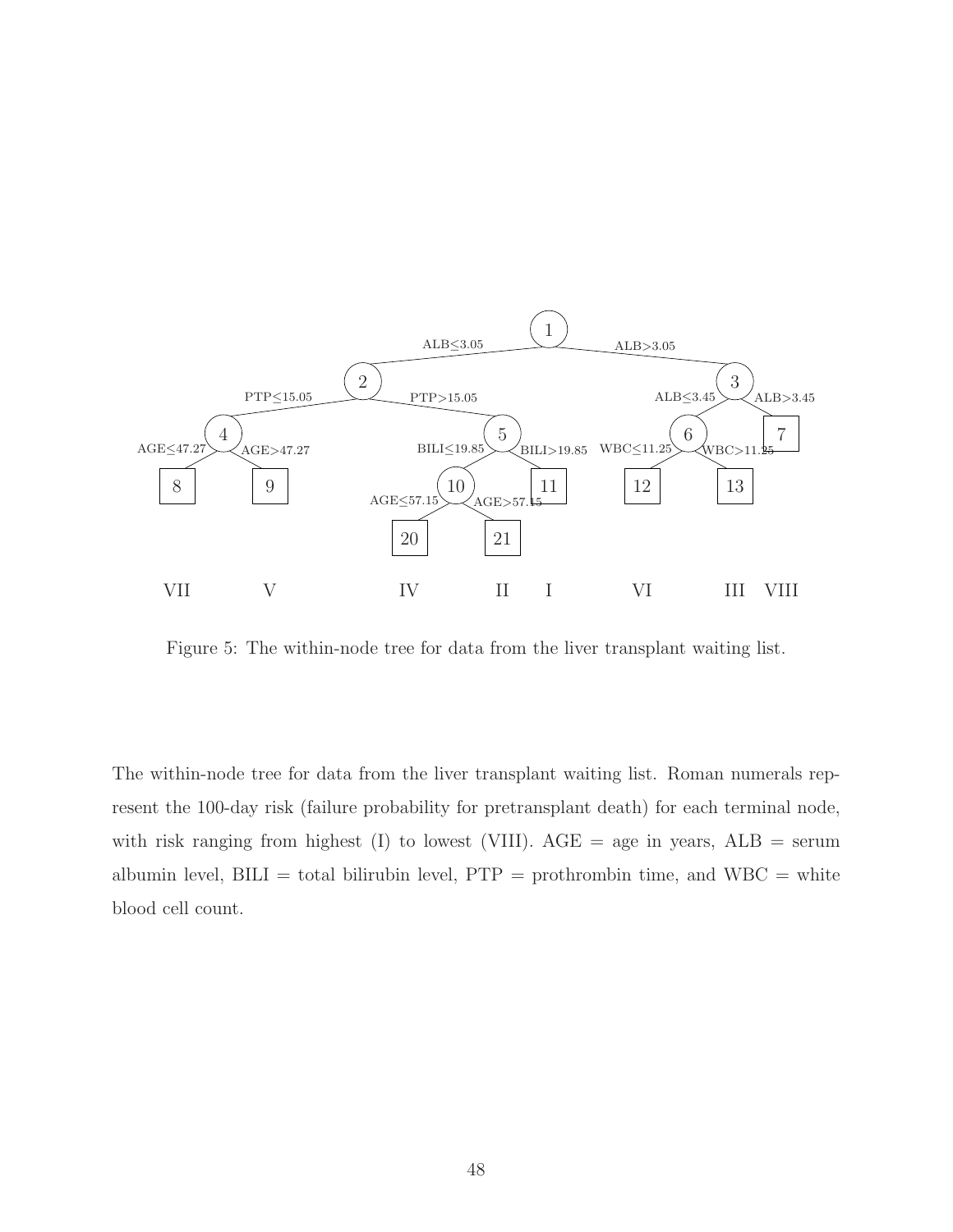1

ALB≤3.05

ALB>3.05

2

3

PTP≤15.05

PTP>15.05

ALB≤3.45

ALB>3.45

4

5

6

7

AGE≤47.27

AGE>47.27

BILI≤19.85

BILI>19.85

WBC≤11.25

WBC>11.25

8

9

10

11

12

13

AGE≤57.15

AGE>57.15

20

21

VII V IV II I VI III VIII

Figure 5: The within-node tree for data from the liver transplant waiting list.

The within-node tree for data from the liver transplant waiting list. Roman numerals represent the 100-day risk (failure probability for pretransplant death) for each terminal node, with risk ranging from highest (I) to lowest (VIII). AGE = age in years, ALB = serum albumin level, BILI = total bilirubin level, PTP = prothrombin time, and WBC = white blood cell count.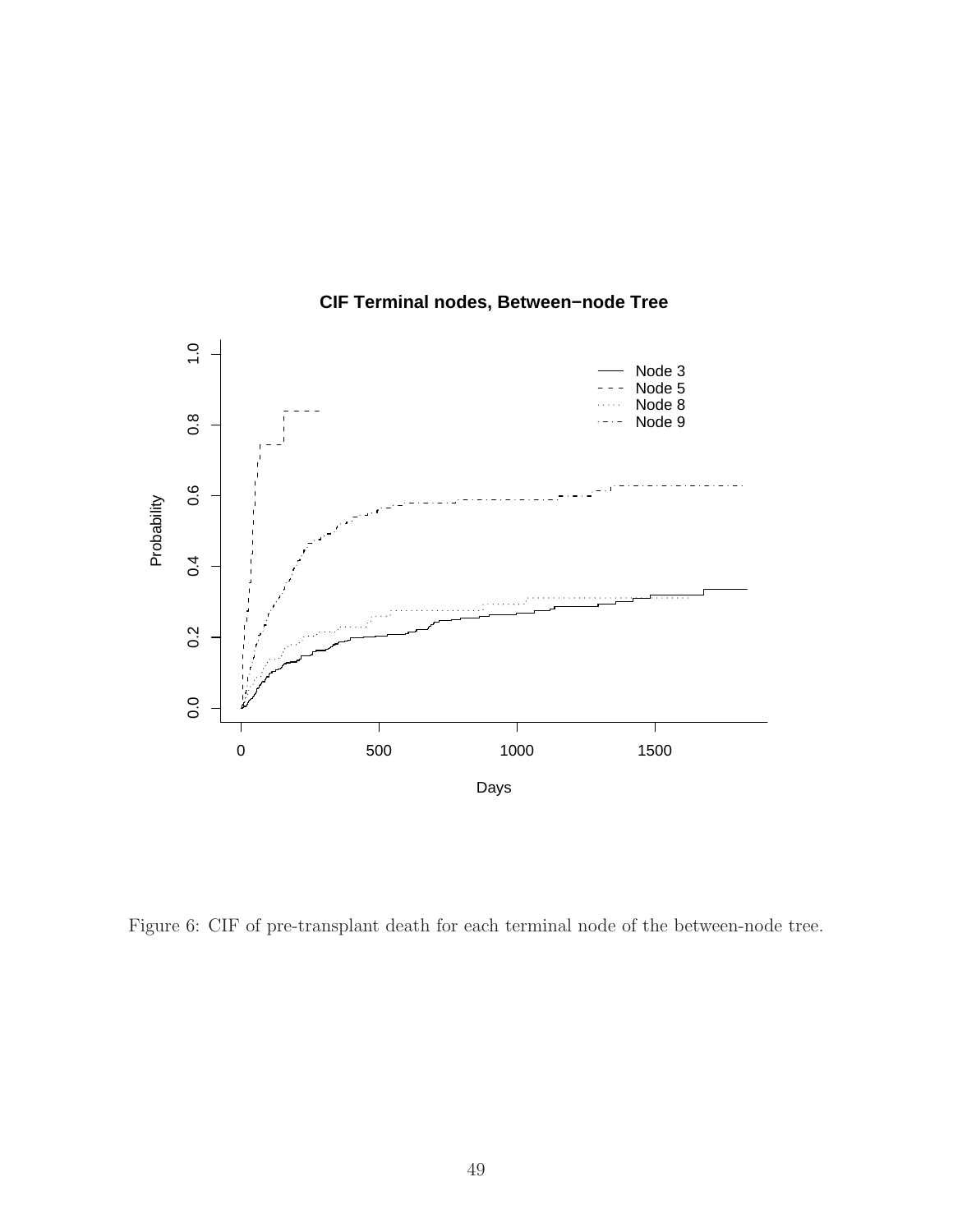CIF Terminal nodes, Between−node Tree

Probability

Days

0.0
0.2
0.4
0.6
0.8
1.0

0
500
1000
1500

Node 3
Node 5
Node 8
Node 9

Figure 6: CIF of pre-transplant death for each terminal node of the between-node tree.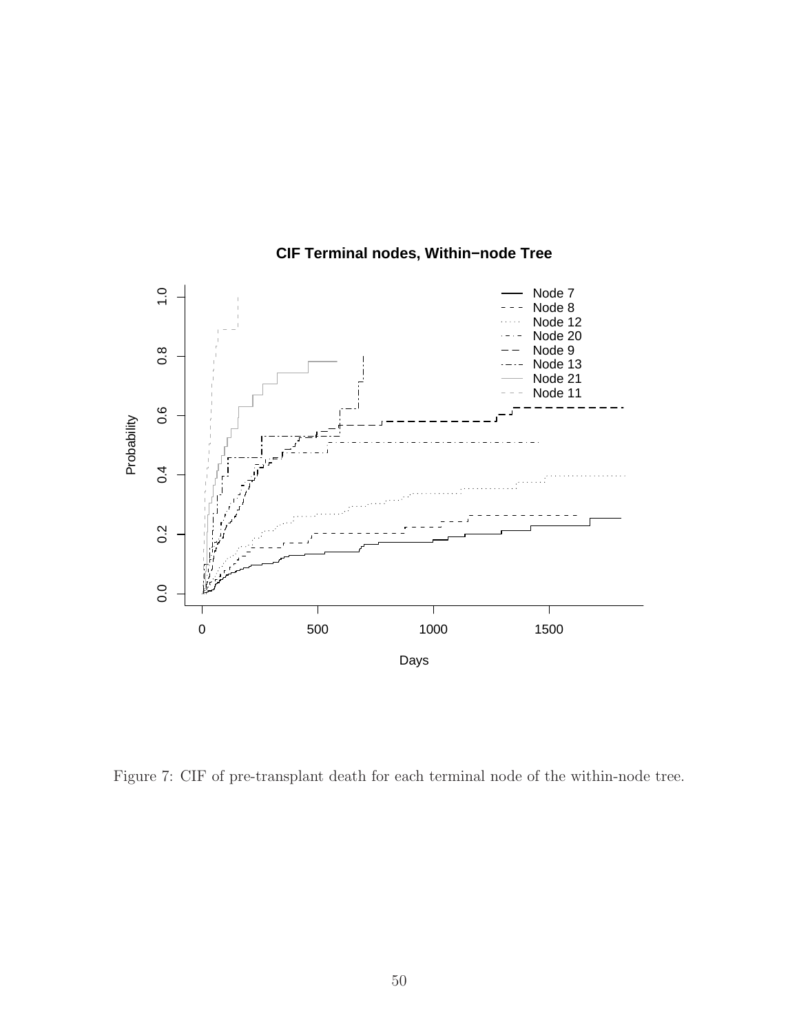CIF Terminal nodes, Within−node Tree

Node 7
Node 8
Node 12
Node 20
Node 9
Node 13
Node 21
Node 11

Probability

0.0
0.2
0.4
0.6
0.8
1.0

0
500
1000
1500

Days

Figure 7: CIF of pre-transplant death for each terminal node of the within-node tree.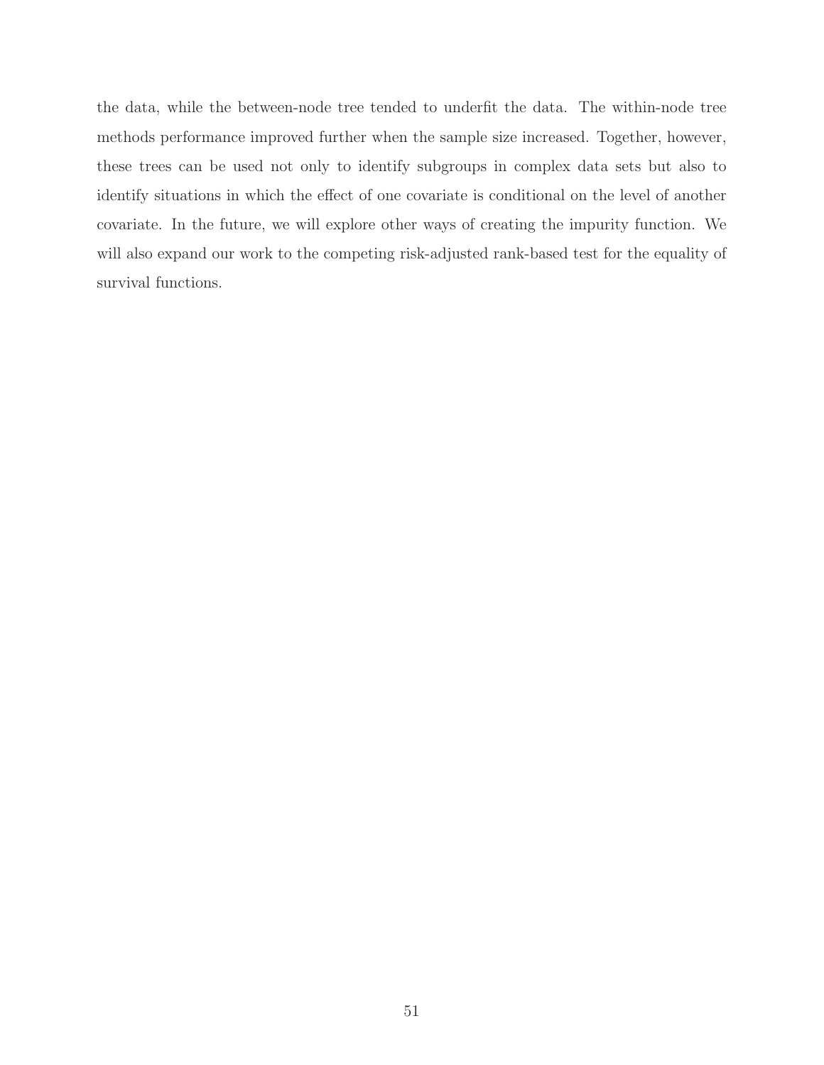the data, while the between-node tree tended to underfit the data. The within-node tree methods performance improved further when the sample size increased. Together, however, these trees can be used not only to identify subgroups in complex data sets but also to identify situations in which the effect of one covariate is conditional on the level of another covariate. In the future, we will explore other ways of creating the impurity function. We will also expand our work to the competing risk-adjusted rank-based test for the equality of survival functions.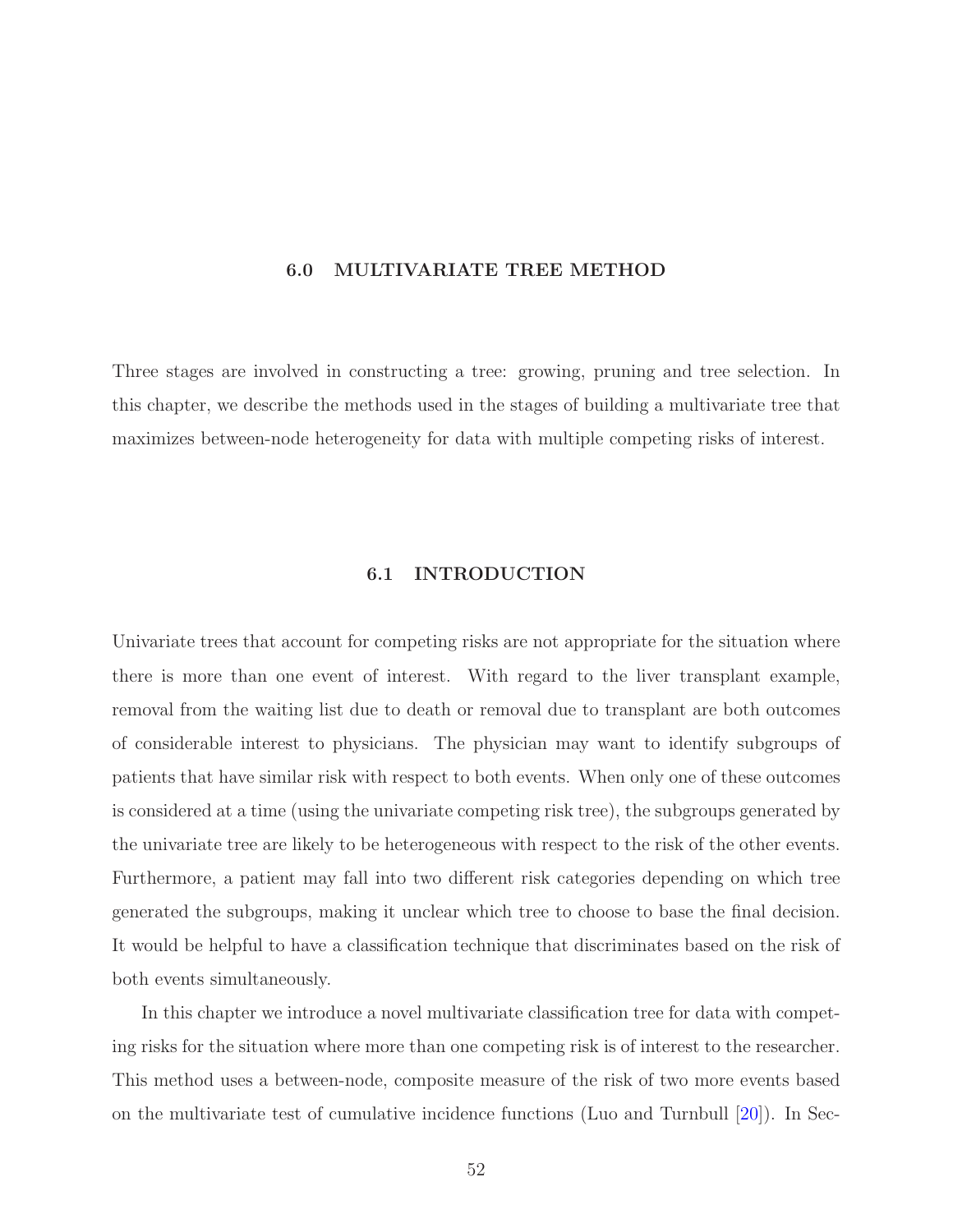# 6.0 MULTIVARIATE TREE METHOD

Three stages are involved in constructing a tree: growing, pruning and tree selection. In this chapter, we describe the methods used in the stages of building a multivariate tree that maximizes between-node heterogeneity for data with multiple competing risks of interest.

## 6.1 INTRODUCTION

Univariate trees that account for competing risks are not appropriate for the situation where there is more than one event of interest. With regard to the liver transplant example, removal from the waiting list due to death or removal due to transplant are both outcomes of considerable interest to physicians. The physician may want to identify subgroups of patients that have similar risk with respect to both events. When only one of these outcomes is considered at a time (using the univariate competing risk tree), the subgroups generated by the univariate tree are likely to be heterogeneous with respect to the risk of the other events. Furthermore, a patient may fall into two different risk categories depending on which tree generated the subgroups, making it unclear which tree to choose to base the final decision. It would be helpful to have a classification technique that discriminates based on the risk of both events simultaneously.

In this chapter we introduce a novel multivariate classification tree for data with competing risks for the situation where more than one competing risk is of interest to the researcher. This method uses a between-node, composite measure of the risk of two more events based on the multivariate test of cumulative incidence functions (Luo and Turnbull [20]). In Sec-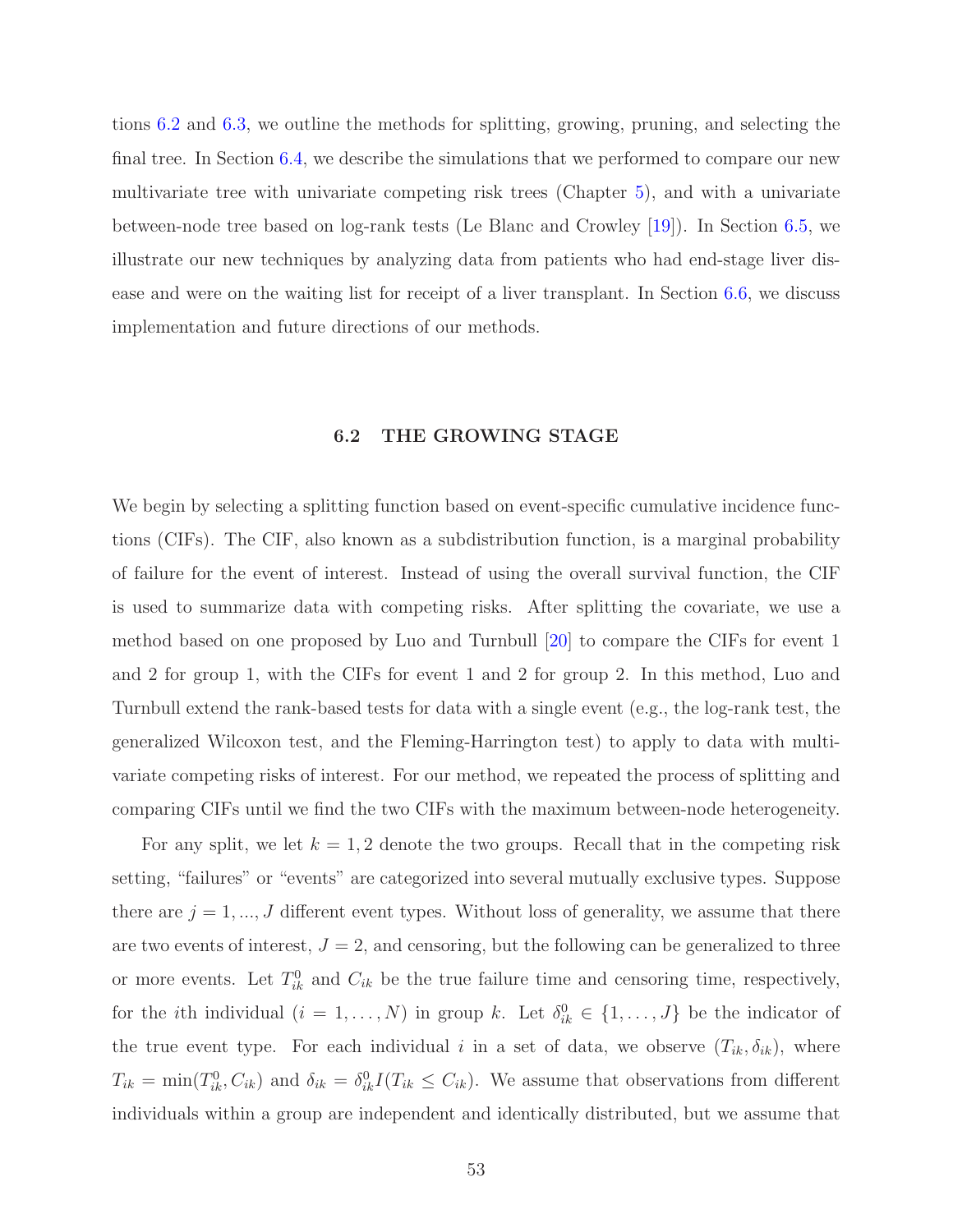tions 6.2 and 6.3, we outline the methods for splitting, growing, pruning, and selecting the final tree. In Section 6.4, we describe the simulations that we performed to compare our new multivariate tree with univariate competing risk trees (Chapter 5), and with a univariate between-node tree based on log-rank tests (Le Blanc and Crowley [19]). In Section 6.5, we illustrate our new techniques by analyzing data from patients who had end-stage liver disease and were on the waiting list for receipt of a liver transplant. In Section 6.6, we discuss implementation and future directions of our methods.

## 6.2 THE GROWING STAGE

We begin by selecting a splitting function based on event-specific cumulative incidence functions (CIFs). The CIF, also known as a subdistribution function, is a marginal probability of failure for the event of interest. Instead of using the overall survival function, the CIF is used to summarize data with competing risks. After splitting the covariate, we use a method based on one proposed by Luo and Turnbull [20] to compare the CIFs for event 1 and 2 for group 1, with the CIFs for event 1 and 2 for group 2. In this method, Luo and Turnbull extend the rank-based tests for data with a single event (e.g., the log-rank test, the generalized Wilcoxon test, and the Fleming-Harrington test) to apply to data with multivariate competing risks of interest. For our method, we repeated the process of splitting and comparing CIFs until we find the two CIFs with the maximum between-node heterogeneity.

For any split, we let $k = 1, 2$ denote the two groups. Recall that in the competing risk setting, "failures" or "events" are categorized into several mutually exclusive types. Suppose there are $j = 1, ..., J$ different event types. Without loss of generality, we assume that there are two events of interest, $J = 2$, and censoring, but the following can be generalized to three or more events. Let $T_{ik}^0$ and $C_{ik}$ be the true failure time and censoring time, respectively, for the $i$th individual ($i = 1, \ldots, N$) in group $k$. Let $\delta_{ik}^0 \in \{1, \ldots, J\}$ be the indicator of the true event type. For each individual $i$ in a set of data, we observe $(T_{ik}, \delta_{ik})$, where $T_{ik} = \min(T_{ik}^0, C_{ik})$ and $\delta_{ik} = \delta_{ik}^0 I(T_{ik} \leq C_{ik})$. We assume that observations from different individuals within a group are independent and identically distributed, but we assume that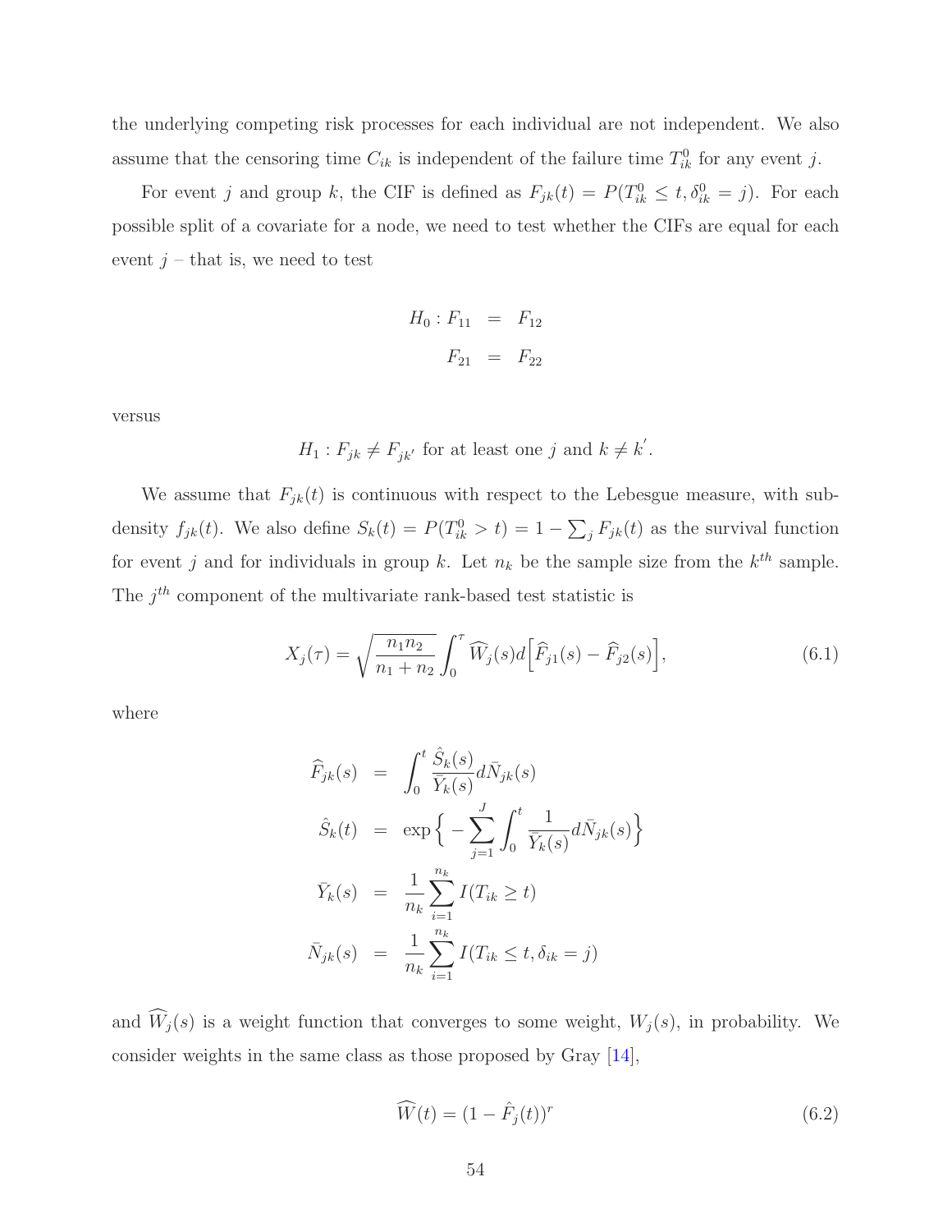the underlying competing risk processes for each individual are not independent. We also assume that the censoring time $C_{ik}$ is independent of the failure time $T^0_{ik}$ for any event $j$.

For event $j$ and group $k$, the CIF is defined as $F_{jk}(t) = P(T^0_{ik} \leq t, \delta^0_{ik} = j)$. For each possible split of a covariate for a node, we need to test whether the CIFs are equal for each event $j$ – that is, we need to test

$$
\begin{aligned}
H_0 : F_{11} &= F_{12} \\
F_{21} &= F_{22}
\end{aligned}
$$

versus

$$
H_1 : F_{jk} \neq F_{jk'} \text{ for at least one } j \text{ and } k \neq k'.
$$

We assume that $F_{jk}(t)$ is continuous with respect to the Lebesgue measure, with subdensity $f_{jk}(t)$. We also define $S_k(t) = P(T^0_{ik} > t) = 1 - \sum_j F_{jk}(t)$ as the survival function for event $j$ and for individuals in group $k$. Let $n_k$ be the sample size from the $k^{th}$ sample. The $j^{th}$ component of the multivariate rank-based test statistic is

$$
X_j(\tau) = \sqrt{\frac{n_1 n_2}{n_1 + n_2}} \int_0^\tau \widehat{W}_j(s) d\Big[\widehat{F}_{j1}(s) - \widehat{F}_{j2}(s)\Big], \tag{6.1}
$$

where

$$
\begin{aligned}
\widehat{F}_{jk}(s) &= \int_0^t \frac{\hat{S}_k(s)}{\bar{Y}_k(s)} d\bar{N}_{jk}(s) \\
\hat{S}_k(t) &= \exp\Big\{ - \sum_{j=1}^{J} \int_0^t \frac{1}{\bar{Y}_k(s)} d\bar{N}_{jk}(s) \Big\} \\
\bar{Y}_k(s) &= \frac{1}{n_k} \sum_{i=1}^{n_k} I(T_{ik} \geq t) \\
\bar{N}_{jk}(s) &= \frac{1}{n_k} \sum_{i=1}^{n_k} I(T_{ik} \leq t, \delta_{ik} = j)
\end{aligned}
$$

and $\widehat{W}_j(s)$ is a weight function that converges to some weight, $W_j(s)$, in probability. We consider weights in the same class as those proposed by Gray [14],

$$
\widehat{W}(t) = (1 - \hat{F}_j(t))^r \tag{6.2}
$$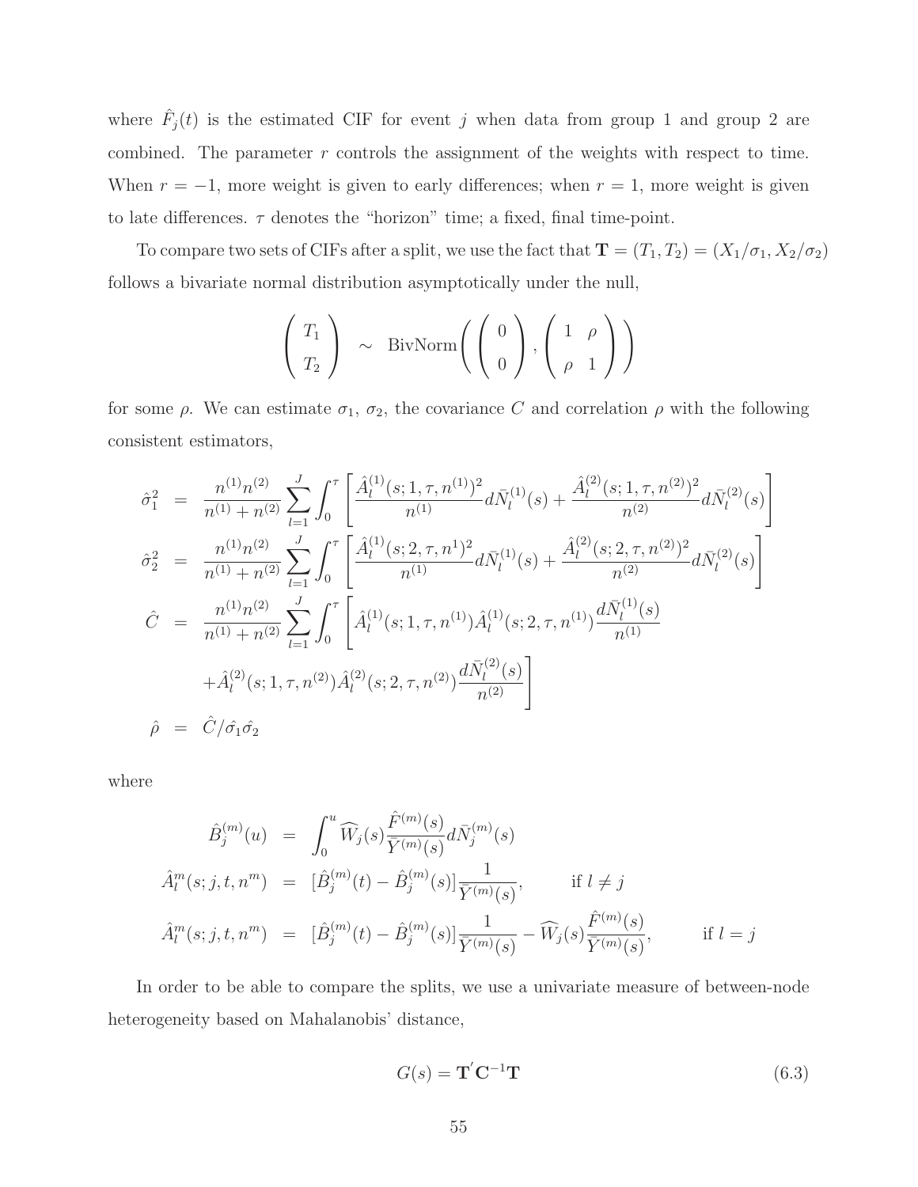where $\hat{F}_j(t)$ is the estimated CIF for event $j$ when data from group 1 and group 2 are combined. The parameter $r$ controls the assignment of the weights with respect to time. When $r = -1$, more weight is given to early differences; when $r = 1$, more weight is given to late differences. $\tau$ denotes the "horizon" time; a fixed, final time-point.

To compare two sets of CIFs after a split, we use the fact that $\mathbf{T} = (T_1, T_2) = (X_1/\sigma_1, X_2/\sigma_2)$ follows a bivariate normal distribution asymptotically under the null,

$$
\begin{pmatrix} T_1 \\ T_2 \end{pmatrix} \sim \text{BivNorm}\left( \begin{pmatrix} 0 \\ 0 \end{pmatrix}, \begin{pmatrix} 1 & \rho \\ \rho & 1 \end{pmatrix} \right)
$$

for some $\rho$. We can estimate $\sigma_1$, $\sigma_2$, the covariance $C$ and correlation $\rho$ with the following consistent estimators,

$$
\begin{aligned}
\hat{\sigma}_1^2 &= \frac{n^{(1)}n^{(2)}}{n^{(1)}+n^{(2)}} \sum_{l=1}^{J} \int_0^{\tau} \left[ \frac{\hat{A}_l^{(1)}(s;1,\tau,n^{(1)})^2}{n^{(1)}} d\bar{N}_l^{(1)}(s) + \frac{\hat{A}_l^{(2)}(s;1,\tau,n^{(2)})^2}{n^{(2)}} d\bar{N}_l^{(2)}(s) \right] \\
\hat{\sigma}_2^2 &= \frac{n^{(1)}n^{(2)}}{n^{(1)}+n^{(2)}} \sum_{l=1}^{J} \int_0^{\tau} \left[ \frac{\hat{A}_l^{(1)}(s;2,\tau,n^1)^2}{n^{(1)}} d\bar{N}_l^{(1)}(s) + \frac{\hat{A}_l^{(2)}(s;2,\tau,n^{(2)})^2}{n^{(2)}} d\bar{N}_l^{(2)}(s) \right] \\
\hat{C} &= \frac{n^{(1)}n^{(2)}}{n^{(1)}+n^{(2)}} \sum_{l=1}^{J} \int_0^{\tau} \Bigg[ \hat{A}_l^{(1)}(s;1,\tau,n^{(1)}) \hat{A}_l^{(1)}(s;2,\tau,n^{(1)}) \frac{d\bar{N}_l^{(1)}(s)}{n^{(1)}} \\
&\quad + \hat{A}_l^{(2)}(s;1,\tau,n^{(2)}) \hat{A}_l^{(2)}(s;2,\tau,n^{(2)}) \frac{d\bar{N}_l^{(2)}(s)}{n^{(2)}} \Bigg] \\
\hat{\rho} &= \hat{C}/\hat{\sigma}_1\hat{\sigma}_2
\end{aligned}
$$

where

$$
\begin{aligned}
\hat{B}_j^{(m)}(u) &= \int_0^u \widehat{W}_j(s) \frac{\hat{F}^{(m)}(s)}{\bar{Y}^{(m)}(s)} d\bar{N}_j^{(m)}(s) \\
\hat{A}_l^m(s;j,t,n^m) &= [\hat{B}_j^{(m)}(t) - \hat{B}_j^{(m)}(s)] \frac{1}{\bar{Y}^{(m)}(s)}, \qquad \text{if } l \neq j \\
\hat{A}_l^m(s;j,t,n^m) &= [\hat{B}_j^{(m)}(t) - \hat{B}_j^{(m)}(s)] \frac{1}{\bar{Y}^{(m)}(s)} - \widehat{W}_j(s) \frac{\hat{F}^{(m)}(s)}{\bar{Y}^{(m)}(s)}, \qquad \text{if } l = j
\end{aligned}
$$

In order to be able to compare the splits, we use a univariate measure of between-node heterogeneity based on Mahalanobis' distance,

$$
G(s) = \mathbf{T}'\mathbf{C}^{-1}\mathbf{T} \tag{6.3}
$$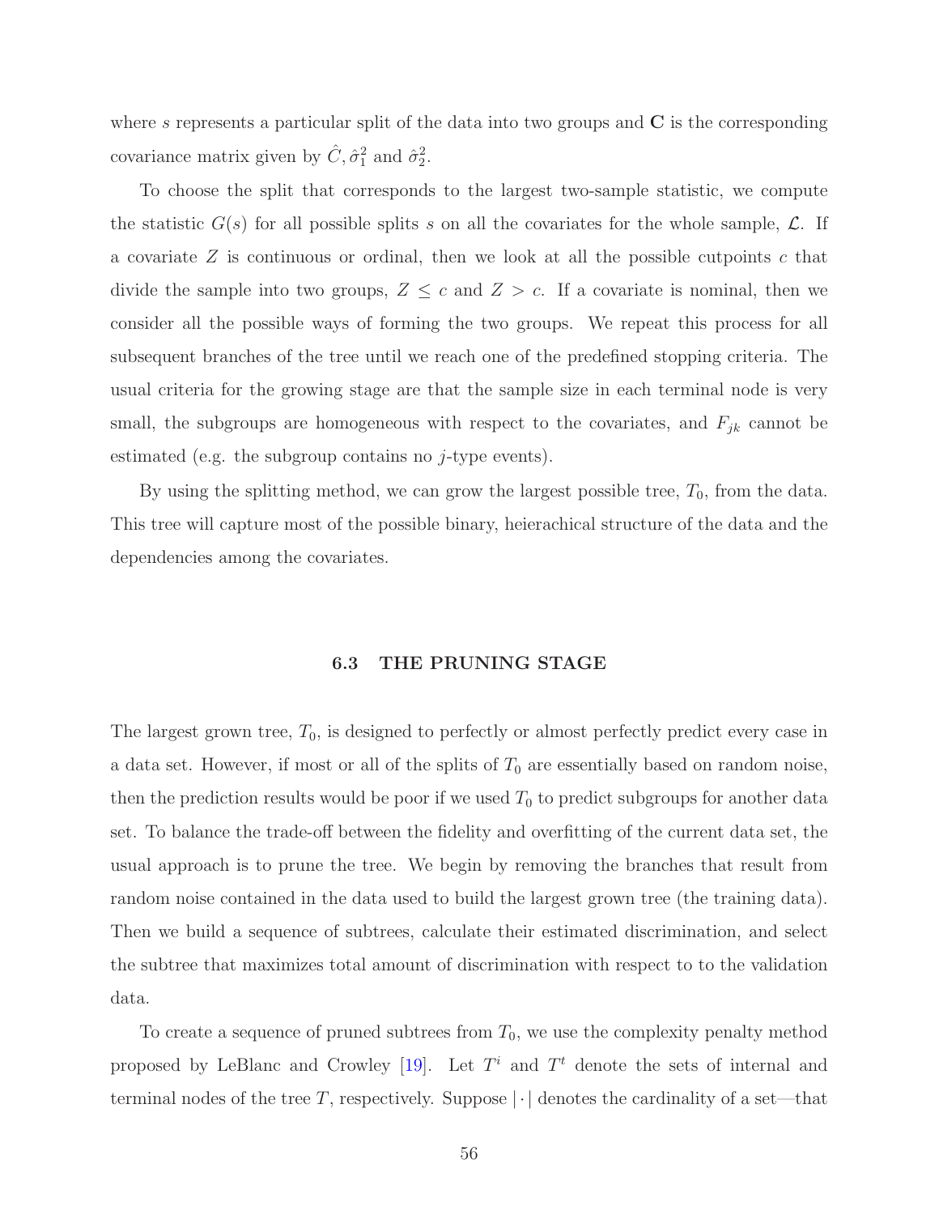where $s$ represents a particular split of the data into two groups and $\mathbf{C}$ is the corresponding covariance matrix given by $\hat{C}, \hat{\sigma}_1^2$ and $\hat{\sigma}_2^2$.

To choose the split that corresponds to the largest two-sample statistic, we compute the statistic $G(s)$ for all possible splits $s$ on all the covariates for the whole sample, $\mathcal{L}$. If a covariate $Z$ is continuous or ordinal, then we look at all the possible cutpoints $c$ that divide the sample into two groups, $Z \leq c$ and $Z > c$. If a covariate is nominal, then we consider all the possible ways of forming the two groups. We repeat this process for all subsequent branches of the tree until we reach one of the predefined stopping criteria. The usual criteria for the growing stage are that the sample size in each terminal node is very small, the subgroups are homogeneous with respect to the covariates, and $F_{jk}$ cannot be estimated (e.g. the subgroup contains no $j$-type events).

By using the splitting method, we can grow the largest possible tree, $T_0$, from the data. This tree will capture most of the possible binary, heierachical structure of the data and the dependencies among the covariates.

### 6.3 THE PRUNING STAGE

The largest grown tree, $T_0$, is designed to perfectly or almost perfectly predict every case in a data set. However, if most or all of the splits of $T_0$ are essentially based on random noise, then the prediction results would be poor if we used $T_0$ to predict subgroups for another data set. To balance the trade-off between the fidelity and overfitting of the current data set, the usual approach is to prune the tree. We begin by removing the branches that result from random noise contained in the data used to build the largest grown tree (the training data). Then we build a sequence of subtrees, calculate their estimated discrimination, and select the subtree that maximizes total amount of discrimination with respect to to the validation data.

To create a sequence of pruned subtrees from $T_0$, we use the complexity penalty method proposed by LeBlanc and Crowley [19]. Let $T^i$ and $T^t$ denote the sets of internal and terminal nodes of the tree $T$, respectively. Suppose $|\cdot|$ denotes the cardinality of a set—that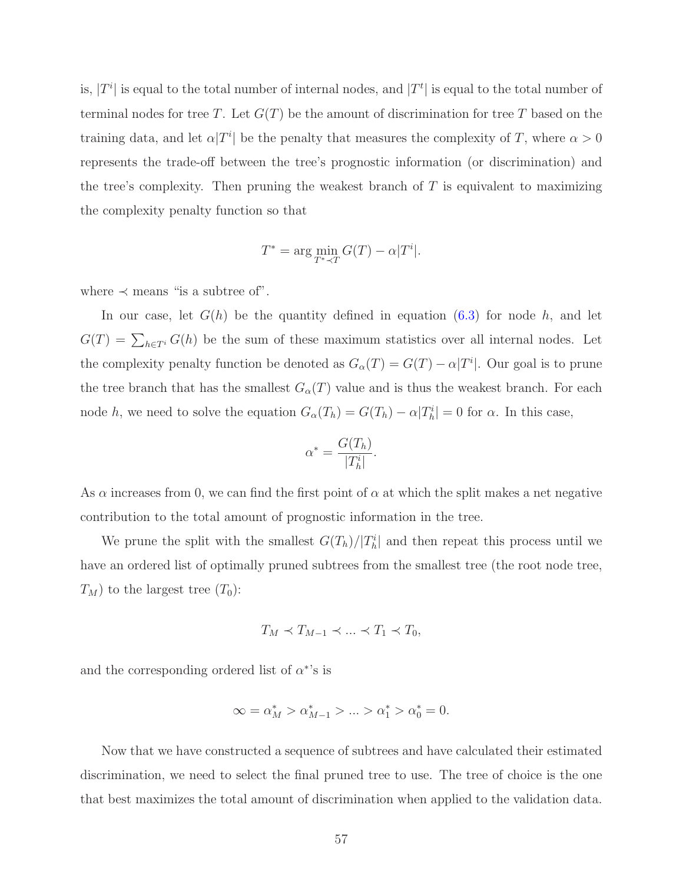is, $|T^i|$ is equal to the total number of internal nodes, and $|T^t|$ is equal to the total number of terminal nodes for tree $T$. Let $G(T)$ be the amount of discrimination for tree $T$ based on the training data, and let $\alpha|T^i|$ be the penalty that measures the complexity of $T$, where $\alpha > 0$ represents the trade-off between the tree's prognostic information (or discrimination) and the tree's complexity. Then pruning the weakest branch of $T$ is equivalent to maximizing the complexity penalty function so that

$$T^* = \arg\min_{T^* \prec T} G(T) - \alpha|T^i|.$$

where $\prec$ means "is a subtree of".

In our case, let $G(h)$ be the quantity defined in equation (6.3) for node $h$, and let $G(T) = \sum_{h \in T^i} G(h)$ be the sum of these maximum statistics over all internal nodes. Let the complexity penalty function be denoted as $G_\alpha(T) = G(T) - \alpha|T^i|$. Our goal is to prune the tree branch that has the smallest $G_\alpha(T)$ value and is thus the weakest branch. For each node $h$, we need to solve the equation $G_\alpha(T_h) = G(T_h) - \alpha|T_h^i| = 0$ for $\alpha$. In this case,

$$\alpha^* = \frac{G(T_h)}{|T_h^i|}.$$

As $\alpha$ increases from 0, we can find the first point of $\alpha$ at which the split makes a net negative contribution to the total amount of prognostic information in the tree.

We prune the split with the smallest $G(T_h)/|T_h^i|$ and then repeat this process until we have an ordered list of optimally pruned subtrees from the smallest tree (the root node tree, $T_M$) to the largest tree ($T_0$):

$$T_M \prec T_{M-1} \prec ... \prec T_1 \prec T_0,$$

and the corresponding ordered list of $\alpha^*$'s is

$$\infty = \alpha_M^* > \alpha_{M-1}^* > ... > \alpha_1^* > \alpha_0^* = 0.$$

Now that we have constructed a sequence of subtrees and have calculated their estimated discrimination, we need to select the final pruned tree to use. The tree of choice is the one that best maximizes the total amount of discrimination when applied to the validation data.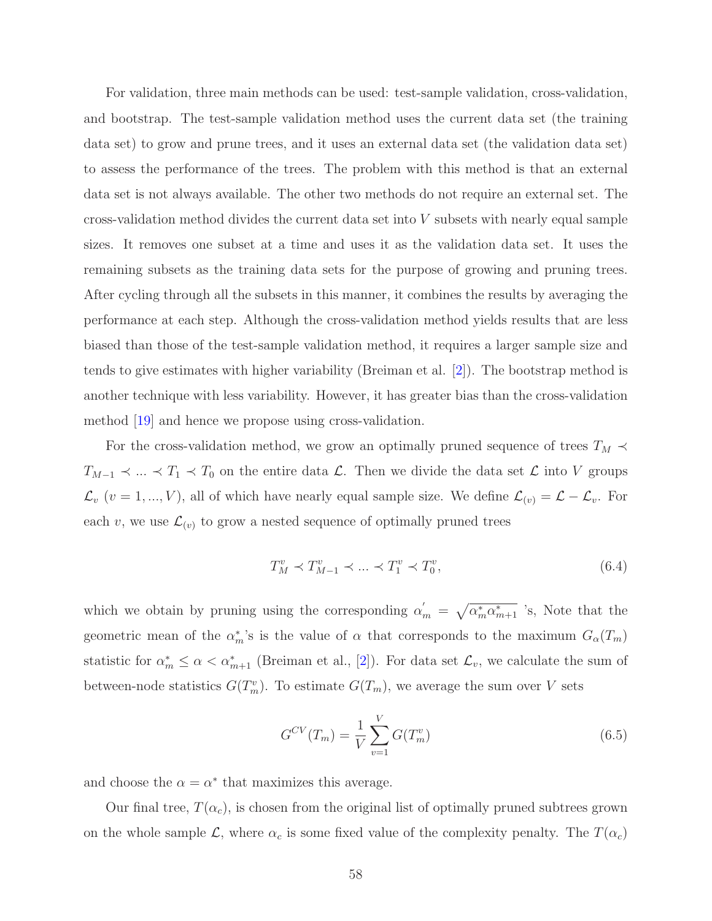For validation, three main methods can be used: test-sample validation, cross-validation, and bootstrap. The test-sample validation method uses the current data set (the training data set) to grow and prune trees, and it uses an external data set (the validation data set) to assess the performance of the trees. The problem with this method is that an external data set is not always available. The other two methods do not require an external set. The cross-validation method divides the current data set into $V$ subsets with nearly equal sample sizes. It removes one subset at a time and uses it as the validation data set. It uses the remaining subsets as the training data sets for the purpose of growing and pruning trees. After cycling through all the subsets in this manner, it combines the results by averaging the performance at each step. Although the cross-validation method yields results that are less biased than those of the test-sample validation method, it requires a larger sample size and tends to give estimates with higher variability (Breiman et al. [2]). The bootstrap method is another technique with less variability. However, it has greater bias than the cross-validation method [19] and hence we propose using cross-validation.

For the cross-validation method, we grow an optimally pruned sequence of trees $T_M \prec T_{M-1} \prec ... \prec T_1 \prec T_0$ on the entire data $\mathcal{L}$. Then we divide the data set $\mathcal{L}$ into $V$ groups $\mathcal{L}_v$ $(v = 1, ..., V)$, all of which have nearly equal sample size. We define $\mathcal{L}_{(v)} = \mathcal{L} - \mathcal{L}_v$. For each $v$, we use $\mathcal{L}_{(v)}$ to grow a nested sequence of optimally pruned trees

$$T_M^v \prec T_{M-1}^v \prec ... \prec T_1^v \prec T_0^v, \tag{6.4}$$

which we obtain by pruning using the corresponding $\alpha_m^{'} = \sqrt{\alpha_m^* \alpha_{m+1}^*}$ 's, Note that the geometric mean of the $\alpha_m^*$'s is the value of $\alpha$ that corresponds to the maximum $G_\alpha(T_m)$ statistic for $\alpha_m^* \leq \alpha < \alpha_{m+1}^*$ (Breiman et al., [2]). For data set $\mathcal{L}_v$, we calculate the sum of between-node statistics $G(T_m^v)$. To estimate $G(T_m)$, we average the sum over $V$ sets

$$G^{CV}(T_m) = \frac{1}{V} \sum_{v=1}^{V} G(T_m^v) \tag{6.5}$$

and choose the $\alpha = \alpha^*$ that maximizes this average.

Our final tree, $T(\alpha_c)$, is chosen from the original list of optimally pruned subtrees grown on the whole sample $\mathcal{L}$, where $\alpha_c$ is some fixed value of the complexity penalty. The $T(\alpha_c)$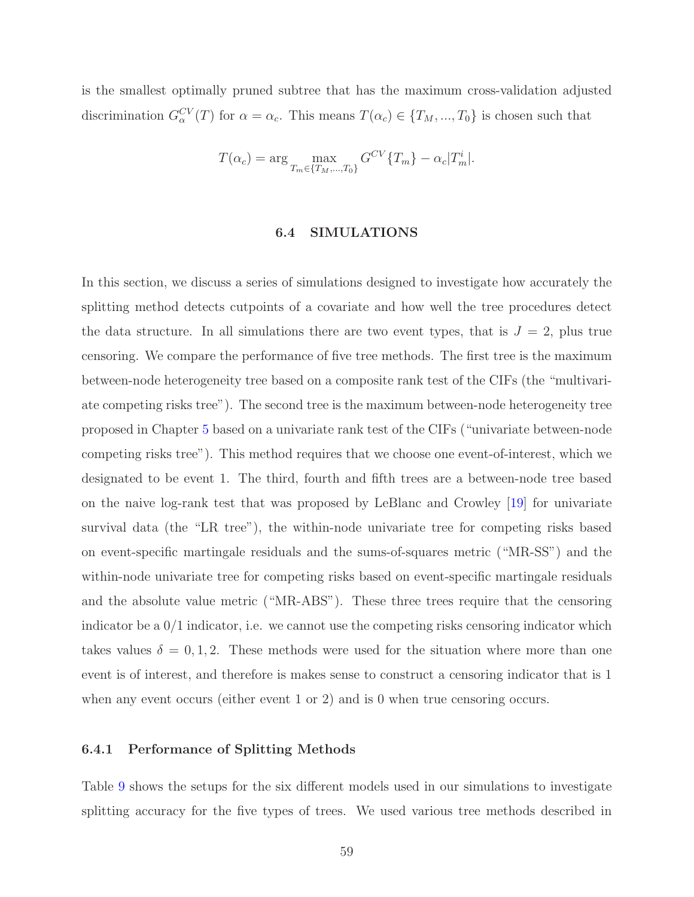is the smallest optimally pruned subtree that has the maximum cross-validation adjusted discrimination $G^{CV}_{\alpha}(T)$ for $\alpha = \alpha_c$. This means $T(\alpha_c) \in \{T_M, ..., T_0\}$ is chosen such that

$$T(\alpha_c) = \arg \max_{T_m \in \{T_M, \ldots, T_0\}} G^{CV}\{T_m\} - \alpha_c |T_m^i|.$$

## 6.4 SIMULATIONS

In this section, we discuss a series of simulations designed to investigate how accurately the splitting method detects cutpoints of a covariate and how well the tree procedures detect the data structure. In all simulations there are two event types, that is $J = 2$, plus true censoring. We compare the performance of five tree methods. The first tree is the maximum between-node heterogeneity tree based on a composite rank test of the CIFs (the "multivariate competing risks tree"). The second tree is the maximum between-node heterogeneity tree proposed in Chapter 5 based on a univariate rank test of the CIFs ("univariate between-node competing risks tree"). This method requires that we choose one event-of-interest, which we designated to be event 1. The third, fourth and fifth trees are a between-node tree based on the naive log-rank test that was proposed by LeBlanc and Crowley [19] for univariate survival data (the "LR tree"), the within-node univariate tree for competing risks based on event-specific martingale residuals and the sums-of-squares metric ("MR-SS") and the within-node univariate tree for competing risks based on event-specific martingale residuals and the absolute value metric ("MR-ABS"). These three trees require that the censoring indicator be a 0/1 indicator, i.e. we cannot use the competing risks censoring indicator which takes values $\delta = 0, 1, 2$. These methods were used for the situation where more than one event is of interest, and therefore is makes sense to construct a censoring indicator that is 1 when any event occurs (either event 1 or 2) and is 0 when true censoring occurs.

### 6.4.1 Performance of Splitting Methods

Table 9 shows the setups for the six different models used in our simulations to investigate splitting accuracy for the five types of trees. We used various tree methods described in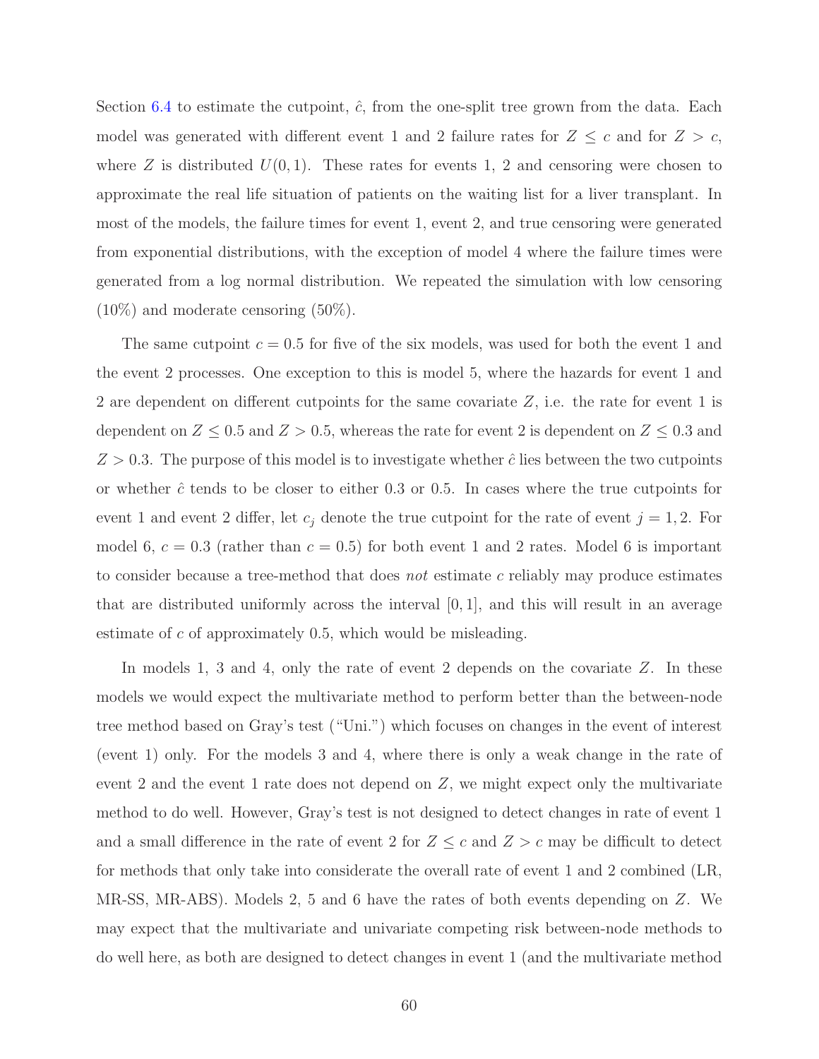Section 6.4 to estimate the cutpoint, $\hat{c}$, from the one-split tree grown from the data. Each model was generated with different event 1 and 2 failure rates for $Z \leq c$ and for $Z > c$, where $Z$ is distributed $U(0, 1)$. These rates for events 1, 2 and censoring were chosen to approximate the real life situation of patients on the waiting list for a liver transplant. In most of the models, the failure times for event 1, event 2, and true censoring were generated from exponential distributions, with the exception of model 4 where the failure times were generated from a log normal distribution. We repeated the simulation with low censoring (10%) and moderate censoring (50%).

The same cutpoint $c = 0.5$ for five of the six models, was used for both the event 1 and the event 2 processes. One exception to this is model 5, where the hazards for event 1 and 2 are dependent on different cutpoints for the same covariate $Z$, i.e. the rate for event 1 is dependent on $Z \leq 0.5$ and $Z > 0.5$, whereas the rate for event 2 is dependent on $Z \leq 0.3$ and $Z > 0.3$. The purpose of this model is to investigate whether $\hat{c}$ lies between the two cutpoints or whether $\hat{c}$ tends to be closer to either 0.3 or 0.5. In cases where the true cutpoints for event 1 and event 2 differ, let $c_j$ denote the true cutpoint for the rate of event $j = 1, 2$. For model 6, $c = 0.3$ (rather than $c = 0.5$) for both event 1 and 2 rates. Model 6 is important to consider because a tree-method that does *not* estimate $c$ reliably may produce estimates that are distributed uniformly across the interval $[0, 1]$, and this will result in an average estimate of $c$ of approximately 0.5, which would be misleading.

In models 1, 3 and 4, only the rate of event 2 depends on the covariate $Z$. In these models we would expect the multivariate method to perform better than the between-node tree method based on Gray's test ("Uni.") which focuses on changes in the event of interest (event 1) only. For the models 3 and 4, where there is only a weak change in the rate of event 2 and the event 1 rate does not depend on $Z$, we might expect only the multivariate method to do well. However, Gray's test is not designed to detect changes in rate of event 1 and a small difference in the rate of event 2 for $Z \leq c$ and $Z > c$ may be difficult to detect for methods that only take into considerate the overall rate of event 1 and 2 combined (LR, MR-SS, MR-ABS). Models 2, 5 and 6 have the rates of both events depending on $Z$. We may expect that the multivariate and univariate competing risk between-node methods to do well here, as both are designed to detect changes in event 1 (and the multivariate method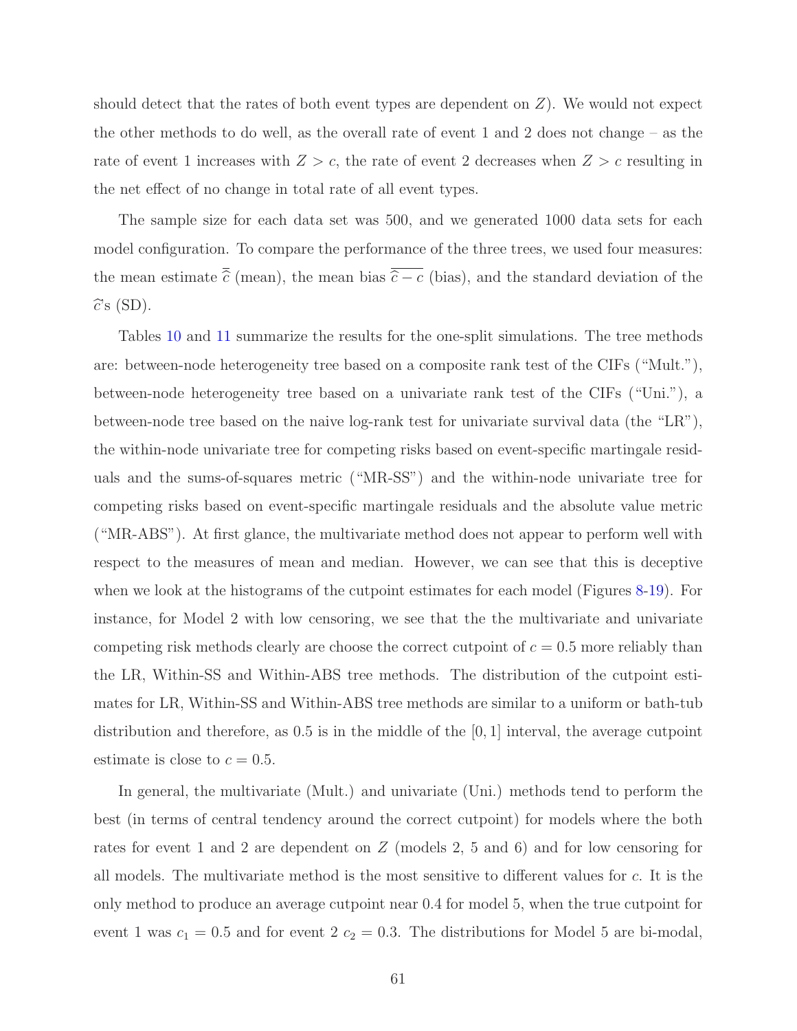should detect that the rates of both event types are dependent on $Z$). We would not expect the other methods to do well, as the overall rate of event 1 and 2 does not change – as the rate of event 1 increases with $Z > c$, the rate of event 2 decreases when $Z > c$ resulting in the net effect of no change in total rate of all event types.

The sample size for each data set was 500, and we generated 1000 data sets for each model configuration. To compare the performance of the three trees, we used four measures: the mean estimate $\overline{\widehat{c}}$ (mean), the mean bias $\overline{\widehat{c} - c}$ (bias), and the standard deviation of the $\widehat{c}$'s (SD).

Tables 10 and 11 summarize the results for the one-split simulations. The tree methods are: between-node heterogeneity tree based on a composite rank test of the CIFs ("Mult."), between-node heterogeneity tree based on a univariate rank test of the CIFs ("Uni."), a between-node tree based on the naive log-rank test for univariate survival data (the "LR"), the within-node univariate tree for competing risks based on event-specific martingale residuals and the sums-of-squares metric ("MR-SS") and the within-node univariate tree for competing risks based on event-specific martingale residuals and the absolute value metric ("MR-ABS"). At first glance, the multivariate method does not appear to perform well with respect to the measures of mean and median. However, we can see that this is deceptive when we look at the histograms of the cutpoint estimates for each model (Figures 8-19). For instance, for Model 2 with low censoring, we see that the the multivariate and univariate competing risk methods clearly are choose the correct cutpoint of $c = 0.5$ more reliably than the LR, Within-SS and Within-ABS tree methods. The distribution of the cutpoint estimates for LR, Within-SS and Within-ABS tree methods are similar to a uniform or bath-tub distribution and therefore, as 0.5 is in the middle of the $[0, 1]$ interval, the average cutpoint estimate is close to $c = 0.5$.

In general, the multivariate (Mult.) and univariate (Uni.) methods tend to perform the best (in terms of central tendency around the correct cutpoint) for models where the both rates for event 1 and 2 are dependent on $Z$ (models 2, 5 and 6) and for low censoring for all models. The multivariate method is the most sensitive to different values for $c$. It is the only method to produce an average cutpoint near 0.4 for model 5, when the true cutpoint for event 1 was $c_1 = 0.5$ and for event 2 $c_2 = 0.3$. The distributions for Model 5 are bi-modal,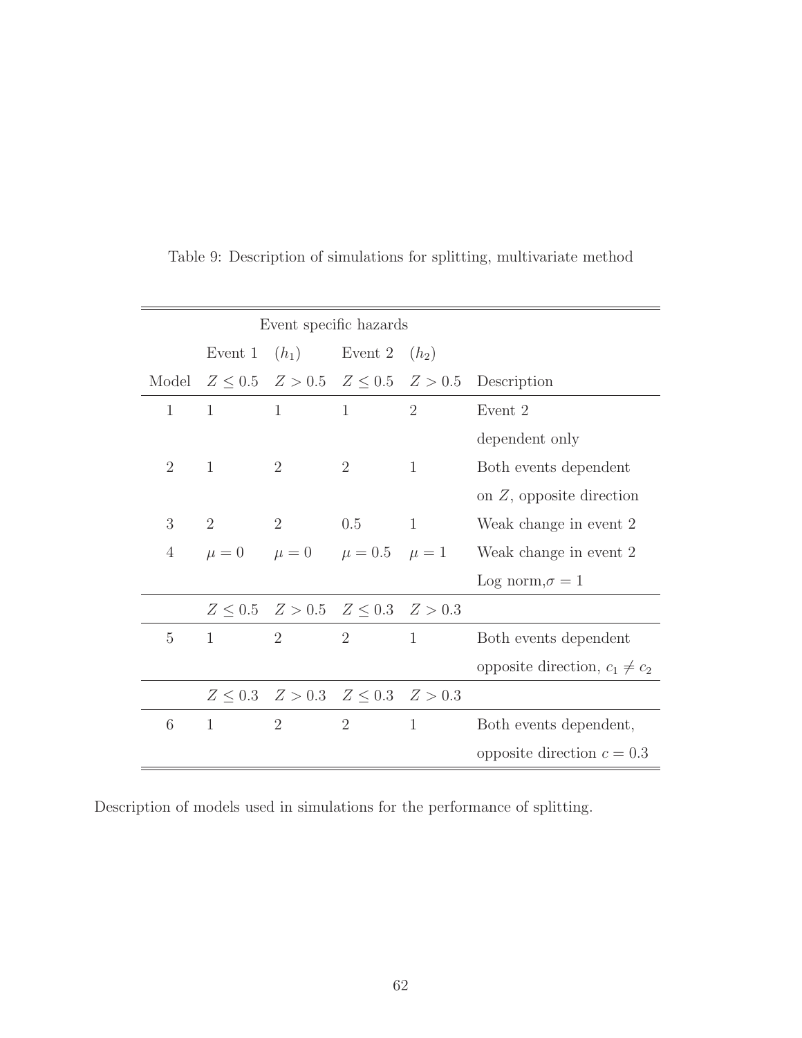Table 9: Description of simulations for splitting, multivariate method

| | Event specific hazards | | | | |
|---|---|---|---|---|---|
| | Event 1 | $(h_1)$ | Event 2 | $(h_2)$ | |
| Model | $Z \leq 0.5$ | $Z > 0.5$ | $Z \leq 0.5$ | $Z > 0.5$ | Description |
| 1 | 1 | 1 | 1 | 2 | Event 2 dependent only |
| 2 | 1 | 2 | 2 | 1 | Both events dependent on $Z$, opposite direction |
| 3 | 2 | 2 | 0.5 | 1 | Weak change in event 2 |
| 4 | $\mu = 0$ | $\mu = 0$ | $\mu = 0.5$ | $\mu = 1$ | Weak change in event 2 Log norm, $\sigma = 1$ |
| | $Z \leq 0.5$ | $Z > 0.5$ | $Z \leq 0.3$ | $Z > 0.3$ | |
| 5 | 1 | 2 | 2 | 1 | Both events dependent opposite direction, $c_1 \neq c_2$ |
| | $Z \leq 0.3$ | $Z > 0.3$ | $Z \leq 0.3$ | $Z > 0.3$ | |
| 6 | 1 | 2 | 2 | 1 | Both events dependent, opposite direction $c = 0.3$ |

Description of models used in simulations for the performance of splitting.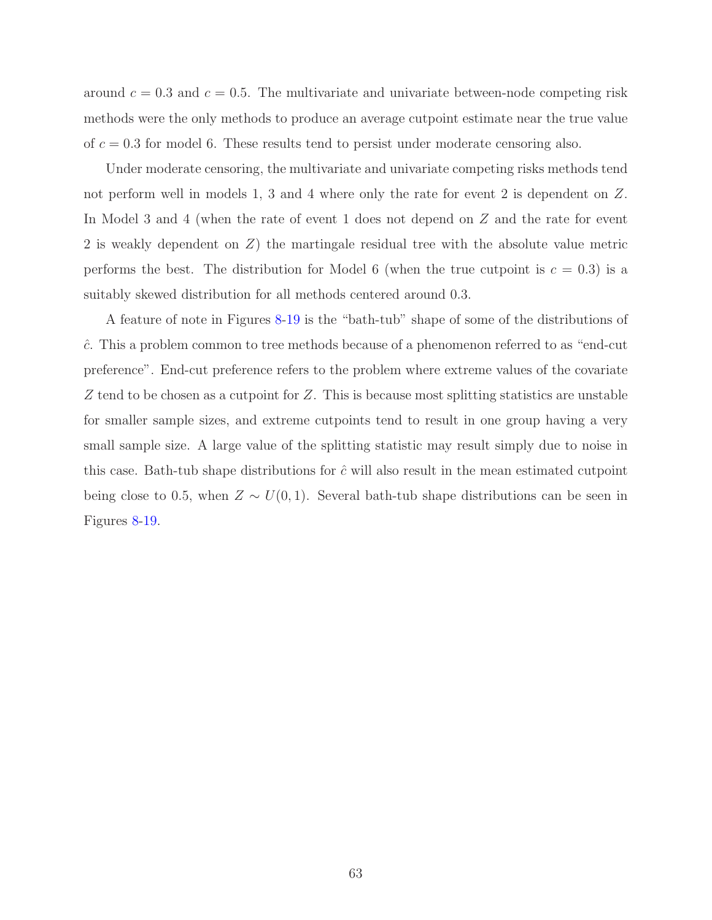around $c = 0.3$ and $c = 0.5$. The multivariate and univariate between-node competing risk methods were the only methods to produce an average cutpoint estimate near the true value of $c = 0.3$ for model 6. These results tend to persist under moderate censoring also.

Under moderate censoring, the multivariate and univariate competing risks methods tend not perform well in models 1, 3 and 4 where only the rate for event 2 is dependent on $Z$. In Model 3 and 4 (when the rate of event 1 does not depend on $Z$ and the rate for event 2 is weakly dependent on $Z$) the martingale residual tree with the absolute value metric performs the best. The distribution for Model 6 (when the true cutpoint is $c = 0.3$) is a suitably skewed distribution for all methods centered around 0.3.

A feature of note in Figures 8-19 is the "bath-tub" shape of some of the distributions of $\hat{c}$. This a problem common to tree methods because of a phenomenon referred to as "end-cut preference". End-cut preference refers to the problem where extreme values of the covariate $Z$ tend to be chosen as a cutpoint for $Z$. This is because most splitting statistics are unstable for smaller sample sizes, and extreme cutpoints tend to result in one group having a very small sample size. A large value of the splitting statistic may result simply due to noise in this case. Bath-tub shape distributions for $\hat{c}$ will also result in the mean estimated cutpoint being close to 0.5, when $Z \sim U(0, 1)$. Several bath-tub shape distributions can be seen in Figures 8-19.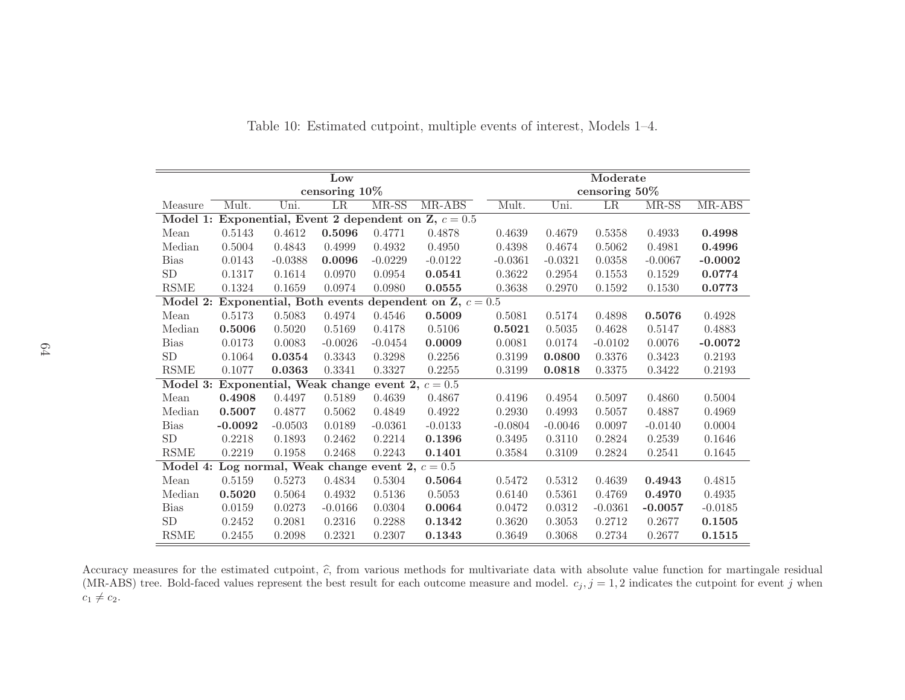Table 10: Estimated cutpoint, multiple events of interest, Models 1–4.

| | Low censoring 10% | | | | | Moderate censoring 50% | | | | |
|---|---|---|---|---|---|---|---|---|---|---|
| Measure | Mult. | Uni. | LR | MR-SS | MR-ABS | Mult. | Uni. | LR | MR-SS | MR-ABS |
| **Model 1: Exponential, Event 2 dependent on Z, $c = 0.5$** | | | | | | | | | | |
| Mean | 0.5143 | 0.4612 | **0.5096** | 0.4771 | 0.4878 | 0.4639 | 0.4679 | 0.5358 | 0.4933 | **0.4998** |
| Median | 0.5004 | 0.4843 | 0.4999 | 0.4932 | 0.4950 | 0.4398 | 0.4674 | 0.5062 | 0.4981 | **0.4996** |
| Bias | 0.0143 | -0.0388 | **0.0096** | -0.0229 | -0.0122 | -0.0361 | -0.0321 | 0.0358 | -0.0067 | **-0.0002** |
| SD | 0.1317 | 0.1614 | 0.0970 | 0.0954 | **0.0541** | 0.3622 | 0.2954 | 0.1553 | 0.1529 | **0.0774** |
| RSME | 0.1324 | 0.1659 | 0.0974 | 0.0980 | **0.0555** | 0.3638 | 0.2970 | 0.1592 | 0.1530 | **0.0773** |
| **Model 2: Exponential, Both events dependent on Z, $c = 0.5$** | | | | | | | | | | |
| Mean | 0.5173 | 0.5083 | 0.4974 | 0.4546 | **0.5009** | 0.5081 | 0.5174 | 0.4898 | **0.5076** | 0.4928 |
| Median | **0.5006** | 0.5020 | 0.5169 | 0.4178 | 0.5106 | **0.5021** | 0.5035 | 0.4628 | 0.5147 | 0.4883 |
| Bias | 0.0173 | 0.0083 | -0.0026 | -0.0454 | **0.0009** | 0.0081 | 0.0174 | -0.0102 | 0.0076 | **-0.0072** |
| SD | 0.1064 | **0.0354** | 0.3343 | 0.3298 | 0.2256 | 0.3199 | **0.0800** | 0.3376 | 0.3423 | 0.2193 |
| RSME | 0.1077 | **0.0363** | 0.3341 | 0.3327 | 0.2255 | 0.3199 | **0.0818** | 0.3375 | 0.3422 | 0.2193 |
| **Model 3: Exponential, Weak change event 2, $c = 0.5$** | | | | | | | | | | |
| Mean | **0.4908** | 0.4497 | 0.5189 | 0.4639 | 0.4867 | 0.4196 | 0.4954 | 0.5097 | 0.4860 | 0.5004 |
| Median | **0.5007** | 0.4877 | 0.5062 | 0.4849 | 0.4922 | 0.2930 | 0.4993 | 0.5057 | 0.4887 | 0.4969 |
| Bias | **-0.0092** | -0.0503 | 0.0189 | -0.0361 | -0.0133 | -0.0804 | -0.0046 | 0.0097 | -0.0140 | 0.0004 |
| SD | 0.2218 | 0.1893 | 0.2462 | 0.2214 | **0.1396** | 0.3495 | 0.3110 | 0.2824 | 0.2539 | 0.1646 |
| RSME | 0.2219 | 0.1958 | 0.2468 | 0.2243 | **0.1401** | 0.3584 | 0.3109 | 0.2824 | 0.2541 | 0.1645 |
| **Model 4: Log normal, Weak change event 2, $c = 0.5$** | | | | | | | | | | |
| Mean | 0.5159 | 0.5273 | 0.4834 | 0.5304 | **0.5064** | 0.5472 | 0.5312 | 0.4639 | **0.4943** | 0.4815 |
| Median | **0.5020** | 0.5064 | 0.4932 | 0.5136 | 0.5053 | 0.6140 | 0.5361 | 0.4769 | **0.4970** | 0.4935 |
| Bias | 0.0159 | 0.0273 | -0.0166 | 0.0304 | **0.0064** | 0.0472 | 0.0312 | -0.0361 | **-0.0057** | -0.0185 |
| SD | 0.2452 | 0.2081 | 0.2316 | 0.2288 | **0.1342** | 0.3620 | 0.3053 | 0.2712 | 0.2677 | **0.1505** |
| RSME | 0.2455 | 0.2098 | 0.2321 | 0.2307 | **0.1343** | 0.3649 | 0.3068 | 0.2734 | 0.2677 | **0.1515** |

Accuracy measures for the estimated cutpoint, $\widehat{c}$, from various methods for multivariate data with absolute value function for martingale residual (MR-ABS) tree. Bold-faced values represent the best result for each outcome measure and model. $c_j, j = 1, 2$ indicates the cutpoint for event $j$ when $c_1 \neq c_2$.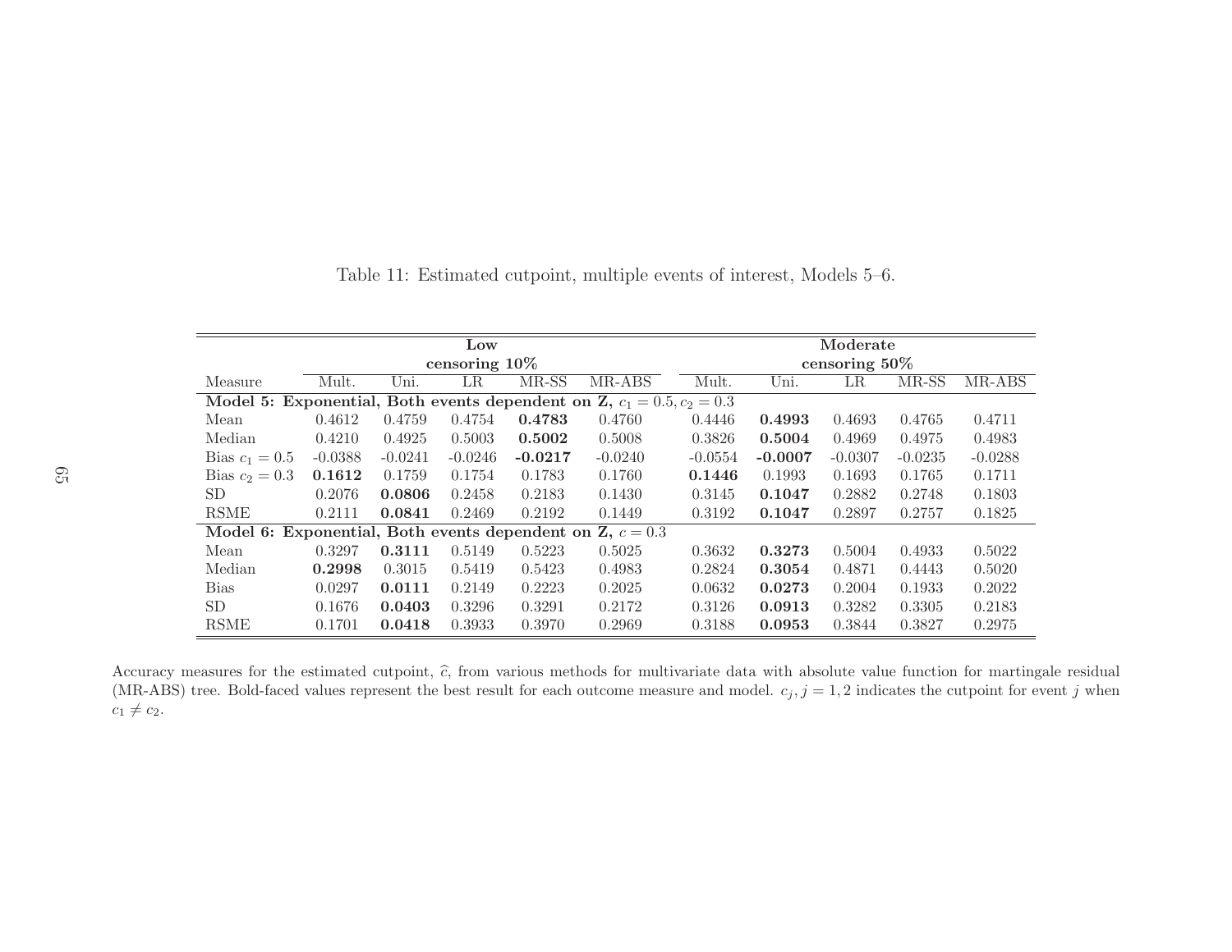Table 11: Estimated cutpoint, multiple events of interest, Models 5–6.

| | Low censoring 10% | | | | | Moderate censoring 50% | | | | |
|---|---|---|---|---|---|---|---|---|---|---|
| Measure | Mult. | Uni. | LR | MR-SS | MR-ABS | Mult. | Uni. | LR | MR-SS | MR-ABS |
| **Model 5: Exponential, Both events dependent on Z, $c_1 = 0.5, c_2 = 0.3$** | | | | | | | | | | |
| Mean | 0.4612 | 0.4759 | 0.4754 | **0.4783** | 0.4760 | 0.4446 | **0.4993** | 0.4693 | 0.4765 | 0.4711 |
| Median | 0.4210 | 0.4925 | 0.5003 | **0.5002** | 0.5008 | 0.3826 | **0.5004** | 0.4969 | 0.4975 | 0.4983 |
| Bias $c_1 = 0.5$ | -0.0388 | -0.0241 | -0.0246 | **-0.0217** | -0.0240 | -0.0554 | **-0.0007** | -0.0307 | -0.0235 | -0.0288 |
| Bias $c_2 = 0.3$ | **0.1612** | 0.1759 | 0.1754 | 0.1783 | 0.1760 | **0.1446** | 0.1993 | 0.1693 | 0.1765 | 0.1711 |
| SD | 0.2076 | **0.0806** | 0.2458 | 0.2183 | 0.1430 | 0.3145 | **0.1047** | 0.2882 | 0.2748 | 0.1803 |
| RSME | 0.2111 | **0.0841** | 0.2469 | 0.2192 | 0.1449 | 0.3192 | **0.1047** | 0.2897 | 0.2757 | 0.1825 |
| **Model 6: Exponential, Both events dependent on Z, $c = 0.3$** | | | | | | | | | | |
| Mean | 0.3297 | **0.3111** | 0.5149 | 0.5223 | 0.5025 | 0.3632 | **0.3273** | 0.5004 | 0.4933 | 0.5022 |
| Median | **0.2998** | 0.3015 | 0.5419 | 0.5423 | 0.4983 | 0.2824 | **0.3054** | 0.4871 | 0.4443 | 0.5020 |
| Bias | 0.0297 | **0.0111** | 0.2149 | 0.2223 | 0.2025 | 0.0632 | **0.0273** | 0.2004 | 0.1933 | 0.2022 |
| SD | 0.1676 | **0.0403** | 0.3296 | 0.3291 | 0.2172 | 0.3126 | **0.0913** | 0.3282 | 0.3305 | 0.2183 |
| RSME | 0.1701 | **0.0418** | 0.3933 | 0.3970 | 0.2969 | 0.3188 | **0.0953** | 0.3844 | 0.3827 | 0.2975 |

Accuracy measures for the estimated cutpoint, $\widehat{c}$, from various methods for multivariate data with absolute value function for martingale residual (MR-ABS) tree. Bold-faced values represent the best result for each outcome measure and model. $c_j, j = 1, 2$ indicates the cutpoint for event $j$ when $c_1 \neq c_2$.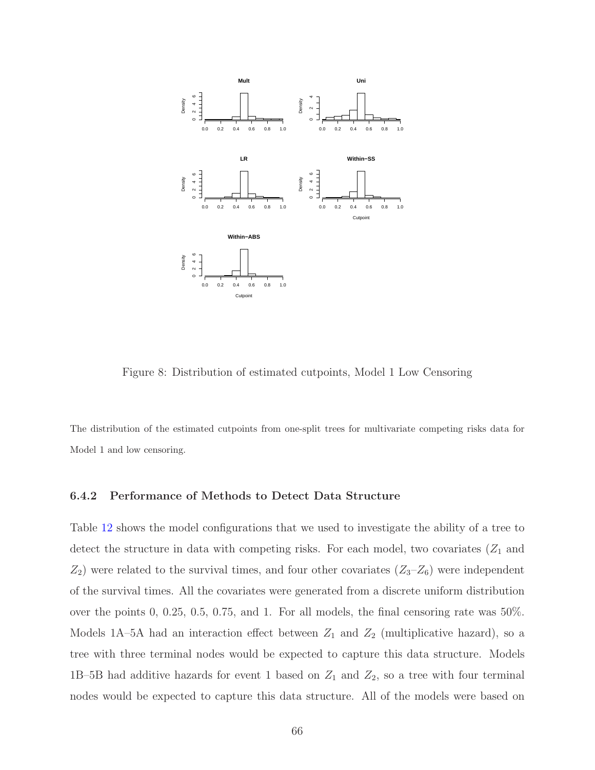Mult

Density

0 2 4 6

0.0 0.2 0.4 0.6 0.8 1.0

Uni

Density

0 2 4

0.0 0.2 0.4 0.6 0.8 1.0

LR

Density

0 2 4 6

0.0 0.2 0.4 0.6 0.8 1.0

Within−SS

Density

0 2 4 6

0.0 0.2 0.4 0.6 0.8 1.0

Cutpoint

Within−ABS

Density

0 2 4 6

0.0 0.2 0.4 0.6 0.8 1.0

Cutpoint

Figure 8: Distribution of estimated cutpoints, Model 1 Low Censoring

The distribution of the estimated cutpoints from one-split trees for multivariate competing risks data for Model 1 and low censoring.

### 6.4.2 Performance of Methods to Detect Data Structure

Table 12 shows the model configurations that we used to investigate the ability of a tree to detect the structure in data with competing risks. For each model, two covariates ($Z_1$ and $Z_2$) were related to the survival times, and four other covariates ($Z_3$–$Z_6$) were independent of the survival times. All the covariates were generated from a discrete uniform distribution over the points 0, 0.25, 0.5, 0.75, and 1. For all models, the final censoring rate was 50%. Models 1A–5A had an interaction effect between $Z_1$ and $Z_2$ (multiplicative hazard), so a tree with three terminal nodes would be expected to capture this data structure. Models 1B–5B had additive hazards for event 1 based on $Z_1$ and $Z_2$, so a tree with four terminal nodes would be expected to capture this data structure. All of the models were based on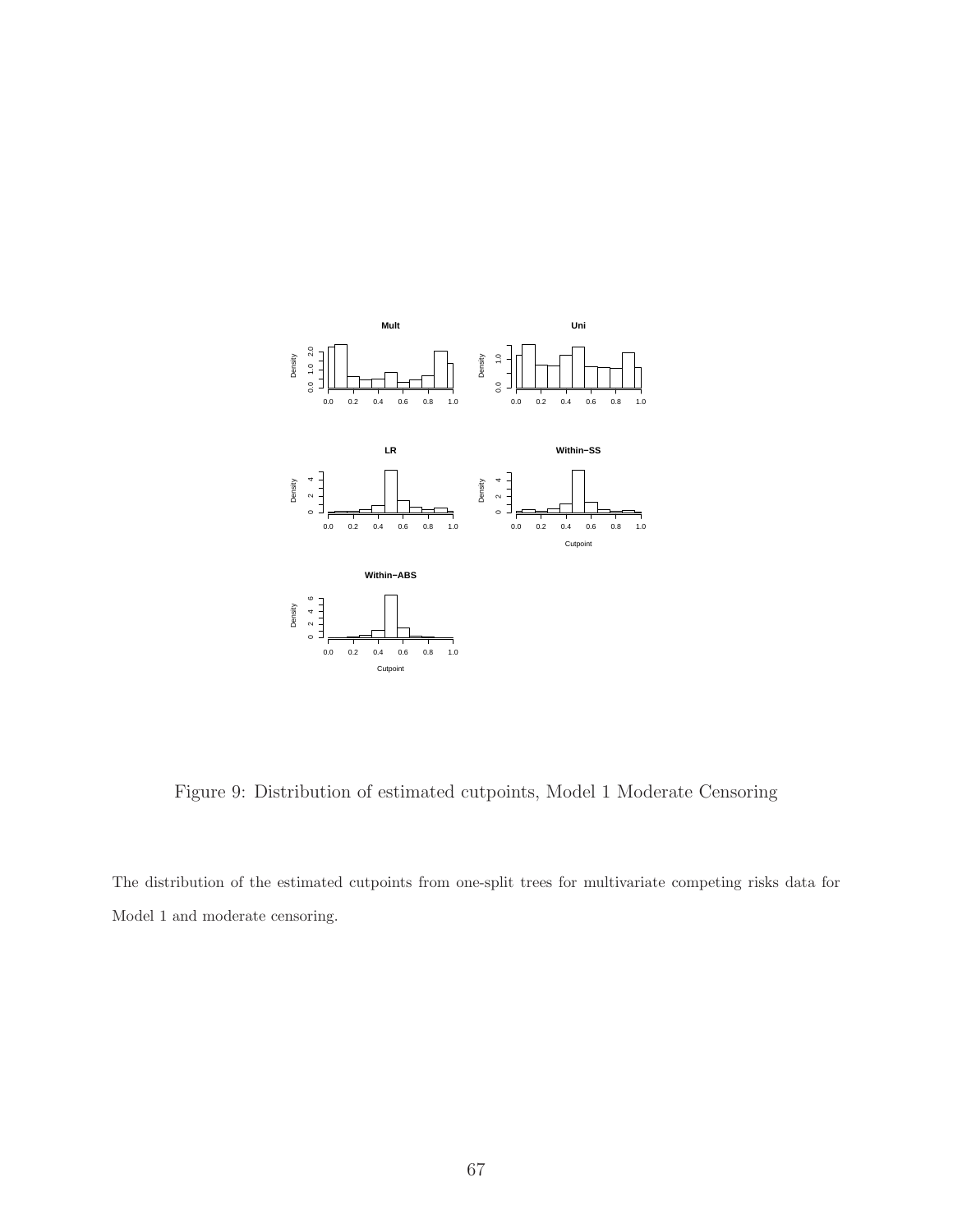Mult

Density

0.0 1.0 2.0

0.0 0.2 0.4 0.6 0.8 1.0

Uni

Density

0.0 1.0

0.0 0.2 0.4 0.6 0.8 1.0

LR

Density

0 2 4

0.0 0.2 0.4 0.6 0.8 1.0

Within−SS

Density

0 2 4

0.0 0.2 0.4 0.6 0.8 1.0

Cutpoint

Within−ABS

Density

0 2 4 6

0.0 0.2 0.4 0.6 0.8 1.0

Cutpoint

Figure 9: Distribution of estimated cutpoints, Model 1 Moderate Censoring

The distribution of the estimated cutpoints from one-split trees for multivariate competing risks data for Model 1 and moderate censoring.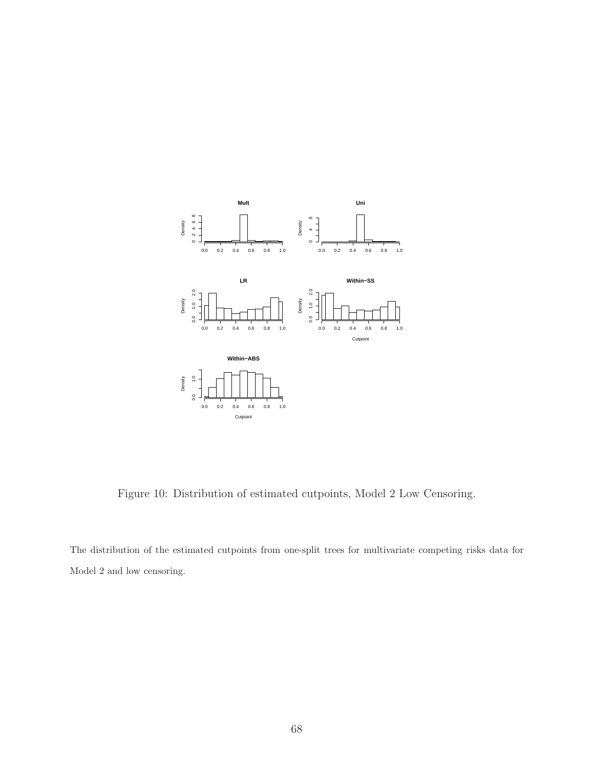Mult

Density

0 2 4 6 8

0.0 0.2 0.4 0.6 0.8 1.0

Uni

Density

0 4 8

0.0 0.2 0.4 0.6 0.8 1.0

LR

Density

0.0 1.0 2.0

0.0 0.2 0.4 0.6 0.8 1.0

Within−SS

Density

0.0 1.0 2.0

0.0 0.2 0.4 0.6 0.8 1.0

Cutpoint

Within−ABS

Density

0.0 1.0

0.0 0.2 0.4 0.6 0.8 1.0

Cutpoint

Figure 10: Distribution of estimated cutpoints, Model 2 Low Censoring.

The distribution of the estimated cutpoints from one-split trees for multivariate competing risks data for Model 2 and low censoring.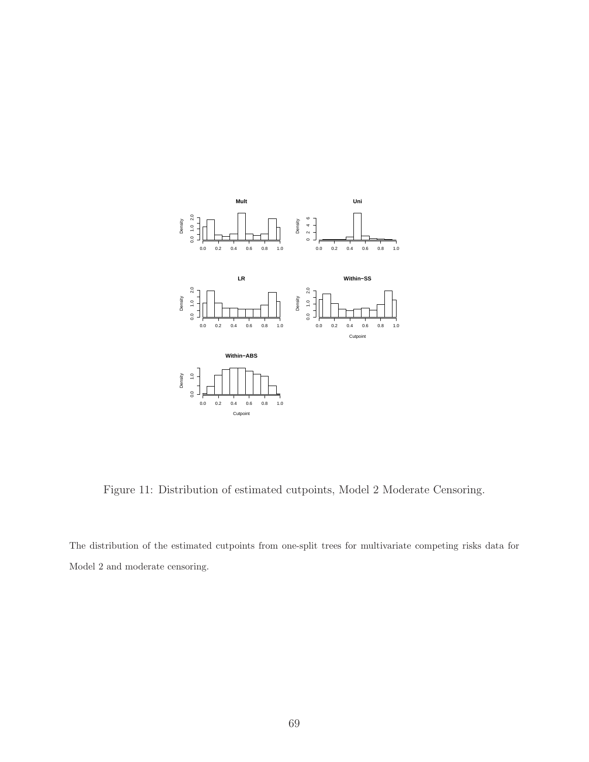Mult

Density

0.0 1.0 2.0

0.0 0.2 0.4 0.6 0.8 1.0

Uni

Density

0 2 4 6

0.0 0.2 0.4 0.6 0.8 1.0

LR

Density

0.0 1.0 2.0

0.0 0.2 0.4 0.6 0.8 1.0

Within−SS

Density

0.0 1.0 2.0

0.0 0.2 0.4 0.6 0.8 1.0

Cutpoint

Within−ABS

Density

0.0 1.0

0.0 0.2 0.4 0.6 0.8 1.0

Cutpoint

Figure 11: Distribution of estimated cutpoints, Model 2 Moderate Censoring.

The distribution of the estimated cutpoints from one-split trees for multivariate competing risks data for Model 2 and moderate censoring.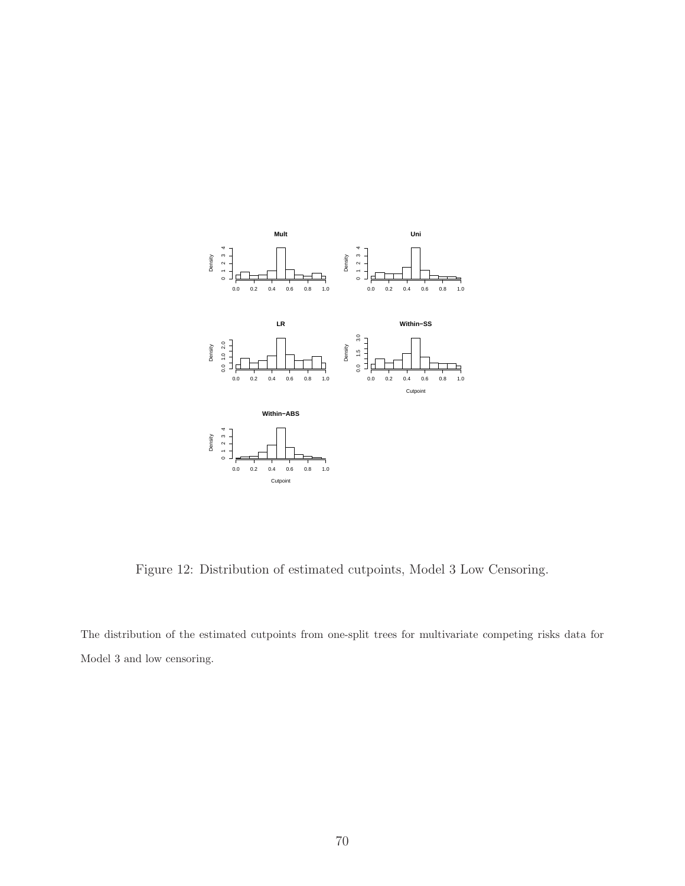Mult

Density

0 1 2 3 4

0.0 0.2 0.4 0.6 0.8 1.0

Uni

Density

0 1 2 3 4

0.0 0.2 0.4 0.6 0.8 1.0

LR

Density

0.0 1.0 2.0

0.0 0.2 0.4 0.6 0.8 1.0

Within−SS

Density

0.0 1.5 3.0

0.0 0.2 0.4 0.6 0.8 1.0

Cutpoint

Within−ABS

Density

0 1 2 3 4

0.0 0.2 0.4 0.6 0.8 1.0

Cutpoint

Figure 12: Distribution of estimated cutpoints, Model 3 Low Censoring.

The distribution of the estimated cutpoints from one-split trees for multivariate competing risks data for Model 3 and low censoring.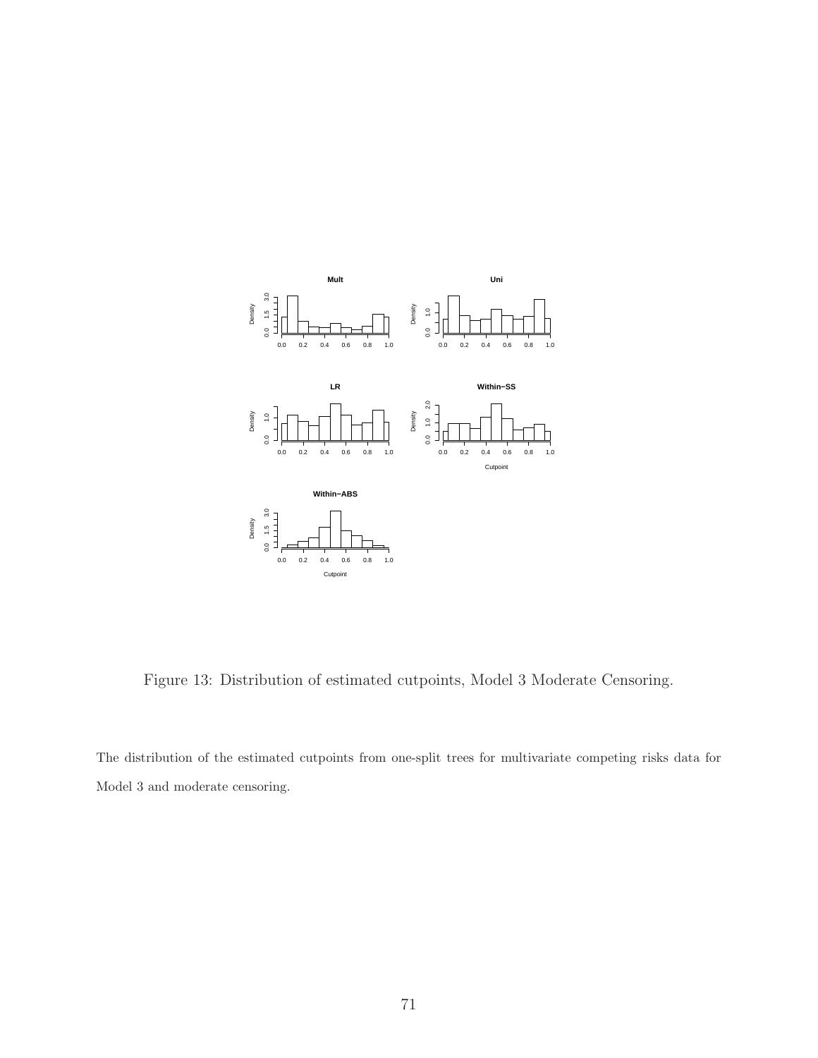Mult

Density

0.0 1.5 3.0

0.0 0.2 0.4 0.6 0.8 1.0

Uni

Density

0.0 1.0

0.0 0.2 0.4 0.6 0.8 1.0

LR

Density

0.0 1.0

0.0 0.2 0.4 0.6 0.8 1.0

Within−SS

Density

0.0 1.0 2.0

0.0 0.2 0.4 0.6 0.8 1.0

Cutpoint

Within−ABS

Density

0.0 1.5 3.0

0.0 0.2 0.4 0.6 0.8 1.0

Cutpoint

Figure 13: Distribution of estimated cutpoints, Model 3 Moderate Censoring.

The distribution of the estimated cutpoints from one-split trees for multivariate competing risks data for Model 3 and moderate censoring.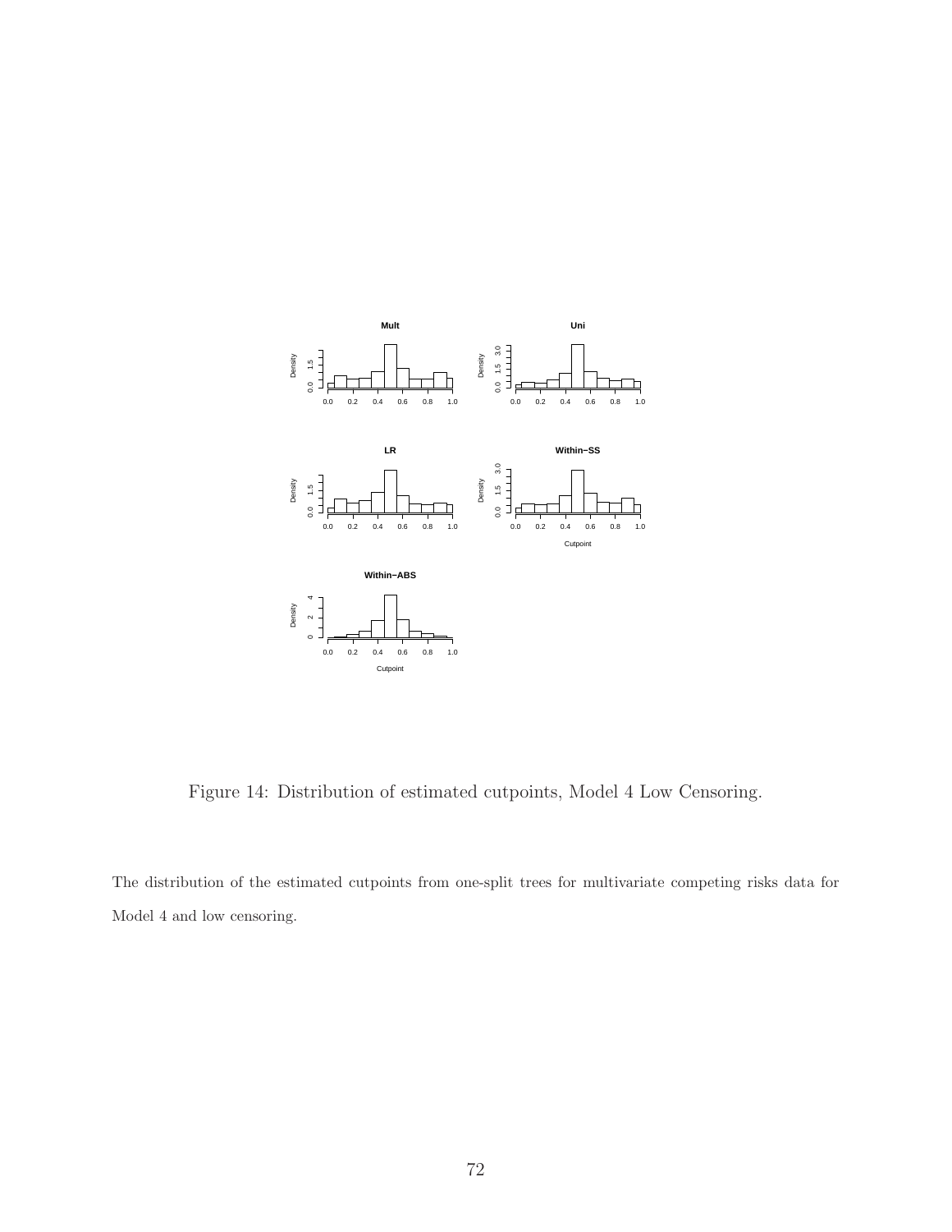Mult

Density

0.0 1.5

0.0 0.2 0.4 0.6 0.8 1.0

Uni

Density

0.0 1.5 3.0

0.0 0.2 0.4 0.6 0.8 1.0

LR

Density

0.0 1.5

0.0 0.2 0.4 0.6 0.8 1.0

Within−SS

Density

0.0 1.5 3.0

0.0 0.2 0.4 0.6 0.8 1.0

Cutpoint

Within−ABS

Density

0 2 4

0.0 0.2 0.4 0.6 0.8 1.0

Cutpoint

Figure 14: Distribution of estimated cutpoints, Model 4 Low Censoring.

The distribution of the estimated cutpoints from one-split trees for multivariate competing risks data for Model 4 and low censoring.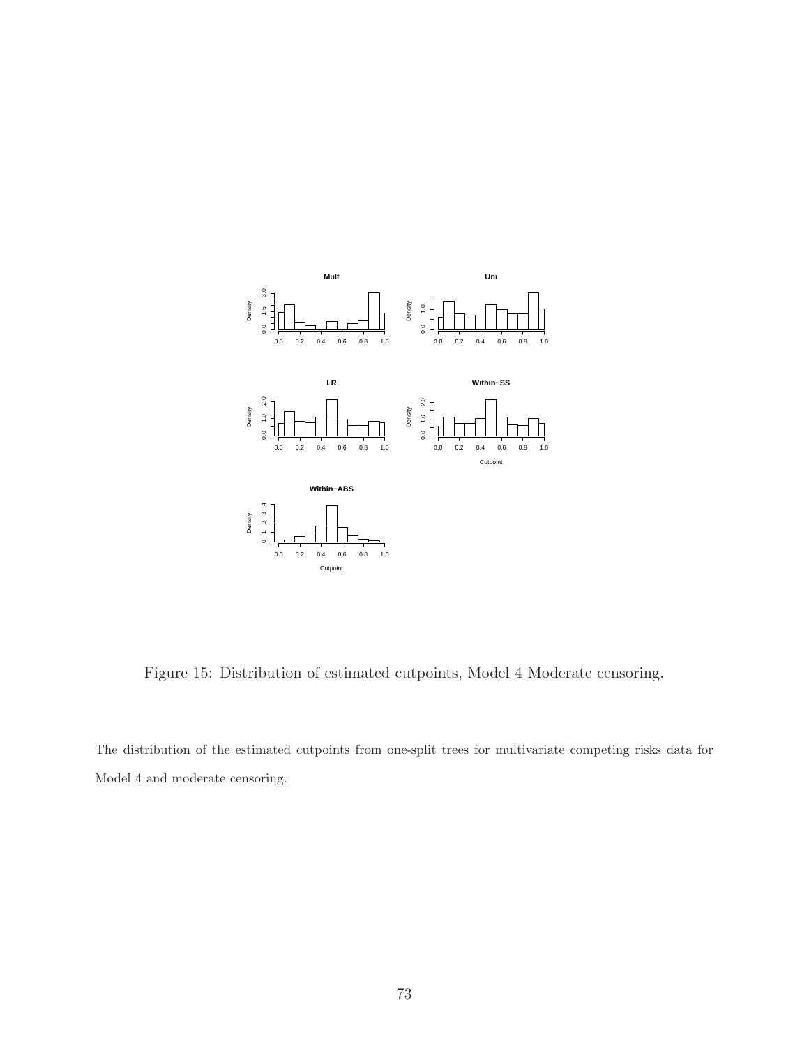Mult

Density

0.0 1.5 3.0

0.0 0.2 0.4 0.6 0.8 1.0

Uni

Density

0.0 1.0

0.0 0.2 0.4 0.6 0.8 1.0

LR

Density

0.0 1.0 2.0

0.0 0.2 0.4 0.6 0.8 1.0

Within−SS

Density

0.0 1.0 2.0

0.0 0.2 0.4 0.6 0.8 1.0

Cutpoint

Within−ABS

Density

0 1 2 3 4

0.0 0.2 0.4 0.6 0.8 1.0

Cutpoint

Figure 15: Distribution of estimated cutpoints, Model 4 Moderate censoring.

The distribution of the estimated cutpoints from one-split trees for multivariate competing risks data for Model 4 and moderate censoring.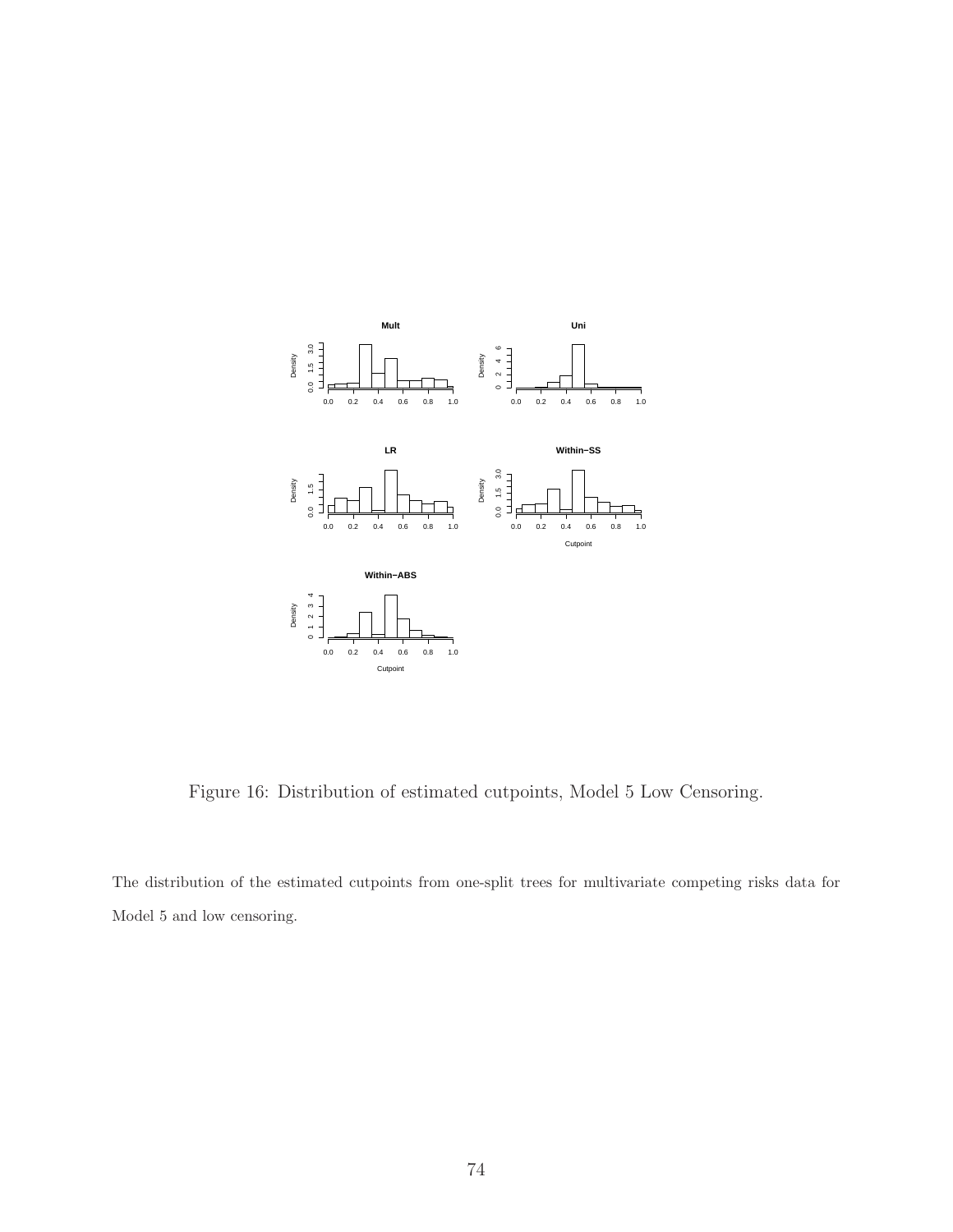Mult

Density

0.0 1.5 3.0

0.0 0.2 0.4 0.6 0.8 1.0

Uni

Density

0 2 4 6

0.0 0.2 0.4 0.6 0.8 1.0

LR

Density

0.0 1.5

0.0 0.2 0.4 0.6 0.8 1.0

Within−SS

Density

0.0 1.5 3.0

0.0 0.2 0.4 0.6 0.8 1.0

Cutpoint

Within−ABS

Density

0 1 2 3 4

0.0 0.2 0.4 0.6 0.8 1.0

Cutpoint

Figure 16: Distribution of estimated cutpoints, Model 5 Low Censoring.

The distribution of the estimated cutpoints from one-split trees for multivariate competing risks data for Model 5 and low censoring.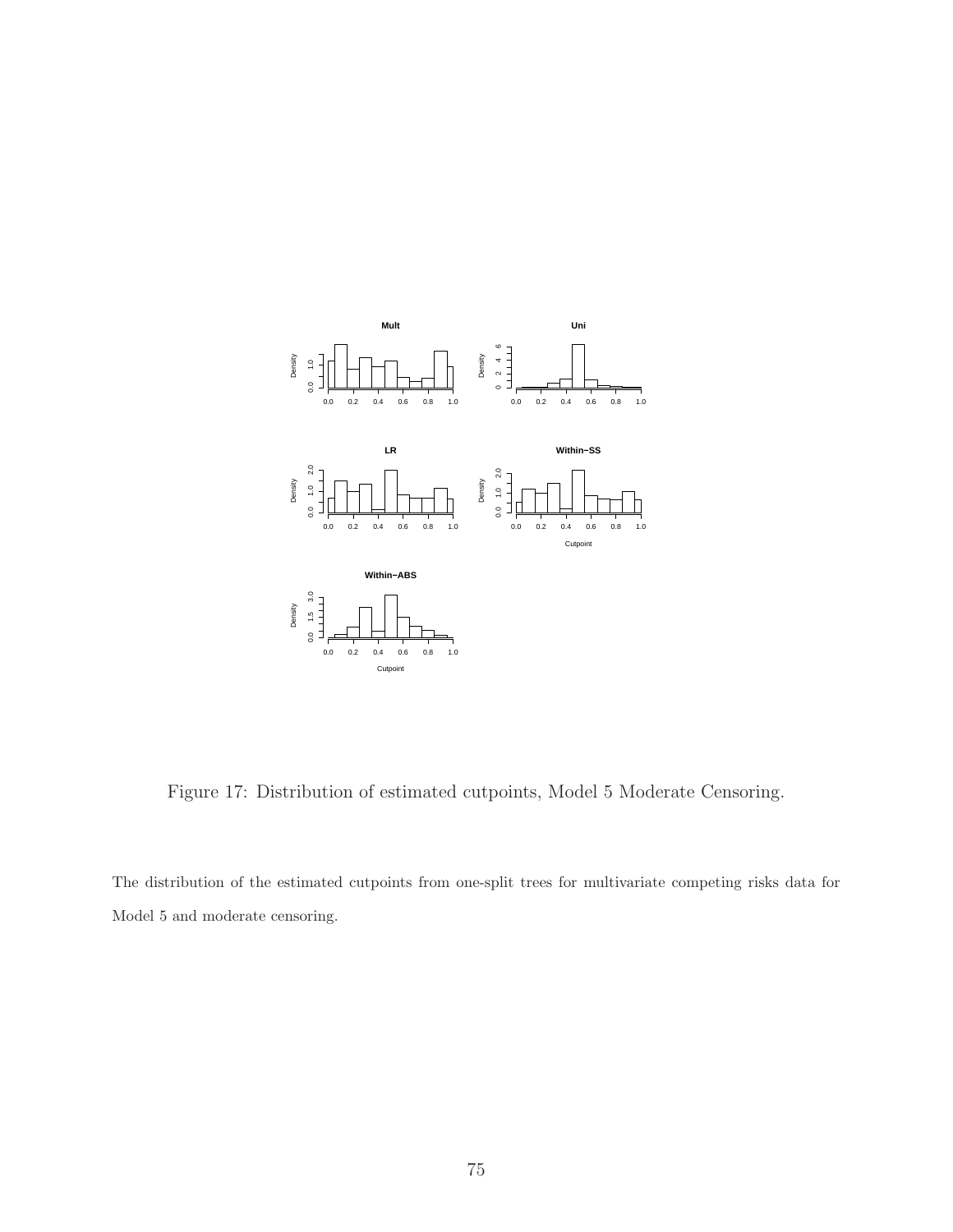Mult

Density

0.0 1.0

0.0 0.2 0.4 0.6 0.8 1.0

Uni

Density

0 2 4 6

0.0 0.2 0.4 0.6 0.8 1.0

LR

Density

0.0 1.0 2.0

0.0 0.2 0.4 0.6 0.8 1.0

Within−SS

Density

0.0 1.0 2.0

0.0 0.2 0.4 0.6 0.8 1.0

Cutpoint

Within−ABS

Density

0.0 1.5 3.0

0.0 0.2 0.4 0.6 0.8 1.0

Cutpoint

Figure 17: Distribution of estimated cutpoints, Model 5 Moderate Censoring.

The distribution of the estimated cutpoints from one-split trees for multivariate competing risks data for Model 5 and moderate censoring.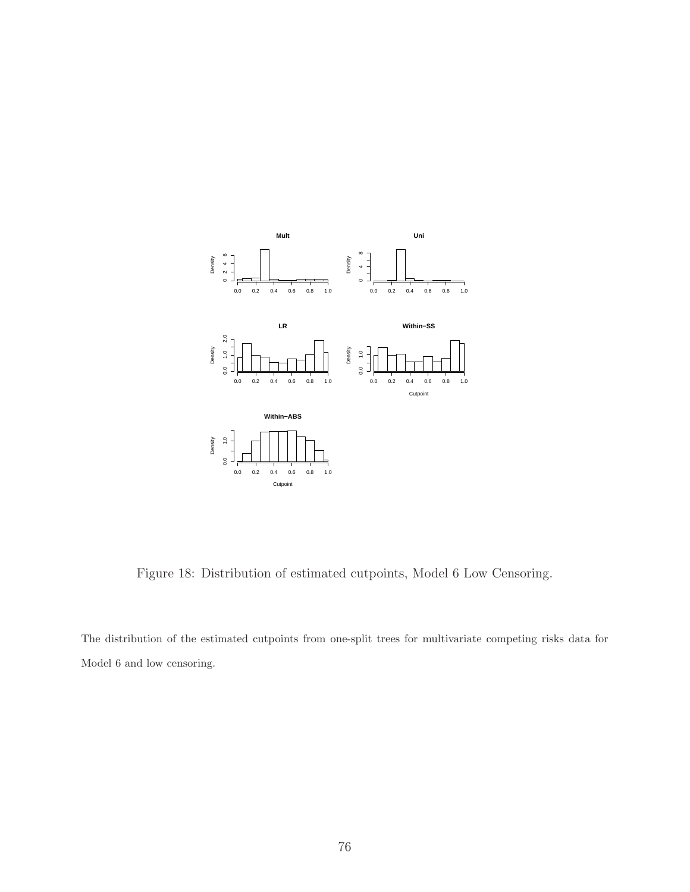Mult

Density

0 2 4 6

0.0 0.2 0.4 0.6 0.8 1.0

Uni

Density

0 4 8

0.0 0.2 0.4 0.6 0.8 1.0

LR

Density

0.0 1.0 2.0

0.0 0.2 0.4 0.6 0.8 1.0

Within−SS

Density

0.0 1.0

0.0 0.2 0.4 0.6 0.8 1.0

Cutpoint

Within−ABS

Density

0.0 1.0

0.0 0.2 0.4 0.6 0.8 1.0

Cutpoint

Figure 18: Distribution of estimated cutpoints, Model 6 Low Censoring.

The distribution of the estimated cutpoints from one-split trees for multivariate competing risks data for Model 6 and low censoring.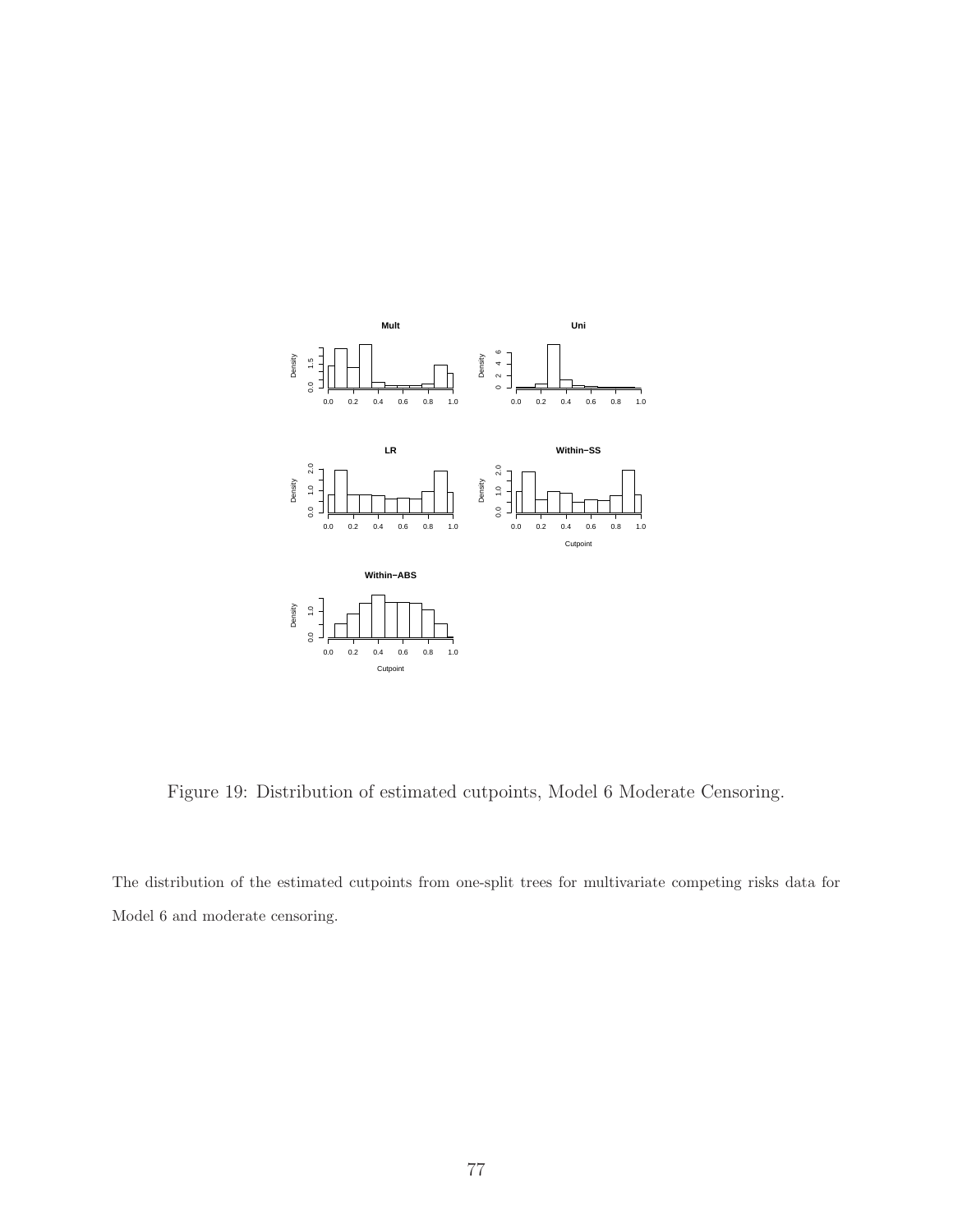Mult

Density

0.0 1.5

0.0 0.2 0.4 0.6 0.8 1.0

Uni

Density

0 2 4 6

0.0 0.2 0.4 0.6 0.8 1.0

LR

Density

0.0 1.0 2.0

0.0 0.2 0.4 0.6 0.8 1.0

Within−SS

Density

0.0 1.0 2.0

0.0 0.2 0.4 0.6 0.8 1.0

Cutpoint

Within−ABS

Density

0.0 1.0

0.0 0.2 0.4 0.6 0.8 1.0

Cutpoint

Figure 19: Distribution of estimated cutpoints, Model 6 Moderate Censoring.

The distribution of the estimated cutpoints from one-split trees for multivariate competing risks data for Model 6 and moderate censoring.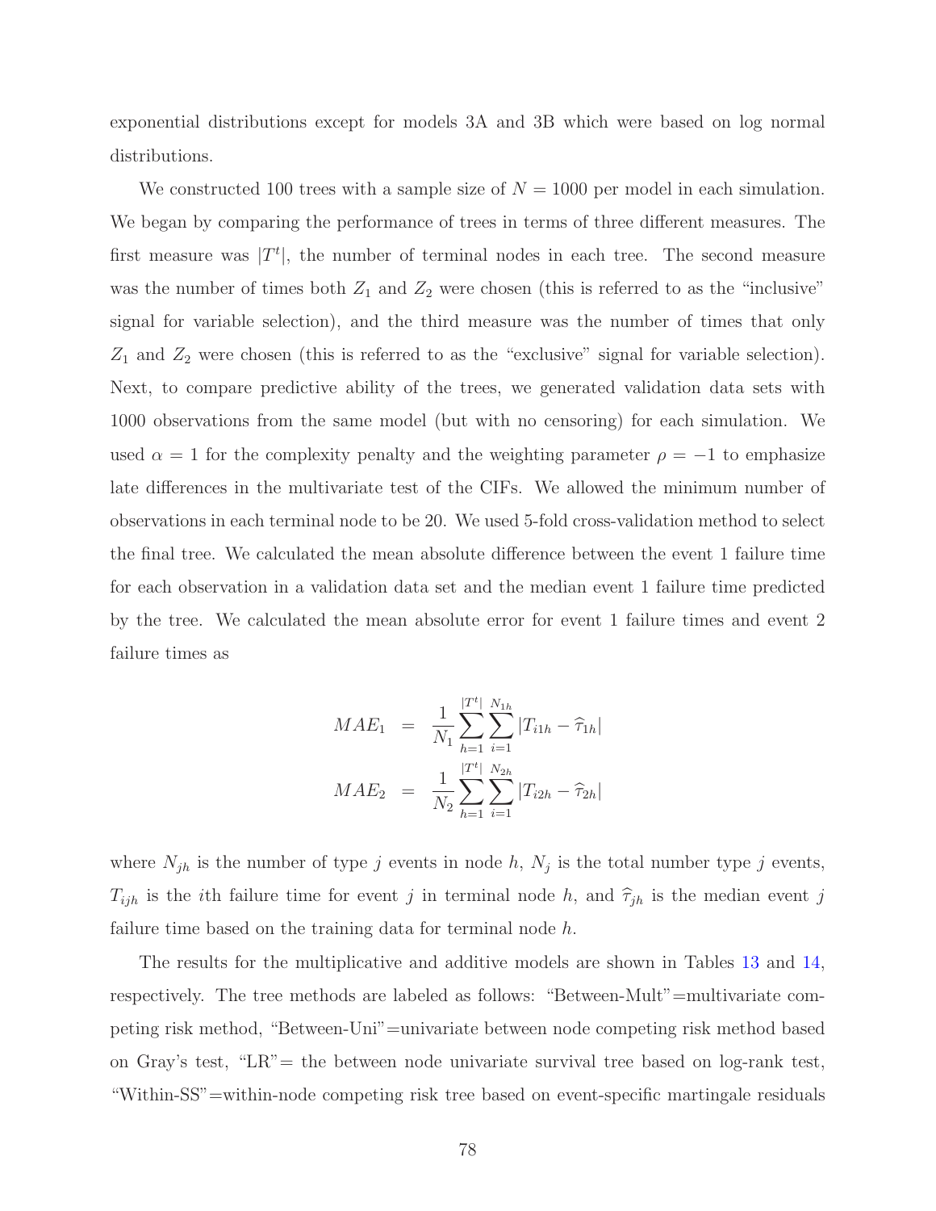exponential distributions except for models 3A and 3B which were based on log normal distributions.

We constructed 100 trees with a sample size of $N = 1000$ per model in each simulation. We began by comparing the performance of trees in terms of three different measures. The first measure was $|T^t|$, the number of terminal nodes in each tree. The second measure was the number of times both $Z_1$ and $Z_2$ were chosen (this is referred to as the "inclusive" signal for variable selection), and the third measure was the number of times that only $Z_1$ and $Z_2$ were chosen (this is referred to as the "exclusive" signal for variable selection). Next, to compare predictive ability of the trees, we generated validation data sets with 1000 observations from the same model (but with no censoring) for each simulation. We used $\alpha = 1$ for the complexity penalty and the weighting parameter $\rho = -1$ to emphasize late differences in the multivariate test of the CIFs. We allowed the minimum number of observations in each terminal node to be 20. We used 5-fold cross-validation method to select the final tree. We calculated the mean absolute difference between the event 1 failure time for each observation in a validation data set and the median event 1 failure time predicted by the tree. We calculated the mean absolute error for event 1 failure times and event 2 failure times as

$$
\begin{aligned}
MAE_1 &= \frac{1}{N_1} \sum_{h=1}^{|T^t|} \sum_{i=1}^{N_{1h}} |T_{i1h} - \widehat{\tau}_{1h}| \\
MAE_2 &= \frac{1}{N_2} \sum_{h=1}^{|T^t|} \sum_{i=1}^{N_{2h}} |T_{i2h} - \widehat{\tau}_{2h}|
\end{aligned}
$$

where $N_{jh}$ is the number of type $j$ events in node $h$, $N_j$ is the total number type $j$ events, $T_{ijh}$ is the $i$th failure time for event $j$ in terminal node $h$, and $\widehat{\tau}_{jh}$ is the median event $j$ failure time based on the training data for terminal node $h$.

The results for the multiplicative and additive models are shown in Tables 13 and 14, respectively. The tree methods are labeled as follows: "Between-Mult"=multivariate competing risk method, "Between-Uni"=univariate between node competing risk method based on Gray's test, "LR"= the between node univariate survival tree based on log-rank test, "Within-SS"=within-node competing risk tree based on event-specific martingale residuals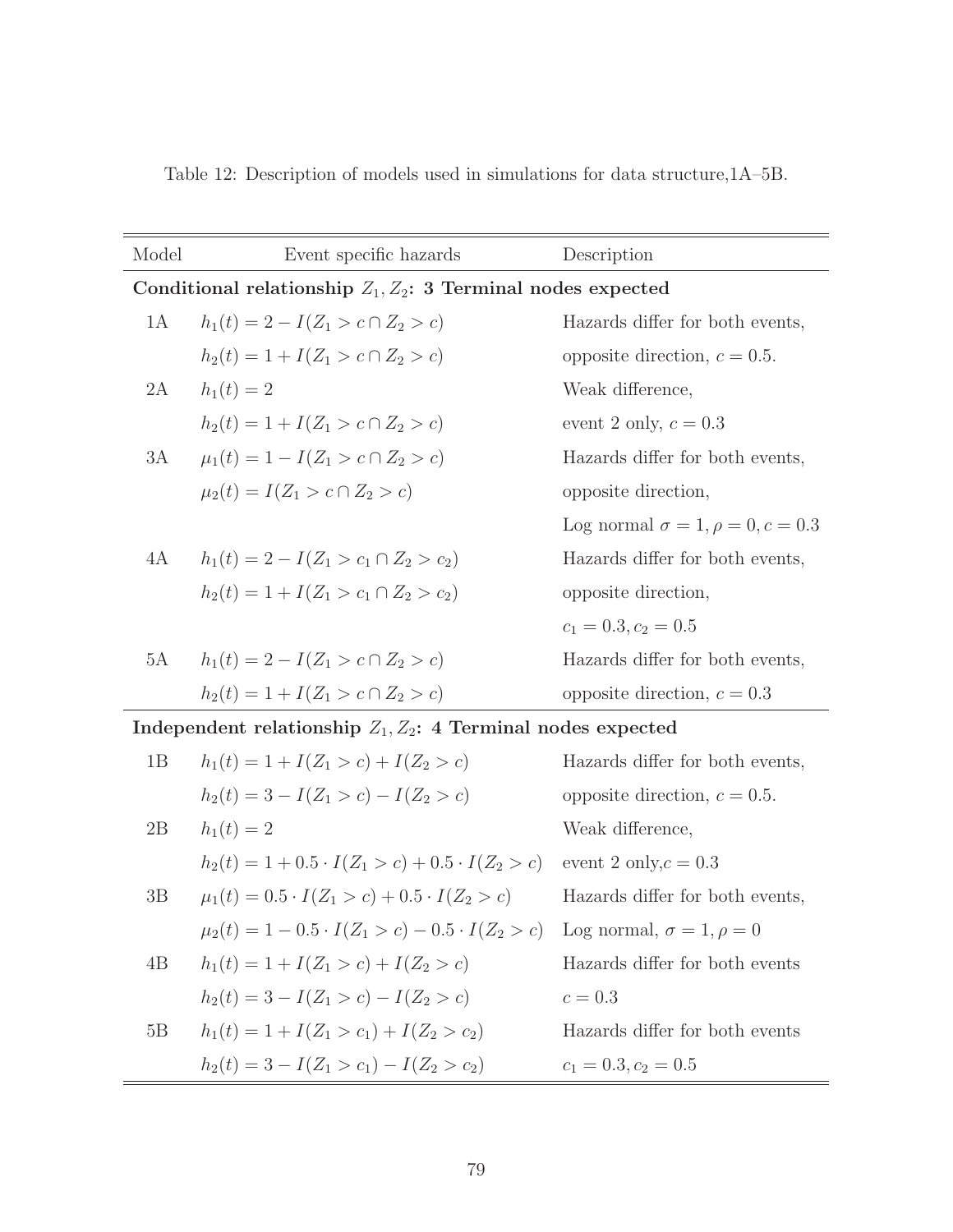Table 12: Description of models used in simulations for data structure,1A–5B.

| Model | Event specific hazards | Description |
|---|---|---|
| **Conditional relationship $Z_1, Z_2$: 3 Terminal nodes expected** | | |
| 1A | $h_1(t) = 2 - I(Z_1 > c \cap Z_2 > c)$ | Hazards differ for both events, |
| | $h_2(t) = 1 + I(Z_1 > c \cap Z_2 > c)$ | opposite direction, $c = 0.5$. |
| 2A | $h_1(t) = 2$ | Weak difference, |
| | $h_2(t) = 1 + I(Z_1 > c \cap Z_2 > c)$ | event 2 only, $c = 0.3$ |
| 3A | $\mu_1(t) = 1 - I(Z_1 > c \cap Z_2 > c)$ | Hazards differ for both events, |
| | $\mu_2(t) = I(Z_1 > c \cap Z_2 > c)$ | opposite direction, |
| | | Log normal $\sigma = 1, \rho = 0, c = 0.3$ |
| 4A | $h_1(t) = 2 - I(Z_1 > c_1 \cap Z_2 > c_2)$ | Hazards differ for both events, |
| | $h_2(t) = 1 + I(Z_1 > c_1 \cap Z_2 > c_2)$ | opposite direction, |
| | | $c_1 = 0.3, c_2 = 0.5$ |
| 5A | $h_1(t) = 2 - I(Z_1 > c \cap Z_2 > c)$ | Hazards differ for both events, |
| | $h_2(t) = 1 + I(Z_1 > c \cap Z_2 > c)$ | opposite direction, $c = 0.3$ |
| **Independent relationship $Z_1, Z_2$: 4 Terminal nodes expected** | | |
| 1B | $h_1(t) = 1 + I(Z_1 > c) + I(Z_2 > c)$ | Hazards differ for both events, |
| | $h_2(t) = 3 - I(Z_1 > c) - I(Z_2 > c)$ | opposite direction, $c = 0.5$. |
| 2B | $h_1(t) = 2$ | Weak difference, |
| | $h_2(t) = 1 + 0.5 \cdot I(Z_1 > c) + 0.5 \cdot I(Z_2 > c)$ | event 2 only,$c = 0.3$ |
| 3B | $\mu_1(t) = 0.5 \cdot I(Z_1 > c) + 0.5 \cdot I(Z_2 > c)$ | Hazards differ for both events, |
| | $\mu_2(t) = 1 - 0.5 \cdot I(Z_1 > c) - 0.5 \cdot I(Z_2 > c)$ | Log normal, $\sigma = 1, \rho = 0$ |
| 4B | $h_1(t) = 1 + I(Z_1 > c) + I(Z_2 > c)$ | Hazards differ for both events |
| | $h_2(t) = 3 - I(Z_1 > c) - I(Z_2 > c)$ | $c = 0.3$ |
| 5B | $h_1(t) = 1 + I(Z_1 > c_1) + I(Z_2 > c_2)$ | Hazards differ for both events |
| | $h_2(t) = 3 - I(Z_1 > c_1) - I(Z_2 > c_2)$ | $c_1 = 0.3, c_2 = 0.5$ |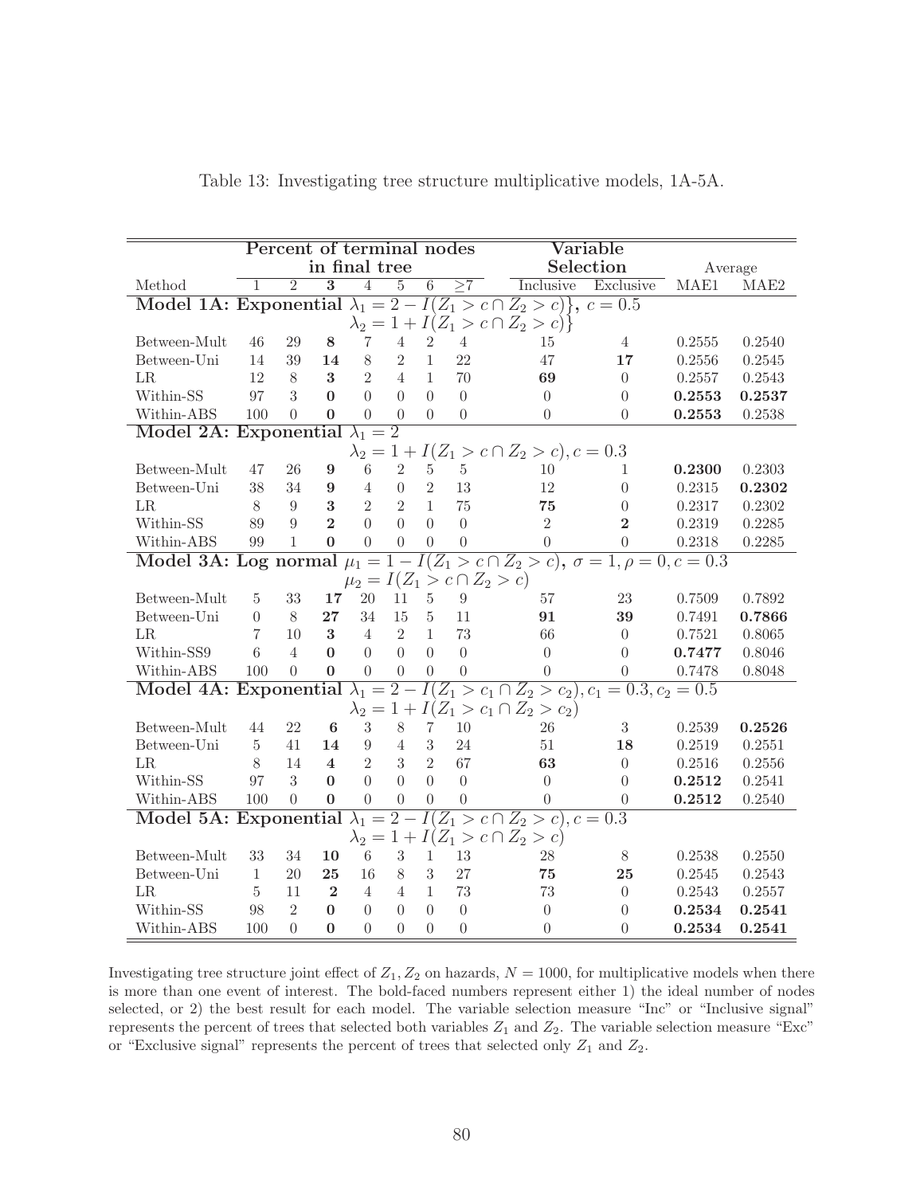Table 13: Investigating tree structure multiplicative models, 1A-5A.

| Method | Percent of terminal nodes in final tree | | | | | | | Variable Selection | | Average | |
|---|---|---|---|---|---|---|---|---|---|---|---|
| | 1 | 2 | **3** | 4 | 5 | 6 | ≥7 | Inclusive | Exclusive | MAE1 | MAE2 |
| **Model 1A: Exponential** $\lambda_1 = 2 - I(Z_1 > c \cap Z_2 > c)\}$, $c = 0.5$ $\lambda_2 = 1 + I(Z_1 > c \cap Z_2 > c)\}$ | | | | | | | | | | | |
| Between-Mult | 46 | 29 | **8** | 7 | 4 | 2 | 4 | 15 | 4 | 0.2555 | 0.2540 |
| Between-Uni | 14 | 39 | **14** | 8 | 2 | 1 | 22 | 47 | **17** | 0.2556 | 0.2545 |
| LR | 12 | 8 | **3** | 2 | 4 | 1 | 70 | **69** | 0 | 0.2557 | 0.2543 |
| Within-SS | 97 | 3 | **0** | 0 | 0 | 0 | 0 | 0 | 0 | **0.2553** | **0.2537** |
| Within-ABS | 100 | 0 | **0** | 0 | 0 | 0 | 0 | 0 | 0 | **0.2553** | 0.2538 |
| **Model 2A: Exponential** $\lambda_1 = 2$ $\lambda_2 = 1 + I(Z_1 > c \cap Z_2 > c), c = 0.3$ | | | | | | | | | | | |
| Between-Mult | 47 | 26 | **9** | 6 | 2 | 5 | 5 | 10 | 1 | **0.2300** | 0.2303 |
| Between-Uni | 38 | 34 | **9** | 4 | 0 | 2 | 13 | 12 | 0 | 0.2315 | **0.2302** |
| LR | 8 | 9 | **3** | 2 | 2 | 1 | 75 | **75** | 0 | 0.2317 | 0.2302 |
| Within-SS | 89 | 9 | **2** | 0 | 0 | 0 | 0 | 2 | **2** | 0.2319 | 0.2285 |
| Within-ABS | 99 | 1 | **0** | 0 | 0 | 0 | 0 | 0 | 0 | 0.2318 | 0.2285 |
| **Model 3A: Log normal** $\mu_1 = 1 - I(Z_1 > c \cap Z_2 > c)$, $\sigma = 1, \rho = 0, c = 0.3$ $\mu_2 = I(Z_1 > c \cap Z_2 > c)$ | | | | | | | | | | | |
| Between-Mult | 5 | 33 | **17** | 20 | 11 | 5 | 9 | 57 | 23 | 0.7509 | 0.7892 |
| Between-Uni | 0 | 8 | **27** | 34 | 15 | 5 | 11 | **91** | **39** | 0.7491 | **0.7866** |
| LR | 7 | 10 | **3** | 4 | 2 | 1 | 73 | 66 | 0 | 0.7521 | 0.8065 |
| Within-SS9 | 6 | 4 | **0** | 0 | 0 | 0 | 0 | 0 | 0 | **0.7477** | 0.8046 |
| Within-ABS | 100 | 0 | **0** | 0 | 0 | 0 | 0 | 0 | 0 | 0.7478 | 0.8048 |
| **Model 4A: Exponential** $\lambda_1 = 2 - I(Z_1 > c_1 \cap Z_2 > c_2), c_1 = 0.3, c_2 = 0.5$ $\lambda_2 = 1 + I(Z_1 > c_1 \cap Z_2 > c_2)$ | | | | | | | | | | | |
| Between-Mult | 44 | 22 | **6** | 3 | 8 | 7 | 10 | 26 | 3 | 0.2539 | **0.2526** |
| Between-Uni | 5 | 41 | **14** | 9 | 4 | 3 | 24 | 51 | **18** | 0.2519 | 0.2551 |
| LR | 8 | 14 | **4** | 2 | 3 | 2 | 67 | **63** | 0 | 0.2516 | 0.2556 |
| Within-SS | 97 | 3 | **0** | 0 | 0 | 0 | 0 | 0 | 0 | **0.2512** | 0.2541 |
| Within-ABS | 100 | 0 | **0** | 0 | 0 | 0 | 0 | 0 | 0 | **0.2512** | 0.2540 |
| **Model 5A: Exponential** $\lambda_1 = 2 - I(Z_1 > c \cap Z_2 > c), c = 0.3$ $\lambda_2 = 1 + I(Z_1 > c \cap Z_2 > c)$ | | | | | | | | | | | |
| Between-Mult | 33 | 34 | **10** | 6 | 3 | 1 | 13 | 28 | 8 | 0.2538 | 0.2550 |
| Between-Uni | 1 | 20 | **25** | 16 | 8 | 3 | 27 | **75** | **25** | 0.2545 | 0.2543 |
| LR | 5 | 11 | **2** | 4 | 4 | 1 | 73 | 73 | 0 | 0.2543 | 0.2557 |
| Within-SS | 98 | 2 | **0** | 0 | 0 | 0 | 0 | 0 | 0 | **0.2534** | **0.2541** |
| Within-ABS | 100 | 0 | **0** | 0 | 0 | 0 | 0 | 0 | 0 | **0.2534** | **0.2541** |

Investigating tree structure joint effect of $Z_1, Z_2$ on hazards, $N = 1000$, for multiplicative models when there is more than one event of interest. The bold-faced numbers represent either 1) the ideal number of nodes selected, or 2) the best result for each model. The variable selection measure "Inc" or "Inclusive signal" represents the percent of trees that selected both variables $Z_1$ and $Z_2$. The variable selection measure "Exc" or "Exclusive signal" represents the percent of trees that selected only $Z_1$ and $Z_2$.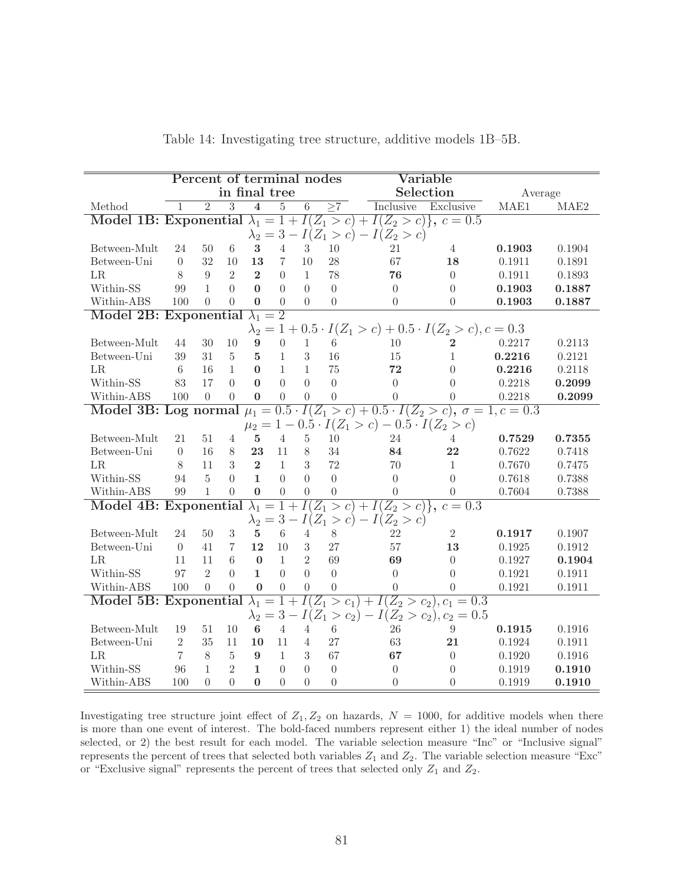Table 14: Investigating tree structure, additive models 1B–5B.

| | Percent of terminal nodes in final tree | | | | | | | Variable Selection | | Average | |
|---|---|---|---|---|---|---|---|---|---|---|---|
| Method | 1 | 2 | 3 | **4** | 5 | 6 | ≥7 | Inclusive | Exclusive | MAE1 | MAE2 |
| **Model 1B: Exponential** $\lambda_1 = 1 + I(Z_1 > c) + I(Z_2 > c)\}$, $c = 0.5$ $\lambda_2 = 3 - I(Z_1 > c) - I(Z_2 > c)$ | | | | | | | | | | | |
| Between-Mult | 24 | 50 | 6 | **3** | 4 | 3 | 10 | 21 | 4 | **0.1903** | 0.1904 |
| Between-Uni | 0 | 32 | 10 | **13** | 7 | 10 | 28 | 67 | **18** | 0.1911 | 0.1891 |
| LR | 8 | 9 | 2 | **2** | 0 | 1 | 78 | **76** | 0 | 0.1911 | 0.1893 |
| Within-SS | 99 | 1 | 0 | **0** | 0 | 0 | 0 | 0 | 0 | **0.1903** | **0.1887** |
| Within-ABS | 100 | 0 | 0 | **0** | 0 | 0 | 0 | 0 | 0 | **0.1903** | **0.1887** |
| **Model 2B: Exponential** $\lambda_1 = 2$ $\lambda_2 = 1 + 0.5 \cdot I(Z_1 > c) + 0.5 \cdot I(Z_2 > c), c = 0.3$ | | | | | | | | | | | |
| Between-Mult | 44 | 30 | 10 | **9** | 0 | 1 | 6 | 10 | **2** | 0.2217 | 0.2113 |
| Between-Uni | 39 | 31 | 5 | **5** | 1 | 3 | 16 | 15 | 1 | **0.2216** | 0.2121 |
| LR | 6 | 16 | 1 | **0** | 1 | 1 | 75 | **72** | 0 | **0.2216** | 0.2118 |
| Within-SS | 83 | 17 | 0 | **0** | 0 | 0 | 0 | 0 | 0 | 0.2218 | **0.2099** |
| Within-ABS | 100 | 0 | 0 | **0** | 0 | 0 | 0 | 0 | 0 | 0.2218 | **0.2099** |
| **Model 3B: Log normal** $\mu_1 = 0.5 \cdot I(Z_1 > c) + 0.5 \cdot I(Z_2 > c)$, $\sigma = 1, c = 0.3$ $\mu_2 = 1 - 0.5 \cdot I(Z_1 > c) - 0.5 \cdot I(Z_2 > c)$ | | | | | | | | | | | |
| Between-Mult | 21 | 51 | 4 | **5** | 4 | 5 | 10 | 24 | 4 | **0.7529** | **0.7355** |
| Between-Uni | 0 | 16 | 8 | **23** | 11 | 8 | 34 | **84** | **22** | 0.7622 | 0.7418 |
| LR | 8 | 11 | 3 | **2** | 1 | 3 | 72 | 70 | 1 | 0.7670 | 0.7475 |
| Within-SS | 94 | 5 | 0 | **1** | 0 | 0 | 0 | 0 | 0 | 0.7618 | 0.7388 |
| Within-ABS | 99 | 1 | 0 | **0** | 0 | 0 | 0 | 0 | 0 | 0.7604 | 0.7388 |
| **Model 4B: Exponential** $\lambda_1 = 1 + I(Z_1 > c) + I(Z_2 > c)\}$, $c = 0.3$ $\lambda_2 = 3 - I(Z_1 > c) - I(Z_2 > c)$ | | | | | | | | | | | |
| Between-Mult | 24 | 50 | 3 | **5** | 6 | 4 | 8 | 22 | 2 | **0.1917** | 0.1907 |
| Between-Uni | 0 | 41 | 7 | **12** | 10 | 3 | 27 | 57 | **13** | 0.1925 | 0.1912 |
| LR | 11 | 11 | 6 | **0** | 1 | 2 | 69 | **69** | 0 | 0.1927 | **0.1904** |
| Within-SS | 97 | 2 | 0 | **1** | 0 | 0 | 0 | 0 | 0 | 0.1921 | 0.1911 |
| Within-ABS | 100 | 0 | 0 | **0** | 0 | 0 | 0 | 0 | 0 | 0.1921 | 0.1911 |
| **Model 5B: Exponential** $\lambda_1 = 1 + I(Z_1 > c_1) + I(Z_2 > c_2), c_1 = 0.3$ $\lambda_2 = 3 - I(Z_1 > c_2) - I(Z_2 > c_2), c_2 = 0.5$ | | | | | | | | | | | |
| Between-Mult | 19 | 51 | 10 | **6** | 4 | 4 | 6 | 26 | 9 | **0.1915** | 0.1916 |
| Between-Uni | 2 | 35 | 11 | **10** | 11 | 4 | 27 | 63 | **21** | 0.1924 | 0.1911 |
| LR | 7 | 8 | 5 | **9** | 1 | 3 | 67 | **67** | 0 | 0.1920 | 0.1916 |
| Within-SS | 96 | 1 | 2 | **1** | 0 | 0 | 0 | 0 | 0 | 0.1919 | **0.1910** |
| Within-ABS | 100 | 0 | 0 | **0** | 0 | 0 | 0 | 0 | 0 | 0.1919 | **0.1910** |

Investigating tree structure joint effect of $Z_1, Z_2$ on hazards, $N = 1000$, for additive models when there is more than one event of interest. The bold-faced numbers represent either 1) the ideal number of nodes selected, or 2) the best result for each model. The variable selection measure "Inc" or "Inclusive signal" represents the percent of trees that selected both variables $Z_1$ and $Z_2$. The variable selection measure "Exc" or "Exclusive signal" represents the percent of trees that selected only $Z_1$ and $Z_2$.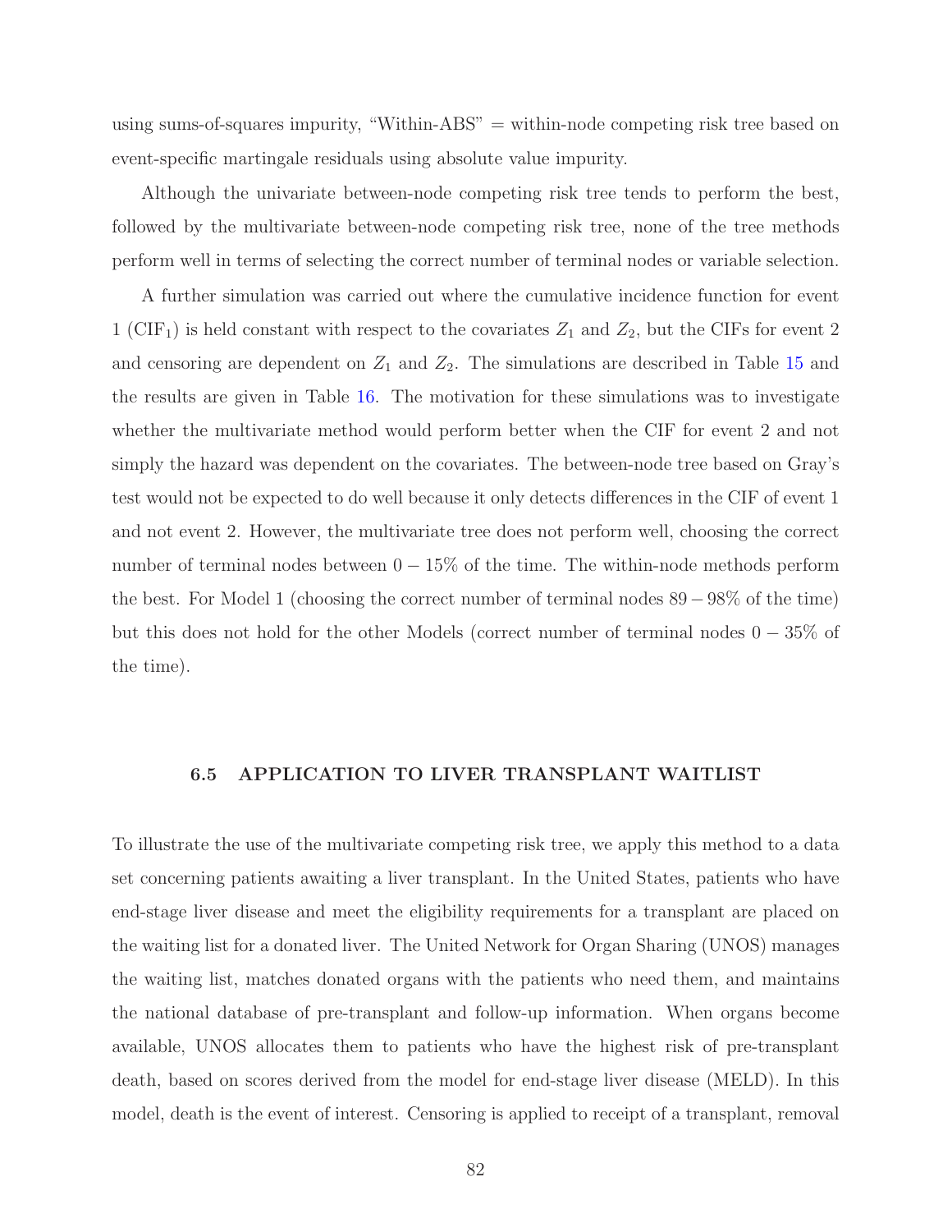using sums-of-squares impurity, "Within-ABS" = within-node competing risk tree based on event-specific martingale residuals using absolute value impurity.

Although the univariate between-node competing risk tree tends to perform the best, followed by the multivariate between-node competing risk tree, none of the tree methods perform well in terms of selecting the correct number of terminal nodes or variable selection.

A further simulation was carried out where the cumulative incidence function for event 1 ($\text{CIF}_1$) is held constant with respect to the covariates $Z_1$ and $Z_2$, but the CIFs for event 2 and censoring are dependent on $Z_1$ and $Z_2$. The simulations are described in Table 15 and the results are given in Table 16. The motivation for these simulations was to investigate whether the multivariate method would perform better when the CIF for event 2 and not simply the hazard was dependent on the covariates. The between-node tree based on Gray's test would not be expected to do well because it only detects differences in the CIF of event 1 and not event 2. However, the multivariate tree does not perform well, choosing the correct number of terminal nodes between $0 - 15\%$ of the time. The within-node methods perform the best. For Model 1 (choosing the correct number of terminal nodes $89 - 98\%$ of the time) but this does not hold for the other Models (correct number of terminal nodes $0 - 35\%$ of the time).

### 6.5 APPLICATION TO LIVER TRANSPLANT WAITLIST

To illustrate the use of the multivariate competing risk tree, we apply this method to a data set concerning patients awaiting a liver transplant. In the United States, patients who have end-stage liver disease and meet the eligibility requirements for a transplant are placed on the waiting list for a donated liver. The United Network for Organ Sharing (UNOS) manages the waiting list, matches donated organs with the patients who need them, and maintains the national database of pre-transplant and follow-up information. When organs become available, UNOS allocates them to patients who have the highest risk of pre-transplant death, based on scores derived from the model for end-stage liver disease (MELD). In this model, death is the event of interest. Censoring is applied to receipt of a transplant, removal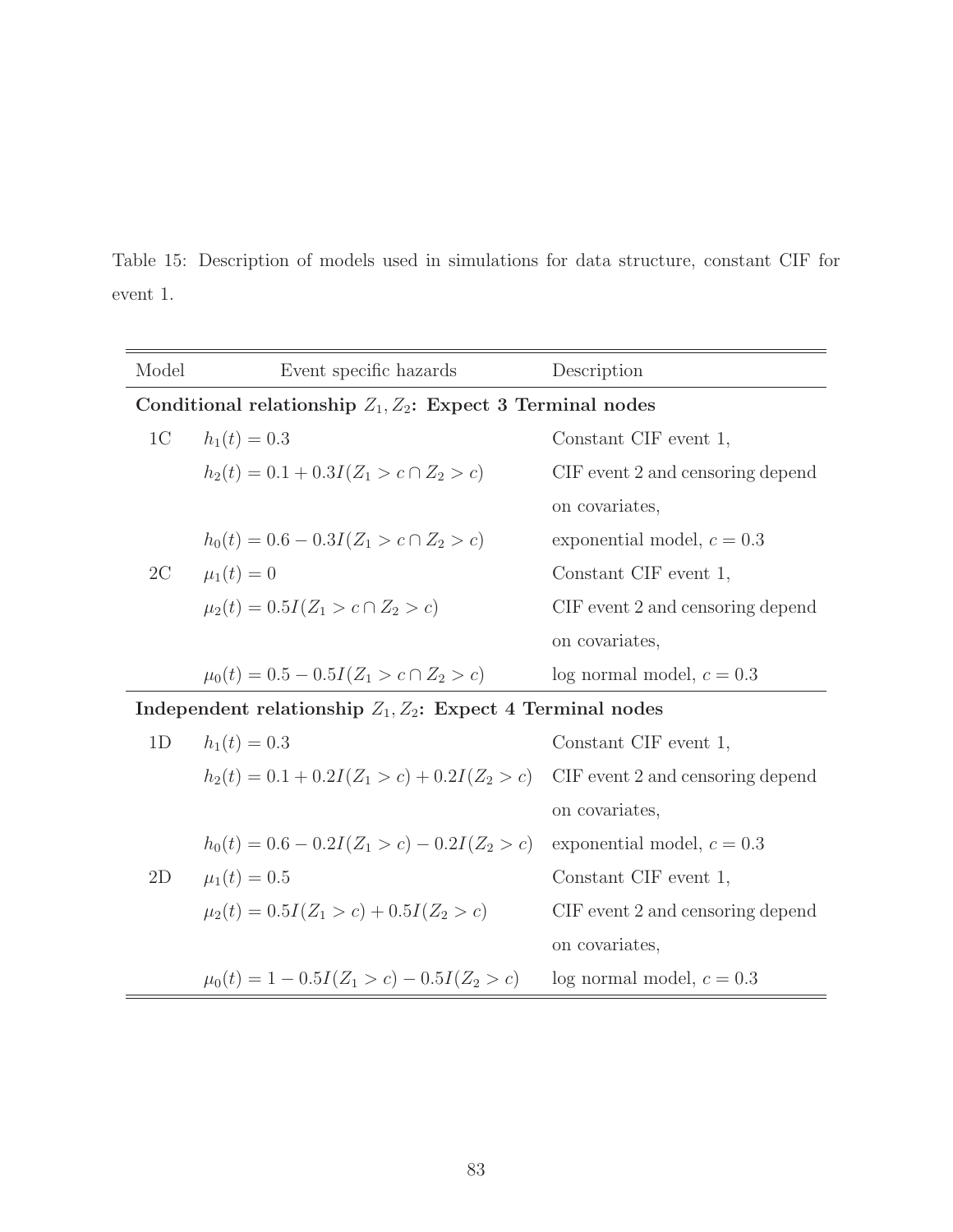Table 15: Description of models used in simulations for data structure, constant CIF for event 1.

| Model | Event specific hazards | Description |
|---|---|---|
| **Conditional relationship $Z_1, Z_2$: Expect 3 Terminal nodes** | | |
| 1C | $h_1(t) = 0.3$ | Constant CIF event 1, |
| | $h_2(t) = 0.1 + 0.3I(Z_1 > c \cap Z_2 > c)$ | CIF event 2 and censoring depend on covariates, |
| | $h_0(t) = 0.6 - 0.3I(Z_1 > c \cap Z_2 > c)$ | exponential model, $c = 0.3$ |
| 2C | $\mu_1(t) = 0$ | Constant CIF event 1, |
| | $\mu_2(t) = 0.5I(Z_1 > c \cap Z_2 > c)$ | CIF event 2 and censoring depend on covariates, |
| | $\mu_0(t) = 0.5 - 0.5I(Z_1 > c \cap Z_2 > c)$ | log normal model, $c = 0.3$ |
| **Independent relationship $Z_1, Z_2$: Expect 4 Terminal nodes** | | |
| 1D | $h_1(t) = 0.3$ | Constant CIF event 1, |
| | $h_2(t) = 0.1 + 0.2I(Z_1 > c) + 0.2I(Z_2 > c)$ | CIF event 2 and censoring depend on covariates, |
| | $h_0(t) = 0.6 - 0.2I(Z_1 > c) - 0.2I(Z_2 > c)$ | exponential model, $c = 0.3$ |
| 2D | $\mu_1(t) = 0.5$ | Constant CIF event 1, |
| | $\mu_2(t) = 0.5I(Z_1 > c) + 0.5I(Z_2 > c)$ | CIF event 2 and censoring depend on covariates, |
| | $\mu_0(t) = 1 - 0.5I(Z_1 > c) - 0.5I(Z_2 > c)$ | log normal model, $c = 0.3$ |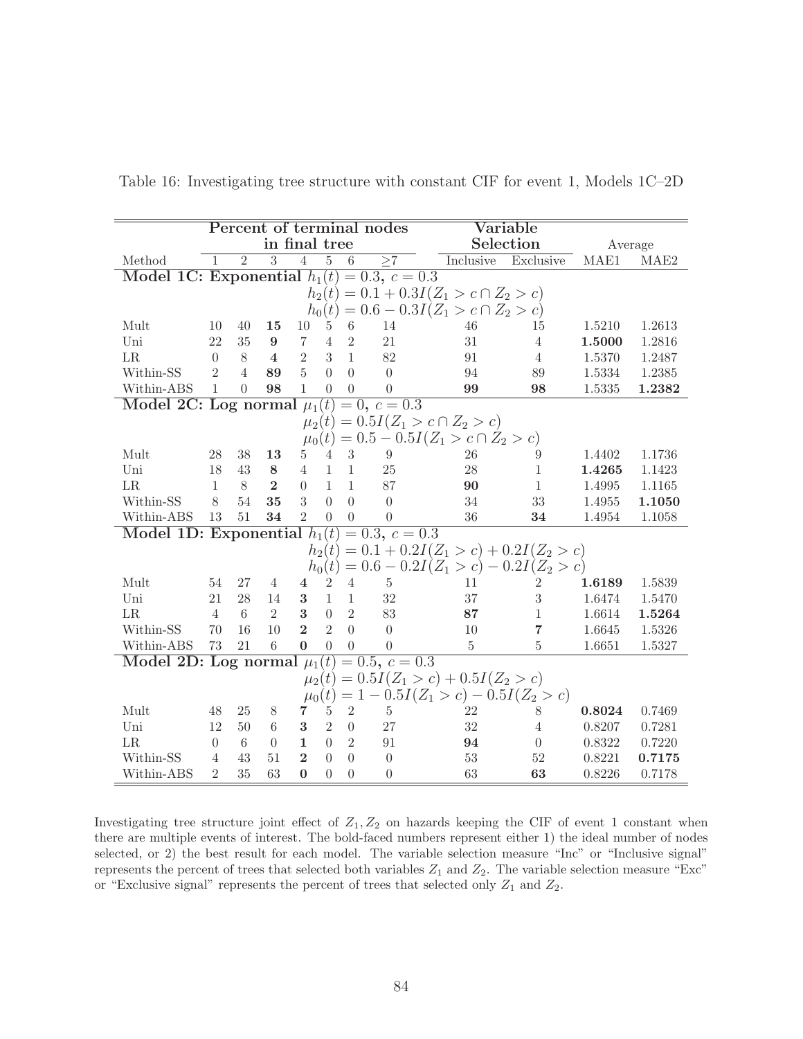Table 16: Investigating tree structure with constant CIF for event 1, Models 1C–2D

| | **Percent of terminal nodes in final tree** | | | | | | | **Variable Selection** | | Average | |
|---|---|---|---|---|---|---|---|---|---|---|---|
| Method | 1 | 2 | 3 | 4 | 5 | 6 | ≥7 | Inclusive | Exclusive | MAE1 | MAE2 |
| **Model 1C: Exponential** $h_1(t) = 0.3,\ c = 0.3$; $h_2(t) = 0.1 + 0.3I(Z_1 > c \cap Z_2 > c)$; $h_0(t) = 0.6 - 0.3I(Z_1 > c \cap Z_2 > c)$ | | | | | | | | | | | |
| Mult | 10 | 40 | **15** | 10 | 5 | 6 | 14 | 46 | 15 | 1.5210 | 1.2613 |
| Uni | 22 | 35 | **9** | 7 | 4 | 2 | 21 | 31 | 4 | **1.5000** | 1.2816 |
| LR | 0 | 8 | **4** | 2 | 3 | 1 | 82 | 91 | 4 | 1.5370 | 1.2487 |
| Within-SS | 2 | 4 | **89** | 5 | 0 | 0 | 0 | 94 | 89 | 1.5334 | 1.2385 |
| Within-ABS | 1 | 0 | **98** | 1 | 0 | 0 | 0 | **99** | **98** | 1.5335 | **1.2382** |
| **Model 2C: Log normal** $\mu_1(t) = 0,\ c = 0.3$; $\mu_2(t) = 0.5I(Z_1 > c \cap Z_2 > c)$; $\mu_0(t) = 0.5 - 0.5I(Z_1 > c \cap Z_2 > c)$ | | | | | | | | | | | |
| Mult | 28 | 38 | **13** | 5 | 4 | 3 | 9 | 26 | 9 | 1.4402 | 1.1736 |
| Uni | 18 | 43 | **8** | 4 | 1 | 1 | 25 | 28 | 1 | **1.4265** | 1.1423 |
| LR | 1 | 8 | **2** | 0 | 1 | 1 | 87 | **90** | 1 | 1.4995 | 1.1165 |
| Within-SS | 8 | 54 | **35** | 3 | 0 | 0 | 0 | 34 | 33 | 1.4955 | **1.1050** |
| Within-ABS | 13 | 51 | **34** | 2 | 0 | 0 | 0 | 36 | **34** | 1.4954 | 1.1058 |
| **Model 1D: Exponential** $h_1(t) = 0.3,\ c = 0.3$; $h_2(t) = 0.1 + 0.2I(Z_1 > c) + 0.2I(Z_2 > c)$; $h_0(t) = 0.6 - 0.2I(Z_1 > c) - 0.2I(Z_2 > c)$ | | | | | | | | | | | |
| Mult | 54 | 27 | 4 | **4** | 2 | 4 | 5 | 11 | 2 | **1.6189** | 1.5839 |
| Uni | 21 | 28 | 14 | **3** | 1 | 1 | 32 | 37 | 3 | 1.6474 | 1.5470 |
| LR | 4 | 6 | 2 | **3** | 0 | 2 | 83 | **87** | 1 | 1.6614 | **1.5264** |
| Within-SS | 70 | 16 | 10 | **2** | 2 | 0 | 0 | 10 | **7** | 1.6645 | 1.5326 |
| Within-ABS | 73 | 21 | 6 | **0** | 0 | 0 | 0 | 5 | 5 | 1.6651 | 1.5327 |
| **Model 2D: Log normal** $\mu_1(t) = 0.5,\ c = 0.3$; $\mu_2(t) = 0.5I(Z_1 > c) + 0.5I(Z_2 > c)$; $\mu_0(t) = 1 - 0.5I(Z_1 > c) - 0.5I(Z_2 > c)$ | | | | | | | | | | | |
| Mult | 48 | 25 | 8 | **7** | 5 | 2 | 5 | 22 | 8 | **0.8024** | 0.7469 |
| Uni | 12 | 50 | 6 | **3** | 2 | 0 | 27 | 32 | 4 | 0.8207 | 0.7281 |
| LR | 0 | 6 | 0 | **1** | 0 | 2 | 91 | **94** | 0 | 0.8322 | 0.7220 |
| Within-SS | 4 | 43 | 51 | **2** | 0 | 0 | 0 | 53 | 52 | 0.8221 | **0.7175** |
| Within-ABS | 2 | 35 | 63 | **0** | 0 | 0 | 0 | 63 | **63** | 0.8226 | 0.7178 |

Investigating tree structure joint effect of $Z_1, Z_2$ on hazards keeping the CIF of event 1 constant when there are multiple events of interest. The bold-faced numbers represent either 1) the ideal number of nodes selected, or 2) the best result for each model. The variable selection measure "Inc" or "Inclusive signal" represents the percent of trees that selected both variables $Z_1$ and $Z_2$. The variable selection measure "Exc" or "Exclusive signal" represents the percent of trees that selected only $Z_1$ and $Z_2$.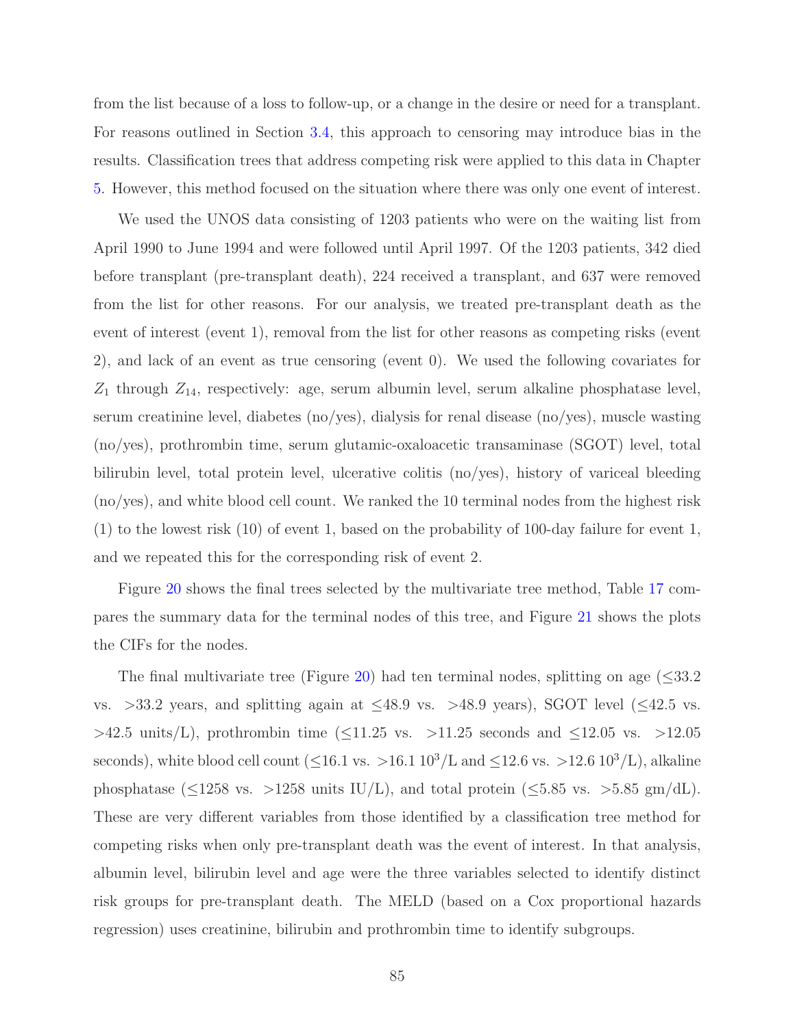from the list because of a loss to follow-up, or a change in the desire or need for a transplant. For reasons outlined in Section 3.4, this approach to censoring may introduce bias in the results. Classification trees that address competing risk were applied to this data in Chapter 5. However, this method focused on the situation where there was only one event of interest.

We used the UNOS data consisting of 1203 patients who were on the waiting list from April 1990 to June 1994 and were followed until April 1997. Of the 1203 patients, 342 died before transplant (pre-transplant death), 224 received a transplant, and 637 were removed from the list for other reasons. For our analysis, we treated pre-transplant death as the event of interest (event 1), removal from the list for other reasons as competing risks (event 2), and lack of an event as true censoring (event 0). We used the following covariates for $Z_1$ through $Z_{14}$, respectively: age, serum albumin level, serum alkaline phosphatase level, serum creatinine level, diabetes (no/yes), dialysis for renal disease (no/yes), muscle wasting (no/yes), prothrombin time, serum glutamic-oxaloacetic transaminase (SGOT) level, total bilirubin level, total protein level, ulcerative colitis (no/yes), history of variceal bleeding (no/yes), and white blood cell count. We ranked the 10 terminal nodes from the highest risk (1) to the lowest risk (10) of event 1, based on the probability of 100-day failure for event 1, and we repeated this for the corresponding risk of event 2.

Figure 20 shows the final trees selected by the multivariate tree method, Table 17 compares the summary data for the terminal nodes of this tree, and Figure 21 shows the plots the CIFs for the nodes.

The final multivariate tree (Figure 20) had ten terminal nodes, splitting on age ($\leq$33.2 vs. >33.2 years, and splitting again at $\leq$48.9 vs. >48.9 years), SGOT level ($\leq$42.5 vs. >42.5 units/L), prothrombin time ($\leq$11.25 vs. >11.25 seconds and $\leq$12.05 vs. >12.05 seconds), white blood cell count ($\leq$16.1 vs. >16.1 $10^3$/L and $\leq$12.6 vs. >12.6 $10^3$/L), alkaline phosphatase ($\leq$1258 vs. >1258 units IU/L), and total protein ($\leq$5.85 vs. >5.85 gm/dL). These are very different variables from those identified by a classification tree method for competing risks when only pre-transplant death was the event of interest. In that analysis, albumin level, bilirubin level and age were the three variables selected to identify distinct risk groups for pre-transplant death. The MELD (based on a Cox proportional hazards regression) uses creatinine, bilirubin and prothrombin time to identify subgroups.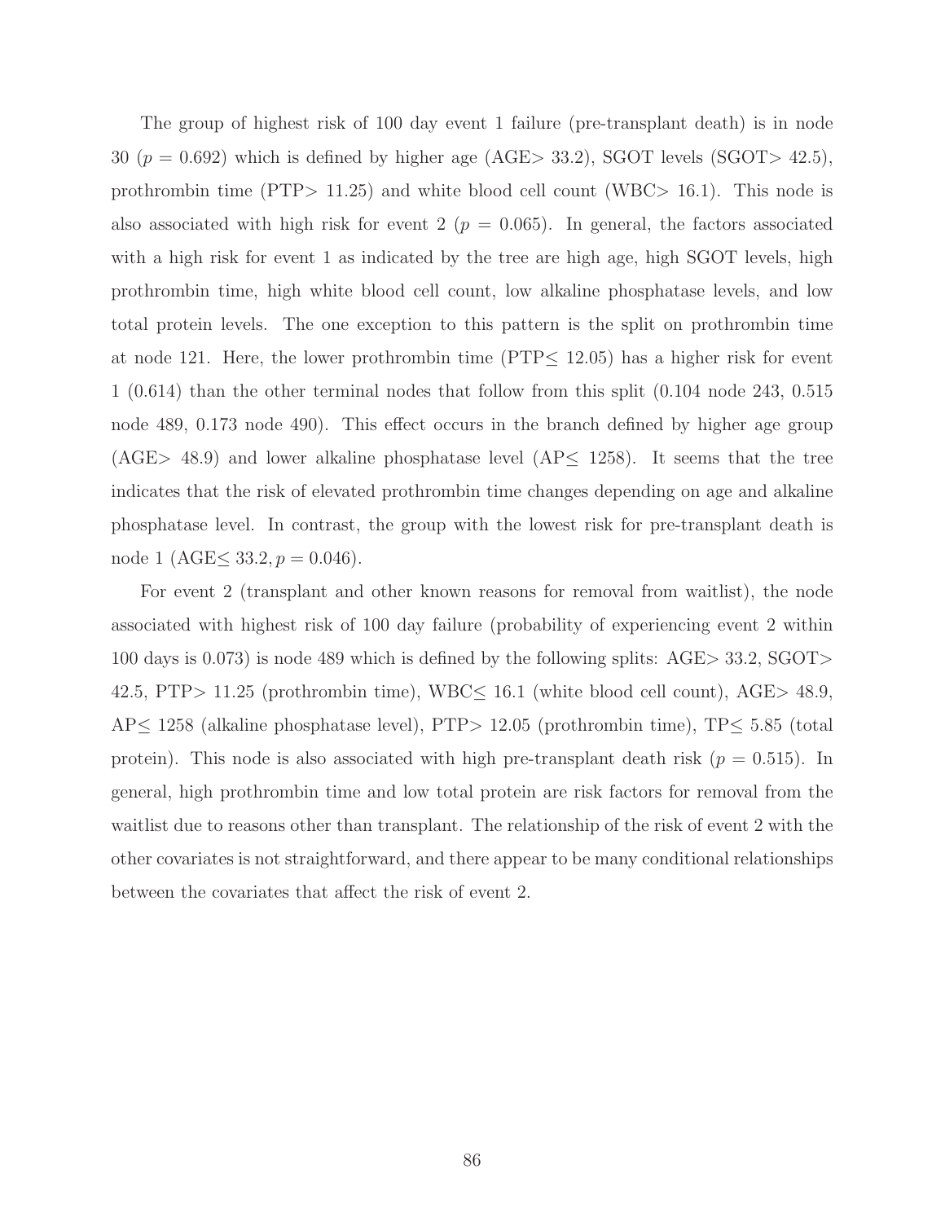The group of highest risk of 100 day event 1 failure (pre-transplant death) is in node 30 ($p = 0.692$) which is defined by higher age (AGE$>$ 33.2), SGOT levels (SGOT$>$ 42.5), prothrombin time (PTP$>$ 11.25) and white blood cell count (WBC$>$ 16.1). This node is also associated with high risk for event 2 ($p = 0.065$). In general, the factors associated with a high risk for event 1 as indicated by the tree are high age, high SGOT levels, high prothrombin time, high white blood cell count, low alkaline phosphatase levels, and low total protein levels. The one exception to this pattern is the split on prothrombin time at node 121. Here, the lower prothrombin time (PTP$\leq$ 12.05) has a higher risk for event 1 (0.614) than the other terminal nodes that follow from this split (0.104 node 243, 0.515 node 489, 0.173 node 490). This effect occurs in the branch defined by higher age group (AGE$>$ 48.9) and lower alkaline phosphatase level (AP$\leq$ 1258). It seems that the tree indicates that the risk of elevated prothrombin time changes depending on age and alkaline phosphatase level. In contrast, the group with the lowest risk for pre-transplant death is node 1 ($\text{AGE} \leq 33.2, p = 0.046$).

For event 2 (transplant and other known reasons for removal from waitlist), the node associated with highest risk of 100 day failure (probability of experiencing event 2 within 100 days is 0.073) is node 489 which is defined by the following splits: AGE$>$ 33.2, SGOT$>$ 42.5, PTP$>$ 11.25 (prothrombin time), WBC$\leq$ 16.1 (white blood cell count), AGE$>$ 48.9, AP$\leq$ 1258 (alkaline phosphatase level), PTP$>$ 12.05 (prothrombin time), TP$\leq$ 5.85 (total protein). This node is also associated with high pre-transplant death risk ($p = 0.515$). In general, high prothrombin time and low total protein are risk factors for removal from the waitlist due to reasons other than transplant. The relationship of the risk of event 2 with the other covariates is not straightforward, and there appear to be many conditional relationships between the covariates that affect the risk of event 2.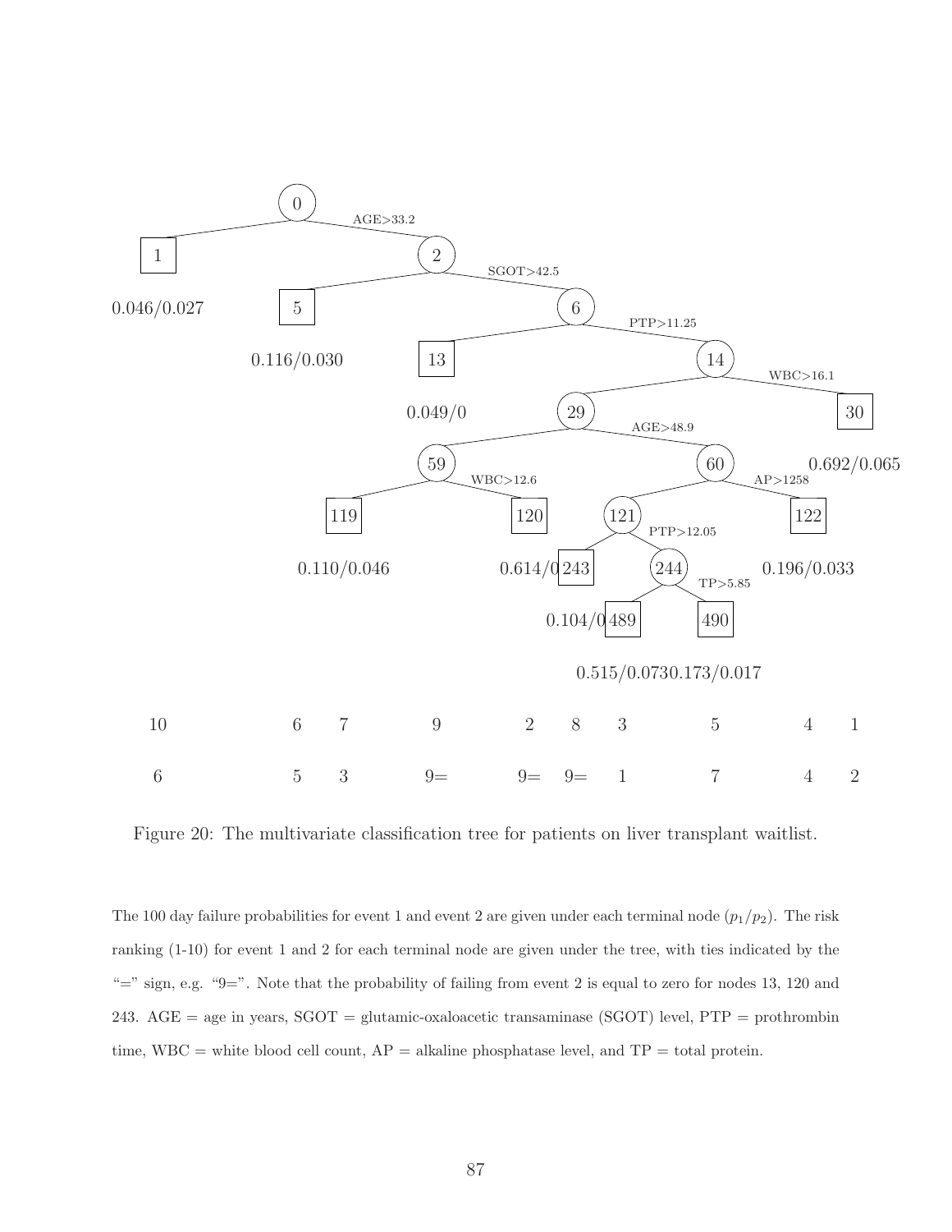0

AGE>33.2

1

2

SGOT>42.5

0.046/0.027

5

6

PTP>11.25

0.116/0.030

13

14

WBC>16.1

0.049/0

29

30

AGE>48.9

59

60

0.692/0.065

WBC>12.6

AP>1258

119

120

121

122

PTP>12.05

0.110/0.046

0.614/0

243

244

0.196/0.033

TP>5.85

0.104/0

489

490

0.515/0.073

0.173/0.017

10 6 7 9 2 8 3 5 4 1

6 5 3 9= 9= 9= 1 7 4 2

Figure 20: The multivariate classification tree for patients on liver transplant waitlist.

The 100 day failure probabilities for event 1 and event 2 are given under each terminal node ($p_1/p_2$). The risk ranking (1-10) for event 1 and 2 for each terminal node are given under the tree, with ties indicated by the "=" sign, e.g. "9=". Note that the probability of failing from event 2 is equal to zero for nodes 13, 120 and 243. AGE = age in years, SGOT = glutamic-oxaloacetic transaminase (SGOT) level, PTP = prothrombin time, WBC = white blood cell count, AP = alkaline phosphatase level, and TP = total protein.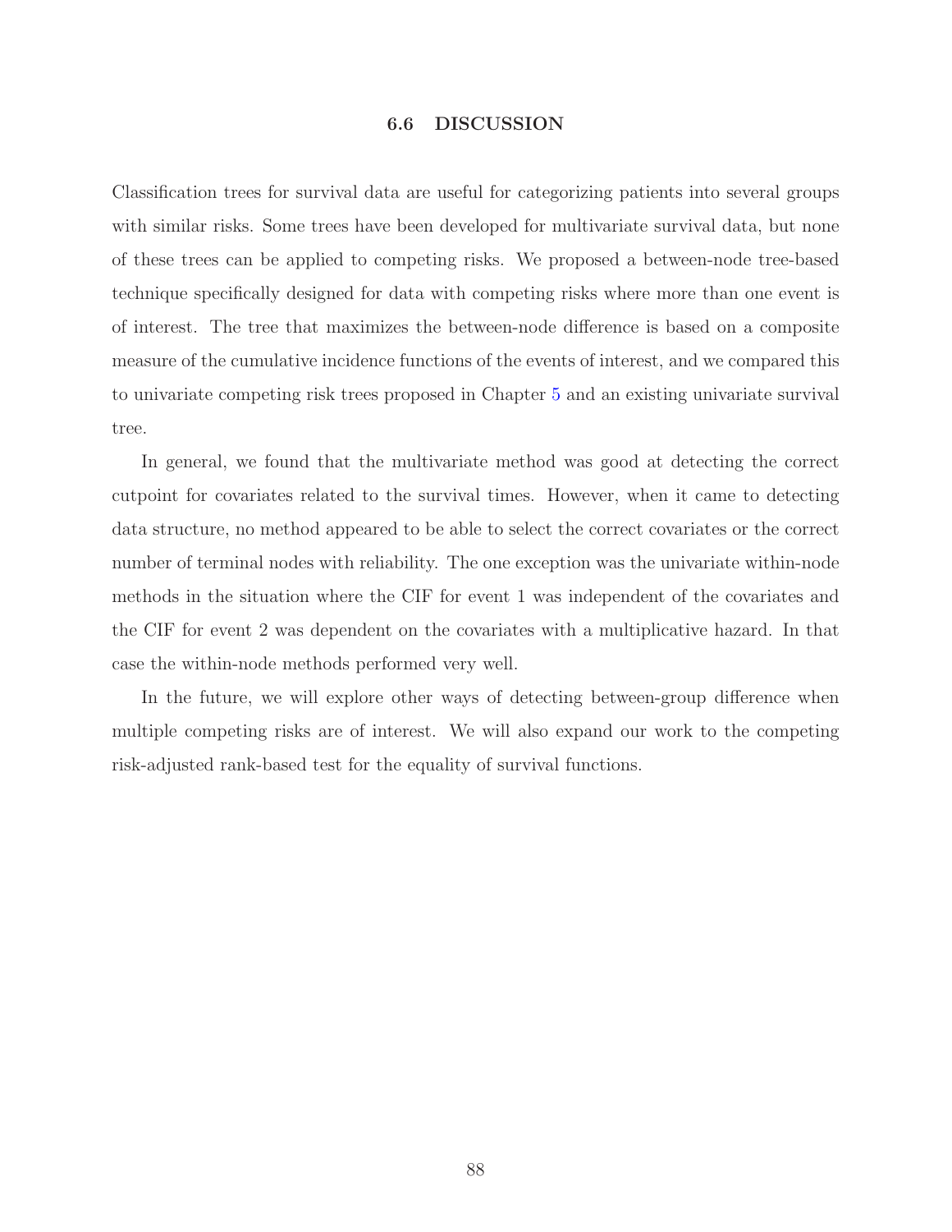## 6.6 DISCUSSION

Classification trees for survival data are useful for categorizing patients into several groups with similar risks. Some trees have been developed for multivariate survival data, but none of these trees can be applied to competing risks. We proposed a between-node tree-based technique specifically designed for data with competing risks where more than one event is of interest. The tree that maximizes the between-node difference is based on a composite measure of the cumulative incidence functions of the events of interest, and we compared this to univariate competing risk trees proposed in Chapter 5 and an existing univariate survival tree.

In general, we found that the multivariate method was good at detecting the correct cutpoint for covariates related to the survival times. However, when it came to detecting data structure, no method appeared to be able to select the correct covariates or the correct number of terminal nodes with reliability. The one exception was the univariate within-node methods in the situation where the CIF for event 1 was independent of the covariates and the CIF for event 2 was dependent on the covariates with a multiplicative hazard. In that case the within-node methods performed very well.

In the future, we will explore other ways of detecting between-group difference when multiple competing risks are of interest. We will also expand our work to the competing risk-adjusted rank-based test for the equality of survival functions.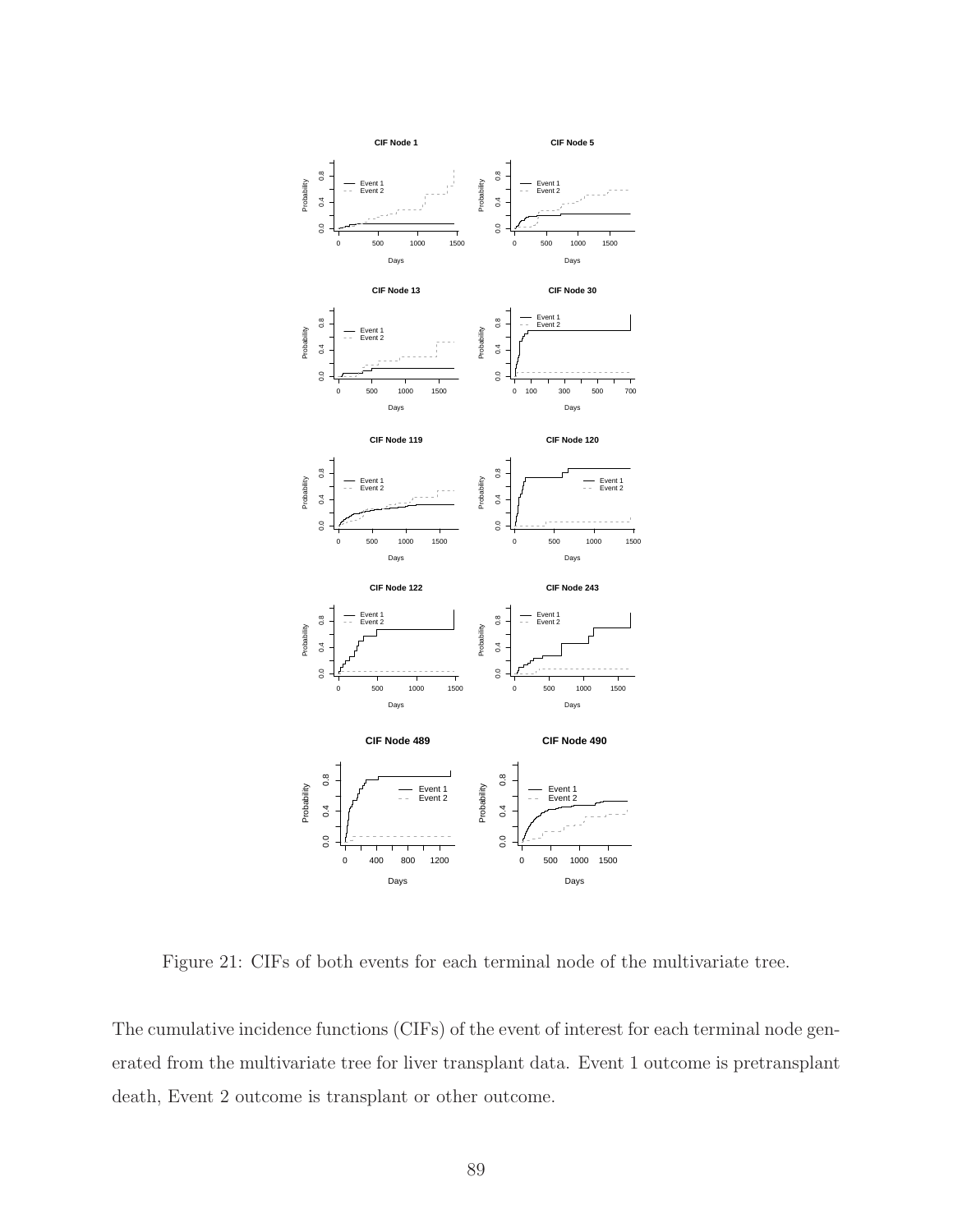CIF Node 1

Probability

0.0 0.4 0.8

Event 1
Event 2

0 500 1000 1500

Days

CIF Node 5

Probability

0.0 0.4 0.8

Event 1
Event 2

0 500 1000 1500

Days

CIF Node 13

Probability

0.0 0.4 0.8

Event 1
Event 2

0 500 1000 1500

Days

CIF Node 30

Probability

0.0 0.4 0.8

Event 1
Event 2

0 100 300 500 700

Days

CIF Node 119

Probability

0.0 0.4 0.8

Event 1
Event 2

0 500 1000 1500

Days

CIF Node 120

Probability

0.0 0.4 0.8

Event 1
Event 2

0 500 1000 1500

Days

CIF Node 122

Probability

0.0 0.4 0.8

Event 1
Event 2

0 500 1000 1500

Days

CIF Node 243

Probability

0.0 0.4 0.8

Event 1
Event 2

0 500 1000 1500

Days

CIF Node 489

Probability

0.0 0.4 0.8

Event 1
Event 2

0 400 800 1200

Days

CIF Node 490

Probability

0.0 0.4 0.8

Event 1
Event 2

0 500 1000 1500

Days

Figure 21: CIFs of both events for each terminal node of the multivariate tree.

The cumulative incidence functions (CIFs) of the event of interest for each terminal node generated from the multivariate tree for liver transplant data. Event 1 outcome is pretransplant death, Event 2 outcome is transplant or other outcome.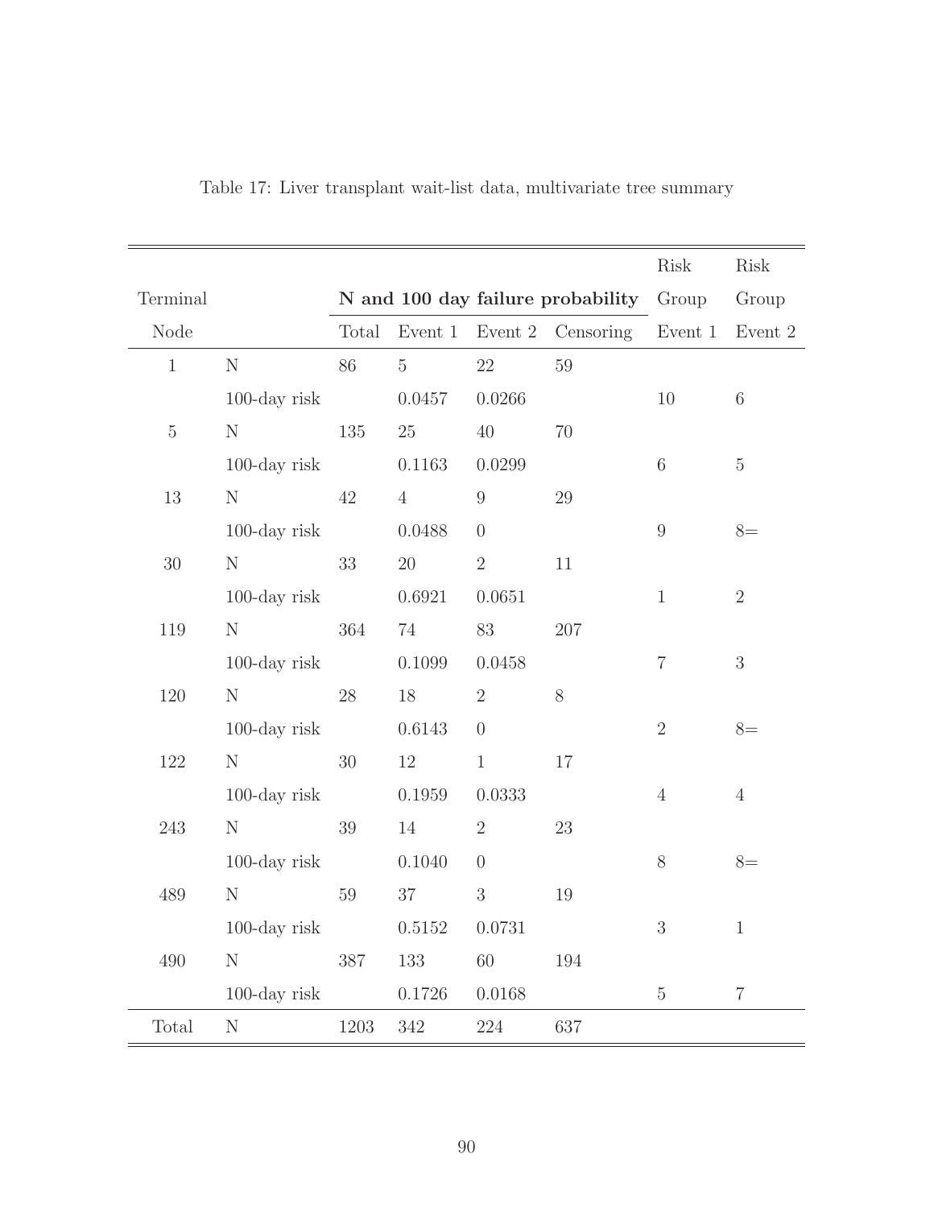Table 17: Liver transplant wait-list data, multivariate tree summary

| Terminal Node | | N and 100 day failure probability | | | | Risk Group Event 1 | Risk Group Event 2 |
|---|---|---|---|---|---|---|---|
| | | Total | Event 1 | Event 2 | Censoring | | |
| 1 | N | 86 | 5 | 22 | 59 | | |
| | 100-day risk | | 0.0457 | 0.0266 | | 10 | 6 |
| 5 | N | 135 | 25 | 40 | 70 | | |
| | 100-day risk | | 0.1163 | 0.0299 | | 6 | 5 |
| 13 | N | 42 | 4 | 9 | 29 | | |
| | 100-day risk | | 0.0488 | 0 | | 9 | 8= |
| 30 | N | 33 | 20 | 2 | 11 | | |
| | 100-day risk | | 0.6921 | 0.0651 | | 1 | 2 |
| 119 | N | 364 | 74 | 83 | 207 | | |
| | 100-day risk | | 0.1099 | 0.0458 | | 7 | 3 |
| 120 | N | 28 | 18 | 2 | 8 | | |
| | 100-day risk | | 0.6143 | 0 | | 2 | 8= |
| 122 | N | 30 | 12 | 1 | 17 | | |
| | 100-day risk | | 0.1959 | 0.0333 | | 4 | 4 |
| 243 | N | 39 | 14 | 2 | 23 | | |
| | 100-day risk | | 0.1040 | 0 | | 8 | 8= |
| 489 | N | 59 | 37 | 3 | 19 | | |
| | 100-day risk | | 0.5152 | 0.0731 | | 3 | 1 |
| 490 | N | 387 | 133 | 60 | 194 | | |
| | 100-day risk | | 0.1726 | 0.0168 | | 5 | 7 |
| Total | N | 1203 | 342 | 224 | 637 | | |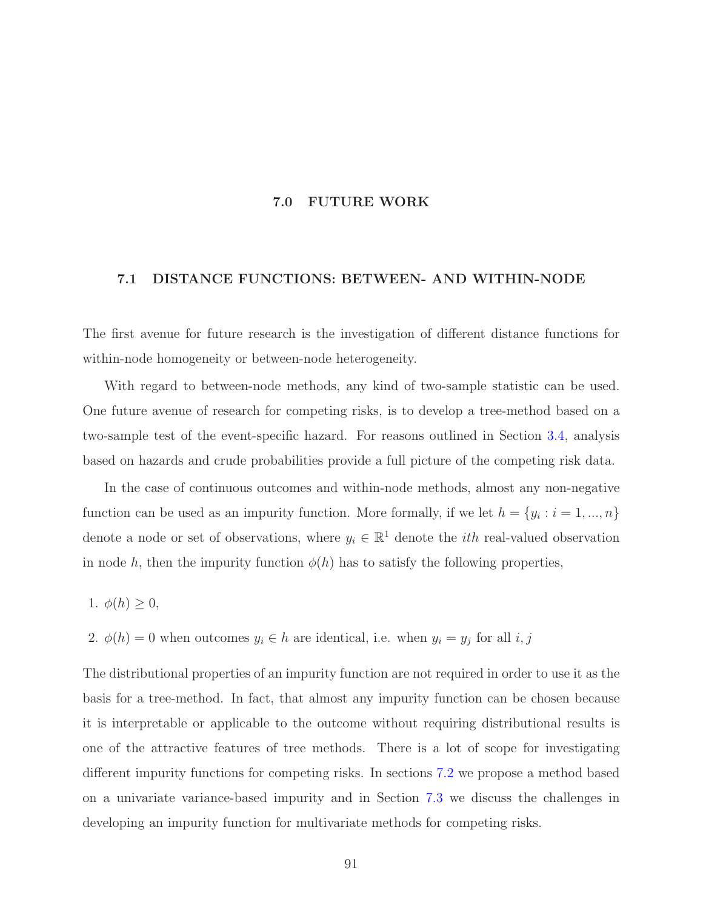# 7.0 FUTURE WORK

## 7.1 DISTANCE FUNCTIONS: BETWEEN- AND WITHIN-NODE

The first avenue for future research is the investigation of different distance functions for within-node homogeneity or between-node heterogeneity.

With regard to between-node methods, any kind of two-sample statistic can be used. One future avenue of research for competing risks, is to develop a tree-method based on a two-sample test of the event-specific hazard. For reasons outlined in Section 3.4, analysis based on hazards and crude probabilities provide a full picture of the competing risk data.

In the case of continuous outcomes and within-node methods, almost any non-negative function can be used as an impurity function. More formally, if we let $h = \{y_i : i = 1, ..., n\}$ denote a node or set of observations, where $y_i \in \mathbb{R}^1$ denote the $ith$ real-valued observation in node $h$, then the impurity function $\phi(h)$ has to satisfy the following properties,

1. $\phi(h) \geq 0$,
2. $\phi(h) = 0$ when outcomes $y_i \in h$ are identical, i.e. when $y_i = y_j$ for all $i, j$

The distributional properties of an impurity function are not required in order to use it as the basis for a tree-method. In fact, that almost any impurity function can be chosen because it is interpretable or applicable to the outcome without requiring distributional results is one of the attractive features of tree methods. There is a lot of scope for investigating different impurity functions for competing risks. In sections 7.2 we propose a method based on a univariate variance-based impurity and in Section 7.3 we discuss the challenges in developing an impurity function for multivariate methods for competing risks.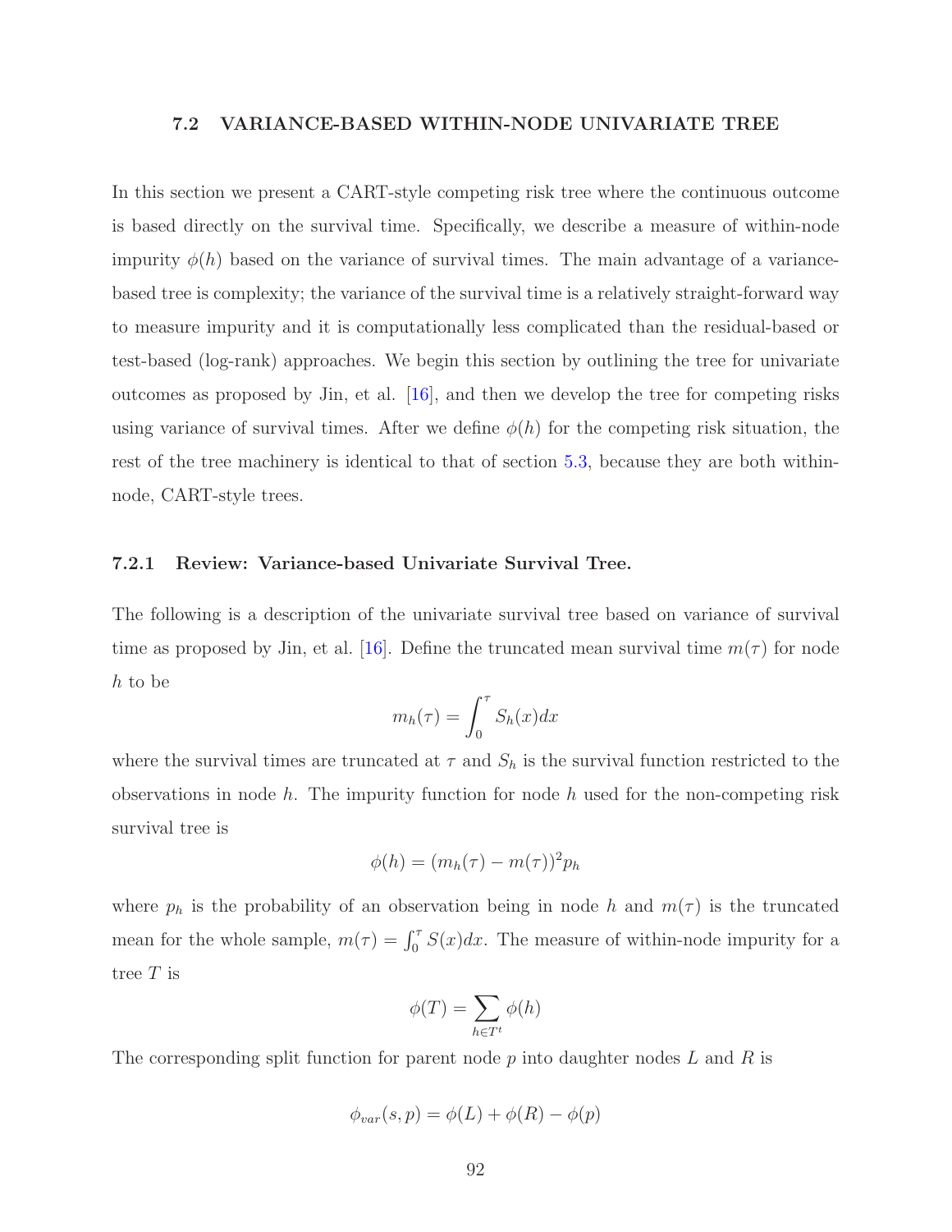### 7.2 VARIANCE-BASED WITHIN-NODE UNIVARIATE TREE

In this section we present a CART-style competing risk tree where the continuous outcome is based directly on the survival time. Specifically, we describe a measure of within-node impurity $\phi(h)$ based on the variance of survival times. The main advantage of a variance-based tree is complexity; the variance of the survival time is a relatively straight-forward way to measure impurity and it is computationally less complicated than the residual-based or test-based (log-rank) approaches. We begin this section by outlining the tree for univariate outcomes as proposed by Jin, et al. [16], and then we develop the tree for competing risks using variance of survival times. After we define $\phi(h)$ for the competing risk situation, the rest of the tree machinery is identical to that of section 5.3, because they are both within-node, CART-style trees.

#### 7.2.1 Review: Variance-based Univariate Survival Tree.

The following is a description of the univariate survival tree based on variance of survival time as proposed by Jin, et al. [16]. Define the truncated mean survival time $m(\tau)$ for node $h$ to be

$$m_h(\tau) = \int_0^\tau S_h(x)dx$$

where the survival times are truncated at $\tau$ and $S_h$ is the survival function restricted to the observations in node $h$. The impurity function for node $h$ used for the non-competing risk survival tree is

$$\phi(h) = (m_h(\tau) - m(\tau))^2 p_h$$

where $p_h$ is the probability of an observation being in node $h$ and $m(\tau)$ is the truncated mean for the whole sample, $m(\tau) = \int_0^\tau S(x)dx$. The measure of within-node impurity for a tree $T$ is

$$\phi(T) = \sum_{h \in T^t} \phi(h)$$

The corresponding split function for parent node $p$ into daughter nodes $L$ and $R$ is

$$\phi_{var}(s, p) = \phi(L) + \phi(R) - \phi(p)$$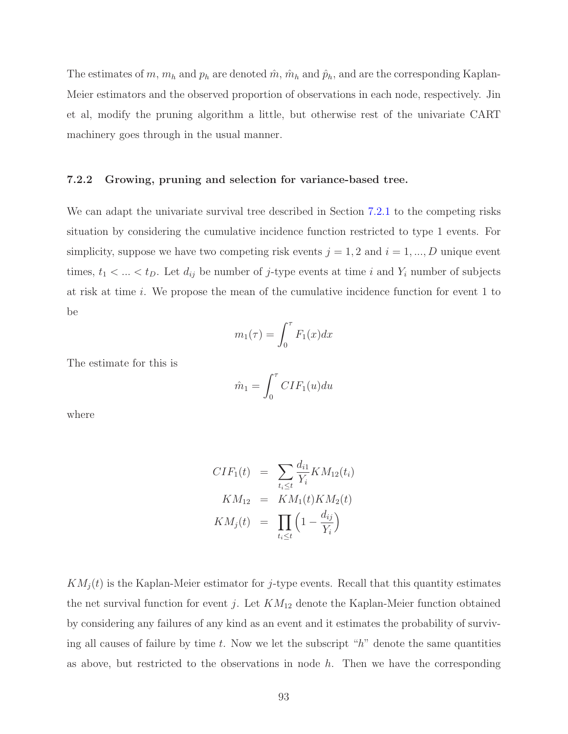The estimates of $m$, $m_h$ and $p_h$ are denoted $\hat{m}$, $\hat{m}_h$ and $\hat{p}_h$, and are the corresponding Kaplan-Meier estimators and the observed proportion of observations in each node, respectively. Jin et al, modify the pruning algorithm a little, but otherwise rest of the univariate CART machinery goes through in the usual manner.

### 7.2.2 Growing, pruning and selection for variance-based tree.

We can adapt the univariate survival tree described in Section 7.2.1 to the competing risks situation by considering the cumulative incidence function restricted to type 1 events. For simplicity, suppose we have two competing risk events $j = 1, 2$ and $i = 1, ..., D$ unique event times, $t_1 < ... < t_D$. Let $d_{ij}$ be number of $j$-type events at time $i$ and $Y_i$ number of subjects at risk at time $i$. We propose the mean of the cumulative incidence function for event 1 to be

$$m_1(\tau) = \int_0^{\tau} F_1(x)dx$$

The estimate for this is

$$\hat{m}_1 = \int_0^{\tau} CIF_1(u)du$$

where

$$\begin{aligned} CIF_1(t) &= \sum_{t_i \le t} \frac{d_{i1}}{Y_i} KM_{12}(t_i) \\ KM_{12} &= KM_1(t)KM_2(t) \\ KM_j(t) &= \prod_{t_i \le t} \left(1 - \frac{d_{ij}}{Y_i}\right) \end{aligned}$$

$KM_j(t)$ is the Kaplan-Meier estimator for $j$-type events. Recall that this quantity estimates the net survival function for event $j$. Let $KM_{12}$ denote the Kaplan-Meier function obtained by considering any failures of any kind as an event and it estimates the probability of surviving all causes of failure by time $t$. Now we let the subscript "$h$" denote the same quantities as above, but restricted to the observations in node $h$. Then we have the corresponding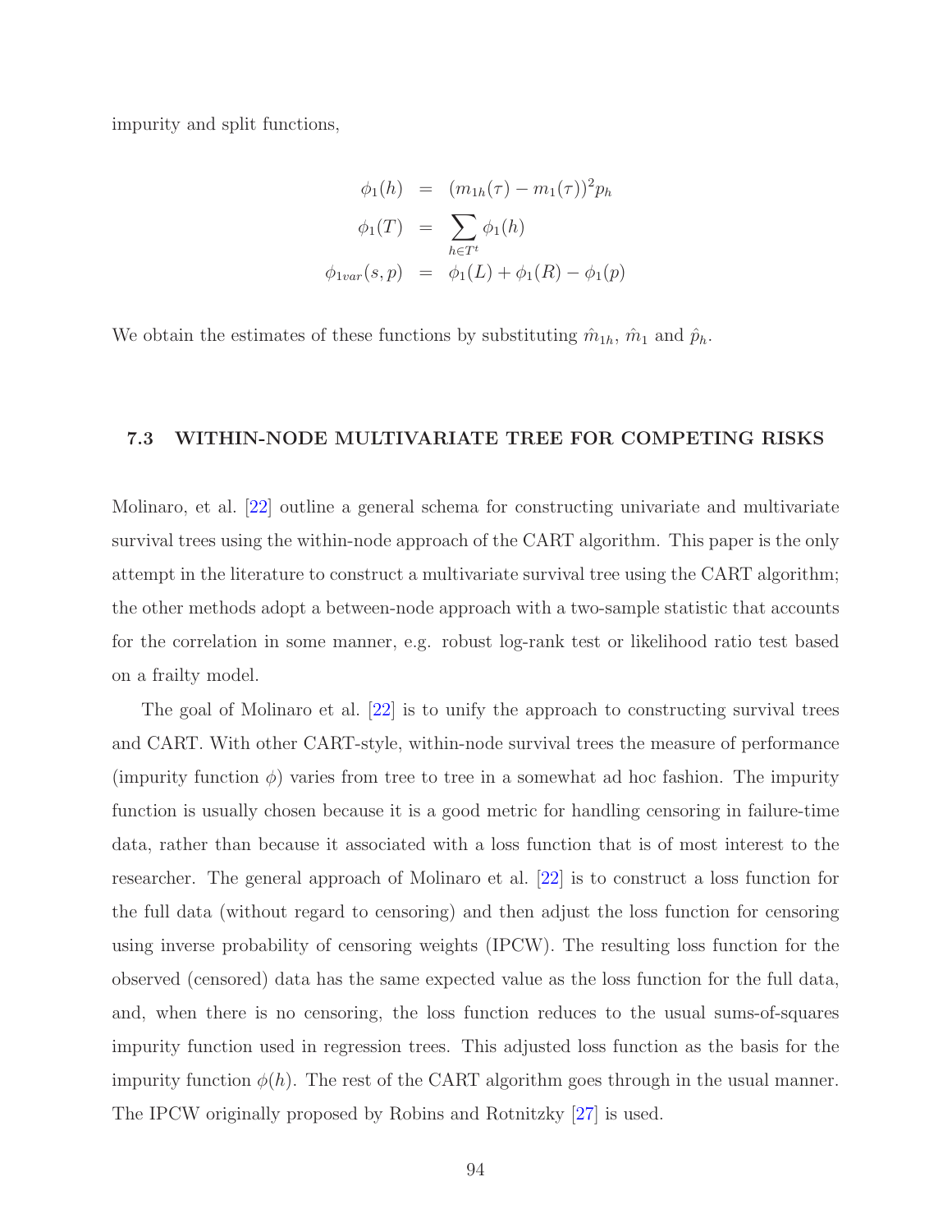impurity and split functions,

$$
\begin{aligned}
\phi_1(h) &= (m_{1h}(\tau) - m_1(\tau))^2 p_h \\
\phi_1(T) &= \sum_{h \in T^t} \phi_1(h) \\
\phi_{1var}(s,p) &= \phi_1(L) + \phi_1(R) - \phi_1(p)
\end{aligned}
$$

We obtain the estimates of these functions by substituting $\hat{m}_{1h}$, $\hat{m}_1$ and $\hat{p}_h$.

### 7.3 WITHIN-NODE MULTIVARIATE TREE FOR COMPETING RISKS

Molinaro, et al. [22] outline a general schema for constructing univariate and multivariate survival trees using the within-node approach of the CART algorithm. This paper is the only attempt in the literature to construct a multivariate survival tree using the CART algorithm; the other methods adopt a between-node approach with a two-sample statistic that accounts for the correlation in some manner, e.g. robust log-rank test or likelihood ratio test based on a frailty model.

The goal of Molinaro et al. [22] is to unify the approach to constructing survival trees and CART. With other CART-style, within-node survival trees the measure of performance (impurity function $\phi$) varies from tree to tree in a somewhat ad hoc fashion. The impurity function is usually chosen because it is a good metric for handling censoring in failure-time data, rather than because it associated with a loss function that is of most interest to the researcher. The general approach of Molinaro et al. [22] is to construct a loss function for the full data (without regard to censoring) and then adjust the loss function for censoring using inverse probability of censoring weights (IPCW). The resulting loss function for the observed (censored) data has the same expected value as the loss function for the full data, and, when there is no censoring, the loss function reduces to the usual sums-of-squares impurity function used in regression trees. This adjusted loss function as the basis for the impurity function $\phi(h)$. The rest of the CART algorithm goes through in the usual manner. The IPCW originally proposed by Robins and Rotnitzky [27] is used.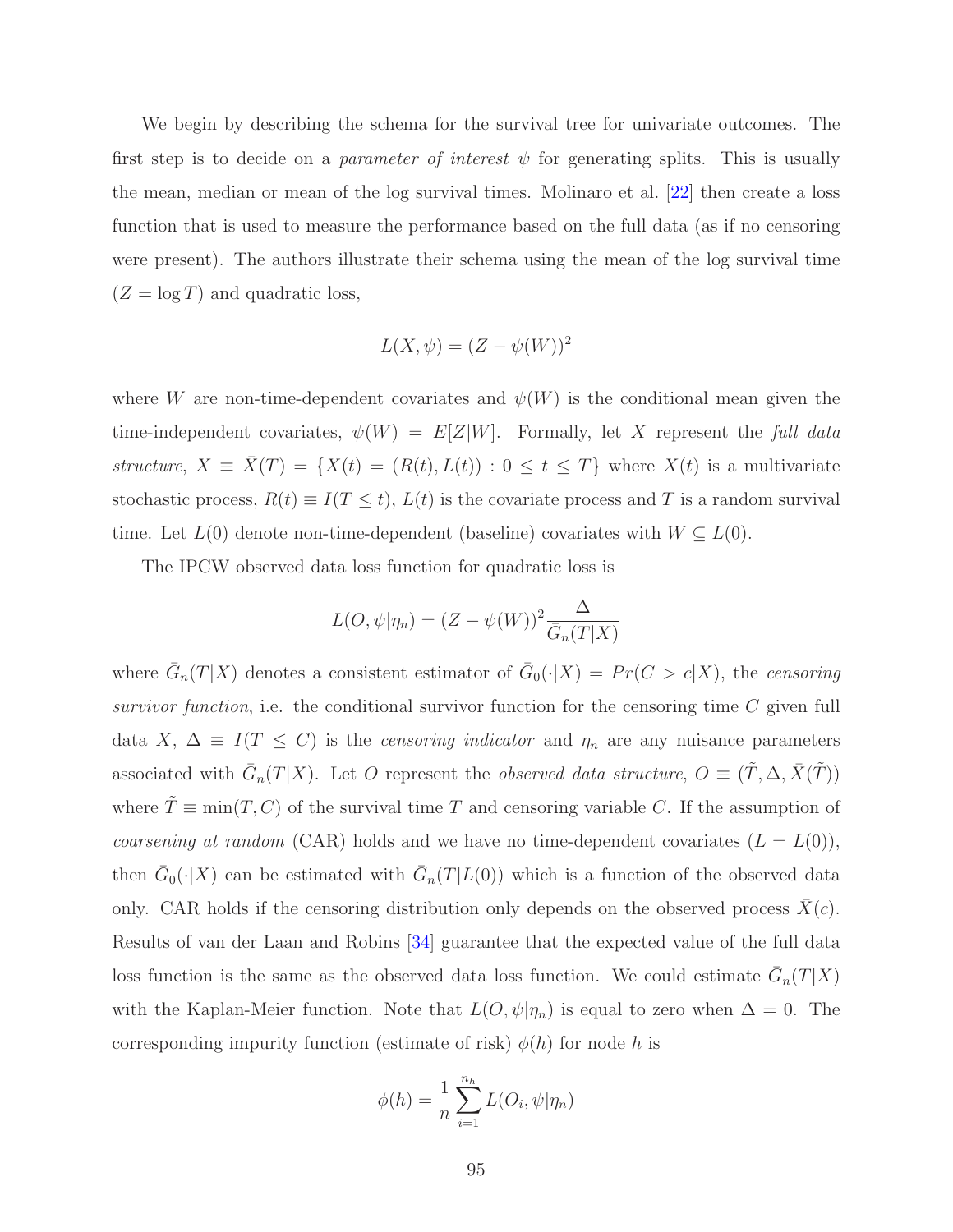We begin by describing the schema for the survival tree for univariate outcomes. The first step is to decide on a *parameter of interest* $\psi$ for generating splits. This is usually the mean, median or mean of the log survival times. Molinaro et al. [22] then create a loss function that is used to measure the performance based on the full data (as if no censoring were present). The authors illustrate their schema using the mean of the log survival time ($Z = \log T$) and quadratic loss,

$$L(X, \psi) = (Z - \psi(W))^2$$

where $W$ are non-time-dependent covariates and $\psi(W)$ is the conditional mean given the time-independent covariates, $\psi(W) = E[Z|W]$. Formally, let $X$ represent the *full data structure*, $X \equiv \bar{X}(T) = \{X(t) = (R(t), L(t)) : 0 \leq t \leq T\}$ where $X(t)$ is a multivariate stochastic process, $R(t) \equiv I(T \leq t)$, $L(t)$ is the covariate process and $T$ is a random survival time. Let $L(0)$ denote non-time-dependent (baseline) covariates with $W \subseteq L(0)$.

The IPCW observed data loss function for quadratic loss is

$$L(O, \psi|\eta_n) = (Z - \psi(W))^2 \frac{\Delta}{\bar{G}_n(T|X)}$$

where $\bar{G}_n(T|X)$ denotes a consistent estimator of $\bar{G}_0(\cdot|X) = Pr(C > c|X)$, the *censoring survivor function*, i.e. the conditional survivor function for the censoring time $C$ given full data $X$, $\Delta \equiv I(T \leq C)$ is the *censoring indicator* and $\eta_n$ are any nuisance parameters associated with $\bar{G}_n(T|X)$. Let $O$ represent the *observed data structure*, $O \equiv (\tilde{T}, \Delta, \bar{X}(\tilde{T}))$ where $\tilde{T} \equiv \min(T, C)$ of the survival time $T$ and censoring variable $C$. If the assumption of *coarsening at random* (CAR) holds and we have no time-dependent covariates ($L = L(0)$), then $\bar{G}_0(\cdot|X)$ can be estimated with $\bar{G}_n(T|L(0))$ which is a function of the observed data only. CAR holds if the censoring distribution only depends on the observed process $\bar{X}(c)$. Results of van der Laan and Robins [34] guarantee that the expected value of the full data loss function is the same as the observed data loss function. We could estimate $\bar{G}_n(T|X)$ with the Kaplan-Meier function. Note that $L(O, \psi|\eta_n)$ is equal to zero when $\Delta = 0$. The corresponding impurity function (estimate of risk) $\phi(h)$ for node $h$ is

$$\phi(h) = \frac{1}{n} \sum_{i=1}^{n_h} L(O_i, \psi|\eta_n)$$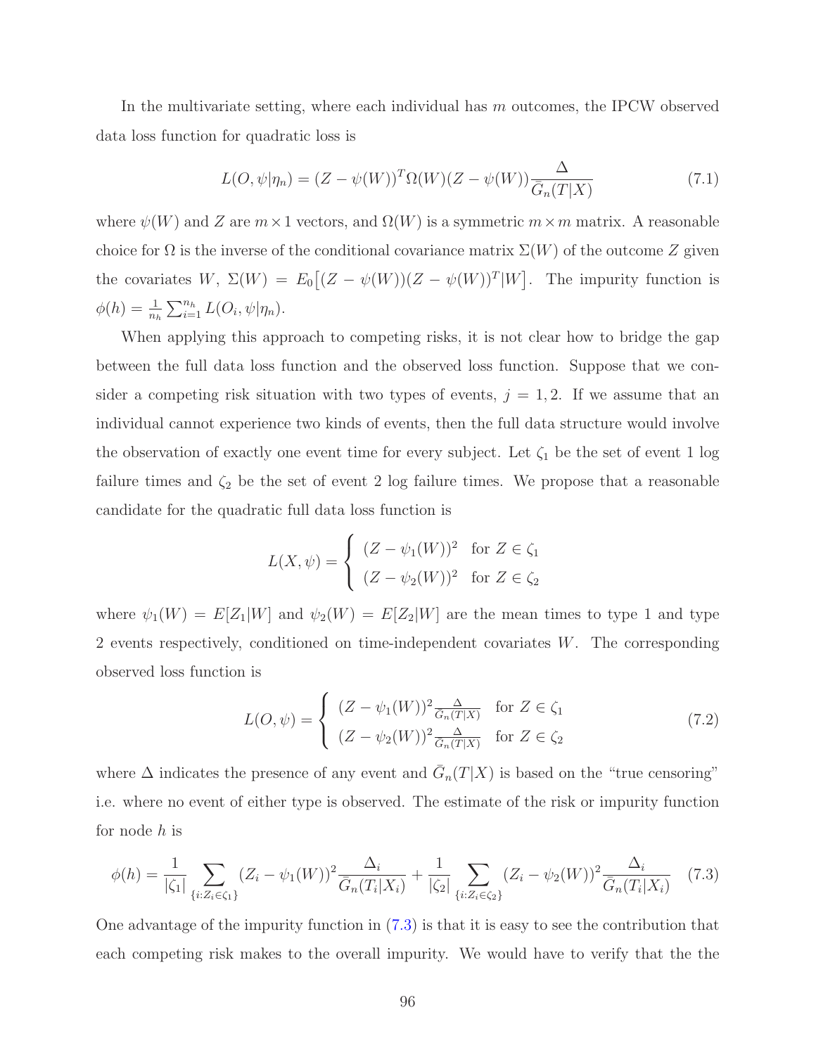In the multivariate setting, where each individual has $m$ outcomes, the IPCW observed data loss function for quadratic loss is

$$L(O, \psi|\eta_n) = (Z - \psi(W))^T \Omega(W)(Z - \psi(W)) \frac{\Delta}{\bar{G}_n(T|X)} \tag{7.1}$$

where $\psi(W)$ and $Z$ are $m \times 1$ vectors, and $\Omega(W)$ is a symmetric $m \times m$ matrix. A reasonable choice for $\Omega$ is the inverse of the conditional covariance matrix $\Sigma(W)$ of the outcome $Z$ given the covariates $W$, $\Sigma(W) = E_0\big[(Z - \psi(W))(Z - \psi(W))^T|W\big]$. The impurity function is $\phi(h) = \frac{1}{n_h}\sum_{i=1}^{n_h} L(O_i, \psi|\eta_n)$.

When applying this approach to competing risks, it is not clear how to bridge the gap between the full data loss function and the observed loss function. Suppose that we consider a competing risk situation with two types of events, $j = 1, 2$. If we assume that an individual cannot experience two kinds of events, then the full data structure would involve the observation of exactly one event time for every subject. Let $\zeta_1$ be the set of event 1 log failure times and $\zeta_2$ be the set of event 2 log failure times. We propose that a reasonable candidate for the quadratic full data loss function is

$$L(X, \psi) = \begin{cases} (Z - \psi_1(W))^2 & \text{for } Z \in \zeta_1 \\ (Z - \psi_2(W))^2 & \text{for } Z \in \zeta_2 \end{cases}$$

where $\psi_1(W) = E[Z_1|W]$ and $\psi_2(W) = E[Z_2|W]$ are the mean times to type 1 and type 2 events respectively, conditioned on time-independent covariates $W$. The corresponding observed loss function is

$$L(O, \psi) = \begin{cases} (Z - \psi_1(W))^2 \frac{\Delta}{\bar{G}_n(T|X)} & \text{for } Z \in \zeta_1 \\ (Z - \psi_2(W))^2 \frac{\Delta}{\bar{G}_n(T|X)} & \text{for } Z \in \zeta_2 \end{cases} \tag{7.2}$$

where $\Delta$ indicates the presence of any event and $\bar{G}_n(T|X)$ is based on the "true censoring" i.e. where no event of either type is observed. The estimate of the risk or impurity function for node $h$ is

$$\phi(h) = \frac{1}{|\zeta_1|} \sum_{\{i: Z_i \in \zeta_1\}} (Z_i - \psi_1(W))^2 \frac{\Delta_i}{\bar{G}_n(T_i|X_i)} + \frac{1}{|\zeta_2|} \sum_{\{i: Z_i \in \zeta_2\}} (Z_i - \psi_2(W))^2 \frac{\Delta_i}{\bar{G}_n(T_i|X_i)} \tag{7.3}$$

One advantage of the impurity function in (7.3) is that it is easy to see the contribution that each competing risk makes to the overall impurity. We would have to verify that the the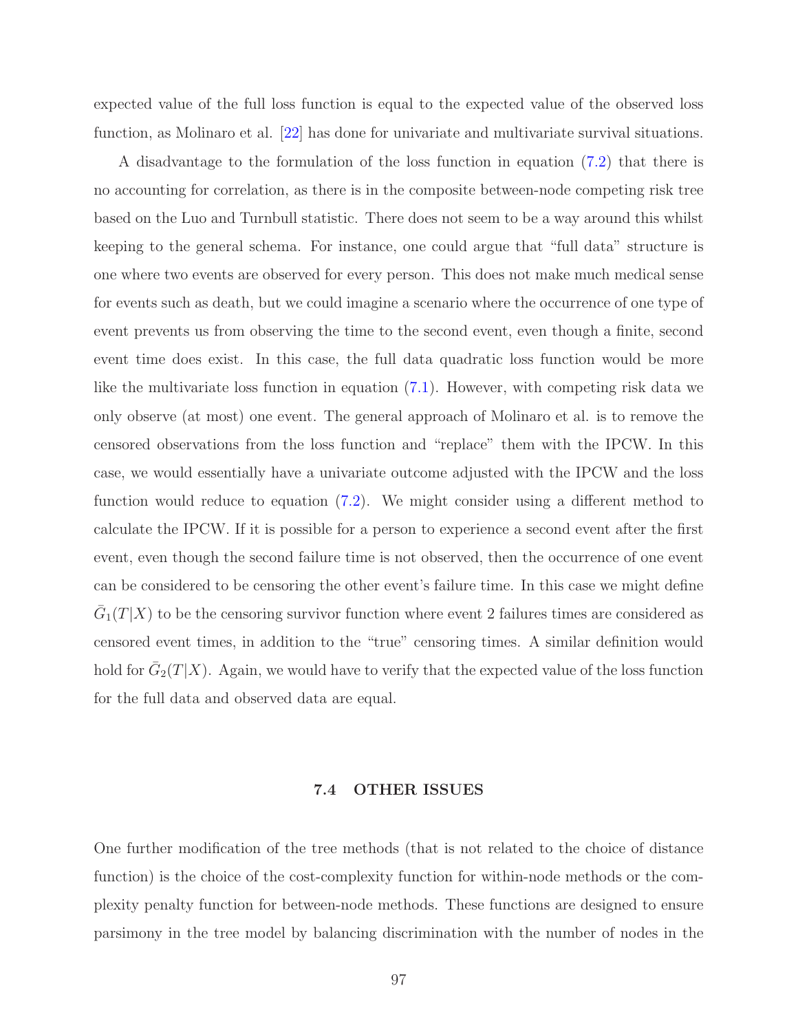expected value of the full loss function is equal to the expected value of the observed loss function, as Molinaro et al. [22] has done for univariate and multivariate survival situations.

A disadvantage to the formulation of the loss function in equation (7.2) that there is no accounting for correlation, as there is in the composite between-node competing risk tree based on the Luo and Turnbull statistic. There does not seem to be a way around this whilst keeping to the general schema. For instance, one could argue that "full data" structure is one where two events are observed for every person. This does not make much medical sense for events such as death, but we could imagine a scenario where the occurrence of one type of event prevents us from observing the time to the second event, even though a finite, second event time does exist. In this case, the full data quadratic loss function would be more like the multivariate loss function in equation (7.1). However, with competing risk data we only observe (at most) one event. The general approach of Molinaro et al. is to remove the censored observations from the loss function and "replace" them with the IPCW. In this case, we would essentially have a univariate outcome adjusted with the IPCW and the loss function would reduce to equation (7.2). We might consider using a different method to calculate the IPCW. If it is possible for a person to experience a second event after the first event, even though the second failure time is not observed, then the occurrence of one event can be considered to be censoring the other event's failure time. In this case we might define $\bar{G}_1(T|X)$ to be the censoring survivor function where event 2 failures times are considered as censored event times, in addition to the "true" censoring times. A similar definition would hold for $\bar{G}_2(T|X)$. Again, we would have to verify that the expected value of the loss function for the full data and observed data are equal.

## 7.4 OTHER ISSUES

One further modification of the tree methods (that is not related to the choice of distance function) is the choice of the cost-complexity function for within-node methods or the complexity penalty function for between-node methods. These functions are designed to ensure parsimony in the tree model by balancing discrimination with the number of nodes in the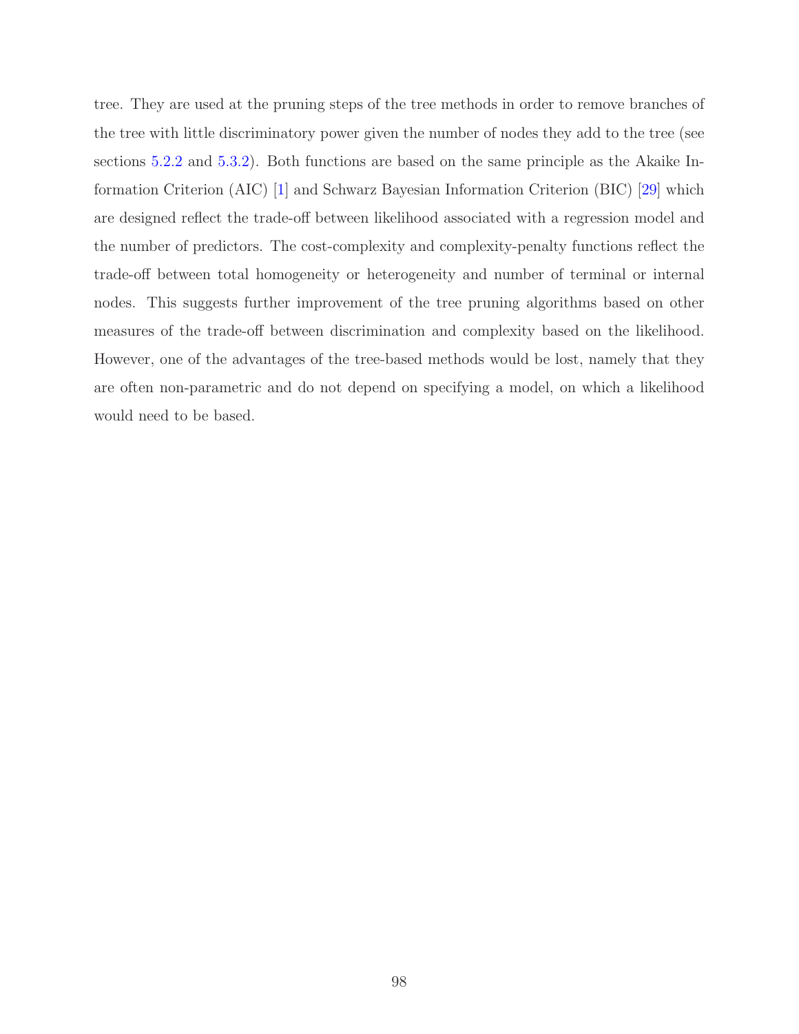tree. They are used at the pruning steps of the tree methods in order to remove branches of the tree with little discriminatory power given the number of nodes they add to the tree (see sections 5.2.2 and 5.3.2). Both functions are based on the same principle as the Akaike Information Criterion (AIC) [1] and Schwarz Bayesian Information Criterion (BIC) [29] which are designed reflect the trade-off between likelihood associated with a regression model and the number of predictors. The cost-complexity and complexity-penalty functions reflect the trade-off between total homogeneity or heterogeneity and number of terminal or internal nodes. This suggests further improvement of the tree pruning algorithms based on other measures of the trade-off between discrimination and complexity based on the likelihood. However, one of the advantages of the tree-based methods would be lost, namely that they are often non-parametric and do not depend on specifying a model, on which a likelihood would need to be based.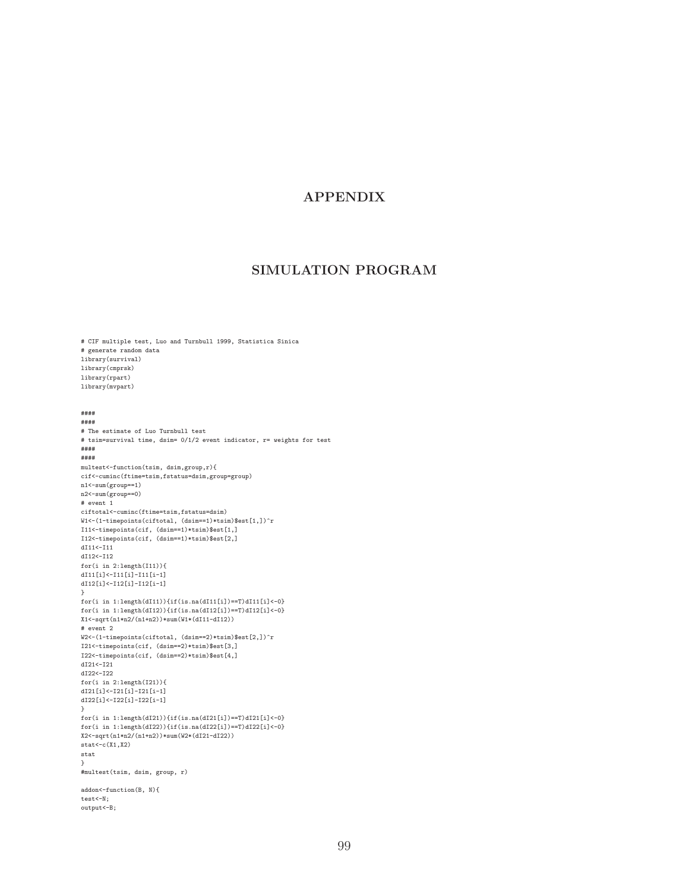# APPENDIX

# SIMULATION PROGRAM

```
# CIF multiple test, Luo and Turnbull 1999, Statistica Sinica
# generate random data
library(survival)
library(cmprsk)
library(rpart)
library(mvpart)


####
####
# The estimate of Luo Turnbull test
# tsim=survival time, dsim= 0/1/2 event indicator, r= weights for test
####
####
multest<-function(tsim, dsim,group,r){
cif<-cuminc(ftime=tsim,fstatus=dsim,group=group)
n1<-sum(group==1)
n2<-sum(group==0)
# event 1
ciftotal<-cuminc(ftime=tsim,fstatus=dsim)
W1<-(1-timepoints(ciftotal, (dsim==1)*tsim)$est[1,])^r
I11<-timepoints(cif, (dsim==1)*tsim)$est[1,]
I12<-timepoints(cif, (dsim==1)*tsim)$est[2,]
dI11<-I11
dI12<-I12
for(i in 2:length(I11)){
dI11[i]<-I11[i]-I11[i-1]
dI12[i]<-I12[i]-I12[i-1]
}
for(i in 1:length(dI11)){if(is.na(dI11[i])==T)dI11[i]<-0}
for(i in 1:length(dI12)){if(is.na(dI12[i])==T)dI12[i]<-0}
X1<-sqrt(n1*n2/(n1+n2))*sum(W1*(dI11-dI12))
# event 2
W2<-(1-timepoints(ciftotal, (dsim==2)*tsim)$est[2,])^r
I21<-timepoints(cif, (dsim==2)*tsim)$est[3,]
I22<-timepoints(cif, (dsim==2)*tsim)$est[4,]
dI21<-I21
dI22<-I22
for(i in 2:length(I21)){
dI21[i]<-I21[i]-I21[i-1]
dI22[i]<-I22[i]-I22[i-1]
}
for(i in 1:length(dI21)){if(is.na(dI21[i])==T)dI21[i]<-0}
for(i in 1:length(dI22)){if(is.na(dI22[i])==T)dI22[i]<-0}
X2<-sqrt(n1*n2/(n1+n2))*sum(W2*(dI21-dI22))
stat<-c(X1,X2)
stat
}
#multest(tsim, dsim, group, r)

addon<-function(B, N){
test<-N;
output<-B;
```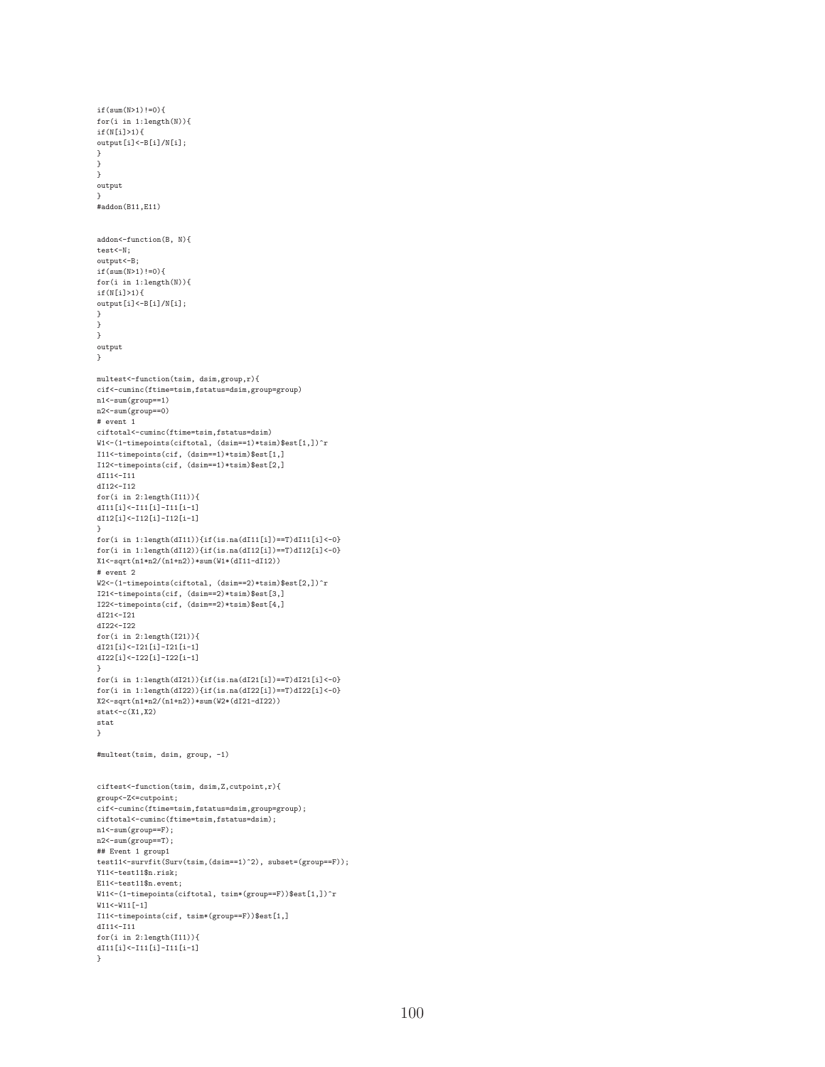```
if(sum(N>1)!=0){
for(i in 1:length(N)){
if(N[i]>1){
output[i]<-B[i]/N[i];
}
}
}
output
}
#addon(B11,E11)


addon<-function(B, N){
test<-N;
output<-B;
if(sum(N>1)!=0){
for(i in 1:length(N)){
if(N[i]>1){
output[i]<-B[i]/N[i];
}
}
}
output
}

multest<-function(tsim, dsim,group,r){
cif<-cuminc(ftime=tsim,fstatus=dsim,group=group)
n1<-sum(group==1)
n2<-sum(group==0)
# event 1
ciftotal<-cuminc(ftime=tsim,fstatus=dsim)
W1<-(1-timepoints(ciftotal, (dsim==1)*tsim)$est[1,])^r
I11<-timepoints(cif, (dsim==1)*tsim)$est[1,]
I12<-timepoints(cif, (dsim==1)*tsim)$est[2,]
dI11<-I11
dI12<-I12
for(i in 2:length(I11)){
dI11[i]<-I11[i]-I11[i-1]
dI12[i]<-I12[i]-I12[i-1]
}
for(i in 1:length(dI11)){if(is.na(dI11[i])==T)dI11[i]<-0}
for(i in 1:length(dI12)){if(is.na(dI12[i])==T)dI12[i]<-0}
X1<-sqrt(n1*n2/(n1+n2))*sum(W1*(dI11-dI12))
# event 2
W2<-(1-timepoints(ciftotal, (dsim==2)*tsim)$est[2,])^r
I21<-timepoints(cif, (dsim==2)*tsim)$est[3,]
I22<-timepoints(cif, (dsim==2)*tsim)$est[4,]
dI21<-I21
dI22<-I22
for(i in 2:length(I21)){
dI21[i]<-I21[i]-I21[i-1]
dI22[i]<-I22[i]-I22[i-1]
}
for(i in 1:length(dI21)){if(is.na(dI21[i])==T)dI21[i]<-0}
for(i in 1:length(dI22)){if(is.na(dI22[i])==T)dI22[i]<-0}
X2<-sqrt(n1*n2/(n1+n2))*sum(W2*(dI21-dI22))
stat<-c(X1,X2)
stat
}

#multest(tsim, dsim, group, -1)


ciftest<-function(tsim, dsim,Z,cutpoint,r){
group<-Z<=cutpoint;
cif<-cuminc(ftime=tsim,fstatus=dsim,group=group);
ciftotal<-cuminc(ftime=tsim,fstatus=dsim);
n1<-sum(group==F);
n2<-sum(group==T);
## Event 1 group1
test11<-survfit(Surv(tsim,(dsim==1)^2), subset=(group==F));
Y11<-test11$n.risk;
E11<-test11$n.event;
W11<-(1-timepoints(ciftotal, tsim*(group==F))$est[1,])^r
W11<-W11[-1]
I11<-timepoints(cif, tsim*(group==F))$est[1,]
dI11<-I11
for(i in 2:length(I11)){
dI11[i]<-I11[i]-I11[i-1]
}
```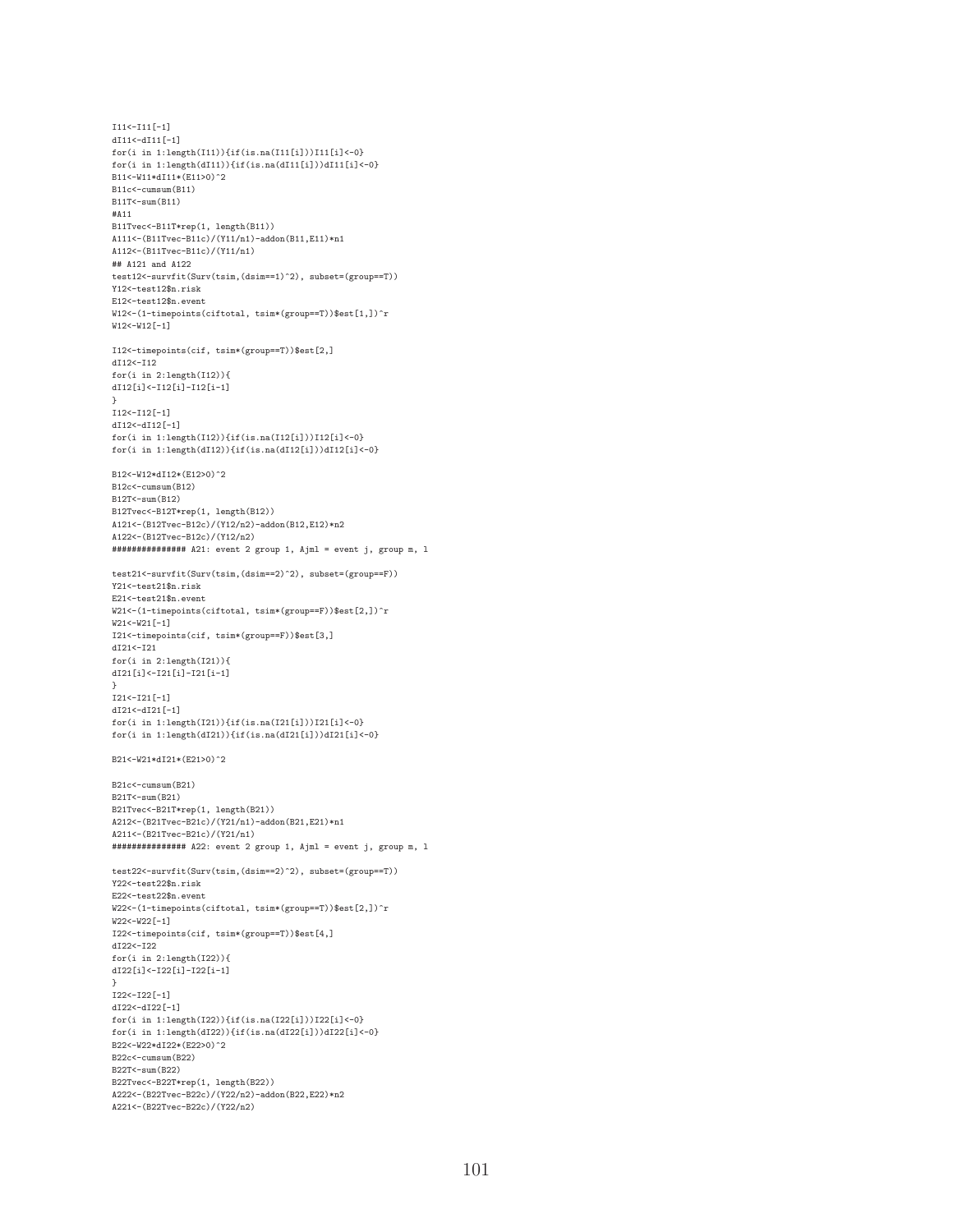```
I11<-I11[-1]
dI11<-dI11[-1]
for(i in 1:length(I11)){if(is.na(I11[i]))I11[i]<-0}
for(i in 1:length(dI11)){if(is.na(dI11[i]))dI11[i]<-0}
B11<-W11*dI11*(E11>0)^2
B11c<-cumsum(B11)
B11T<-sum(B11)
#A11
B11Tvec<-B11T*rep(1, length(B11))
A111<-(B11Tvec-B11c)/(Y11/n1)-addon(B11,E11)*n1
A112<-(B11Tvec-B11c)/(Y11/n1)
## A121 and A122
test12<-survfit(Surv(tsim,(dsim==1)^2), subset=(group==T))
Y12<-test12$n.risk
E12<-test12$n.event
W12<-(1-timepoints(ciftotal, tsim*(group==T))$est[1,])^r
W12<-W12[-1]

I12<-timepoints(cif, tsim*(group==T))$est[2,]
dI12<-I12
for(i in 2:length(I12)){
dI12[i]<-I12[i]-I12[i-1]
}
I12<-I12[-1]
dI12<-dI12[-1]
for(i in 1:length(I12)){if(is.na(I12[i]))I12[i]<-0}
for(i in 1:length(dI12)){if(is.na(dI12[i]))dI12[i]<-0}

B12<-W12*dI12*(E12>0)^2
B12c<-cumsum(B12)
B12T<-sum(B12)
B12Tvec<-B12T*rep(1, length(B12))
A121<-(B12Tvec-B12c)/(Y12/n2)-addon(B12,E12)*n2
A122<-(B12Tvec-B12c)/(Y12/n2)
############### A21: event 2 group 1, Ajml = event j, group m, l

test21<-survfit(Surv(tsim,(dsim==2)^2), subset=(group==F))
Y21<-test21$n.risk
E21<-test21$n.event
W21<-(1-timepoints(ciftotal, tsim*(group==F))$est[2,])^r
W21<-W21[-1]
I21<-timepoints(cif, tsim*(group==F))$est[3,]
dI21<-I21
for(i in 2:length(I21)){
dI21[i]<-I21[i]-I21[i-1]
}
I21<-I21[-1]
dI21<-dI21[-1]
for(i in 1:length(I21)){if(is.na(I21[i]))I21[i]<-0}
for(i in 1:length(dI21)){if(is.na(dI21[i]))dI21[i]<-0}

B21<-W21*dI21*(E21>0)^2

B21c<-cumsum(B21)
B21T<-sum(B21)
B21Tvec<-B21T*rep(1, length(B21))
A212<-(B21Tvec-B21c)/(Y21/n1)-addon(B21,E21)*n1
A211<-(B21Tvec-B21c)/(Y21/n1)
############### A22: event 2 group 1, Ajml = event j, group m, l

test22<-survfit(Surv(tsim,(dsim==2)^2), subset=(group==T))
Y22<-test22$n.risk
E22<-test22$n.event
W22<-(1-timepoints(ciftotal, tsim*(group==T))$est[2,])^r
W22<-W22[-1]
I22<-timepoints(cif, tsim*(group==T))$est[4,]
dI22<-I22
for(i in 2:length(I22)){
dI22[i]<-I22[i]-I22[i-1]
}
I22<-I22[-1]
dI22<-dI22[-1]
for(i in 1:length(I22)){if(is.na(I22[i]))I22[i]<-0}
for(i in 1:length(dI22)){if(is.na(dI22[i]))dI22[i]<-0}
B22<-W22*dI22*(E22>0)^2
B22c<-cumsum(B22)
B22T<-sum(B22)
B22Tvec<-B22T*rep(1, length(B22))
A222<-(B22Tvec-B22c)/(Y22/n2)-addon(B22,E22)*n2
A221<-(B22Tvec-B22c)/(Y22/n2)
```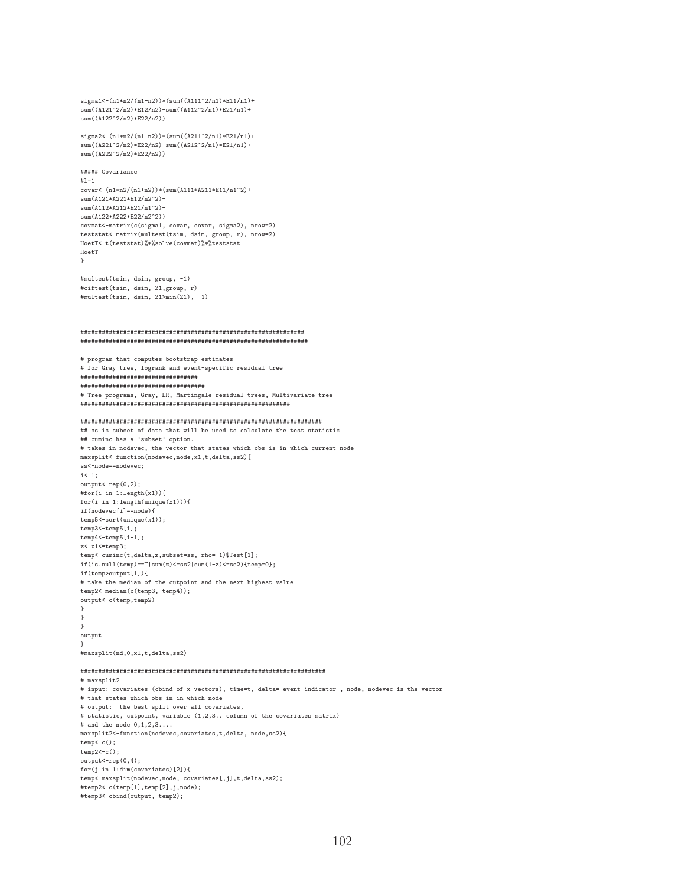```
sigma1<-(n1*n2/(n1+n2))*(sum((A111^2/n1)*E11/n1)+
sum((A121^2/n2)*E12/n2)+sum((A112^2/n1)*E21/n1)+
sum((A122^2/n2)*E22/n2))

sigma2<-(n1*n2/(n1+n2))*(sum((A211^2/n1)*E21/n1)+
sum((A221^2/n2)*E22/n2)+sum((A212^2/n1)*E21/n1)+
sum((A222^2/n2)*E22/n2))

##### Covariance
#l=1
covar<-(n1*n2/(n1+n2))*(sum(A111*A211*E11/n1^2)+
sum(A121*A221*E12/n2^2)+
sum(A112*A212*E21/n1^2)+
sum(A122*A222*E22/n2^2))
covmat<-matrix(c(sigma1, covar, covar, sigma2), nrow=2)
teststat<-matrix(multest(tsim, dsim, group, r), nrow=2)
HoetT<-t(teststat)%*%solve(covmat)%*%teststat
HoetT
}

#multest(tsim, dsim, group, -1)
#ciftest(tsim, dsim, Z1,group, r)
#multest(tsim, dsim, Z1>min(Z1), -1)



################################################################
#################################################################

# program that computes bootstrap estimates
# for Gray tree, logrank and event-specific residual tree
#################################
##################################
# Tree programs, Gray, LR, Martingale residual trees, Multivariate tree
##########################################################

###################################################################
## ss is subset of data that will be used to calculate the test statistic
## cuminc has a 'subset' option.
# takes in nodevec, the vector that states which obs is in which current node
maxsplit<-function(nodevec,node,x1,t,delta,ss2){
ss<-node==nodevec;
i<-1;
output<-rep(0,2);
#for(i in 1:length(x1)){
for(i in 1:length(unique(x1))){
if(nodevec[i]==node){
temp5<-sort(unique(x1));
temp3<-temp5[i];
temp4<-temp5[i+1];
z<-x1<=temp3;
temp<-cuminc(t,delta,z,subset=ss, rho=-1)$Test[1];
if(is.null(temp)==T|sum(z)<=ss2|sum(1-z)<=ss2){temp=0};
if(temp>output[1]){
# take the median of the cutpoint and the next highest value
temp2<-median(c(temp3, temp4));
output<-c(temp,temp2)
}
}
}
output
}
#maxsplit(nd,0,x1,t,delta,ss2)

####################################################################
# maxsplit2
# input: covariates (cbind of x vectors), time=t, delta= event indicator , node, nodevec is the vector
# that states which obs in in which node
# output:  the best split over all covariates,
# statistic, cutpoint, variable (1,2,3.. column of the covariates matrix)
# and the node 0,1,2,3....
maxsplit2<-function(nodevec,covariates,t,delta, node,ss2){
temp<-c();
temp2<-c();
output<-rep(0,4);
for(j in 1:dim(covariates)[2]){
temp<-maxsplit(nodevec,node, covariates[,j],t,delta,ss2);
#temp2<-c(temp[1],temp[2],j,node);
#temp3<-cbind(output, temp2);
```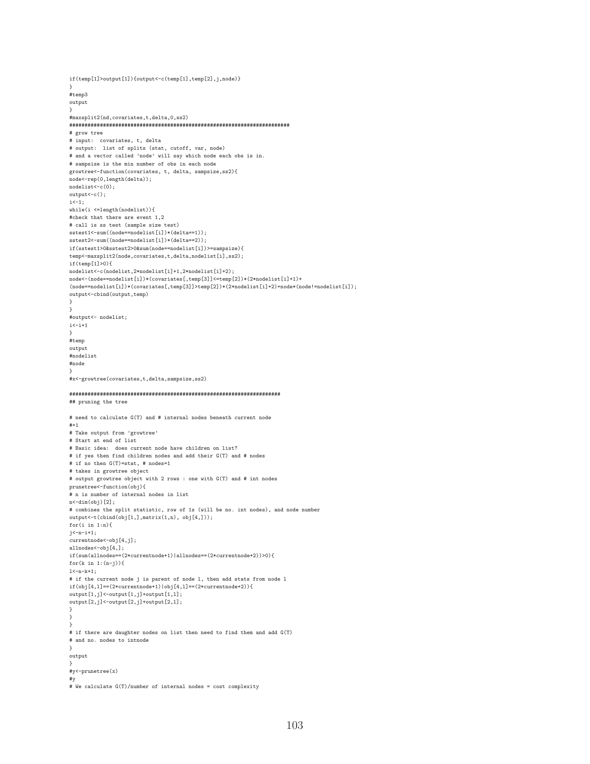```
if(temp[1]>output[1]){output<-c(temp[1],temp[2],j,node)}
}
#temp3
output
}
#maxsplit2(nd,covariates,t,delta,0,ss2)
#######################################################################
# grow tree
# input:  covariates, t, delta
# output:  list of splits (stat, cutoff, var, node)
# and a vector called 'node' will say which node each obs is in.
# sampsize is the min number of obs in each node
growtree<-function(covariates, t, delta, sampsize,ss2){
node<-rep(0,length(delta));
nodelist<-c(0);
output<-c();
i<-1;
while(i <=length(nodelist)){
#check that there are event 1,2
# call is ss test (sample size test)
sstest1<-sum((node==nodelist[i])*(delta==1));
sstest2<-sum((node==nodelist[i])*(delta==2));
if(sstest1>0&sstest2>0&sum(node==nodelist[i])>=sampsize){
temp<-maxsplit2(node,covariates,t,delta,nodelist[i],ss2);
if(temp[1]>0){
nodelist<-c(nodelist,2*nodelist[i]+1,2*nodelist[i]+2);
node<-(node==nodelist[i])*(covariates[,temp[3]]<=temp[2])*(2*nodelist[i]+1)+
(node==nodelist[i])*(covariates[,temp[3]]>temp[2])*(2*nodelist[i]+2)+node*(node!=nodelist[i]);
output<-cbind(output,temp)
}
}
#output<- nodelist;
i<-i+1
}
#temp
output
#nodelist
#node
}
#x<-growtree(covariates,t,delta,sampsize,ss2)

####################################################################
## pruning the tree

# need to calculate G(T) and # internal nodes beneath current node
#+1
# Take output from 'growtree'
# Start at end of list
# Basic idea:  does current node have children on list?
# if yes then find children nodes and add their G(T) and # nodes
# if no then G(T)=stat, # nodes=1
# takes in growtree object
# output growtree object with 2 rows : one with G(T) and # int nodes
prunetree<-function(obj){
# n is number of internal nodes in list
n<-dim(obj)[2];
# combines the split statistic, row of 1s (will be no. int nodes), and node number
output<-t(cbind(obj[1,],matrix(1,n), obj[4,]));
for(i in 1:n){
j<-n-i+1;
currentnode<-obj[4,j];
allnodes<-obj[4,];
if(sum(allnodes==(2*currentnode+1)|allnodes==(2*currentnode+2))>0){
for(k in 1:(n-j)){
l<-n-k+1;
# if the current node j is parent of node l, then add stats from node l
if(obj[4,l]==(2*currentnode+1)|obj[4,l]==(2*currentnode+2)){
output[1,j]<-output[1,j]+output[1,l];
output[2,j]<-output[2,j]+output[2,l];
}
}
}
# if there are daughter nodes on list then need to find them and add G(T)
# and no. nodes to intnode
}
output
}
#y<-prunetree(x)
#y
# We calculate G(T)/number of internal nodes = cost complexity
```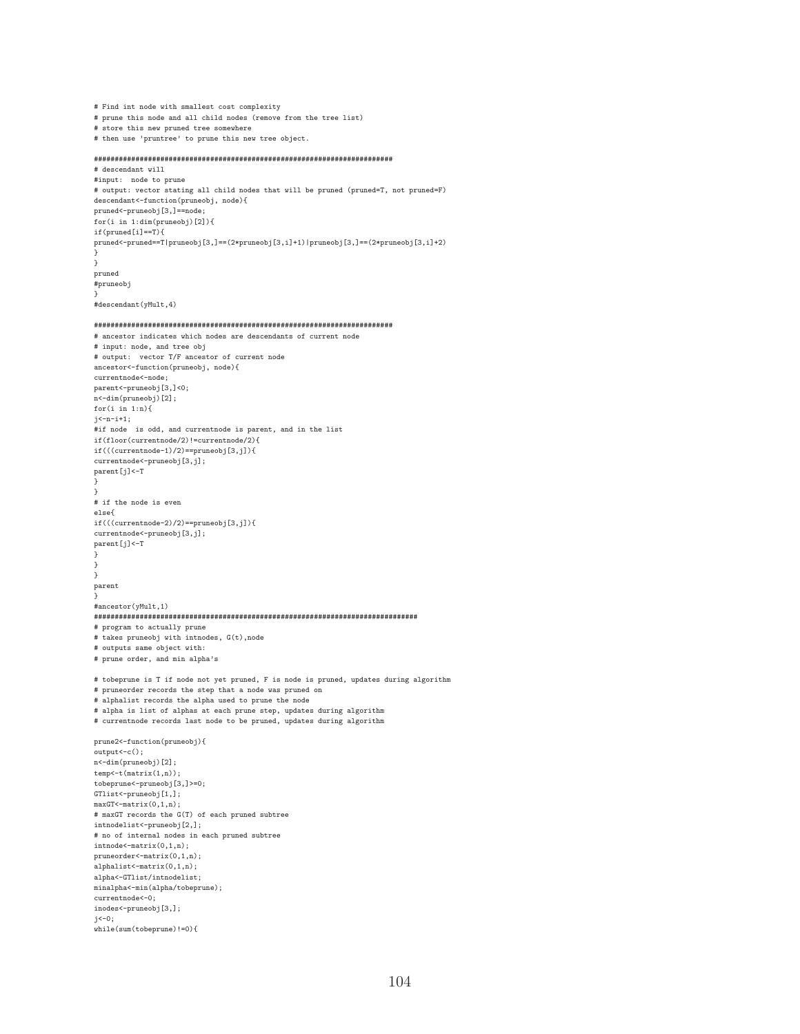```
# Find int node with smallest cost complexity
# prune this node and all child nodes (remove from the tree list)
# store this new pruned tree somewhere
# then use 'pruntree' to prune this new tree object.

########################################################################
# descendant will
#input:  node to prune
# output: vector stating all child nodes that will be pruned (pruned=T, not pruned=F)
descendant<-function(pruneobj, node){
pruned<-pruneobj[3,]==node;
for(i in 1:dim(pruneobj)[2]){
if(pruned[i]==T){
pruned<-pruned==T|pruneobj[3,]==(2*pruneobj[3,i]+1)|pruneobj[3,]==(2*pruneobj[3,i]+2)
}
}
pruned
#pruneobj
}
#descendant(yMult,4)

########################################################################
# ancestor indicates which nodes are descendants of current node
# input: node, and tree obj
# output:  vector T/F ancestor of current node
ancestor<-function(pruneobj, node){
currentnode<-node;
parent<-pruneobj[3,]<0;
n<-dim(pruneobj)[2];
for(i in 1:n){
j<-n-i+1;
#if node  is odd, and currentnode is parent, and in the list
if(floor(currentnode/2)!=currentnode/2){
if(((currentnode-1)/2)==pruneobj[3,j]){
currentnode<-pruneobj[3,j];
parent[j]<-T
}
}
# if the node is even
else{
if(((currentnode-2)/2)==pruneobj[3,j]){
currentnode<-pruneobj[3,j];
parent[j]<-T
}
}
}
parent
}
#ancestor(yMult,1)
##############################################################################
# program to actually prune
# takes pruneobj with intnodes, G(t),node
# outputs same object with:
# prune order, and min alpha's

# tobeprune is T if node not yet pruned, F is node is pruned, updates during algorithm
# pruneorder records the step that a node was pruned on
# alphalist records the alpha used to prune the node
# alpha is list of alphas at each prune step, updates during algorithm
# currentnode records last node to be pruned, updates during algorithm

prune2<-function(pruneobj){
output<-c();
n<-dim(pruneobj)[2];
temp<-t(matrix(1,n));
tobeprune<-pruneobj[3,]>=0;
GTlist<-pruneobj[1,];
maxGT<-matrix(0,1,n);
# maxGT records the G(T) of each pruned subtree
intnodelist<-pruneobj[2,];
# no of internal nodes in each pruned subtree
intnode<-matrix(0,1,n);
pruneorder<-matrix(0,1,n);
alphalist<-matrix(0,1,n);
alpha<-GTlist/intnodelist;
minalpha<-min(alpha/tobeprune);
currentnode<-0;
inodes<-pruneobj[3,];
j<-0;
while(sum(tobeprune)!=0){
```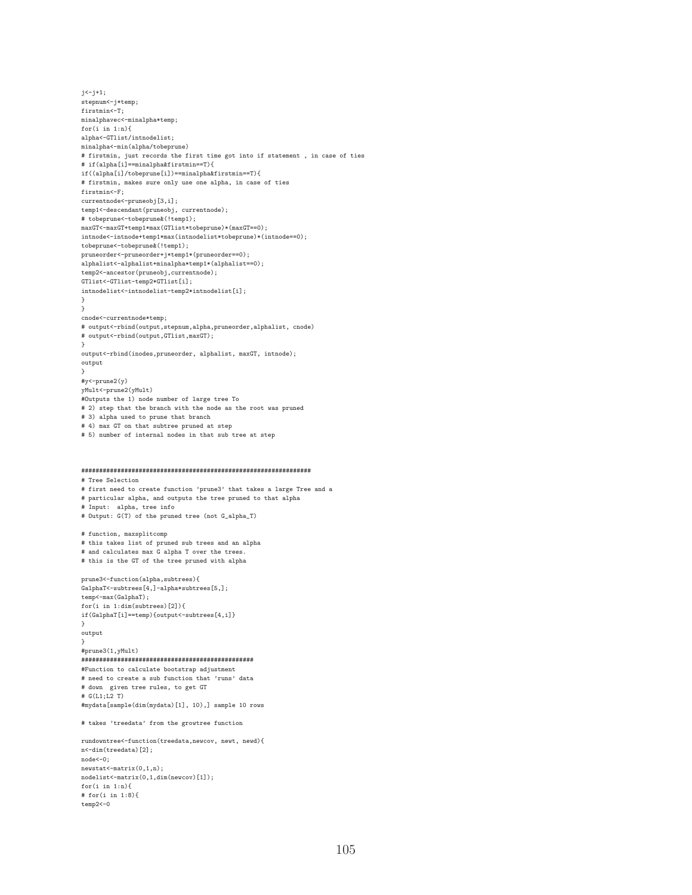```
j<-j+1;
stepnum<-j*temp;
firstmin<-T;
minalphavec<-minalpha*temp;
for(i in 1:n){
alpha<-GTlist/intnodelist;
minalpha<-min(alpha/tobeprune)
# firstmin, just records the first time got into if statement , in case of ties
# if(alpha[i]==minalpha&firstmin==T){
if((alpha[i]/tobeprune[i])==minalpha&firstmin==T){
# firstmin, makes sure only use one alpha, in case of ties
firstmin<-F;
currentnode<-pruneobj[3,i];
temp1<-descendant(pruneobj, currentnode);
# tobeprune<-tobeprune&(!temp1);
maxGT<-maxGT+temp1*max(GTlist*tobeprune)*(maxGT==0);
intnode<-intnode+temp1*max(intnodelist*tobeprune)*(intnode==0);
tobeprune<-tobeprune&(!temp1);
pruneorder<-pruneorder+j*temp1*(pruneorder==0);
alphalist<-alphalist+minalpha*temp1*(alphalist==0);
temp2<-ancestor(pruneobj,currentnode);
GTlist<-GTlist-temp2*GTlist[i];
intnodelist<-intnodelist-temp2*intnodelist[i];
}
}
cnode<-currentnode*temp;
# output<-rbind(output,stepnum,alpha,pruneorder,alphalist, cnode)
# output<-rbind(output,GTlist,maxGT);
}
output<-rbind(inodes,pruneorder, alphalist, maxGT, intnode);
output
}
#y<-prune2(y)
yMult<-prune2(yMult)
#Outputs the 1) node number of large tree To
# 2) step that the branch with the node as the root was pruned
# 3) alpha used to prune that branch
# 4) max GT on that subtree pruned at step
# 5) number of internal nodes in that sub tree at step



#################################################################
# Tree Selection
# first need to create function 'prune3' that takes a large Tree and a
# particular alpha, and outputs the tree pruned to that alpha
# Input:  alpha, tree info
# Output: G(T) of the pruned tree (not G_alpha_T)

# function, maxsplitcomp
# this takes list of pruned sub trees and an alpha
# and calculates max G alpha T over the trees.
# this is the GT of the tree pruned with alpha

prune3<-function(alpha,subtrees){
GalphaT<-subtrees[4,]-alpha*subtrees[5,];
temp<-max(GalphaT);
for(i in 1:dim(subtrees)[2]){
if(GalphaT[i]==temp){output<-subtrees[4,i]}
}
output
}
#prune3(1,yMult)
################################################
#Function to calculate bootstrap adjustment
# need to create a sub function that 'runs' data
# down  given tree rules, to get GT
# G(L1;L2 T)
#mydata[sample(dim(mydata)[1], 10),] sample 10 rows

# takes 'treedata' from the growtree function

rundowntree<-function(treedata,newcov, newt, newd){
n<-dim(treedata)[2];
node<-0;
newstat<-matrix(0,1,n);
nodelist<-matrix(0,1,dim(newcov)[1]);
for(i in 1:n){
# for(i in 1:8){
temp2<-0
```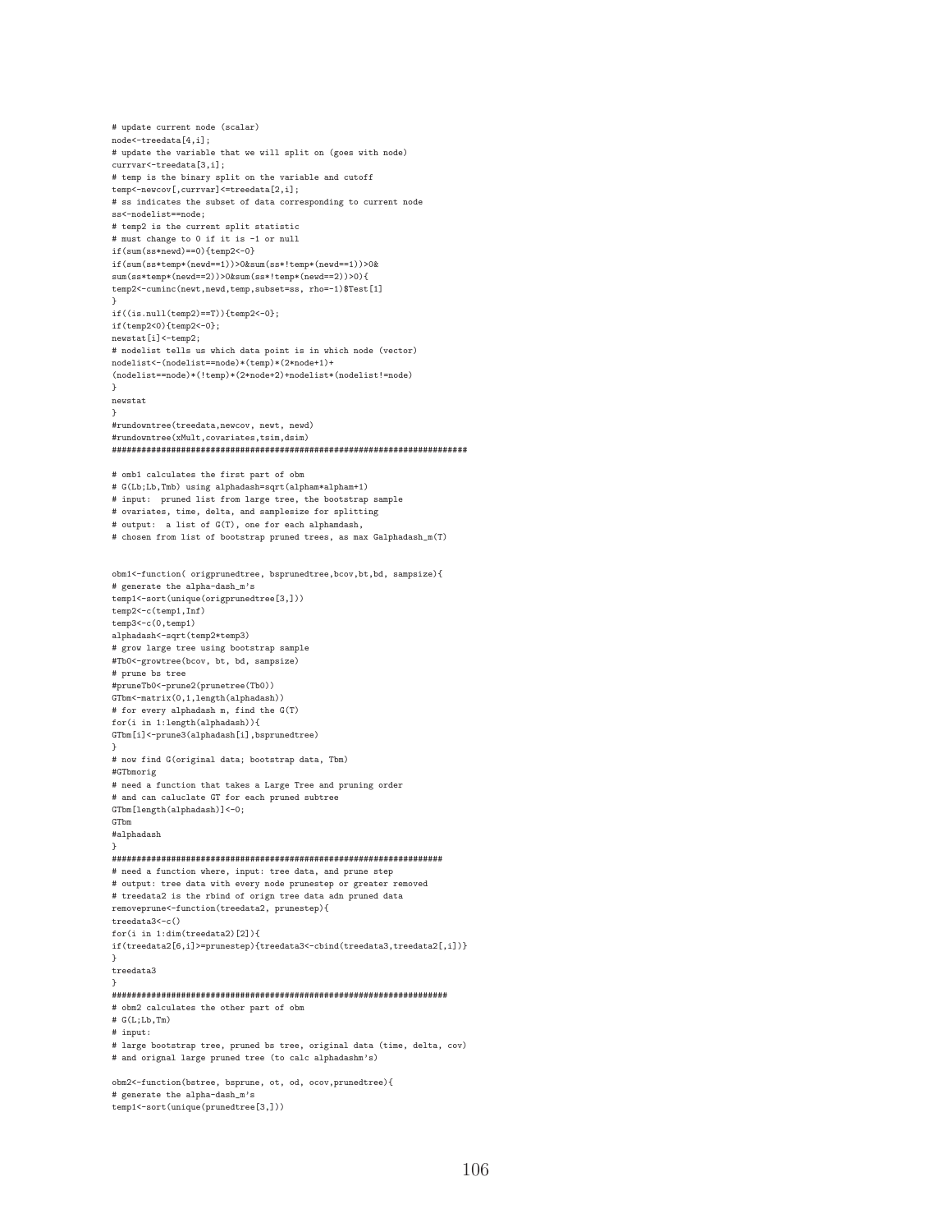```
# update current node (scalar)
node<-treedata[4,i];
# update the variable that we will split on (goes with node)
currvar<-treedata[3,i];
# temp is the binary split on the variable and cutoff
temp<-newcov[,currvar]<=treedata[2,i];
# ss indicates the subset of data corresponding to current node
ss<-nodelist==node;
# temp2 is the current split statistic
# must change to 0 if it is -1 or null
if(sum(ss*newd)==0){temp2<-0}
if(sum(ss*temp*(newd==1))>0&sum(ss*!temp*(newd==1))>0&
sum(ss*temp*(newd==2))>0&sum(ss*!temp*(newd==2))>0){
temp2<-cuminc(newt,newd,temp,subset=ss, rho=-1)$Test[1]
}
if((is.null(temp2)==T)){temp2<-0};
if(temp2<0){temp2<-0};
newstat[i]<-temp2;
# nodelist tells us which data point is in which node (vector)
nodelist<-(nodelist==node)*(temp)*(2*node+1)+
(nodelist==node)*(!temp)*(2*node+2)+nodelist*(nodelist!=node)
}
newstat
}
#rundowntree(treedata,newcov, newt, newd)
#rundowntree(xMult,covariates,tsim,dsim)
########################################################################

# omb1 calculates the first part of obm
# G(Lb;Lb,Tmb) using alphadash=sqrt(alpham*alpham+1)
# input:  pruned list from large tree, the bootstrap sample
# ovariates, time, delta, and samplesize for splitting
# output:  a list of G(T), one for each alphamdash,
# chosen from list of bootstrap pruned trees, as max Galphadash_m(T)


obm1<-function( origprunedtree, bsprunedtree,bcov,bt,bd, sampsize){
# generate the alpha-dash_m's
temp1<-sort(unique(origprunedtree[3,]))
temp2<-c(temp1,Inf)
temp3<-c(0,temp1)
alphadash<-sqrt(temp2*temp3)
# grow large tree using bootstrap sample
#Tb0<-growtree(bcov, bt, bd, sampsize)
# prune bs tree
#pruneTb0<-prune2(prunetree(Tb0))
GTbm<-matrix(0,1,length(alphadash))
# for every alphadash m, find the G(T)
for(i in 1:length(alphadash)){
GTbm[i]<-prune3(alphadash[i],bsprunedtree)
}
# now find G(original data; bootstrap data, Tbm)
#GTbmorig
# need a function that takes a Large Tree and pruning order
# and can caluclate GT for each pruned subtree
GTbm[length(alphadash)]<-0;
GTbm
#alphadash
}
####################################################################
# need a function where, input: tree data, and prune step
# output: tree data with every node prunestep or greater removed
# treedata2 is the rbind of orign tree data adn pruned data
removeprune<-function(treedata2, prunestep){
treedata3<-c()
for(i in 1:dim(treedata2)[2]){
if(treedata2[6,i]>=prunestep){treedata3<-cbind(treedata3,treedata2[,i])}
}
treedata3
}
####################################################################
# obm2 calculates the other part of obm
# G(L;Lb,Tm)
# input:
# large bootstrap tree, pruned bs tree, original data (time, delta, cov)
# and orignal large pruned tree (to calc alphadashm's)

obm2<-function(bstree, bsprune, ot, od, ocov,prunedtree){
# generate the alpha-dash_m's
temp1<-sort(unique(prunedtree[3,]))
```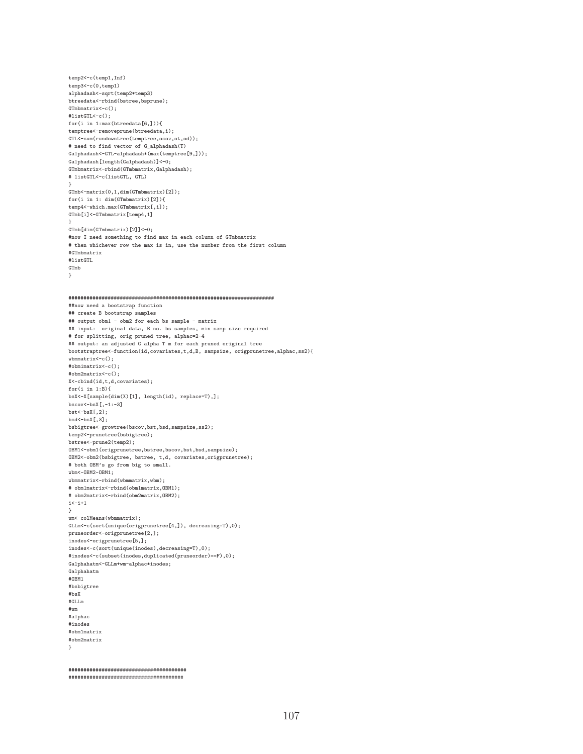```
temp2<-c(temp1,Inf)
temp3<-c(0,temp1)
alphadash<-sqrt(temp2*temp3)
btreedata<-rbind(bstree,bsprune);
GTmbmatrix<-c();
#listGTL<-c();
for(i in 1:max(btreedata[6,])){
temptree<-removeprune(btreedata,i);
GTL<-sum(rundowntree(temptree,ocov,ot,od));
# need to find vector of G_alphadash(T)
Galphadash<-GTL-alphadash*(max(temptree[9,]));
Galphadash[length(Galphadash)]<-0;
GTmbmatrix<-rbind(GTmbmatrix,Galphadash);
# listGTL<-c(listGTL, GTL)
}
GTmb<-matrix(0,1,dim(GTmbmatrix)[2]);
for(i in 1: dim(GTmbmatrix)[2]){
temp4<-which.max(GTmbmatrix[,i]);
GTmb[i]<-GTmbmatrix[temp4,1]
}
GTmb[dim(GTmbmatrix)[2]]<-0;
#now I need something to find max in each column of GTmbmatrix
# then whichever row the max is in, use the number from the first column
#GTmbmatrix
#listGTL
GTmb
}


######################################################################
##now need a bootstrap function
## create B bootstrap samples
## output obm1 - obm2 for each bs sample - matrix
## input:  original data, B no. bs samples, min samp size required
# for splitting, orig pruned tree, alphac=2-4
## output: an adjusted G alpha T m for each pruned original tree
bootstraptree<-function(id,covariates,t,d,B, sampsize, origprunetree,alphac,ss2){
wbmmatrix<-c();
#obm1matrix<-c();
#obm2matrix<-c();
X<-cbind(id,t,d,covariates);
for(i in 1:B){
bsX<-X[sample(dim(X)[1], length(id), replace=T),];
bscov<-bsX[,-1:-3]
bst<-bsX[,2];
bsd<-bsX[,3];
bsbigtree<-growtree(bscov,bst,bsd,sampsize,ss2);
temp2<-prunetree(bsbigtree);
bstree<-prune2(temp2);
OBM1<-obm1(origprunetree,bstree,bscov,bst,bsd,sampsize);
OBM2<-obm2(bsbigtree, bstree, t,d, covariates,origprunetree);
# both OBM's go from big to small.
wbm<-OBM2-OBM1;
wbmmatrix<-rbind(wbmmatrix,wbm);
# obm1matrix<-rbind(obm1matrix,OBM1);
# obm2matrix<-rbind(obm2matrix,OBM2);
i<-i+1
}
wm<-colMeans(wbmmatrix);
GLLm<-c(sort(unique(origprunetree[4,]), decreasing=T),0);
pruneorder<-origprunetree[2,];
inodes<-origprunetree[5,];
inodes<-c(sort(unique(inodes),decreasing=T),0);
#inodes<-c(subset(inodes,duplicated(pruneorder)==F),0);
Galphahatm<-GLLm+wm-alphac*inodes;
Galphahatm
#OBM1
#bsbigtree
#bsX
#GLLm
#wm
#alphac
#inodes
#obm1matrix
#obm2matrix
}


########################################
#######################################
```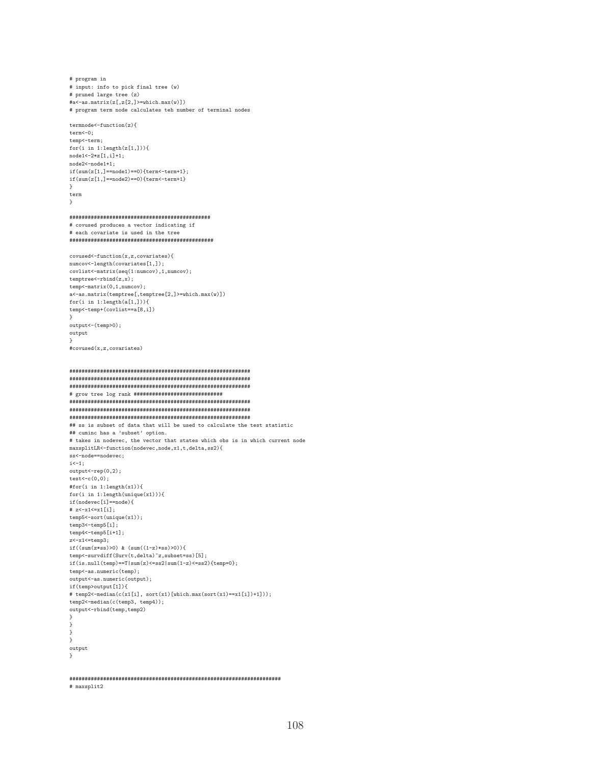```
# program in
# input: info to pick final tree (w)
# pruned large tree (z)
#a<-as.matrix(z[,z[2,]>=which.max(w)])
# program term node calculates teh number of terminal nodes

termnode<-function(z){
term<-0;
temp<-term;
for(i in 1:length(z[1,])){
node1<-2*z[1,i]+1;
node2<-node1+1;
if(sum(z[1,]==node1)==0){term<-term+1};
if(sum(z[1,]==node2)==0){term<-term+1}
}
term
}

###############################################
# covused produces a vector indicating if
# each covariate is used in the tree
###############################################

covused<-function(x,z,covariates){
numcov<-length(covariates[1,]);
covlist<-matrix(seq(1:numcov),1,numcov);
temptree<-rbind(z,x);
temp<-matrix(0,1,numcov);
a<-as.matrix(temptree[,temptree[2,]>=which.max(w)])
for(i in 1:length(a[1,])){
temp<-temp+(covlist==a[8,i])
}
output<-(temp>0);
output
}
#covused(x,z,covariates)


###########################################################
###########################################################
###########################################################
# grow tree log rank ############################
###########################################################
###########################################################
###########################################################
## ss is subset of data that will be used to calculate the test statistic
## cuminc has a 'subset' option.
# takes in nodevec, the vector that states which obs is in which current node
maxsplitLR<-function(nodevec,node,x1,t,delta,ss2){
ss<-node==nodevec;
i<-1;
output<-rep(0,2);
test<-c(0,0);
#for(i in 1:length(x1)){
for(i in 1:length(unique(x1))){
if(nodevec[i]==node){
# z<-x1<=x1[i];
temp5<-sort(unique(x1));
temp3<-temp5[i];
temp4<-temp5[i+1];
z<-x1<=temp3;
if((sum(z*ss)>0) & (sum((1-z)*ss)>0)){
temp<-survdiff(Surv(t,delta)~z,subset=ss)[5];
if(is.null(temp)==T|sum(z)<=ss2|sum(1-z)<=ss2){temp=0};
temp<-as.numeric(temp);
output<-as.numeric(output);
if(temp>output[1]){
# temp2<-median(c(x1[i], sort(x1)[which.max(sort(x1)==x1[i])+1]));
temp2<-median(c(temp3, temp4));
output<-rbind(temp,temp2)
}
}
}
}
output
}


#####################################################################
# maxsplit2
```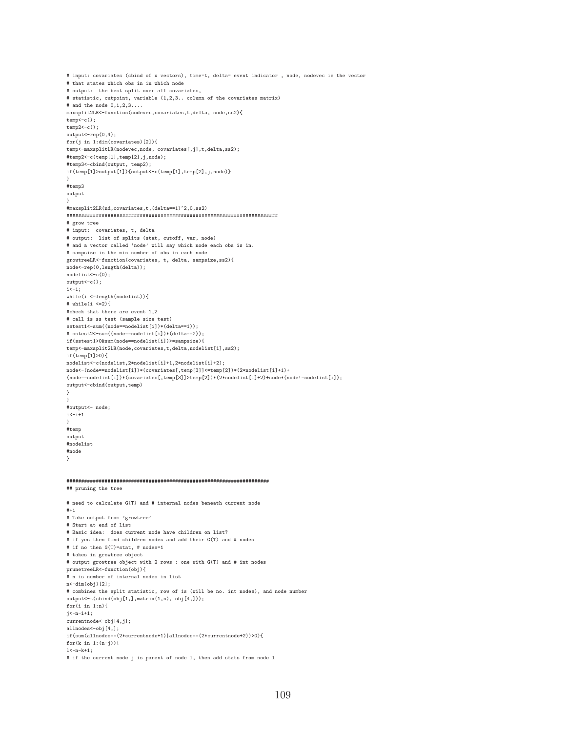```
# input: covariates (cbind of x vectors), time=t, delta= event indicator , node, nodevec is the vector
# that states which obs in in which node
# output:  the best split over all covariates,
# statistic, cutpoint, variable (1,2,3.. column of the covariates matrix)
# and the node 0,1,2,3....
maxsplit2LR<-function(nodevec,covariates,t,delta, node,ss2){
temp<-c();
temp2<-c();
output<-rep(0,4);
for(j in 1:dim(covariates)[2]){
temp<-maxsplitLR(nodevec,node, covariates[,j],t,delta,ss2);
#temp2<-c(temp[1],temp[2],j,node);
#temp3<-cbind(output, temp2);
if(temp[1]>output[1]){output<-c(temp[1],temp[2],j,node)}
}
#temp3
output
}
#maxsplit2LR(nd,covariates,t,(delta==1)^2,0,ss2)
#######################################################################
# grow tree
# input:  covariates, t, delta
# output:  list of splits (stat, cutoff, var, node)
# and a vector called 'node' will say which node each obs is in.
# sampsize is the min number of obs in each node
growtreeLR<-function(covariates, t, delta, sampsize,ss2){
node<-rep(0,length(delta));
nodelist<-c(0);
output<-c();
i<-1;
while(i <=length(nodelist)){
# while(i <=2){
#check that there are event 1,2
# call is ss test (sample size test)
sstest1<-sum((node==nodelist[i])*(delta==1));
# sstest2<-sum((node==nodelist[i])*(delta==2));
if(sstest1>0&sum(node==nodelist[i])>=sampsize){
temp<-maxsplit2LR(node,covariates,t,delta,nodelist[i],ss2);
if(temp[1]>0){
nodelist<-c(nodelist,2*nodelist[i]+1,2*nodelist[i]+2);
node<-(node==nodelist[i])*(covariates[,temp[3]]<=temp[2])*(2*nodelist[i]+1)+
(node==nodelist[i])*(covariates[,temp[3]]>temp[2])*(2*nodelist[i]+2)+node*(node!=nodelist[i]);
output<-cbind(output,temp)
}
}
#output<- node;
i<-i+1
}
#temp
output
#nodelist
#node
}


#####################################################################
## pruning the tree

# need to calculate G(T) and # internal nodes beneath current node
#+1
# Take output from 'growtree'
# Start at end of list
# Basic idea:  does current node have children on list?
# if yes then find children nodes and add their G(T) and # nodes
# if no then G(T)=stat, # nodes=1
# takes in growtree object
# output growtree object with 2 rows : one with G(T) and # int nodes
prunetreeLR<-function(obj){
# n is number of internal nodes in list
n<-dim(obj)[2];
# combines the split statistic, row of 1s (will be no. int nodes), and node number
output<-t(cbind(obj[1,],matrix(1,n), obj[4,]));
for(i in 1:n){
j<-n-i+1;
currentnode<-obj[4,j];
allnodes<-obj[4,];
if(sum(allnodes==(2*currentnode+1)|allnodes==(2*currentnode+2))>0){
for(k in 1:(n-j)){
l<-n-k+1;
# if the current node j is parent of node l, then add stats from node l
```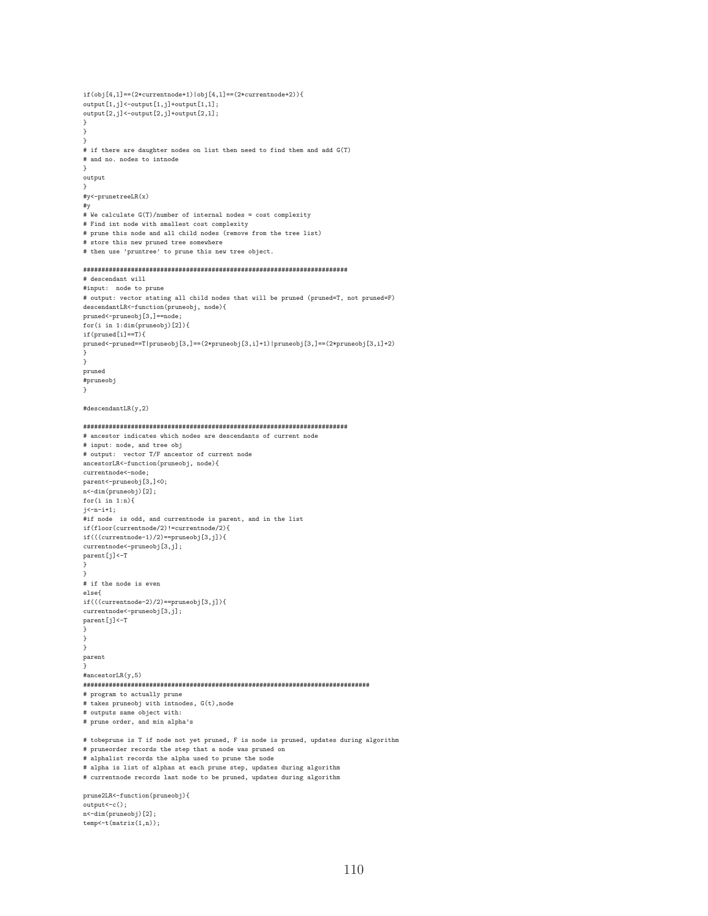```
if(obj[4,l]==(2*currentnode+1)|obj[4,l]==(2*currentnode+2)){
output[1,j]<-output[1,j]+output[1,l];
output[2,j]<-output[2,j]+output[2,l];
}
}
}
# if there are daughter nodes on list then need to find them and add G(T)
# and no. nodes to intnode
}
output
}
#y<-prunetreeLR(x)
#y
# We calculate G(T)/number of internal nodes = cost complexity
# Find int node with smallest cost complexity
# prune this node and all child nodes (remove from the tree list)
# store this new pruned tree somewhere
# then use 'puntree' to prune this new tree object.

########################################################################
# descendant will
#input:  node to prune
# output: vector stating all child nodes that will be pruned (pruned=T, not pruned=F)
descendantLR<-function(pruneobj, node){
pruned<-pruneobj[3,]==node;
for(i in 1:dim(pruneobj)[2]){
if(pruned[i]==T){
pruned<-pruned==T|pruneobj[3,]==(2*pruneobj[3,i]+1)|pruneobj[3,]==(2*pruneobj[3,i]+2)
}
}
pruned
#pruneobj
}

#descendantLR(y,2)

########################################################################
# ancestor indicates which nodes are descendants of current node
# input: node, and tree obj
# output:  vector T/F ancestor of current node
ancestorLR<-function(pruneobj, node){
currentnode<-node;
parent<-pruneobj[3,]<0;
n<-dim(pruneobj)[2];
for(i in 1:n){
j<-n-i+1;
#if node  is odd, and currentnode is parent, and in the list
if(floor(currentnode/2)!=currentnode/2){
if(((currentnode-1)/2)==pruneobj[3,j]){
currentnode<-pruneobj[3,j];
parent[j]<-T
}
}
# if the node is even
else{
if(((currentnode-2)/2)==pruneobj[3,j]){
currentnode<-pruneobj[3,j];
parent[j]<-T
}
}
}
parent
}
#ancestorLR(y,5)
##############################################################################
# program to actually prune
# takes pruneobj with intnodes, G(t),node
# outputs same object with:
# prune order, and min alpha's

# tobeprune is T if node not yet pruned, F is node is pruned, updates during algorithm
# pruneorder records the step that a node was pruned on
# alphalist records the alpha used to prune the node
# alpha is list of alphas at each prune step, updates during algorithm
# currentnode records last node to be pruned, updates during algorithm

prune2LR<-function(pruneobj){
output<-c();
n<-dim(pruneobj)[2];
temp<-t(matrix(1,n));
```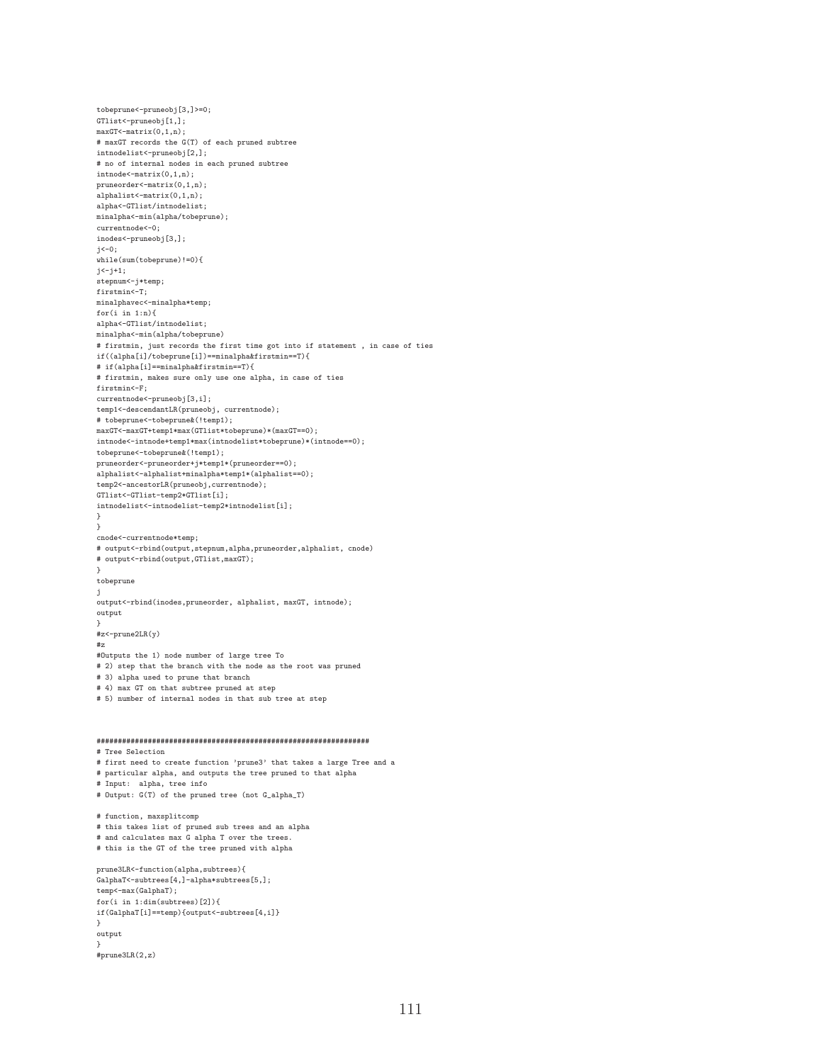```
tobeprune<-pruneobj[3,]>=0;
GTlist<-pruneobj[1,];
maxGT<-matrix(0,1,n);
# maxGT records the G(T) of each pruned subtree
intnodelist<-pruneobj[2,];
# no of internal nodes in each pruned subtree
intnode<-matrix(0,1,n);
pruneorder<-matrix(0,1,n);
alphalist<-matrix(0,1,n);
alpha<-GTlist/intnodelist;
minalpha<-min(alpha/tobeprune);
currentnode<-0;
inodes<-pruneobj[3,];
j<-0;
while(sum(tobeprune)!=0){
j<-j+1;
stepnum<-j*temp;
firstmin<-T;
minalphavec<-minalpha*temp;
for(i in 1:n){
alpha<-GTlist/intnodelist;
minalpha<-min(alpha/tobeprune)
# firstmin, just records the first time got into if statement , in case of ties
if((alpha[i]/tobeprune[i])==minalpha&firstmin==T){
# if(alpha[i]==minalpha&firstmin==T){
# firstmin, makes sure only use one alpha, in case of ties
firstmin<-F;
currentnode<-pruneobj[3,i];
temp1<-descendantLR(pruneobj, currentnode);
# tobeprune<-tobeprune&(!temp1);
maxGT<-maxGT+temp1*max(GTlist*tobeprune)*(maxGT==0);
intnode<-intnode+temp1*max(intnodelist*tobeprune)*(intnode==0);
tobeprune<-tobeprune&(!temp1);
pruneorder<-pruneorder+j*temp1*(pruneorder==0);
alphalist<-alphalist+minalpha*temp1*(alphalist==0);
temp2<-ancestorLR(pruneobj,currentnode);
GTlist<-GTlist-temp2*GTlist[i];
intnodelist<-intnodelist-temp2*intnodelist[i];
}
}
cnode<-currentnode*temp;
# output<-rbind(output,stepnum,alpha,pruneorder,alphalist, cnode)
# output<-rbind(output,GTlist,maxGT);
}
tobeprune
j
output<-rbind(inodes,pruneorder, alphalist, maxGT, intnode);
output
}
#z<-prune2LR(y)
#z
#Outputs the 1) node number of large tree To
# 2) step that the branch with the node as the root was pruned
# 3) alpha used to prune that branch
# 4) max GT on that subtree pruned at step
# 5) number of internal nodes in that sub tree at step



#################################################################
# Tree Selection
# first need to create function 'prune3' that takes a large Tree and a
# particular alpha, and outputs the tree pruned to that alpha
# Input:  alpha, tree info
# Output: G(T) of the pruned tree (not G_alpha_T)

# function, maxsplitcomp
# this takes list of pruned sub trees and an alpha
# and calculates max G alpha T over the trees.
# this is the GT of the tree pruned with alpha

prune3LR<-function(alpha,subtrees){
GalphaT<-subtrees[4,]-alpha*subtrees[5,];
temp<-max(GalphaT);
for(i in 1:dim(subtrees)[2]){
if(GalphaT[i]==temp){output<-subtrees[4,i]}
}
output
}
#prune3LR(2,z)
```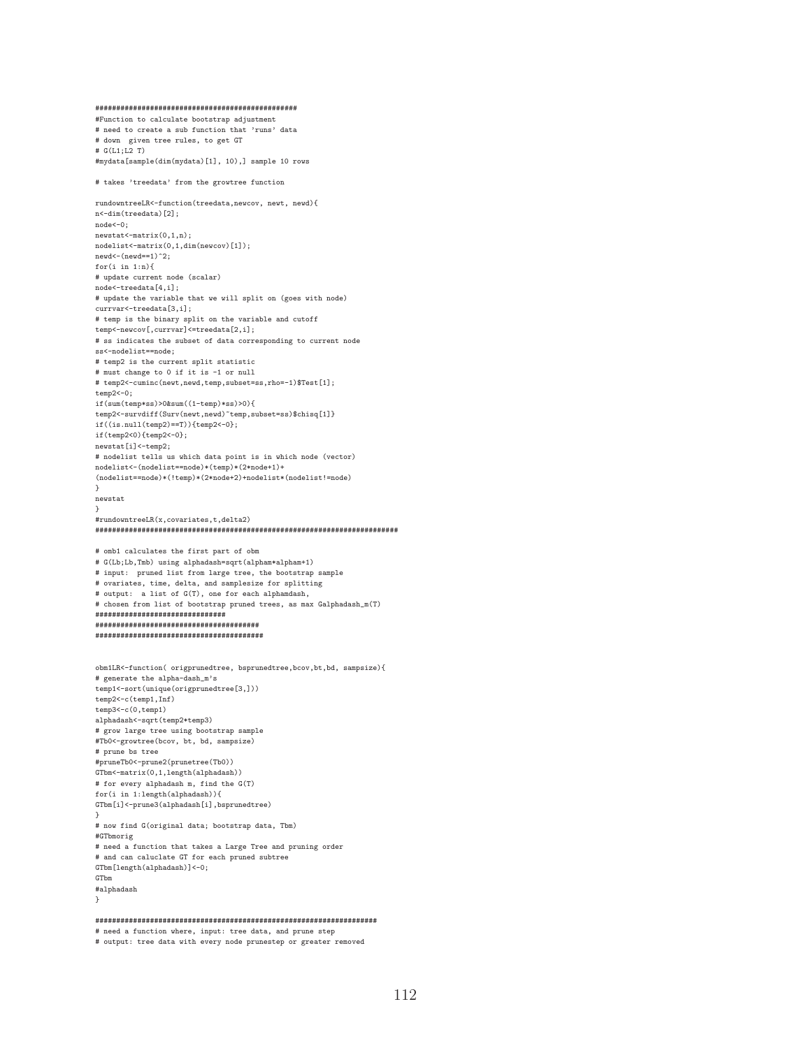```
#################################################
#Function to calculate bootstrap adjustment
# need to create a sub function that 'runs' data
# down  given tree rules, to get GT
# G(L1;L2 T)
#mydata[sample(dim(mydata)[1], 10),] sample 10 rows

# takes 'treedata' from the growtree function

rundowntreeLR<-function(treedata,newcov, newt, newd){
n<-dim(treedata)[2];
node<-0;
newstat<-matrix(0,1,n);
nodelist<-matrix(0,1,dim(newcov)[1]);
newd<-(newd==1)^2;
for(i in 1:n){
# update current node (scalar)
node<-treedata[4,i];
# update the variable that we will split on (goes with node)
currvar<-treedata[3,i];
# temp is the binary split on the variable and cutoff
temp<-newcov[,currvar]<=treedata[2,i];
# ss indicates the subset of data corresponding to current node
ss<-nodelist==node;
# temp2 is the current split statistic
# must change to 0 if it is -1 or null
# temp2<-cuminc(newt,newd,temp,subset=ss,rho=-1)$Test[1];
temp2<-0;
if(sum(temp*ss)>0&sum((1-temp)*ss)>0){
temp2<-survdiff(Surv(newt,newd)~temp,subset=ss)$chisq[1]}
if((is.null(temp2)==T)){temp2<-0};
if(temp2<0){temp2<-0};
newstat[i]<-temp2;
# nodelist tells us which data point is in which node (vector)
nodelist<-(nodelist==node)*(temp)*(2*node+1)+
(nodelist==node)*(!temp)*(2*node+2)+nodelist*(nodelist!=node)
}
newstat
}
#rundowntreeLR(x,covariates,t,delta2)
########################################################################

# omb1 calculates the first part of obm
# G(Lb;Lb,Tmb) using alphadash=sqrt(alpham*alpham+1)
# input:  pruned list from large tree, the bootstrap sample
# ovariates, time, delta, and samplesize for splitting
# output:  a list of G(T), one for each alphamdash,
# chosen from list of bootstrap pruned trees, as max Galphadash_m(T)
################################
#######################################
########################################


obm1LR<-function( origprunedtree, bsprunedtree,bcov,bt,bd, sampsize){
# generate the alpha-dash_m's
temp1<-sort(unique(origprunedtree[3,]))
temp2<-c(temp1,Inf)
temp3<-c(0,temp1)
alphadash<-sqrt(temp2*temp3)
# grow large tree using bootstrap sample
#Tb0<-growtree(bcov, bt, bd, sampsize)
# prune bs tree
#pruneTb0<-prune2(prunetree(Tb0))
GTbm<-matrix(0,1,length(alphadash))
# for every alphadash m, find the G(T)
for(i in 1:length(alphadash)){
GTbm[i]<-prune3(alphadash[i],bsprunedtree)
}
# now find G(original data; bootstrap data, Tbm)
#GTbmorig
# need a function that takes a Large Tree and pruning order
# and can caluclate GT for each pruned subtree
GTbm[length(alphadash)]<-0;
GTbm
#alphadash
}

##################################################################
# need a function where, input: tree data, and prune step
# output: tree data with every node prunestep or greater removed
```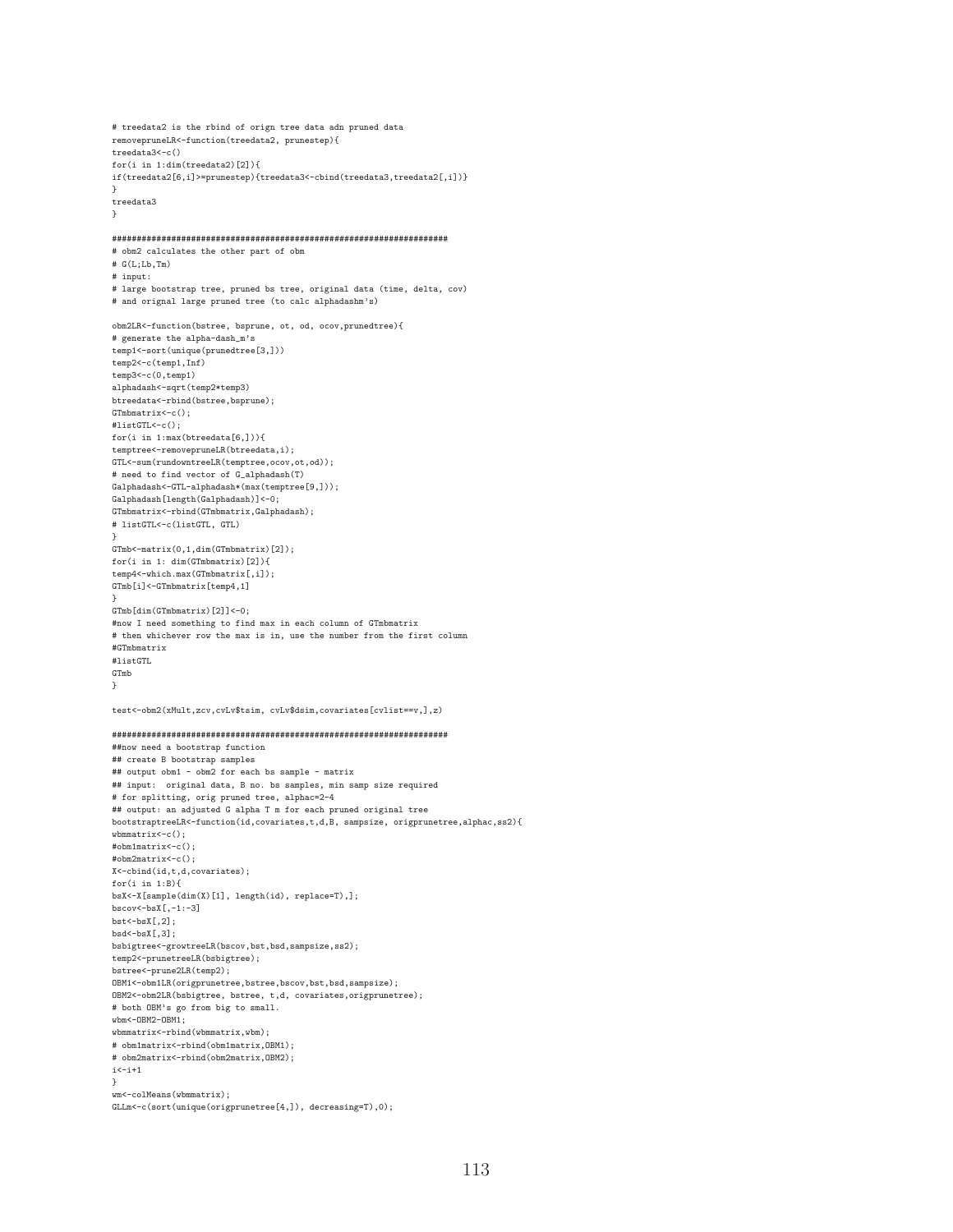```
# treedata2 is the rbind of orign tree data adn pruned data
removepruneLR<-function(treedata2, prunestep){
treedata3<-c()
for(i in 1:dim(treedata2)[2]){
if(treedata2[6,i]>=prunestep){treedata3<-cbind(treedata3,treedata2[,i])}
}
treedata3
}

####################################################################
# obm2 calculates the other part of obm
# G(L;Lb,Tm)
# input:
# large bootstrap tree, pruned bs tree, original data (time, delta, cov)
# and orignal large pruned tree (to calc alphadashm's)

obm2LR<-function(bstree, bsprune, ot, od, ocov,prunedtree){
# generate the alpha-dash_m's
temp1<-sort(unique(prunedtree[3,]))
temp2<-c(temp1,Inf)
temp3<-c(0,temp1)
alphadash<-sqrt(temp2*temp3)
btreedata<-rbind(bstree,bsprune);
GTmbmatrix<-c();
#listGTL<-c();
for(i in 1:max(btreedata[6,])){
temptree<-removepruneLR(btreedata,i);
GTL<-sum(rundowntreeLR(temptree,ocov,ot,od));
# need to find vector of G_alphadash(T)
Galphadash<-GTL-alphadash*(max(temptree[9,]));
Galphadash[length(Galphadash)]<-0;
GTmbmatrix<-rbind(GTmbmatrix,Galphadash);
# listGTL<-c(listGTL, GTL)
}
GTmb<-matrix(0,1,dim(GTmbmatrix)[2]);
for(i in 1: dim(GTmbmatrix)[2]){
temp4<-which.max(GTmbmatrix[,i]);
GTmb[i]<-GTmbmatrix[temp4,1]
}
GTmb[dim(GTmbmatrix)[2]]<-0;
#now I need something to find max in each column of GTmbmatrix
# then whichever row the max is in, use the number from the first column
#GTmbmatrix
#listGTL
GTmb
}

test<-obm2(xMult,zcv,cvLv$tsim, cvLv$dsim,covariates[cvlist==v,],z)

####################################################################
##now need a bootstrap function
## create B bootstrap samples
## output obm1 - obm2 for each bs sample - matrix
## input:  original data, B no. bs samples, min samp size required
# for splitting, orig pruned tree, alphac=2-4
## output: an adjusted G alpha T m for each pruned original tree
bootstraptreeLR<-function(id,covariates,t,d,B, sampsize, origprunetree,alphac,ss2){
wbmmatrix<-c();
#obm1matrix<-c();
#obm2matrix<-c();
X<-cbind(id,t,d,covariates);
for(i in 1:B){
bsX<-X[sample(dim(X)[1], length(id), replace=T),];
bscov<-bsX[,-1:-3]
bst<-bsX[,2];
bsd<-bsX[,3];
bsbigtree<-growtreeLR(bscov,bst,bsd,sampsize,ss2);
temp2<-prunetreeLR(bsbigtree);
bstree<-prune2LR(temp2);
OBM1<-obm1LR(origprunetree,bstree,bscov,bst,bsd,sampsize);
OBM2<-obm2LR(bsbigtree, bstree, t,d, covariates,origprunetree);
# both OBM's go from big to small.
wbm<-OBM2-OBM1;
wbmmatrix<-rbind(wbmmatrix,wbm);
# obm1matrix<-rbind(obm1matrix,OBM1);
# obm2matrix<-rbind(obm2matrix,OBM2);
i<-i+1
}
wm<-colMeans(wbmmatrix);
GLLm<-c(sort(unique(origprunetree[4,]), decreasing=T),0);
```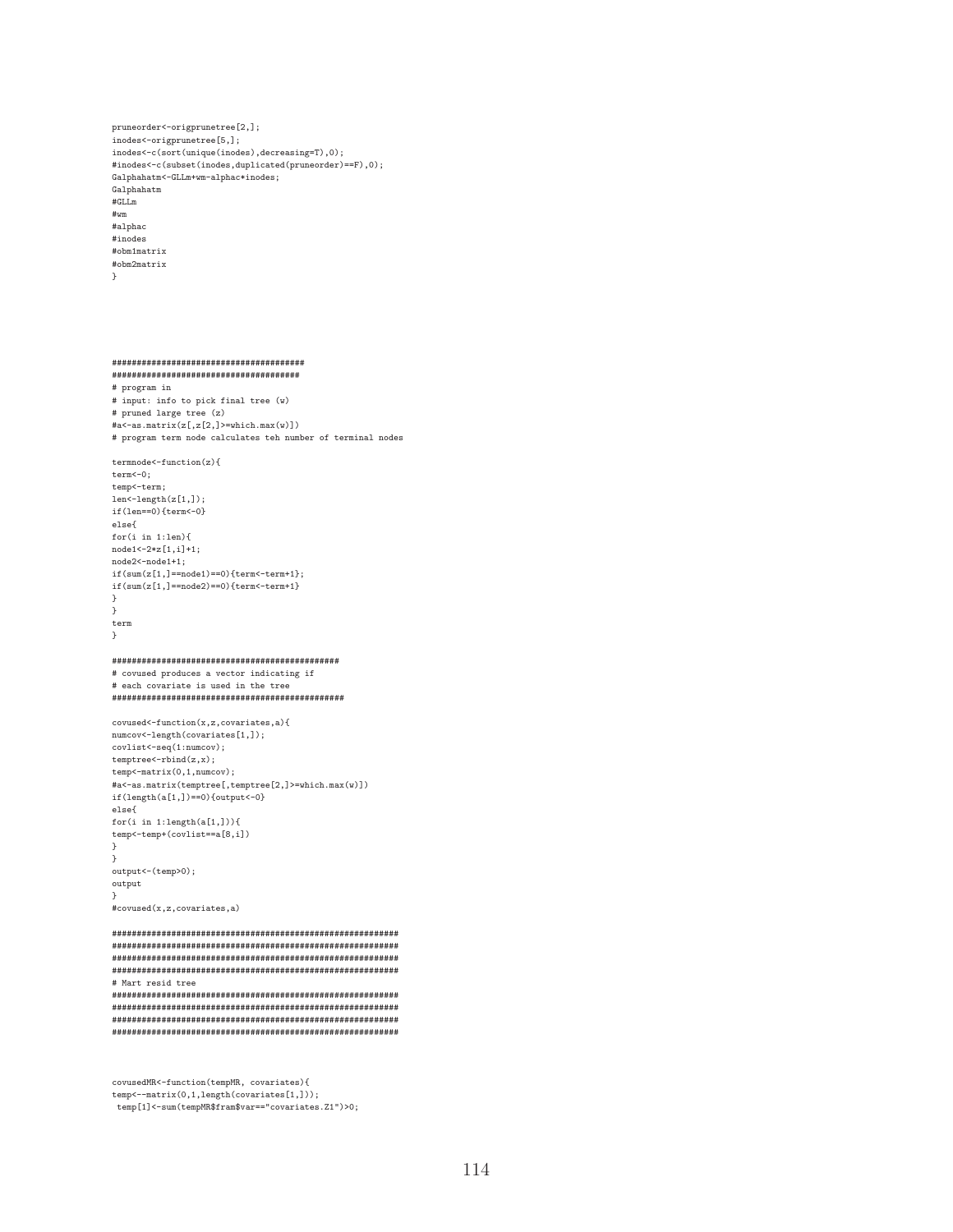```
pruneorder<-origprunetree[2,];
inodes<-origprunetree[5,];
inodes<-c(sort(unique(inodes),decreasing=T),0);
#inodes<-c(subset(inodes,duplicated(pruneorder)==F),0);
Galphahatm<-GLLm+wm-alphac*inodes;
Galphahatm
#GLLm
#wm
#alphac
#inodes
#obm1matrix
#obm2matrix
}
```

```
########################################
#######################################
# program in
# input: info to pick final tree (w)
# pruned large tree (z)
#a<-as.matrix(z[,z[2,]>=which.max(w)])
# program term node calculates teh number of terminal nodes

termnode<-function(z){
term<-0;
temp<-term;
len<-length(z[1,]);
if(len==0){term<-0}
else{
for(i in 1:len){
node1<-2*z[1,i]+1;
node2<-node1+1;
if(sum(z[1,]==node1)==0){term<-term+1};
if(sum(z[1,]==node2)==0){term<-term+1}
}
}
term
}

###############################################
# covused produces a vector indicating if
# each covariate is used in the tree
################################################

covused<-function(x,z,covariates,a){
numcov<-length(covariates[1,]);
covlist<-seq(1:numcov);
temptree<-rbind(z,x);
temp<-matrix(0,1,numcov);
#a<-as.matrix(temptree[,temptree[2,]>=which.max(w)])
if(length(a[1,])==0){output<-0}
else{
for(i in 1:length(a[1,])){
temp<-temp+(covlist==a[8,i])
}
}
output<-(temp>0);
output
}
#covused(x,z,covariates,a)

############################################################
############################################################
############################################################
############################################################
# Mart resid tree
############################################################
############################################################
############################################################
############################################################


covusedMR<-function(tempMR, covariates){
temp<--matrix(0,1,length(covariates[1,]));
 temp[1]<-sum(tempMR$fram$var=="covariates.Z1")>0;
```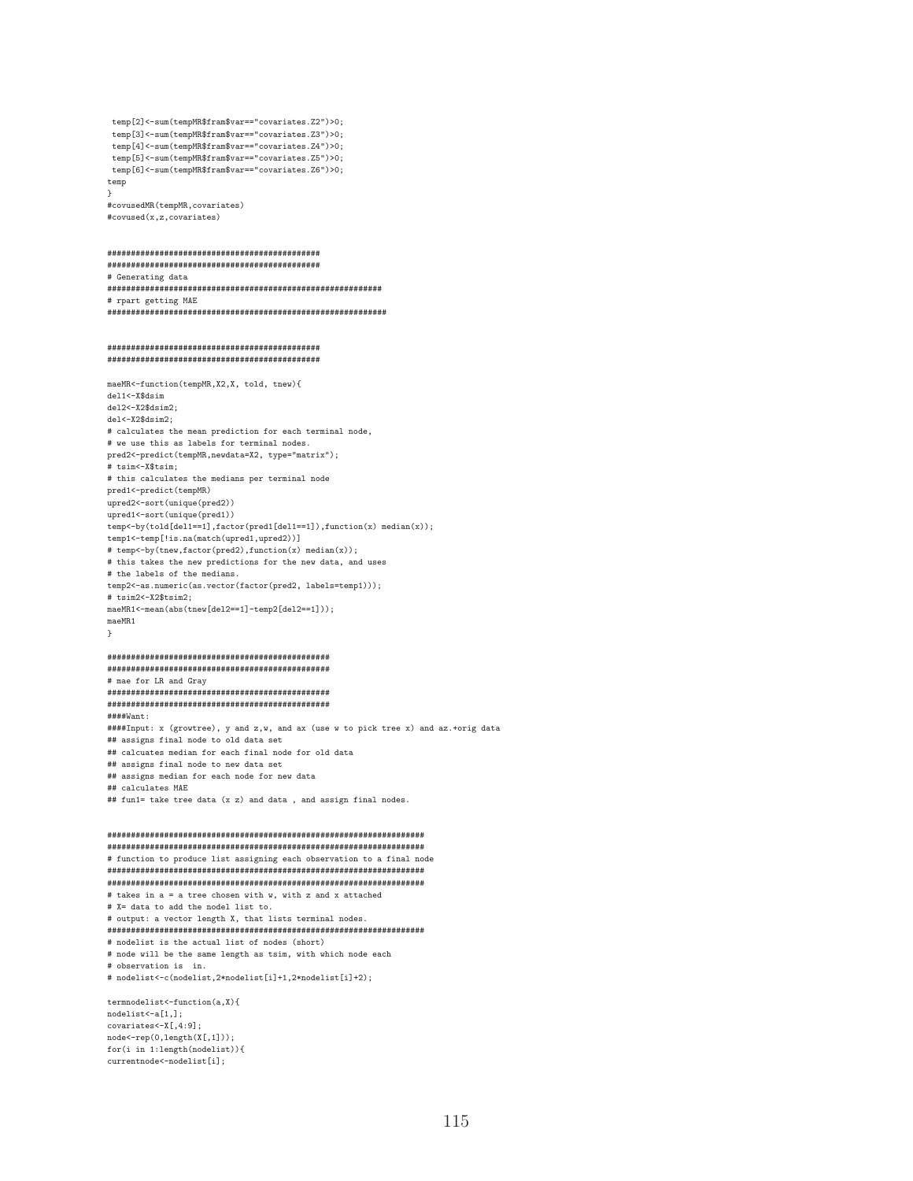```
 temp[2]<-sum(tempMR$fram$var=="covariates.Z2")>0;
 temp[3]<-sum(tempMR$fram$var=="covariates.Z3")>0;
 temp[4]<-sum(tempMR$fram$var=="covariates.Z4")>0;
 temp[5]<-sum(tempMR$fram$var=="covariates.Z5")>0;
 temp[6]<-sum(tempMR$fram$var=="covariates.Z6")>0;
temp
}
#covusedMR(tempMR,covariates)
#covused(x,z,covariates)


#############################################
#############################################
# Generating data
#########################################################
# rpart getting MAE
##########################################################


#############################################
#############################################

maeMR<-function(tempMR,X2,X, told, tnew){
del1<-X$dsim
del2<-X2$dsim2;
del<-X2$dsim2;
# calculates the mean prediction for each terminal node,
# we use this as labels for terminal nodes.
pred2<-predict(tempMR,newdata=X2, type="matrix");
# tsim<-X$tsim;
# this calculates the medians per terminal node
pred1<-predict(tempMR)
upred2<-sort(unique(pred2))
upred1<-sort(unique(pred1))
temp<-by(told[del1==1],factor(pred1[del1==1]),function(x) median(x));
temp1<-temp[!is.na(match(upred1,upred2))]
# temp<-by(tnew,factor(pred2),function(x) median(x));
# this takes the new predictions for the new data, and uses
# the labels of the medians.
temp2<-as.numeric(as.vector(factor(pred2, labels=temp1)));
# tsim2<-X2$tsim2;
maeMR1<-mean(abs(tnew[del2==1]-temp2[del2==1]));
maeMR1
}

###############################################
###############################################
# mae for LR and Gray
###############################################
###############################################
####Want:
####Input: x (growtree), y and z,w, and ax (use w to pick tree x) and az.+orig data
## assigns final node to old data set
## calcuates median for each final node for old data
## assigns final node to new data set
## assigns median for each node for new data
## calculates MAE
## fun1= take tree data (x z) and data , and assign final nodes.


###################################################################
###################################################################
# function to produce list assigning each observation to a final node
###################################################################
###################################################################
# takes in a = a tree chosen with w, with z and x attached
# X= data to add the nodel list to.
# output: a vector length X, that lists terminal nodes.
###################################################################
# nodelist is the actual list of nodes (short)
# node will be the same length as tsim, with which node each
# observation is  in.
# nodelist<-c(nodelist,2*nodelist[i]+1,2*nodelist[i]+2);

termnodelist<-function(a,X){
nodelist<-a[1,];
covariates<-X[,4:9];
node<-rep(0,length(X[,1]));
for(i in 1:length(nodelist)){
currentnode<-nodelist[i];
```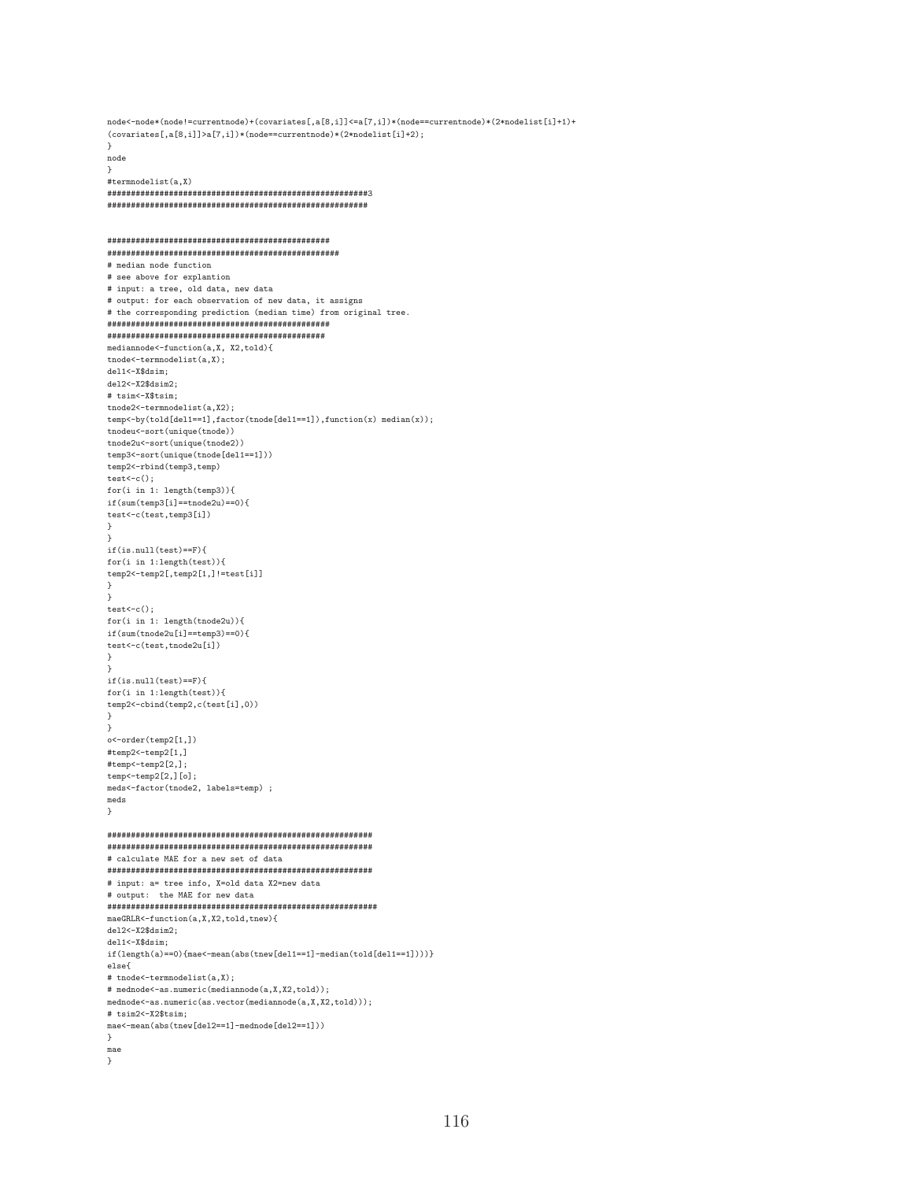```
node<-node*(node!=currentnode)+(covariates[,a[8,i]]<=a[7,i])*(node==currentnode)*(2*nodelist[i]+1)+
(covariates[,a[8,i]]>a[7,i])*(node==currentnode)*(2*nodelist[i]+2);
}
node
}
#termnodelist(a,X)
#######################################################3
#######################################################


################################################
#################################################
# median node function
# see above for explantion
# input: a tree, old data, new data
# output: for each observation of new data, it assigns
# the corresponding prediction (median time) from original tree.
################################################
###############################################
mediannode<-function(a,X, X2,told){
tnode<-termnodelist(a,X);
del1<-X$dsim;
del2<-X2$dsim2;
# tsim<-X$tsim;
tnode2<-termnodelist(a,X2);
temp<-by(told[del1==1],factor(tnode[del1==1]),function(x) median(x));
tnodeu<-sort(unique(tnode))
tnode2u<-sort(unique(tnode2))
temp3<-sort(unique(tnode[del1==1]))
temp2<-rbind(temp3,temp)
test<-c();
for(i in 1: length(temp3)){
if(sum(temp3[i]==tnode2u)==0){
test<-c(test,temp3[i])
}
}
if(is.null(test)==F){
for(i in 1:length(test)){
temp2<-temp2[,temp2[1,]!=test[i]]
}
}
test<-c();
for(i in 1: length(tnode2u)){
if(sum(tnode2u[i]==temp3)==0){
test<-c(test,tnode2u[i])
}
}
if(is.null(test)==F){
for(i in 1:length(test)){
temp2<-cbind(temp2,c(test[i],0))
}
}
o<-order(temp2[1,])
#temp2<-temp2[1,]
#temp<-temp2[2,];
temp<-temp2[2,][o];
meds<-factor(tnode2, labels=temp) ;
meds
}

########################################################
########################################################
# calculate MAE for a new set of data
########################################################
# input: a= tree info, X=old data X2=new data
# output:  the MAE for new data
#########################################################
maeGRLR<-function(a,X,X2,told,tnew){
del2<-X2$dsim2;
del1<-X$dsim;
if(length(a)==0){mae<-mean(abs(tnew[del1==1]-median(told[del1==1])))}
else{
# tnode<-termnodelist(a,X);
# mednode<-as.numeric(mediannode(a,X,X2,told));
mednode<-as.numeric(as.vector(mediannode(a,X,X2,told)));
# tsim2<-X2$tsim;
mae<-mean(abs(tnew[del2==1]-mednode[del2==1]))
}
mae
}
```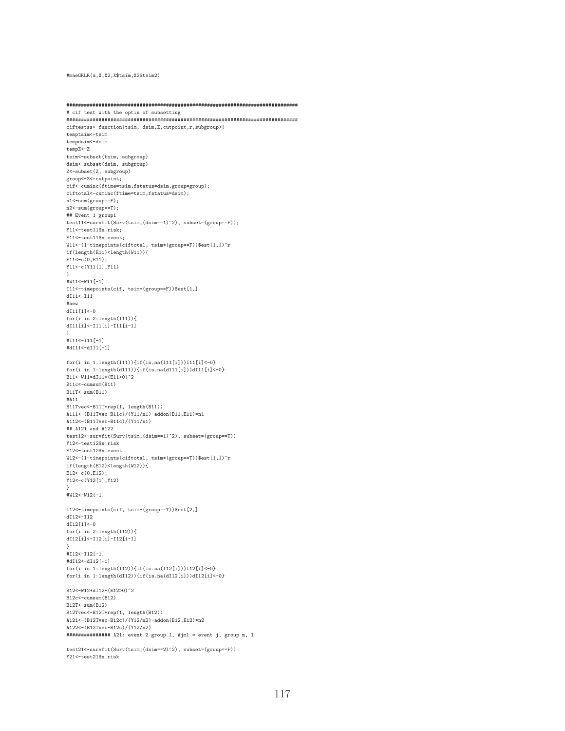```
#maeGRLR(a,X,X2,X$tsim,X2$tsim2)



################################################################################
# cif test with the optin of subsetting
################################################################################
ciftestss<-function(tsim, dsim,Z,cutpoint,r,subgroup){
temptsim<-tsim
tempdsim<-dsim
tempZ<-Z
tsim<-subset(tsim, subgroup)
dsim<-subset(dsim, subgroup)
Z<-subset(Z, subgroup)
group<-Z<=cutpoint;
cif<-cuminc(ftime=tsim,fstatus=dsim,group=group);
ciftotal<-cuminc(ftime=tsim,fstatus=dsim);
n1<-sum(group==F);
n2<-sum(group==T);
## Event 1 group1
test11<-survfit(Surv(tsim,(dsim==1)^2), subset=(group==F));
Y11<-test11$n.risk;
E11<-test11$n.event;
W11<-(1-timepoints(ciftotal, tsim*(group==F))$est[1,])^r
if(length(E11)<length(W11)){
E11<-c(0,E11);
Y11<-c(Y11[1],Y11)
}
#W11<-W11[-1]
I11<-timepoints(cif, tsim*(group==F))$est[1,]
dI11<-I11
#new
dI11[1]<-0
for(i in 2:length(I11)){
dI11[i]<-I11[i]-I11[i-1]
}
#I11<-I11[-1]
#dI11<-dI11[-1]

for(i in 1:length(I11)){if(is.na(I11[i]))I11[i]<-0}
for(i in 1:length(dI11)){if(is.na(dI11[i]))dI11[i]<-0}
B11<-W11*dI11*(E11>0)^2
B11c<-cumsum(B11)
B11T<-sum(B11)
#A11
B11Tvec<-B11T*rep(1, length(B11))
A111<-(B11Tvec-B11c)/(Y11/n1)-addon(B11,E11)*n1
A112<-(B11Tvec-B11c)/(Y11/n1)
## A121 and A122
test12<-survfit(Surv(tsim,(dsim==1)^2), subset=(group==T))
Y12<-test12$n.risk
E12<-test12$n.event
W12<-(1-timepoints(ciftotal, tsim*(group==T))$est[1,])^r
if(length(E12)<length(W12)){
E12<-c(0,E12);
Y12<-c(Y12[1],Y12)
}
#W12<-W12[-1]

I12<-timepoints(cif, tsim*(group==T))$est[2,]
dI12<-I12
dI12[1]<-0
for(i in 2:length(I12)){
dI12[i]<-I12[i]-I12[i-1]
}
#I12<-I12[-1]
#dI12<-dI12[-1]
for(i in 1:length(I12)){if(is.na(I12[i]))I12[i]<-0}
for(i in 1:length(dI12)){if(is.na(dI12[i]))dI12[i]<-0}

B12<-W12*dI12*(E12>0)^2
B12c<-cumsum(B12)
B12T<-sum(B12)
B12Tvec<-B12T*rep(1, length(B12))
A121<-(B12Tvec-B12c)/(Y12/n2)-addon(B12,E12)*n2
A122<-(B12Tvec-B12c)/(Y12/n2)
############### A21: event 2 group 1, Ajml = event j, group m, l

test21<-survfit(Surv(tsim,(dsim==2)^2), subset=(group==F))
Y21<-test21$n.risk
```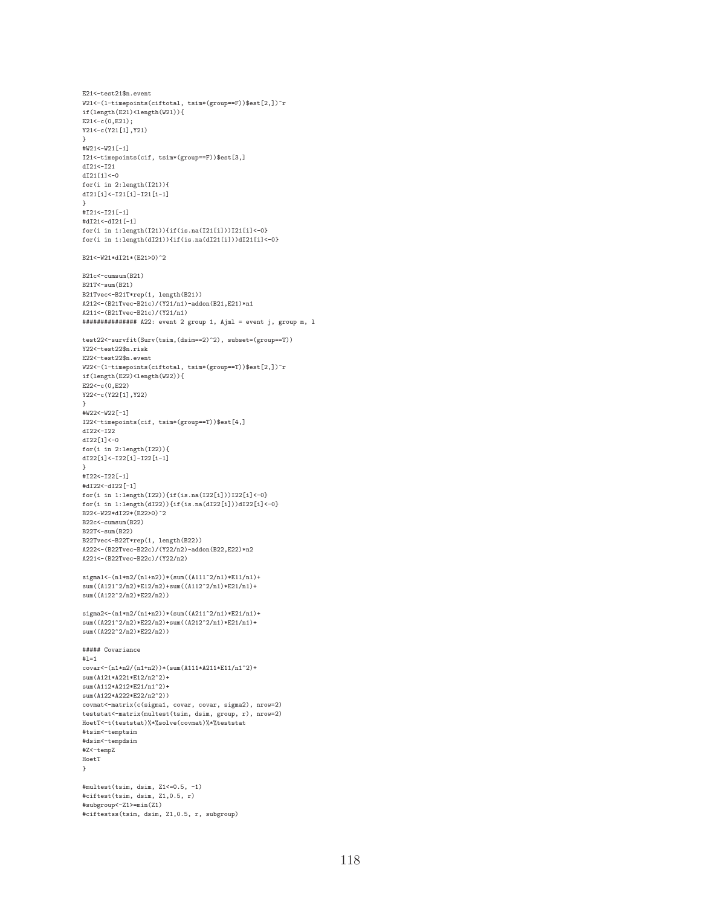```
E21<-test21$n.event
W21<-(1-timepoints(ciftotal, tsim*(group==F))$est[2,])^r
if(length(E21)<length(W21)){
E21<-c(0,E21);
Y21<-c(Y21[1],Y21)
}
#W21<-W21[-1]
I21<-timepoints(cif, tsim*(group==F))$est[3,]
dI21<-I21
dI21[1]<-0
for(i in 2:length(I21)){
dI21[i]<-I21[i]-I21[i-1]
}
#I21<-I21[-1]
#dI21<-dI21[-1]
for(i in 1:length(I21)){if(is.na(I21[i]))I21[i]<-0}
for(i in 1:length(dI21)){if(is.na(dI21[i]))dI21[i]<-0}

B21<-W21*dI21*(E21>0)^2

B21c<-cumsum(B21)
B21T<-sum(B21)
B21Tvec<-B21T*rep(1, length(B21))
A212<-(B21Tvec-B21c)/(Y21/n1)-addon(B21,E21)*n1
A211<-(B21Tvec-B21c)/(Y21/n1)
############### A22: event 2 group 1, Ajml = event j, group m, l

test22<-survfit(Surv(tsim,(dsim==2)^2), subset=(group==T))
Y22<-test22$n.risk
E22<-test22$n.event
W22<-(1-timepoints(ciftotal, tsim*(group==T))$est[2,])^r
if(length(E22)<length(W22)){
E22<-c(0,E22)
Y22<-c(Y22[1],Y22)
}
#W22<-W22[-1]
I22<-timepoints(cif, tsim*(group==T))$est[4,]
dI22<-I22
dI22[1]<-0
for(i in 2:length(I22)){
dI22[i]<-I22[i]-I22[i-1]
}
#I22<-I22[-1]
#dI22<-dI22[-1]
for(i in 1:length(I22)){if(is.na(I22[i]))I22[i]<-0}
for(i in 1:length(dI22)){if(is.na(dI22[i]))dI22[i]<-0}
B22<-W22*dI22*(E22>0)^2
B22c<-cumsum(B22)
B22T<-sum(B22)
B22Tvec<-B22T*rep(1, length(B22))
A222<-(B22Tvec-B22c)/(Y22/n2)-addon(B22,E22)*n2
A221<-(B22Tvec-B22c)/(Y22/n2)

sigma1<-(n1*n2/(n1+n2))*(sum((A111^2/n1)*E11/n1)+
sum((A121^2/n2)*E12/n2)+sum((A112^2/n1)*E21/n1)+
sum((A122^2/n2)*E22/n2))

sigma2<-(n1*n2/(n1+n2))*(sum((A211^2/n1)*E21/n1)+
sum((A221^2/n2)*E22/n2)+sum((A212^2/n1)*E21/n1)+
sum((A222^2/n2)*E22/n2))

##### Covariance
#l=1
covar<-(n1*n2/(n1+n2))*(sum(A111*A211*E11/n1^2)+
sum(A121*A221*E12/n2^2)+
sum(A112*A212*E21/n1^2)+
sum(A122*A222*E22/n2^2))
covmat<-matrix(c(sigma1, covar, covar, sigma2), nrow=2)
teststat<-matrix(multest(tsim, dsim, group, r), nrow=2)
HoetT<-t(teststat)%*%solve(covmat)%*%teststat
#tsim<-temptsim
#dsim<-tempdsim
#Z<-tempZ
HoetT
}

#multest(tsim, dsim, Z1<=0.5, -1)
#ciftest(tsim, dsim, Z1,0.5, r)
#subgroup<-Z1>=min(Z1)
#ciftestss(tsim, dsim, Z1,0.5, r, subgroup)
```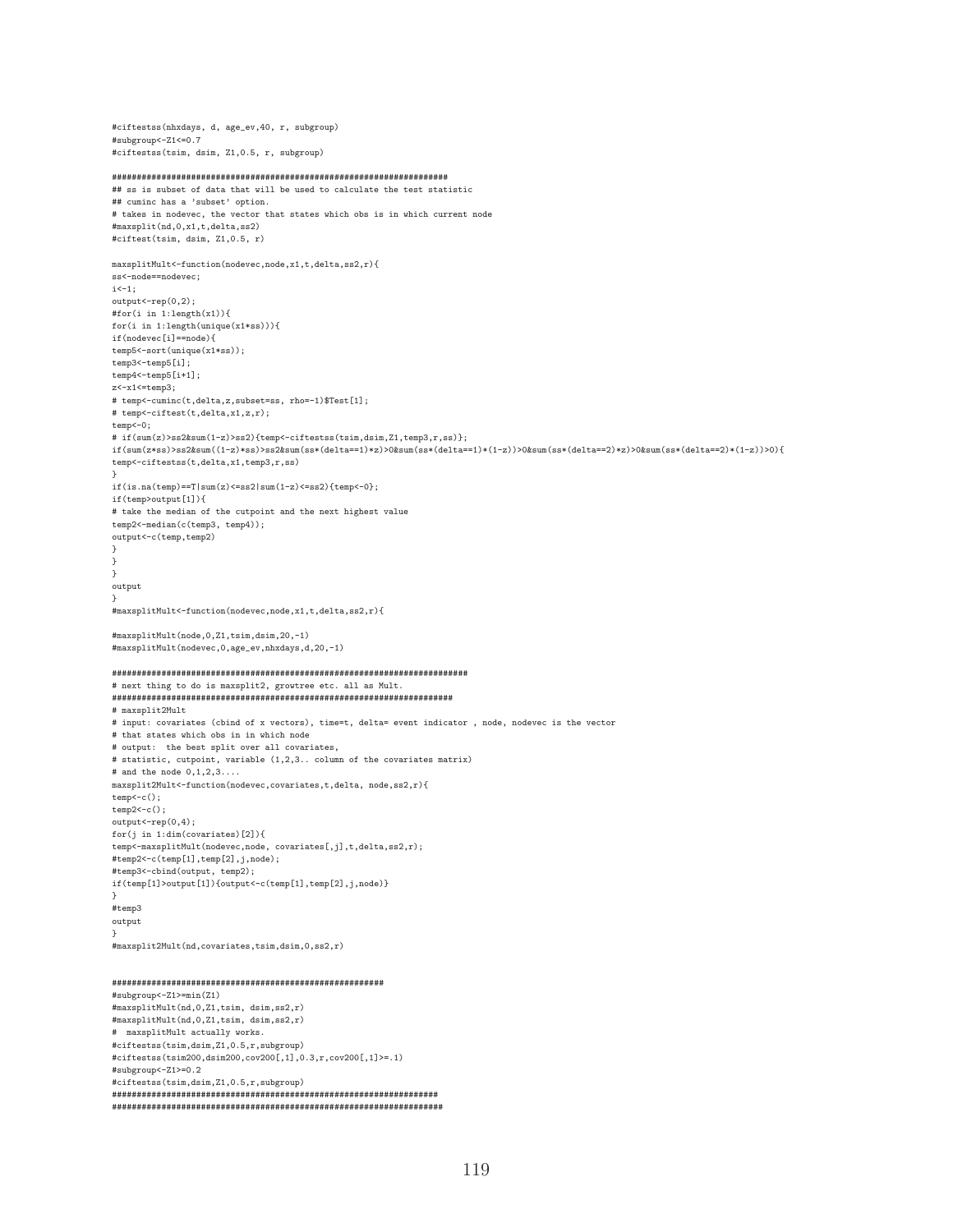```
#ciftestss(nhxdays, d, age_ev,40, r, subgroup)
#subgroup<-Z1<=0.7
#ciftestss(tsim, dsim, Z1,0.5, r, subgroup)

######################################################################
## ss is subset of data that will be used to calculate the test statistic
## cuminc has a 'subset' option.
# takes in nodevec, the vector that states which obs is in which current node
#maxsplit(nd,0,x1,t,delta,ss2)
#ciftest(tsim, dsim, Z1,0.5, r)

maxsplitMult<-function(nodevec,node,x1,t,delta,ss2,r){
ss<-node==nodevec;
i<-1;
output<-rep(0,2);
#for(i in 1:length(x1)){
for(i in 1:length(unique(x1*ss))){
if(nodevec[i]==node){
temp5<-sort(unique(x1*ss));
temp3<-temp5[i];
temp4<-temp5[i+1];
z<-x1<=temp3;
# temp<-cuminc(t,delta,z,subset=ss, rho=-1)$Test[1];
# temp<-ciftest(t,delta,x1,z,r);
temp<-0;
# if(sum(z)>ss2&sum(1-z)>ss2){temp<-ciftestss(tsim,dsim,Z1,temp3,r,ss)};
if(sum(z*ss)>ss2&sum((1-z)*ss)>ss2&sum(ss*(delta==1)*z)>0&sum(ss*(delta==1)*(1-z))>0&sum(ss*(delta==2)*z)>0&sum(ss*(delta==2)*(1-z))>0){
temp<-ciftestss(t,delta,x1,temp3,r,ss)
}
if(is.na(temp)==T|sum(z)<=ss2|sum(1-z)<=ss2){temp<-0};
if(temp>output[1]){
# take the median of the cutpoint and the next highest value
temp2<-median(c(temp3, temp4));
output<-c(temp,temp2)
}
}
}
output
}
#maxsplitMult<-function(nodevec,node,x1,t,delta,ss2,r){

#maxsplitMult(node,0,Z1,tsim,dsim,20,-1)
#maxsplitMult(nodevec,0,age_ev,nhxdays,d,20,-1)

########################################################################
# next thing to do is maxsplit2, growtree etc. all as Mult.
######################################################################
# maxsplit2Mult
# input: covariates (cbind of x vectors), time=t, delta= event indicator , node, nodevec is the vector
# that states which obs in in which node
# output:  the best split over all covariates,
# statistic, cutpoint, variable (1,2,3.. column of the covariates matrix)
# and the node 0,1,2,3....
maxsplit2Mult<-function(nodevec,covariates,t,delta, node,ss2,r){
temp<-c();
temp2<-c();
output<-rep(0,4);
for(j in 1:dim(covariates)[2]){
temp<-maxsplitMult(nodevec,node, covariates[,j],t,delta,ss2,r);
#temp2<-c(temp[1],temp[2],j,node);
#temp3<-cbind(output, temp2);
if(temp[1]>output[1]){output<-c(temp[1],temp[2],j,node)}
}
#temp3
output
}
#maxsplit2Mult(nd,covariates,tsim,dsim,0,ss2,r)


#######################################################
#subgroup<-Z1>=min(Z1)
#maxsplitMult(nd,0,Z1,tsim, dsim,ss2,r)
#maxsplitMult(nd,0,Z1,tsim, dsim,ss2,r)
#  maxsplitMult actually works.
#ciftestss(tsim,dsim,Z1,0.5,r,subgroup)
#ciftestss(tsim200,dsim200,cov200[,1],0.3,r,cov200[,1]>=.1)
#subgroup<-Z1>=0.2
#ciftestss(tsim,dsim,Z1,0.5,r,subgroup)
##################################################################
##################################################################
```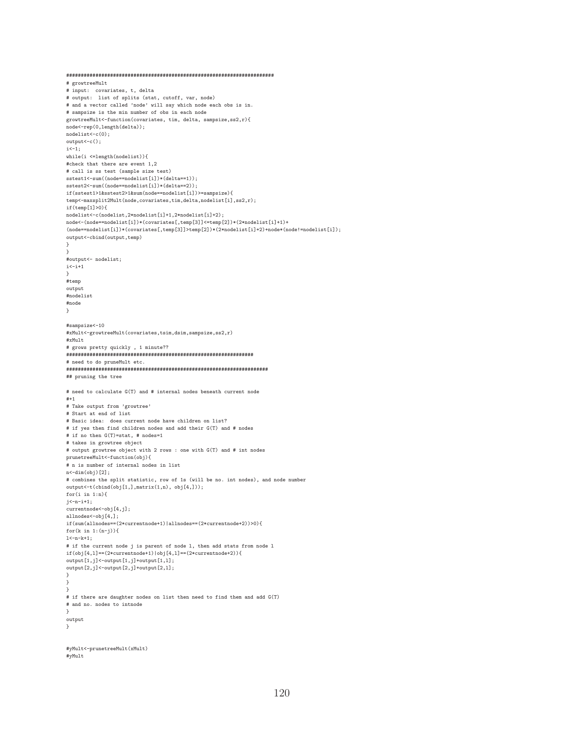```
######################################################################
# growtreeMult
# input:  covariates, t, delta
# output:  list of splits (stat, cutoff, var, node)
# and a vector called 'node' will say which node each obs is in.
# sampsize is the min number of obs in each node
growtreeMult<-function(covariates, tim, delta, sampsize,ss2,r){
node<-rep(0,length(delta));
nodelist<-c(0);
output<-c();
i<-1;
while(i <=length(nodelist)){
#check that there are event 1,2
# call is ss test (sample size test)
sstest1<-sum((node==nodelist[i])*(delta==1));
sstest2<-sum((node==nodelist[i])*(delta==2));
if(sstest1>1&sstest2>1&sum(node==nodelist[i])>=sampsize){
temp<-maxsplit2Mult(node,covariates,tim,delta,nodelist[i],ss2,r);
if(temp[1]>0){
nodelist<-c(nodelist,2*nodelist[i]+1,2*nodelist[i]+2);
node<-(node==nodelist[i])*(covariates[,temp[3]]<=temp[2])*(2*nodelist[i]+1)+
(node==nodelist[i])*(covariates[,temp[3]]>temp[2])*(2*nodelist[i]+2)+node*(node!=nodelist[i]);
output<-cbind(output,temp)
}
}
#output<- nodelist;
i<-i+1
}
#temp
output
#nodelist
#node
}

#sampsize<-10
#xMult<-growtreeMult(covariates,tsim,dsim,sampsize,ss2,r)
#xMult
# grows pretty quickly , 1 minute??
################################################################
# need to do pruneMult etc.
###################################################################
## pruning the tree

# need to calculate G(T) and # internal nodes beneath current node
#+1
# Take output from 'growtree'
# Start at end of list
# Basic idea:  does current node have children on list?
# if yes then find children nodes and add their G(T) and # nodes
# if no then G(T)=stat, # nodes=1
# takes in growtree object
# output growtree object with 2 rows : one with G(T) and # int nodes
prunetreeMult<-function(obj){
# n is number of internal nodes in list
n<-dim(obj)[2];
# combines the split statistic, row of 1s (will be no. int nodes), and node number
output<-t(cbind(obj[1,],matrix(1,n), obj[4,]));
for(i in 1:n){
j<-n-i+1;
currentnode<-obj[4,j];
allnodes<-obj[4,];
if(sum(allnodes==(2*currentnode+1)|allnodes==(2*currentnode+2))>0){
for(k in 1:(n-j)){
l<-n-k+1;
# if the current node j is parent of node l, then add stats from node l
if(obj[4,l]==(2*currentnode+1)|obj[4,l]==(2*currentnode+2)){
output[1,j]<-output[1,j]+output[1,l];
output[2,j]<-output[2,j]+output[2,l];
}
}
}
# if there are daughter nodes on list then need to find them and add G(T)
# and no. nodes to intnode
}
output
}


#yMult<-prunetreeMult(xMult)
#yMult
```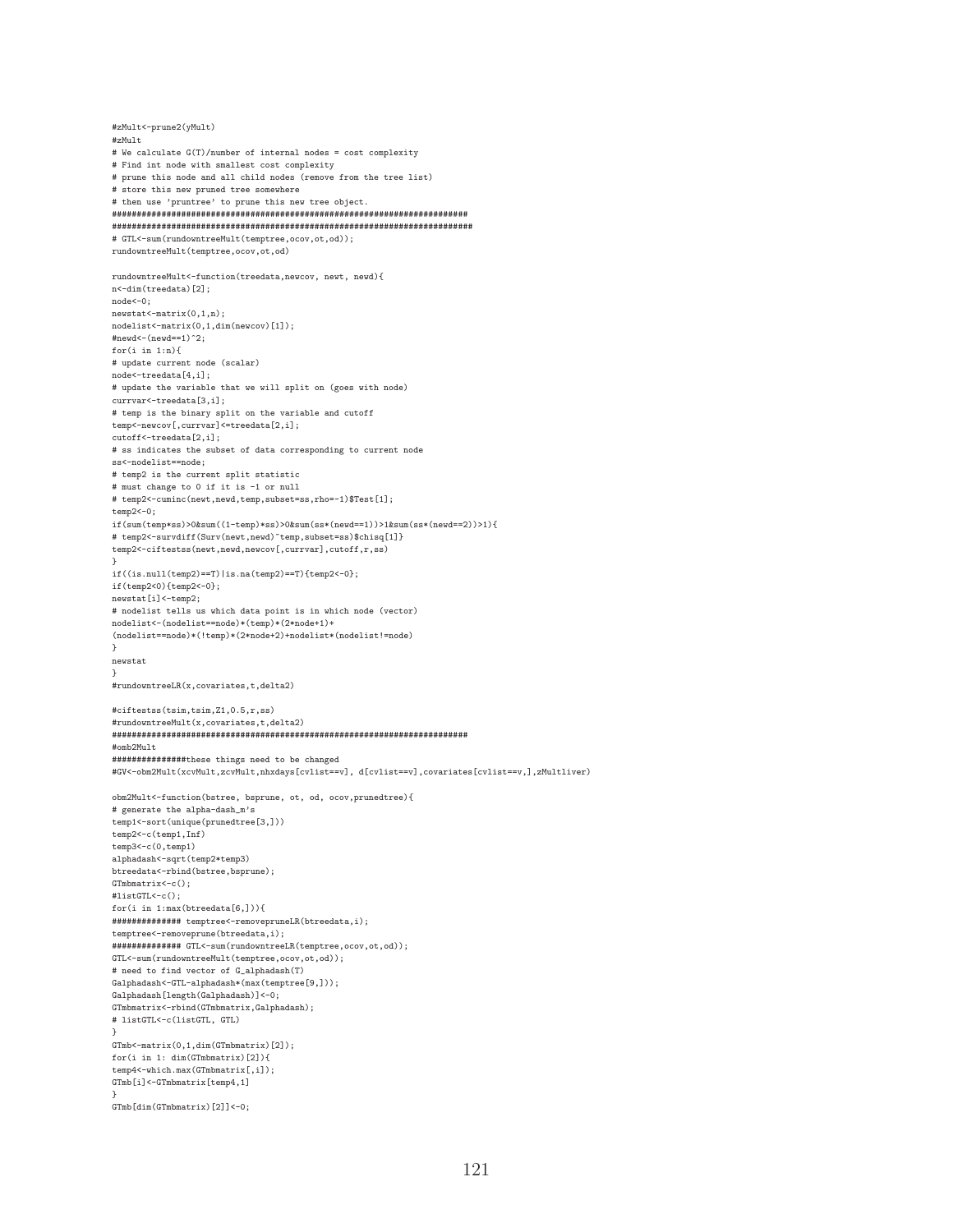```
#zMult<-prune2(yMult)
#zMult
# We calculate G(T)/number of internal nodes = cost complexity
# Find int node with smallest cost complexity
# prune this node and all child nodes (remove from the tree list)
# store this new pruned tree somewhere
# then use 'pruntree' to prune this new tree object.
########################################################################
########################################################################
# GTL<-sum(rundowntreeMult(temptree,ocov,ot,od));
rundowntreeMult(temptree,ocov,ot,od)

rundowntreeMult<-function(treedata,newcov, newt, newd){
n<-dim(treedata)[2];
node<-0;
newstat<-matrix(0,1,n);
nodelist<-matrix(0,1,dim(newcov)[1]);
#newd<-(newd==1)^2;
for(i in 1:n){
# update current node (scalar)
node<-treedata[4,i];
# update the variable that we will split on (goes with node)
currvar<-treedata[3,i];
# temp is the binary split on the variable and cutoff
temp<-newcov[,currvar]<=treedata[2,i];
cutoff<-treedata[2,i];
# ss indicates the subset of data corresponding to current node
ss<-nodelist==node;
# temp2 is the current split statistic
# must change to 0 if it is -1 or null
# temp2<-cuminc(newt,newd,temp,subset=ss,rho=-1)$Test[1];
temp2<-0;
if(sum(temp*ss)>0&sum((1-temp)*ss)>0&sum(ss*(newd==1))>1&sum(ss*(newd==2))>1){
# temp2<-survdiff(Surv(newt,newd)~temp,subset=ss)$chisq[1]}
temp2<-ciftestss(newt,newd,newcov[,currvar],cutoff,r,ss)
}
if((is.null(temp2)==T)|is.na(temp2)==T){temp2<-0};
if(temp2<0){temp2<-0};
newstat[i]<-temp2;
# nodelist tells us which data point is in which node (vector)
nodelist<-(nodelist==node)*(temp)*(2*node+1)+
(nodelist==node)*(!temp)*(2*node+2)+nodelist*(nodelist!=node)
}
newstat
}
#rundowntreeLR(x,covariates,t,delta2)

#ciftestss(tsim,tsim,Z1,0.5,r,ss)
#rundowntreeMult(x,covariates,t,delta2)
########################################################################
#omb2Mult
##############these things need to be changed
#GV<-obm2Mult(xcvMult,zcvMult,nhxdays[cvlist==v], d[cvlist==v],covariates[cvlist==v,],zMultliver)

obm2Mult<-function(bstree, bsprune, ot, od, ocov,prunedtree){
# generate the alpha-dash_m's
temp1<-sort(unique(prunedtree[3,]))
temp2<-c(temp1,Inf)
temp3<-c(0,temp1)
alphadash<-sqrt(temp2*temp3)
btreedata<-rbind(bstree,bsprune);
GTmbmatrix<-c();
#listGTL<-c();
for(i in 1:max(btreedata[6,])){
############# temptree<-removepruneLR(btreedata,i);
temptree<-removeprune(btreedata,i);
############# GTL<-sum(rundowntreeLR(temptree,ocov,ot,od));
GTL<-sum(rundowntreeMult(temptree,ocov,ot,od));
# need to find vector of G_alphadash(T)
Galphadash<-GTL-alphadash*(max(temptree[9,]));
Galphadash[length(Galphadash)]<-0;
GTmbmatrix<-rbind(GTmbmatrix,Galphadash);
# listGTL<-c(listGTL, GTL)
}
GTmb<-matrix(0,1,dim(GTmbmatrix)[2]);
for(i in 1: dim(GTmbmatrix)[2]){
temp4<-which.max(GTmbmatrix[,i]);
GTmb[i]<-GTmbmatrix[temp4,1]
}
GTmb[dim(GTmbmatrix)[2]]<-0;
```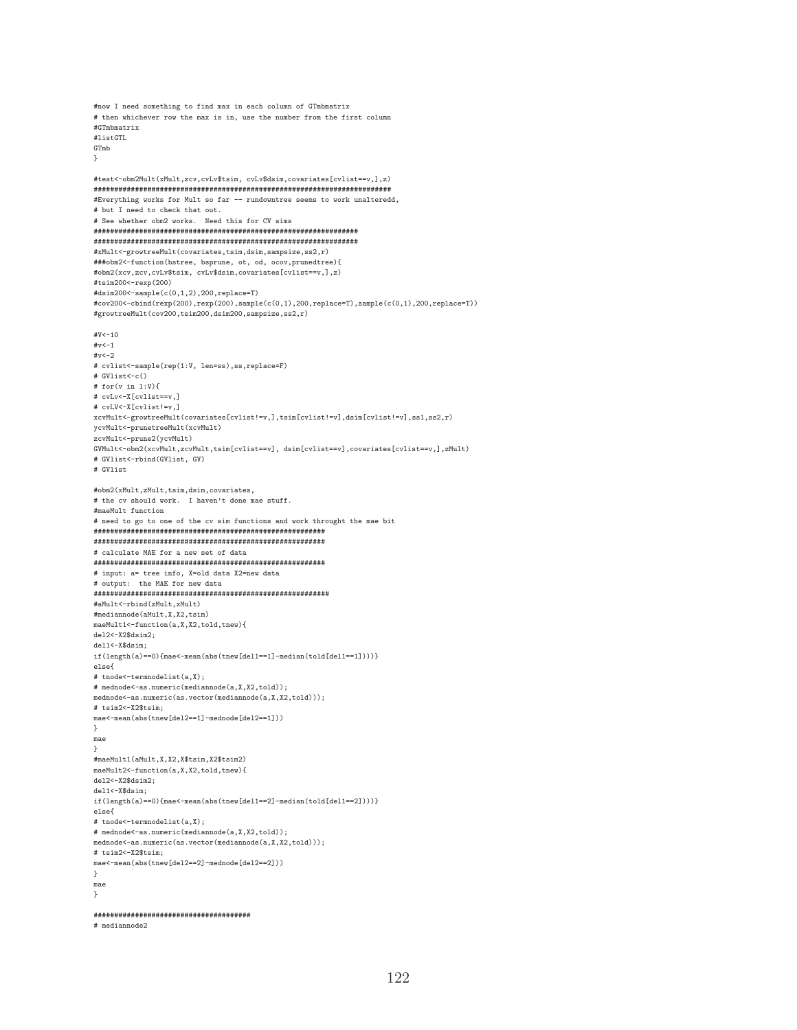```
#now I need something to find max in each column of GTmbmatrix
# then whichever row the max is in, use the number from the first column
#GTmbmatrix
#listGTL
GTmb
}

#test<-obm2Mult(xMult,zcv,cvLv$tsim, cvLv$dsim,covariates[cvlist==v,],z)
##########################################################################
#Everything works for Mult so far -- rundowntree seems to work unalteredd,
# but I need to check that out.
# See whether obm2 works.  Need this for CV sims
##################################################################
##################################################################
#xMult<-growtreeMult(covariates,tsim,dsim,sampsize,ss2,r)
###obm2<-function(bstree, bsprune, ot, od, ocov,prunedtree){
#obm2(xcv,zcv,cvLv$tsim, cvLv$dsim,covariates[cvlist==v,],z)
#tsim200<-rexp(200)
#dsim200<-sample(c(0,1,2),200,replace=T)
#cov200<-cbind(rexp(200),rexp(200),sample(c(0,1),200,replace=T),sample(c(0,1),200,replace=T))
#growtreeMult(cov200,tsim200,dsim200,sampsize,ss2,r)

#V<-10
#v<-1
#v<-2
# cvlist<-sample(rep(1:V, len=ss),ss,replace=F)
# GVlist<-c()
# for(v in 1:V){
# cvLv<-X[cvlist==v,]
# cvLV<-X[cvlist!=v,]
xcvMult<-growtreeMult(covariates[cvlist!=v,],tsim[cvlist!=v],dsim[cvlist!=v],ss1,ss2,r)
ycvMult<-prunetreeMult(xcvMult)
zcvMult<-prune2(ycvMult)
GVMult<-obm2(xcvMult,zcvMult,tsim[cvlist==v], dsim[cvlist==v],covariates[cvlist==v,],zMult)
# GVlist<-rbind(GVlist, GV)
# GVlist

#obm2(xMult,zMult,tsim,dsim,covariates,
# the cv should work.  I haven't done mae stuff.
#maeMult function
# need to go to one of the cv sim functions and work throught the mae bit
#########################################################
#########################################################
# calculate MAE for a new set of data
#########################################################
# input: a= tree info, X=old data X2=new data
# output:  the MAE for new data
##########################################################
#aMult<-rbind(zMult,xMult)
#mediannode(aMult,X,X2,tsim)
maeMult1<-function(a,X,X2,told,tnew){
del2<-X2$dsim2;
del1<-X$dsim;
if(length(a)==0){mae<-mean(abs(tnew[del1==1]-median(told[del1==1])))}
else{
# tnode<-termnodelist(a,X);
# mednode<-as.numeric(mediannode(a,X,X2,told));
mednode<-as.numeric(as.vector(mediannode(a,X,X2,told)));
# tsim2<-X2$tsim;
mae<-mean(abs(tnew[del2==1]-mednode[del2==1]))
}
mae
}
#maeMult1(aMult,X,X2,X$tsim,X2$tsim2)
maeMult2<-function(a,X,X2,told,tnew){
del2<-X2$dsim2;
del1<-X$dsim;
if(length(a)==0){mae<-mean(abs(tnew[del1==2]-median(told[del1==2])))}
else{
# tnode<-termnodelist(a,X);
# mednode<-as.numeric(mediannode(a,X,X2,told));
mednode<-as.numeric(as.vector(mediannode(a,X,X2,told)));
# tsim2<-X2$tsim;
mae<-mean(abs(tnew[del2==2]-mednode[del2==2]))
}
mae
}

######################################
# mediannode2
```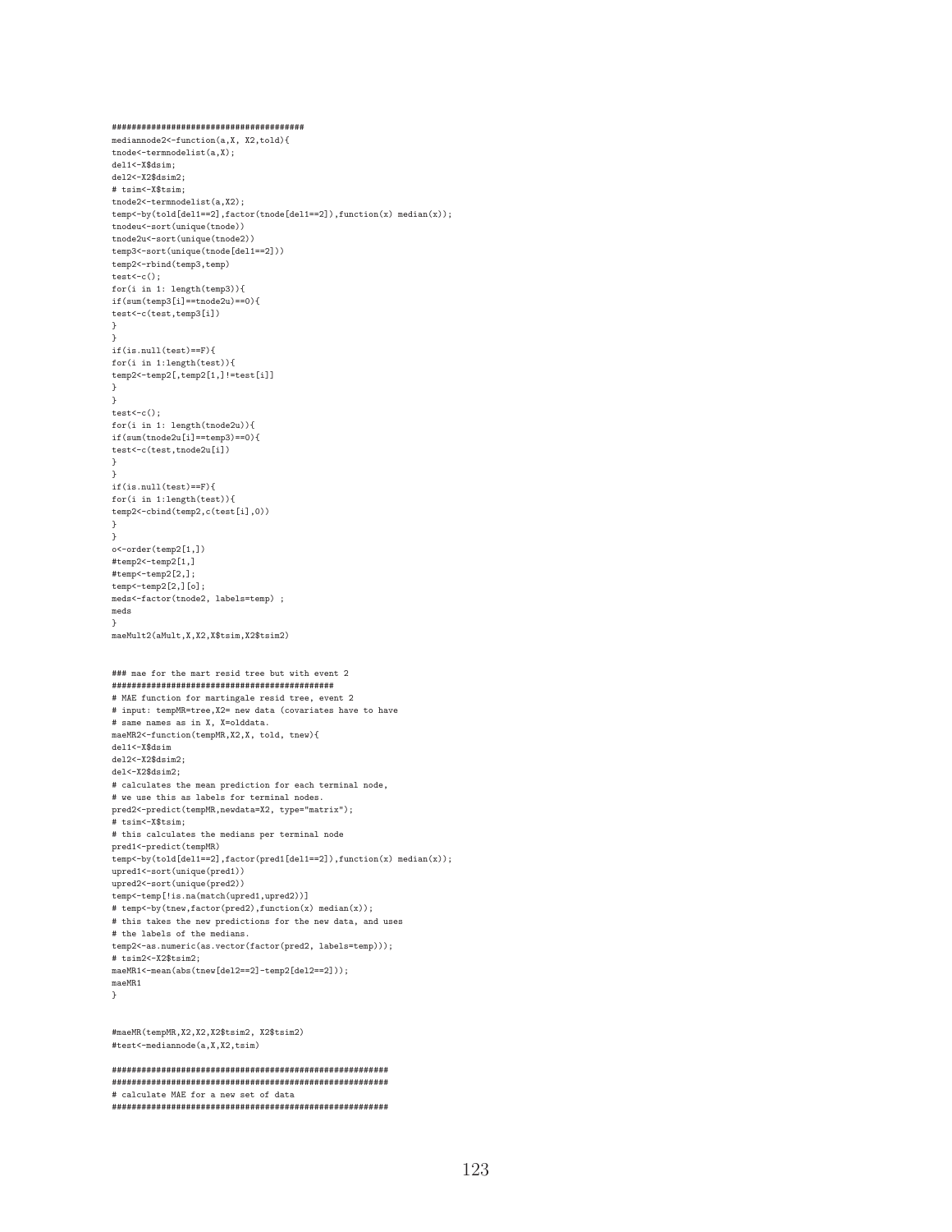```
######################################
mediannode2<-function(a,X, X2,told){
tnode<-termnodelist(a,X);
del1<-X$dsim;
del2<-X2$dsim2;
# tsim<-X$tsim;
tnode2<-termnodelist(a,X2);
temp<-by(told[del1==2],factor(tnode[del1==2]),function(x) median(x));
tnodeu<-sort(unique(tnode))
tnode2u<-sort(unique(tnode2))
temp3<-sort(unique(tnode[del1==2]))
temp2<-rbind(temp3,temp)
test<-c();
for(i in 1: length(temp3)){
if(sum(temp3[i]==tnode2u)==0){
test<-c(test,temp3[i])
}
}
if(is.null(test)==F){
for(i in 1:length(test)){
temp2<-temp2[,temp2[1,]!=test[i]]
}
}
test<-c();
for(i in 1: length(tnode2u)){
if(sum(tnode2u[i]==temp3)==0){
test<-c(test,tnode2u[i])
}
}
if(is.null(test)==F){
for(i in 1:length(test)){
temp2<-cbind(temp2,c(test[i],0))
}
}
o<-order(temp2[1,])
#temp2<-temp2[1,]
#temp<-temp2[2,];
temp<-temp2[2,][o];
meds<-factor(tnode2, labels=temp) ;
meds
}
maeMult2(aMult,X,X2,X$tsim,X2$tsim2)


### mae for the mart resid tree but with event 2
##############################################
# MAE function for martingale resid tree, event 2
# input: tempMR=tree,X2= new data (covariates have to have
# same names as in X, X=olddata.
maeMR2<-function(tempMR,X2,X, told, tnew){
del1<-X$dsim
del2<-X2$dsim2;
del<-X2$dsim2;
# calculates the mean prediction for each terminal node,
# we use this as labels for terminal nodes.
pred2<-predict(tempMR,newdata=X2, type="matrix");
# tsim<-X$tsim;
# this calculates the medians per terminal node
pred1<-predict(tempMR)
temp<-by(told[del1==2],factor(pred1[del1==2]),function(x) median(x));
upred1<-sort(unique(pred1))
upred2<-sort(unique(pred2))
temp<-temp[!is.na(match(upred1,upred2))]
# temp<-by(tnew,factor(pred2),function(x) median(x));
# this takes the new predictions for the new data, and uses
# the labels of the medians.
temp2<-as.numeric(as.vector(factor(pred2, labels=temp)));
# tsim2<-X2$tsim2;
maeMR1<-mean(abs(tnew[del2==2]-temp2[del2==2]));
maeMR1
}


#maeMR(tempMR,X2,X2,X2$tsim2, X2$tsim2)
#test<-mediannode(a,X,X2,tsim)

########################################################
########################################################
# calculate MAE for a new set of data
########################################################
```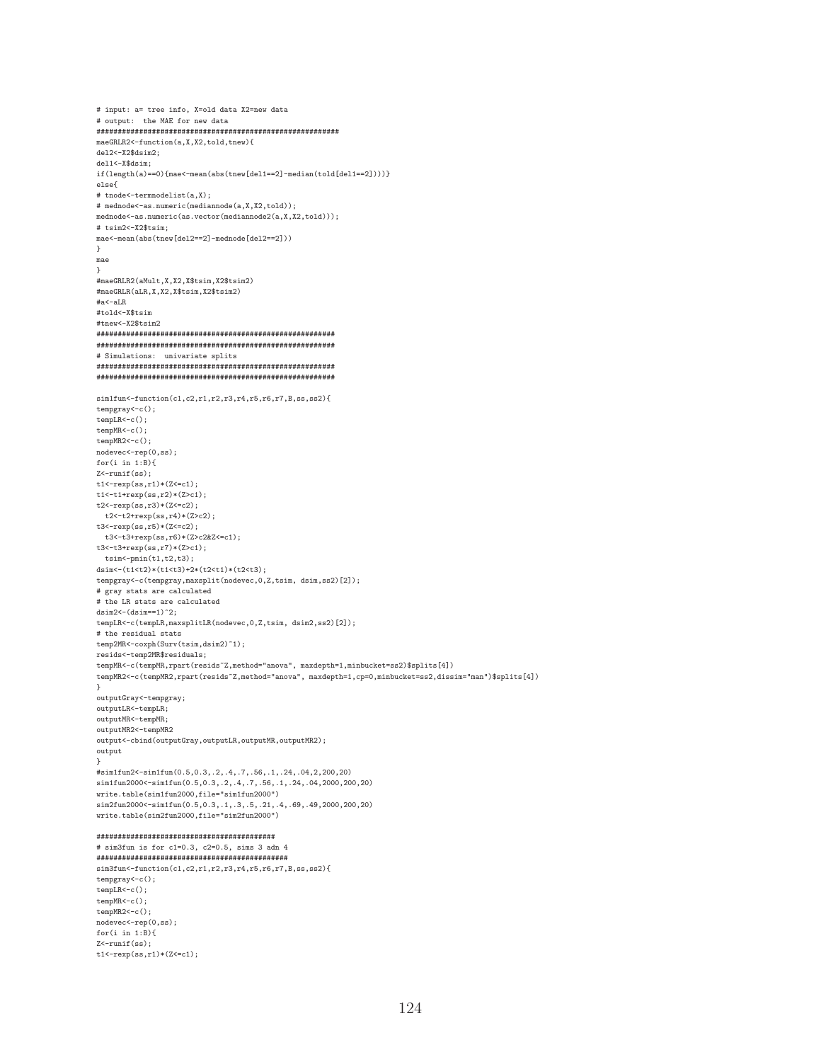```
# input: a= tree info, X=old data X2=new data
# output:  the MAE for new data
#########################################################
maeGRLR2<-function(a,X,X2,told,tnew){
del2<-X2$dsim2;
del1<-X$dsim;
if(length(a)==0){mae<-mean(abs(tnew[del1==2]-median(told[del1==2])))}
else{
# tnode<-termnodelist(a,X);
# mednode<-as.numeric(mediannode(a,X,X2,told));
mednode<-as.numeric(as.vector(mediannode2(a,X,X2,told)));
# tsim2<-X2$tsim;
mae<-mean(abs(tnew[del2==2]-mednode[del2==2]))
}
mae
}
#maeGRLR2(aMult,X,X2,X$tsim,X2$tsim2)
#maeGRLR(aLR,X,X2,X$tsim,X2$tsim2)
#a<-aLR
#told<-X$tsim
#tnew<-X2$tsim2
#########################################################
#########################################################
# Simulations:  univariate splits
#########################################################
#########################################################

sim1fun<-function(c1,c2,r1,r2,r3,r4,r5,r6,r7,B,ss,ss2){
tempgray<-c();
tempLR<-c();
tempMR<-c();
tempMR2<-c();
nodevec<-rep(0,ss);
for(i in 1:B){
Z<-runif(ss);
t1<-rexp(ss,r1)*(Z<=c1);
t1<-t1+rexp(ss,r2)*(Z>c1);
t2<-rexp(ss,r3)*(Z<=c2);
  t2<-t2+rexp(ss,r4)*(Z>c2);
t3<-rexp(ss,r5)*(Z<=c2);
  t3<-t3+rexp(ss,r6)*(Z>c2&Z<=c1);
t3<-t3+rexp(ss,r7)*(Z>c1);
  tsim<-pmin(t1,t2,t3);
dsim<-(t1<t2)*(t1<t3)+2*(t2<t1)*(t2<t3);
tempgray<-c(tempgray,maxsplit(nodevec,0,Z,tsim, dsim,ss2)[2]);
# gray stats are calculated
# the LR stats are calculated
dsim2<-(dsim==1)^2;
tempLR<-c(tempLR,maxsplitLR(nodevec,0,Z,tsim, dsim2,ss2)[2]);
# the residual stats
temp2MR<-coxph(Surv(tsim,dsim2)~1);
resids<-temp2MR$residuals;
tempMR<-c(tempMR,rpart(resids~Z,method="anova", maxdepth=1,minbucket=ss2)$splits[4])
tempMR2<-c(tempMR2,rpart(resids~Z,method="anova", maxdepth=1,cp=0,minbucket=ss2,dissim="man")$splits[4])
}
outputGray<-tempgray;
outputLR<-tempLR;
outputMR<-tempMR;
outputMR2<-tempMR2
output<-cbind(outputGray,outputLR,outputMR,outputMR2);
output
}
#sim1fun2<-sim1fun(0.5,0.3,.2,.4,.7,.56,.1,.24,.04,2,200,20)
sim1fun2000<-sim1fun(0.5,0.3,.2,.4,.7,.56,.1,.24,.04,2000,200,20)
write.table(sim1fun2000,file="sim1fun2000")
sim2fun2000<-sim1fun(0.5,0.3,.1,.3,.5,.21,.4,.69,.49,2000,200,20)
write.table(sim2fun2000,file="sim2fun2000")

###########################################
# sim3fun is for c1=0.3, c2=0.5, sims 3 adn 4
###########################################
sim3fun<-function(c1,c2,r1,r2,r3,r4,r5,r6,r7,B,ss,ss2){
tempgray<-c();
tempLR<-c();
tempMR<-c();
tempMR2<-c();
nodevec<-rep(0,ss);
for(i in 1:B){
Z<-runif(ss);
t1<-rexp(ss,r1)*(Z<=c1);
```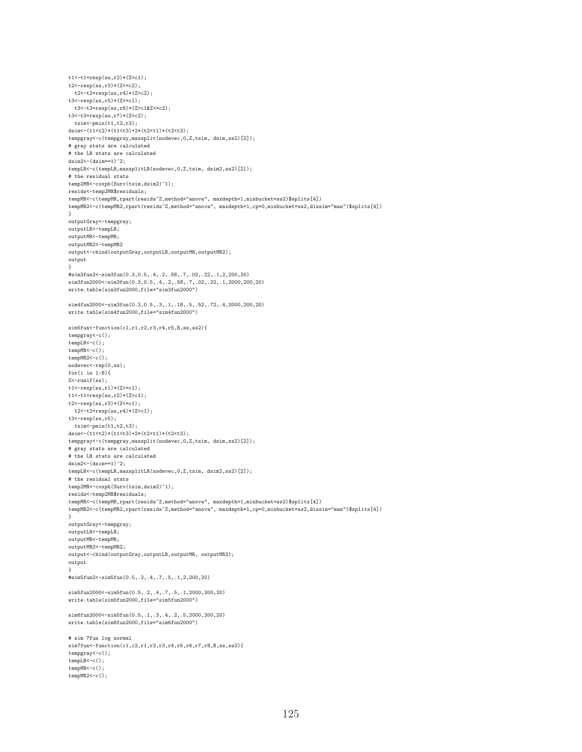```
t1<-t1+rexp(ss,r2)*(Z>c1);
t2<-rexp(ss,r3)*(Z<=c2);
  t2<-t2+rexp(ss,r4)*(Z>c2);
t3<-rexp(ss,r5)*(Z<=c1);
  t3<-t3+rexp(ss,r6)*(Z>c1&Z<=c2);
t3<-t3+rexp(ss,r7)*(Z>c2);
  tsim<-pmin(t1,t2,t3);
dsim<-(t1<t2)*(t1<t3)+2*(t2<t1)*(t2<t3);
tempgray<-c(tempgray,maxsplit(nodevec,0,Z,tsim, dsim,ss2)[2]);
# gray stats are calculated
# the LR stats are calculated
dsim2<-(dsim==1)^2;
tempLR<-c(tempLR,maxsplitLR(nodevec,0,Z,tsim, dsim2,ss2)[2]);
# the residual stats
temp2MR<-coxph(Surv(tsim,dsim2)~1);
resids<-temp2MR$residuals;
tempMR<-c(tempMR,rpart(resids~Z,method="anova", maxdepth=1,minbucket=ss2)$splits[4])
tempMR2<-c(tempMR2,rpart(resids~Z,method="anova", maxdepth=1,cp=0,minbucket=ss2,dissim="man")$splits[4])
}
outputGray<-tempgray;
outputLR<-tempLR;
outputMR<-tempMR;
outputMR2<-tempMR2
output<-cbind(outputGray,outputLR,outputMR,outputMR2);
output
}
#sim3fun2<-sim3fun(0.3,0.5,.4,.2,.58,.7,.02,.22,.1,2,200,20)
sim3fun2000<-sim3fun(0.3,0.5,.4,.2,.58,.7,.02,.22,.1,2000,200,20)
write.table(sim3fun2000,file="sim3fun2000")

sim4fun2000<-sim3fun(0.3,0.5,.3,.1,.18,.5,.52,.72,.4,2000,200,20)
write.table(sim4fun2000,file="sim4fun2000")

sim5fun<-function(c1,r1,r2,r3,r4,r5,B,ss,ss2){
tempgray<-c();
tempLR<-c();
tempMR<-c();
tempMR2<-c();
nodevec<-rep(0,ss);
for(i in 1:B){
Z<-runif(ss);
t1<-rexp(ss,r1)*(Z<=c1);
t1<-t1+rexp(ss,r2)*(Z>c1);
t2<-rexp(ss,r3)*(Z<=c1);
  t2<-t2+rexp(ss,r4)*(Z>c1);
t3<-rexp(ss,r5);
  tsim<-pmin(t1,t2,t3);
dsim<-(t1<t2)*(t1<t3)+2*(t2<t1)*(t2<t3);
tempgray<-c(tempgray,maxsplit(nodevec,0,Z,tsim, dsim,ss2)[2]);
# gray stats are calculated
# the LR stats are calculated
dsim2<-(dsim==1)^2;
tempLR<-c(tempLR,maxsplitLR(nodevec,0,Z,tsim, dsim2,ss2)[2]);
# the residual stats
temp2MR<-coxph(Surv(tsim,dsim2)~1);
resids<-temp2MR$residuals;
tempMR<-c(tempMR,rpart(resids~Z,method="anova", maxdepth=1,minbucket=ss2)$splits[4])
tempMR2<-c(tempMR2,rpart(resids~Z,method="anova", maxdepth=1,cp=0,minbucket=ss2,dissim="man")$splits[4])
}
outputGray<-tempgray;
outputLR<-tempLR;
outputMR<-tempMR;
outputMR2<-tempMR2;
output<-cbind(outputGray,outputLR,outputMR, outputMR2);
output
}
#sim5fun2<-sim5fun(0.5,.2,.4,.7,.5,.1,2,200,20)

sim5fun2000<-sim5fun(0.5,.2,.4,.7,.5,.1,2000,200,20)
write.table(sim5fun2000,file="sim5fun2000")

sim6fun2000<-sim5fun(0.5,.1,.3,.4,.2,.5,2000,200,20)
write.table(sim6fun2000,file="sim6fun2000")

# sim 7fun log normal
sim7fun<-function(c1,c2,r1,r2,r3,r4,r5,r6,r7,r8,B,ss,ss2){
tempgray<-c();
tempLR<-c();
tempMR<-c();
tempMR2<-c();
```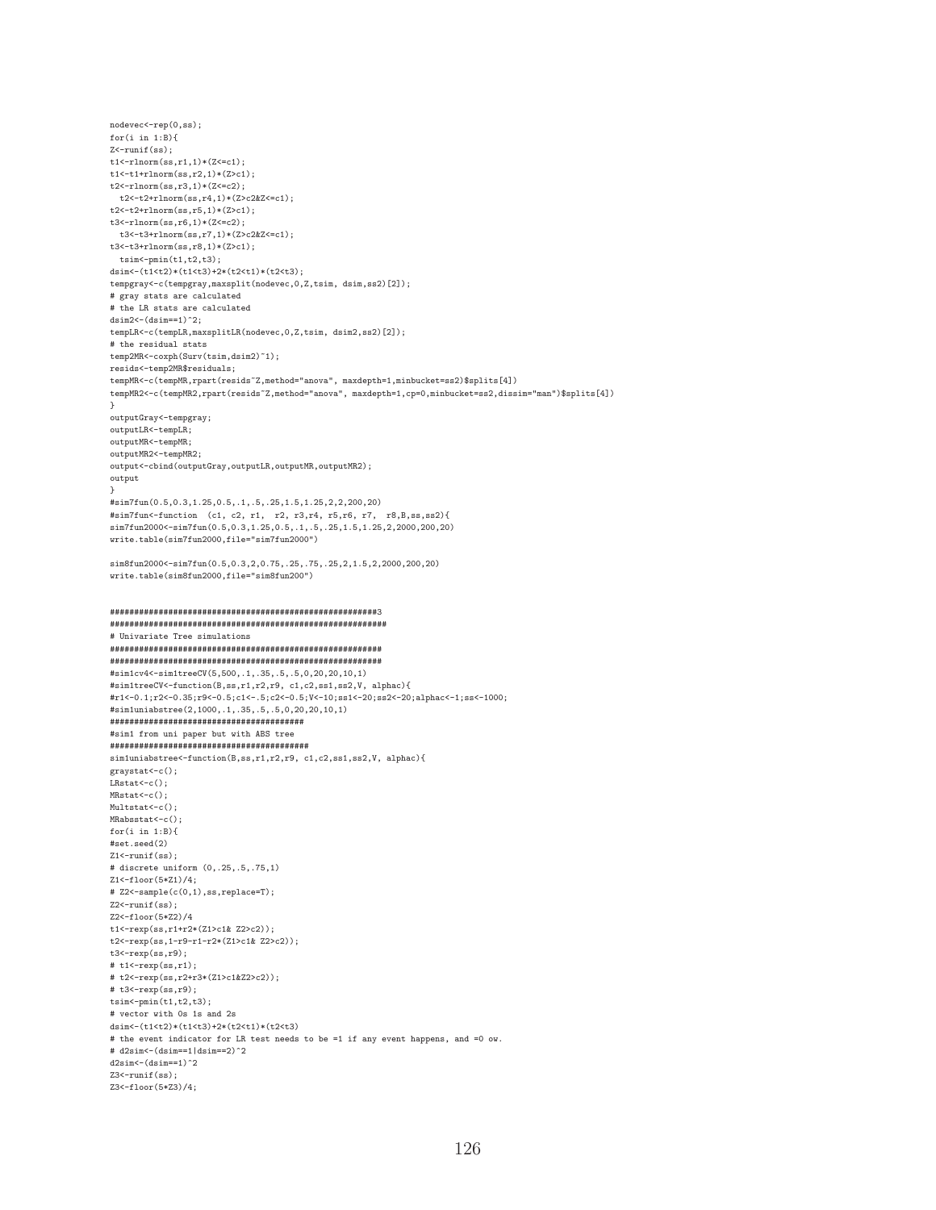```
nodevec<-rep(0,ss);
for(i in 1:B){
Z<-runif(ss);
t1<-rlnorm(ss,r1,1)*(Z<=c1);
t1<-t1+rlnorm(ss,r2,1)*(Z>c1);
t2<-rlnorm(ss,r3,1)*(Z<=c2);
  t2<-t2+rlnorm(ss,r4,1)*(Z>c2&Z<=c1);
t2<-t2+rlnorm(ss,r5,1)*(Z>c1);
t3<-rlnorm(ss,r6,1)*(Z<=c2);
  t3<-t3+rlnorm(ss,r7,1)*(Z>c2&Z<=c1);
t3<-t3+rlnorm(ss,r8,1)*(Z>c1);
  tsim<-pmin(t1,t2,t3);
dsim<-(t1<t2)*(t1<t3)+2*(t2<t1)*(t2<t3);
tempgray<-c(tempgray,maxsplit(nodevec,0,Z,tsim, dsim,ss2)[2]);
# gray stats are calculated
# the LR stats are calculated
dsim2<-(dsim==1)^2;
tempLR<-c(tempLR,maxsplitLR(nodevec,0,Z,tsim, dsim2,ss2)[2]);
# the residual stats
temp2MR<-coxph(Surv(tsim,dsim2)~1);
resids<-temp2MR$residuals;
tempMR<-c(tempMR,rpart(resids~Z,method="anova", maxdepth=1,minbucket=ss2)$splits[4])
tempMR2<-c(tempMR2,rpart(resids~Z,method="anova", maxdepth=1,cp=0,minbucket=ss2,dissim="man")$splits[4])
}
outputGray<-tempgray;
outputLR<-tempLR;
outputMR<-tempMR;
outputMR2<-tempMR2;
output<-cbind(outputGray,outputLR,outputMR,outputMR2);
output
}
#sim7fun(0.5,0.3,1.25,0.5,.1,.5,.25,1.5,1.25,2,2,200,20)
#sim7fun<-function  (c1, c2, r1,  r2, r3,r4, r5,r6, r7,  r8,B,ss,ss2){
sim7fun2000<-sim7fun(0.5,0.3,1.25,0.5,.1,.5,.25,1.5,1.25,2,2000,200,20)
write.table(sim7fun2000,file="sim7fun2000")

sim8fun2000<-sim7fun(0.5,0.3,2,0.75,.25,.75,.25,2,1.5,2,2000,200,20)
write.table(sim8fun2000,file="sim8fun200")


########################################################3
#########################################################
# Univariate Tree simulations
#########################################################
#########################################################
#sim1cv4<-sim1treeCV(5,500,.1,.35,.5,.5,0,20,20,10,1)
#sim1treeCV<-function(B,ss,r1,r2,r9, c1,c2,ss1,ss2,V, alphac){
#r1<-0.1;r2<-0.35;r9<-0.5;c1<-.5;c2<-0.5;V<-10;ss1<-20;ss2<-20;alphac<-1;ss<-1000;
#sim1uniabstree(2,1000,.1,.35,.5,.5,0,20,20,10,1)
########################################
#sim1 from uni paper but with ABS tree
########################################
sim1uniabstree<-function(B,ss,r1,r2,r9, c1,c2,ss1,ss2,V, alphac){
graystat<-c();
LRstat<-c();
MRstat<-c();
Multstat<-c();
MRabsstat<-c();
for(i in 1:B){
#set.seed(2)
Z1<-runif(ss);
# discrete uniform (0,.25,.5,.75,1)
Z1<-floor(5*Z1)/4;
# Z2<-sample(c(0,1),ss,replace=T);
Z2<-runif(ss);
Z2<-floor(5*Z2)/4
t1<-rexp(ss,r1+r2*(Z1>c1& Z2>c2));
t2<-rexp(ss,1-r9-r1-r2*(Z1>c1& Z2>c2));
t3<-rexp(ss,r9);
# t1<-rexp(ss,r1);
# t2<-rexp(ss,r2+r3*(Z1>c1&Z2>c2));
# t3<-rexp(ss,r9);
tsim<-pmin(t1,t2,t3);
# vector with 0s 1s and 2s
dsim<-(t1<t2)*(t1<t3)+2*(t2<t1)*(t2<t3)
# the event indicator for LR test needs to be =1 if any event happens, and =0 ow.
# d2sim<-(dsim==1|dsim==2)^2
d2sim<-(dsim==1)^2
Z3<-runif(ss);
Z3<-floor(5*Z3)/4;
```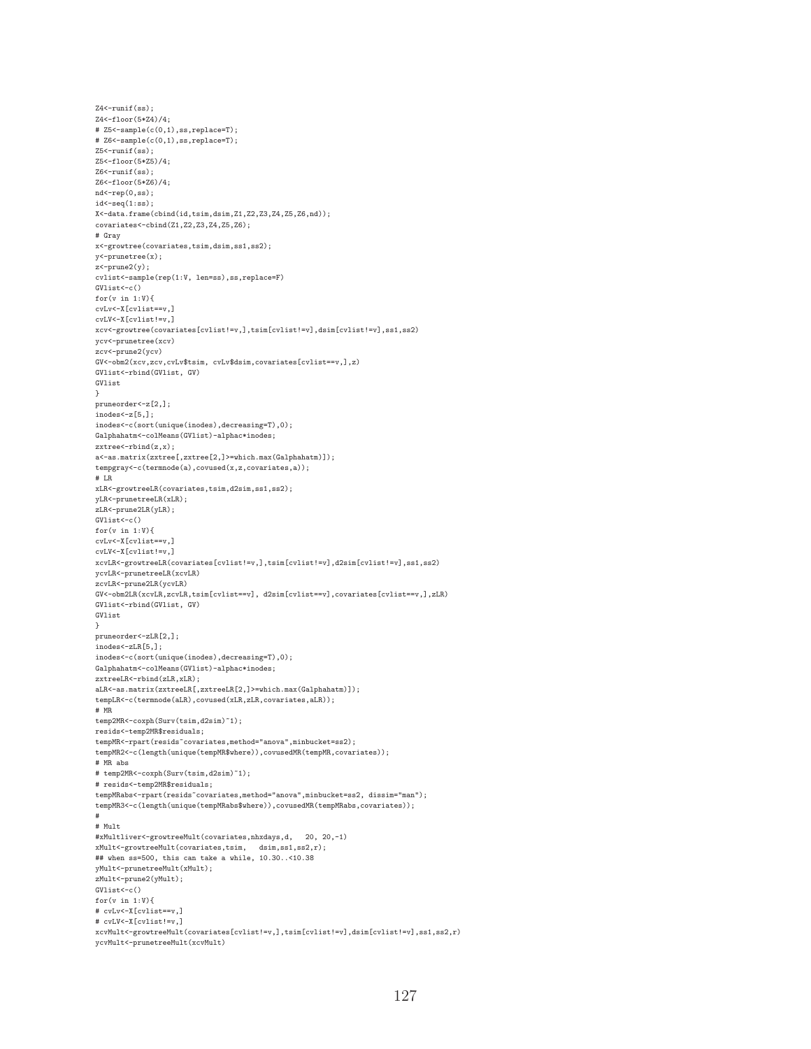```
Z4<-runif(ss);
Z4<-floor(5*Z4)/4;
# Z5<-sample(c(0,1),ss,replace=T);
# Z6<-sample(c(0,1),ss,replace=T);
Z5<-runif(ss);
Z5<-floor(5*Z5)/4;
Z6<-runif(ss);
Z6<-floor(5*Z6)/4;
nd<-rep(0,ss);
id<-seq(1:ss);
X<-data.frame(cbind(id,tsim,dsim,Z1,Z2,Z3,Z4,Z5,Z6,nd));
covariates<-cbind(Z1,Z2,Z3,Z4,Z5,Z6);
# Gray
x<-growtree(covariates,tsim,dsim,ss1,ss2);
y<-prunetree(x);
z<-prune2(y);
cvlist<-sample(rep(1:V, len=ss),ss,replace=F)
GVlist<-c()
for(v in 1:V){
cvLv<-X[cvlist==v,]
cvLV<-X[cvlist!=v,]
xcv<-growtree(covariates[cvlist!=v,],tsim[cvlist!=v],dsim[cvlist!=v],ss1,ss2)
ycv<-prunetree(xcv)
zcv<-prune2(ycv)
GV<-obm2(xcv,zcv,cvLv$tsim, cvLv$dsim,covariates[cvlist==v,],z)
GVlist<-rbind(GVlist, GV)
GVlist
}
pruneorder<-z[2,];
inodes<-z[5,];
inodes<-c(sort(unique(inodes),decreasing=T),0);
Galphahatm<-colMeans(GVlist)-alphac*inodes;
zxtree<-rbind(z,x);
a<-as.matrix(zxtree[,zxtree[2,]>=which.max(Galphahatm)]);
tempgray<-c(termnode(a),covused(x,z,covariates,a));
# LR
xLR<-growtreeLR(covariates,tsim,d2sim,ss1,ss2);
yLR<-prunetreeLR(xLR);
zLR<-prune2LR(yLR);
GVlist<-c()
for(v in 1:V){
cvLv<-X[cvlist==v,]
cvLV<-X[cvlist!=v,]
xcvLR<-growtreeLR(covariates[cvlist!=v,],tsim[cvlist!=v],d2sim[cvlist!=v],ss1,ss2)
ycvLR<-prunetreeLR(xcvLR)
zcvLR<-prune2LR(ycvLR)
GV<-obm2LR(xcvLR,zcvLR,tsim[cvlist==v], d2sim[cvlist==v],covariates[cvlist==v,],zLR)
GVlist<-rbind(GVlist, GV)
GVlist
}
pruneorder<-zLR[2,];
inodes<-zLR[5,];
inodes<-c(sort(unique(inodes),decreasing=T),0);
Galphahatm<-colMeans(GVlist)-alphac*inodes;
zxtreeLR<-rbind(zLR,xLR);
aLR<-as.matrix(zxtreeLR[,zxtreeLR[2,]>=which.max(Galphahatm)]);
tempLR<-c(termnode(aLR),covused(xLR,zLR,covariates,aLR));
# MR
temp2MR<-coxph(Surv(tsim,d2sim)~1);
resids<-temp2MR$residuals;
tempMR<-rpart(resids~covariates,method="anova",minbucket=ss2);
tempMR2<-c(length(unique(tempMR$where)),covusedMR(tempMR,covariates));
# MR abs
# temp2MR<-coxph(Surv(tsim,d2sim)~1);
# resids<-temp2MR$residuals;
tempMRabs<-rpart(resids~covariates,method="anova",minbucket=ss2, dissim="man");
tempMR3<-c(length(unique(tempMRabs$where)),covusedMR(tempMRabs,covariates));
#
# Mult
#xMultliver<-growtreeMult(covariates,nhxdays,d,   20, 20,-1)
xMult<-growtreeMult(covariates,tsim,   dsim,ss1,ss2,r);
## when ss=500, this can take a while, 10.30..<10.38
yMult<-prunetreeMult(xMult);
zMult<-prune2(yMult);
GVlist<-c()
for(v in 1:V){
# cvLv<-X[cvlist==v,]
# cvLV<-X[cvlist!=v,]
xcvMult<-growtreeMult(covariates[cvlist!=v,],tsim[cvlist!=v],dsim[cvlist!=v],ss1,ss2,r)
ycvMult<-prunetreeMult(xcvMult)
```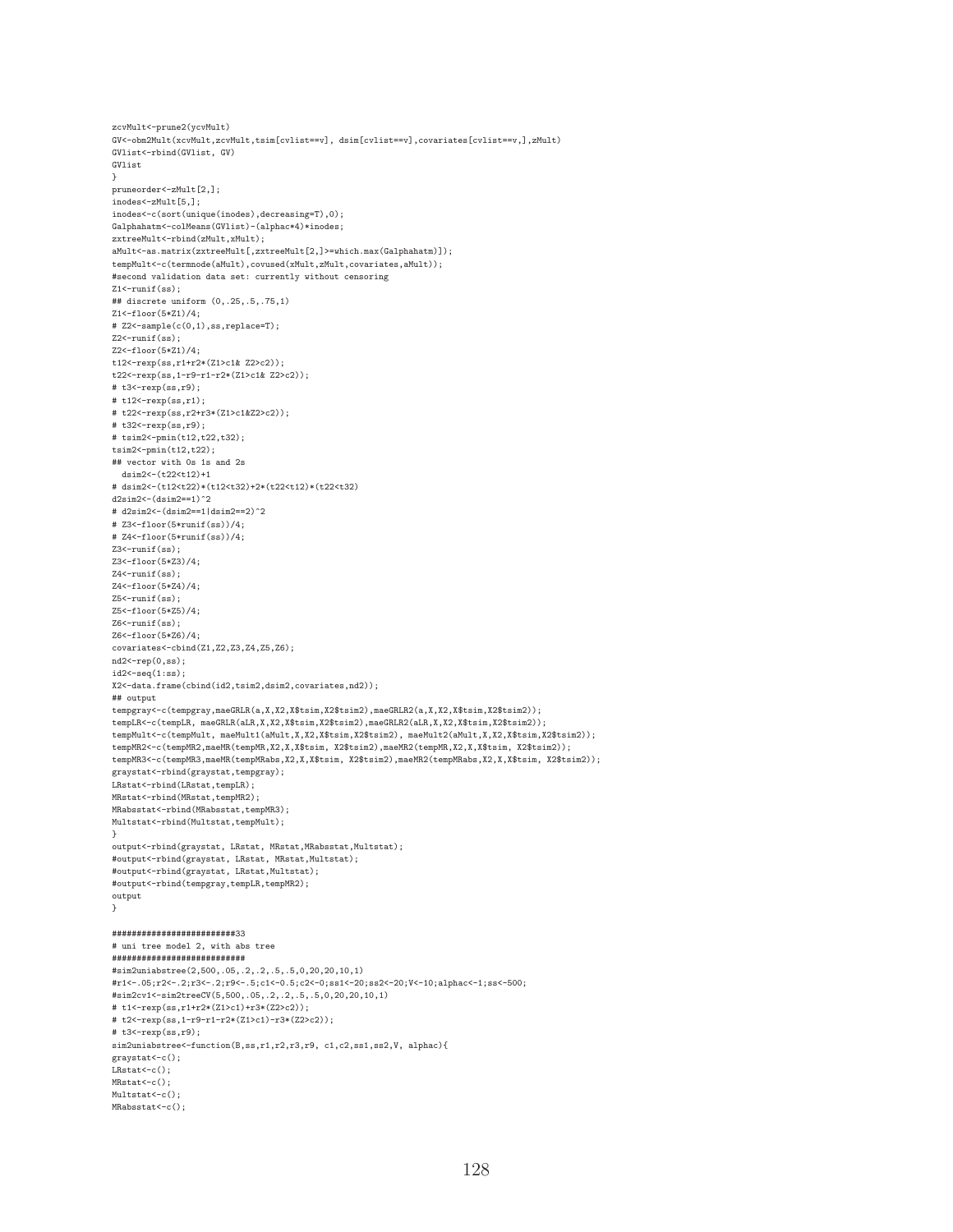```
zcvMult<-prune2(ycvMult)
GV<-obm2Mult(xcvMult,zcvMult,tsim[cvlist==v], dsim[cvlist==v],covariates[cvlist==v,],zMult)
GVlist<-rbind(GVlist, GV)
GVlist
}
pruneorder<-zMult[2,];
inodes<-zMult[5,];
inodes<-c(sort(unique(inodes),decreasing=T),0);
Galphahatm<-colMeans(GVlist)-(alphac*4)*inodes;
zxtreeMult<-rbind(zMult,xMult);
aMult<-as.matrix(zxtreeMult[,zxtreeMult[2,]>=which.max(Galphahatm)]);
tempMult<-c(termnode(aMult),covused(xMult,zMult,covariates,aMult));
#second validation data set: currently without censoring
Z1<-runif(ss);
## discrete uniform (0,.25,.5,.75,1)
Z1<-floor(5*Z1)/4;
# Z2<-sample(c(0,1),ss,replace=T);
Z2<-runif(ss);
Z2<-floor(5*Z1)/4;
t12<-rexp(ss,r1+r2*(Z1>c1& Z2>c2));
t22<-rexp(ss,1-r9-r1-r2*(Z1>c1& Z2>c2));
# t3<-rexp(ss,r9);
# t12<-rexp(ss,r1);
# t22<-rexp(ss,r2+r3*(Z1>c1&Z2>c2));
# t32<-rexp(ss,r9);
# tsim2<-pmin(t12,t22,t32);
tsim2<-pmin(t12,t22);
## vector with 0s 1s and 2s
  dsim2<-(t22<t12)+1
# dsim2<-(t12<t22)*(t12<t32)+2*(t22<t12)*(t22<t32)
d2sim2<-(dsim2==1)^2
# d2sim2<-(dsim2==1|dsim2==2)^2
# Z3<-floor(5*runif(ss))/4;
# Z4<-floor(5*runif(ss))/4;
Z3<-runif(ss);
Z3<-floor(5*Z3)/4;
Z4<-runif(ss);
Z4<-floor(5*Z4)/4;
Z5<-runif(ss);
Z5<-floor(5*Z5)/4;
Z6<-runif(ss);
Z6<-floor(5*Z6)/4;
covariates<-cbind(Z1,Z2,Z3,Z4,Z5,Z6);
nd2<-rep(0,ss);
id2<-seq(1:ss);
X2<-data.frame(cbind(id2,tsim2,dsim2,covariates,nd2));
## output
tempgray<-c(tempgray,maeGRLR(a,X,X2,X$tsim,X2$tsim2),maeGRLR2(a,X,X2,X$tsim,X2$tsim2));
tempLR<-c(tempLR, maeGRLR(aLR,X,X2,X$tsim,X2$tsim2),maeGRLR2(aLR,X,X2,X$tsim,X2$tsim2));
tempMult<-c(tempMult, maeMult1(aMult,X,X2,X$tsim,X2$tsim2), maeMult2(aMult,X,X2,X$tsim,X2$tsim2));
tempMR2<-c(tempMR2,maeMR(tempMR,X2,X,X$tsim, X2$tsim2),maeMR2(tempMR,X2,X,X$tsim, X2$tsim2));
tempMR3<-c(tempMR3,maeMR(tempMRabs,X2,X,X$tsim, X2$tsim2),maeMR2(tempMRabs,X2,X,X$tsim, X2$tsim2));
graystat<-rbind(graystat,tempgray);
LRstat<-rbind(LRstat,tempLR);
MRstat<-rbind(MRstat,tempMR2);
MRabsstat<-rbind(MRabsstat,tempMR3);
Multstat<-rbind(Multstat,tempMult);
}
output<-rbind(graystat, LRstat, MRstat,MRabsstat,Multstat);
#output<-rbind(graystat, LRstat, MRstat,Multstat);
#output<-rbind(graystat, LRstat,Multstat);
#output<-rbind(tempgray,tempLR,tempMR2);
output
}

########################33
# uni tree model 2, with abs tree
###########################
#sim2uniabstree(2,500,.05,.2,.2,.5,.5,0,20,20,10,1)
#r1<-.05;r2<-.2;r3<-.2;r9<-.5;c1<-0.5;c2<-0;ss1<-20;ss2<-20;V<-10;alphac<-1;ss<-500;
#sim2cv1<-sim2treeCV(5,500,.05,.2,.2,.5,.5,0,20,20,10,1)
# t1<-rexp(ss,r1+r2*(Z1>c1)+r3*(Z2>c2));
# t2<-rexp(ss,1-r9-r1-r2*(Z1>c1)-r3*(Z2>c2));
# t3<-rexp(ss,r9);
sim2uniabstree<-function(B,ss,r1,r2,r3,r9, c1,c2,ss1,ss2,V, alphac){
graystat<-c();
LRstat<-c();
MRstat<-c();
Multstat<-c();
MRabsstat<-c();
```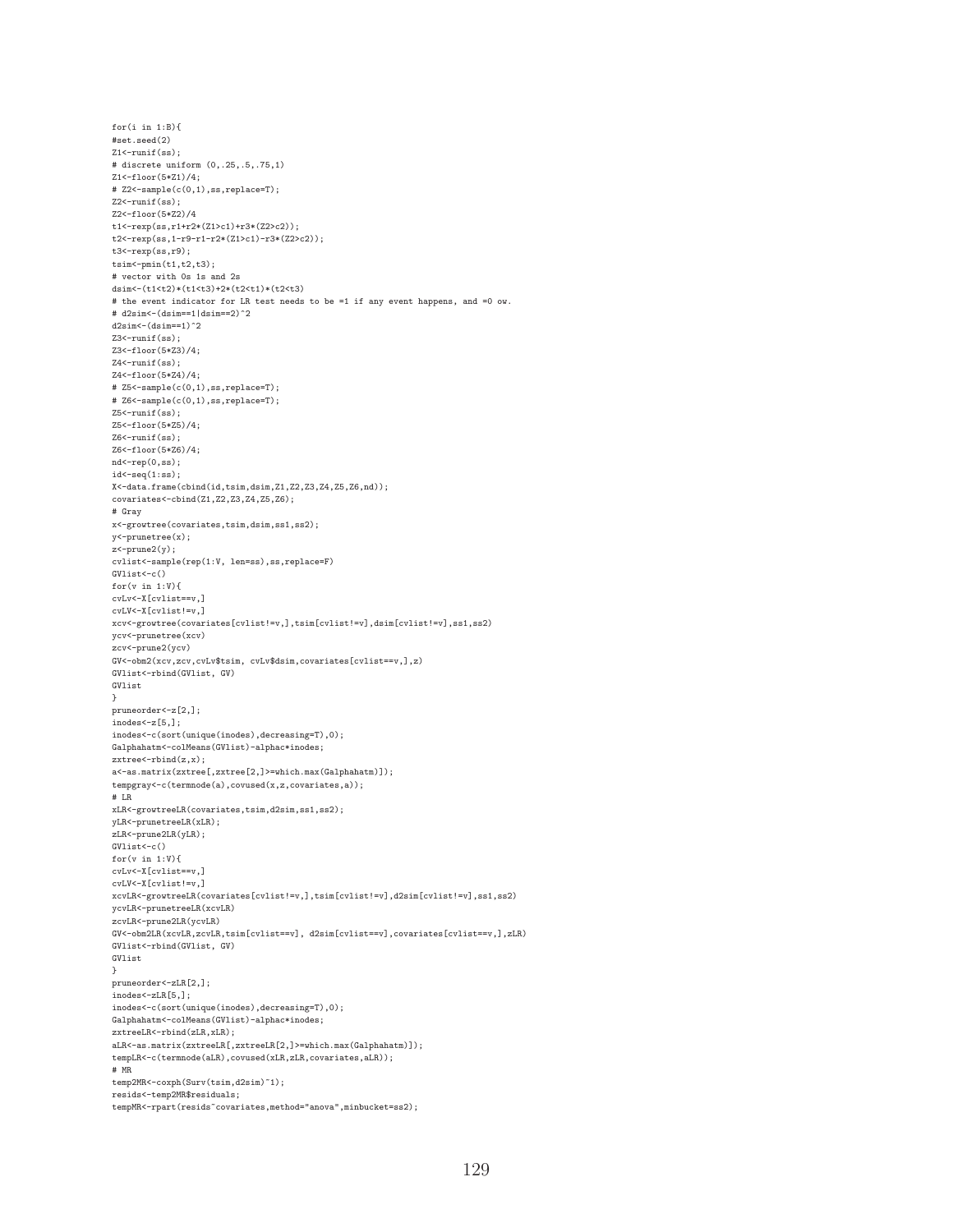```
for(i in 1:B){
#set.seed(2)
Z1<-runif(ss);
# discrete uniform (0,.25,.5,.75,1)
Z1<-floor(5*Z1)/4;
# Z2<-sample(c(0,1),ss,replace=T);
Z2<-runif(ss);
Z2<-floor(5*Z2)/4
t1<-rexp(ss,r1+r2*(Z1>c1)+r3*(Z2>c2));
t2<-rexp(ss,1-r9-r1-r2*(Z1>c1)-r3*(Z2>c2));
t3<-rexp(ss,r9);
tsim<-pmin(t1,t2,t3);
# vector with 0s 1s and 2s
dsim<-(t1<t2)*(t1<t3)+2*(t2<t1)*(t2<t3)
# the event indicator for LR test needs to be =1 if any event happens, and =0 ow.
# d2sim<-(dsim==1|dsim==2)^2
d2sim<-(dsim==1)^2
Z3<-runif(ss);
Z3<-floor(5*Z3)/4;
Z4<-runif(ss);
Z4<-floor(5*Z4)/4;
# Z5<-sample(c(0,1),ss,replace=T);
# Z6<-sample(c(0,1),ss,replace=T);
Z5<-runif(ss);
Z5<-floor(5*Z5)/4;
Z6<-runif(ss);
Z6<-floor(5*Z6)/4;
nd<-rep(0,ss);
id<-seq(1:ss);
X<-data.frame(cbind(id,tsim,dsim,Z1,Z2,Z3,Z4,Z5,Z6,nd));
covariates<-cbind(Z1,Z2,Z3,Z4,Z5,Z6);
# Gray
x<-growtree(covariates,tsim,dsim,ss1,ss2);
y<-prunetree(x);
z<-prune2(y);
cvlist<-sample(rep(1:V, len=ss),ss,replace=F)
GVlist<-c()
for(v in 1:V){
cvLv<-X[cvlist==v,]
cvLV<-X[cvlist!=v,]
xcv<-growtree(covariates[cvlist!=v,],tsim[cvlist!=v],dsim[cvlist!=v],ss1,ss2)
ycv<-prunetree(xcv)
zcv<-prune2(ycv)
GV<-obm2(xcv,zcv,cvLv$tsim, cvLv$dsim,covariates[cvlist==v,],z)
GVlist<-rbind(GVlist, GV)
GVlist
}
pruneorder<-z[2,];
inodes<-z[5,];
inodes<-c(sort(unique(inodes),decreasing=T),0);
Galphahatm<-colMeans(GVlist)-alphac*inodes;
zxtree<-rbind(z,x);
a<-as.matrix(zxtree[,zxtree[2,]>=which.max(Galphahatm)]);
tempgray<-c(termnode(a),covused(x,z,covariates,a));
# LR
xLR<-growtreeLR(covariates,tsim,d2sim,ss1,ss2);
yLR<-prunetreeLR(xLR);
zLR<-prune2LR(yLR);
GVlist<-c()
for(v in 1:V){
cvLv<-X[cvlist==v,]
cvLV<-X[cvlist!=v,]
xcvLR<-growtreeLR(covariates[cvlist!=v,],tsim[cvlist!=v],d2sim[cvlist!=v],ss1,ss2)
ycvLR<-prunetreeLR(xcvLR)
zcvLR<-prune2LR(ycvLR)
GV<-obm2LR(xcvLR,zcvLR,tsim[cvlist==v], d2sim[cvlist==v],covariates[cvlist==v,],zLR)
GVlist<-rbind(GVlist, GV)
GVlist
}
pruneorder<-zLR[2,];
inodes<-zLR[5,];
inodes<-c(sort(unique(inodes),decreasing=T),0);
Galphahatm<-colMeans(GVlist)-alphac*inodes;
zxtreeLR<-rbind(zLR,xLR);
aLR<-as.matrix(zxtreeLR[,zxtreeLR[2,]>=which.max(Galphahatm)]);
tempLR<-c(termnode(aLR),covused(xLR,zLR,covariates,aLR));
# MR
temp2MR<-coxph(Surv(tsim,d2sim)~1);
resids<-temp2MR$residuals;
tempMR<-rpart(resids~covariates,method="anova",minbucket=ss2);
```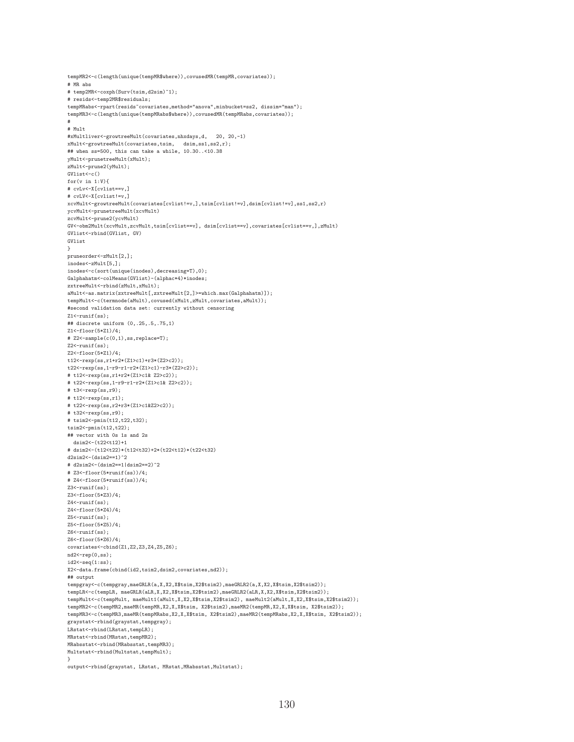```
tempMR2<-c(length(unique(tempMR$where)),covusedMR(tempMR,covariates));
# MR abs
# temp2MR<-coxph(Surv(tsim,d2sim)~1);
# resids<-temp2MR$residuals;
tempMRabs<-rpart(resids~covariates,method="anova",minbucket=ss2, dissim="man");
tempMR3<-c(length(unique(tempMRabs$where)),covusedMR(tempMRabs,covariates));
#
# Mult
#xMultliver<-growtreeMult(covariates,nhxdays,d,   20, 20,-1)
xMult<-growtreeMult(covariates,tsim,   dsim,ss1,ss2,r);
## when ss=500, this can take a while, 10.30..<10.38
yMult<-prunetreeMult(xMult);
zMult<-prune2(yMult);
GVlist<-c()
for(v in 1:V){
# cvLv<-X[cvlist==v,]
# cvLV<-X[cvlist!=v,]
xcvMult<-growtreeMult(covariates[cvlist!=v,],tsim[cvlist!=v],dsim[cvlist!=v],ss1,ss2,r)
ycvMult<-prunetreeMult(xcvMult)
zcvMult<-prune2(ycvMult)
GV<-obm2Mult(xcvMult,zcvMult,tsim[cvlist==v], dsim[cvlist==v],covariates[cvlist==v,],zMult)
GVlist<-rbind(GVlist, GV)
GVlist
}
pruneorder<-zMult[2,];
inodes<-zMult[5,];
inodes<-c(sort(unique(inodes),decreasing=T),0);
Galphahatm<-colMeans(GVlist)-(alphac*4)*inodes;
zxtreeMult<-rbind(zMult,xMult);
aMult<-as.matrix(zxtreeMult[,zxtreeMult[2,]>=which.max(Galphahatm)]);
tempMult<-c(termnode(aMult),covused(xMult,zMult,covariates,aMult));
#second validation data set: currently without censoring
Z1<-runif(ss);
## discrete uniform (0,.25,.5,.75,1)
Z1<-floor(5*Z1)/4;
# Z2<-sample(c(0,1),ss,replace=T);
Z2<-runif(ss);
Z2<-floor(5*Z1)/4;
t12<-rexp(ss,r1+r2*(Z1>c1)+r3*(Z2>c2));
t22<-rexp(ss,1-r9-r1-r2*(Z1>c1)-r3*(Z2>c2));
# t12<-rexp(ss,r1+r2*(Z1>c1& Z2>c2));
# t22<-rexp(ss,1-r9-r1-r2*(Z1>c1& Z2>c2));
# t3<-rexp(ss,r9);
# t12<-rexp(ss,r1);
# t22<-rexp(ss,r2+r3*(Z1>c1&Z2>c2));
# t32<-rexp(ss,r9);
# tsim2<-pmin(t12,t22,t32);
tsim2<-pmin(t12,t22);
## vector with 0s 1s and 2s
  dsim2<-(t22<t12)+1
# dsim2<-(t12<t22)*(t12<t32)+2*(t22<t12)*(t22<t32)
d2sim2<-(dsim2==1)^2
# d2sim2<-(dsim2==1|dsim2==2)^2
# Z3<-floor(5*runif(ss))/4;
# Z4<-floor(5*runif(ss))/4;
Z3<-runif(ss);
Z3<-floor(5*Z3)/4;
Z4<-runif(ss);
Z4<-floor(5*Z4)/4;
Z5<-runif(ss);
Z5<-floor(5*Z5)/4;
Z6<-runif(ss);
Z6<-floor(5*Z6)/4;
covariates<-cbind(Z1,Z2,Z3,Z4,Z5,Z6);
nd2<-rep(0,ss);
id2<-seq(1:ss);
X2<-data.frame(cbind(id2,tsim2,dsim2,covariates,nd2));
## output
tempgray<-c(tempgray,maeGRLR(a,X,X2,X$tsim,X2$tsim2),maeGRLR2(a,X,X2,X$tsim,X2$tsim2));
tempLR<-c(tempLR, maeGRLR(aLR,X,X2,X$tsim,X2$tsim2),maeGRLR2(aLR,X,X2,X$tsim,X2$tsim2));
tempMult<-c(tempMult, maeMult1(aMult,X,X2,X$tsim,X2$tsim2), maeMult2(aMult,X,X2,X$tsim,X2$tsim2));
tempMR2<-c(tempMR2,maeMR(tempMR,X2,X,X$tsim, X2$tsim2),maeMR2(tempMR,X2,X,X$tsim, X2$tsim2));
tempMR3<-c(tempMR3,maeMR(tempMRabs,X2,X,X$tsim, X2$tsim2),maeMR2(tempMRabs,X2,X,X$tsim, X2$tsim2));
graystat<-rbind(graystat,tempgray);
LRstat<-rbind(LRstat,tempLR);
MRstat<-rbind(MRstat,tempMR2);
MRabsstat<-rbind(MRabsstat,tempMR3);
Multstat<-rbind(Multstat,tempMult);
}
output<-rbind(graystat, LRstat, MRstat,MRabsstat,Multstat);
```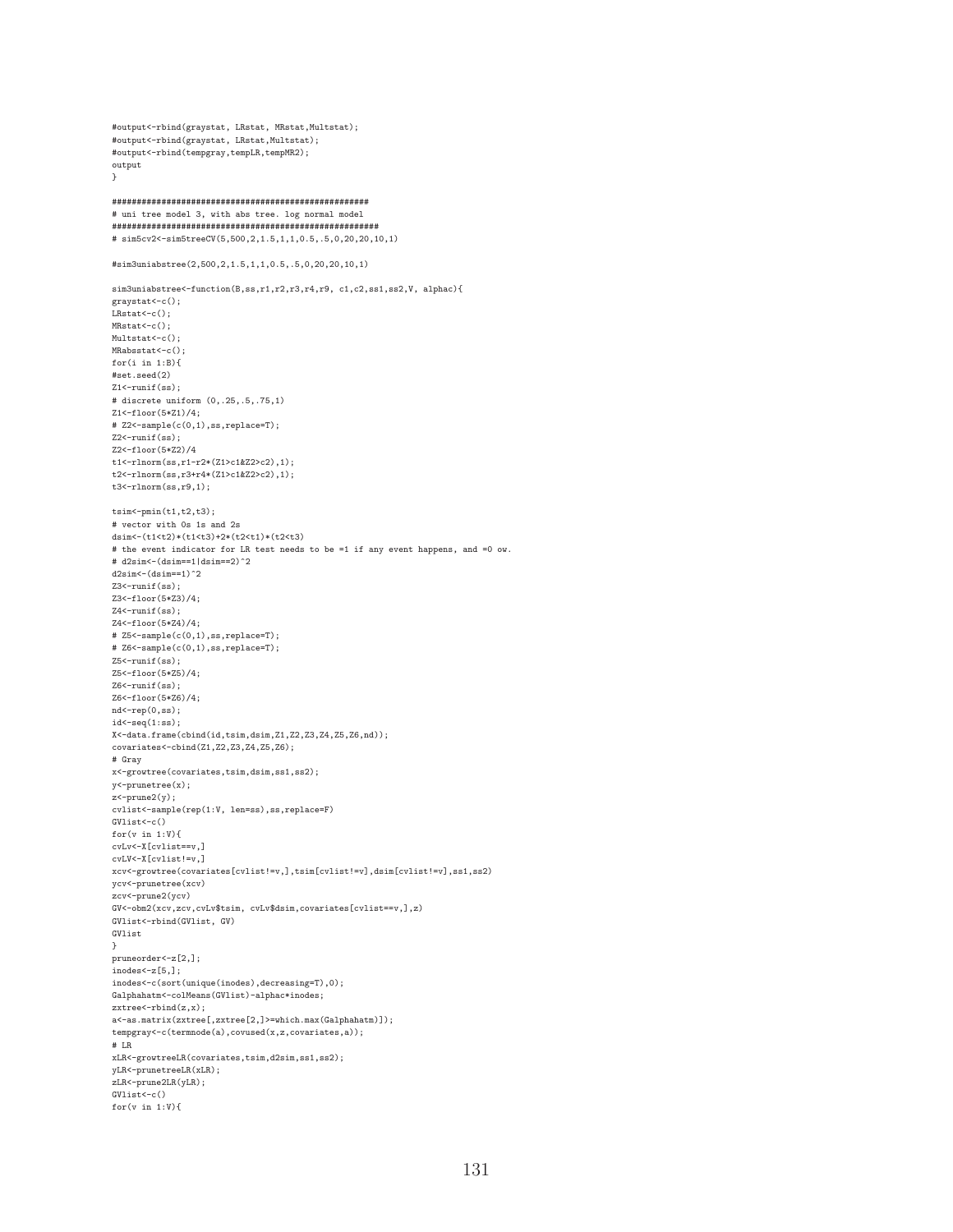```
#output<-rbind(graystat, LRstat, MRstat,Multstat);
#output<-rbind(graystat, LRstat,Multstat);
#output<-rbind(tempgray,tempLR,tempMR2);
output
}

####################################################
# uni tree model 3, with abs tree. log normal model
######################################################
# sim5cv2<-sim5treeCV(5,500,2,1.5,1,1,0.5,.5,0,20,20,10,1)

#sim3uniabstree(2,500,2,1.5,1,1,0.5,.5,0,20,20,10,1)

sim3uniabstree<-function(B,ss,r1,r2,r3,r4,r9, c1,c2,ss1,ss2,V, alphac){
graystat<-c();
LRstat<-c();
MRstat<-c();
Multstat<-c();
MRabsstat<-c();
for(i in 1:B){
#set.seed(2)
Z1<-runif(ss);
# discrete uniform (0,.25,.5,.75,1)
Z1<-floor(5*Z1)/4;
# Z2<-sample(c(0,1),ss,replace=T);
Z2<-runif(ss);
Z2<-floor(5*Z2)/4
t1<-rlnorm(ss,r1-r2*(Z1>c1&Z2>c2),1);
t2<-rlnorm(ss,r3+r4*(Z1>c1&Z2>c2),1);
t3<-rlnorm(ss,r9,1);

tsim<-pmin(t1,t2,t3);
# vector with 0s 1s and 2s
dsim<-(t1<t2)*(t1<t3)+2*(t2<t1)*(t2<t3)
# the event indicator for LR test needs to be =1 if any event happens, and =0 ow.
# d2sim<-(dsim==1|dsim==2)^2
d2sim<-(dsim==1)^2
Z3<-runif(ss);
Z3<-floor(5*Z3)/4;
Z4<-runif(ss);
Z4<-floor(5*Z4)/4;
# Z5<-sample(c(0,1),ss,replace=T);
# Z6<-sample(c(0,1),ss,replace=T);
Z5<-runif(ss);
Z5<-floor(5*Z5)/4;
Z6<-runif(ss);
Z6<-floor(5*Z6)/4;
nd<-rep(0,ss);
id<-seq(1:ss);
X<-data.frame(cbind(id,tsim,dsim,Z1,Z2,Z3,Z4,Z5,Z6,nd));
covariates<-cbind(Z1,Z2,Z3,Z4,Z5,Z6);
# Gray
x<-growtree(covariates,tsim,dsim,ss1,ss2);
y<-prunetree(x);
z<-prune2(y);
cvlist<-sample(rep(1:V, len=ss),ss,replace=F)
GVlist<-c()
for(v in 1:V){
cvLv<-X[cvlist==v,]
cvLV<-X[cvlist!=v,]
xcv<-growtree(covariates[cvlist!=v,],tsim[cvlist!=v],dsim[cvlist!=v],ss1,ss2)
ycv<-prunetree(xcv)
zcv<-prune2(ycv)
GV<-obm2(xcv,zcv,cvLv$tsim, cvLv$dsim,covariates[cvlist==v,],z)
GVlist<-rbind(GVlist, GV)
GVlist
}
pruneorder<-z[2,];
inodes<-z[5,];
inodes<-c(sort(unique(inodes),decreasing=T),0);
Galphahatm<-colMeans(GVlist)-alphac*inodes;
zxtree<-rbind(z,x);
a<-as.matrix(zxtree[,zxtree[2,]>=which.max(Galphahatm)]);
tempgray<-c(termnode(a),covused(x,z,covariates,a));
# LR
xLR<-growtreeLR(covariates,tsim,d2sim,ss1,ss2);
yLR<-prunetreeLR(xLR);
zLR<-prune2LR(yLR);
GVlist<-c()
for(v in 1:V){
```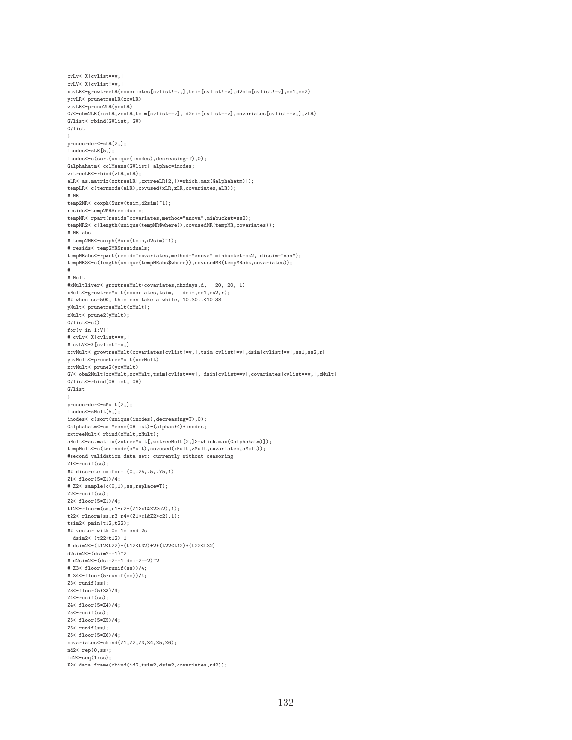```
cvLv<-X[cvlist==v,]
cvLV<-X[cvlist!=v,]
xcvLR<-growtreeLR(covariates[cvlist!=v,],tsim[cvlist!=v],d2sim[cvlist!=v],ss1,ss2)
ycvLR<-prunetreeLR(xcvLR)
zcvLR<-prune2LR(ycvLR)
GV<-obm2LR(xcvLR,zcvLR,tsim[cvlist==v], d2sim[cvlist==v],covariates[cvlist==v,],zLR)
GVlist<-rbind(GVlist, GV)
GVlist
}
pruneorder<-zLR[2,];
inodes<-zLR[5,];
inodes<-c(sort(unique(inodes),decreasing=T),0);
Galphahatm<-colMeans(GVlist)-alphac*inodes;
zxtreeLR<-rbind(zLR,xLR);
aLR<-as.matrix(zxtreeLR[,zxtreeLR[2,]>=which.max(Galphahatm)]);
tempLR<-c(termnode(aLR),covused(xLR,zLR,covariates,aLR));
# MR
temp2MR<-coxph(Surv(tsim,d2sim)~1);
resids<-temp2MR$residuals;
tempMR<-rpart(resids~covariates,method="anova",minbucket=ss2);
tempMR2<-c(length(unique(tempMR$where)),covusedMR(tempMR,covariates));
# MR abs
# temp2MR<-coxph(Surv(tsim,d2sim)~1);
# resids<-temp2MR$residuals;
tempMRabs<-rpart(resids~covariates,method="anova",minbucket=ss2, dissim="man");
tempMR3<-c(length(unique(tempMRabs$where)),covusedMR(tempMRabs,covariates));
#
# Mult
#xMultliver<-growtreeMult(covariates,nhxdays,d,   20, 20,-1)
xMult<-growtreeMult(covariates,tsim,   dsim,ss1,ss2,r);
## when ss=500, this can take a while, 10.30..<10.38
yMult<-prunetreeMult(xMult);
zMult<-prune2(yMult);
GVlist<-c()
for(v in 1:V){
# cvLv<-X[cvlist==v,]
# cvLV<-X[cvlist!=v,]
xcvMult<-growtreeMult(covariates[cvlist!=v,],tsim[cvlist!=v],dsim[cvlist!=v],ss1,ss2,r)
ycvMult<-prunetreeMult(xcvMult)
zcvMult<-prune2(ycvMult)
GV<-obm2Mult(xcvMult,zcvMult,tsim[cvlist==v], dsim[cvlist==v],covariates[cvlist==v,],zMult)
GVlist<-rbind(GVlist, GV)
GVlist
}
pruneorder<-zMult[2,];
inodes<-zMult[5,];
inodes<-c(sort(unique(inodes),decreasing=T),0);
Galphahatm<-colMeans(GVlist)-(alphac*4)*inodes;
zxtreeMult<-rbind(zMult,xMult);
aMult<-as.matrix(zxtreeMult[,zxtreeMult[2,]>=which.max(Galphahatm)]);
tempMult<-c(termnode(aMult),covused(xMult,zMult,covariates,aMult));
#second validation data set: currently without censoring
Z1<-runif(ss);
## discrete uniform (0,.25,.5,.75,1)
Z1<-floor(5*Z1)/4;
# Z2<-sample(c(0,1),ss,replace=T);
Z2<-runif(ss);
Z2<-floor(5*Z1)/4;
t12<-rlnorm(ss,r1-r2*(Z1>c1&Z2>c2),1);
t22<-rlnorm(ss,r3+r4*(Z1>c1&Z2>c2),1);
tsim2<-pmin(t12,t22);
## vector with 0s 1s and 2s
  dsim2<-(t22<t12)+1
# dsim2<-(t12<t22)*(t12<t32)+2*(t22<t12)*(t22<t32)
d2sim2<-(dsim2==1)^2
# d2sim2<-(dsim2==1|dsim2==2)^2
# Z3<-floor(5*runif(ss))/4;
# Z4<-floor(5*runif(ss))/4;
Z3<-runif(ss);
Z3<-floor(5*Z3)/4;
Z4<-runif(ss);
Z4<-floor(5*Z4)/4;
Z5<-runif(ss);
Z5<-floor(5*Z5)/4;
Z6<-runif(ss);
Z6<-floor(5*Z6)/4;
covariates<-cbind(Z1,Z2,Z3,Z4,Z5,Z6);
nd2<-rep(0,ss);
id2<-seq(1:ss);
X2<-data.frame(cbind(id2,tsim2,dsim2,covariates,nd2));
```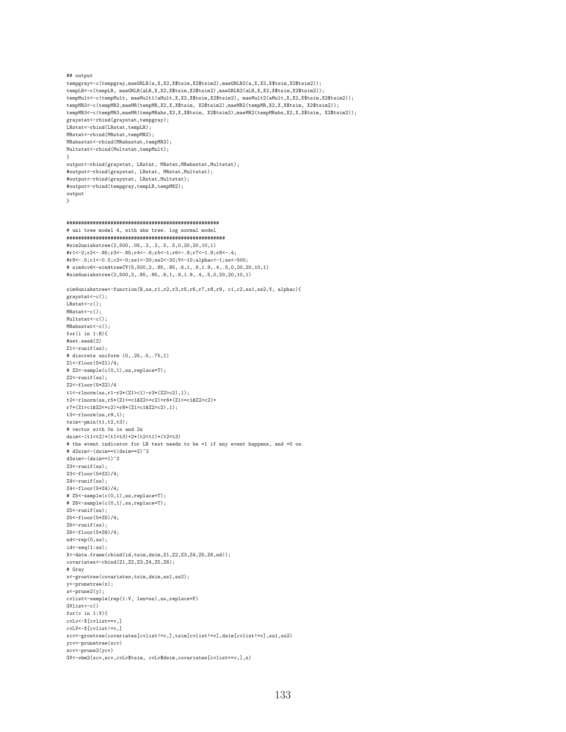```
## output
tempgray<-c(tempgray,maeGRLR(a,X,X2,X$tsim,X2$tsim2),maeGRLR2(a,X,X2,X$tsim,X2$tsim2));
tempLR<-c(tempLR, maeGRLR(aLR,X,X2,X$tsim,X2$tsim2),maeGRLR2(aLR,X,X2,X$tsim,X2$tsim2));
tempMult<-c(tempMult, maeMult1(aMult,X,X2,X$tsim,X2$tsim2), maeMult2(aMult,X,X2,X$tsim,X2$tsim2));
tempMR2<-c(tempMR2,maeMR(tempMR,X2,X,X$tsim, X2$tsim2),maeMR2(tempMR,X2,X,X$tsim, X2$tsim2));
tempMR3<-c(tempMR3,maeMR(tempMRabs,X2,X,X$tsim, X2$tsim2),maeMR2(tempMRabs,X2,X,X$tsim, X2$tsim2));
graystat<-rbind(graystat,tempgray);
LRstat<-rbind(LRstat,tempLR);
MRstat<-rbind(MRstat,tempMR2);
MRabsstat<-rbind(MRabsstat,tempMR3);
Multstat<-rbind(Multstat,tempMult);
}
output<-rbind(graystat, LRstat, MRstat,MRabsstat,Multstat);
#output<-rbind(graystat, LRstat, MRstat,Multstat);
#output<-rbind(graystat, LRstat,Multstat);
#output<-rbind(tempgray,tempLR,tempMR2);
output
}


#####################################################
# uni tree model 4, with abs tree. log normal model
#######################################################
#sim2uniabstree(2,500,.05,.2,.2,.5,.5,0,20,20,10,1)
#r1<-2;r2<-.85;r3<-.85;r4<-.6;r5<-1;r6<-.9;r7<-1.9;r8<-.4;
#r9<-.5;c1<-0.5;c2<-0;ss1<-20;ss2<-20;V<-10;alphac<-1;ss<-500;
# sim4cv6<-sim4treeCV(5,500,2,.85,.85,.6,1,.9,1.9,.4,.5,0,20,20,10,1)
#sim4uniabstree(2,500,2,.85,.85,.6,1,.9,1.9,.4,.5,0,20,20,10,1)

sim4uniabstree<-function(B,ss,r1,r2,r3,r5,r6,r7,r8,r9, c1,c2,ss1,ss2,V, alphac){
graystat<-c();
LRstat<-c();
MRstat<-c();
Multstat<-c();
MRabsstat<-c();
for(i in 1:B){
#set.seed(2)
Z1<-runif(ss);
# discrete uniform (0,.25,.5,.75,1)
Z1<-floor(5*Z1)/4;
# Z2<-sample(c(0,1),ss,replace=T);
Z2<-runif(ss);
Z2<-floor(5*Z2)/4
t1<-rlnorm(ss,r1-r2*(Z1>c1)-r3*(Z2>c2),1);
t2<-rlnorm(ss,r5*(Z1<=c1&Z2<=c2)+r6*(Z1<=c1&Z2>c2)+
r7*(Z1>c1&Z2<=c2)+r8*(Z1>c1&Z2>c2),1);
t3<-rlnorm(ss,r9,1);
tsim<-pmin(t1,t2,t3);
# vector with 0s 1s and 2s
dsim<-(t1<t2)*(t1<t3)+2*(t2<t1)*(t2<t3)
# the event indicator for LR test needs to be =1 if any event happens, and =0 ow.
# d2sim<-(dsim==1|dsim==2)^2
d2sim<-(dsim==1)^2
Z3<-runif(ss);
Z3<-floor(5*Z3)/4;
Z4<-runif(ss);
Z4<-floor(5*Z4)/4;
# Z5<-sample(c(0,1),ss,replace=T);
# Z6<-sample(c(0,1),ss,replace=T);
Z5<-runif(ss);
Z5<-floor(5*Z5)/4;
Z6<-runif(ss);
Z6<-floor(5*Z6)/4;
nd<-rep(0,ss);
id<-seq(1:ss);
X<-data.frame(cbind(id,tsim,dsim,Z1,Z2,Z3,Z4,Z5,Z6,nd));
covariates<-cbind(Z1,Z2,Z3,Z4,Z5,Z6);
# Gray
x<-growtree(covariates,tsim,dsim,ss1,ss2);
y<-prunetree(x);
z<-prune2(y);
cvlist<-sample(rep(1:V, len=ss),ss,replace=F)
GVlist<-c()
for(v in 1:V){
cvLv<-X[cvlist==v,]
cvLV<-X[cvlist!=v,]
xcv<-growtree(covariates[cvlist!=v,],tsim[cvlist!=v],dsim[cvlist!=v],ss1,ss2)
ycv<-prunetree(xcv)
zcv<-prune2(ycv)
GV<-obm2(xcv,zcv,cvLv$tsim, cvLv$dsim,covariates[cvlist==v,],z)
```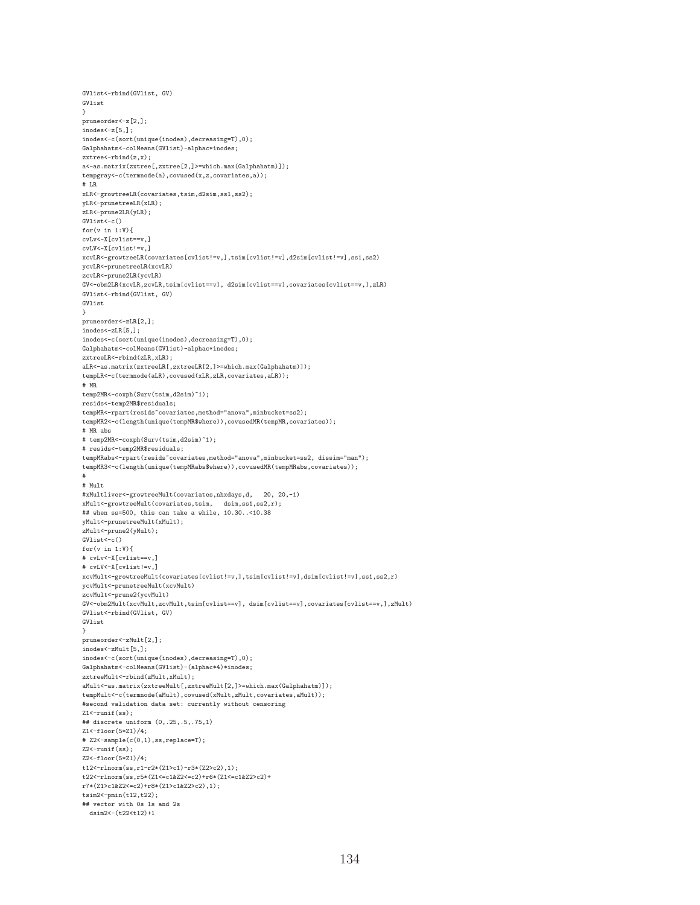```
GVlist<-rbind(GVlist, GV)
GVlist
}
pruneorder<-z[2,];
inodes<-z[5,];
inodes<-c(sort(unique(inodes),decreasing=T),0);
Galphahatm<-colMeans(GVlist)-alphac*inodes;
zxtree<-rbind(z,x);
a<-as.matrix(zxtree[,zxtree[2,]>=which.max(Galphahatm)]);
tempgray<-c(termnode(a),covused(x,z,covariates,a));
# LR
xLR<-growtreeLR(covariates,tsim,d2sim,ss1,ss2);
yLR<-prunetreeLR(xLR);
zLR<-prune2LR(yLR);
GVlist<-c()
for(v in 1:V){
cvLv<-X[cvlist==v,]
cvLV<-X[cvlist!=v,]
xcvLR<-growtreeLR(covariates[cvlist!=v,],tsim[cvlist!=v],d2sim[cvlist!=v],ss1,ss2)
ycvLR<-prunetreeLR(xcvLR)
zcvLR<-prune2LR(ycvLR)
GV<-obm2LR(xcvLR,zcvLR,tsim[cvlist==v], d2sim[cvlist==v],covariates[cvlist==v,],zLR)
GVlist<-rbind(GVlist, GV)
GVlist
}
pruneorder<-zLR[2,];
inodes<-zLR[5,];
inodes<-c(sort(unique(inodes),decreasing=T),0);
Galphahatm<-colMeans(GVlist)-alphac*inodes;
zxtreeLR<-rbind(zLR,xLR);
aLR<-as.matrix(zxtreeLR[,zxtreeLR[2,]>=which.max(Galphahatm)]);
tempLR<-c(termnode(aLR),covused(xLR,zLR,covariates,aLR));
# MR
temp2MR<-coxph(Surv(tsim,d2sim)~1);
resids<-temp2MR$residuals;
tempMR<-rpart(resids~covariates,method="anova",minbucket=ss2);
tempMR2<-c(length(unique(tempMR$where)),covusedMR(tempMR,covariates));
# MR abs
# temp2MR<-coxph(Surv(tsim,d2sim)~1);
# resids<-temp2MR$residuals;
tempMRabs<-rpart(resids~covariates,method="anova",minbucket=ss2, dissim="man");
tempMR3<-c(length(unique(tempMRabs$where)),covusedMR(tempMRabs,covariates));
#
# Mult
#xMultliver<-growtreeMult(covariates,nhxdays,d,   20, 20,-1)
xMult<-growtreeMult(covariates,tsim,   dsim,ss1,ss2,r);
## when ss=500, this can take a while, 10.30..<10.38
yMult<-prunetreeMult(xMult);
zMult<-prune2(yMult);
GVlist<-c()
for(v in 1:V){
# cvLv<-X[cvlist==v,]
# cvLV<-X[cvlist!=v,]
xcvMult<-growtreeMult(covariates[cvlist!=v,],tsim[cvlist!=v],dsim[cvlist!=v],ss1,ss2,r)
ycvMult<-prunetreeMult(xcvMult)
zcvMult<-prune2(ycvMult)
GV<-obm2Mult(xcvMult,zcvMult,tsim[cvlist==v], dsim[cvlist==v],covariates[cvlist==v,],zMult)
GVlist<-rbind(GVlist, GV)
GVlist
}
pruneorder<-zMult[2,];
inodes<-zMult[5,];
inodes<-c(sort(unique(inodes),decreasing=T),0);
Galphahatm<-colMeans(GVlist)-(alphac*4)*inodes;
zxtreeMult<-rbind(zMult,xMult);
aMult<-as.matrix(zxtreeMult[,zxtreeMult[2,]>=which.max(Galphahatm)]);
tempMult<-c(termnode(aMult),covused(xMult,zMult,covariates,aMult));
#second validation data set: currently without censoring
Z1<-runif(ss);
## discrete uniform (0,.25,.5,.75,1)
Z1<-floor(5*Z1)/4;
# Z2<-sample(c(0,1),ss,replace=T);
Z2<-runif(ss);
Z2<-floor(5*Z1)/4;
t12<-rlnorm(ss,r1-r2*(Z1>c1)-r3*(Z2>c2),1);
t22<-rlnorm(ss,r5*(Z1<=c1&Z2<=c2)+r6*(Z1<=c1&Z2>c2)+
r7*(Z1>c1&Z2<=c2)+r8*(Z1>c1&Z2>c2),1);
tsim2<-pmin(t12,t22);
## vector with 0s 1s and 2s
  dsim2<-(t22<t12)+1
```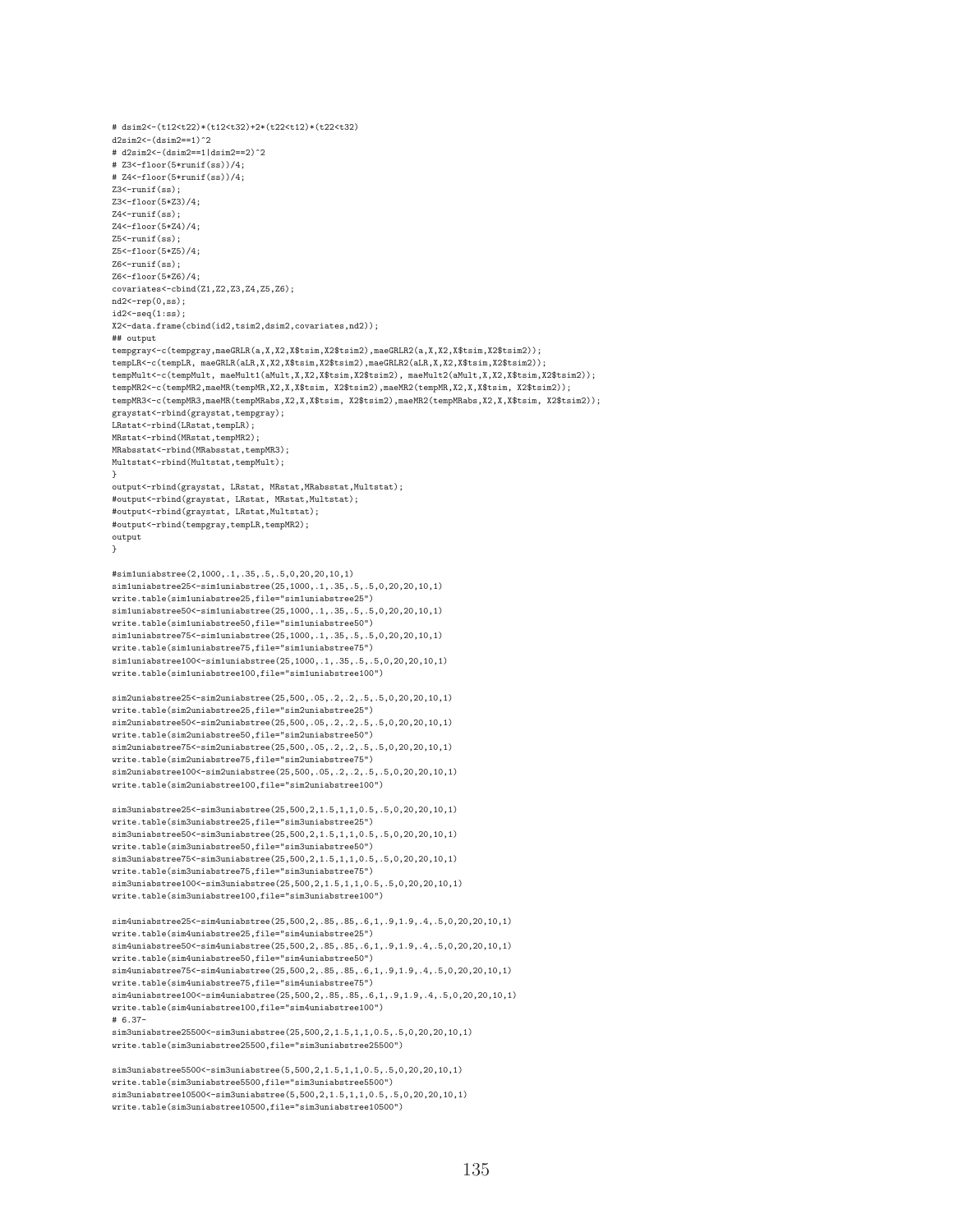```
# dsim2<-(t12<t22)*(t12<t32)+2*(t22<t12)*(t22<t32)
d2sim2<-(dsim2==1)^2
# d2sim2<-(dsim2==1|dsim2==2)^2
# Z3<-floor(5*runif(ss))/4;
# Z4<-floor(5*runif(ss))/4;
Z3<-runif(ss);
Z3<-floor(5*Z3)/4;
Z4<-runif(ss);
Z4<-floor(5*Z4)/4;
Z5<-runif(ss);
Z5<-floor(5*Z5)/4;
Z6<-runif(ss);
Z6<-floor(5*Z6)/4;
covariates<-cbind(Z1,Z2,Z3,Z4,Z5,Z6);
nd2<-rep(0,ss);
id2<-seq(1:ss);
X2<-data.frame(cbind(id2,tsim2,dsim2,covariates,nd2));
## output
tempgray<-c(tempgray,maeGRLR(a,X,X2,X$tsim,X2$tsim2),maeGRLR2(a,X,X2,X$tsim,X2$tsim2));
tempLR<-c(tempLR, maeGRLR(aLR,X,X2,X$tsim,X2$tsim2),maeGRLR2(aLR,X,X2,X$tsim,X2$tsim2));
tempMult<-c(tempMult, maeMult1(aMult,X,X2,X$tsim,X2$tsim2), maeMult2(aMult,X,X2,X$tsim,X2$tsim2));
tempMR2<-c(tempMR2,maeMR(tempMR,X2,X,X$tsim, X2$tsim2),maeMR2(tempMR,X2,X,X$tsim, X2$tsim2));
tempMR3<-c(tempMR3,maeMR(tempMRabs,X2,X,X$tsim, X2$tsim2),maeMR2(tempMRabs,X2,X,X$tsim, X2$tsim2));
graystat<-rbind(graystat,tempgray);
LRstat<-rbind(LRstat,tempLR);
MRstat<-rbind(MRstat,tempMR2);
MRabsstat<-rbind(MRabsstat,tempMR3);
Multstat<-rbind(Multstat,tempMult);
}
output<-rbind(graystat, LRstat, MRstat,MRabsstat,Multstat);
#output<-rbind(graystat, LRstat, MRstat,Multstat);
#output<-rbind(graystat, LRstat,Multstat);
#output<-rbind(tempgray,tempLR,tempMR2);
output
}

#sim1uniabstree(2,1000,.1,.35,.5,.5,0,20,20,10,1)
sim1uniabstree25<-sim1uniabstree(25,1000,.1,.35,.5,.5,0,20,20,10,1)
write.table(sim1uniabstree25,file="sim1uniabstree25")
sim1uniabstree50<-sim1uniabstree(25,1000,.1,.35,.5,.5,0,20,20,10,1)
write.table(sim1uniabstree50,file="sim1uniabstree50")
sim1uniabstree75<-sim1uniabstree(25,1000,.1,.35,.5,.5,0,20,20,10,1)
write.table(sim1uniabstree75,file="sim1uniabstree75")
sim1uniabstree100<-sim1uniabstree(25,1000,.1,.35,.5,.5,0,20,20,10,1)
write.table(sim1uniabstree100,file="sim1uniabstree100")

sim2uniabstree25<-sim2uniabstree(25,500,.05,.2,.2,.5,.5,0,20,20,10,1)
write.table(sim2uniabstree25,file="sim2uniabstree25")
sim2uniabstree50<-sim2uniabstree(25,500,.05,.2,.2,.5,.5,0,20,20,10,1)
write.table(sim2uniabstree50,file="sim2uniabstree50")
sim2uniabstree75<-sim2uniabstree(25,500,.05,.2,.2,.5,.5,0,20,20,10,1)
write.table(sim2uniabstree75,file="sim2uniabstree75")
sim2uniabstree100<-sim2uniabstree(25,500,.05,.2,.2,.5,.5,0,20,20,10,1)
write.table(sim2uniabstree100,file="sim2uniabstree100")

sim3uniabstree25<-sim3uniabstree(25,500,2,1.5,1,1,0.5,.5,0,20,20,10,1)
write.table(sim3uniabstree25,file="sim3uniabstree25")
sim3uniabstree50<-sim3uniabstree(25,500,2,1.5,1,1,0.5,.5,0,20,20,10,1)
write.table(sim3uniabstree50,file="sim3uniabstree50")
sim3uniabstree75<-sim3uniabstree(25,500,2,1.5,1,1,0.5,.5,0,20,20,10,1)
write.table(sim3uniabstree75,file="sim3uniabstree75")
sim3uniabstree100<-sim3uniabstree(25,500,2,1.5,1,1,0.5,.5,0,20,20,10,1)
write.table(sim3uniabstree100,file="sim3uniabstree100")

sim4uniabstree25<-sim4uniabstree(25,500,2,.85,.85,.6,1,.9,1.9,.4,.5,0,20,20,10,1)
write.table(sim4uniabstree25,file="sim4uniabstree25")
sim4uniabstree50<-sim4uniabstree(25,500,2,.85,.85,.6,1,.9,1.9,.4,.5,0,20,20,10,1)
write.table(sim4uniabstree50,file="sim4uniabstree50")
sim4uniabstree75<-sim4uniabstree(25,500,2,.85,.85,.6,1,.9,1.9,.4,.5,0,20,20,10,1)
write.table(sim4uniabstree75,file="sim4uniabstree75")
sim4uniabstree100<-sim4uniabstree(25,500,2,.85,.85,.6,1,.9,1.9,.4,.5,0,20,20,10,1)
write.table(sim4uniabstree100,file="sim4uniabstree100")
# 6.37-
sim3uniabstree25500<-sim3uniabstree(25,500,2,1.5,1,1,0.5,.5,0,20,20,10,1)
write.table(sim3uniabstree25500,file="sim3uniabstree25500")

sim3uniabstree5500<-sim3uniabstree(5,500,2,1.5,1,1,0.5,.5,0,20,20,10,1)
write.table(sim3uniabstree5500,file="sim3uniabstree5500")
sim3uniabstree10500<-sim3uniabstree(5,500,2,1.5,1,1,0.5,.5,0,20,20,10,1)
write.table(sim3uniabstree10500,file="sim3uniabstree10500")
```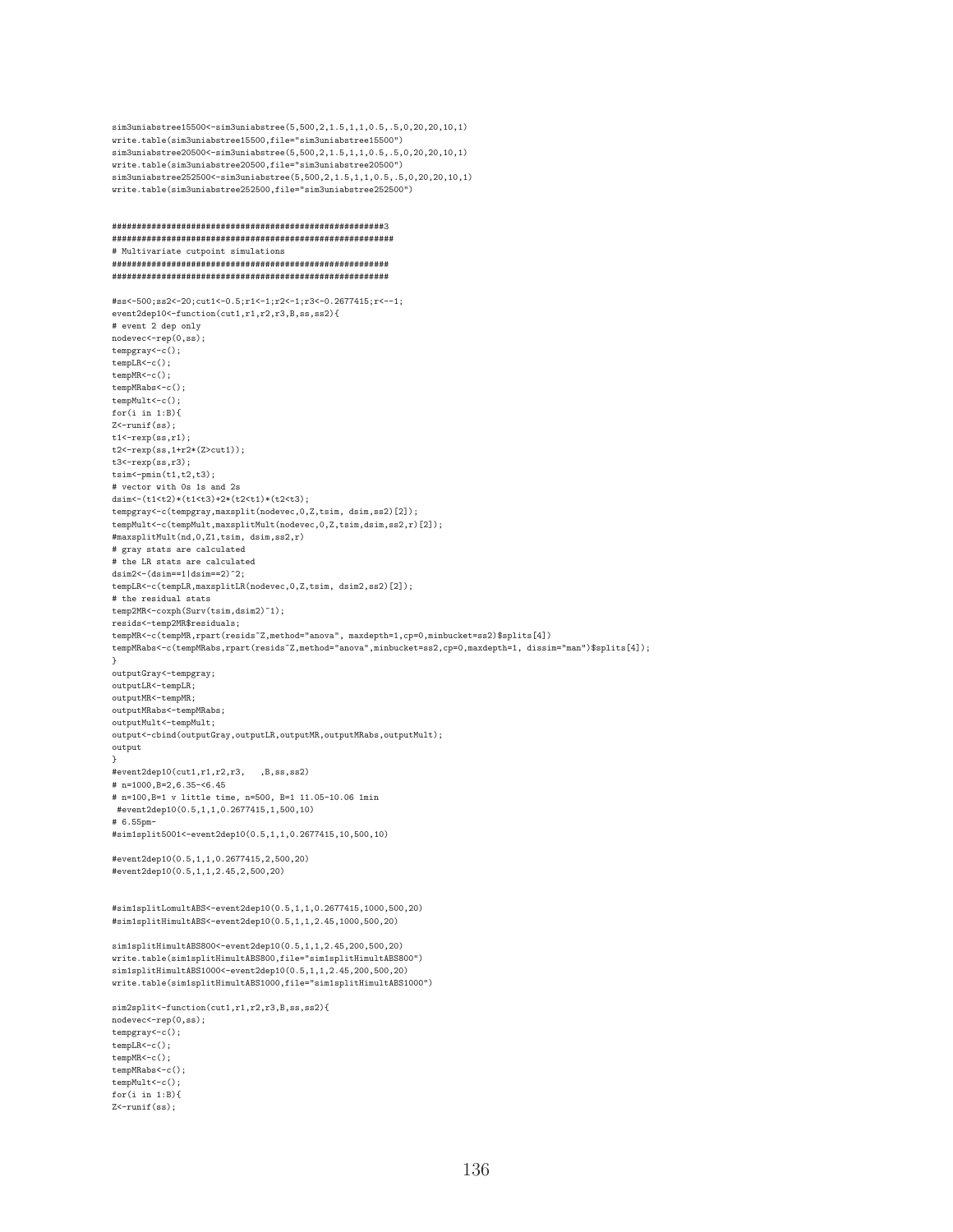```
sim3uniabstree15500<-sim3uniabstree(5,500,2,1.5,1,1,0.5,.5,0,20,20,10,1)
write.table(sim3uniabstree15500,file="sim3uniabstree15500")
sim3uniabstree20500<-sim3uniabstree(5,500,2,1.5,1,1,0.5,.5,0,20,20,10,1)
write.table(sim3uniabstree20500,file="sim3uniabstree20500")
sim3uniabstree252500<-sim3uniabstree(5,500,2,1.5,1,1,0.5,.5,0,20,20,10,1)
write.table(sim3uniabstree252500,file="sim3uniabstree252500")


#######################################################3
########################################################
# Multivariate cutpoint simulations
#######################################################
#######################################################

#ss<-500;ss2<-20;cut1<-0.5;r1<-1;r2<-1;r3<-0.2677415;r<--1;
event2dep10<-function(cut1,r1,r2,r3,B,ss,ss2){
# event 2 dep only
nodevec<-rep(0,ss);
tempgray<-c();
tempLR<-c();
tempMR<-c();
tempMRabs<-c();
tempMult<-c();
for(i in 1:B){
Z<-runif(ss);
t1<-rexp(ss,r1);
t2<-rexp(ss,1+r2*(Z>cut1));
t3<-rexp(ss,r3);
tsim<-pmin(t1,t2,t3);
# vector with 0s 1s and 2s
dsim<-(t1<t2)*(t1<t3)+2*(t2<t1)*(t2<t3);
tempgray<-c(tempgray,maxsplit(nodevec,0,Z,tsim, dsim,ss2)[2]);
tempMult<-c(tempMult,maxsplitMult(nodevec,0,Z,tsim,dsim,ss2,r)[2]);
#maxsplitMult(nd,0,Z1,tsim, dsim,ss2,r)
# gray stats are calculated
# the LR stats are calculated
dsim2<-(dsim==1|dsim==2)^2;
tempLR<-c(tempLR,maxsplitLR(nodevec,0,Z,tsim, dsim2,ss2)[2]);
# the residual stats
temp2MR<-coxph(Surv(tsim,dsim2)~1);
resids<-temp2MR$residuals;
tempMR<-c(tempMR,rpart(resids~Z,method="anova", maxdepth=1,cp=0,minbucket=ss2)$splits[4])
tempMRabs<-c(tempMRabs,rpart(resids~Z,method="anova",minbucket=ss2,cp=0,maxdepth=1, dissim="man")$splits[4]);
}
outputGray<-tempgray;
outputLR<-tempLR;
outputMR<-tempMR;
outputMRabs<-tempMRabs;
outputMult<-tempMult;
output<-cbind(outputGray,outputLR,outputMR,outputMRabs,outputMult);
output
}
#event2dep10(cut1,r1,r2,r3,   ,B,ss,ss2)
# n=1000,B=2,6.35-<6.45
# n=100,B=1 v little time, n=500, B=1 11.05-10.06 1min
 #event2dep10(0.5,1,1,0.2677415,1,500,10)
# 6.55pm-
#sim1split5001<-event2dep10(0.5,1,1,0.2677415,10,500,10)

#event2dep10(0.5,1,1,0.2677415,2,500,20)
#event2dep10(0.5,1,1,2.45,2,500,20)


#sim1splitLomultABS<-event2dep10(0.5,1,1,0.2677415,1000,500,20)
#sim1splitHimultABS<-event2dep10(0.5,1,1,2.45,1000,500,20)

sim1splitHimultABS800<-event2dep10(0.5,1,1,2.45,200,500,20)
write.table(sim1splitHimultABS800,file="sim1splitHimultABS800")
sim1splitHimultABS1000<-event2dep10(0.5,1,1,2.45,200,500,20)
write.table(sim1splitHimultABS1000,file="sim1splitHimultABS1000")

sim2split<-function(cut1,r1,r2,r3,B,ss,ss2){
nodevec<-rep(0,ss);
tempgray<-c();
tempLR<-c();
tempMR<-c();
tempMRabs<-c();
tempMult<-c();
for(i in 1:B){
Z<-runif(ss);
```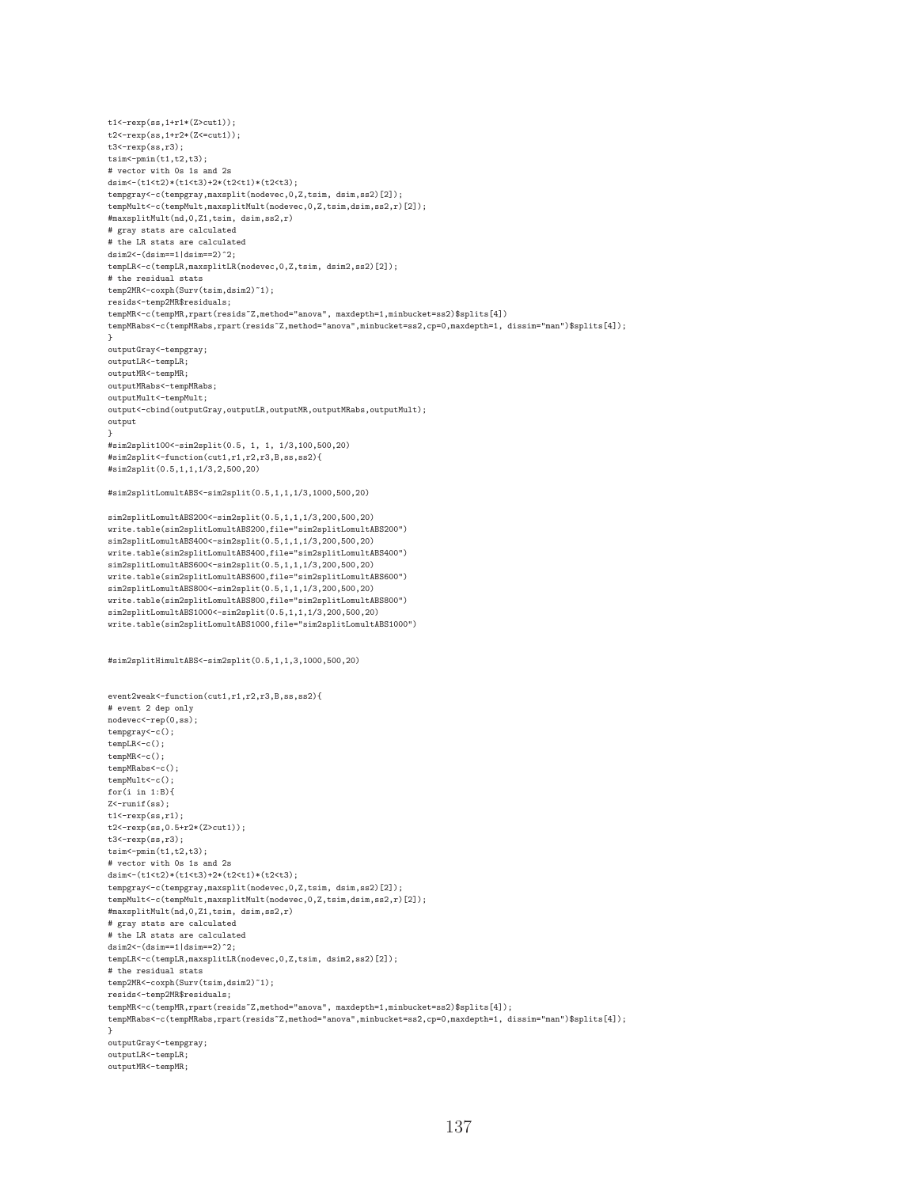```
t1<-rexp(ss,1+r1*(Z>cut1));
t2<-rexp(ss,1+r2*(Z<=cut1));
t3<-rexp(ss,r3);
tsim<-pmin(t1,t2,t3);
# vector with 0s 1s and 2s
dsim<-(t1<t2)*(t1<t3)+2*(t2<t1)*(t2<t3);
tempgray<-c(tempgray,maxsplit(nodevec,0,Z,tsim, dsim,ss2)[2]);
tempMult<-c(tempMult,maxsplitMult(nodevec,0,Z,tsim,dsim,ss2,r)[2]);
#maxsplitMult(nd,0,Z1,tsim, dsim,ss2,r)
# gray stats are calculated
# the LR stats are calculated
dsim2<-(dsim==1|dsim==2)^2;
tempLR<-c(tempLR,maxsplitLR(nodevec,0,Z,tsim, dsim2,ss2)[2]);
# the residual stats
temp2MR<-coxph(Surv(tsim,dsim2)~1);
resids<-temp2MR$residuals;
tempMR<-c(tempMR,rpart(resids~Z,method="anova", maxdepth=1,minbucket=ss2)$splits[4])
tempMRabs<-c(tempMRabs,rpart(resids~Z,method="anova",minbucket=ss2,cp=0,maxdepth=1, dissim="man")$splits[4]);
}
outputGray<-tempgray;
outputLR<-tempLR;
outputMR<-tempMR;
outputMRabs<-tempMRabs;
outputMult<-tempMult;
output<-cbind(outputGray,outputLR,outputMR,outputMRabs,outputMult);
output
}
#sim2split100<-sim2split(0.5, 1, 1, 1/3,100,500,20)
#sim2split<-function(cut1,r1,r2,r3,B,ss,ss2){
#sim2split(0.5,1,1,1/3,2,500,20)

#sim2splitLomultABS<-sim2split(0.5,1,1,1/3,1000,500,20)

sim2splitLomultABS200<-sim2split(0.5,1,1,1/3,200,500,20)
write.table(sim2splitLomultABS200,file="sim2splitLomultABS200")
sim2splitLomultABS400<-sim2split(0.5,1,1,1/3,200,500,20)
write.table(sim2splitLomultABS400,file="sim2splitLomultABS400")
sim2splitLomultABS600<-sim2split(0.5,1,1,1/3,200,500,20)
write.table(sim2splitLomultABS600,file="sim2splitLomultABS600")
sim2splitLomultABS800<-sim2split(0.5,1,1,1/3,200,500,20)
write.table(sim2splitLomultABS800,file="sim2splitLomultABS800")
sim2splitLomultABS1000<-sim2split(0.5,1,1,1/3,200,500,20)
write.table(sim2splitLomultABS1000,file="sim2splitLomultABS1000")


#sim2splitHimultABS<-sim2split(0.5,1,1,3,1000,500,20)


event2weak<-function(cut1,r1,r2,r3,B,ss,ss2){
# event 2 dep only
nodevec<-rep(0,ss);
tempgray<-c();
tempLR<-c();
tempMR<-c();
tempMRabs<-c();
tempMult<-c();
for(i in 1:B){
Z<-runif(ss);
t1<-rexp(ss,r1);
t2<-rexp(ss,0.5+r2*(Z>cut1));
t3<-rexp(ss,r3);
tsim<-pmin(t1,t2,t3);
# vector with 0s 1s and 2s
dsim<-(t1<t2)*(t1<t3)+2*(t2<t1)*(t2<t3);
tempgray<-c(tempgray,maxsplit(nodevec,0,Z,tsim, dsim,ss2)[2]);
tempMult<-c(tempMult,maxsplitMult(nodevec,0,Z,tsim,dsim,ss2,r)[2]);
#maxsplitMult(nd,0,Z1,tsim, dsim,ss2,r)
# gray stats are calculated
# the LR stats are calculated
dsim2<-(dsim==1|dsim==2)^2;
tempLR<-c(tempLR,maxsplitLR(nodevec,0,Z,tsim, dsim2,ss2)[2]);
# the residual stats
temp2MR<-coxph(Surv(tsim,dsim2)~1);
resids<-temp2MR$residuals;
tempMR<-c(tempMR,rpart(resids~Z,method="anova", maxdepth=1,minbucket=ss2)$splits[4]);
tempMRabs<-c(tempMRabs,rpart(resids~Z,method="anova",minbucket=ss2,cp=0,maxdepth=1, dissim="man")$splits[4]);
}
outputGray<-tempgray;
outputLR<-tempLR;
outputMR<-tempMR;
```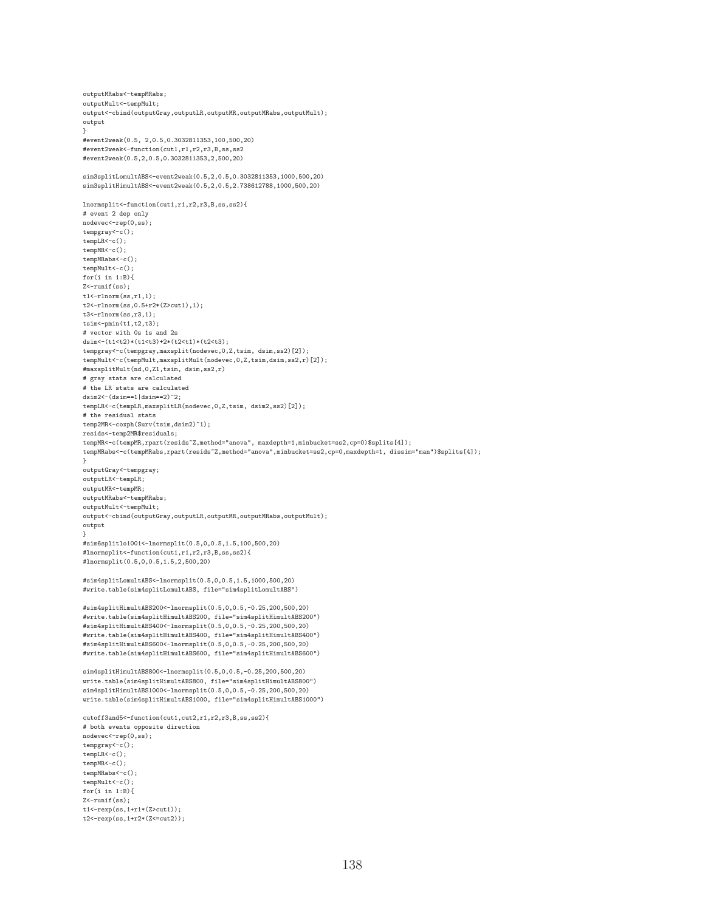```
outputMRabs<-tempMRabs;
outputMult<-tempMult;
output<-cbind(outputGray,outputLR,outputMR,outputMRabs,outputMult);
output
}
#event2weak(0.5, 2,0.5,0.3032811353,100,500,20)
#event2weak<-function(cut1,r1,r2,r3,B,ss,ss2
#event2weak(0.5,2,0.5,0.3032811353,2,500,20)

sim3splitLomultABS<-event2weak(0.5,2,0.5,0.3032811353,1000,500,20)
sim3splitHimultABS<-event2weak(0.5,2,0.5,2.738612788,1000,500,20)

lnormsplit<-function(cut1,r1,r2,r3,B,ss,ss2){
# event 2 dep only
nodevec<-rep(0,ss);
tempgray<-c();
tempLR<-c();
tempMR<-c();
tempMRabs<-c();
tempMult<-c();
for(i in 1:B){
Z<-runif(ss);
t1<-rlnorm(ss,r1,1);
t2<-rlnorm(ss,0.5+r2*(Z>cut1),1);
t3<-rlnorm(ss,r3,1);
tsim<-pmin(t1,t2,t3);
# vector with 0s 1s and 2s
dsim<-(t1<t2)*(t1<t3)+2*(t2<t1)*(t2<t3);
tempgray<-c(tempgray,maxsplit(nodevec,0,Z,tsim, dsim,ss2)[2]);
tempMult<-c(tempMult,maxsplitMult(nodevec,0,Z,tsim,dsim,ss2,r)[2]);
#maxsplitMult(nd,0,Z1,tsim, dsim,ss2,r)
# gray stats are calculated
# the LR stats are calculated
dsim2<-(dsim==1|dsim==2)^2;
tempLR<-c(tempLR,maxsplitLR(nodevec,0,Z,tsim, dsim2,ss2)[2]);
# the residual stats
temp2MR<-coxph(Surv(tsim,dsim2)~1);
resids<-temp2MR$residuals;
tempMR<-c(tempMR,rpart(resids~Z,method="anova", maxdepth=1,minbucket=ss2,cp=0)$splits[4]);
tempMRabs<-c(tempMRabs,rpart(resids~Z,method="anova",minbucket=ss2,cp=0,maxdepth=1, dissim="man")$splits[4]);
}
outputGray<-tempgray;
outputLR<-tempLR;
outputMR<-tempMR;
outputMRabs<-tempMRabs;
outputMult<-tempMult;
output<-cbind(outputGray,outputLR,outputMR,outputMRabs,outputMult);
output
}
#sim6splitlo1001<-lnormsplit(0.5,0,0.5,1.5,100,500,20)
#lnormsplit<-function(cut1,r1,r2,r3,B,ss,ss2){
#lnormsplit(0.5,0,0.5,1.5,2,500,20)

#sim4splitLomultABS<-lnormsplit(0.5,0,0.5,1.5,1000,500,20)
#write.table(sim4splitLomultABS, file="sim4splitLomultABS")

#sim4splitHimultABS200<-lnormsplit(0.5,0,0.5,-0.25,200,500,20)
#write.table(sim4splitHimultABS200, file="sim4splitHimultABS200")
#sim4splitHimultABS400<-lnormsplit(0.5,0,0.5,-0.25,200,500,20)
#write.table(sim4splitHimultABS400, file="sim4splitHimultABS400")
#sim4splitHimultABS600<-lnormsplit(0.5,0,0.5,-0.25,200,500,20)
#write.table(sim4splitHimultABS600, file="sim4splitHimultABS600")

sim4splitHimultABS800<-lnormsplit(0.5,0,0.5,-0.25,200,500,20)
write.table(sim4splitHimultABS800, file="sim4splitHimultABS800")
sim4splitHimultABS1000<-lnormsplit(0.5,0,0.5,-0.25,200,500,20)
write.table(sim4splitHimultABS1000, file="sim4splitHimultABS1000")

cutoff3and5<-function(cut1,cut2,r1,r2,r3,B,ss,ss2){
# both events opposite direction
nodevec<-rep(0,ss);
tempgray<-c();
tempLR<-c();
tempMR<-c();
tempMRabs<-c();
tempMult<-c();
for(i in 1:B){
Z<-runif(ss);
t1<-rexp(ss,1+r1*(Z>cut1));
t2<-rexp(ss,1+r2*(Z<=cut2));
```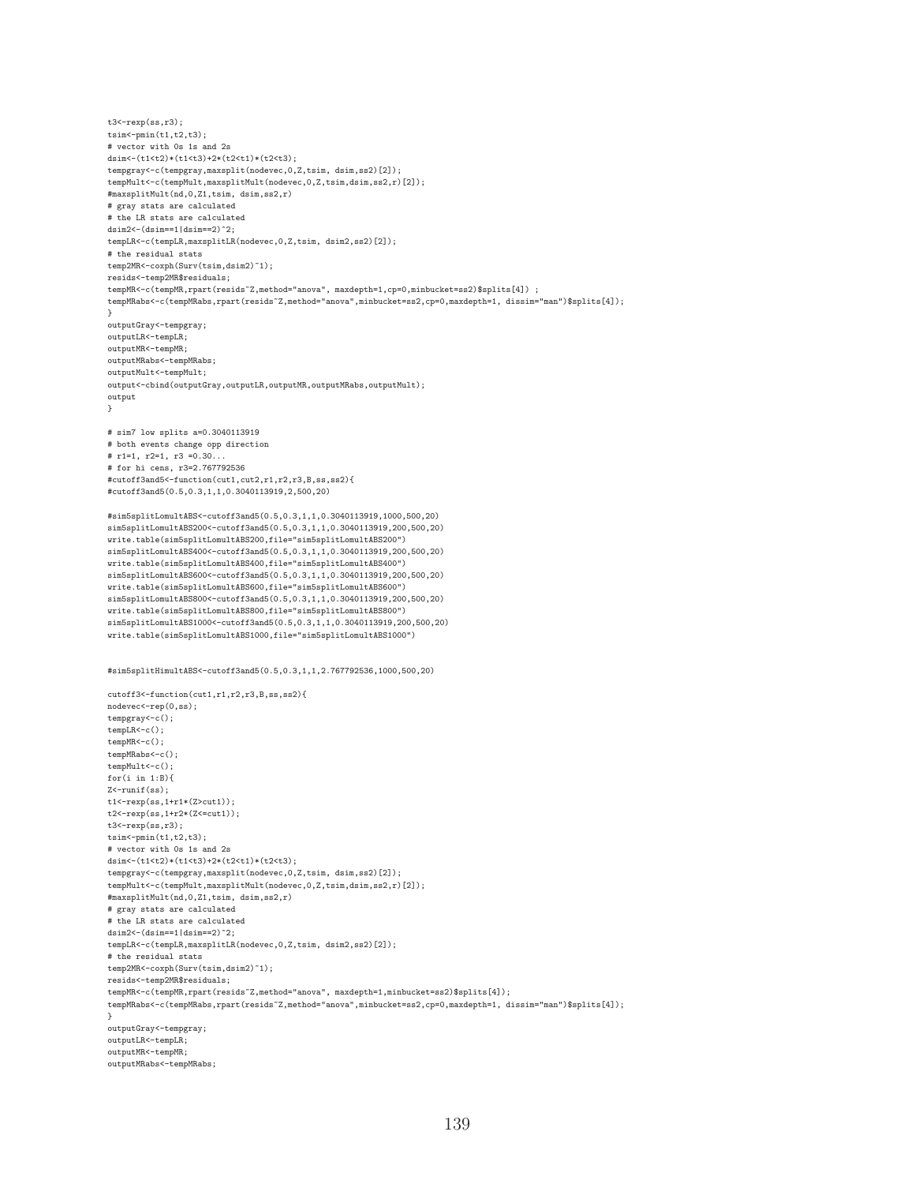```
t3<-rexp(ss,r3);
tsim<-pmin(t1,t2,t3);
# vector with 0s 1s and 2s
dsim<-(t1<t2)*(t1<t3)+2*(t2<t1)*(t2<t3);
tempgray<-c(tempgray,maxsplit(nodevec,0,Z,tsim, dsim,ss2)[2]);
tempMult<-c(tempMult,maxsplitMult(nodevec,0,Z,tsim,dsim,ss2,r)[2]);
#maxsplitMult(nd,0,Z1,tsim, dsim,ss2,r)
# gray stats are calculated
# the LR stats are calculated
dsim2<-(dsim==1|dsim==2)^2;
tempLR<-c(tempLR,maxsplitLR(nodevec,0,Z,tsim, dsim2,ss2)[2]);
# the residual stats
temp2MR<-coxph(Surv(tsim,dsim2)~1);
resids<-temp2MR$residuals;
tempMR<-c(tempMR,rpart(resids~Z,method="anova", maxdepth=1,cp=0,minbucket=ss2)$splits[4]) ;
tempMRabs<-c(tempMRabs,rpart(resids~Z,method="anova",minbucket=ss2,cp=0,maxdepth=1, dissim="man")$splits[4]);
}
outputGray<-tempgray;
outputLR<-tempLR;
outputMR<-tempMR;
outputMRabs<-tempMRabs;
outputMult<-tempMult;
output<-cbind(outputGray,outputLR,outputMR,outputMRabs,outputMult);
output
}

# sim7 low splits a=0.3040113919
# both events change opp direction
# r1=1, r2=1, r3 =0.30...
# for hi cens, r3=2.767792536
#cutoff3and5<-function(cut1,cut2,r1,r2,r3,B,ss,ss2){
#cutoff3and5(0.5,0.3,1,1,0.3040113919,2,500,20)

#sim5splitLomultABS<-cutoff3and5(0.5,0.3,1,1,0.3040113919,1000,500,20)
sim5splitLomultABS200<-cutoff3and5(0.5,0.3,1,1,0.3040113919,200,500,20)
write.table(sim5splitLomultABS200,file="sim5splitLomultABS200")
sim5splitLomultABS400<-cutoff3and5(0.5,0.3,1,1,0.3040113919,200,500,20)
write.table(sim5splitLomultABS400,file="sim5splitLomultABS400")
sim5splitLomultABS600<-cutoff3and5(0.5,0.3,1,1,0.3040113919,200,500,20)
write.table(sim5splitLomultABS600,file="sim5splitLomultABS600")
sim5splitLomultABS800<-cutoff3and5(0.5,0.3,1,1,0.3040113919,200,500,20)
write.table(sim5splitLomultABS800,file="sim5splitLomultABS800")
sim5splitLomultABS1000<-cutoff3and5(0.5,0.3,1,1,0.3040113919,200,500,20)
write.table(sim5splitLomultABS1000,file="sim5splitLomultABS1000")


#sim5splitHimultABS<-cutoff3and5(0.5,0.3,1,1,2.767792536,1000,500,20)

cutoff3<-function(cut1,r1,r2,r3,B,ss,ss2){
nodevec<-rep(0,ss);
tempgray<-c();
tempLR<-c();
tempMR<-c();
tempMRabs<-c();
tempMult<-c();
for(i in 1:B){
Z<-runif(ss);
t1<-rexp(ss,1+r1*(Z>cut1));
t2<-rexp(ss,1+r2*(Z<=cut1));
t3<-rexp(ss,r3);
tsim<-pmin(t1,t2,t3);
# vector with 0s 1s and 2s
dsim<-(t1<t2)*(t1<t3)+2*(t2<t1)*(t2<t3);
tempgray<-c(tempgray,maxsplit(nodevec,0,Z,tsim, dsim,ss2)[2]);
tempMult<-c(tempMult,maxsplitMult(nodevec,0,Z,tsim,dsim,ss2,r)[2]);
#maxsplitMult(nd,0,Z1,tsim, dsim,ss2,r)
# gray stats are calculated
# the LR stats are calculated
dsim2<-(dsim==1|dsim==2)^2;
tempLR<-c(tempLR,maxsplitLR(nodevec,0,Z,tsim, dsim2,ss2)[2]);
# the residual stats
temp2MR<-coxph(Surv(tsim,dsim2)~1);
resids<-temp2MR$residuals;
tempMR<-c(tempMR,rpart(resids~Z,method="anova", maxdepth=1,minbucket=ss2)$splits[4]);
tempMRabs<-c(tempMRabs,rpart(resids~Z,method="anova",minbucket=ss2,cp=0,maxdepth=1, dissim="man")$splits[4]);
}
outputGray<-tempgray;
outputLR<-tempLR;
outputMR<-tempMR;
outputMRabs<-tempMRabs;
```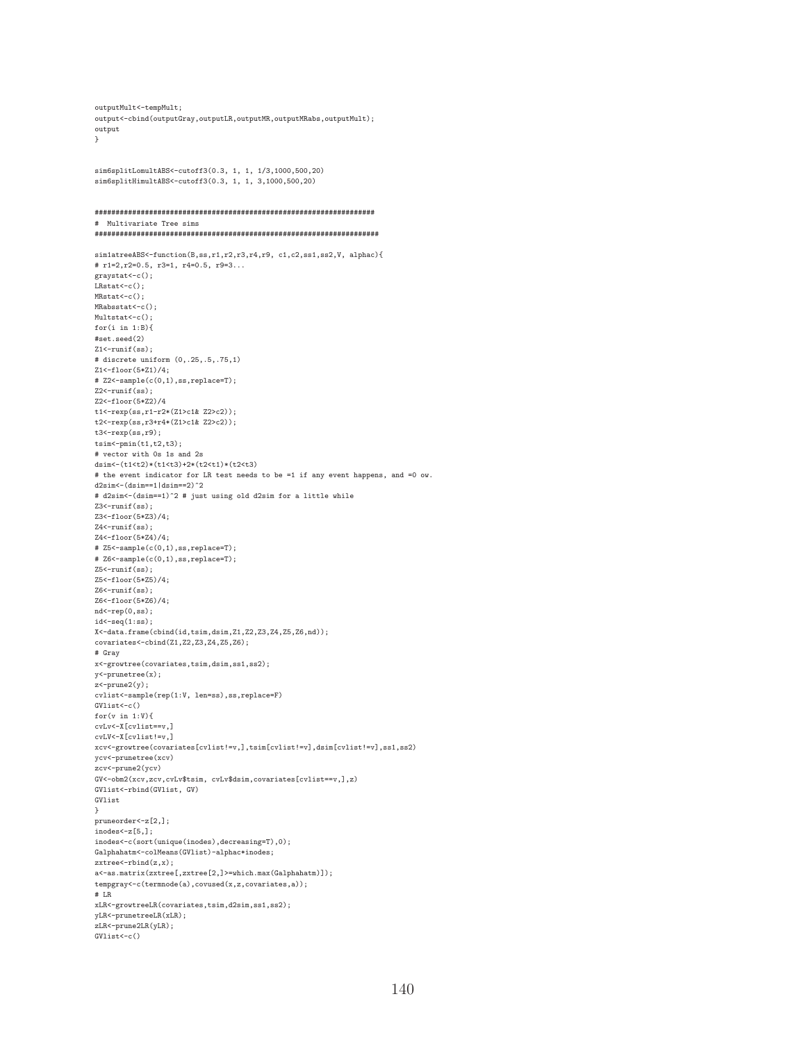```
outputMult<-tempMult;
output<-cbind(outputGray,outputLR,outputMR,outputMRabs,outputMult);
output
}


sim6splitLomultABS<-cutoff3(0.3, 1, 1, 1/3,1000,500,20)
sim6splitHimultABS<-cutoff3(0.3, 1, 1, 3,1000,500,20)


###################################################################
#  Multivariate Tree sims
###################################################################

sim1atreeABS<-function(B,ss,r1,r2,r3,r4,r9, c1,c2,ss1,ss2,V, alphac){
# r1=2,r2=0.5, r3=1, r4=0.5, r9=3...
graystat<-c();
LRstat<-c();
MRstat<-c();
MRabsstat<-c();
Multstat<-c();
for(i in 1:B){
#set.seed(2)
Z1<-runif(ss);
# discrete uniform (0,.25,.5,.75,1)
Z1<-floor(5*Z1)/4;
# Z2<-sample(c(0,1),ss,replace=T);
Z2<-runif(ss);
Z2<-floor(5*Z2)/4
t1<-rexp(ss,r1-r2*(Z1>c1& Z2>c2));
t2<-rexp(ss,r3+r4*(Z1>c1& Z2>c2));
t3<-rexp(ss,r9);
tsim<-pmin(t1,t2,t3);
# vector with 0s 1s and 2s
dsim<-(t1<t2)*(t1<t3)+2*(t2<t1)*(t2<t3)
# the event indicator for LR test needs to be =1 if any event happens, and =0 ow.
d2sim<-(dsim==1|dsim==2)^2
# d2sim<-(dsim==1)^2 # just using old d2sim for a little while
Z3<-runif(ss);
Z3<-floor(5*Z3)/4;
Z4<-runif(ss);
Z4<-floor(5*Z4)/4;
# Z5<-sample(c(0,1),ss,replace=T);
# Z6<-sample(c(0,1),ss,replace=T);
Z5<-runif(ss);
Z5<-floor(5*Z5)/4;
Z6<-runif(ss);
Z6<-floor(5*Z6)/4;
nd<-rep(0,ss);
id<-seq(1:ss);
X<-data.frame(cbind(id,tsim,dsim,Z1,Z2,Z3,Z4,Z5,Z6,nd));
covariates<-cbind(Z1,Z2,Z3,Z4,Z5,Z6);
# Gray
x<-growtree(covariates,tsim,dsim,ss1,ss2);
y<-prunetree(x);
z<-prune2(y);
cvlist<-sample(rep(1:V, len=ss),ss,replace=F)
GVlist<-c()
for(v in 1:V){
cvLv<-X[cvlist==v,]
cvLV<-X[cvlist!=v,]
xcv<-growtree(covariates[cvlist!=v,],tsim[cvlist!=v],dsim[cvlist!=v],ss1,ss2)
ycv<-prunetree(xcv)
zcv<-prune2(ycv)
GV<-obm2(xcv,zcv,cvLv$tsim, cvLv$dsim,covariates[cvlist==v,],z)
GVlist<-rbind(GVlist, GV)
GVlist
}
pruneorder<-z[2,];
inodes<-z[5,];
inodes<-c(sort(unique(inodes),decreasing=T),0);
Galphahatm<-colMeans(GVlist)-alphac*inodes;
zxtree<-rbind(z,x);
a<-as.matrix(zxtree[,zxtree[2,]>=which.max(Galphahatm)]);
tempgray<-c(termnode(a),covused(x,z,covariates,a));
# LR
xLR<-growtreeLR(covariates,tsim,d2sim,ss1,ss2);
yLR<-prunetreeLR(xLR);
zLR<-prune2LR(yLR);
GVlist<-c()
```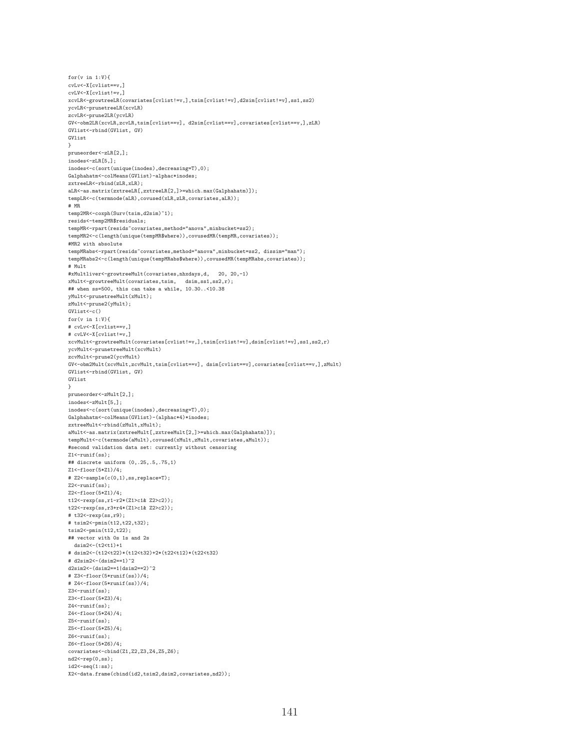```
for(v in 1:V){
cvLv<-X[cvlist==v,]
cvLV<-X[cvlist!=v,]
xcvLR<-growtreeLR(covariates[cvlist!=v,],tsim[cvlist!=v],d2sim[cvlist!=v],ss1,ss2)
ycvLR<-prunetreeLR(xcvLR)
zcvLR<-prune2LR(ycvLR)
GV<-obm2LR(xcvLR,zcvLR,tsim[cvlist==v], d2sim[cvlist==v],covariates[cvlist==v,],zLR)
GVlist<-rbind(GVlist, GV)
GVlist
}
pruneorder<-zLR[2,];
inodes<-zLR[5,];
inodes<-c(sort(unique(inodes),decreasing=T),0);
Galphahatm<-colMeans(GVlist)-alphac*inodes;
zxtreeLR<-rbind(zLR,xLR);
aLR<-as.matrix(zxtreeLR[,zxtreeLR[2,]>=which.max(Galphahatm)]);
tempLR<-c(termnode(aLR),covused(xLR,zLR,covariates,aLR));
# MR
temp2MR<-coxph(Surv(tsim,d2sim)~1);
resids<-temp2MR$residuals;
tempMR<-rpart(resids~covariates,method="anova",minbucket=ss2);
tempMR2<-c(length(unique(tempMR$where)),covusedMR(tempMR,covariates));
#MR2 with absolute
tempMRabs<-rpart(resids~covariates,method="anova",minbucket=ss2, dissim="man");
tempMRabs2<-c(length(unique(tempMRabs$where)),covusedMR(tempMRabs,covariates));
# Mult
#xMultliver<-growtreeMult(covariates,nhxdays,d,   20, 20,-1)
xMult<-growtreeMult(covariates,tsim,   dsim,ss1,ss2,r);
## when ss=500, this can take a while, 10.30..<10.38
yMult<-prunetreeMult(xMult);
zMult<-prune2(yMult);
GVlist<-c()
for(v in 1:V){
# cvLv<-X[cvlist==v,]
# cvLV<-X[cvlist!=v,]
xcvMult<-growtreeMult(covariates[cvlist!=v,],tsim[cvlist!=v],dsim[cvlist!=v],ss1,ss2,r)
ycvMult<-prunetreeMult(xcvMult)
zcvMult<-prune2(ycvMult)
GV<-obm2Mult(xcvMult,zcvMult,tsim[cvlist==v], dsim[cvlist==v],covariates[cvlist==v,],zMult)
GVlist<-rbind(GVlist, GV)
GVlist
}
pruneorder<-zMult[2,];
inodes<-zMult[5,];
inodes<-c(sort(unique(inodes),decreasing=T),0);
Galphahatm<-colMeans(GVlist)-(alphac*4)*inodes;
zxtreeMult<-rbind(zMult,xMult);
aMult<-as.matrix(zxtreeMult[,zxtreeMult[2,]>=which.max(Galphahatm)]);
tempMult<-c(termnode(aMult),covused(xMult,zMult,covariates,aMult));
#second validation data set: currently without censoring
Z1<-runif(ss);
## discrete uniform (0,.25,.5,.75,1)
Z1<-floor(5*Z1)/4;
# Z2<-sample(c(0,1),ss,replace=T);
Z2<-runif(ss);
Z2<-floor(5*Z1)/4;
t12<-rexp(ss,r1-r2*(Z1>c1& Z2>c2));
t22<-rexp(ss,r3+r4*(Z1>c1& Z2>c2));
# t32<-rexp(ss,r9);
# tsim2<-pmin(t12,t22,t32);
tsim2<-pmin(t12,t22);
## vector with 0s 1s and 2s
  dsim2<-(t2<t1)+1
# dsim2<-(t12<t22)*(t12<t32)+2*(t22<t12)*(t22<t32)
# d2sim2<-(dsim2==1)^2
d2sim2<-(dsim2==1|dsim2==2)^2
# Z3<-floor(5*runif(ss))/4;
# Z4<-floor(5*runif(ss))/4;
Z3<-runif(ss);
Z3<-floor(5*Z3)/4;
Z4<-runif(ss);
Z4<-floor(5*Z4)/4;
Z5<-runif(ss);
Z5<-floor(5*Z5)/4;
Z6<-runif(ss);
Z6<-floor(5*Z6)/4;
covariates<-cbind(Z1,Z2,Z3,Z4,Z5,Z6);
nd2<-rep(0,ss);
id2<-seq(1:ss);
X2<-data.frame(cbind(id2,tsim2,dsim2,covariates,nd2));
```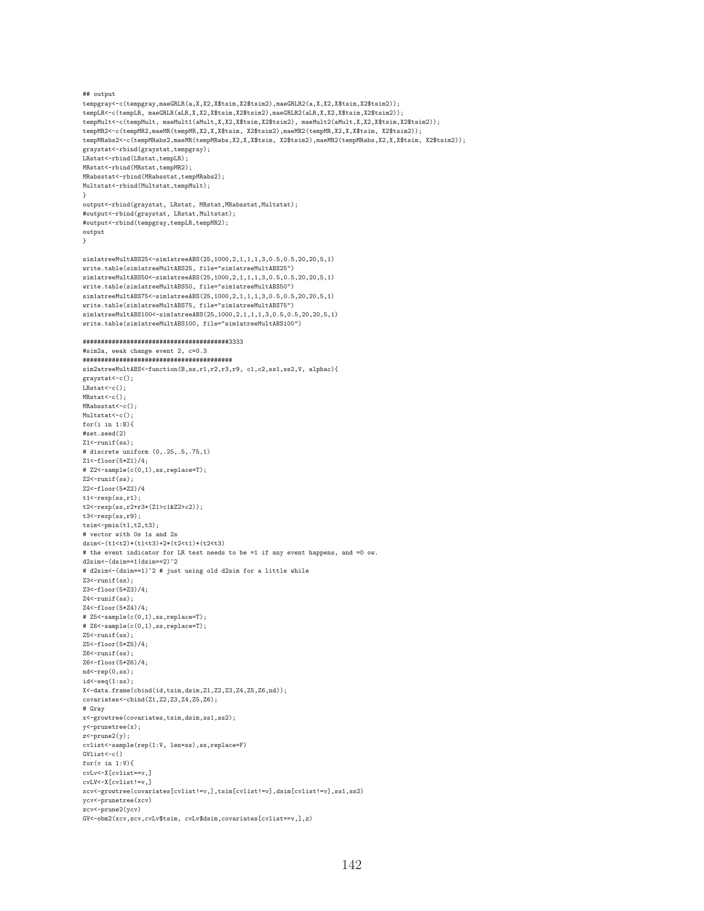```
## output
tempgray<-c(tempgray,maeGRLR(a,X,X2,X$tsim,X2$tsim2),maeGRLR2(a,X,X2,X$tsim,X2$tsim2));
tempLR<-c(tempLR, maeGRLR(aLR,X,X2,X$tsim,X2$tsim2),maeGRLR2(aLR,X,X2,X$tsim,X2$tsim2));
tempMult<-c(tempMult, maeMult1(aMult,X,X2,X$tsim,X2$tsim2), maeMult2(aMult,X,X2,X$tsim,X2$tsim2));
tempMR2<-c(tempMR2,maeMR(tempMR,X2,X,X$tsim, X2$tsim2),maeMR2(tempMR,X2,X,X$tsim, X2$tsim2));
tempMRabs2<-c(tempMRabs2,maeMR(tempMRabs,X2,X,X$tsim, X2$tsim2),maeMR2(tempMRabs,X2,X,X$tsim, X2$tsim2));
graystat<-rbind(graystat,tempgray);
LRstat<-rbind(LRstat,tempLR);
MRstat<-rbind(MRstat,tempMR2);
MRabsstat<-rbind(MRabsstat,tempMRabs2);
Multstat<-rbind(Multstat,tempMult);
}
output<-rbind(graystat, LRstat, MRstat,MRabsstat,Multstat);
#output<-rbind(graystat, LRstat,Multstat);
#output<-rbind(tempgray,tempLR,tempMR2);
output
}

sim1atreeMultABS25<-sim1atreeABS(25,1000,2,1,1,1,3,0.5,0.5,20,20,5,1)
write.table(sim1atreeMultABS25, file="sim1atreeMultABS25")
sim1atreeMultABS50<-sim1atreeABS(25,1000,2,1,1,1,3,0.5,0.5,20,20,5,1)
write.table(sim1atreeMultABS50, file="sim1atreeMultABS50")
sim1atreeMultABS75<-sim1atreeABS(25,1000,2,1,1,1,3,0.5,0.5,20,20,5,1)
write.table(sim1atreeMultABS75, file="sim1atreeMultABS75")
sim1atreeMultABS100<-sim1atreeABS(25,1000,2,1,1,1,3,0.5,0.5,20,20,5,1)
write.table(sim1atreeMultABS100, file="sim1atreeMultABS100")

########################################3333
#sim2a, weak change event 2, c=0.3
#########################################
sim2atreeMultABS<-function(B,ss,r1,r2,r3,r9, c1,c2,ss1,ss2,V, alphac){
graystat<-c();
LRstat<-c();
MRstat<-c();
MRabsstat<-c();
Multstat<-c();
for(i in 1:B){
#set.seed(2)
Z1<-runif(ss);
# discrete uniform (0,.25,.5,.75,1)
Z1<-floor(5*Z1)/4;
# Z2<-sample(c(0,1),ss,replace=T);
Z2<-runif(ss);
Z2<-floor(5*Z2)/4
t1<-rexp(ss,r1);
t2<-rexp(ss,r2+r3*(Z1>c1&Z2>c2));
t3<-rexp(ss,r9);
tsim<-pmin(t1,t2,t3);
# vector with 0s 1s and 2s
dsim<-(t1<t2)*(t1<t3)+2*(t2<t1)*(t2<t3)
# the event indicator for LR test needs to be =1 if any event happens, and =0 ow.
d2sim<-(dsim==1|dsim==2)^2
# d2sim<-(dsim==1)^2 # just using old d2sim for a little while
Z3<-runif(ss);
Z3<-floor(5*Z3)/4;
Z4<-runif(ss);
Z4<-floor(5*Z4)/4;
# Z5<-sample(c(0,1),ss,replace=T);
# Z6<-sample(c(0,1),ss,replace=T);
Z5<-runif(ss);
Z5<-floor(5*Z5)/4;
Z6<-runif(ss);
Z6<-floor(5*Z6)/4;
nd<-rep(0,ss);
id<-seq(1:ss);
X<-data.frame(cbind(id,tsim,dsim,Z1,Z2,Z3,Z4,Z5,Z6,nd));
covariates<-cbind(Z1,Z2,Z3,Z4,Z5,Z6);
# Gray
x<-growtree(covariates,tsim,dsim,ss1,ss2);
y<-prunetree(x);
z<-prune2(y);
cvlist<-sample(rep(1:V, len=ss),ss,replace=F)
GVlist<-c()
for(v in 1:V){
cvLv<-X[cvlist==v,]
cvLV<-X[cvlist!=v,]
xcv<-growtree(covariates[cvlist!=v,],tsim[cvlist!=v],dsim[cvlist!=v],ss1,ss2)
ycv<-prunetree(xcv)
zcv<-prune2(ycv)
GV<-obm2(xcv,zcv,cvLv$tsim, cvLv$dsim,covariates[cvlist==v,],z)
```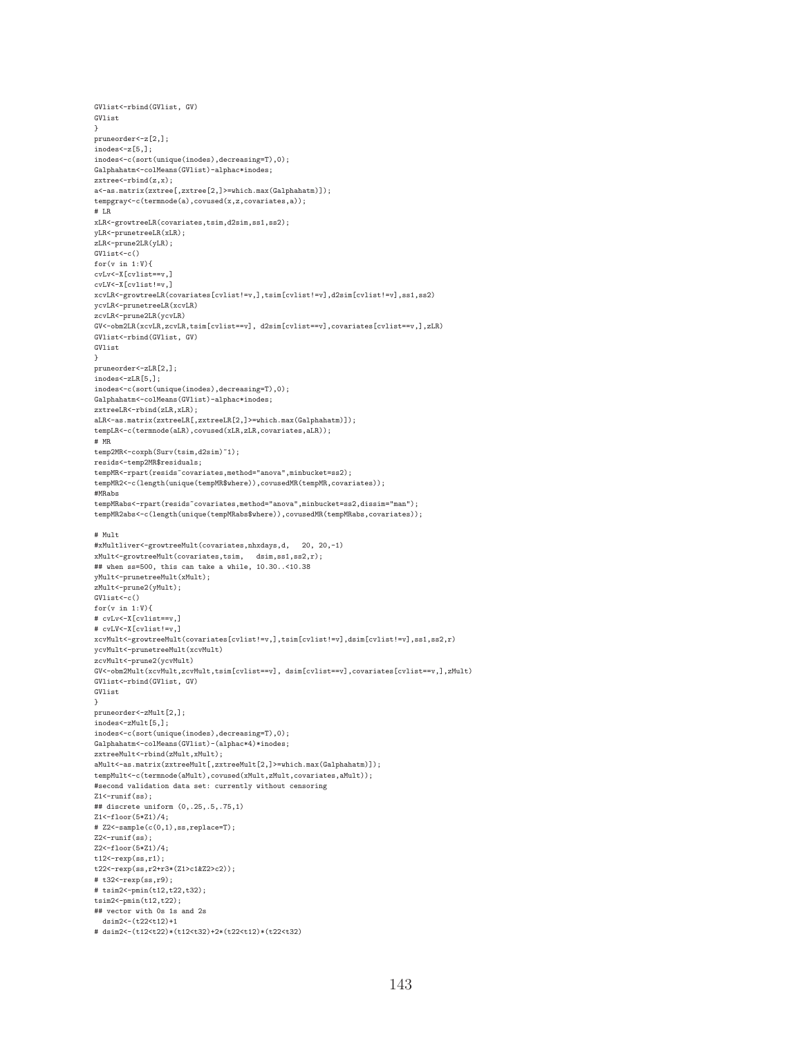```
GVlist<-rbind(GVlist, GV)
GVlist
}
pruneorder<-z[2,];
inodes<-z[5,];
inodes<-c(sort(unique(inodes),decreasing=T),0);
Galphahatm<-colMeans(GVlist)-alphac*inodes;
zxtree<-rbind(z,x);
a<-as.matrix(zxtree[,zxtree[2,]>=which.max(Galphahatm)]);
tempgray<-c(termnode(a),covused(x,z,covariates,a));
# LR
xLR<-growtreeLR(covariates,tsim,d2sim,ss1,ss2);
yLR<-prunetreeLR(xLR);
zLR<-prune2LR(yLR);
GVlist<-c()
for(v in 1:V){
cvLv<-X[cvlist==v,]
cvLV<-X[cvlist!=v,]
xcvLR<-growtreeLR(covariates[cvlist!=v,],tsim[cvlist!=v],d2sim[cvlist!=v],ss1,ss2)
ycvLR<-prunetreeLR(xcvLR)
zcvLR<-prune2LR(ycvLR)
GV<-obm2LR(xcvLR,zcvLR,tsim[cvlist==v], d2sim[cvlist==v],covariates[cvlist==v,],zLR)
GVlist<-rbind(GVlist, GV)
GVlist
}
pruneorder<-zLR[2,];
inodes<-zLR[5,];
inodes<-c(sort(unique(inodes),decreasing=T),0);
Galphahatm<-colMeans(GVlist)-alphac*inodes;
zxtreeLR<-rbind(zLR,xLR);
aLR<-as.matrix(zxtreeLR[,zxtreeLR[2,]>=which.max(Galphahatm)]);
tempLR<-c(termnode(aLR),covused(xLR,zLR,covariates,aLR));
# MR
temp2MR<-coxph(Surv(tsim,d2sim)~1);
resids<-temp2MR$residuals;
tempMR<-rpart(resids~covariates,method="anova",minbucket=ss2);
tempMR2<-c(length(unique(tempMR$where)),covusedMR(tempMR,covariates));
#MRabs
tempMRabs<-rpart(resids~covariates,method="anova",minbucket=ss2,dissim="man");
tempMR2abs<-c(length(unique(tempMRabs$where)),covusedMR(tempMRabs,covariates));

# Mult
#xMultliver<-growtreeMult(covariates,nhxdays,d,   20, 20,-1)
xMult<-growtreeMult(covariates,tsim,   dsim,ss1,ss2,r);
## when ss=500, this can take a while, 10.30..<10.38
yMult<-prunetreeMult(xMult);
zMult<-prune2(yMult);
GVlist<-c()
for(v in 1:V){
# cvLv<-X[cvlist==v,]
# cvLV<-X[cvlist!=v,]
xcvMult<-growtreeMult(covariates[cvlist!=v,],tsim[cvlist!=v],dsim[cvlist!=v],ss1,ss2,r)
ycvMult<-prunetreeMult(xcvMult)
zcvMult<-prune2(ycvMult)
GV<-obm2Mult(xcvMult,zcvMult,tsim[cvlist==v], dsim[cvlist==v],covariates[cvlist==v,],zMult)
GVlist<-rbind(GVlist, GV)
GVlist
}
pruneorder<-zMult[2,];
inodes<-zMult[5,];
inodes<-c(sort(unique(inodes),decreasing=T),0);
Galphahatm<-colMeans(GVlist)-(alphac*4)*inodes;
zxtreeMult<-rbind(zMult,xMult);
aMult<-as.matrix(zxtreeMult[,zxtreeMult[2,]>=which.max(Galphahatm)]);
tempMult<-c(termnode(aMult),covused(xMult,zMult,covariates,aMult));
#second validation data set: currently without censoring
Z1<-runif(ss);
## discrete uniform (0,.25,.5,.75,1)
Z1<-floor(5*Z1)/4;
# Z2<-sample(c(0,1),ss,replace=T);
Z2<-runif(ss);
Z2<-floor(5*Z1)/4;
t12<-rexp(ss,r1);
t22<-rexp(ss,r2+r3*(Z1>c1&Z2>c2));
# t32<-rexp(ss,r9);
# tsim2<-pmin(t12,t22,t32);
tsim2<-pmin(t12,t22);
## vector with 0s 1s and 2s
  dsim2<-(t22<t12)+1
# dsim2<-(t12<t22)*(t12<t32)+2*(t22<t12)*(t22<t32)
```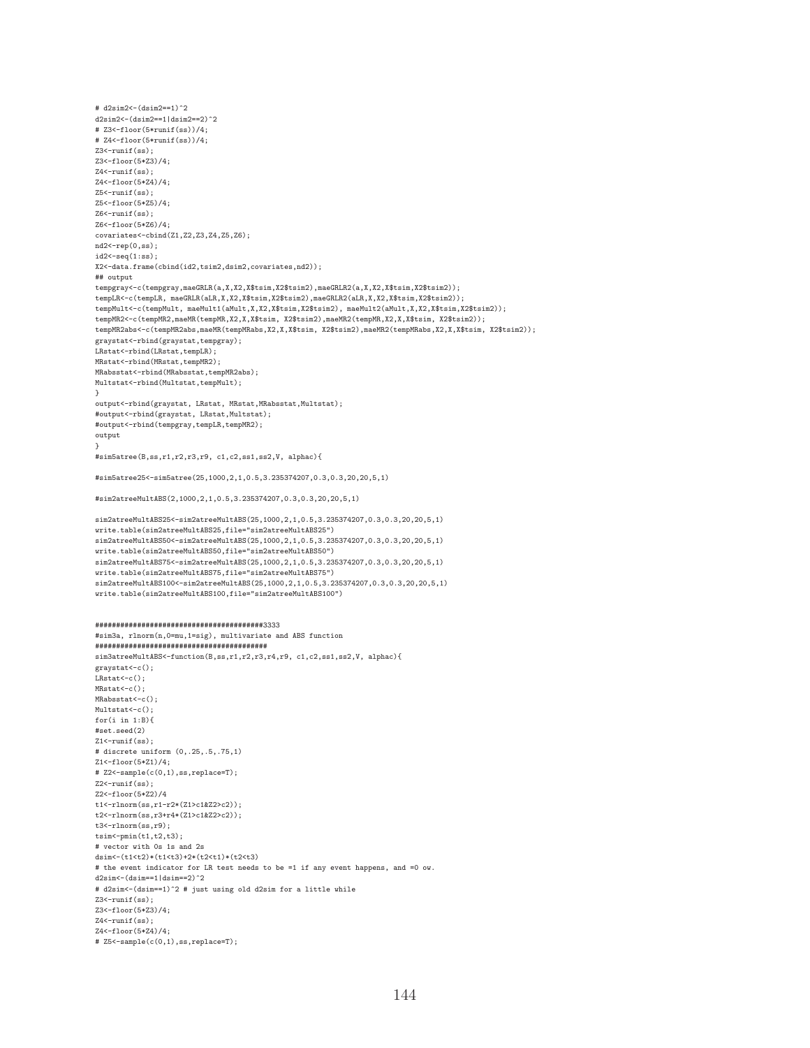```
# d2sim2<-(dsim2==1)^2
d2sim2<-(dsim2==1|dsim2==2)^2
# Z3<-floor(5*runif(ss))/4;
# Z4<-floor(5*runif(ss))/4;
Z3<-runif(ss);
Z3<-floor(5*Z3)/4;
Z4<-runif(ss);
Z4<-floor(5*Z4)/4;
Z5<-runif(ss);
Z5<-floor(5*Z5)/4;
Z6<-runif(ss);
Z6<-floor(5*Z6)/4;
covariates<-cbind(Z1,Z2,Z3,Z4,Z5,Z6);
nd2<-rep(0,ss);
id2<-seq(1:ss);
X2<-data.frame(cbind(id2,tsim2,dsim2,covariates,nd2));
## output
tempgray<-c(tempgray,maeGRLR(a,X,X2,X$tsim,X2$tsim2),maeGRLR2(a,X,X2,X$tsim,X2$tsim2));
tempLR<-c(tempLR, maeGRLR(aLR,X,X2,X$tsim,X2$tsim2),maeGRLR2(aLR,X,X2,X$tsim,X2$tsim2));
tempMult<-c(tempMult, maeMult1(aMult,X,X2,X$tsim,X2$tsim2), maeMult2(aMult,X,X2,X$tsim,X2$tsim2));
tempMR2<-c(tempMR2,maeMR(tempMR,X2,X,X$tsim, X2$tsim2),maeMR2(tempMR,X2,X,X$tsim, X2$tsim2));
tempMR2abs<-c(tempMR2abs,maeMR(tempMRabs,X2,X,X$tsim, X2$tsim2),maeMR2(tempMRabs,X2,X,X$tsim, X2$tsim2));
graystat<-rbind(graystat,tempgray);
LRstat<-rbind(LRstat,tempLR);
MRstat<-rbind(MRstat,tempMR2);
MRabsstat<-rbind(MRabsstat,tempMR2abs);
Multstat<-rbind(Multstat,tempMult);
}
output<-rbind(graystat, LRstat, MRstat,MRabsstat,Multstat);
#output<-rbind(graystat, LRstat,Multstat);
#output<-rbind(tempgray,tempLR,tempMR2);
output
}
#sim5atree(B,ss,r1,r2,r3,r9, c1,c2,ss1,ss2,V, alphac){

#sim5atree25<-sim5atree(25,1000,2,1,0.5,3.235374207,0.3,0.3,20,20,5,1)

#sim2atreeMultABS(2,1000,2,1,0.5,3.235374207,0.3,0.3,20,20,5,1)

sim2atreeMultABS25<-sim2atreeMultABS(25,1000,2,1,0.5,3.235374207,0.3,0.3,20,20,5,1)
write.table(sim2atreeMultABS25,file="sim2atreeMultABS25")
sim2atreeMultABS50<-sim2atreeMultABS(25,1000,2,1,0.5,3.235374207,0.3,0.3,20,20,5,1)
write.table(sim2atreeMultABS50,file="sim2atreeMultABS50")
sim2atreeMultABS75<-sim2atreeMultABS(25,1000,2,1,0.5,3.235374207,0.3,0.3,20,20,5,1)
write.table(sim2atreeMultABS75,file="sim2atreeMultABS75")
sim2atreeMultABS100<-sim2atreeMultABS(25,1000,2,1,0.5,3.235374207,0.3,0.3,20,20,5,1)
write.table(sim2atreeMultABS100,file="sim2atreeMultABS100")


########################################3333
#sim3a, rlnorm(n,0=mu,1=sig), multivariate and ABS function
########################################
sim3atreeMultABS<-function(B,ss,r1,r2,r3,r4,r9, c1,c2,ss1,ss2,V, alphac){
graystat<-c();
LRstat<-c();
MRstat<-c();
MRabsstat<-c();
Multstat<-c();
for(i in 1:B){
#set.seed(2)
Z1<-runif(ss);
# discrete uniform (0,.25,.5,.75,1)
Z1<-floor(5*Z1)/4;
# Z2<-sample(c(0,1),ss,replace=T);
Z2<-runif(ss);
Z2<-floor(5*Z2)/4
t1<-rlnorm(ss,r1-r2*(Z1>c1&Z2>c2));
t2<-rlnorm(ss,r3+r4*(Z1>c1&Z2>c2));
t3<-rlnorm(ss,r9);
tsim<-pmin(t1,t2,t3);
# vector with 0s 1s and 2s
dsim<-(t1<t2)*(t1<t3)+2*(t2<t1)*(t2<t3)
# the event indicator for LR test needs to be =1 if any event happens, and =0 ow.
d2sim<-(dsim==1|dsim==2)^2
# d2sim<-(dsim==1)^2 # just using old d2sim for a little while
Z3<-runif(ss);
Z3<-floor(5*Z3)/4;
Z4<-runif(ss);
Z4<-floor(5*Z4)/4;
# Z5<-sample(c(0,1),ss,replace=T);
```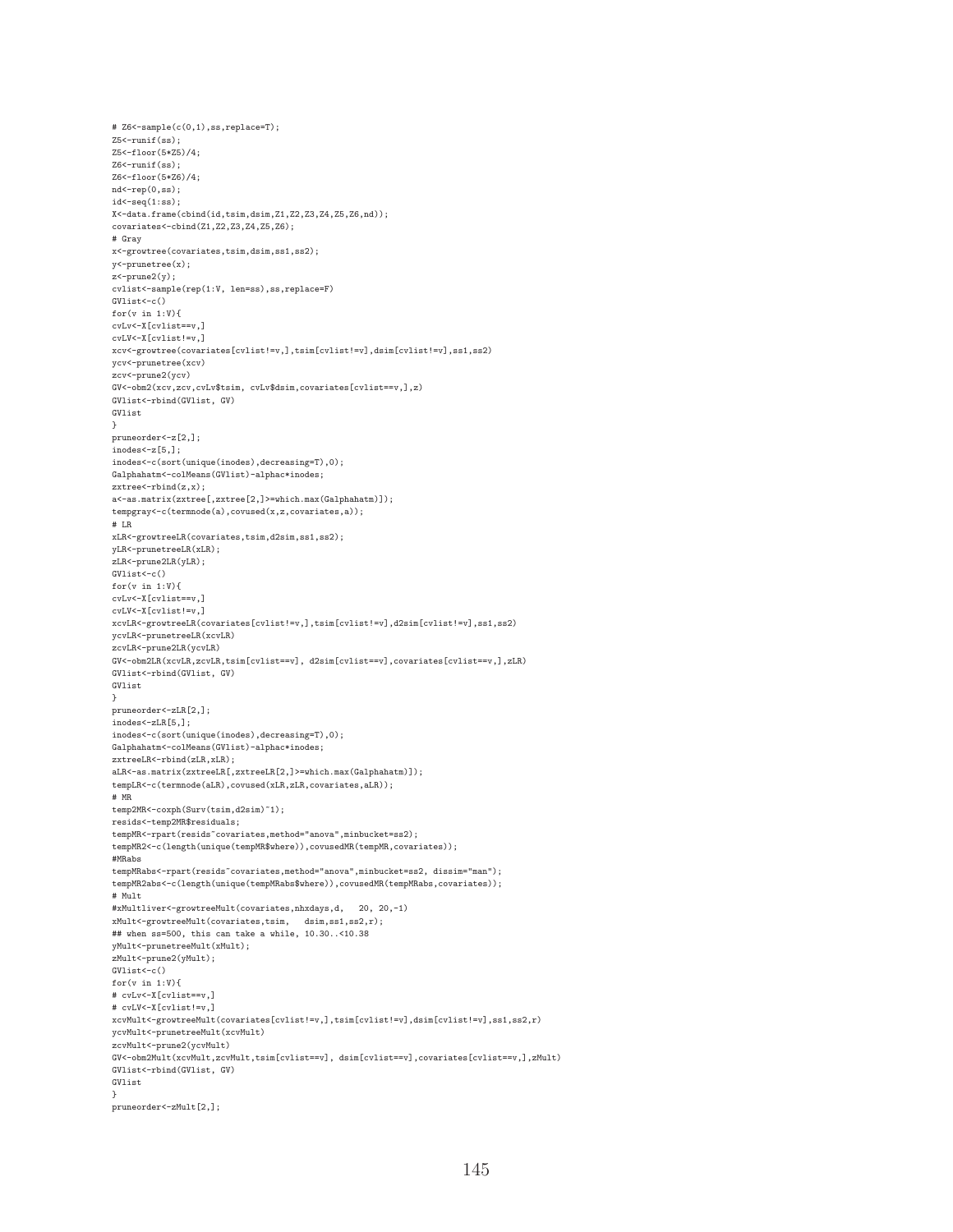```
# Z6<-sample(c(0,1),ss,replace=T);
Z5<-runif(ss);
Z5<-floor(5*Z5)/4;
Z6<-runif(ss);
Z6<-floor(5*Z6)/4;
nd<-rep(0,ss);
id<-seq(1:ss);
X<-data.frame(cbind(id,tsim,dsim,Z1,Z2,Z3,Z4,Z5,Z6,nd));
covariates<-cbind(Z1,Z2,Z3,Z4,Z5,Z6);
# Gray
x<-growtree(covariates,tsim,dsim,ss1,ss2);
y<-prunetree(x);
z<-prune2(y);
cvlist<-sample(rep(1:V, len=ss),ss,replace=F)
GVlist<-c()
for(v in 1:V){
cvLv<-X[cvlist==v,]
cvLV<-X[cvlist!=v,]
xcv<-growtree(covariates[cvlist!=v,],tsim[cvlist!=v],dsim[cvlist!=v],ss1,ss2)
ycv<-prunetree(xcv)
zcv<-prune2(ycv)
GV<-obm2(xcv,zcv,cvLv$tsim, cvLv$dsim,covariates[cvlist==v,],z)
GVlist<-rbind(GVlist, GV)
GVlist
}
pruneorder<-z[2,];
inodes<-z[5,];
inodes<-c(sort(unique(inodes),decreasing=T),0);
Galphahatm<-colMeans(GVlist)-alphac*inodes;
zxtree<-rbind(z,x);
a<-as.matrix(zxtree[,zxtree[2,]>=which.max(Galphahatm)]);
tempgray<-c(termnode(a),covused(x,z,covariates,a));
# LR
xLR<-growtreeLR(covariates,tsim,d2sim,ss1,ss2);
yLR<-prunetreeLR(xLR);
zLR<-prune2LR(yLR);
GVlist<-c()
for(v in 1:V){
cvLv<-X[cvlist==v,]
cvLV<-X[cvlist!=v,]
xcvLR<-growtreeLR(covariates[cvlist!=v,],tsim[cvlist!=v],d2sim[cvlist!=v],ss1,ss2)
ycvLR<-prunetreeLR(xcvLR)
zcvLR<-prune2LR(ycvLR)
GV<-obm2LR(xcvLR,zcvLR,tsim[cvlist==v], d2sim[cvlist==v],covariates[cvlist==v,],zLR)
GVlist<-rbind(GVlist, GV)
GVlist
}
pruneorder<-zLR[2,];
inodes<-zLR[5,];
inodes<-c(sort(unique(inodes),decreasing=T),0);
Galphahatm<-colMeans(GVlist)-alphac*inodes;
zxtreeLR<-rbind(zLR,xLR);
aLR<-as.matrix(zxtreeLR[,zxtreeLR[2,]>=which.max(Galphahatm)]);
tempLR<-c(termnode(aLR),covused(xLR,zLR,covariates,aLR));
# MR
temp2MR<-coxph(Surv(tsim,d2sim)~1);
resids<-temp2MR$residuals;
tempMR<-rpart(resids~covariates,method="anova",minbucket=ss2);
tempMR2<-c(length(unique(tempMR$where)),covusedMR(tempMR,covariates));
#MRabs
tempMRabs<-rpart(resids~covariates,method="anova",minbucket=ss2, dissim="man");
tempMR2abs<-c(length(unique(tempMRabs$where)),covusedMR(tempMRabs,covariates));
# Mult
#xMultliver<-growtreeMult(covariates,nhxdays,d,   20, 20,-1)
xMult<-growtreeMult(covariates,tsim,   dsim,ss1,ss2,r);
## when ss=500, this can take a while, 10.30..<10.38
yMult<-prunetreeMult(xMult);
zMult<-prune2(yMult);
GVlist<-c()
for(v in 1:V){
# cvLv<-X[cvlist==v,]
# cvLV<-X[cvlist!=v,]
xcvMult<-growtreeMult(covariates[cvlist!=v,],tsim[cvlist!=v],dsim[cvlist!=v],ss1,ss2,r)
ycvMult<-prunetreeMult(xcvMult)
zcvMult<-prune2(ycvMult)
GV<-obm2Mult(xcvMult,zcvMult,tsim[cvlist==v], dsim[cvlist==v],covariates[cvlist==v,],zMult)
GVlist<-rbind(GVlist, GV)
GVlist
}
pruneorder<-zMult[2,];
```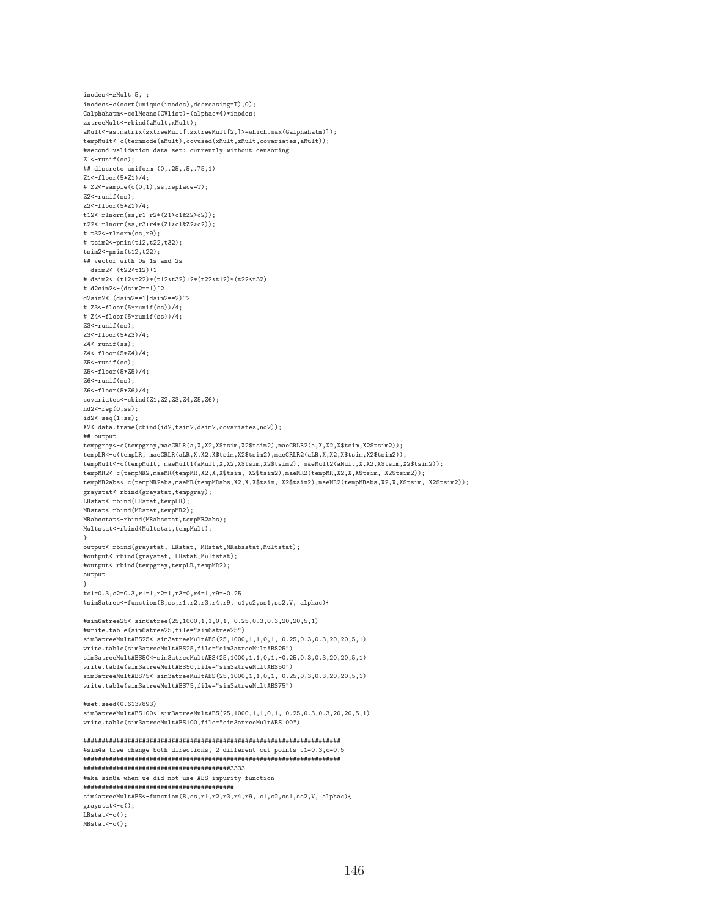```
inodes<-zMult[5,];
inodes<-c(sort(unique(inodes),decreasing=T),0);
Galphahatm<-colMeans(GVlist)-(alphac*4)*inodes;
zxtreeMult<-rbind(zMult,xMult);
aMult<-as.matrix(zxtreeMult[,zxtreeMult[2,]>=which.max(Galphahatm)]);
tempMult<-c(termnode(aMult),covused(xMult,zMult,covariates,aMult));
#second validation data set: currently without censoring
Z1<-runif(ss);
## discrete uniform (0,.25,.5,.75,1)
Z1<-floor(5*Z1)/4;
# Z2<-sample(c(0,1),ss,replace=T);
Z2<-runif(ss);
Z2<-floor(5*Z1)/4;
t12<-rlnorm(ss,r1-r2*(Z1>c1&Z2>c2));
t22<-rlnorm(ss,r3+r4*(Z1>c1&Z2>c2));
# t32<-rlnorm(ss,r9);
# tsim2<-pmin(t12,t22,t32);
tsim2<-pmin(t12,t22);
## vector with 0s 1s and 2s
  dsim2<-(t22<t12)+1
# dsim2<-(t12<t22)*(t12<t32)+2*(t22<t12)*(t22<t32)
# d2sim2<-(dsim2==1)^2
d2sim2<-(dsim2==1|dsim2==2)^2
# Z3<-floor(5*runif(ss))/4;
# Z4<-floor(5*runif(ss))/4;
Z3<-runif(ss);
Z3<-floor(5*Z3)/4;
Z4<-runif(ss);
Z4<-floor(5*Z4)/4;
Z5<-runif(ss);
Z5<-floor(5*Z5)/4;
Z6<-runif(ss);
Z6<-floor(5*Z6)/4;
covariates<-cbind(Z1,Z2,Z3,Z4,Z5,Z6);
nd2<-rep(0,ss);
id2<-seq(1:ss);
X2<-data.frame(cbind(id2,tsim2,dsim2,covariates,nd2));
## output
tempgray<-c(tempgray,maeGRLR(a,X,X2,X$tsim,X2$tsim2),maeGRLR2(a,X,X2,X$tsim,X2$tsim2));
tempLR<-c(tempLR, maeGRLR(aLR,X,X2,X$tsim,X2$tsim2),maeGRLR2(aLR,X,X2,X$tsim,X2$tsim2));
tempMult<-c(tempMult, maeMult1(aMult,X,X2,X$tsim,X2$tsim2), maeMult2(aMult,X,X2,X$tsim,X2$tsim2));
tempMR2<-c(tempMR2,maeMR(tempMR,X2,X,X$tsim, X2$tsim2),maeMR2(tempMR,X2,X,X$tsim, X2$tsim2));
tempMR2abs<-c(tempMR2abs,maeMR(tempMRabs,X2,X,X$tsim, X2$tsim2),maeMR2(tempMRabs,X2,X,X$tsim, X2$tsim2));
graystat<-rbind(graystat,tempgray);
LRstat<-rbind(LRstat,tempLR);
MRstat<-rbind(MRstat,tempMR2);
MRabsstat<-rbind(MRabsstat,tempMR2abs);
Multstat<-rbind(Multstat,tempMult);
}
output<-rbind(graystat, LRstat, MRstat,MRabsstat,Multstat);
#output<-rbind(graystat, LRstat,Multstat);
#output<-rbind(tempgray,tempLR,tempMR2);
output
}
#c1=0.3,c2=0.3,r1=1,r2=1,r3=0,r4=1,r9=-0.25
#sim8atree<-function(B,ss,r1,r2,r3,r4,r9, c1,c2,ss1,ss2,V, alphac){

#sim6atree25<-sim6atree(25,1000,1,1,0,1,-0.25,0.3,0.3,20,20,5,1)
#write.table(sim6atree25,file="sim6atree25")
sim3atreeMultABS25<-sim3atreeMultABS(25,1000,1,1,0,1,-0.25,0.3,0.3,20,20,5,1)
write.table(sim3atreeMultABS25,file="sim3atreeMultABS25")
sim3atreeMultABS50<-sim3atreeMultABS(25,1000,1,1,0,1,-0.25,0.3,0.3,20,20,5,1)
write.table(sim3atreeMultABS50,file="sim3atreeMultABS50")
sim3atreeMultABS75<-sim3atreeMultABS(25,1000,1,1,0,1,-0.25,0.3,0.3,20,20,5,1)
write.table(sim3atreeMultABS75,file="sim3atreeMultABS75")

#set.seed(0.6137893)
sim3atreeMultABS100<-sim3atreeMultABS(25,1000,1,1,0,1,-0.25,0.3,0.3,20,20,5,1)
write.table(sim3atreeMultABS100,file="sim3atreeMultABS100")

#######################################################################
#sim4a tree change both directions, 2 different cut points c1=0.3,c=0.5
#######################################################################
##########################################3333
#aka sim8a when we did not use ABS impurity function
#########################################
sim4atreeMultABS<-function(B,ss,r1,r2,r3,r4,r9, c1,c2,ss1,ss2,V, alphac){
graystat<-c();
LRstat<-c();
MRstat<-c();
```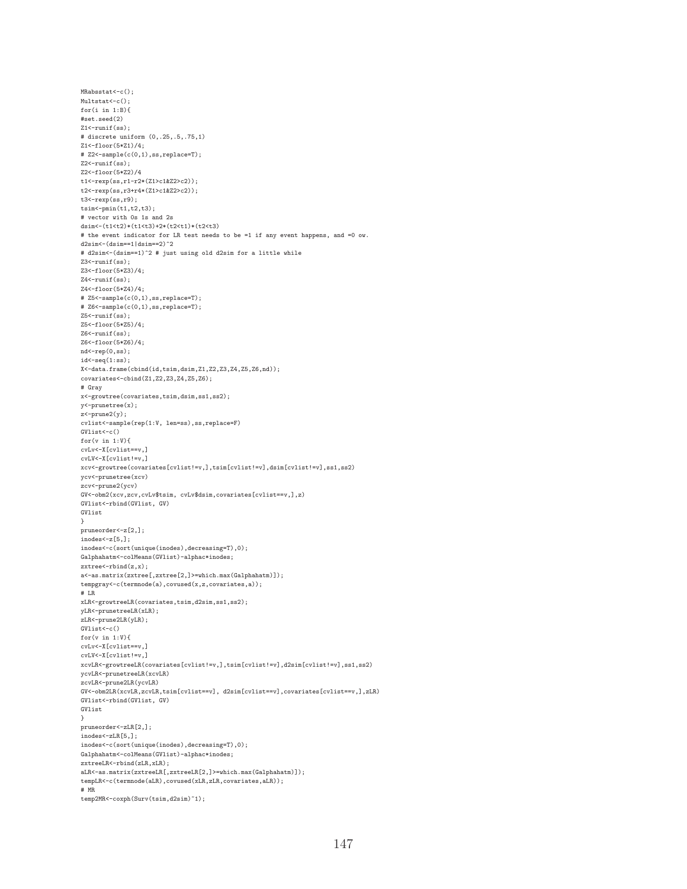```
MRabsstat<-c();
Multstat<-c();
for(i in 1:B){
#set.seed(2)
Z1<-runif(ss);
# discrete uniform (0,.25,.5,.75,1)
Z1<-floor(5*Z1)/4;
# Z2<-sample(c(0,1),ss,replace=T);
Z2<-runif(ss);
Z2<-floor(5*Z2)/4
t1<-rexp(ss,r1-r2*(Z1>c1&Z2>c2));
t2<-rexp(ss,r3+r4*(Z1>c1&Z2>c2));
t3<-rexp(ss,r9);
tsim<-pmin(t1,t2,t3);
# vector with 0s 1s and 2s
dsim<-(t1<t2)*(t1<t3)+2*(t2<t1)*(t2<t3)
# the event indicator for LR test needs to be =1 if any event happens, and =0 ow.
d2sim<-(dsim==1|dsim==2)^2
# d2sim<-(dsim==1)^2 # just using old d2sim for a little while
Z3<-runif(ss);
Z3<-floor(5*Z3)/4;
Z4<-runif(ss);
Z4<-floor(5*Z4)/4;
# Z5<-sample(c(0,1),ss,replace=T);
# Z6<-sample(c(0,1),ss,replace=T);
Z5<-runif(ss);
Z5<-floor(5*Z5)/4;
Z6<-runif(ss);
Z6<-floor(5*Z6)/4;
nd<-rep(0,ss);
id<-seq(1:ss);
X<-data.frame(cbind(id,tsim,dsim,Z1,Z2,Z3,Z4,Z5,Z6,nd));
covariates<-cbind(Z1,Z2,Z3,Z4,Z5,Z6);
# Gray
x<-growtree(covariates,tsim,dsim,ss1,ss2);
y<-prunetree(x);
z<-prune2(y);
cvlist<-sample(rep(1:V, len=ss),ss,replace=F)
GVlist<-c()
for(v in 1:V){
cvLv<-X[cvlist==v,]
cvLV<-X[cvlist!=v,]
xcv<-growtree(covariates[cvlist!=v,],tsim[cvlist!=v],dsim[cvlist!=v],ss1,ss2)
ycv<-prunetree(xcv)
zcv<-prune2(ycv)
GV<-obm2(xcv,zcv,cvLv$tsim, cvLv$dsim,covariates[cvlist==v,],z)
GVlist<-rbind(GVlist, GV)
GVlist
}
pruneorder<-z[2,];
inodes<-z[5,];
inodes<-c(sort(unique(inodes),decreasing=T),0);
Galphahatm<-colMeans(GVlist)-alphac*inodes;
zxtree<-rbind(z,x);
a<-as.matrix(zxtree[,zxtree[2,]>=which.max(Galphahatm)]);
tempgray<-c(termnode(a),covused(x,z,covariates,a));
# LR
xLR<-growtreeLR(covariates,tsim,d2sim,ss1,ss2);
yLR<-prunetreeLR(xLR);
zLR<-prune2LR(yLR);
GVlist<-c()
for(v in 1:V){
cvLv<-X[cvlist==v,]
cvLV<-X[cvlist!=v,]
xcvLR<-growtreeLR(covariates[cvlist!=v,],tsim[cvlist!=v],d2sim[cvlist!=v],ss1,ss2)
ycvLR<-prunetreeLR(xcvLR)
zcvLR<-prune2LR(ycvLR)
GV<-obm2LR(xcvLR,zcvLR,tsim[cvlist==v], d2sim[cvlist==v],covariates[cvlist==v,],zLR)
GVlist<-rbind(GVlist, GV)
GVlist
}
pruneorder<-zLR[2,];
inodes<-zLR[5,];
inodes<-c(sort(unique(inodes),decreasing=T),0);
Galphahatm<-colMeans(GVlist)-alphac*inodes;
zxtreeLR<-rbind(zLR,xLR);
aLR<-as.matrix(zxtreeLR[,zxtreeLR[2,]>=which.max(Galphahatm)]);
tempLR<-c(termnode(aLR),covused(xLR,zLR,covariates,aLR));
# MR
temp2MR<-coxph(Surv(tsim,d2sim)~1);
```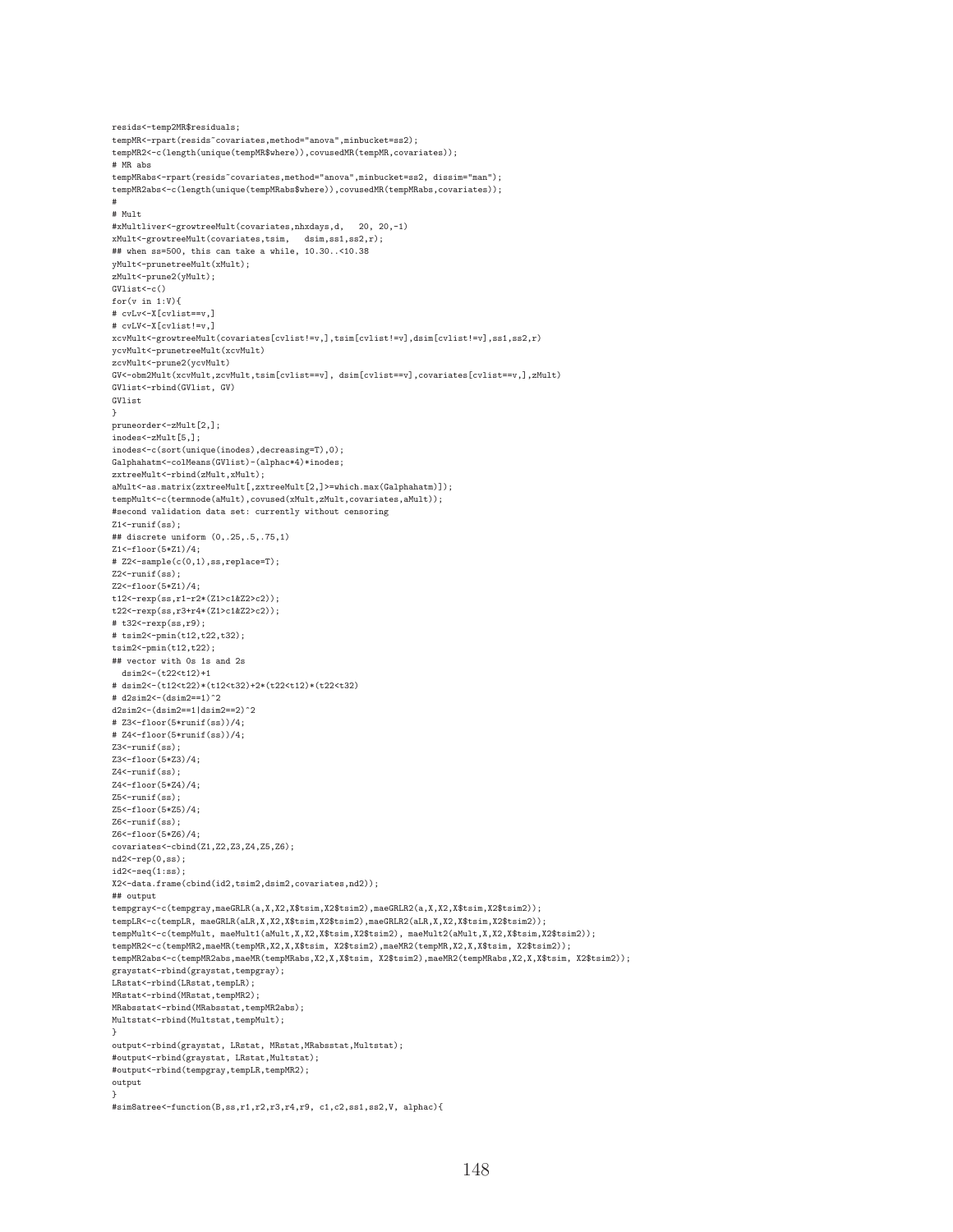```
resids<-temp2MR$residuals;
tempMR<-rpart(resids~covariates,method="anova",minbucket=ss2);
tempMR2<-c(length(unique(tempMR$where)),covusedMR(tempMR,covariates));
# MR abs
tempMRabs<-rpart(resids~covariates,method="anova",minbucket=ss2, dissim="man");
tempMR2abs<-c(length(unique(tempMRabs$where)),covusedMR(tempMRabs,covariates));
#
# Mult
#xMultliver<-growtreeMult(covariates,nhxdays,d,   20, 20,-1)
xMult<-growtreeMult(covariates,tsim,   dsim,ss1,ss2,r);
## when ss=500, this can take a while, 10.30..<10.38
yMult<-prunetreeMult(xMult);
zMult<-prune2(yMult);
GVlist<-c()
for(v in 1:V){
# cvLv<-X[cvlist==v,]
# cvLV<-X[cvlist!=v,]
xcvMult<-growtreeMult(covariates[cvlist!=v,],tsim[cvlist!=v],dsim[cvlist!=v],ss1,ss2,r)
ycvMult<-prunetreeMult(xcvMult)
zcvMult<-prune2(ycvMult)
GV<-obm2Mult(xcvMult,zcvMult,tsim[cvlist==v], dsim[cvlist==v],covariates[cvlist==v,],zMult)
GVlist<-rbind(GVlist, GV)
GVlist
}
pruneorder<-zMult[2,];
inodes<-zMult[5,];
inodes<-c(sort(unique(inodes),decreasing=T),0);
Galphahatm<-colMeans(GVlist)-(alphac*4)*inodes;
zxtreeMult<-rbind(zMult,xMult);
aMult<-as.matrix(zxtreeMult[,zxtreeMult[2,]>=which.max(Galphahatm)]);
tempMult<-c(termnode(aMult),covused(xMult,zMult,covariates,aMult));
#second validation data set: currently without censoring
Z1<-runif(ss);
## discrete uniform (0,.25,.5,.75,1)
Z1<-floor(5*Z1)/4;
# Z2<-sample(c(0,1),ss,replace=T);
Z2<-runif(ss);
Z2<-floor(5*Z1)/4;
t12<-rexp(ss,r1-r2*(Z1>c1&Z2>c2));
t22<-rexp(ss,r3+r4*(Z1>c1&Z2>c2));
# t32<-rexp(ss,r9);
# tsim2<-pmin(t12,t22,t32);
tsim2<-pmin(t12,t22);
## vector with 0s 1s and 2s
  dsim2<-(t22<t12)+1
# dsim2<-(t12<t22)*(t12<t32)+2*(t22<t12)*(t22<t32)
# d2sim2<-(dsim2==1)^2
d2sim2<-(dsim2==1|dsim2==2)^2
# Z3<-floor(5*runif(ss))/4;
# Z4<-floor(5*runif(ss))/4;
Z3<-runif(ss);
Z3<-floor(5*Z3)/4;
Z4<-runif(ss);
Z4<-floor(5*Z4)/4;
Z5<-runif(ss);
Z5<-floor(5*Z5)/4;
Z6<-runif(ss);
Z6<-floor(5*Z6)/4;
covariates<-cbind(Z1,Z2,Z3,Z4,Z5,Z6);
nd2<-rep(0,ss);
id2<-seq(1:ss);
X2<-data.frame(cbind(id2,tsim2,dsim2,covariates,nd2));
## output
tempgray<-c(tempgray,maeGRLR(a,X,X2,X$tsim,X2$tsim2),maeGRLR2(a,X,X2,X$tsim,X2$tsim2));
tempLR<-c(tempLR, maeGRLR(aLR,X,X2,X$tsim,X2$tsim2),maeGRLR2(aLR,X,X2,X$tsim,X2$tsim2));
tempMult<-c(tempMult, maeMult1(aMult,X,X2,X$tsim,X2$tsim2), maeMult2(aMult,X,X2,X$tsim,X2$tsim2));
tempMR2<-c(tempMR2,maeMR(tempMR,X2,X,X$tsim, X2$tsim2),maeMR2(tempMR,X2,X,X$tsim, X2$tsim2));
tempMR2abs<-c(tempMR2abs,maeMR(tempMRabs,X2,X,X$tsim, X2$tsim2),maeMR2(tempMRabs,X2,X,X$tsim, X2$tsim2));
graystat<-rbind(graystat,tempgray);
LRstat<-rbind(LRstat,tempLR);
MRstat<-rbind(MRstat,tempMR2);
MRabsstat<-rbind(MRabsstat,tempMR2abs);
Multstat<-rbind(Multstat,tempMult);
}
output<-rbind(graystat, LRstat, MRstat,MRabsstat,Multstat);
#output<-rbind(graystat, LRstat,Multstat);
#output<-rbind(tempgray,tempLR,tempMR2);
output
}
#sim8atree<-function(B,ss,r1,r2,r3,r4,r9, c1,c2,ss1,ss2,V, alphac){
```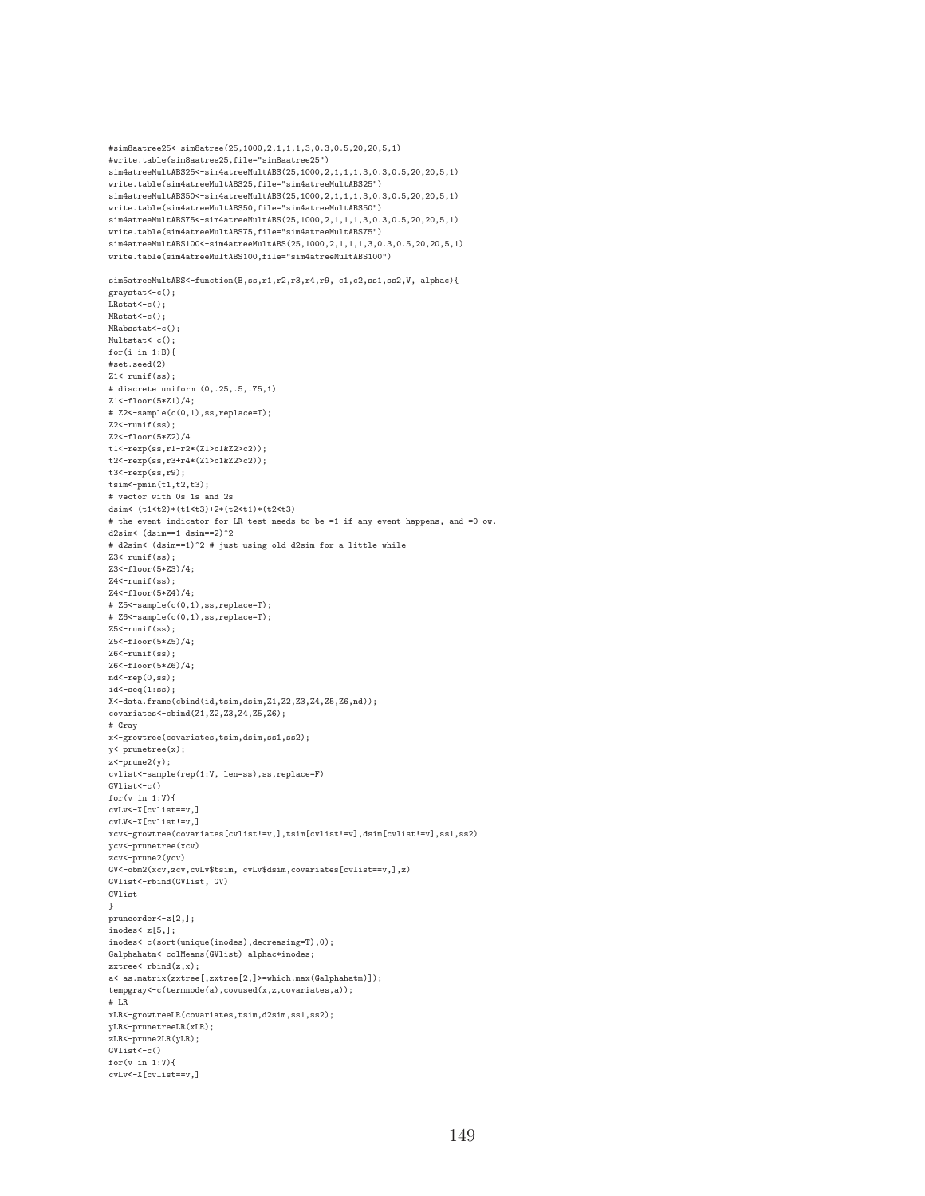```
#sim8aatree25<-sim8atree(25,1000,2,1,1,1,3,0.3,0.5,20,20,5,1)
#write.table(sim8aatree25,file="sim8aatree25")
sim4atreeMultABS25<-sim4atreeMultABS(25,1000,2,1,1,1,3,0.3,0.5,20,20,5,1)
write.table(sim4atreeMultABS25,file="sim4atreeMultABS25")
sim4atreeMultABS50<-sim4atreeMultABS(25,1000,2,1,1,1,3,0.3,0.5,20,20,5,1)
write.table(sim4atreeMultABS50,file="sim4atreeMultABS50")
sim4atreeMultABS75<-sim4atreeMultABS(25,1000,2,1,1,1,3,0.3,0.5,20,20,5,1)
write.table(sim4atreeMultABS75,file="sim4atreeMultABS75")
sim4atreeMultABS100<-sim4atreeMultABS(25,1000,2,1,1,1,3,0.3,0.5,20,20,5,1)
write.table(sim4atreeMultABS100,file="sim4atreeMultABS100")

sim5atreeMultABS<-function(B,ss,r1,r2,r3,r4,r9, c1,c2,ss1,ss2,V, alphac){
graystat<-c();
LRstat<-c();
MRstat<-c();
MRabsstat<-c();
Multstat<-c();
for(i in 1:B){
#set.seed(2)
Z1<-runif(ss);
# discrete uniform (0,.25,.5,.75,1)
Z1<-floor(5*Z1)/4;
# Z2<-sample(c(0,1),ss,replace=T);
Z2<-runif(ss);
Z2<-floor(5*Z2)/4
t1<-rexp(ss,r1-r2*(Z1>c1&Z2>c2));
t2<-rexp(ss,r3+r4*(Z1>c1&Z2>c2));
t3<-rexp(ss,r9);
tsim<-pmin(t1,t2,t3);
# vector with 0s 1s and 2s
dsim<-(t1<t2)*(t1<t3)+2*(t2<t1)*(t2<t3)
# the event indicator for LR test needs to be =1 if any event happens, and =0 ow.
d2sim<-(dsim==1|dsim==2)^2
# d2sim<-(dsim==1)^2 # just using old d2sim for a little while
Z3<-runif(ss);
Z3<-floor(5*Z3)/4;
Z4<-runif(ss);
Z4<-floor(5*Z4)/4;
# Z5<-sample(c(0,1),ss,replace=T);
# Z6<-sample(c(0,1),ss,replace=T);
Z5<-runif(ss);
Z5<-floor(5*Z5)/4;
Z6<-runif(ss);
Z6<-floor(5*Z6)/4;
nd<-rep(0,ss);
id<-seq(1:ss);
X<-data.frame(cbind(id,tsim,dsim,Z1,Z2,Z3,Z4,Z5,Z6,nd));
covariates<-cbind(Z1,Z2,Z3,Z4,Z5,Z6);
# Gray
x<-growtree(covariates,tsim,dsim,ss1,ss2);
y<-prunetree(x);
z<-prune2(y);
cvlist<-sample(rep(1:V, len=ss),ss,replace=F)
GVlist<-c()
for(v in 1:V){
cvLv<-X[cvlist==v,]
cvLV<-X[cvlist!=v,]
xcv<-growtree(covariates[cvlist!=v,],tsim[cvlist!=v],dsim[cvlist!=v],ss1,ss2)
ycv<-prunetree(xcv)
zcv<-prune2(ycv)
GV<-obm2(xcv,zcv,cvLv$tsim, cvLv$dsim,covariates[cvlist==v,],z)
GVlist<-rbind(GVlist, GV)
GVlist
}
pruneorder<-z[2,];
inodes<-z[5,];
inodes<-c(sort(unique(inodes),decreasing=T),0);
Galphahatm<-colMeans(GVlist)-alphac*inodes;
zxtree<-rbind(z,x);
a<-as.matrix(zxtree[,zxtree[2,]>=which.max(Galphahatm)]);
tempgray<-c(termnode(a),covused(x,z,covariates,a));
# LR
xLR<-growtreeLR(covariates,tsim,d2sim,ss1,ss2);
yLR<-prunetreeLR(xLR);
zLR<-prune2LR(yLR);
GVlist<-c()
for(v in 1:V){
cvLv<-X[cvlist==v,]
```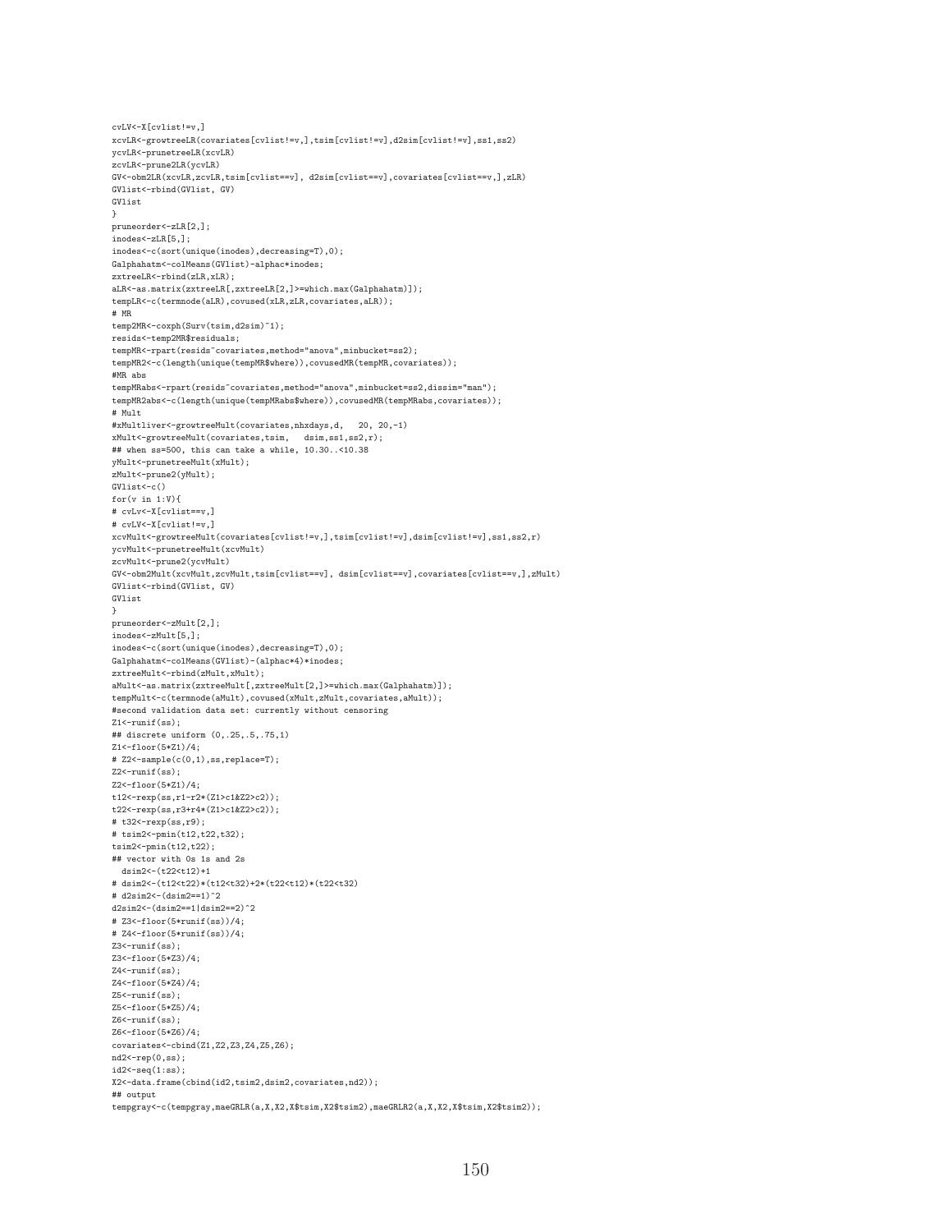```
cvLV<-X[cvlist!=v,]
xcvLR<-growtreeLR(covariates[cvlist!=v,],tsim[cvlist!=v],d2sim[cvlist!=v],ss1,ss2)
ycvLR<-prunetreeLR(xcvLR)
zcvLR<-prune2LR(ycvLR)
GV<-obm2LR(xcvLR,zcvLR,tsim[cvlist==v], d2sim[cvlist==v],covariates[cvlist==v,],zLR)
GVlist<-rbind(GVlist, GV)
GVlist
}
pruneorder<-zLR[2,];
inodes<-zLR[5,];
inodes<-c(sort(unique(inodes),decreasing=T),0);
Galphahatm<-colMeans(GVlist)-alphac*inodes;
zxtreeLR<-rbind(zLR,xLR);
aLR<-as.matrix(zxtreeLR[,zxtreeLR[2,]>=which.max(Galphahatm)]);
tempLR<-c(termnode(aLR),covused(xLR,zLR,covariates,aLR));
# MR
temp2MR<-coxph(Surv(tsim,d2sim)~1);
resids<-temp2MR$residuals;
tempMR<-rpart(resids~covariates,method="anova",minbucket=ss2);
tempMR2<-c(length(unique(tempMR$where)),covusedMR(tempMR,covariates));
#MR abs
tempMRabs<-rpart(resids~covariates,method="anova",minbucket=ss2,dissim="man");
tempMR2abs<-c(length(unique(tempMRabs$where)),covusedMR(tempMRabs,covariates));
# Mult
#xMultliver<-growtreeMult(covariates,nhxdays,d,   20, 20,-1)
xMult<-growtreeMult(covariates,tsim,   dsim,ss1,ss2,r);
## when ss=500, this can take a while, 10.30..<10.38
yMult<-prunetreeMult(xMult);
zMult<-prune2(yMult);
GVlist<-c()
for(v in 1:V){
# cvLv<-X[cvlist==v,]
# cvLV<-X[cvlist!=v,]
xcvMult<-growtreeMult(covariates[cvlist!=v,],tsim[cvlist!=v],dsim[cvlist!=v],ss1,ss2,r)
ycvMult<-prunetreeMult(xcvMult)
zcvMult<-prune2(ycvMult)
GV<-obm2Mult(xcvMult,zcvMult,tsim[cvlist==v], dsim[cvlist==v],covariates[cvlist==v,],zMult)
GVlist<-rbind(GVlist, GV)
GVlist
}
pruneorder<-zMult[2,];
inodes<-zMult[5,];
inodes<-c(sort(unique(inodes),decreasing=T),0);
Galphahatm<-colMeans(GVlist)-(alphac*4)*inodes;
zxtreeMult<-rbind(zMult,xMult);
aMult<-as.matrix(zxtreeMult[,zxtreeMult[2,]>=which.max(Galphahatm)]);
tempMult<-c(termnode(aMult),covused(xMult,zMult,covariates,aMult));
#second validation data set: currently without censoring
Z1<-runif(ss);
## discrete uniform (0,.25,.5,.75,1)
Z1<-floor(5*Z1)/4;
# Z2<-sample(c(0,1),ss,replace=T);
Z2<-runif(ss);
Z2<-floor(5*Z1)/4;
t12<-rexp(ss,r1-r2*(Z1>c1&Z2>c2));
t22<-rexp(ss,r3+r4*(Z1>c1&Z2>c2));
# t32<-rexp(ss,r9);
# tsim2<-pmin(t12,t22,t32);
tsim2<-pmin(t12,t22);
## vector with 0s 1s and 2s
  dsim2<-(t22<t12)+1
# dsim2<-(t12<t22)*(t12<t32)+2*(t22<t12)*(t22<t32)
# d2sim2<-(dsim2==1)^2
d2sim2<-(dsim2==1|dsim2==2)^2
# Z3<-floor(5*runif(ss))/4;
# Z4<-floor(5*runif(ss))/4;
Z3<-runif(ss);
Z3<-floor(5*Z3)/4;
Z4<-runif(ss);
Z4<-floor(5*Z4)/4;
Z5<-runif(ss);
Z5<-floor(5*Z5)/4;
Z6<-runif(ss);
Z6<-floor(5*Z6)/4;
covariates<-cbind(Z1,Z2,Z3,Z4,Z5,Z6);
nd2<-rep(0,ss);
id2<-seq(1:ss);
X2<-data.frame(cbind(id2,tsim2,dsim2,covariates,nd2));
## output
tempgray<-c(tempgray,maeGRLR(a,X,X2,X$tsim,X2$tsim2),maeGRLR2(a,X,X2,X$tsim,X2$tsim2));
```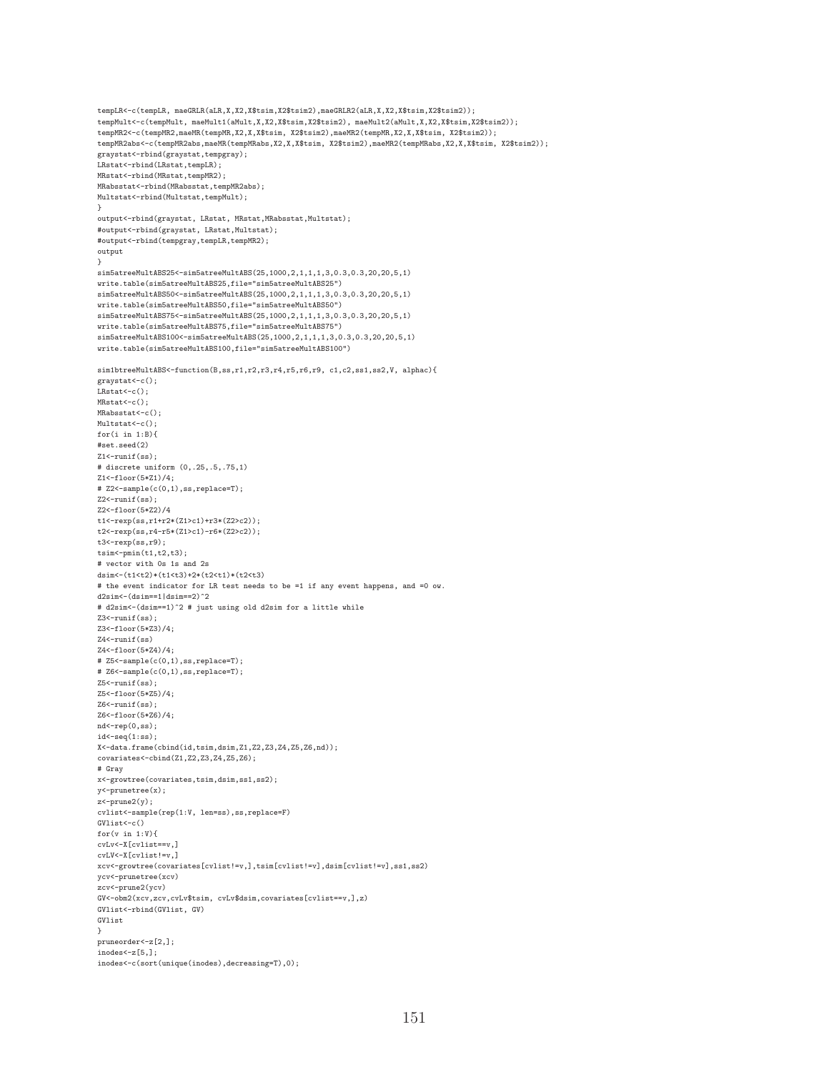```
tempLR<-c(tempLR, maeGRLR(aLR,X,X2,X$tsim,X2$tsim2),maeGRLR2(aLR,X,X2,X$tsim,X2$tsim2));
tempMult<-c(tempMult, maeMult1(aMult,X,X2,X$tsim,X2$tsim2), maeMult2(aMult,X,X2,X$tsim,X2$tsim2));
tempMR2<-c(tempMR2,maeMR(tempMR,X2,X,X$tsim, X2$tsim2),maeMR2(tempMR,X2,X,X$tsim, X2$tsim2));
tempMR2abs<-c(tempMR2abs,maeMR(tempMRabs,X2,X,X$tsim, X2$tsim2),maeMR2(tempMRabs,X2,X,X$tsim, X2$tsim2));
graystat<-rbind(graystat,tempgray);
LRstat<-rbind(LRstat,tempLR);
MRstat<-rbind(MRstat,tempMR2);
MRabsstat<-rbind(MRabsstat,tempMR2abs);
Multstat<-rbind(Multstat,tempMult);
}
output<-rbind(graystat, LRstat, MRstat,MRabsstat,Multstat);
#output<-rbind(graystat, LRstat,Multstat);
#output<-rbind(tempgray,tempLR,tempMR2);
output
}
sim5atreeMultABS25<-sim5atreeMultABS(25,1000,2,1,1,1,3,0.3,0.3,20,20,5,1)
write.table(sim5atreeMultABS25,file="sim5atreeMultABS25")
sim5atreeMultABS50<-sim5atreeMultABS(25,1000,2,1,1,1,3,0.3,0.3,20,20,5,1)
write.table(sim5atreeMultABS50,file="sim5atreeMultABS50")
sim5atreeMultABS75<-sim5atreeMultABS(25,1000,2,1,1,1,3,0.3,0.3,20,20,5,1)
write.table(sim5atreeMultABS75,file="sim5atreeMultABS75")
sim5atreeMultABS100<-sim5atreeMultABS(25,1000,2,1,1,1,3,0.3,0.3,20,20,5,1)
write.table(sim5atreeMultABS100,file="sim5atreeMultABS100")

sim1btreeMultABS<-function(B,ss,r1,r2,r3,r4,r5,r6,r9, c1,c2,ss1,ss2,V, alphac){
graystat<-c();
LRstat<-c();
MRstat<-c();
MRabsstat<-c();
Multstat<-c();
for(i in 1:B){
#set.seed(2)
Z1<-runif(ss);
# discrete uniform (0,.25,.5,.75,1)
Z1<-floor(5*Z1)/4;
# Z2<-sample(c(0,1),ss,replace=T);
Z2<-runif(ss);
Z2<-floor(5*Z2)/4
t1<-rexp(ss,r1+r2*(Z1>c1)+r3*(Z2>c2));
t2<-rexp(ss,r4-r5*(Z1>c1)-r6*(Z2>c2));
t3<-rexp(ss,r9);
tsim<-pmin(t1,t2,t3);
# vector with 0s 1s and 2s
dsim<-(t1<t2)*(t1<t3)+2*(t2<t1)*(t2<t3)
# the event indicator for LR test needs to be =1 if any event happens, and =0 ow.
d2sim<-(dsim==1|dsim==2)^2
# d2sim<-(dsim==1)^2 # just using old d2sim for a little while
Z3<-runif(ss);
Z3<-floor(5*Z3)/4;
Z4<-runif(ss)
Z4<-floor(5*Z4)/4;
# Z5<-sample(c(0,1),ss,replace=T);
# Z6<-sample(c(0,1),ss,replace=T);
Z5<-runif(ss);
Z5<-floor(5*Z5)/4;
Z6<-runif(ss);
Z6<-floor(5*Z6)/4;
nd<-rep(0,ss);
id<-seq(1:ss);
X<-data.frame(cbind(id,tsim,dsim,Z1,Z2,Z3,Z4,Z5,Z6,nd));
covariates<-cbind(Z1,Z2,Z3,Z4,Z5,Z6);
# Gray
x<-growtree(covariates,tsim,dsim,ss1,ss2);
y<-prunetree(x);
z<-prune2(y);
cvlist<-sample(rep(1:V, len=ss),ss,replace=F)
GVlist<-c()
for(v in 1:V){
cvLv<-X[cvlist==v,]
cvLV<-X[cvlist!=v,]
xcv<-growtree(covariates[cvlist!=v,],tsim[cvlist!=v],dsim[cvlist!=v],ss1,ss2)
ycv<-prunetree(xcv)
zcv<-prune2(ycv)
GV<-obm2(xcv,zcv,cvLv$tsim, cvLv$dsim,covariates[cvlist==v,],z)
GVlist<-rbind(GVlist, GV)
GVlist
}
pruneorder<-z[2,];
inodes<-z[5,];
inodes<-c(sort(unique(inodes),decreasing=T),0);
```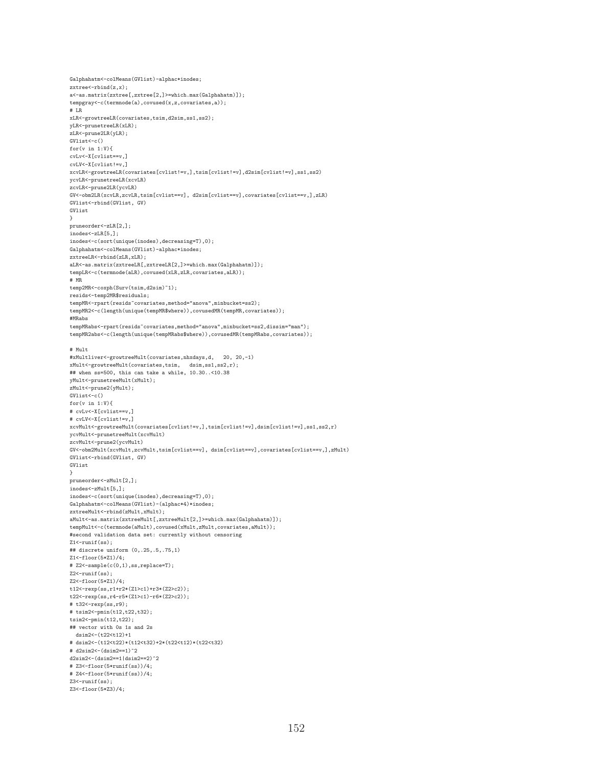```
Galphahatm<-colMeans(GVlist)-alphac*inodes;
zxtree<-rbind(z,x);
a<-as.matrix(zxtree[,zxtree[2,]>=which.max(Galphahatm)]);
tempgray<-c(termnode(a),covused(x,z,covariates,a));
# LR
xLR<-growtreeLR(covariates,tsim,d2sim,ss1,ss2);
yLR<-prunetreeLR(xLR);
zLR<-prune2LR(yLR);
GVlist<-c()
for(v in 1:V){
cvLv<-X[cvlist==v,]
cvLV<-X[cvlist!=v,]
xcvLR<-growtreeLR(covariates[cvlist!=v,],tsim[cvlist!=v],d2sim[cvlist!=v],ss1,ss2)
ycvLR<-prunetreeLR(xcvLR)
zcvLR<-prune2LR(ycvLR)
GV<-obm2LR(xcvLR,zcvLR,tsim[cvlist==v], d2sim[cvlist==v],covariates[cvlist==v,],zLR)
GVlist<-rbind(GVlist, GV)
GVlist
}
pruneorder<-zLR[2,];
inodes<-zLR[5,];
inodes<-c(sort(unique(inodes),decreasing=T),0);
Galphahatm<-colMeans(GVlist)-alphac*inodes;
zxtreeLR<-rbind(zLR,xLR);
aLR<-as.matrix(zxtreeLR[,zxtreeLR[2,]>=which.max(Galphahatm)]);
tempLR<-c(termnode(aLR),covused(xLR,zLR,covariates,aLR));
# MR
temp2MR<-coxph(Surv(tsim,d2sim)~1);
resids<-temp2MR$residuals;
tempMR<-rpart(resids~covariates,method="anova",minbucket=ss2);
tempMR2<-c(length(unique(tempMR$where)),covusedMR(tempMR,covariates));
#MRabs
tempMRabs<-rpart(resids~covariates,method="anova",minbucket=ss2,dissim="man");
tempMR2abs<-c(length(unique(tempMRabs$where)),covusedMR(tempMRabs,covariates));

# Mult
#xMultliver<-growtreeMult(covariates,nhxdays,d,   20, 20,-1)
xMult<-growtreeMult(covariates,tsim,   dsim,ss1,ss2,r);
## when ss=500, this can take a while, 10.30..<10.38
yMult<-prunetreeMult(xMult);
zMult<-prune2(yMult);
GVlist<-c()
for(v in 1:V){
# cvLv<-X[cvlist==v,]
# cvLV<-X[cvlist!=v,]
xcvMult<-growtreeMult(covariates[cvlist!=v,],tsim[cvlist!=v],dsim[cvlist!=v],ss1,ss2,r)
ycvMult<-prunetreeMult(xcvMult)
zcvMult<-prune2(ycvMult)
GV<-obm2Mult(xcvMult,zcvMult,tsim[cvlist==v], dsim[cvlist==v],covariates[cvlist==v,],zMult)
GVlist<-rbind(GVlist, GV)
GVlist
}
pruneorder<-zMult[2,];
inodes<-zMult[5,];
inodes<-c(sort(unique(inodes),decreasing=T),0);
Galphahatm<-colMeans(GVlist)-(alphac*4)*inodes;
zxtreeMult<-rbind(zMult,xMult);
aMult<-as.matrix(zxtreeMult[,zxtreeMult[2,]>=which.max(Galphahatm)]);
tempMult<-c(termnode(aMult),covused(xMult,zMult,covariates,aMult));
#second validation data set: currently without censoring
Z1<-runif(ss);
## discrete uniform (0,.25,.5,.75,1)
Z1<-floor(5*Z1)/4;
# Z2<-sample(c(0,1),ss,replace=T);
Z2<-runif(ss);
Z2<-floor(5*Z1)/4;
t12<-rexp(ss,r1+r2*(Z1>c1)+r3*(Z2>c2));
t22<-rexp(ss,r4-r5*(Z1>c1)-r6*(Z2>c2));
# t32<-rexp(ss,r9);
# tsim2<-pmin(t12,t22,t32);
tsim2<-pmin(t12,t22);
## vector with 0s 1s and 2s
  dsim2<-(t22<t12)+1
# dsim2<-(t12<t22)*(t12<t32)+2*(t22<t12)*(t22<t32)
# d2sim2<-(dsim2==1)^2
d2sim2<-(dsim2==1|dsim2==2)^2
# Z3<-floor(5*runif(ss))/4;
# Z4<-floor(5*runif(ss))/4;
Z3<-runif(ss);
Z3<-floor(5*Z3)/4;
```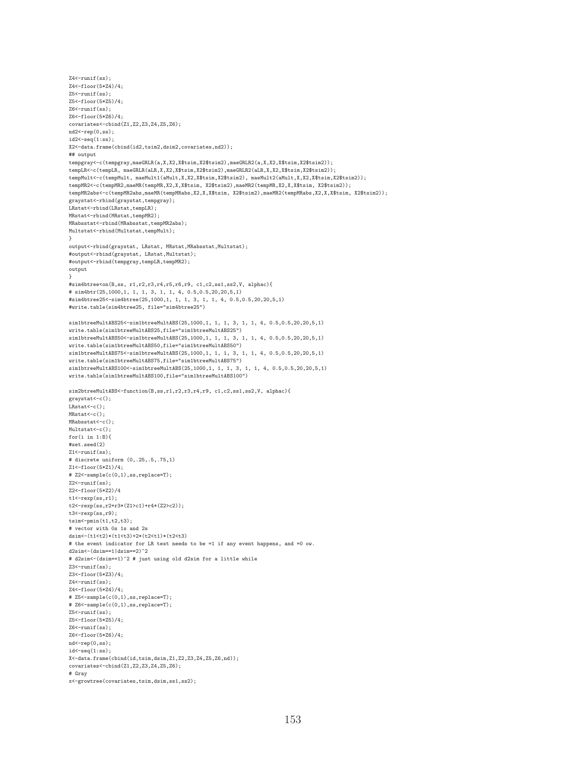```
Z4<-runif(ss);
Z4<-floor(5*Z4)/4;
Z5<-runif(ss);
Z5<-floor(5*Z5)/4;
Z6<-runif(ss);
Z6<-floor(5*Z6)/4;
covariates<-cbind(Z1,Z2,Z3,Z4,Z5,Z6);
nd2<-rep(0,ss);
id2<-seq(1:ss);
X2<-data.frame(cbind(id2,tsim2,dsim2,covariates,nd2));
## output
tempgray<-c(tempgray,maeGRLR(a,X,X2,X$tsim,X2$tsim2),maeGRLR2(a,X,X2,X$tsim,X2$tsim2));
tempLR<-c(tempLR, maeGRLR(aLR,X,X2,X$tsim,X2$tsim2),maeGRLR2(aLR,X,X2,X$tsim,X2$tsim2));
tempMult<-c(tempMult, maeMult1(aMult,X,X2,X$tsim,X2$tsim2), maeMult2(aMult,X,X2,X$tsim,X2$tsim2));
tempMR2<-c(tempMR2,maeMR(tempMR,X2,X,X$tsim, X2$tsim2),maeMR2(tempMR,X2,X,X$tsim, X2$tsim2));
tempMR2abs<-c(tempMR2abs,maeMR(tempMRabs,X2,X,X$tsim, X2$tsim2),maeMR2(tempMRabs,X2,X,X$tsim, X2$tsim2));
graystat<-rbind(graystat,tempgray);
LRstat<-rbind(LRstat,tempLR);
MRstat<-rbind(MRstat,tempMR2);
MRabsstat<-rbind(MRabsstat,tempMR2abs);
Multstat<-rbind(Multstat,tempMult);
}
output<-rbind(graystat, LRstat, MRstat,MRabsstat,Multstat);
#output<-rbind(graystat, LRstat,Multstat);
#output<-rbind(tempgray,tempLR,tempMR2);
output
}
#sim4btree<on(B,ss, r1,r2,r3,r4,r5,r6,r9, c1,c2,ss1,ss2,V, alphac){
# sim4btr(25,1000,1, 1, 1, 3, 1, 1, 4, 0.5,0.5,20,20,5,1)
#sim4btree25<-sim4btree(25,1000,1, 1, 1, 3, 1, 1, 4, 0.5,0.5,20,20,5,1)
#write.table(sim4btree25, file="sim4btree25")

sim1btreeMultABS25<-sim1btreeMultABS(25,1000,1, 1, 1, 3, 1, 1, 4, 0.5,0.5,20,20,5,1)
write.table(sim1btreeMultABS25,file="sim1btreeMultABS25")
sim1btreeMultABS50<-sim1btreeMultABS(25,1000,1, 1, 1, 3, 1, 1, 4, 0.5,0.5,20,20,5,1)
write.table(sim1btreeMultABS50,file="sim1btreeMultABS50")
sim1btreeMultABS75<-sim1btreeMultABS(25,1000,1, 1, 1, 3, 1, 1, 4, 0.5,0.5,20,20,5,1)
write.table(sim1btreeMultABS75,file="sim1btreeMultABS75")
sim1btreeMultABS100<-sim1btreeMultABS(25,1000,1, 1, 1, 3, 1, 1, 4, 0.5,0.5,20,20,5,1)
write.table(sim1btreeMultABS100,file="sim1btreeMultABS100")

sim2btreeMultABS<-function(B,ss,r1,r2,r3,r4,r9, c1,c2,ss1,ss2,V, alphac){
graystat<-c();
LRstat<-c();
MRstat<-c();
MRabsstat<-c();
Multstat<-c();
for(i in 1:B){
#set.seed(2)
Z1<-runif(ss);
# discrete uniform (0,.25,.5,.75,1)
Z1<-floor(5*Z1)/4;
# Z2<-sample(c(0,1),ss,replace=T);
Z2<-runif(ss);
Z2<-floor(5*Z2)/4
t1<-rexp(ss,r1);
t2<-rexp(ss,r2+r3*(Z1>c1)+r4*(Z2>c2));
t3<-rexp(ss,r9);
tsim<-pmin(t1,t2,t3);
# vector with 0s 1s and 2s
dsim<-(t1<t2)*(t1<t3)+2*(t2<t1)*(t2<t3)
# the event indicator for LR test needs to be =1 if any event happens, and =0 ow.
d2sim<-(dsim==1|dsim==2)^2
# d2sim<-(dsim==1)^2 # just using old d2sim for a little while
Z3<-runif(ss);
Z3<-floor(5*Z3)/4;
Z4<-runif(ss);
Z4<-floor(5*Z4)/4;
# Z5<-sample(c(0,1),ss,replace=T);
# Z6<-sample(c(0,1),ss,replace=T);
Z5<-runif(ss);
Z5<-floor(5*Z5)/4;
Z6<-runif(ss);
Z6<-floor(5*Z6)/4;
nd<-rep(0,ss);
id<-seq(1:ss);
X<-data.frame(cbind(id,tsim,dsim,Z1,Z2,Z3,Z4,Z5,Z6,nd));
covariates<-cbind(Z1,Z2,Z3,Z4,Z5,Z6);
# Gray
x<-growtree(covariates,tsim,dsim,ss1,ss2);
```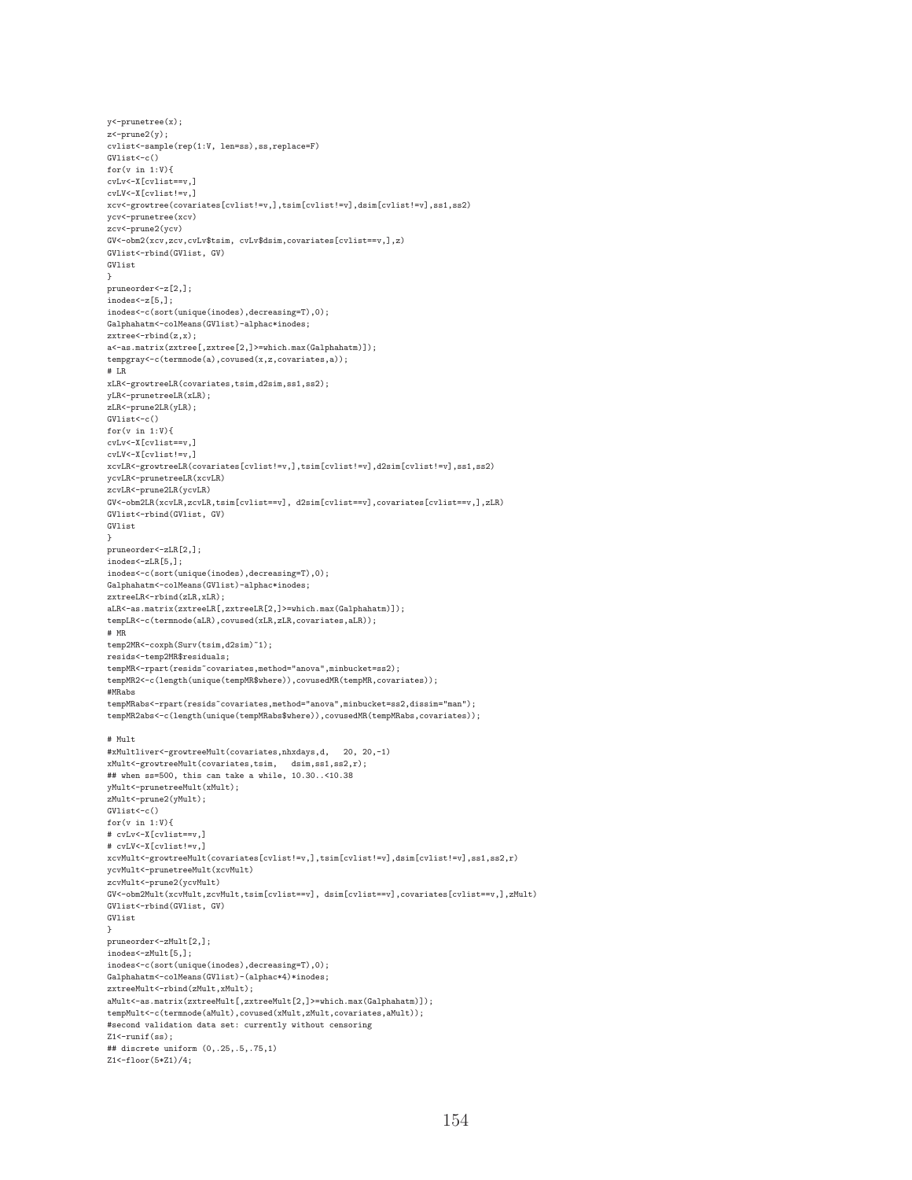```
y<-prunetree(x);
z<-prune2(y);
cvlist<-sample(rep(1:V, len=ss),ss,replace=F)
GVlist<-c()
for(v in 1:V){
cvLv<-X[cvlist==v,]
cvLV<-X[cvlist!=v,]
xcv<-growtree(covariates[cvlist!=v,],tsim[cvlist!=v],dsim[cvlist!=v],ss1,ss2)
ycv<-prunetree(xcv)
zcv<-prune2(ycv)
GV<-obm2(xcv,zcv,cvLv$tsim, cvLv$dsim,covariates[cvlist==v,],z)
GVlist<-rbind(GVlist, GV)
GVlist
}
pruneorder<-z[2,];
inodes<-z[5,];
inodes<-c(sort(unique(inodes),decreasing=T),0);
Galphahatm<-colMeans(GVlist)-alphac*inodes;
zxtree<-rbind(z,x);
a<-as.matrix(zxtree[,zxtree[2,]>=which.max(Galphahatm)]);
tempgray<-c(termnode(a),covused(x,z,covariates,a));
# LR
xLR<-growtreeLR(covariates,tsim,d2sim,ss1,ss2);
yLR<-prunetreeLR(xLR);
zLR<-prune2LR(yLR);
GVlist<-c()
for(v in 1:V){
cvLv<-X[cvlist==v,]
cvLV<-X[cvlist!=v,]
xcvLR<-growtreeLR(covariates[cvlist!=v,],tsim[cvlist!=v],d2sim[cvlist!=v],ss1,ss2)
ycvLR<-prunetreeLR(xcvLR)
zcvLR<-prune2LR(ycvLR)
GV<-obm2LR(xcvLR,zcvLR,tsim[cvlist==v], d2sim[cvlist==v],covariates[cvlist==v,],zLR)
GVlist<-rbind(GVlist, GV)
GVlist
}
pruneorder<-zLR[2,];
inodes<-zLR[5,];
inodes<-c(sort(unique(inodes),decreasing=T),0);
Galphahatm<-colMeans(GVlist)-alphac*inodes;
zxtreeLR<-rbind(zLR,xLR);
aLR<-as.matrix(zxtreeLR[,zxtreeLR[2,]>=which.max(Galphahatm)]);
tempLR<-c(termnode(aLR),covused(xLR,zLR,covariates,aLR));
# MR
temp2MR<-coxph(Surv(tsim,d2sim)~1);
resids<-temp2MR$residuals;
tempMR<-rpart(resids~covariates,method="anova",minbucket=ss2);
tempMR2<-c(length(unique(tempMR$where)),covusedMR(tempMR,covariates));
#MRabs
tempMRabs<-rpart(resids~covariates,method="anova",minbucket=ss2,dissim="man");
tempMR2abs<-c(length(unique(tempMRabs$where)),covusedMR(tempMRabs,covariates));

# Mult
#xMultliver<-growtreeMult(covariates,nhxdays,d,   20, 20,-1)
xMult<-growtreeMult(covariates,tsim,   dsim,ss1,ss2,r);
## when ss=500, this can take a while, 10.30..<10.38
yMult<-prunetreeMult(xMult);
zMult<-prune2(yMult);
GVlist<-c()
for(v in 1:V){
# cvLv<-X[cvlist==v,]
# cvLV<-X[cvlist!=v,]
xcvMult<-growtreeMult(covariates[cvlist!=v,],tsim[cvlist!=v],dsim[cvlist!=v],ss1,ss2,r)
ycvMult<-prunetreeMult(xcvMult)
zcvMult<-prune2(ycvMult)
GV<-obm2Mult(xcvMult,zcvMult,tsim[cvlist==v], dsim[cvlist==v],covariates[cvlist==v,],zMult)
GVlist<-rbind(GVlist, GV)
GVlist
}
pruneorder<-zMult[2,];
inodes<-zMult[5,];
inodes<-c(sort(unique(inodes),decreasing=T),0);
Galphahatm<-colMeans(GVlist)-(alphac*4)*inodes;
zxtreeMult<-rbind(zMult,xMult);
aMult<-as.matrix(zxtreeMult[,zxtreeMult[2,]>=which.max(Galphahatm)]);
tempMult<-c(termnode(aMult),covused(xMult,zMult,covariates,aMult));
#second validation data set: currently without censoring
Z1<-runif(ss);
## discrete uniform (0,.25,.5,.75,1)
Z1<-floor(5*Z1)/4;
```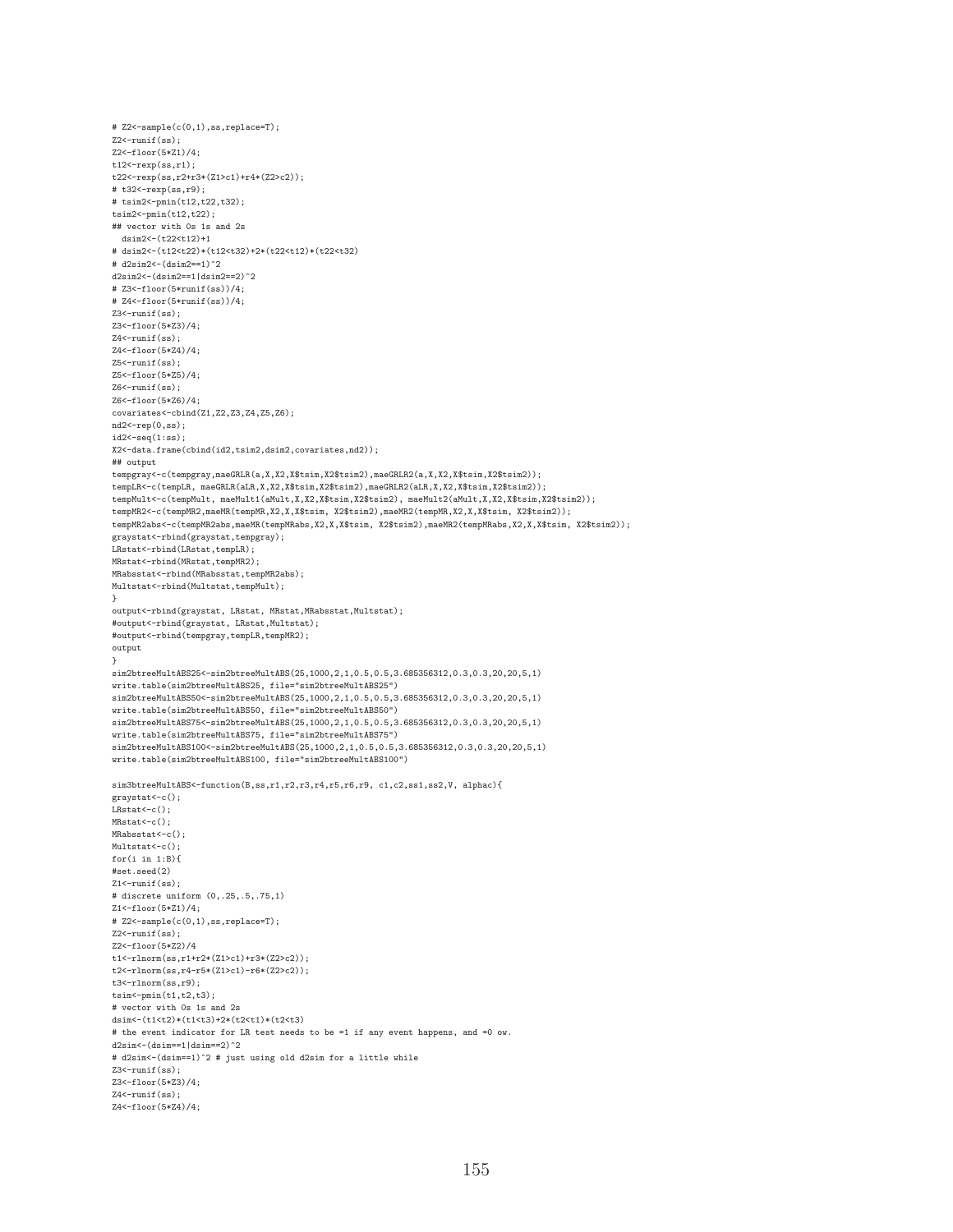```
# Z2<-sample(c(0,1),ss,replace=T);
Z2<-runif(ss);
Z2<-floor(5*Z1)/4;
t12<-rexp(ss,r1);
t22<-rexp(ss,r2+r3*(Z1>c1)+r4*(Z2>c2));
# t32<-rexp(ss,r9);
# tsim2<-pmin(t12,t22,t32);
tsim2<-pmin(t12,t22);
## vector with 0s 1s and 2s
  dsim2<-(t22<t12)+1
# dsim2<-(t12<t22)*(t12<t32)+2*(t22<t12)*(t22<t32)
# d2sim2<-(dsim2==1)^2
d2sim2<-(dsim2==1|dsim2==2)^2
# Z3<-floor(5*runif(ss))/4;
# Z4<-floor(5*runif(ss))/4;
Z3<-runif(ss);
Z3<-floor(5*Z3)/4;
Z4<-runif(ss);
Z4<-floor(5*Z4)/4;
Z5<-runif(ss);
Z5<-floor(5*Z5)/4;
Z6<-runif(ss);
Z6<-floor(5*Z6)/4;
covariates<-cbind(Z1,Z2,Z3,Z4,Z5,Z6);
nd2<-rep(0,ss);
id2<-seq(1:ss);
X2<-data.frame(cbind(id2,tsim2,dsim2,covariates,nd2));
## output
tempgray<-c(tempgray,maeGRLR(a,X,X2,X$tsim,X2$tsim2),maeGRLR2(a,X,X2,X$tsim,X2$tsim2));
tempLR<-c(tempLR, maeGRLR(aLR,X,X2,X$tsim,X2$tsim2),maeGRLR2(aLR,X,X2,X$tsim,X2$tsim2));
tempMult<-c(tempMult, maeMult1(aMult,X,X2,X$tsim,X2$tsim2), maeMult2(aMult,X,X2,X$tsim,X2$tsim2));
tempMR2<-c(tempMR2,maeMR(tempMR,X2,X,X$tsim, X2$tsim2),maeMR2(tempMR,X2,X,X$tsim, X2$tsim2));
tempMR2abs<-c(tempMR2abs,maeMR(tempMRabs,X2,X,X$tsim, X2$tsim2),maeMR2(tempMRabs,X2,X,X$tsim, X2$tsim2));
graystat<-rbind(graystat,tempgray);
LRstat<-rbind(LRstat,tempLR);
MRstat<-rbind(MRstat,tempMR2);
MRabsstat<-rbind(MRabsstat,tempMR2abs);
Multstat<-rbind(Multstat,tempMult);
}
output<-rbind(graystat, LRstat, MRstat,MRabsstat,Multstat);
#output<-rbind(graystat, LRstat,Multstat);
#output<-rbind(tempgray,tempLR,tempMR2);
output
}
sim2btreeMultABS25<-sim2btreeMultABS(25,1000,2,1,0.5,0.5,3.685356312,0.3,0.3,20,20,5,1)
write.table(sim2btreeMultABS25, file="sim2btreeMultABS25")
sim2btreeMultABS50<-sim2btreeMultABS(25,1000,2,1,0.5,0.5,3.685356312,0.3,0.3,20,20,5,1)
write.table(sim2btreeMultABS50, file="sim2btreeMultABS50")
sim2btreeMultABS75<-sim2btreeMultABS(25,1000,2,1,0.5,0.5,3.685356312,0.3,0.3,20,20,5,1)
write.table(sim2btreeMultABS75, file="sim2btreeMultABS75")
sim2btreeMultABS100<-sim2btreeMultABS(25,1000,2,1,0.5,0.5,3.685356312,0.3,0.3,20,20,5,1)
write.table(sim2btreeMultABS100, file="sim2btreeMultABS100")

sim3btreeMultABS<-function(B,ss,r1,r2,r3,r4,r5,r6,r9, c1,c2,ss1,ss2,V, alphac){
graystat<-c();
LRstat<-c();
MRstat<-c();
MRabsstat<-c();
Multstat<-c();
for(i in 1:B){
#set.seed(2)
Z1<-runif(ss);
# discrete uniform (0,.25,.5,.75,1)
Z1<-floor(5*Z1)/4;
# Z2<-sample(c(0,1),ss,replace=T);
Z2<-runif(ss);
Z2<-floor(5*Z2)/4
t1<-rlnorm(ss,r1+r2*(Z1>c1)+r3*(Z2>c2));
t2<-rlnorm(ss,r4-r5*(Z1>c1)-r6*(Z2>c2));
t3<-rlnorm(ss,r9);
tsim<-pmin(t1,t2,t3);
# vector with 0s 1s and 2s
dsim<-(t1<t2)*(t1<t3)+2*(t2<t1)*(t2<t3)
# the event indicator for LR test needs to be =1 if any event happens, and =0 ow.
d2sim<-(dsim==1|dsim==2)^2
# d2sim<-(dsim==1)^2 # just using old d2sim for a little while
Z3<-runif(ss);
Z3<-floor(5*Z3)/4;
Z4<-runif(ss);
Z4<-floor(5*Z4)/4;
```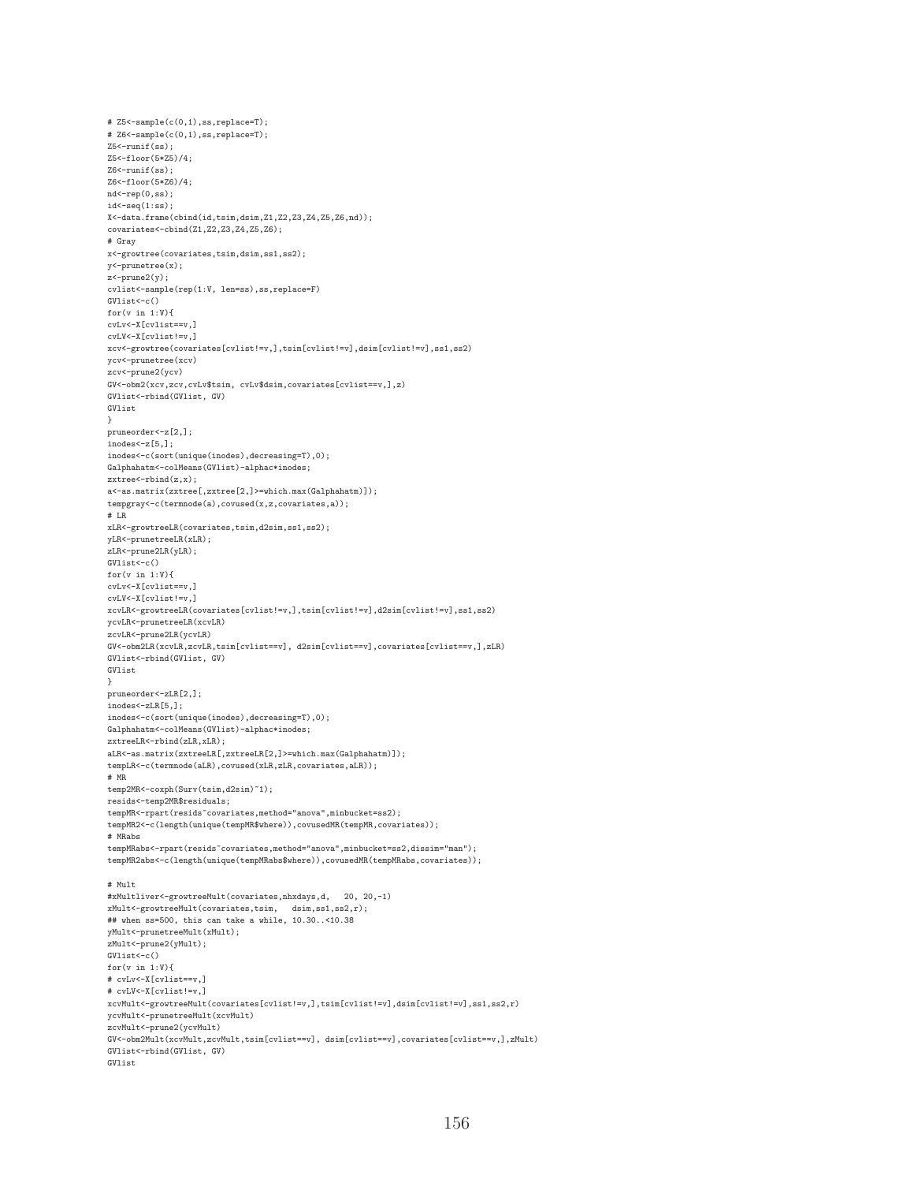```
# Z5<-sample(c(0,1),ss,replace=T);
# Z6<-sample(c(0,1),ss,replace=T);
Z5<-runif(ss);
Z5<-floor(5*Z5)/4;
Z6<-runif(ss);
Z6<-floor(5*Z6)/4;
nd<-rep(0,ss);
id<-seq(1:ss);
X<-data.frame(cbind(id,tsim,dsim,Z1,Z2,Z3,Z4,Z5,Z6,nd));
covariates<-cbind(Z1,Z2,Z3,Z4,Z5,Z6);
# Gray
x<-growtree(covariates,tsim,dsim,ss1,ss2);
y<-prunetree(x);
z<-prune2(y);
cvlist<-sample(rep(1:V, len=ss),ss,replace=F)
GVlist<-c()
for(v in 1:V){
cvLv<-X[cvlist==v,]
cvLV<-X[cvlist!=v,]
xcv<-growtree(covariates[cvlist!=v,],tsim[cvlist!=v],dsim[cvlist!=v],ss1,ss2)
ycv<-prunetree(xcv)
zcv<-prune2(ycv)
GV<-obm2(xcv,zcv,cvLv$tsim, cvLv$dsim,covariates[cvlist==v,],z)
GVlist<-rbind(GVlist, GV)
GVlist
}
pruneorder<-z[2,];
inodes<-z[5,];
inodes<-c(sort(unique(inodes),decreasing=T),0);
Galphahatm<-colMeans(GVlist)-alphac*inodes;
zxtree<-rbind(z,x);
a<-as.matrix(zxtree[,zxtree[2,]>=which.max(Galphahatm)]);
tempgray<-c(termnode(a),covused(x,z,covariates,a));
# LR
xLR<-growtreeLR(covariates,tsim,d2sim,ss1,ss2);
yLR<-prunetreeLR(xLR);
zLR<-prune2LR(yLR);
GVlist<-c()
for(v in 1:V){
cvLv<-X[cvlist==v,]
cvLV<-X[cvlist!=v,]
xcvLR<-growtreeLR(covariates[cvlist!=v,],tsim[cvlist!=v],d2sim[cvlist!=v],ss1,ss2)
ycvLR<-prunetreeLR(xcvLR)
zcvLR<-prune2LR(ycvLR)
GV<-obm2LR(xcvLR,zcvLR,tsim[cvlist==v], d2sim[cvlist==v],covariates[cvlist==v,],zLR)
GVlist<-rbind(GVlist, GV)
GVlist
}
pruneorder<-zLR[2,];
inodes<-zLR[5,];
inodes<-c(sort(unique(inodes),decreasing=T),0);
Galphahatm<-colMeans(GVlist)-alphac*inodes;
zxtreeLR<-rbind(zLR,xLR);
aLR<-as.matrix(zxtreeLR[,zxtreeLR[2,]>=which.max(Galphahatm)]);
tempLR<-c(termnode(aLR),covused(xLR,zLR,covariates,aLR));
# MR
temp2MR<-coxph(Surv(tsim,d2sim)~1);
resids<-temp2MR$residuals;
tempMR<-rpart(resids~covariates,method="anova",minbucket=ss2);
tempMR2<-c(length(unique(tempMR$where)),covusedMR(tempMR,covariates));
# MRabs
tempMRabs<-rpart(resids~covariates,method="anova",minbucket=ss2,dissim="man");
tempMR2abs<-c(length(unique(tempMRabs$where)),covusedMR(tempMRabs,covariates));

# Mult
#xMultliver<-growtreeMult(covariates,nhxdays,d,   20, 20,-1)
xMult<-growtreeMult(covariates,tsim,   dsim,ss1,ss2,r);
## when ss=500, this can take a while, 10.30..<10.38
yMult<-prunetreeMult(xMult);
zMult<-prune2(yMult);
GVlist<-c()
for(v in 1:V){
# cvLv<-X[cvlist==v,]
# cvLV<-X[cvlist!=v,]
xcvMult<-growtreeMult(covariates[cvlist!=v,],tsim[cvlist!=v],dsim[cvlist!=v],ss1,ss2,r)
ycvMult<-prunetreeMult(xcvMult)
zcvMult<-prune2(ycvMult)
GV<-obm2Mult(xcvMult,zcvMult,tsim[cvlist==v], dsim[cvlist==v],covariates[cvlist==v,],zMult)
GVlist<-rbind(GVlist, GV)
GVlist
```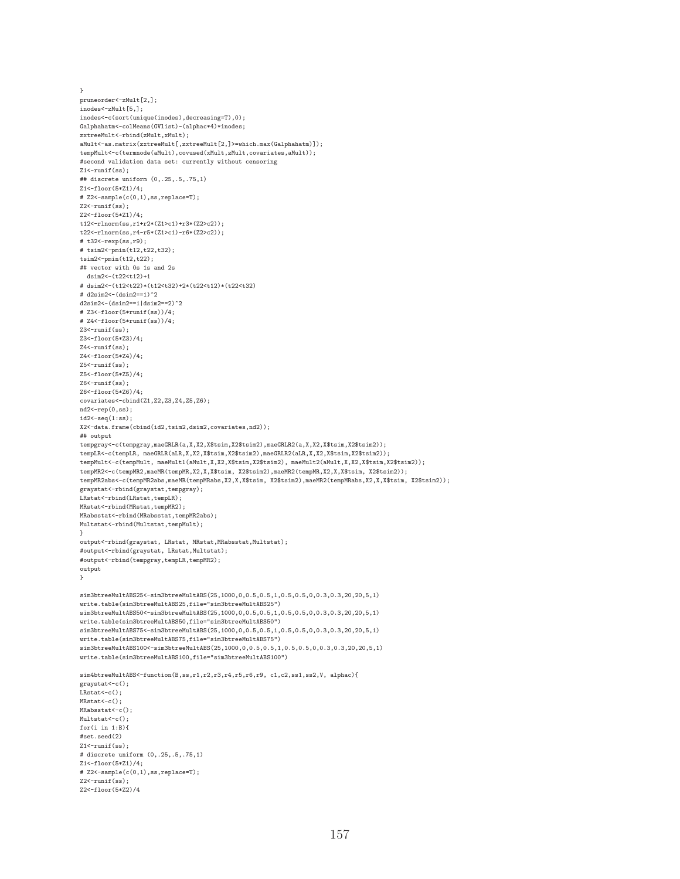```
}
pruneorder<-zMult[2,];
inodes<-zMult[5,];
inodes<-c(sort(unique(inodes),decreasing=T),0);
Galphahatm<-colMeans(GVlist)-(alphac*4)*inodes;
zxtreeMult<-rbind(zMult,xMult);
aMult<-as.matrix(zxtreeMult[,zxtreeMult[2,]>=which.max(Galphahatm)]);
tempMult<-c(termnode(aMult),covused(xMult,zMult,covariates,aMult));
#second validation data set: currently without censoring
Z1<-runif(ss);
## discrete uniform (0,.25,.5,.75,1)
Z1<-floor(5*Z1)/4;
# Z2<-sample(c(0,1),ss,replace=T);
Z2<-runif(ss);
Z2<-floor(5*Z1)/4;
t12<-rlnorm(ss,r1+r2*(Z1>c1)+r3*(Z2>c2));
t22<-rlnorm(ss,r4-r5*(Z1>c1)-r6*(Z2>c2));
# t32<-rexp(ss,r9);
# tsim2<-pmin(t12,t22,t32);
tsim2<-pmin(t12,t22);
## vector with 0s 1s and 2s
  dsim2<-(t22<t12)+1
# dsim2<-(t12<t22)*(t12<t32)+2*(t22<t12)*(t22<t32)
# d2sim2<-(dsim2==1)^2
d2sim2<-(dsim2==1|dsim2==2)^2
# Z3<-floor(5*runif(ss))/4;
# Z4<-floor(5*runif(ss))/4;
Z3<-runif(ss);
Z3<-floor(5*Z3)/4;
Z4<-runif(ss);
Z4<-floor(5*Z4)/4;
Z5<-runif(ss);
Z5<-floor(5*Z5)/4;
Z6<-runif(ss);
Z6<-floor(5*Z6)/4;
covariates<-cbind(Z1,Z2,Z3,Z4,Z5,Z6);
nd2<-rep(0,ss);
id2<-seq(1:ss);
X2<-data.frame(cbind(id2,tsim2,dsim2,covariates,nd2));
## output
tempgray<-c(tempgray,maeGRLR(a,X,X2,X$tsim,X2$tsim2),maeGRLR2(a,X,X2,X$tsim,X2$tsim2));
tempLR<-c(tempLR, maeGRLR(aLR,X,X2,X$tsim,X2$tsim2),maeGRLR2(aLR,X,X2,X$tsim,X2$tsim2));
tempMult<-c(tempMult, maeMult1(aMult,X,X2,X$tsim,X2$tsim2), maeMult2(aMult,X,X2,X$tsim,X2$tsim2));
tempMR2<-c(tempMR2,maeMR(tempMR,X2,X,X$tsim, X2$tsim2),maeMR2(tempMR,X2,X,X$tsim, X2$tsim2));
tempMR2abs<-c(tempMR2abs,maeMR(tempMRabs,X2,X,X$tsim, X2$tsim2),maeMR2(tempMRabs,X2,X,X$tsim, X2$tsim2));
graystat<-rbind(graystat,tempgray);
LRstat<-rbind(LRstat,tempLR);
MRstat<-rbind(MRstat,tempMR2);
MRabsstat<-rbind(MRabsstat,tempMR2abs);
Multstat<-rbind(Multstat,tempMult);
}
output<-rbind(graystat, LRstat, MRstat,MRabsstat,Multstat);
#output<-rbind(graystat, LRstat,Multstat);
#output<-rbind(tempgray,tempLR,tempMR2);
output
}

sim3btreeMultABS25<-sim3btreeMultABS(25,1000,0,0.5,0.5,1,0.5,0.5,0,0.3,0.3,20,20,5,1)
write.table(sim3btreeMultABS25,file="sim3btreeMultABS25")
sim3btreeMultABS50<-sim3btreeMultABS(25,1000,0,0.5,0.5,1,0.5,0.5,0,0.3,0.3,20,20,5,1)
write.table(sim3btreeMultABS50,file="sim3btreeMultABS50")
sim3btreeMultABS75<-sim3btreeMultABS(25,1000,0,0.5,0.5,1,0.5,0.5,0,0.3,0.3,20,20,5,1)
write.table(sim3btreeMultABS75,file="sim3btreeMultABS75")
sim3btreeMultABS100<-sim3btreeMultABS(25,1000,0,0.5,0.5,1,0.5,0.5,0,0.3,0.3,20,20,5,1)
write.table(sim3btreeMultABS100,file="sim3btreeMultABS100")

sim4btreeMultABS<-function(B,ss,r1,r2,r3,r4,r5,r6,r9, c1,c2,ss1,ss2,V, alphac){
graystat<-c();
LRstat<-c();
MRstat<-c();
MRabsstat<-c();
Multstat<-c();
for(i in 1:B){
#set.seed(2)
Z1<-runif(ss);
# discrete uniform (0,.25,.5,.75,1)
Z1<-floor(5*Z1)/4;
# Z2<-sample(c(0,1),ss,replace=T);
Z2<-runif(ss);
Z2<-floor(5*Z2)/4
```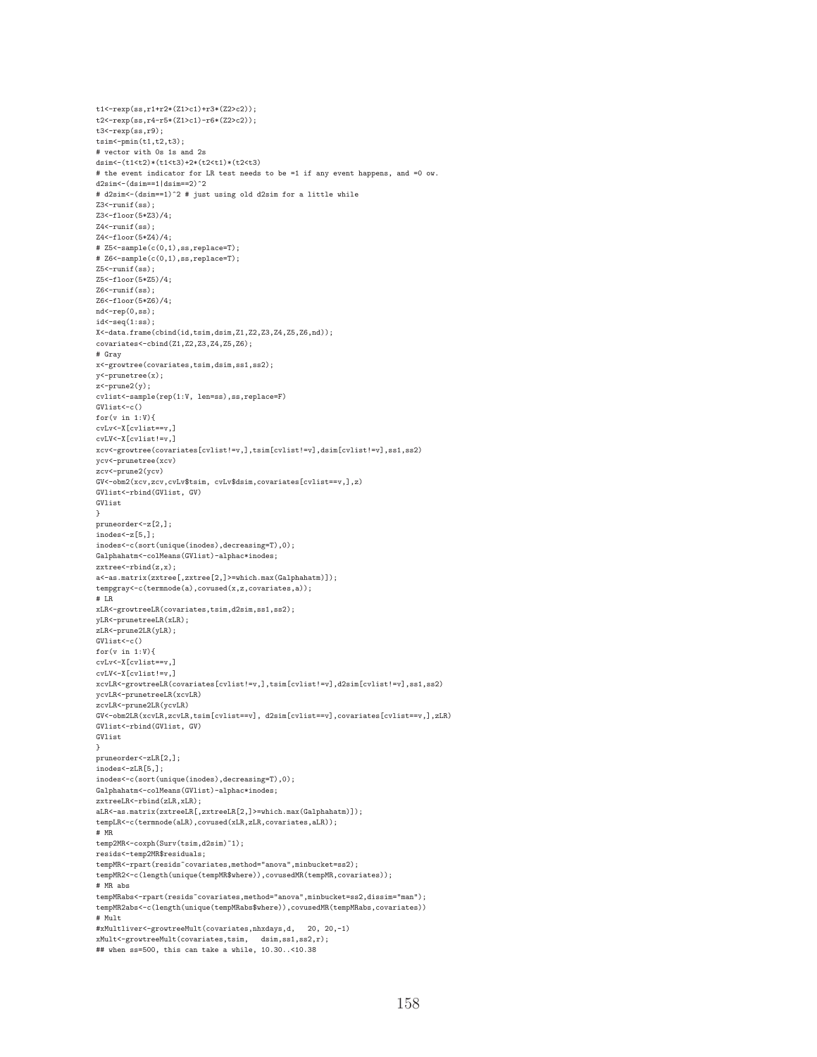```
t1<-rexp(ss,r1+r2*(Z1>c1)+r3*(Z2>c2));
t2<-rexp(ss,r4-r5*(Z1>c1)-r6*(Z2>c2));
t3<-rexp(ss,r9);
tsim<-pmin(t1,t2,t3);
# vector with 0s 1s and 2s
dsim<-(t1<t2)*(t1<t3)+2*(t2<t1)*(t2<t3)
# the event indicator for LR test needs to be =1 if any event happens, and =0 ow.
d2sim<-(dsim==1|dsim==2)^2
# d2sim<-(dsim==1)^2 # just using old d2sim for a little while
Z3<-runif(ss);
Z3<-floor(5*Z3)/4;
Z4<-runif(ss);
Z4<-floor(5*Z4)/4;
# Z5<-sample(c(0,1),ss,replace=T);
# Z6<-sample(c(0,1),ss,replace=T);
Z5<-runif(ss);
Z5<-floor(5*Z5)/4;
Z6<-runif(ss);
Z6<-floor(5*Z6)/4;
nd<-rep(0,ss);
id<-seq(1:ss);
X<-data.frame(cbind(id,tsim,dsim,Z1,Z2,Z3,Z4,Z5,Z6,nd));
covariates<-cbind(Z1,Z2,Z3,Z4,Z5,Z6);
# Gray
x<-growtree(covariates,tsim,dsim,ss1,ss2);
y<-prunetree(x);
z<-prune2(y);
cvlist<-sample(rep(1:V, len=ss),ss,replace=F)
GVlist<-c()
for(v in 1:V){
cvLv<-X[cvlist==v,]
cvLV<-X[cvlist!=v,]
xcv<-growtree(covariates[cvlist!=v,],tsim[cvlist!=v],dsim[cvlist!=v],ss1,ss2)
ycv<-prunetree(xcv)
zcv<-prune2(ycv)
GV<-obm2(xcv,zcv,cvLv$tsim, cvLv$dsim,covariates[cvlist==v,],z)
GVlist<-rbind(GVlist, GV)
GVlist
}
pruneorder<-z[2,];
inodes<-z[5,];
inodes<-c(sort(unique(inodes),decreasing=T),0);
Galphahatm<-colMeans(GVlist)-alphac*inodes;
zxtree<-rbind(z,x);
a<-as.matrix(zxtree[,zxtree[2,]>=which.max(Galphahatm)]);
tempgray<-c(termnode(a),covused(x,z,covariates,a));
# LR
xLR<-growtreeLR(covariates,tsim,d2sim,ss1,ss2);
yLR<-prunetreeLR(xLR);
zLR<-prune2LR(yLR);
GVlist<-c()
for(v in 1:V){
cvLv<-X[cvlist==v,]
cvLV<-X[cvlist!=v,]
xcvLR<-growtreeLR(covariates[cvlist!=v,],tsim[cvlist!=v],d2sim[cvlist!=v],ss1,ss2)
ycvLR<-prunetreeLR(xcvLR)
zcvLR<-prune2LR(ycvLR)
GV<-obm2LR(xcvLR,zcvLR,tsim[cvlist==v], d2sim[cvlist==v],covariates[cvlist==v,],zLR)
GVlist<-rbind(GVlist, GV)
GVlist
}
pruneorder<-zLR[2,];
inodes<-zLR[5,];
inodes<-c(sort(unique(inodes),decreasing=T),0);
Galphahatm<-colMeans(GVlist)-alphac*inodes;
zxtreeLR<-rbind(zLR,xLR);
aLR<-as.matrix(zxtreeLR[,zxtreeLR[2,]>=which.max(Galphahatm)]);
tempLR<-c(termnode(aLR),covused(xLR,zLR,covariates,aLR));
# MR
temp2MR<-coxph(Surv(tsim,d2sim)~1);
resids<-temp2MR$residuals;
tempMR<-rpart(resids~covariates,method="anova",minbucket=ss2);
tempMR2<-c(length(unique(tempMR$where)),covusedMR(tempMR,covariates));
# MR abs
tempMRabs<-rpart(resids~covariates,method="anova",minbucket=ss2,dissim="man");
tempMR2abs<-c(length(unique(tempMRabs$where)),covusedMR(tempMRabs,covariates))
# Mult
#xMultliver<-growtreeMult(covariates,nhxdays,d,   20, 20,-1)
xMult<-growtreeMult(covariates,tsim,   dsim,ss1,ss2,r);
## when ss=500, this can take a while, 10.30..<10.38
```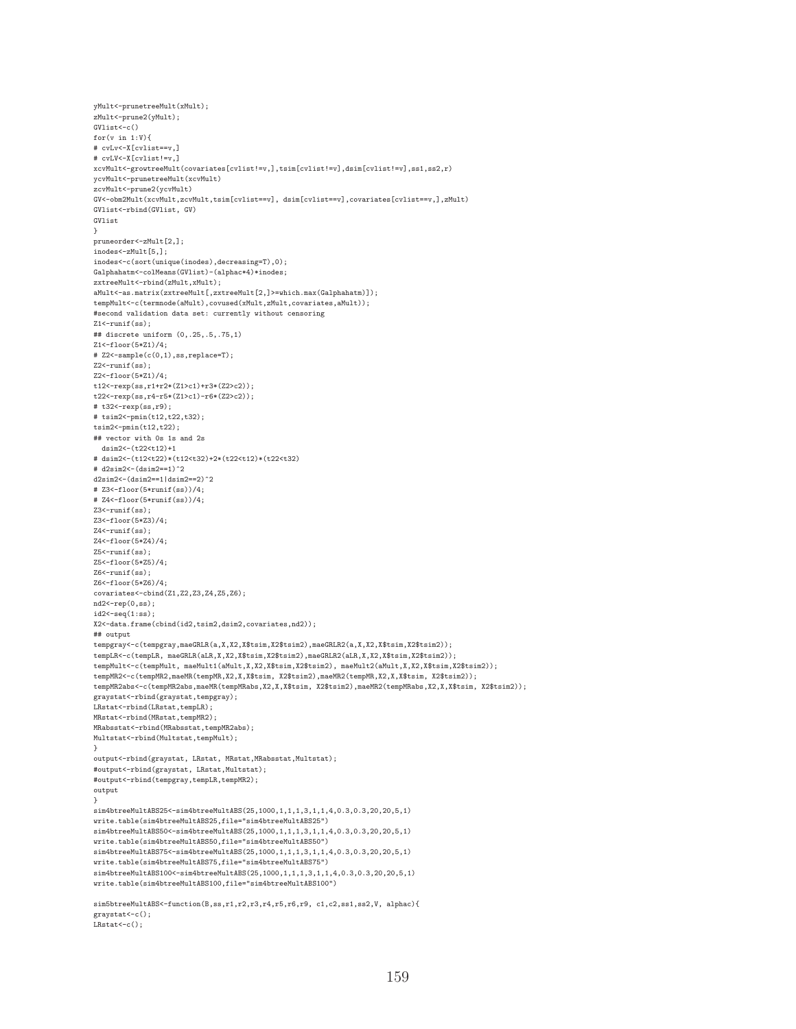```
yMult<-prunetreeMult(xMult);
zMult<-prune2(yMult);
GVlist<-c()
for(v in 1:V){
# cvLv<-X[cvlist==v,]
# cvLV<-X[cvlist!=v,]
xcvMult<-growtreeMult(covariates[cvlist!=v,],tsim[cvlist!=v],dsim[cvlist!=v],ss1,ss2,r)
ycvMult<-prunetreeMult(xcvMult)
zcvMult<-prune2(ycvMult)
GV<-obm2Mult(xcvMult,zcvMult,tsim[cvlist==v], dsim[cvlist==v],covariates[cvlist==v,],zMult)
GVlist<-rbind(GVlist, GV)
GVlist
}
pruneorder<-zMult[2,];
inodes<-zMult[5,];
inodes<-c(sort(unique(inodes),decreasing=T),0);
Galphahatm<-colMeans(GVlist)-(alphac*4)*inodes;
zxtreeMult<-rbind(zMult,xMult);
aMult<-as.matrix(zxtreeMult[,zxtreeMult[2,]>=which.max(Galphahatm)]);
tempMult<-c(termnode(aMult),covused(xMult,zMult,covariates,aMult));
#second validation data set: currently without censoring
Z1<-runif(ss);
## discrete uniform (0,.25,.5,.75,1)
Z1<-floor(5*Z1)/4;
# Z2<-sample(c(0,1),ss,replace=T);
Z2<-runif(ss);
Z2<-floor(5*Z1)/4;
t12<-rexp(ss,r1+r2*(Z1>c1)+r3*(Z2>c2));
t22<-rexp(ss,r4-r5*(Z1>c1)-r6*(Z2>c2));
# t32<-rexp(ss,r9);
# tsim2<-pmin(t12,t22,t32);
tsim2<-pmin(t12,t22);
## vector with 0s 1s and 2s
  dsim2<-(t22<t12)+1
# dsim2<-(t12<t22)*(t12<t32)+2*(t22<t12)*(t22<t32)
# d2sim2<-(dsim2==1)^2
d2sim2<-(dsim2==1|dsim2==2)^2
# Z3<-floor(5*runif(ss))/4;
# Z4<-floor(5*runif(ss))/4;
Z3<-runif(ss);
Z3<-floor(5*Z3)/4;
Z4<-runif(ss);
Z4<-floor(5*Z4)/4;
Z5<-runif(ss);
Z5<-floor(5*Z5)/4;
Z6<-runif(ss);
Z6<-floor(5*Z6)/4;
covariates<-cbind(Z1,Z2,Z3,Z4,Z5,Z6);
nd2<-rep(0,ss);
id2<-seq(1:ss);
X2<-data.frame(cbind(id2,tsim2,dsim2,covariates,nd2));
## output
tempgray<-c(tempgray,maeGRLR(a,X,X2,X$tsim,X2$tsim2),maeGRLR2(a,X,X2,X$tsim,X2$tsim2));
tempLR<-c(tempLR, maeGRLR(aLR,X,X2,X$tsim,X2$tsim2),maeGRLR2(aLR,X,X2,X$tsim,X2$tsim2));
tempMult<-c(tempMult, maeMult1(aMult,X,X2,X$tsim,X2$tsim2), maeMult2(aMult,X,X2,X$tsim,X2$tsim2));
tempMR2<-c(tempMR2,maeMR(tempMR,X2,X,X$tsim, X2$tsim2),maeMR2(tempMR,X2,X,X$tsim, X2$tsim2));
tempMR2abs<-c(tempMR2abs,maeMR(tempMRabs,X2,X,X$tsim, X2$tsim2),maeMR2(tempMRabs,X2,X,X$tsim, X2$tsim2));
graystat<-rbind(graystat,tempgray);
LRstat<-rbind(LRstat,tempLR);
MRstat<-rbind(MRstat,tempMR2);
MRabsstat<-rbind(MRabsstat,tempMR2abs);
Multstat<-rbind(Multstat,tempMult);
}
output<-rbind(graystat, LRstat, MRstat,MRabsstat,Multstat);
#output<-rbind(graystat, LRstat,Multstat);
#output<-rbind(tempgray,tempLR,tempMR2);
output
}
sim4btreeMultABS25<-sim4btreeMultABS(25,1000,1,1,1,3,1,1,4,0.3,0.3,20,20,5,1)
write.table(sim4btreeMultABS25,file="sim4btreeMultABS25")
sim4btreeMultABS50<-sim4btreeMultABS(25,1000,1,1,1,3,1,1,4,0.3,0.3,20,20,5,1)
write.table(sim4btreeMultABS50,file="sim4btreeMultABS50")
sim4btreeMultABS75<-sim4btreeMultABS(25,1000,1,1,1,3,1,1,4,0.3,0.3,20,20,5,1)
write.table(sim4btreeMultABS75,file="sim4btreeMultABS75")
sim4btreeMultABS100<-sim4btreeMultABS(25,1000,1,1,1,3,1,1,4,0.3,0.3,20,20,5,1)
write.table(sim4btreeMultABS100,file="sim4btreeMultABS100")

sim5btreeMultABS<-function(B,ss,r1,r2,r3,r4,r5,r6,r9, c1,c2,ss1,ss2,V, alphac){
graystat<-c();
LRstat<-c();
```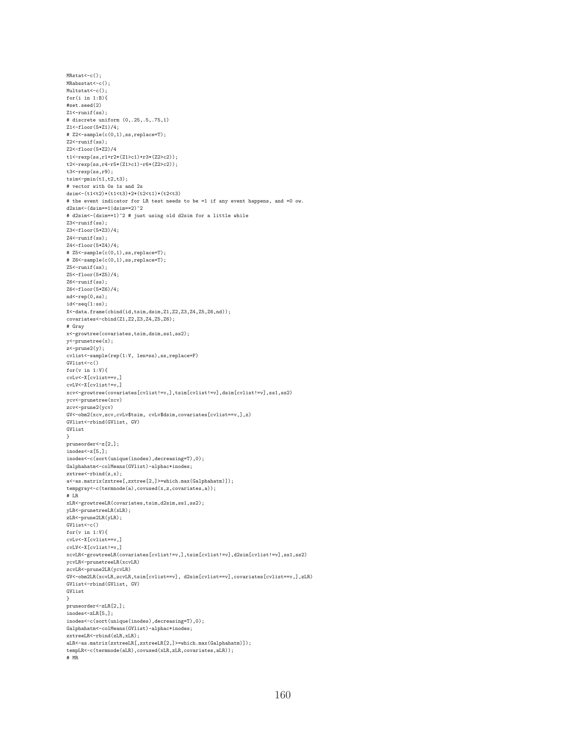```
MRstat<-c();
MRabsstat<-c();
Multstat<-c();
for(i in 1:B){
#set.seed(2)
Z1<-runif(ss);
# discrete uniform (0,.25,.5,.75,1)
Z1<-floor(5*Z1)/4;
# Z2<-sample(c(0,1),ss,replace=T);
Z2<-runif(ss);
Z2<-floor(5*Z2)/4
t1<-rexp(ss,r1+r2*(Z1>c1)+r3*(Z2>c2));
t2<-rexp(ss,r4-r5*(Z1>c1)-r6*(Z2>c2));
t3<-rexp(ss,r9);
tsim<-pmin(t1,t2,t3);
# vector with 0s 1s and 2s
dsim<-(t1<t2)*(t1<t3)+2*(t2<t1)*(t2<t3)
# the event indicator for LR test needs to be =1 if any event happens, and =0 ow.
d2sim<-(dsim==1|dsim==2)^2
# d2sim<-(dsim==1)^2 # just using old d2sim for a little while
Z3<-runif(ss);
Z3<-floor(5*Z3)/4;
Z4<-runif(ss);
Z4<-floor(5*Z4)/4;
# Z5<-sample(c(0,1),ss,replace=T);
# Z6<-sample(c(0,1),ss,replace=T);
Z5<-runif(ss);
Z5<-floor(5*Z5)/4;
Z6<-runif(ss);
Z6<-floor(5*Z6)/4;
nd<-rep(0,ss);
id<-seq(1:ss);
X<-data.frame(cbind(id,tsim,dsim,Z1,Z2,Z3,Z4,Z5,Z6,nd));
covariates<-cbind(Z1,Z2,Z3,Z4,Z5,Z6);
# Gray
x<-growtree(covariates,tsim,dsim,ss1,ss2);
y<-prunetree(x);
z<-prune2(y);
cvlist<-sample(rep(1:V, len=ss),ss,replace=F)
GVlist<-c()
for(v in 1:V){
cvLv<-X[cvlist==v,]
cvLV<-X[cvlist!=v,]
xcv<-growtree(covariates[cvlist!=v,],tsim[cvlist!=v],dsim[cvlist!=v],ss1,ss2)
ycv<-prunetree(xcv)
zcv<-prune2(ycv)
GV<-obm2(xcv,zcv,cvLv$tsim, cvLv$dsim,covariates[cvlist==v,],z)
GVlist<-rbind(GVlist, GV)
GVlist
}
pruneorder<-z[2,];
inodes<-z[5,];
inodes<-c(sort(unique(inodes),decreasing=T),0);
Galphahatm<-colMeans(GVlist)-alphac*inodes;
zxtree<-rbind(z,x);
a<-as.matrix(zxtree[,zxtree[2,]>=which.max(Galphahatm)]);
tempgray<-c(termnode(a),covused(x,z,covariates,a));
# LR
xLR<-growtreeLR(covariates,tsim,d2sim,ss1,ss2);
yLR<-prunetreeLR(xLR);
zLR<-prune2LR(yLR);
GVlist<-c()
for(v in 1:V){
cvLv<-X[cvlist==v,]
cvLV<-X[cvlist!=v,]
xcvLR<-growtreeLR(covariates[cvlist!=v,],tsim[cvlist!=v],d2sim[cvlist!=v],ss1,ss2)
ycvLR<-prunetreeLR(xcvLR)
zcvLR<-prune2LR(ycvLR)
GV<-obm2LR(xcvLR,zcvLR,tsim[cvlist==v], d2sim[cvlist==v],covariates[cvlist==v,],zLR)
GVlist<-rbind(GVlist, GV)
GVlist
}
pruneorder<-zLR[2,];
inodes<-zLR[5,];
inodes<-c(sort(unique(inodes),decreasing=T),0);
Galphahatm<-colMeans(GVlist)-alphac*inodes;
zxtreeLR<-rbind(zLR,xLR);
aLR<-as.matrix(zxtreeLR[,zxtreeLR[2,]>=which.max(Galphahatm)]);
tempLR<-c(termnode(aLR),covused(xLR,zLR,covariates,aLR));
# MR
```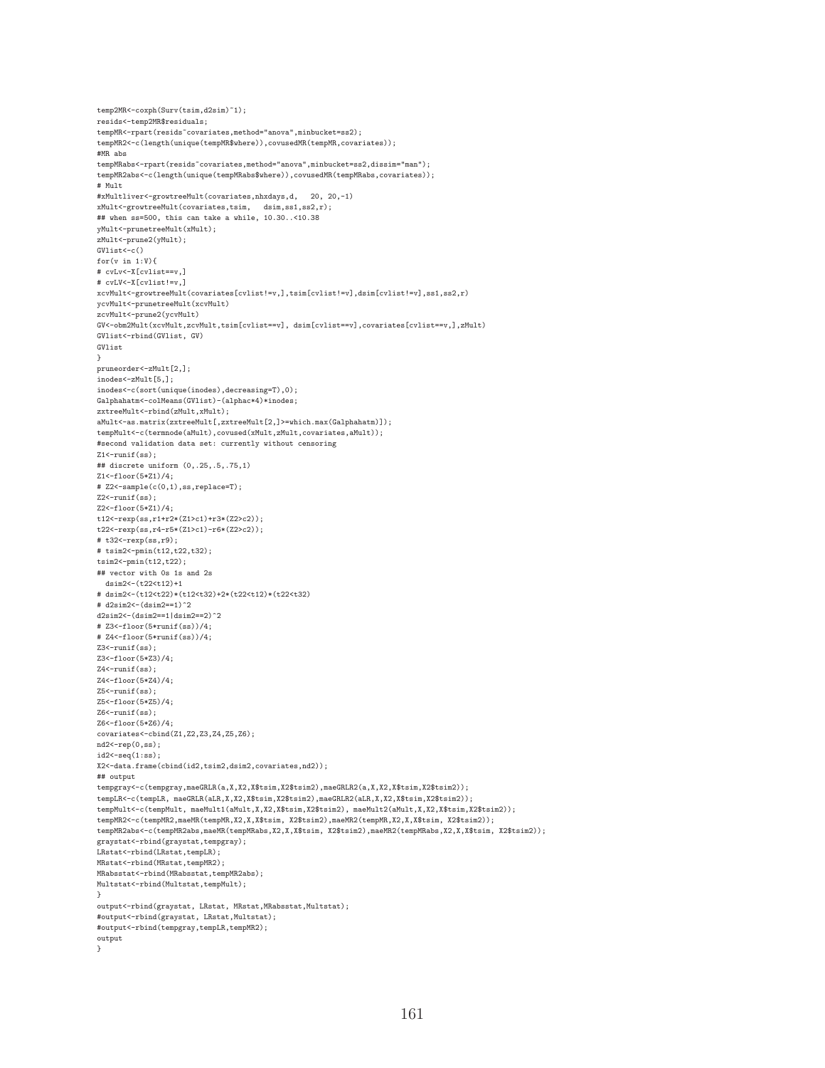```
temp2MR<-coxph(Surv(tsim,d2sim)~1);
resids<-temp2MR$residuals;
tempMR<-rpart(resids~covariates,method="anova",minbucket=ss2);
tempMR2<-c(length(unique(tempMR$where)),covusedMR(tempMR,covariates));
#MR abs
tempMRabs<-rpart(resids~covariates,method="anova",minbucket=ss2,dissim="man");
tempMR2abs<-c(length(unique(tempMRabs$where)),covusedMR(tempMRabs,covariates));
# Mult
#xMultliver<-growtreeMult(covariates,nhxdays,d,   20, 20,-1)
xMult<-growtreeMult(covariates,tsim,   dsim,ss1,ss2,r);
## when ss=500, this can take a while, 10.30..<10.38
yMult<-prunetreeMult(xMult);
zMult<-prune2(yMult);
GVlist<-c()
for(v in 1:V){
# cvLv<-X[cvlist==v,]
# cvLV<-X[cvlist!=v,]
xcvMult<-growtreeMult(covariates[cvlist!=v,],tsim[cvlist!=v],dsim[cvlist!=v],ss1,ss2,r)
ycvMult<-prunetreeMult(xcvMult)
zcvMult<-prune2(ycvMult)
GV<-obm2Mult(xcvMult,zcvMult,tsim[cvlist==v], dsim[cvlist==v],covariates[cvlist==v,],zMult)
GVlist<-rbind(GVlist, GV)
GVlist
}
pruneorder<-zMult[2,];
inodes<-zMult[5,];
inodes<-c(sort(unique(inodes),decreasing=T),0);
Galphahatm<-colMeans(GVlist)-(alphac*4)*inodes;
zxtreeMult<-rbind(zMult,xMult);
aMult<-as.matrix(zxtreeMult[,zxtreeMult[2,]>=which.max(Galphahatm)]);
tempMult<-c(termnode(aMult),covused(xMult,zMult,covariates,aMult));
#second validation data set: currently without censoring
Z1<-runif(ss);
## discrete uniform (0,.25,.5,.75,1)
Z1<-floor(5*Z1)/4;
# Z2<-sample(c(0,1),ss,replace=T);
Z2<-runif(ss);
Z2<-floor(5*Z1)/4;
t12<-rexp(ss,r1+r2*(Z1>c1)+r3*(Z2>c2));
t22<-rexp(ss,r4-r5*(Z1>c1)-r6*(Z2>c2));
# t32<-rexp(ss,r9);
# tsim2<-pmin(t12,t22,t32);
tsim2<-pmin(t12,t22);
## vector with 0s 1s and 2s
  dsim2<-(t22<t12)+1
# dsim2<-(t12<t22)*(t12<t32)+2*(t22<t12)*(t22<t32)
# d2sim2<-(dsim2==1)^2
d2sim2<-(dsim2==1|dsim2==2)^2
# Z3<-floor(5*runif(ss))/4;
# Z4<-floor(5*runif(ss))/4;
Z3<-runif(ss);
Z3<-floor(5*Z3)/4;
Z4<-runif(ss);
Z4<-floor(5*Z4)/4;
Z5<-runif(ss);
Z5<-floor(5*Z5)/4;
Z6<-runif(ss);
Z6<-floor(5*Z6)/4;
covariates<-cbind(Z1,Z2,Z3,Z4,Z5,Z6);
nd2<-rep(0,ss);
id2<-seq(1:ss);
X2<-data.frame(cbind(id2,tsim2,dsim2,covariates,nd2));
## output
tempgray<-c(tempgray,maeGRLR(a,X,X2,X$tsim,X2$tsim2),maeGRLR2(a,X,X2,X$tsim,X2$tsim2));
tempLR<-c(tempLR, maeGRLR(aLR,X,X2,X$tsim,X2$tsim2),maeGRLR2(aLR,X,X2,X$tsim,X2$tsim2));
tempMult<-c(tempMult, maeMult1(aMult,X,X2,X$tsim,X2$tsim2), maeMult2(aMult,X,X2,X$tsim,X2$tsim2));
tempMR2<-c(tempMR2,maeMR(tempMR,X2,X,X$tsim, X2$tsim2),maeMR2(tempMR,X2,X,X$tsim, X2$tsim2));
tempMR2abs<-c(tempMR2abs,maeMR(tempMRabs,X2,X,X$tsim, X2$tsim2),maeMR2(tempMRabs,X2,X,X$tsim, X2$tsim2));
graystat<-rbind(graystat,tempgray);
LRstat<-rbind(LRstat,tempLR);
MRstat<-rbind(MRstat,tempMR2);
MRabsstat<-rbind(MRabsstat,tempMR2abs);
Multstat<-rbind(Multstat,tempMult);
}
output<-rbind(graystat, LRstat, MRstat,MRabsstat,Multstat);
#output<-rbind(graystat, LRstat,Multstat);
#output<-rbind(tempgray,tempLR,tempMR2);
output
}
```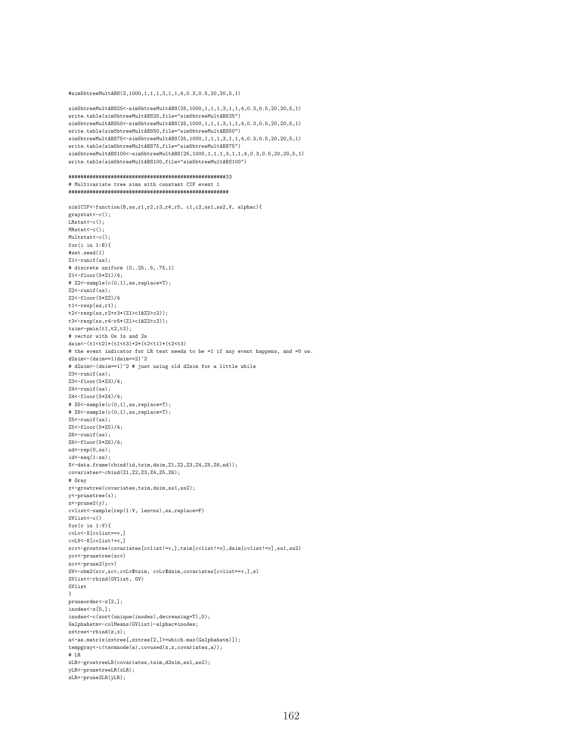```
#sim5btreeMultABS(2,1000,1,1,1,3,1,1,4,0.3,0.5,20,20,5,1)

sim5btreeMultABS25<-sim5btreeMultABS(25,1000,1,1,1,3,1,1,4,0.3,0.5,20,20,5,1)
write.table(sim5btreeMultABS25,file="sim5btreeMultABS25")
sim5btreeMultABS50<-sim5btreeMultABS(25,1000,1,1,1,3,1,1,4,0.3,0.5,20,20,5,1)
write.table(sim5btreeMultABS50,file="sim5btreeMultABS50")
sim5btreeMultABS75<-sim5btreeMultABS(25,1000,1,1,1,3,1,1,4,0.3,0.5,20,20,5,1)
write.table(sim5btreeMultABS75,file="sim5btreeMultABS75")
sim5btreeMultABS100<-sim5btreeMultABS(25,1000,1,1,1,3,1,1,4,0.3,0.5,20,20,5,1)
write.table(sim5btreeMultABS100,file="sim5btreeMultABS100")

###################################################33
# Multivariate tree sims with constant CIF event 1
####################################################

sim1CIF<-function(B,ss,r1,r2,r3,r4,r5, c1,c2,ss1,ss2,V, alphac){
graystat<-c();
LRstat<-c();
MRstat<-c();
Multstat<-c();
for(i in 1:B){
#set.seed(1)
Z1<-runif(ss);
# discrete uniform (0,.25,.5,.75,1)
Z1<-floor(5*Z1)/4;
# Z2<-sample(c(0,1),ss,replace=T);
Z2<-runif(ss);
Z2<-floor(5*Z2)/4
t1<-rexp(ss,r1);
t2<-rexp(ss,r2+r3*(Z1>c1&Z2>c2));
t3<-rexp(ss,r4-r5*(Z1>c1&Z2>c2));
tsim<-pmin(t1,t2,t3);
# vector with 0s 1s and 2s
dsim<-(t1<t2)*(t1<t3)+2*(t2<t1)*(t2<t3)
# the event indicator for LR test needs to be =1 if any event happens, and =0 ow.
d2sim<-(dsim==1|dsim==2)^2
# d2sim<-(dsim==1)^2 # just using old d2sim for a little while
Z3<-runif(ss);
Z3<-floor(5*Z3)/4;
Z4<-runif(ss);
Z4<-floor(5*Z4)/4;
# Z5<-sample(c(0,1),ss,replace=T);
# Z6<-sample(c(0,1),ss,replace=T);
Z5<-runif(ss);
Z5<-floor(5*Z5)/4;
Z6<-runif(ss);
Z6<-floor(5*Z6)/4;
nd<-rep(0,ss);
id<-seq(1:ss);
X<-data.frame(cbind(id,tsim,dsim,Z1,Z2,Z3,Z4,Z5,Z6,nd));
covariates<-cbind(Z1,Z2,Z3,Z4,Z5,Z6);
# Gray
x<-growtree(covariates,tsim,dsim,ss1,ss2);
y<-prunetree(x);
z<-prune2(y);
cvlist<-sample(rep(1:V, len=ss),ss,replace=F)
GVlist<-c()
for(v in 1:V){
cvLv<-X[cvlist==v,]
cvLV<-X[cvlist!=v,]
xcv<-growtree(covariates[cvlist!=v,],tsim[cvlist!=v],dsim[cvlist!=v],ss1,ss2)
ycv<-prunetree(xcv)
zcv<-prune2(ycv)
GV<-obm2(xcv,zcv,cvLv$tsim, cvLv$dsim,covariates[cvlist==v,],z)
GVlist<-rbind(GVlist, GV)
GVlist
}
pruneorder<-z[2,];
inodes<-z[5,];
inodes<-c(sort(unique(inodes),decreasing=T),0);
Galphahatm<-colMeans(GVlist)-alphac*inodes;
zxtree<-rbind(z,x);
a<-as.matrix(zxtree[,zxtree[2,]>=which.max(Galphahatm)]);
tempgray<-c(termnode(a),covused(x,z,covariates,a));
# LR
xLR<-growtreeLR(covariates,tsim,d2sim,ss1,ss2);
yLR<-prunetreeLR(xLR);
zLR<-prune2LR(yLR);
```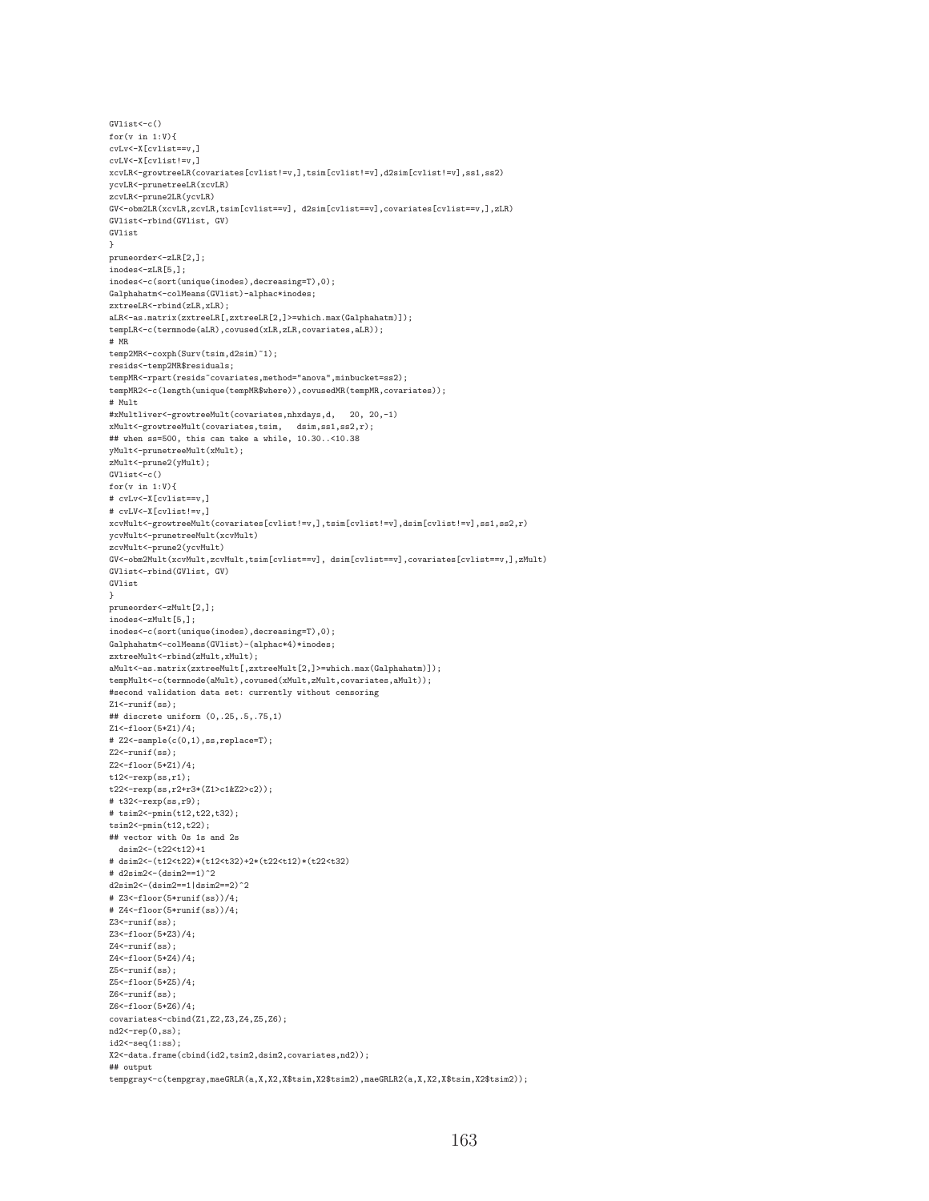```
GVlist<-c()
for(v in 1:V){
cvLv<-X[cvlist==v,]
cvLV<-X[cvlist!=v,]
xcvLR<-growtreeLR(covariates[cvlist!=v,],tsim[cvlist!=v],d2sim[cvlist!=v],ss1,ss2)
ycvLR<-prunetreeLR(xcvLR)
zcvLR<-prune2LR(ycvLR)
GV<-obm2LR(xcvLR,zcvLR,tsim[cvlist==v], d2sim[cvlist==v],covariates[cvlist==v,],zLR)
GVlist<-rbind(GVlist, GV)
GVlist
}
pruneorder<-zLR[2,];
inodes<-zLR[5,];
inodes<-c(sort(unique(inodes),decreasing=T),0);
Galphahatm<-colMeans(GVlist)-alphac*inodes;
zxtreeLR<-rbind(zLR,xLR);
aLR<-as.matrix(zxtreeLR[,zxtreeLR[2,]>=which.max(Galphahatm)]);
tempLR<-c(termnode(aLR),covused(xLR,zLR,covariates,aLR));
# MR
temp2MR<-coxph(Surv(tsim,d2sim)~1);
resids<-temp2MR$residuals;
tempMR<-rpart(resids~covariates,method="anova",minbucket=ss2);
tempMR2<-c(length(unique(tempMR$where)),covusedMR(tempMR,covariates));
# Mult
#xMultliver<-growtreeMult(covariates,nhxdays,d,   20, 20,-1)
xMult<-growtreeMult(covariates,tsim,   dsim,ss1,ss2,r);
## when ss=500, this can take a while, 10.30..<10.38
yMult<-prunetreeMult(xMult);
zMult<-prune2(yMult);
GVlist<-c()
for(v in 1:V){
# cvLv<-X[cvlist==v,]
# cvLV<-X[cvlist!=v,]
xcvMult<-growtreeMult(covariates[cvlist!=v,],tsim[cvlist!=v],dsim[cvlist!=v],ss1,ss2,r)
ycvMult<-prunetreeMult(xcvMult)
zcvMult<-prune2(ycvMult)
GV<-obm2Mult(xcvMult,zcvMult,tsim[cvlist==v], dsim[cvlist==v],covariates[cvlist==v,],zMult)
GVlist<-rbind(GVlist, GV)
GVlist
}
pruneorder<-zMult[2,];
inodes<-zMult[5,];
inodes<-c(sort(unique(inodes),decreasing=T),0);
Galphahatm<-colMeans(GVlist)-(alphac*4)*inodes;
zxtreeMult<-rbind(zMult,xMult);
aMult<-as.matrix(zxtreeMult[,zxtreeMult[2,]>=which.max(Galphahatm)]);
tempMult<-c(termnode(aMult),covused(xMult,zMult,covariates,aMult));
#second validation data set: currently without censoring
Z1<-runif(ss);
## discrete uniform (0,.25,.5,.75,1)
Z1<-floor(5*Z1)/4;
# Z2<-sample(c(0,1),ss,replace=T);
Z2<-runif(ss);
Z2<-floor(5*Z1)/4;
t12<-rexp(ss,r1);
t22<-rexp(ss,r2+r3*(Z1>c1&Z2>c2));
# t32<-rexp(ss,r9);
# tsim2<-pmin(t12,t22,t32);
tsim2<-pmin(t12,t22);
## vector with 0s 1s and 2s
  dsim2<-(t22<t12)+1
# dsim2<-(t12<t22)*(t12<t32)+2*(t22<t12)*(t22<t32)
# d2sim2<-(dsim2==1)^2
d2sim2<-(dsim2==1|dsim2==2)^2
# Z3<-floor(5*runif(ss))/4;
# Z4<-floor(5*runif(ss))/4;
Z3<-runif(ss);
Z3<-floor(5*Z3)/4;
Z4<-runif(ss);
Z4<-floor(5*Z4)/4;
Z5<-runif(ss);
Z5<-floor(5*Z5)/4;
Z6<-runif(ss);
Z6<-floor(5*Z6)/4;
covariates<-cbind(Z1,Z2,Z3,Z4,Z5,Z6);
nd2<-rep(0,ss);
id2<-seq(1:ss);
X2<-data.frame(cbind(id2,tsim2,dsim2,covariates,nd2));
## output
tempgray<-c(tempgray,maeGRLR(a,X,X2,X$tsim,X2$tsim2),maeGRLR2(a,X,X2,X$tsim,X2$tsim2));
```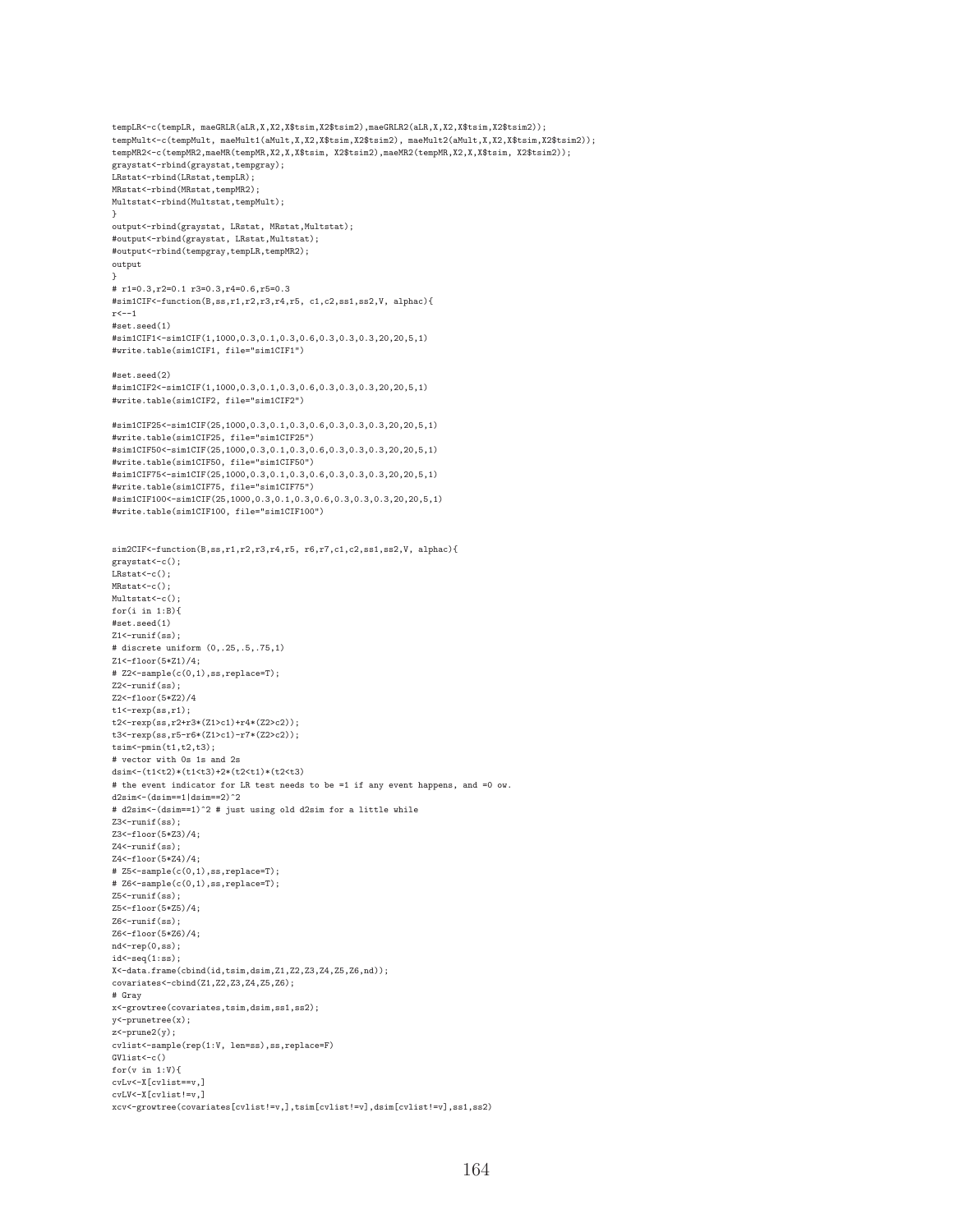```
tempLR<-c(tempLR, maeGRLR(aLR,X,X2,X$tsim,X2$tsim2),maeGRLR2(aLR,X,X2,X$tsim,X2$tsim2));
tempMult<-c(tempMult, maeMult1(aMult,X,X2,X$tsim,X2$tsim2), maeMult2(aMult,X,X2,X$tsim,X2$tsim2));
tempMR2<-c(tempMR2,maeMR(tempMR,X2,X,X$tsim, X2$tsim2),maeMR2(tempMR,X2,X,X$tsim, X2$tsim2));
graystat<-rbind(graystat,tempgray);
LRstat<-rbind(LRstat,tempLR);
MRstat<-rbind(MRstat,tempMR2);
Multstat<-rbind(Multstat,tempMult);
}
output<-rbind(graystat, LRstat, MRstat,Multstat);
#output<-rbind(graystat, LRstat,Multstat);
#output<-rbind(tempgray,tempLR,tempMR2);
output
}
# r1=0.3,r2=0.1 r3=0.3,r4=0.6,r5=0.3
#sim1CIF<-function(B,ss,r1,r2,r3,r4,r5, c1,c2,ss1,ss2,V, alphac){
r<--1
#set.seed(1)
#sim1CIF1<-sim1CIF(1,1000,0.3,0.1,0.3,0.6,0.3,0.3,0.3,20,20,5,1)
#write.table(sim1CIF1, file="sim1CIF1")

#set.seed(2)
#sim1CIF2<-sim1CIF(1,1000,0.3,0.1,0.3,0.6,0.3,0.3,0.3,20,20,5,1)
#write.table(sim1CIF2, file="sim1CIF2")

#sim1CIF25<-sim1CIF(25,1000,0.3,0.1,0.3,0.6,0.3,0.3,0.3,20,20,5,1)
#write.table(sim1CIF25, file="sim1CIF25")
#sim1CIF50<-sim1CIF(25,1000,0.3,0.1,0.3,0.6,0.3,0.3,0.3,20,20,5,1)
#write.table(sim1CIF50, file="sim1CIF50")
#sim1CIF75<-sim1CIF(25,1000,0.3,0.1,0.3,0.6,0.3,0.3,0.3,20,20,5,1)
#write.table(sim1CIF75, file="sim1CIF75")
#sim1CIF100<-sim1CIF(25,1000,0.3,0.1,0.3,0.6,0.3,0.3,0.3,20,20,5,1)
#write.table(sim1CIF100, file="sim1CIF100")


sim2CIF<-function(B,ss,r1,r2,r3,r4,r5, r6,r7,c1,c2,ss1,ss2,V, alphac){
graystat<-c();
LRstat<-c();
MRstat<-c();
Multstat<-c();
for(i in 1:B){
#set.seed(1)
Z1<-runif(ss);
# discrete uniform (0,.25,.5,.75,1)
Z1<-floor(5*Z1)/4;
# Z2<-sample(c(0,1),ss,replace=T);
Z2<-runif(ss);
Z2<-floor(5*Z2)/4
t1<-rexp(ss,r1);
t2<-rexp(ss,r2+r3*(Z1>c1)+r4*(Z2>c2));
t3<-rexp(ss,r5-r6*(Z1>c1)-r7*(Z2>c2));
tsim<-pmin(t1,t2,t3);
# vector with 0s 1s and 2s
dsim<-(t1<t2)*(t1<t3)+2*(t2<t1)*(t2<t3)
# the event indicator for LR test needs to be =1 if any event happens, and =0 ow.
d2sim<-(dsim==1|dsim==2)^2
# d2sim<-(dsim==1)^2 # just using old d2sim for a little while
Z3<-runif(ss);
Z3<-floor(5*Z3)/4;
Z4<-runif(ss);
Z4<-floor(5*Z4)/4;
# Z5<-sample(c(0,1),ss,replace=T);
# Z6<-sample(c(0,1),ss,replace=T);
Z5<-runif(ss);
Z5<-floor(5*Z5)/4;
Z6<-runif(ss);
Z6<-floor(5*Z6)/4;
nd<-rep(0,ss);
id<-seq(1:ss);
X<-data.frame(cbind(id,tsim,dsim,Z1,Z2,Z3,Z4,Z5,Z6,nd));
covariates<-cbind(Z1,Z2,Z3,Z4,Z5,Z6);
# Gray
x<-growtree(covariates,tsim,dsim,ss1,ss2);
y<-prunetree(x);
z<-prune2(y);
cvlist<-sample(rep(1:V, len=ss),ss,replace=F)
GVlist<-c()
for(v in 1:V){
cvLv<-X[cvlist==v,]
cvLV<-X[cvlist!=v,]
xcv<-growtree(covariates[cvlist!=v,],tsim[cvlist!=v],dsim[cvlist!=v],ss1,ss2)
```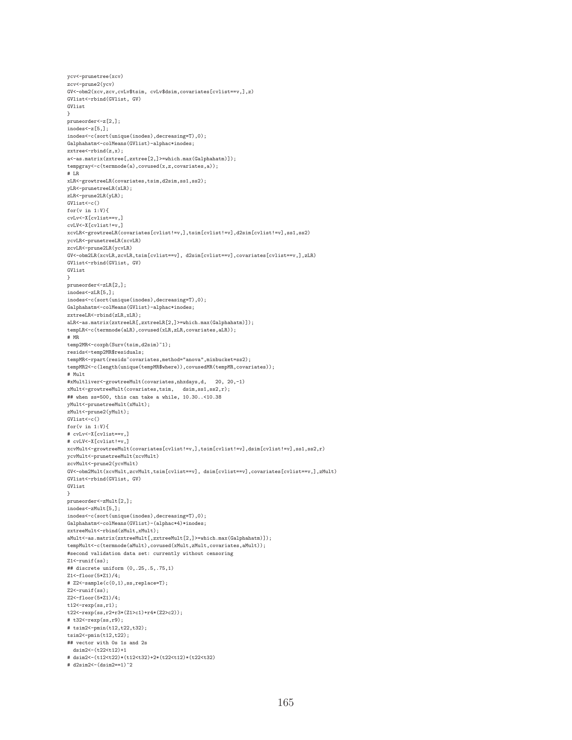```
ycv<-prunetree(xcv)
zcv<-prune2(ycv)
GV<-obm2(xcv,zcv,cvLv$tsim, cvLv$dsim,covariates[cvlist==v,],z)
GVlist<-rbind(GVlist, GV)
GVlist
}
pruneorder<-z[2,];
inodes<-z[5,];
inodes<-c(sort(unique(inodes),decreasing=T),0);
Galphahatm<-colMeans(GVlist)-alphac*inodes;
zxtree<-rbind(z,x);
a<-as.matrix(zxtree[,zxtree[2,]>=which.max(Galphahatm)]);
tempgray<-c(termnode(a),covused(x,z,covariates,a));
# LR
xLR<-growtreeLR(covariates,tsim,d2sim,ss1,ss2);
yLR<-prunetreeLR(xLR);
zLR<-prune2LR(yLR);
GVlist<-c()
for(v in 1:V){
cvLv<-X[cvlist==v,]
cvLV<-X[cvlist!=v,]
xcvLR<-growtreeLR(covariates[cvlist!=v,],tsim[cvlist!=v],d2sim[cvlist!=v],ss1,ss2)
ycvLR<-prunetreeLR(xcvLR)
zcvLR<-prune2LR(ycvLR)
GV<-obm2LR(xcvLR,zcvLR,tsim[cvlist==v], d2sim[cvlist==v],covariates[cvlist==v,],zLR)
GVlist<-rbind(GVlist, GV)
GVlist
}
pruneorder<-zLR[2,];
inodes<-zLR[5,];
inodes<-c(sort(unique(inodes),decreasing=T),0);
Galphahatm<-colMeans(GVlist)-alphac*inodes;
zxtreeLR<-rbind(zLR,xLR);
aLR<-as.matrix(zxtreeLR[,zxtreeLR[2,]>=which.max(Galphahatm)]);
tempLR<-c(termnode(aLR),covused(xLR,zLR,covariates,aLR));
# MR
temp2MR<-coxph(Surv(tsim,d2sim)~1);
resids<-temp2MR$residuals;
tempMR<-rpart(resids~covariates,method="anova",minbucket=ss2);
tempMR2<-c(length(unique(tempMR$where)),covusedMR(tempMR,covariates));
# Mult
#xMultliver<-growtreeMult(covariates,nhxdays,d,   20, 20,-1)
xMult<-growtreeMult(covariates,tsim,   dsim,ss1,ss2,r);
## when ss=500, this can take a while, 10.30..<10.38
yMult<-prunetreeMult(xMult);
zMult<-prune2(yMult);
GVlist<-c()
for(v in 1:V){
# cvLv<-X[cvlist==v,]
# cvLV<-X[cvlist!=v,]
xcvMult<-growtreeMult(covariates[cvlist!=v,],tsim[cvlist!=v],dsim[cvlist!=v],ss1,ss2,r)
ycvMult<-prunetreeMult(xcvMult)
zcvMult<-prune2(ycvMult)
GV<-obm2Mult(xcvMult,zcvMult,tsim[cvlist==v], dsim[cvlist==v],covariates[cvlist==v,],zMult)
GVlist<-rbind(GVlist, GV)
GVlist
}
pruneorder<-zMult[2,];
inodes<-zMult[5,];
inodes<-c(sort(unique(inodes),decreasing=T),0);
Galphahatm<-colMeans(GVlist)-(alphac*4)*inodes;
zxtreeMult<-rbind(zMult,xMult);
aMult<-as.matrix(zxtreeMult[,zxtreeMult[2,]>=which.max(Galphahatm)]);
tempMult<-c(termnode(aMult),covused(xMult,zMult,covariates,aMult));
#second validation data set: currently without censoring
Z1<-runif(ss);
## discrete uniform (0,.25,.5,.75,1)
Z1<-floor(5*Z1)/4;
# Z2<-sample(c(0,1),ss,replace=T);
Z2<-runif(ss);
Z2<-floor(5*Z1)/4;
t12<-rexp(ss,r1);
t22<-rexp(ss,r2+r3*(Z1>c1)+r4*(Z2>c2));
# t32<-rexp(ss,r9);
# tsim2<-pmin(t12,t22,t32);
tsim2<-pmin(t12,t22);
## vector with 0s 1s and 2s
  dsim2<-(t22<t12)+1
# dsim2<-(t12<t22)*(t12<t32)+2*(t22<t12)*(t22<t32)
# d2sim2<-(dsim2==1)^2
```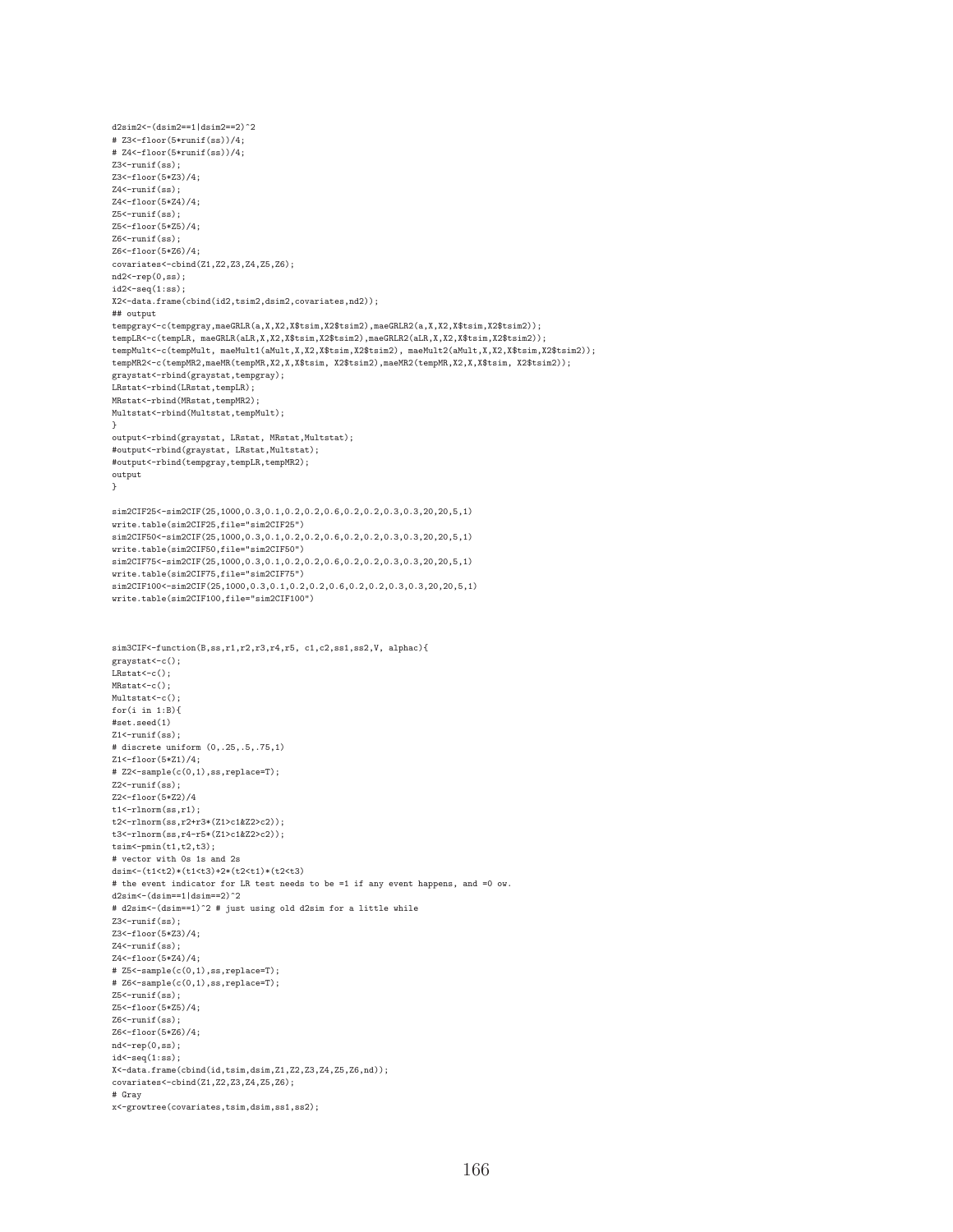```
d2sim2<-(dsim2==1|dsim2==2)^2
# Z3<-floor(5*runif(ss))/4;
# Z4<-floor(5*runif(ss))/4;
Z3<-runif(ss);
Z3<-floor(5*Z3)/4;
Z4<-runif(ss);
Z4<-floor(5*Z4)/4;
Z5<-runif(ss);
Z5<-floor(5*Z5)/4;
Z6<-runif(ss);
Z6<-floor(5*Z6)/4;
covariates<-cbind(Z1,Z2,Z3,Z4,Z5,Z6);
nd2<-rep(0,ss);
id2<-seq(1:ss);
X2<-data.frame(cbind(id2,tsim2,dsim2,covariates,nd2));
## output
tempgray<-c(tempgray,maeGRLR(a,X,X2,X$tsim,X2$tsim2),maeGRLR2(a,X,X2,X$tsim,X2$tsim2));
tempLR<-c(tempLR, maeGRLR(aLR,X,X2,X$tsim,X2$tsim2),maeGRLR2(aLR,X,X2,X$tsim,X2$tsim2));
tempMult<-c(tempMult, maeMult1(aMult,X,X2,X$tsim,X2$tsim2), maeMult2(aMult,X,X2,X$tsim,X2$tsim2));
tempMR2<-c(tempMR2,maeMR(tempMR,X2,X,X$tsim, X2$tsim2),maeMR2(tempMR,X2,X,X$tsim, X2$tsim2));
graystat<-rbind(graystat,tempgray);
LRstat<-rbind(LRstat,tempLR);
MRstat<-rbind(MRstat,tempMR2);
Multstat<-rbind(Multstat,tempMult);
}
output<-rbind(graystat, LRstat, MRstat,Multstat);
#output<-rbind(graystat, LRstat,Multstat);
#output<-rbind(tempgray,tempLR,tempMR2);
output
}

sim2CIF25<-sim2CIF(25,1000,0.3,0.1,0.2,0.2,0.6,0.2,0.2,0.3,0.3,20,20,5,1)
write.table(sim2CIF25,file="sim2CIF25")
sim2CIF50<-sim2CIF(25,1000,0.3,0.1,0.2,0.2,0.6,0.2,0.2,0.3,0.3,20,20,5,1)
write.table(sim2CIF50,file="sim2CIF50")
sim2CIF75<-sim2CIF(25,1000,0.3,0.1,0.2,0.2,0.6,0.2,0.2,0.3,0.3,20,20,5,1)
write.table(sim2CIF75,file="sim2CIF75")
sim2CIF100<-sim2CIF(25,1000,0.3,0.1,0.2,0.2,0.6,0.2,0.2,0.3,0.3,20,20,5,1)
write.table(sim2CIF100,file="sim2CIF100")



sim3CIF<-function(B,ss,r1,r2,r3,r4,r5, c1,c2,ss1,ss2,V, alphac){
graystat<-c();
LRstat<-c();
MRstat<-c();
Multstat<-c();
for(i in 1:B){
#set.seed(1)
Z1<-runif(ss);
# discrete uniform (0,.25,.5,.75,1)
Z1<-floor(5*Z1)/4;
# Z2<-sample(c(0,1),ss,replace=T);
Z2<-runif(ss);
Z2<-floor(5*Z2)/4
t1<-rlnorm(ss,r1);
t2<-rlnorm(ss,r2+r3*(Z1>c1&Z2>c2));
t3<-rlnorm(ss,r4-r5*(Z1>c1&Z2>c2));
tsim<-pmin(t1,t2,t3);
# vector with 0s 1s and 2s
dsim<-(t1<t2)*(t1<t3)+2*(t2<t1)*(t2<t3)
# the event indicator for LR test needs to be =1 if any event happens, and =0 ow.
d2sim<-(dsim==1|dsim==2)^2
# d2sim<-(dsim==1)^2 # just using old d2sim for a little while
Z3<-runif(ss);
Z3<-floor(5*Z3)/4;
Z4<-runif(ss);
Z4<-floor(5*Z4)/4;
# Z5<-sample(c(0,1),ss,replace=T);
# Z6<-sample(c(0,1),ss,replace=T);
Z5<-runif(ss);
Z5<-floor(5*Z5)/4;
Z6<-runif(ss);
Z6<-floor(5*Z6)/4;
nd<-rep(0,ss);
id<-seq(1:ss);
X<-data.frame(cbind(id,tsim,dsim,Z1,Z2,Z3,Z4,Z5,Z6,nd));
covariates<-cbind(Z1,Z2,Z3,Z4,Z5,Z6);
# Gray
x<-growtree(covariates,tsim,dsim,ss1,ss2);
```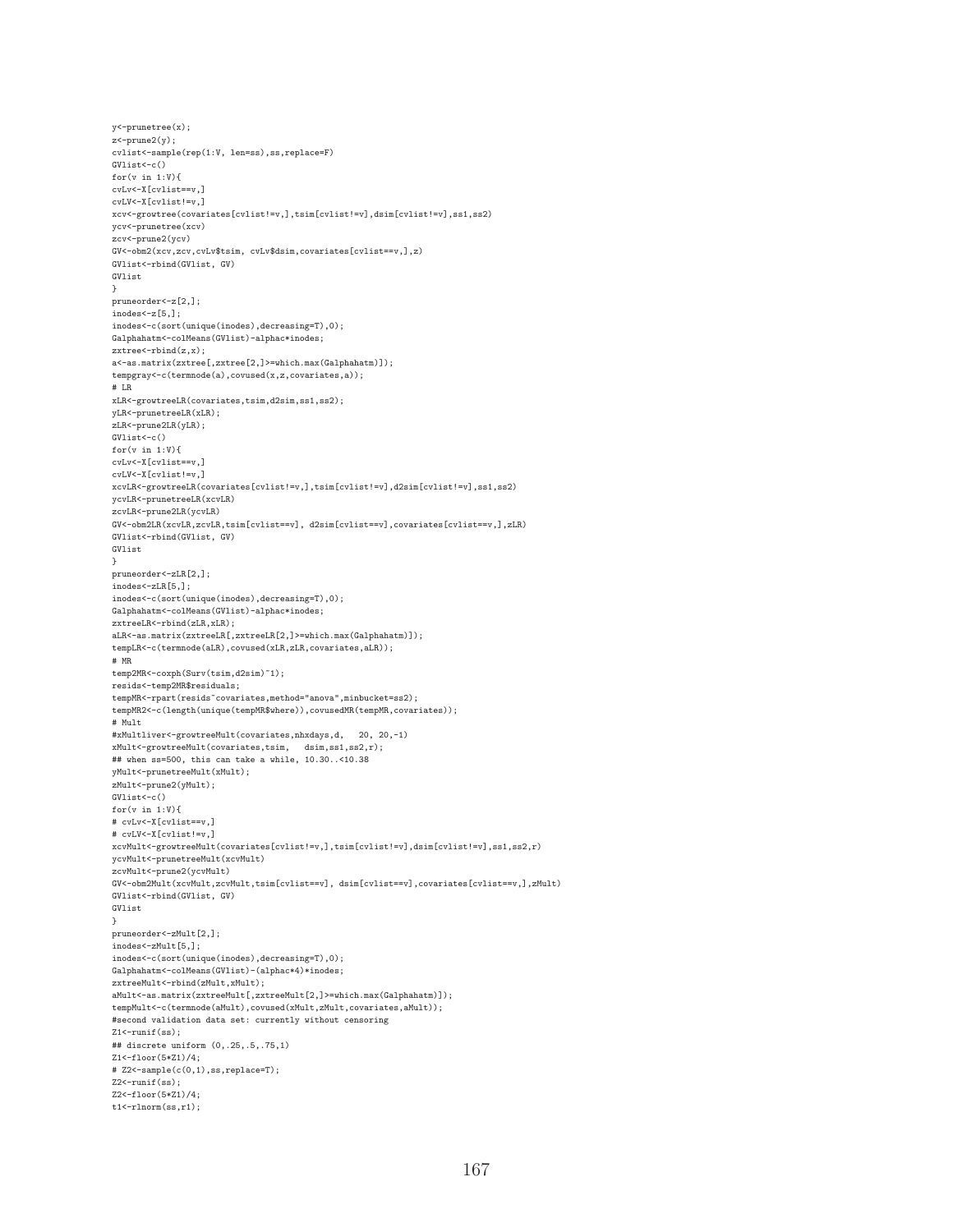```
y<-prunetree(x);
z<-prune2(y);
cvlist<-sample(rep(1:V, len=ss),ss,replace=F)
GVlist<-c()
for(v in 1:V){
cvLv<-X[cvlist==v,]
cvLV<-X[cvlist!=v,]
xcv<-growtree(covariates[cvlist!=v,],tsim[cvlist!=v],dsim[cvlist!=v],ss1,ss2)
ycv<-prunetree(xcv)
zcv<-prune2(ycv)
GV<-obm2(xcv,zcv,cvLv$tsim, cvLv$dsim,covariates[cvlist==v,],z)
GVlist<-rbind(GVlist, GV)
GVlist
}
pruneorder<-z[2,];
inodes<-z[5,];
inodes<-c(sort(unique(inodes),decreasing=T),0);
Galphahatm<-colMeans(GVlist)-alphac*inodes;
zxtree<-rbind(z,x);
a<-as.matrix(zxtree[,zxtree[2,]>=which.max(Galphahatm)]);
tempgray<-c(termnode(a),covused(x,z,covariates,a));
# LR
xLR<-growtreeLR(covariates,tsim,d2sim,ss1,ss2);
yLR<-prunetreeLR(xLR);
zLR<-prune2LR(yLR);
GVlist<-c()
for(v in 1:V){
cvLv<-X[cvlist==v,]
cvLV<-X[cvlist!=v,]
xcvLR<-growtreeLR(covariates[cvlist!=v,],tsim[cvlist!=v],d2sim[cvlist!=v],ss1,ss2)
ycvLR<-prunetreeLR(xcvLR)
zcvLR<-prune2LR(ycvLR)
GV<-obm2LR(xcvLR,zcvLR,tsim[cvlist==v], d2sim[cvlist==v],covariates[cvlist==v,],zLR)
GVlist<-rbind(GVlist, GV)
GVlist
}
pruneorder<-zLR[2,];
inodes<-zLR[5,];
inodes<-c(sort(unique(inodes),decreasing=T),0);
Galphahatm<-colMeans(GVlist)-alphac*inodes;
zxtreeLR<-rbind(zLR,xLR);
aLR<-as.matrix(zxtreeLR[,zxtreeLR[2,]>=which.max(Galphahatm)]);
tempLR<-c(termnode(aLR),covused(xLR,zLR,covariates,aLR));
# MR
temp2MR<-coxph(Surv(tsim,d2sim)~1);
resids<-temp2MR$residuals;
tempMR<-rpart(resids~covariates,method="anova",minbucket=ss2);
tempMR2<-c(length(unique(tempMR$where)),covusedMR(tempMR,covariates));
# Mult
#xMultliver<-growtreeMult(covariates,nhxdays,d,   20, 20,-1)
xMult<-growtreeMult(covariates,tsim,   dsim,ss1,ss2,r);
## when ss=500, this can take a while, 10.30..<10.38
yMult<-prunetreeMult(xMult);
zMult<-prune2(yMult);
GVlist<-c()
for(v in 1:V){
# cvLv<-X[cvlist==v,]
# cvLV<-X[cvlist!=v,]
xcvMult<-growtreeMult(covariates[cvlist!=v,],tsim[cvlist!=v],dsim[cvlist!=v],ss1,ss2,r)
ycvMult<-prunetreeMult(xcvMult)
zcvMult<-prune2(ycvMult)
GV<-obm2Mult(xcvMult,zcvMult,tsim[cvlist==v], dsim[cvlist==v],covariates[cvlist==v,],zMult)
GVlist<-rbind(GVlist, GV)
GVlist
}
pruneorder<-zMult[2,];
inodes<-zMult[5,];
inodes<-c(sort(unique(inodes),decreasing=T),0);
Galphahatm<-colMeans(GVlist)-(alphac*4)*inodes;
zxtreeMult<-rbind(zMult,xMult);
aMult<-as.matrix(zxtreeMult[,zxtreeMult[2,]>=which.max(Galphahatm)]);
tempMult<-c(termnode(aMult),covused(xMult,zMult,covariates,aMult));
#second validation data set: currently without censoring
Z1<-runif(ss);
## discrete uniform (0,.25,.5,.75,1)
Z1<-floor(5*Z1)/4;
# Z2<-sample(c(0,1),ss,replace=T);
Z2<-runif(ss);
Z2<-floor(5*Z1)/4;
t1<-rlnorm(ss,r1);
```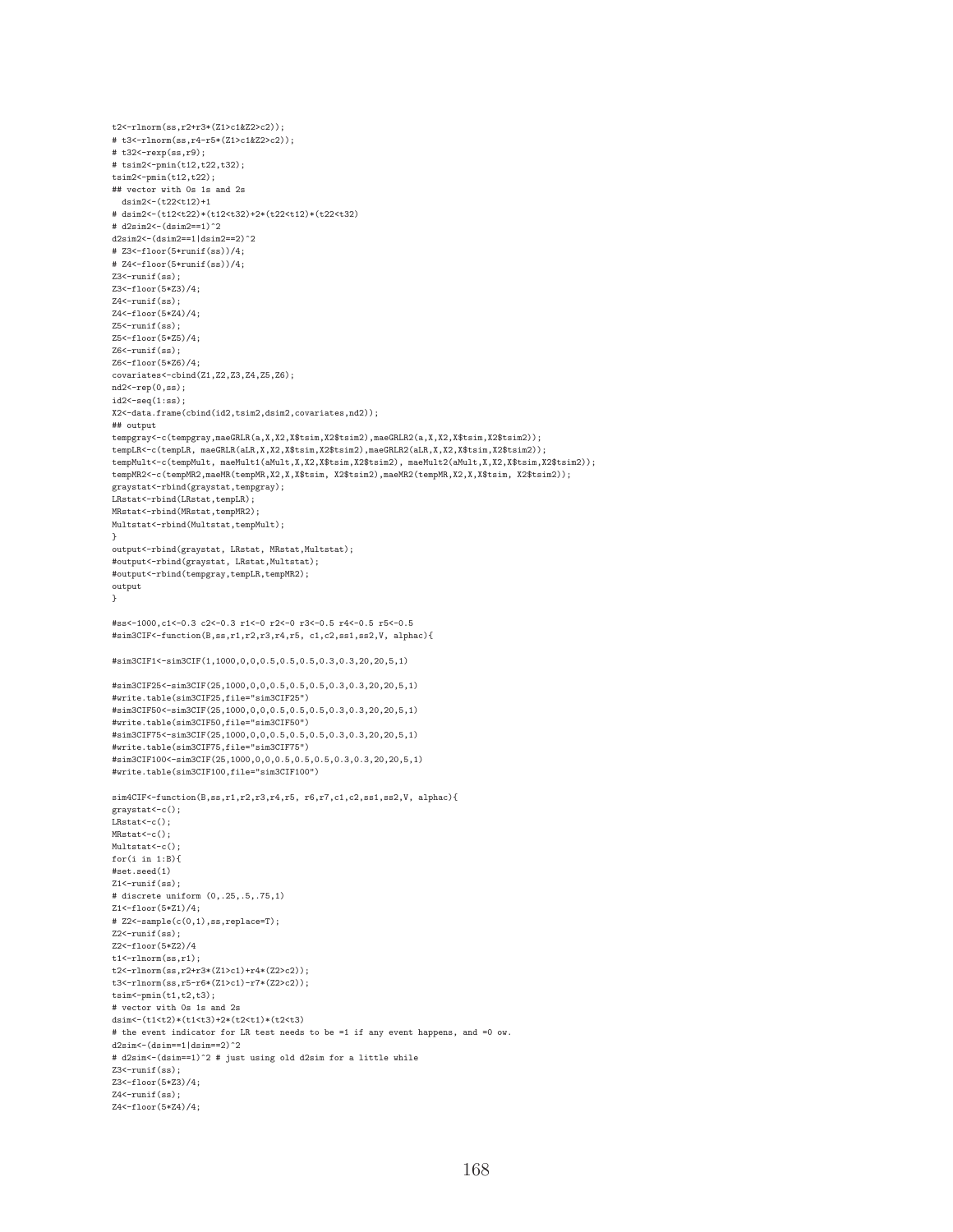```
t2<-rlnorm(ss,r2+r3*(Z1>c1&Z2>c2));
# t3<-rlnorm(ss,r4-r5*(Z1>c1&Z2>c2));
# t32<-rexp(ss,r9);
# tsim2<-pmin(t12,t22,t32);
tsim2<-pmin(t12,t22);
## vector with 0s 1s and 2s
  dsim2<-(t22<t12)+1
# dsim2<-(t12<t22)*(t12<t32)+2*(t22<t12)*(t22<t32)
# d2sim2<-(dsim2==1)^2
d2sim2<-(dsim2==1|dsim2==2)^2
# Z3<-floor(5*runif(ss))/4;
# Z4<-floor(5*runif(ss))/4;
Z3<-runif(ss);
Z3<-floor(5*Z3)/4;
Z4<-runif(ss);
Z4<-floor(5*Z4)/4;
Z5<-runif(ss);
Z5<-floor(5*Z5)/4;
Z6<-runif(ss);
Z6<-floor(5*Z6)/4;
covariates<-cbind(Z1,Z2,Z3,Z4,Z5,Z6);
nd2<-rep(0,ss);
id2<-seq(1:ss);
X2<-data.frame(cbind(id2,tsim2,dsim2,covariates,nd2));
## output
tempgray<-c(tempgray,maeGRLR(a,X,X2,X$tsim,X2$tsim2),maeGRLR2(a,X,X2,X$tsim,X2$tsim2));
tempLR<-c(tempLR, maeGRLR(aLR,X,X2,X$tsim,X2$tsim2),maeGRLR2(aLR,X,X2,X$tsim,X2$tsim2));
tempMult<-c(tempMult, maeMult1(aMult,X,X2,X$tsim,X2$tsim2), maeMult2(aMult,X,X2,X$tsim,X2$tsim2));
tempMR2<-c(tempMR2,maeMR(tempMR,X2,X,X$tsim, X2$tsim2),maeMR2(tempMR,X2,X,X$tsim, X2$tsim2));
graystat<-rbind(graystat,tempgray);
LRstat<-rbind(LRstat,tempLR);
MRstat<-rbind(MRstat,tempMR2);
Multstat<-rbind(Multstat,tempMult);
}
output<-rbind(graystat, LRstat, MRstat,Multstat);
#output<-rbind(graystat, LRstat,Multstat);
#output<-rbind(tempgray,tempLR,tempMR2);
output
}

#ss<-1000,c1<-0.3 c2<-0.3 r1<-0 r2<-0 r3<-0.5 r4<-0.5 r5<-0.5
#sim3CIF<-function(B,ss,r1,r2,r3,r4,r5, c1,c2,ss1,ss2,V, alphac){

#sim3CIF1<-sim3CIF(1,1000,0,0,0.5,0.5,0.5,0.3,0.3,20,20,5,1)

#sim3CIF25<-sim3CIF(25,1000,0,0,0.5,0.5,0.5,0.3,0.3,20,20,5,1)
#write.table(sim3CIF25,file="sim3CIF25")
#sim3CIF50<-sim3CIF(25,1000,0,0,0.5,0.5,0.5,0.3,0.3,20,20,5,1)
#write.table(sim3CIF50,file="sim3CIF50")
#sim3CIF75<-sim3CIF(25,1000,0,0,0.5,0.5,0.5,0.3,0.3,20,20,5,1)
#write.table(sim3CIF75,file="sim3CIF75")
#sim3CIF100<-sim3CIF(25,1000,0,0,0.5,0.5,0.5,0.3,0.3,20,20,5,1)
#write.table(sim3CIF100,file="sim3CIF100")

sim4CIF<-function(B,ss,r1,r2,r3,r4,r5, r6,r7,c1,c2,ss1,ss2,V, alphac){
graystat<-c();
LRstat<-c();
MRstat<-c();
Multstat<-c();
for(i in 1:B){
#set.seed(1)
Z1<-runif(ss);
# discrete uniform (0,.25,.5,.75,1)
Z1<-floor(5*Z1)/4;
# Z2<-sample(c(0,1),ss,replace=T);
Z2<-runif(ss);
Z2<-floor(5*Z2)/4
t1<-rlnorm(ss,r1);
t2<-rlnorm(ss,r2+r3*(Z1>c1)+r4*(Z2>c2));
t3<-rlnorm(ss,r5-r6*(Z1>c1)-r7*(Z2>c2));
tsim<-pmin(t1,t2,t3);
# vector with 0s 1s and 2s
dsim<-(t1<t2)*(t1<t3)+2*(t2<t1)*(t2<t3)
# the event indicator for LR test needs to be =1 if any event happens, and =0 ow.
d2sim<-(dsim==1|dsim==2)^2
# d2sim<-(dsim==1)^2 # just using old d2sim for a little while
Z3<-runif(ss);
Z3<-floor(5*Z3)/4;
Z4<-runif(ss);
Z4<-floor(5*Z4)/4;
```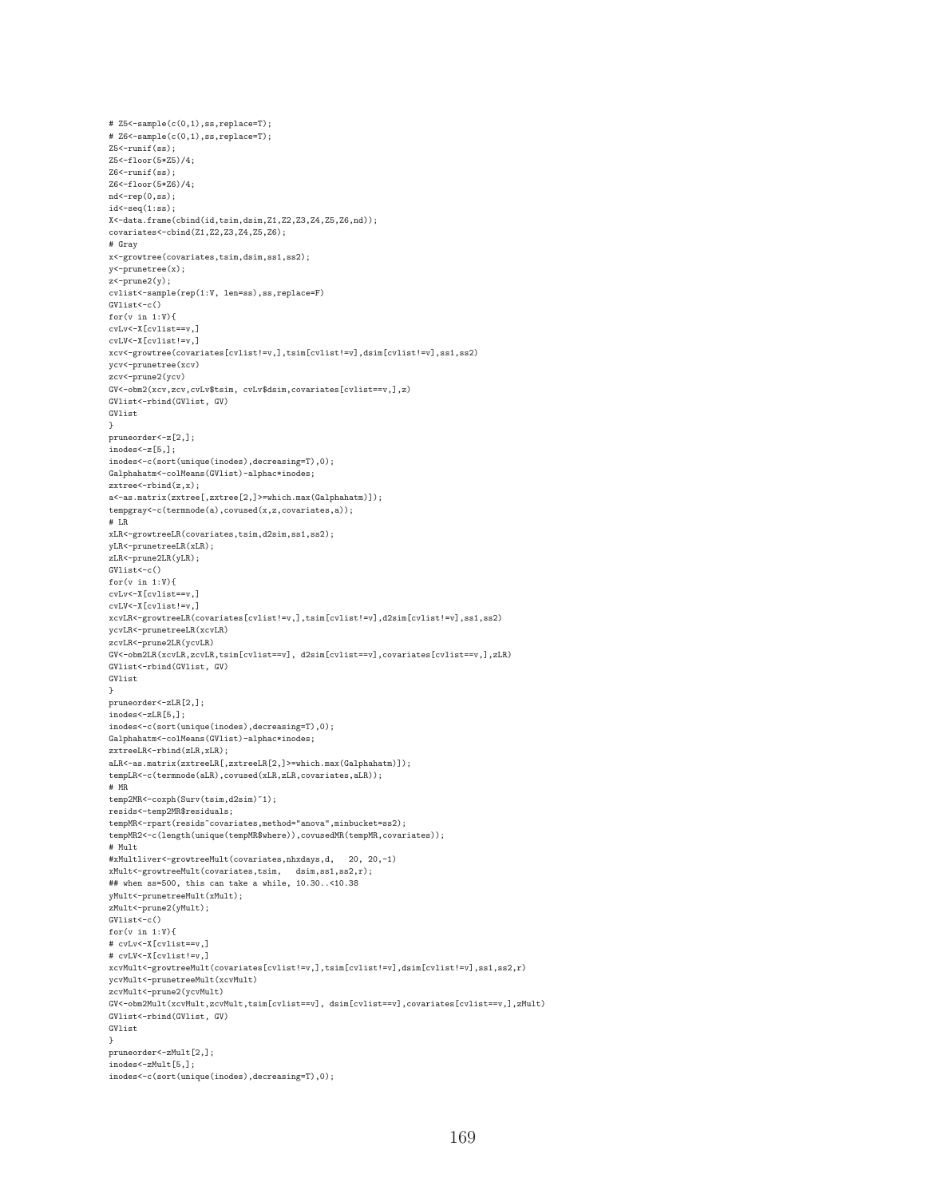```
# Z5<-sample(c(0,1),ss,replace=T);
# Z6<-sample(c(0,1),ss,replace=T);
Z5<-runif(ss);
Z5<-floor(5*Z5)/4;
Z6<-runif(ss);
Z6<-floor(5*Z6)/4;
nd<-rep(0,ss);
id<-seq(1:ss);
X<-data.frame(cbind(id,tsim,dsim,Z1,Z2,Z3,Z4,Z5,Z6,nd));
covariates<-cbind(Z1,Z2,Z3,Z4,Z5,Z6);
# Gray
x<-growtree(covariates,tsim,dsim,ss1,ss2);
y<-prunetree(x);
z<-prune2(y);
cvlist<-sample(rep(1:V, len=ss),ss,replace=F)
GVlist<-c()
for(v in 1:V){
cvLv<-X[cvlist==v,]
cvLV<-X[cvlist!=v,]
xcv<-growtree(covariates[cvlist!=v,],tsim[cvlist!=v],dsim[cvlist!=v],ss1,ss2)
ycv<-prunetree(xcv)
zcv<-prune2(ycv)
GV<-obm2(xcv,zcv,cvLv$tsim, cvLv$dsim,covariates[cvlist==v,],z)
GVlist<-rbind(GVlist, GV)
GVlist
}
pruneorder<-z[2,];
inodes<-z[5,];
inodes<-c(sort(unique(inodes),decreasing=T),0);
Galphahatm<-colMeans(GVlist)-alphac*inodes;
zxtree<-rbind(z,x);
a<-as.matrix(zxtree[,zxtree[2,]>=which.max(Galphahatm)]);
tempgray<-c(termnode(a),covused(x,z,covariates,a));
# LR
xLR<-growtreeLR(covariates,tsim,d2sim,ss1,ss2);
yLR<-prunetreeLR(xLR);
zLR<-prune2LR(yLR);
GVlist<-c()
for(v in 1:V){
cvLv<-X[cvlist==v,]
cvLV<-X[cvlist!=v,]
xcvLR<-growtreeLR(covariates[cvlist!=v,],tsim[cvlist!=v],d2sim[cvlist!=v],ss1,ss2)
ycvLR<-prunetreeLR(xcvLR)
zcvLR<-prune2LR(ycvLR)
GV<-obm2LR(xcvLR,zcvLR,tsim[cvlist==v], d2sim[cvlist==v],covariates[cvlist==v,],zLR)
GVlist<-rbind(GVlist, GV)
GVlist
}
pruneorder<-zLR[2,];
inodes<-zLR[5,];
inodes<-c(sort(unique(inodes),decreasing=T),0);
Galphahatm<-colMeans(GVlist)-alphac*inodes;
zxtreeLR<-rbind(zLR,xLR);
aLR<-as.matrix(zxtreeLR[,zxtreeLR[2,]>=which.max(Galphahatm)]);
tempLR<-c(termnode(aLR),covused(xLR,zLR,covariates,aLR));
# MR
temp2MR<-coxph(Surv(tsim,d2sim)~1);
resids<-temp2MR$residuals;
tempMR<-rpart(resids~covariates,method="anova",minbucket=ss2);
tempMR2<-c(length(unique(tempMR$where)),covusedMR(tempMR,covariates));
# Mult
#xMultliver<-growtreeMult(covariates,nhxdays,d,   20, 20,-1)
xMult<-growtreeMult(covariates,tsim,   dsim,ss1,ss2,r);
## when ss=500, this can take a while, 10.30..<10.38
yMult<-prunetreeMult(xMult);
zMult<-prune2(yMult);
GVlist<-c()
for(v in 1:V){
# cvLv<-X[cvlist==v,]
# cvLV<-X[cvlist!=v,]
xcvMult<-growtreeMult(covariates[cvlist!=v,],tsim[cvlist!=v],dsim[cvlist!=v],ss1,ss2,r)
ycvMult<-prunetreeMult(xcvMult)
zcvMult<-prune2(ycvMult)
GV<-obm2Mult(xcvMult,zcvMult,tsim[cvlist==v], dsim[cvlist==v],covariates[cvlist==v,],zMult)
GVlist<-rbind(GVlist, GV)
GVlist
}
pruneorder<-zMult[2,];
inodes<-zMult[5,];
inodes<-c(sort(unique(inodes),decreasing=T),0);
```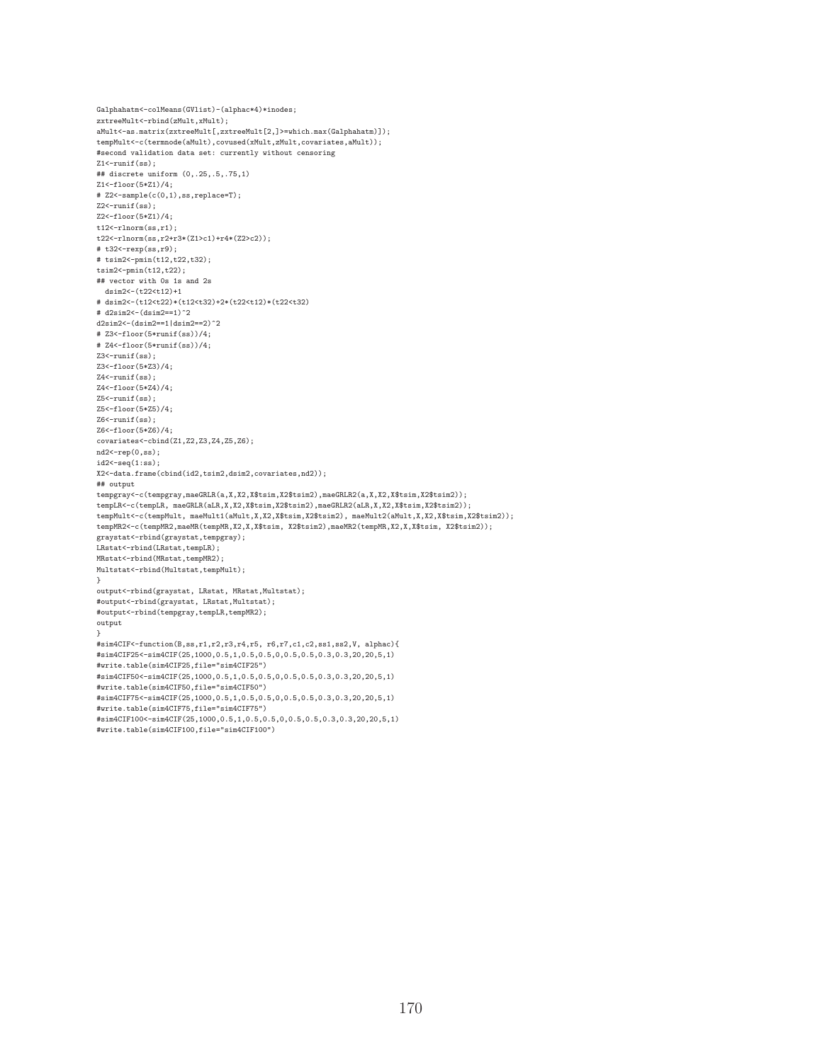```
Galphahatm<-colMeans(GVlist)-(alphac*4)*inodes;
zxtreeMult<-rbind(zMult,xMult);
aMult<-as.matrix(zxtreeMult[,zxtreeMult[2,]>=which.max(Galphahatm)]);
tempMult<-c(termnode(aMult),covused(xMult,zMult,covariates,aMult));
#second validation data set: currently without censoring
Z1<-runif(ss);
## discrete uniform (0,.25,.5,.75,1)
Z1<-floor(5*Z1)/4;
# Z2<-sample(c(0,1),ss,replace=T);
Z2<-runif(ss);
Z2<-floor(5*Z1)/4;
t12<-rlnorm(ss,r1);
t22<-rlnorm(ss,r2+r3*(Z1>c1)+r4*(Z2>c2));
# t32<-rexp(ss,r9);
# tsim2<-pmin(t12,t22,t32);
tsim2<-pmin(t12,t22);
## vector with 0s 1s and 2s
  dsim2<-(t22<t12)+1
# dsim2<-(t12<t22)*(t12<t32)+2*(t22<t12)*(t22<t32)
# d2sim2<-(dsim2==1)^2
d2sim2<-(dsim2==1|dsim2==2)^2
# Z3<-floor(5*runif(ss))/4;
# Z4<-floor(5*runif(ss))/4;
Z3<-runif(ss);
Z3<-floor(5*Z3)/4;
Z4<-runif(ss);
Z4<-floor(5*Z4)/4;
Z5<-runif(ss);
Z5<-floor(5*Z5)/4;
Z6<-runif(ss);
Z6<-floor(5*Z6)/4;
covariates<-cbind(Z1,Z2,Z3,Z4,Z5,Z6);
nd2<-rep(0,ss);
id2<-seq(1:ss);
X2<-data.frame(cbind(id2,tsim2,dsim2,covariates,nd2));
## output
tempgray<-c(tempgray,maeGRLR(a,X,X2,X$tsim,X2$tsim2),maeGRLR2(a,X,X2,X$tsim,X2$tsim2));
tempLR<-c(tempLR, maeGRLR(aLR,X,X2,X$tsim,X2$tsim2),maeGRLR2(aLR,X,X2,X$tsim,X2$tsim2));
tempMult<-c(tempMult, maeMult1(aMult,X,X2,X$tsim,X2$tsim2), maeMult2(aMult,X,X2,X$tsim,X2$tsim2));
tempMR2<-c(tempMR2,maeMR(tempMR,X2,X,X$tsim, X2$tsim2),maeMR2(tempMR,X2,X,X$tsim, X2$tsim2));
graystat<-rbind(graystat,tempgray);
LRstat<-rbind(LRstat,tempLR);
MRstat<-rbind(MRstat,tempMR2);
Multstat<-rbind(Multstat,tempMult);
}
output<-rbind(graystat, LRstat, MRstat,Multstat);
#output<-rbind(graystat, LRstat,Multstat);
#output<-rbind(tempgray,tempLR,tempMR2);
output
}
#sim4CIF<-function(B,ss,r1,r2,r3,r4,r5, r6,r7,c1,c2,ss1,ss2,V, alphac){
#sim4CIF25<-sim4CIF(25,1000,0.5,1,0.5,0.5,0,0.5,0.5,0.3,0.3,20,20,5,1)
#write.table(sim4CIF25,file="sim4CIF25")
#sim4CIF50<-sim4CIF(25,1000,0.5,1,0.5,0.5,0,0.5,0.5,0.3,0.3,20,20,5,1)
#write.table(sim4CIF50,file="sim4CIF50")
#sim4CIF75<-sim4CIF(25,1000,0.5,1,0.5,0.5,0,0.5,0.5,0.3,0.3,20,20,5,1)
#write.table(sim4CIF75,file="sim4CIF75")
#sim4CIF100<-sim4CIF(25,1000,0.5,1,0.5,0.5,0,0.5,0.5,0.3,0.3,20,20,5,1)
#write.table(sim4CIF100,file="sim4CIF100")
```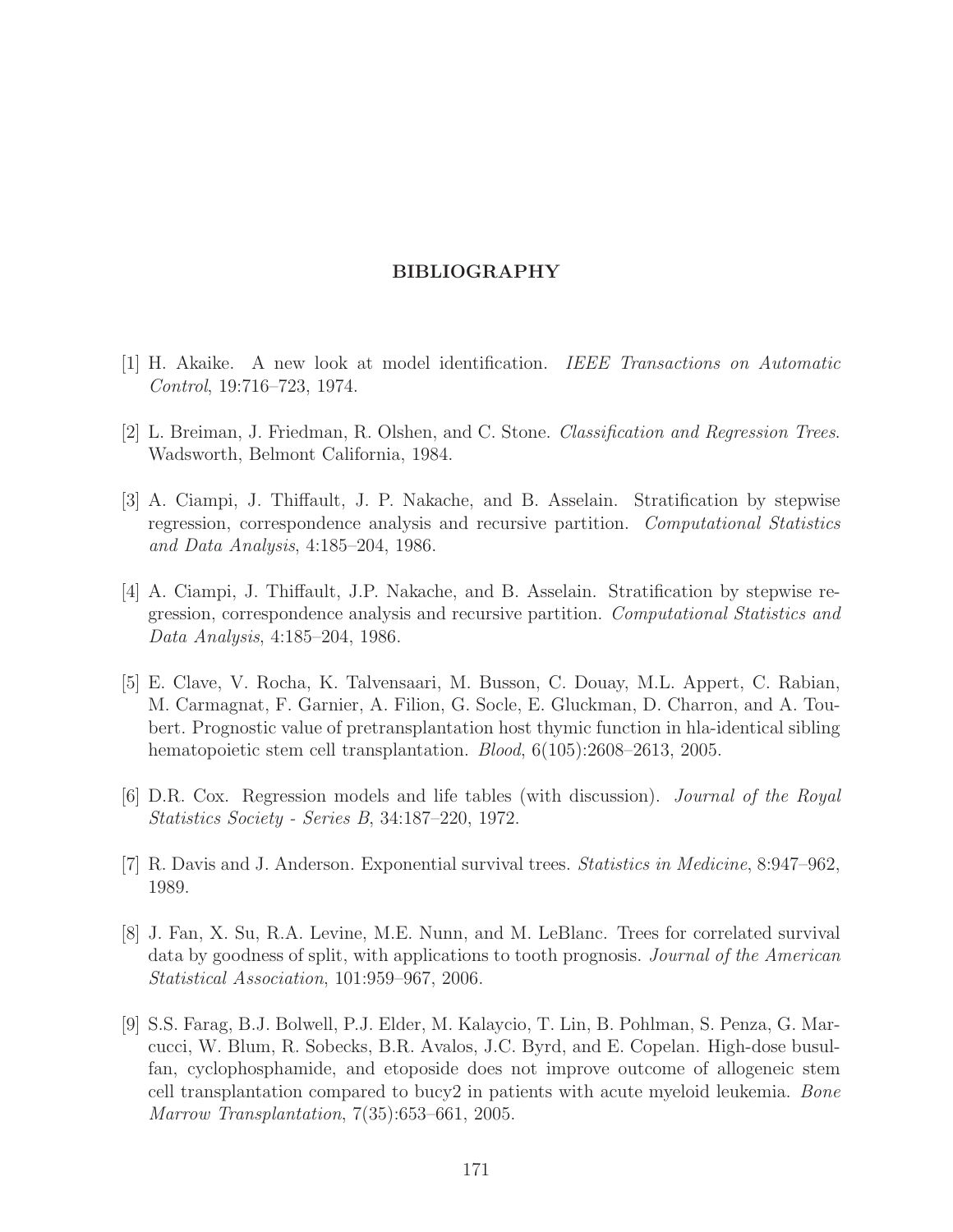# BIBLIOGRAPHY

[1] H. Akaike. A new look at model identification. *IEEE Transactions on Automatic Control*, 19:716–723, 1974.

[2] L. Breiman, J. Friedman, R. Olshen, and C. Stone. *Classification and Regression Trees*. Wadsworth, Belmont California, 1984.

[3] A. Ciampi, J. Thiffault, J. P. Nakache, and B. Asselain. Stratification by stepwise regression, correspondence analysis and recursive partition. *Computational Statistics and Data Analysis*, 4:185–204, 1986.

[4] A. Ciampi, J. Thiffault, J.P. Nakache, and B. Asselain. Stratification by stepwise regression, correspondence analysis and recursive partition. *Computational Statistics and Data Analysis*, 4:185–204, 1986.

[5] E. Clave, V. Rocha, K. Talvensaari, M. Busson, C. Douay, M.L. Appert, C. Rabian, M. Carmagnat, F. Garnier, A. Filion, G. Socle, E. Gluckman, D. Charron, and A. Toubert. Prognostic value of pretransplantation host thymic function in hla-identical sibling hematopoietic stem cell transplantation. *Blood*, 6(105):2608–2613, 2005.

[6] D.R. Cox. Regression models and life tables (with discussion). *Journal of the Royal Statistics Society - Series B*, 34:187–220, 1972.

[7] R. Davis and J. Anderson. Exponential survival trees. *Statistics in Medicine*, 8:947–962, 1989.

[8] J. Fan, X. Su, R.A. Levine, M.E. Nunn, and M. LeBlanc. Trees for correlated survival data by goodness of split, with applications to tooth prognosis. *Journal of the American Statistical Association*, 101:959–967, 2006.

[9] S.S. Farag, B.J. Bolwell, P.J. Elder, M. Kalaycio, T. Lin, B. Pohlman, S. Penza, G. Marcucci, W. Blum, R. Sobecks, B.R. Avalos, J.C. Byrd, and E. Copelan. High-dose busulfan, cyclophosphamide, and etoposide does not improve outcome of allogeneic stem cell transplantation compared to bucy2 in patients with acute myeloid leukemia. *Bone Marrow Transplantation*, 7(35):653–661, 2005.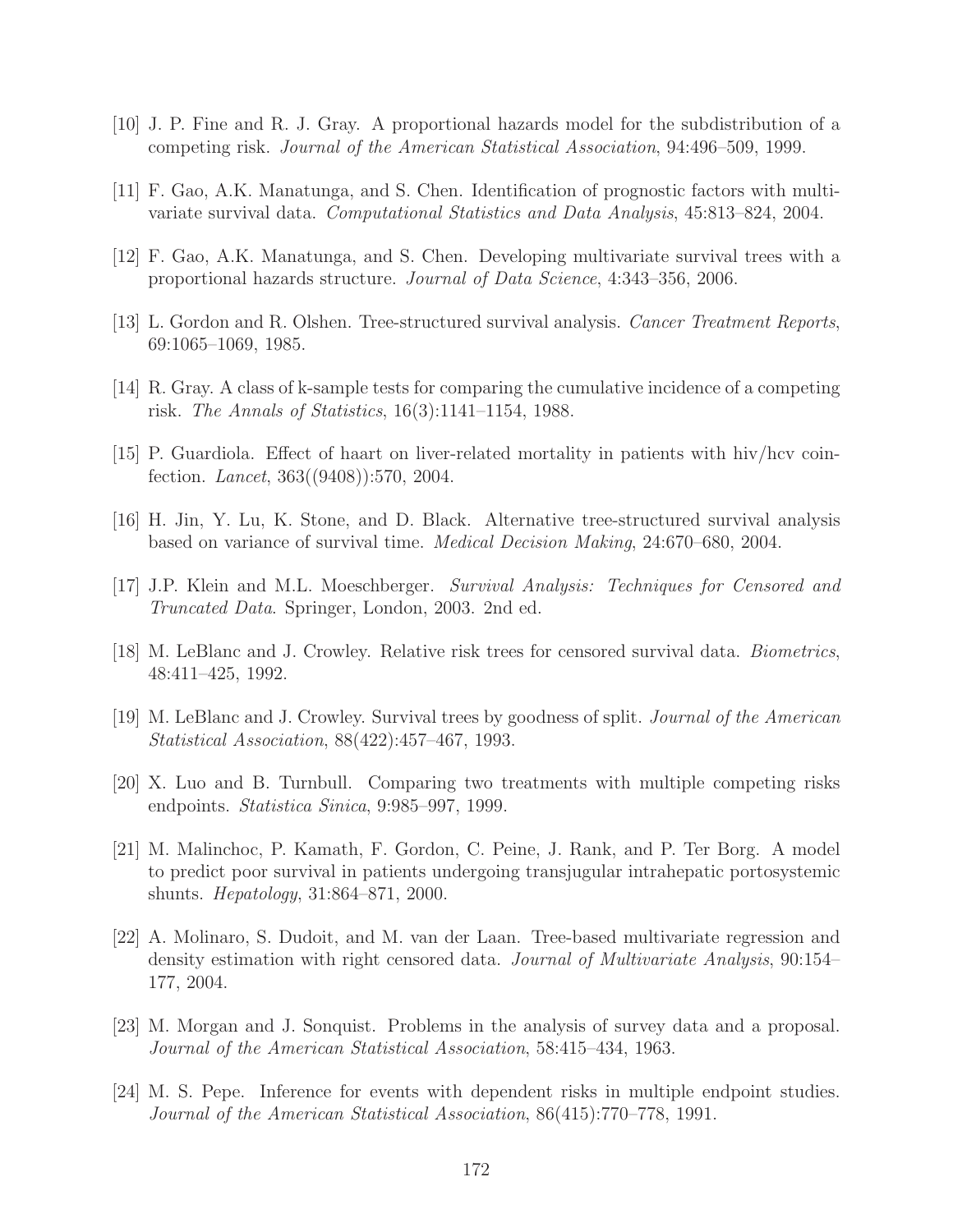[10] J. P. Fine and R. J. Gray. A proportional hazards model for the subdistribution of a competing risk. *Journal of the American Statistical Association*, 94:496–509, 1999.

[11] F. Gao, A.K. Manatunga, and S. Chen. Identification of prognostic factors with multivariate survival data. *Computational Statistics and Data Analysis*, 45:813–824, 2004.

[12] F. Gao, A.K. Manatunga, and S. Chen. Developing multivariate survival trees with a proportional hazards structure. *Journal of Data Science*, 4:343–356, 2006.

[13] L. Gordon and R. Olshen. Tree-structured survival analysis. *Cancer Treatment Reports*, 69:1065–1069, 1985.

[14] R. Gray. A class of k-sample tests for comparing the cumulative incidence of a competing risk. *The Annals of Statistics*, 16(3):1141–1154, 1988.

[15] P. Guardiola. Effect of haart on liver-related mortality in patients with hiv/hcv coinfection. *Lancet*, 363((9408)):570, 2004.

[16] H. Jin, Y. Lu, K. Stone, and D. Black. Alternative tree-structured survival analysis based on variance of survival time. *Medical Decision Making*, 24:670–680, 2004.

[17] J.P. Klein and M.L. Moeschberger. *Survival Analysis: Techniques for Censored and Truncated Data*. Springer, London, 2003. 2nd ed.

[18] M. LeBlanc and J. Crowley. Relative risk trees for censored survival data. *Biometrics*, 48:411–425, 1992.

[19] M. LeBlanc and J. Crowley. Survival trees by goodness of split. *Journal of the American Statistical Association*, 88(422):457–467, 1993.

[20] X. Luo and B. Turnbull. Comparing two treatments with multiple competing risks endpoints. *Statistica Sinica*, 9:985–997, 1999.

[21] M. Malinchoc, P. Kamath, F. Gordon, C. Peine, J. Rank, and P. Ter Borg. A model to predict poor survival in patients undergoing transjugular intrahepatic portosystemic shunts. *Hepatology*, 31:864–871, 2000.

[22] A. Molinaro, S. Dudoit, and M. van der Laan. Tree-based multivariate regression and density estimation with right censored data. *Journal of Multivariate Analysis*, 90:154–177, 2004.

[23] M. Morgan and J. Sonquist. Problems in the analysis of survey data and a proposal. *Journal of the American Statistical Association*, 58:415–434, 1963.

[24] M. S. Pepe. Inference for events with dependent risks in multiple endpoint studies. *Journal of the American Statistical Association*, 86(415):770–778, 1991.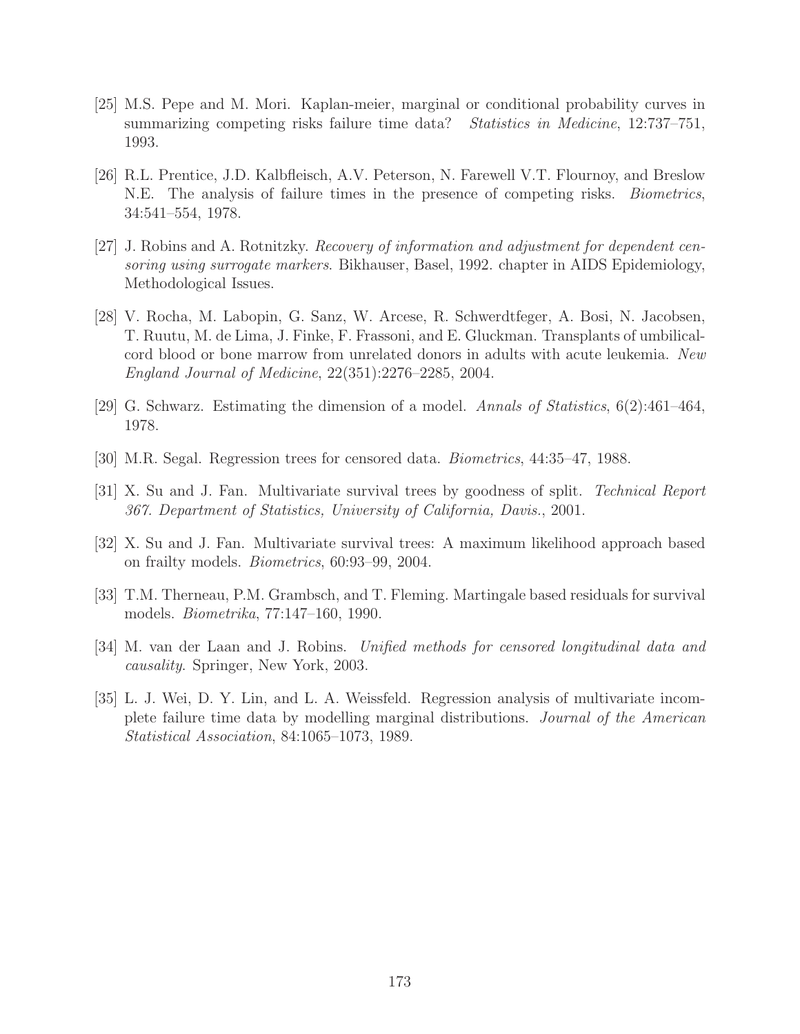[25] M.S. Pepe and M. Mori. Kaplan-meier, marginal or conditional probability curves in summarizing competing risks failure time data? *Statistics in Medicine*, 12:737–751, 1993.

[26] R.L. Prentice, J.D. Kalbfleisch, A.V. Peterson, N. Farewell V.T. Flournoy, and Breslow N.E. The analysis of failure times in the presence of competing risks. *Biometrics*, 34:541–554, 1978.

[27] J. Robins and A. Rotnitzky. *Recovery of information and adjustment for dependent censoring using surrogate markers*. Bikhauser, Basel, 1992. chapter in AIDS Epidemiology, Methodological Issues.

[28] V. Rocha, M. Labopin, G. Sanz, W. Arcese, R. Schwerdtfeger, A. Bosi, N. Jacobsen, T. Ruutu, M. de Lima, J. Finke, F. Frassoni, and E. Gluckman. Transplants of umbilical-cord blood or bone marrow from unrelated donors in adults with acute leukemia. *New England Journal of Medicine*, 22(351):2276–2285, 2004.

[29] G. Schwarz. Estimating the dimension of a model. *Annals of Statistics*, 6(2):461–464, 1978.

[30] M.R. Segal. Regression trees for censored data. *Biometrics*, 44:35–47, 1988.

[31] X. Su and J. Fan. Multivariate survival trees by goodness of split. *Technical Report 367. Department of Statistics, University of California, Davis.*, 2001.

[32] X. Su and J. Fan. Multivariate survival trees: A maximum likelihood approach based on frailty models. *Biometrics*, 60:93–99, 2004.

[33] T.M. Therneau, P.M. Grambsch, and T. Fleming. Martingale based residuals for survival models. *Biometrika*, 77:147–160, 1990.

[34] M. van der Laan and J. Robins. *Unified methods for censored longitudinal data and causality*. Springer, New York, 2003.

[35] L. J. Wei, D. Y. Lin, and L. A. Weissfeld. Regression analysis of multivariate incomplete failure time data by modelling marginal distributions. *Journal of the American Statistical Association*, 84:1065–1073, 1989.